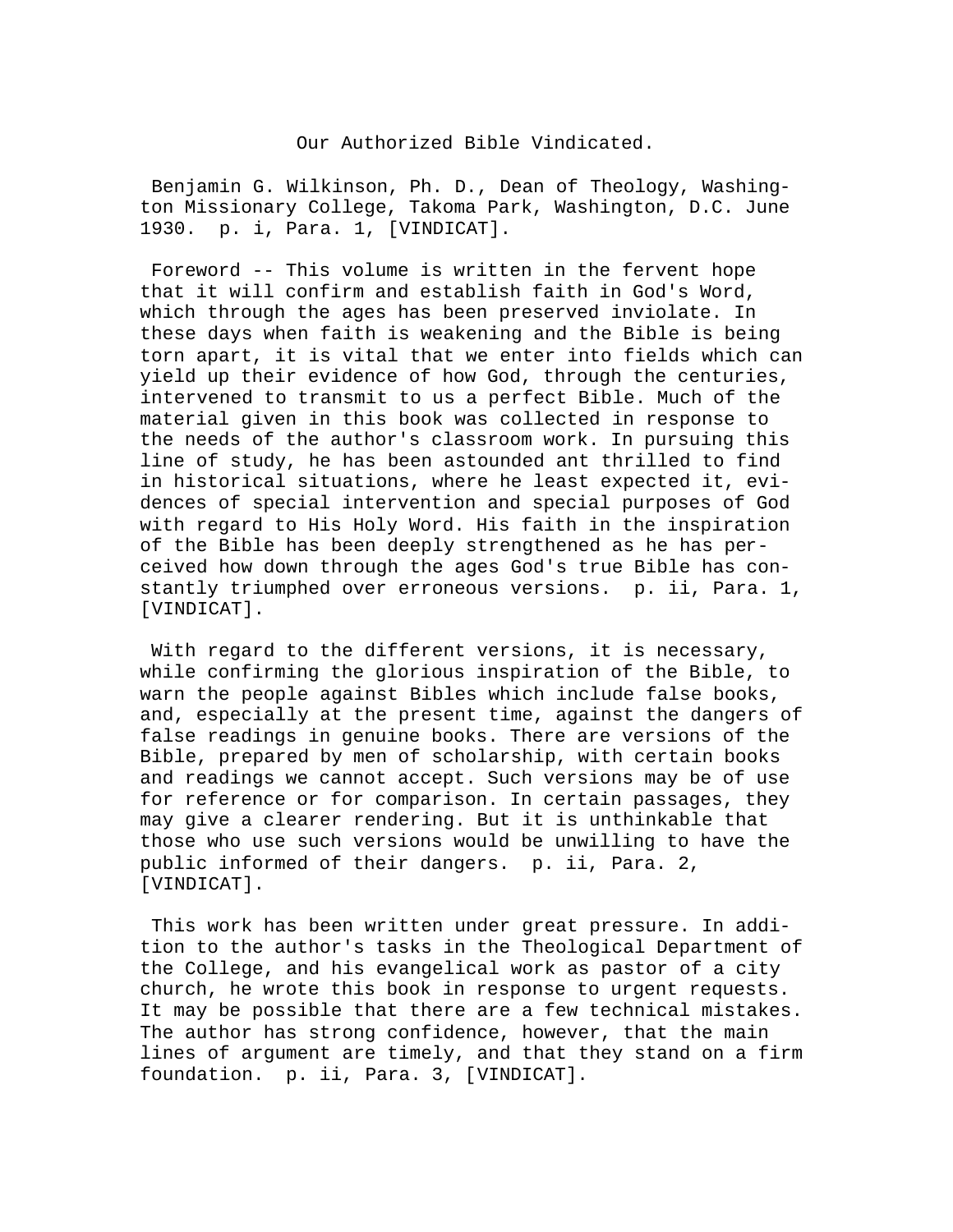# Our Authorized Bible Vindicated.

Benjamin G. Wilkinson, Ph. D., Dean of Theology, Washington Missionary College, Takoma Park, Washington, D.C. June 1930. p. i, Para. 1, [VINDICAT].

Foreword -- This volume is written in the fervent hope that it will confirm and establish faith in God's Word, which through the ages has been preserved inviolate. In these days when faith is weakening and the Bible is being torn apart, it is vital that we enter into fields which can yield up their evidence of how God, through the centuries, intervened to transmit to us a perfect Bible. Much of the material given in this book was collected in response to the needs of the author's classroom work. In pursuing this line of study, he has been astounded ant thrilled to find in historical situations, where he least expected it, evidences of special intervention and special purposes of God with regard to His Holy Word. His faith in the inspiration of the Bible has been deeply strengthened as he has perceived how down through the ages God's true Bible has constantly triumphed over erroneous versions. p. ii, Para. 1, [VINDICAT].

With regard to the different versions, it is necessary, while confirming the glorious inspiration of the Bible, to warn the people against Bibles which include false books, and, especially at the present time, against the dangers of false readings in genuine books. There are versions of the Bible, prepared by men of scholarship, with certain books and readings we cannot accept. Such versions may be of use for reference or for comparison. In certain passages, they may give a clearer rendering. But it is unthinkable that those who use such versions would be unwilling to have the public informed of their dangers. p. ii, Para. 2, [VINDICAT].

This work has been written under great pressure. In addition to the author's tasks in the Theological Department of the College, and his evangelical work as pastor of a city church, he wrote this book in response to urgent requests. It may be possible that there are a few technical mistakes. The author has strong confidence, however, that the main lines of argument are timely, and that they stand on a firm foundation. p. ii, Para. 3, [VINDICAT].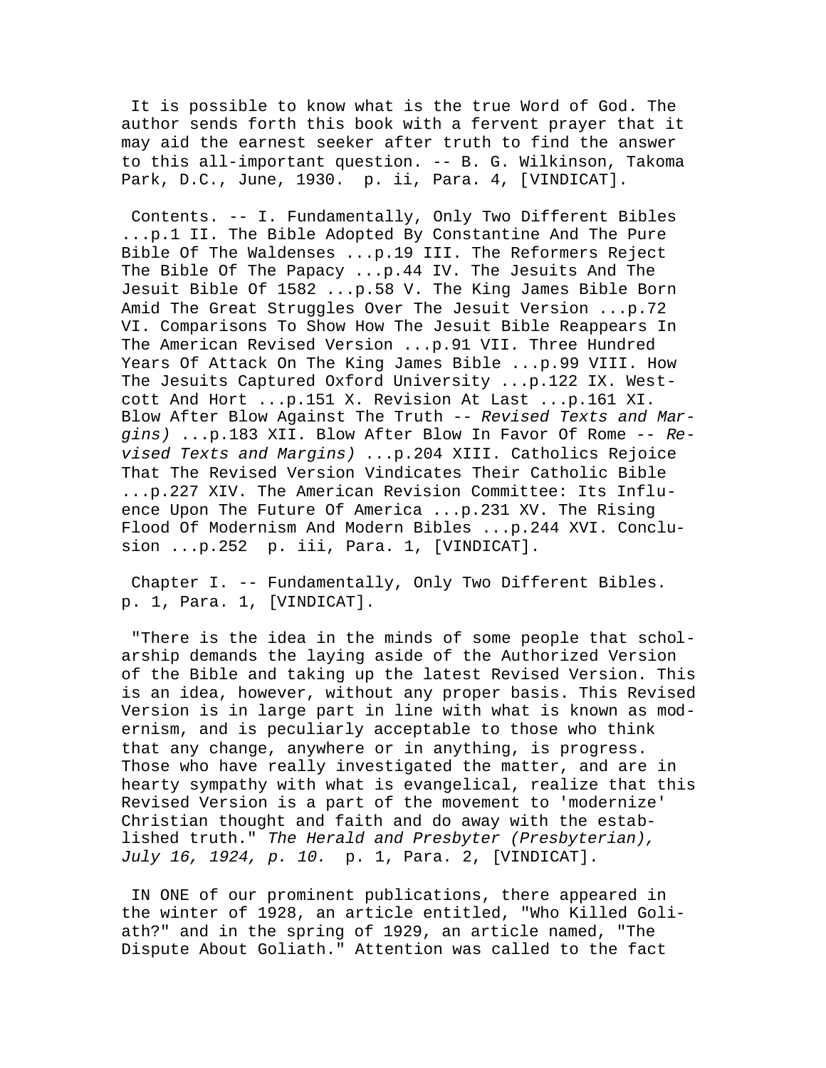It is possible to know what is the true Word of God. The author sends forth this book with a fervent prayer that it may aid the earnest seeker after truth to find the answer to this all-important question. -- B. G. Wilkinson, Takoma Park, D.C., June, 1930. p. ii, Para. 4, [VINDICAT].

Contents. -- I. Fundamentally, Only Two Different Bibles ...p.1 II. The Bible Adopted By Constantine And The Pure Bible Of The Waldenses ...p.19 III. The Reformers Reject The Bible Of The Papacy ...p.44 IV. The Jesuits And The Jesuit Bible Of 1582 ...p.58 V. The King James Bible Born Amid The Great Struggles Over The Jesuit Version ...p.72 VI. Comparisons To Show How The Jesuit Bible Reappears In The American Revised Version ...p.91 VII. Three Hundred Years Of Attack On The King James Bible ...p.99 VIII. How The Jesuits Captured Oxford University ...p.122 IX. Westcott And Hort ...p.151 X. Revision At Last ...p.161 XI. Blow After Blow Against The Truth -- *Revised Texts and Margins)* ...p.183 XII. Blow After Blow In Favor Of Rome -- *Revised Texts and Margins)* ...p.204 XIII. Catholics Rejoice That The Revised Version Vindicates Their Catholic Bible ...p.227 XIV. The American Revision Committee: Its Influence Upon The Future Of America ...p.231 XV. The Rising Flood Of Modernism And Modern Bibles ...p.244 XVI. Conclusion ...p.252 p. iii, Para. 1, [VINDICAT].

Chapter I. -- Fundamentally, Only Two Different Bibles. p. 1, Para. 1, [VINDICAT].

"There is the idea in the minds of some people that scholarship demands the laying aside of the Authorized Version of the Bible and taking up the latest Revised Version. This is an idea, however, without any proper basis. This Revised Version is in large part in line with what is known as modernism, and is peculiarly acceptable to those who think that any change, anywhere or in anything, is progress. Those who have really investigated the matter, and are in hearty sympathy with what is evangelical, realize that this Revised Version is a part of the movement to 'modernize' Christian thought and faith and do away with the established truth." *The Herald and Presbyter (Presbyterian), July 16, 1924, p. 10.* p. 1, Para. 2, [VINDICAT].

IN ONE of our prominent publications, there appeared in the winter of 1928, an article entitled, "Who Killed Goliath?" and in the spring of 1929, an article named, "The Dispute About Goliath." Attention was called to the fact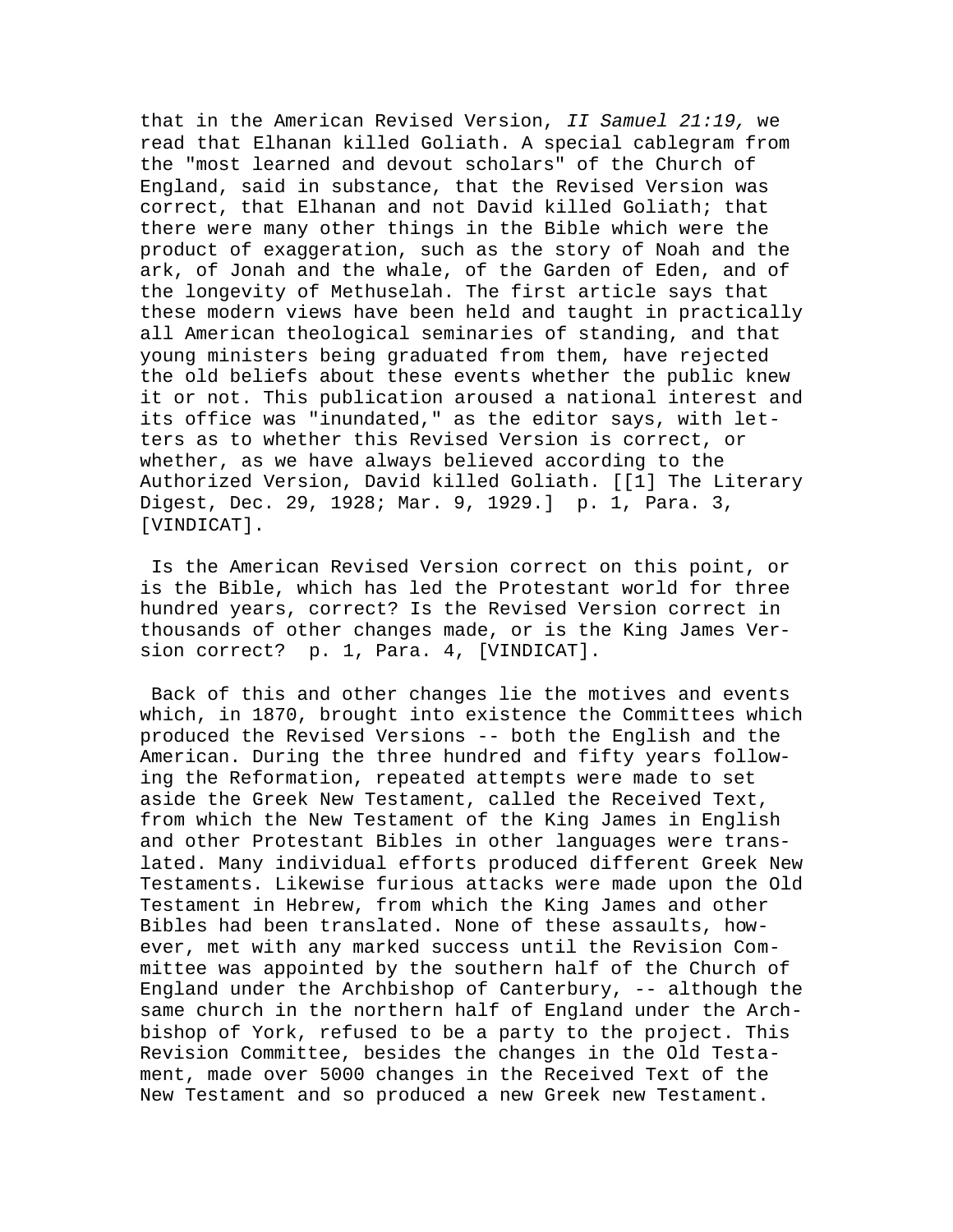that in the American Revised Version, *II Samuel 21:19,* we read that Elhanan killed Goliath. A special cablegram from the "most learned and devout scholars" of the Church of England, said in substance, that the Revised Version was correct, that Elhanan and not David killed Goliath; that there were many other things in the Bible which were the product of exaggeration, such as the story of Noah and the ark, of Jonah and the whale, of the Garden of Eden, and of the longevity of Methuselah. The first article says that these modern views have been held and taught in practically all American theological seminaries of standing, and that young ministers being graduated from them, have rejected the old beliefs about these events whether the public knew it or not. This publication aroused a national interest and its office was "inundated," as the editor says, with letters as to whether this Revised Version is correct, or whether, as we have always believed according to the Authorized Version, David killed Goliath. [[1] The Literary Digest, Dec. 29, 1928; Mar. 9, 1929.]  p. 1, Para. 3, [VINDICAT].

Is the American Revised Version correct on this point, or is the Bible, which has led the Protestant world for three hundred years, correct? Is the Revised Version correct in thousands of other changes made, or is the King James Version correct?  p. 1, Para. 4, [VINDICAT].

Back of this and other changes lie the motives and events which, in 1870, brought into existence the Committees which produced the Revised Versions -- both the English and the American. During the three hundred and fifty years following the Reformation, repeated attempts were made to set aside the Greek New Testament, called the Received Text, from which the New Testament of the King James in English and other Protestant Bibles in other languages were translated. Many individual efforts produced different Greek New Testaments. Likewise furious attacks were made upon the Old Testament in Hebrew, from which the King James and other Bibles had been translated. None of these assaults, however, met with any marked success until the Revision Committee was appointed by the southern half of the Church of England under the Archbishop of Canterbury, -- although the same church in the northern half of England under the Archbishop of York, refused to be a party to the project. This Revision Committee, besides the changes in the Old Testament, made over 5000 changes in the Received Text of the New Testament and so produced a new Greek new Testament.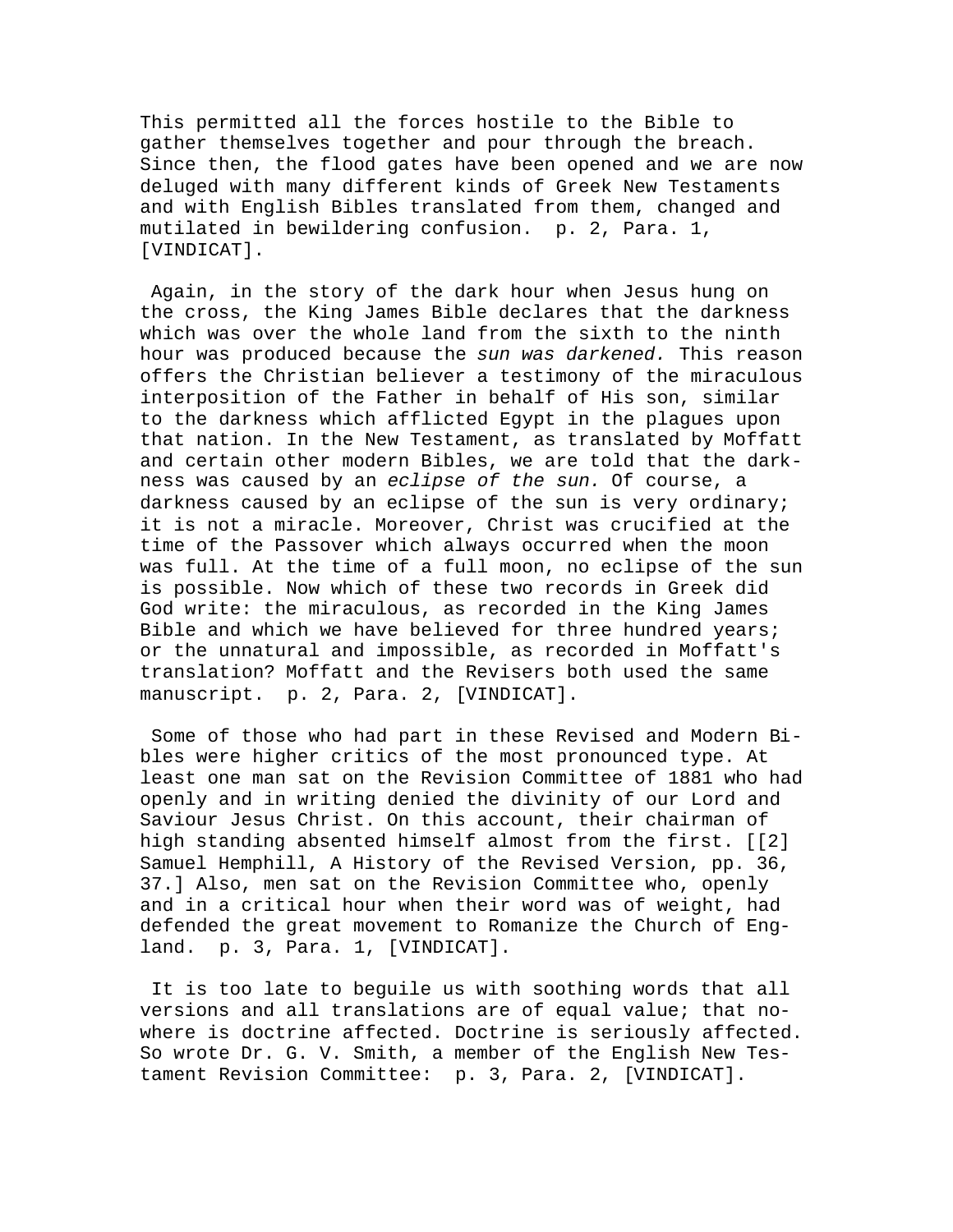This permitted all the forces hostile to the Bible to gather themselves together and pour through the breach. Since then, the flood gates have been opened and we are now deluged with many different kinds of Greek New Testaments and with English Bibles translated from them, changed and mutilated in bewildering confusion. p. 2, Para. 1, [VINDICAT].

Again, in the story of the dark hour when Jesus hung on the cross, the King James Bible declares that the darkness which was over the whole land from the sixth to the ninth hour was produced because the *sun was darkened.* This reason offers the Christian believer a testimony of the miraculous interposition of the Father in behalf of His son, similar to the darkness which afflicted Egypt in the plagues upon that nation. In the New Testament, as translated by Moffatt and certain other modern Bibles, we are told that the darkness was caused by an *eclipse of the sun.* Of course, a darkness caused by an eclipse of the sun is very ordinary; it is not a miracle. Moreover, Christ was crucified at the time of the Passover which always occurred when the moon was full. At the time of a full moon, no eclipse of the sun is possible. Now which of these two records in Greek did God write: the miraculous, as recorded in the King James Bible and which we have believed for three hundred years; or the unnatural and impossible, as recorded in Moffatt's translation? Moffatt and the Revisers both used the same manuscript. p. 2, Para. 2, [VINDICAT].

Some of those who had part in these Revised and Modern Bibles were higher critics of the most pronounced type. At least one man sat on the Revision Committee of 1881 who had openly and in writing denied the divinity of our Lord and Saviour Jesus Christ. On this account, their chairman of high standing absented himself almost from the first. [[2] Samuel Hemphill, A History of the Revised Version, pp. 36, 37.] Also, men sat on the Revision Committee who, openly and in a critical hour when their word was of weight, had defended the great movement to Romanize the Church of England. p. 3, Para. 1, [VINDICAT].

It is too late to beguile us with soothing words that all versions and all translations are of equal value; that nowhere is doctrine affected. Doctrine is seriously affected. So wrote Dr. G. V. Smith, a member of the English New Testament Revision Committee: p. 3, Para. 2, [VINDICAT].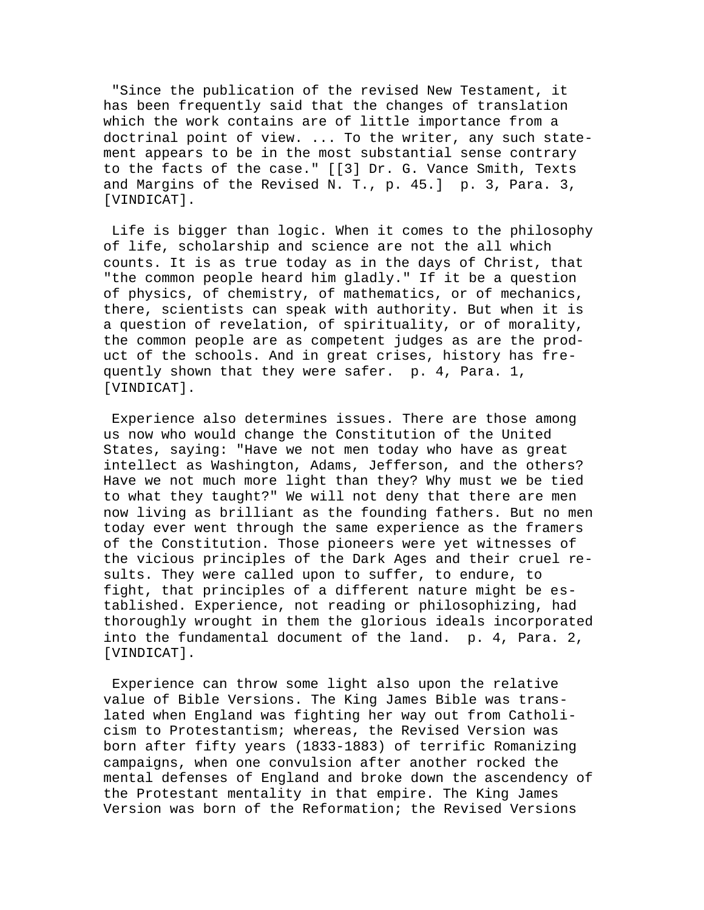"Since the publication of the revised New Testament, it has been frequently said that the changes of translation which the work contains are of little importance from a doctrinal point of view. ... To the writer, any such statement appears to be in the most substantial sense contrary to the facts of the case." [[3] Dr. G. Vance Smith, Texts and Margins of the Revised N. T., p. 45.] p. 3, Para. 3, [VINDICAT].

Life is bigger than logic. When it comes to the philosophy of life, scholarship and science are not the all which counts. It is as true today as in the days of Christ, that "the common people heard him gladly." If it be a question of physics, of chemistry, of mathematics, or of mechanics, there, scientists can speak with authority. But when it is a question of revelation, of spirituality, or of morality, the common people are as competent judges as are the product of the schools. And in great crises, history has frequently shown that they were safer. p. 4, Para. 1, [VINDICAT].

Experience also determines issues. There are those among us now who would change the Constitution of the United States, saying: "Have we not men today who have as great intellect as Washington, Adams, Jefferson, and the others? Have we not much more light than they? Why must we be tied to what they taught?" We will not deny that there are men now living as brilliant as the founding fathers. But no men today ever went through the same experience as the framers of the Constitution. Those pioneers were yet witnesses of the vicious principles of the Dark Ages and their cruel results. They were called upon to suffer, to endure, to fight, that principles of a different nature might be established. Experience, not reading or philosophizing, had thoroughly wrought in them the glorious ideals incorporated into the fundamental document of the land. p. 4, Para. 2, [VINDICAT].

Experience can throw some light also upon the relative value of Bible Versions. The King James Bible was translated when England was fighting her way out from Catholicism to Protestantism; whereas, the Revised Version was born after fifty years (1833-1883) of terrific Romanizing campaigns, when one convulsion after another rocked the mental defenses of England and broke down the ascendency of the Protestant mentality in that empire. The King James Version was born of the Reformation; the Revised Versions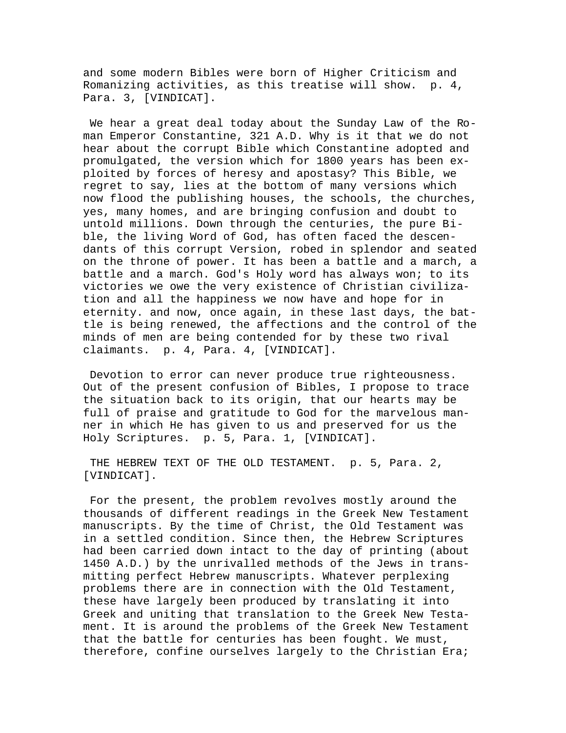and some modern Bibles were born of Higher Criticism and Romanizing activities, as this treatise will show. p. 4, Para. 3, [VINDICAT].

We hear a great deal today about the Sunday Law of the Roman Emperor Constantine, 321 A.D. Why is it that we do not hear about the corrupt Bible which Constantine adopted and promulgated, the version which for 1800 years has been exploited by forces of heresy and apostasy? This Bible, we regret to say, lies at the bottom of many versions which now flood the publishing houses, the schools, the churches, yes, many homes, and are bringing confusion and doubt to untold millions. Down through the centuries, the pure Bible, the living Word of God, has often faced the descendants of this corrupt Version, robed in splendor and seated on the throne of power. It has been a battle and a march, a battle and a march. God's Holy word has always won; to its victories we owe the very existence of Christian civilization and all the happiness we now have and hope for in eternity. and now, once again, in these last days, the battle is being renewed, the affections and the control of the minds of men are being contended for by these two rival claimants. p. 4, Para. 4, [VINDICAT].

Devotion to error can never produce true righteousness. Out of the present confusion of Bibles, I propose to trace the situation back to its origin, that our hearts may be full of praise and gratitude to God for the marvelous manner in which He has given to us and preserved for us the Holy Scriptures. p. 5, Para. 1, [VINDICAT].

THE HEBREW TEXT OF THE OLD TESTAMENT. p. 5, Para. 2, [VINDICAT].

For the present, the problem revolves mostly around the thousands of different readings in the Greek New Testament manuscripts. By the time of Christ, the Old Testament was in a settled condition. Since then, the Hebrew Scriptures had been carried down intact to the day of printing (about 1450 A.D.) by the unrivalled methods of the Jews in transmitting perfect Hebrew manuscripts. Whatever perplexing problems there are in connection with the Old Testament, these have largely been produced by translating it into Greek and uniting that translation to the Greek New Testament. It is around the problems of the Greek New Testament that the battle for centuries has been fought. We must, therefore, confine ourselves largely to the Christian Era;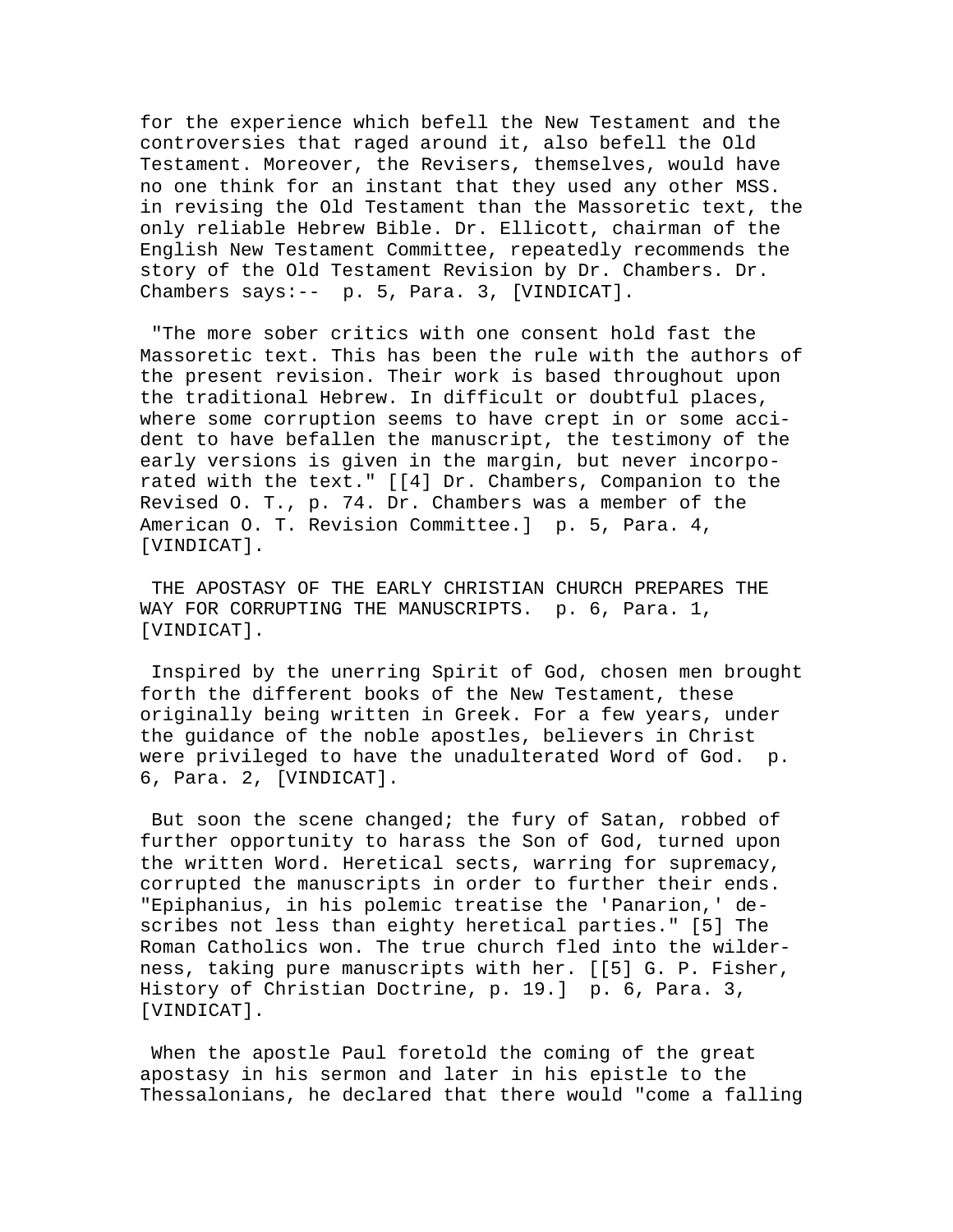for the experience which befell the New Testament and the controversies that raged around it, also befell the Old Testament. Moreover, the Revisers, themselves, would have no one think for an instant that they used any other MSS. in revising the Old Testament than the Massoretic text, the only reliable Hebrew Bible. Dr. Ellicott, chairman of the English New Testament Committee, repeatedly recommends the story of the Old Testament Revision by Dr. Chambers. Dr. Chambers says:-- p. 5, Para. 3, [VINDICAT].

"The more sober critics with one consent hold fast the Massoretic text. This has been the rule with the authors of the present revision. Their work is based throughout upon the traditional Hebrew. In difficult or doubtful places, where some corruption seems to have crept in or some accident to have befallen the manuscript, the testimony of the early versions is given in the margin, but never incorporated with the text." [[4] Dr. Chambers, Companion to the Revised O. T., p. 74. Dr. Chambers was a member of the American O. T. Revision Committee.] p. 5, Para. 4, [VINDICAT].

THE APOSTASY OF THE EARLY CHRISTIAN CHURCH PREPARES THE WAY FOR CORRUPTING THE MANUSCRIPTS. p. 6, Para. 1, [VINDICAT].

Inspired by the unerring Spirit of God, chosen men brought forth the different books of the New Testament, these originally being written in Greek. For a few years, under the guidance of the noble apostles, believers in Christ were privileged to have the unadulterated Word of God. p. 6, Para. 2, [VINDICAT].

But soon the scene changed; the fury of Satan, robbed of further opportunity to harass the Son of God, turned upon the written Word. Heretical sects, warring for supremacy, corrupted the manuscripts in order to further their ends. "Epiphanius, in his polemic treatise the 'Panarion,' describes not less than eighty heretical parties." [5] The Roman Catholics won. The true church fled into the wilderness, taking pure manuscripts with her. [[5] G. P. Fisher, History of Christian Doctrine, p. 19.] p. 6, Para. 3, [VINDICAT].

When the apostle Paul foretold the coming of the great apostasy in his sermon and later in his epistle to the Thessalonians, he declared that there would "come a falling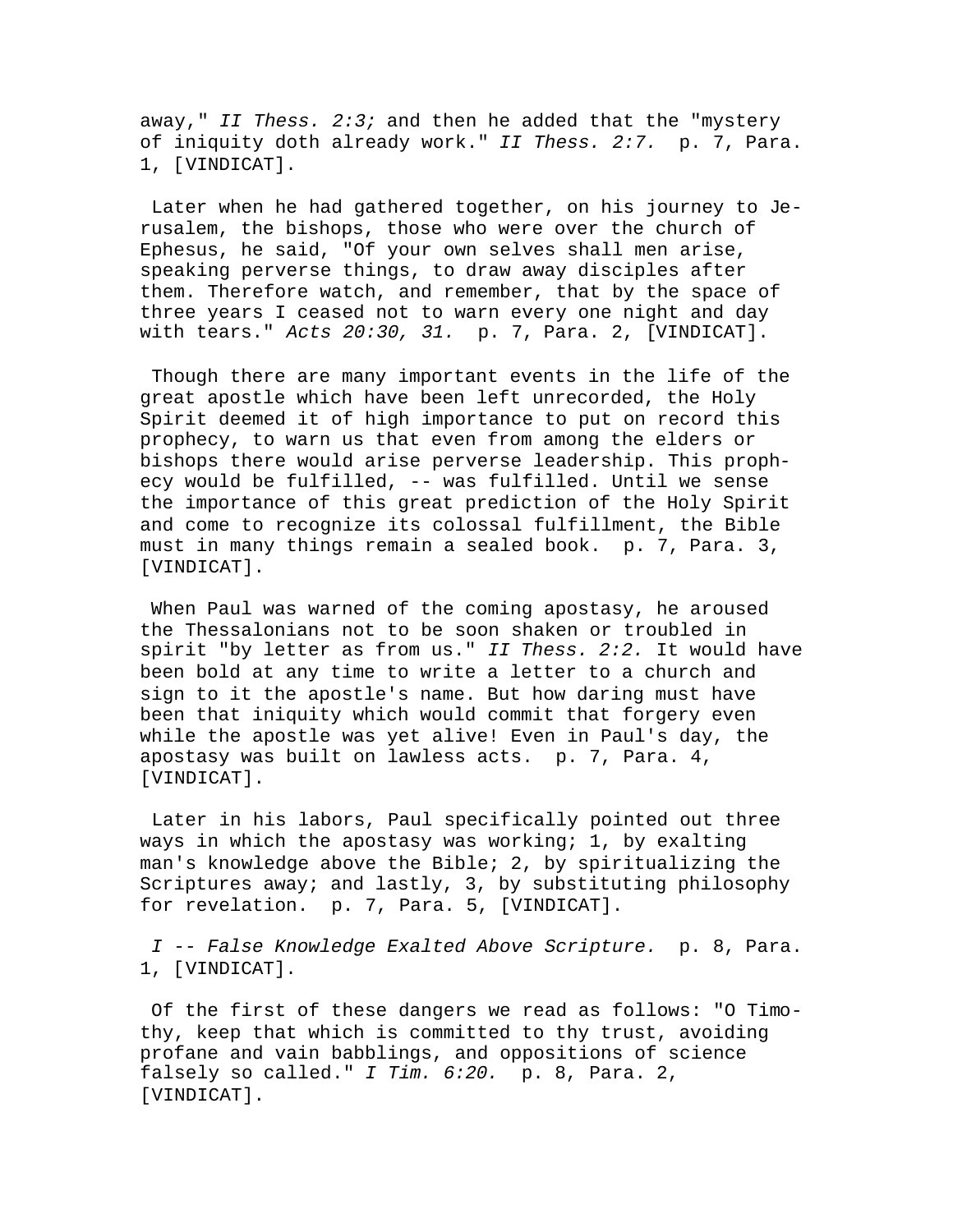away," *II Thess. 2:3;* and then he added that the "mystery of iniquity doth already work." *II Thess. 2:7.* p. 7, Para. 1, [VINDICAT].

Later when he had gathered together, on his journey to Jerusalem, the bishops, those who were over the church of Ephesus, he said, "Of your own selves shall men arise, speaking perverse things, to draw away disciples after them. Therefore watch, and remember, that by the space of three years I ceased not to warn every one night and day with tears." *Acts 20:30, 31.* p. 7, Para. 2, [VINDICAT].

Though there are many important events in the life of the great apostle which have been left unrecorded, the Holy Spirit deemed it of high importance to put on record this prophecy, to warn us that even from among the elders or bishops there would arise perverse leadership. This prophecy would be fulfilled, -- was fulfilled. Until we sense the importance of this great prediction of the Holy Spirit and come to recognize its colossal fulfillment, the Bible must in many things remain a sealed book. p. 7, Para. 3, [VINDICAT].

When Paul was warned of the coming apostasy, he aroused the Thessalonians not to be soon shaken or troubled in spirit "by letter as from us." *II Thess. 2:2.* It would have been bold at any time to write a letter to a church and sign to it the apostle's name. But how daring must have been that iniquity which would commit that forgery even while the apostle was yet alive! Even in Paul's day, the apostasy was built on lawless acts. p. 7, Para. 4, [VINDICAT].

Later in his labors, Paul specifically pointed out three ways in which the apostasy was working; 1, by exalting man's knowledge above the Bible; 2, by spiritualizing the Scriptures away; and lastly, 3, by substituting philosophy for revelation. p. 7, Para. 5, [VINDICAT].

*I -- False Knowledge Exalted Above Scripture.* p. 8, Para. 1, [VINDICAT].

Of the first of these dangers we read as follows: "O Timothy, keep that which is committed to thy trust, avoiding profane and vain babblings, and oppositions of science falsely so called." *I Tim. 6:20.* p. 8, Para. 2, [VINDICAT].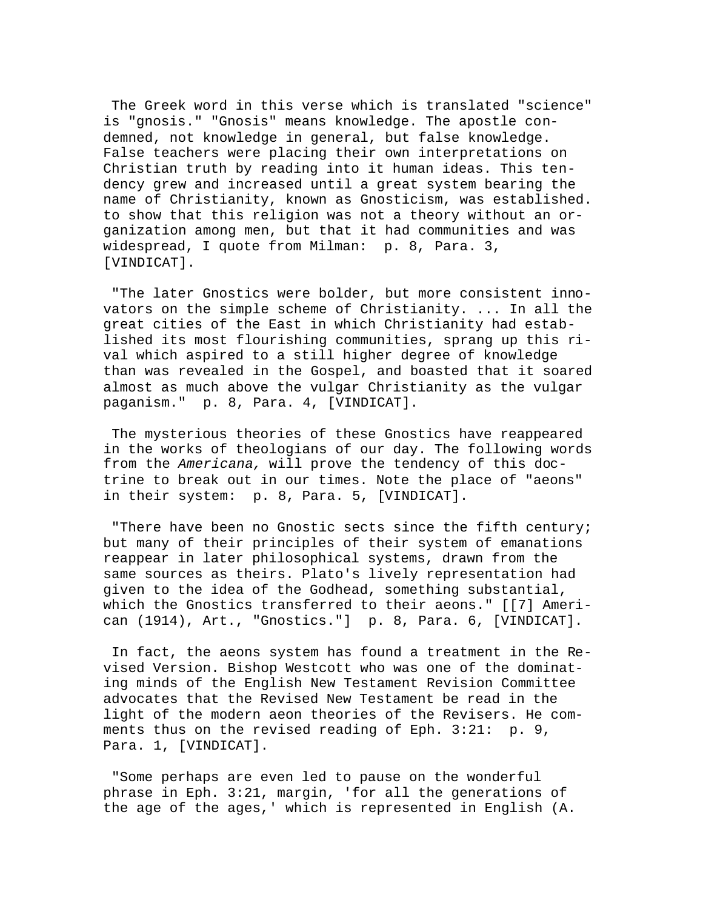The Greek word in this verse which is translated "science" is "gnosis." "Gnosis" means knowledge. The apostle condemned, not knowledge in general, but false knowledge. False teachers were placing their own interpretations on Christian truth by reading into it human ideas. This tendency grew and increased until a great system bearing the name of Christianity, known as Gnosticism, was established. to show that this religion was not a theory without an organization among men, but that it had communities and was widespread, I quote from Milman: p. 8, Para. 3, [VINDICAT].

"The later Gnostics were bolder, but more consistent innovators on the simple scheme of Christianity. ... In all the great cities of the East in which Christianity had established its most flourishing communities, sprang up this rival which aspired to a still higher degree of knowledge than was revealed in the Gospel, and boasted that it soared almost as much above the vulgar Christianity as the vulgar paganism." p. 8, Para. 4, [VINDICAT].

The mysterious theories of these Gnostics have reappeared in the works of theologians of our day. The following words from the *Americana,* will prove the tendency of this doctrine to break out in our times. Note the place of "aeons" in their system: p. 8, Para. 5, [VINDICAT].

"There have been no Gnostic sects since the fifth century; but many of their principles of their system of emanations reappear in later philosophical systems, drawn from the same sources as theirs. Plato's lively representation had given to the idea of the Godhead, something substantial, which the Gnostics transferred to their aeons." [[7] American (1914), Art., "Gnostics."] p. 8, Para. 6, [VINDICAT].

In fact, the aeons system has found a treatment in the Revised Version. Bishop Westcott who was one of the dominating minds of the English New Testament Revision Committee advocates that the Revised New Testament be read in the light of the modern aeon theories of the Revisers. He comments thus on the revised reading of Eph. 3:21: p. 9, Para. 1, [VINDICAT].

"Some perhaps are even led to pause on the wonderful phrase in Eph. 3:21, margin, 'for all the generations of the age of the ages,' which is represented in English (A.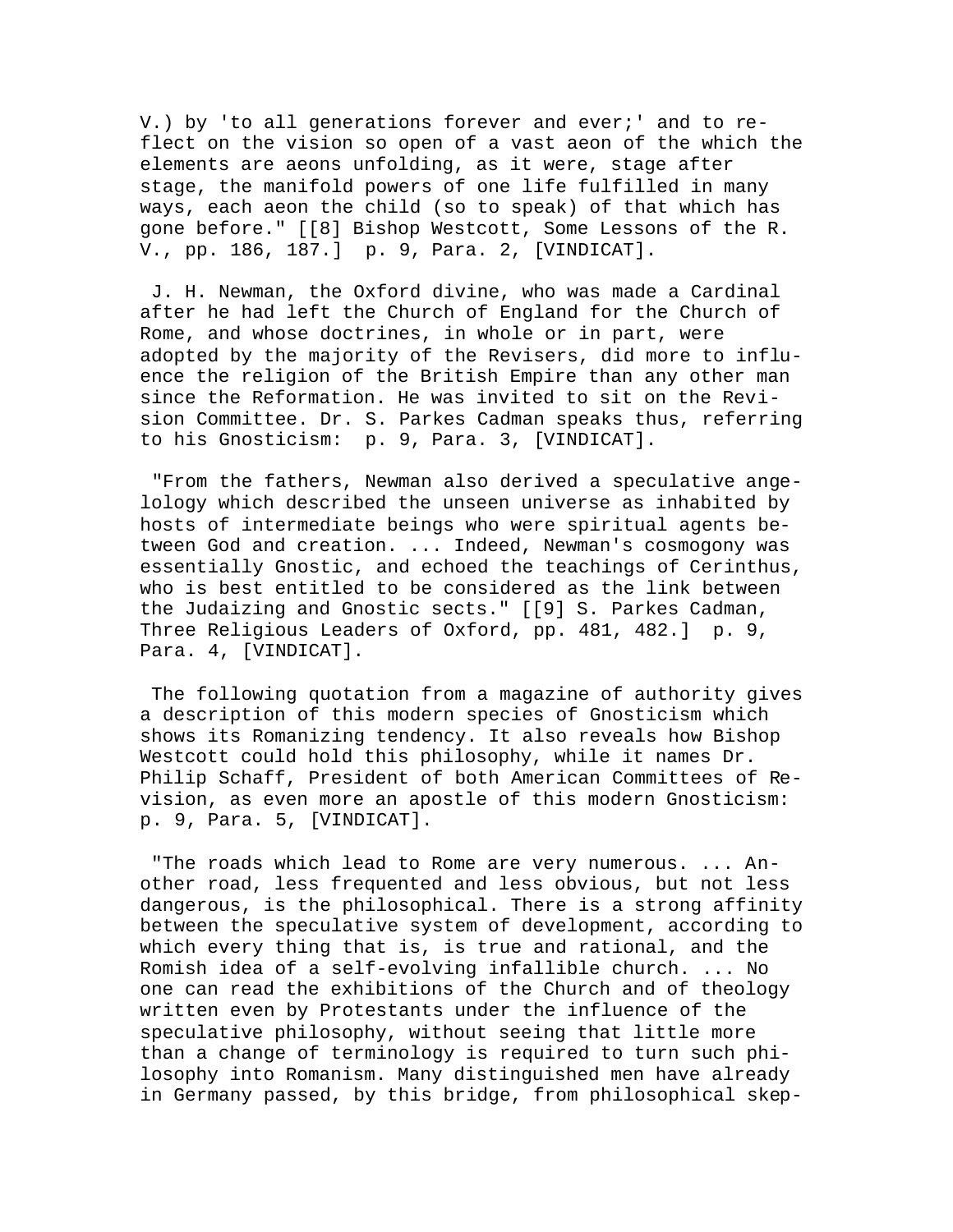V.) by 'to all generations forever and ever;' and to reflect on the vision so open of a vast aeon of the which the elements are aeons unfolding, as it were, stage after stage, the manifold powers of one life fulfilled in many ways, each aeon the child (so to speak) of that which has gone before." [[8] Bishop Westcott, Some Lessons of the R. V., pp. 186, 187.] p. 9, Para. 2, [VINDICAT].

J. H. Newman, the Oxford divine, who was made a Cardinal after he had left the Church of England for the Church of Rome, and whose doctrines, in whole or in part, were adopted by the majority of the Revisers, did more to influence the religion of the British Empire than any other man since the Reformation. He was invited to sit on the Revision Committee. Dr. S. Parkes Cadman speaks thus, referring to his Gnosticism: p. 9, Para. 3, [VINDICAT].

"From the fathers, Newman also derived a speculative angelology which described the unseen universe as inhabited by hosts of intermediate beings who were spiritual agents between God and creation. ... Indeed, Newman's cosmogony was essentially Gnostic, and echoed the teachings of Cerinthus, who is best entitled to be considered as the link between the Judaizing and Gnostic sects." [[9] S. Parkes Cadman, Three Religious Leaders of Oxford, pp. 481, 482.] p. 9, Para. 4, [VINDICAT].

The following quotation from a magazine of authority gives a description of this modern species of Gnosticism which shows its Romanizing tendency. It also reveals how Bishop Westcott could hold this philosophy, while it names Dr. Philip Schaff, President of both American Committees of Revision, as even more an apostle of this modern Gnosticism: p. 9, Para. 5, [VINDICAT].

"The roads which lead to Rome are very numerous. ... Another road, less frequented and less obvious, but not less dangerous, is the philosophical. There is a strong affinity between the speculative system of development, according to which every thing that is, is true and rational, and the Romish idea of a self-evolving infallible church. ... No one can read the exhibitions of the Church and of theology written even by Protestants under the influence of the speculative philosophy, without seeing that little more than a change of terminology is required to turn such philosophy into Romanism. Many distinguished men have already in Germany passed, by this bridge, from philosophical skep-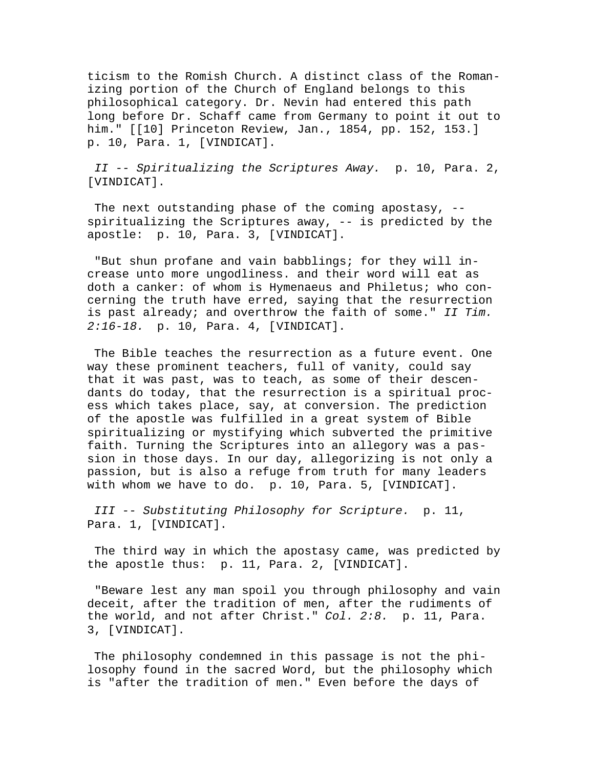ticism to the Romish Church. A distinct class of the Romanizing portion of the Church of England belongs to this philosophical category. Dr. Nevin had entered this path long before Dr. Schaff came from Germany to point it out to him." [[10] Princeton Review, Jan., 1854, pp. 152, 153.] p. 10, Para. 1, [VINDICAT].

*II -- Spiritualizing the Scriptures Away.* p. 10, Para. 2, [VINDICAT].

The next outstanding phase of the coming apostasy, -- spiritualizing the Scriptures away, -- is predicted by the apostle: p. 10, Para. 3, [VINDICAT].

"But shun profane and vain babblings; for they will increase unto more ungodliness. and their word will eat as doth a canker: of whom is Hymenaeus and Philetus; who concerning the truth have erred, saying that the resurrection is past already; and overthrow the faith of some." *II Tim. 2:16-18.* p. 10, Para. 4, [VINDICAT].

The Bible teaches the resurrection as a future event. One way these prominent teachers, full of vanity, could say that it was past, was to teach, as some of their descendants do today, that the resurrection is a spiritual process which takes place, say, at conversion. The prediction of the apostle was fulfilled in a great system of Bible spiritualizing or mystifying which subverted the primitive faith. Turning the Scriptures into an allegory was a passion in those days. In our day, allegorizing is not only a passion, but is also a refuge from truth for many leaders with whom we have to do. p. 10, Para. 5, [VINDICAT].

*III -- Substituting Philosophy for Scripture.* p. 11, Para. 1, [VINDICAT].

The third way in which the apostasy came, was predicted by the apostle thus: p. 11, Para. 2, [VINDICAT].

"Beware lest any man spoil you through philosophy and vain deceit, after the tradition of men, after the rudiments of the world, and not after Christ." *Col. 2:8.* p. 11, Para. 3, [VINDICAT].

The philosophy condemned in this passage is not the philosophy found in the sacred Word, but the philosophy which is "after the tradition of men." Even before the days of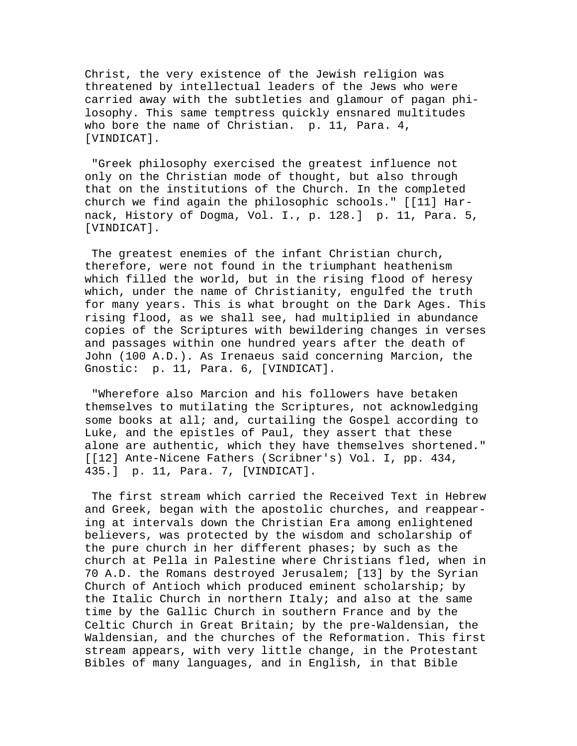Christ, the very existence of the Jewish religion was threatened by intellectual leaders of the Jews who were carried away with the subtleties and glamour of pagan philosophy. This same temptress quickly ensnared multitudes who bore the name of Christian. p. 11, Para. 4, [VINDICAT].

"Greek philosophy exercised the greatest influence not only on the Christian mode of thought, but also through that on the institutions of the Church. In the completed church we find again the philosophic schools." [[11] Harnack, History of Dogma, Vol. I., p. 128.] p. 11, Para. 5, [VINDICAT].

The greatest enemies of the infant Christian church, therefore, were not found in the triumphant heathenism which filled the world, but in the rising flood of heresy which, under the name of Christianity, engulfed the truth for many years. This is what brought on the Dark Ages. This rising flood, as we shall see, had multiplied in abundance copies of the Scriptures with bewildering changes in verses and passages within one hundred years after the death of John (100 A.D.). As Irenaeus said concerning Marcion, the Gnostic: p. 11, Para. 6, [VINDICAT].

"Wherefore also Marcion and his followers have betaken themselves to mutilating the Scriptures, not acknowledging some books at all; and, curtailing the Gospel according to Luke, and the epistles of Paul, they assert that these alone are authentic, which they have themselves shortened." [[12] Ante-Nicene Fathers (Scribner's) Vol. I, pp. 434, 435.] p. 11, Para. 7, [VINDICAT].

The first stream which carried the Received Text in Hebrew and Greek, began with the apostolic churches, and reappearing at intervals down the Christian Era among enlightened believers, was protected by the wisdom and scholarship of the pure church in her different phases; by such as the church at Pella in Palestine where Christians fled, when in 70 A.D. the Romans destroyed Jerusalem; [13] by the Syrian Church of Antioch which produced eminent scholarship; by the Italic Church in northern Italy; and also at the same time by the Gallic Church in southern France and by the Celtic Church in Great Britain; by the pre-Waldensian, the Waldensian, and the churches of the Reformation. This first stream appears, with very little change, in the Protestant Bibles of many languages, and in English, in that Bible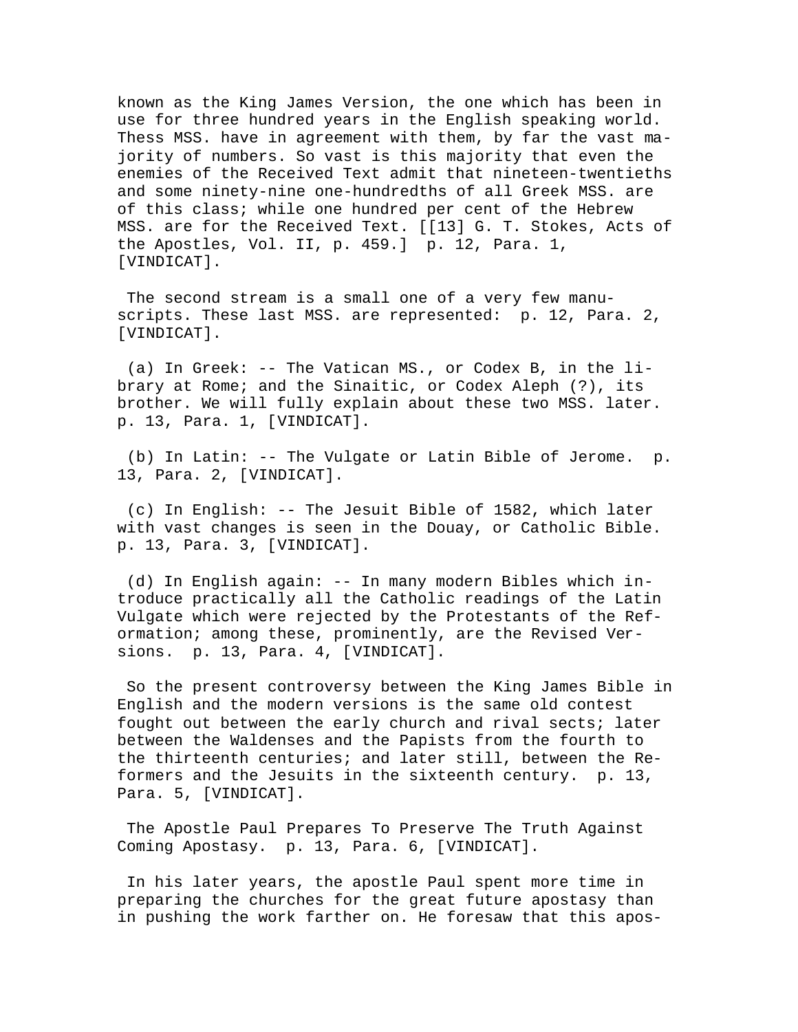known as the King James Version, the one which has been in use for three hundred years in the English speaking world. Thess MSS. have in agreement with them, by far the vast majority of numbers. So vast is this majority that even the enemies of the Received Text admit that nineteen-twentieths and some ninety-nine one-hundredths of all Greek MSS. are of this class; while one hundred per cent of the Hebrew MSS. are for the Received Text. [[13] G. T. Stokes, Acts of the Apostles, Vol. II, p. 459.] p. 12, Para. 1, [VINDICAT].

The second stream is a small one of a very few manuscripts. These last MSS. are represented: p. 12, Para. 2, [VINDICAT].

(a) In Greek: -- The Vatican MS., or Codex B, in the library at Rome; and the Sinaitic, or Codex Aleph (?), its brother. We will fully explain about these two MSS. later. p. 13, Para. 1, [VINDICAT].

(b) In Latin: -- The Vulgate or Latin Bible of Jerome. p. 13, Para. 2, [VINDICAT].

(c) In English: -- The Jesuit Bible of 1582, which later with vast changes is seen in the Douay, or Catholic Bible. p. 13, Para. 3, [VINDICAT].

(d) In English again: -- In many modern Bibles which introduce practically all the Catholic readings of the Latin Vulgate which were rejected by the Protestants of the Reformation; among these, prominently, are the Revised Versions. p. 13, Para. 4, [VINDICAT].

So the present controversy between the King James Bible in English and the modern versions is the same old contest fought out between the early church and rival sects; later between the Waldenses and the Papists from the fourth to the thirteenth centuries; and later still, between the Reformers and the Jesuits in the sixteenth century. p. 13, Para. 5, [VINDICAT].

The Apostle Paul Prepares To Preserve The Truth Against Coming Apostasy. p. 13, Para. 6, [VINDICAT].

In his later years, the apostle Paul spent more time in preparing the churches for the great future apostasy than in pushing the work farther on. He foresaw that this apos-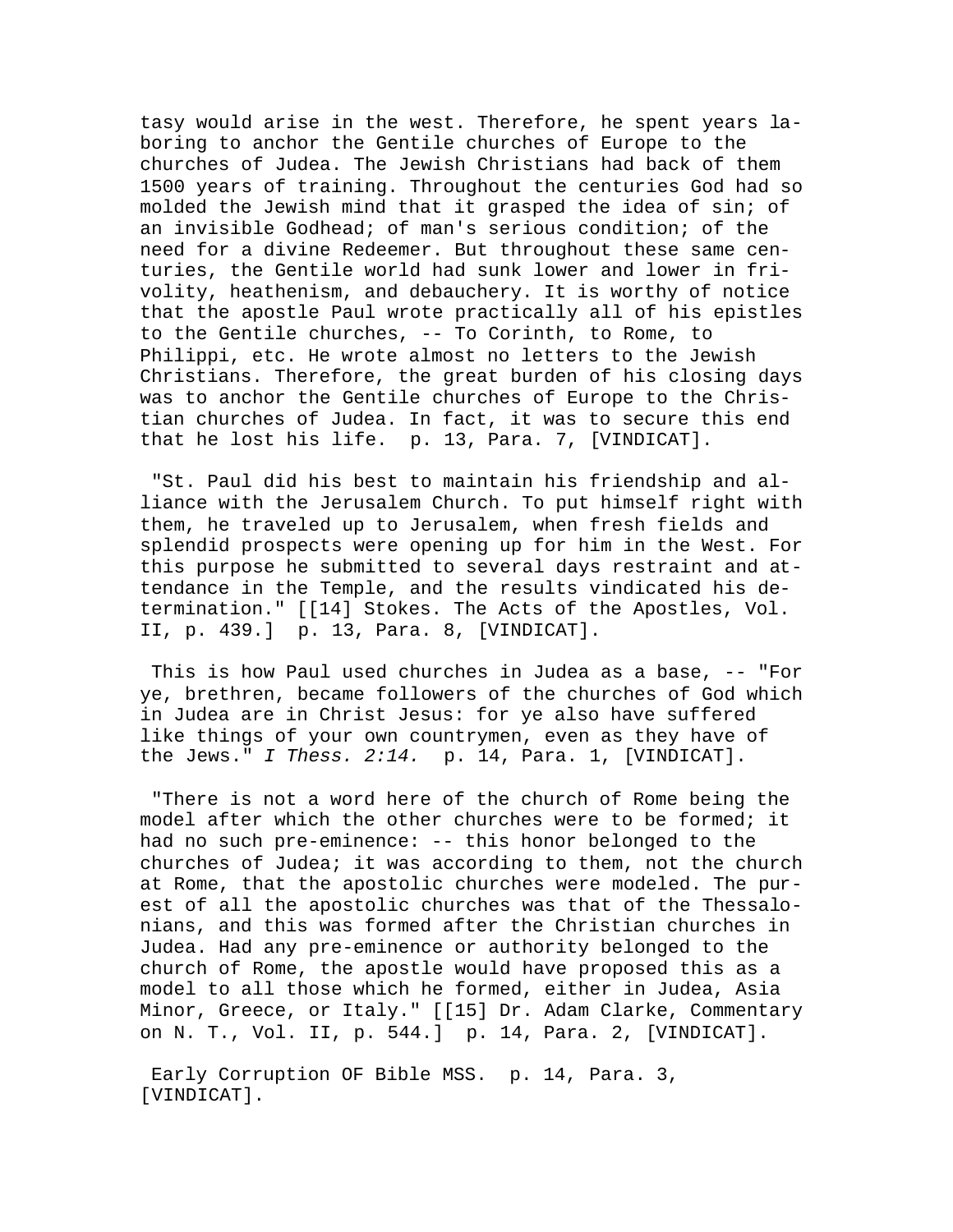tasy would arise in the west. Therefore, he spent years laboring to anchor the Gentile churches of Europe to the churches of Judea. The Jewish Christians had back of them 1500 years of training. Throughout the centuries God had so molded the Jewish mind that it grasped the idea of sin; of an invisible Godhead; of man's serious condition; of the need for a divine Redeemer. But throughout these same centuries, the Gentile world had sunk lower and lower in frivolity, heathenism, and debauchery. It is worthy of notice that the apostle Paul wrote practically all of his epistles to the Gentile churches, -- To Corinth, to Rome, to Philippi, etc. He wrote almost no letters to the Jewish Christians. Therefore, the great burden of his closing days was to anchor the Gentile churches of Europe to the Christian churches of Judea. In fact, it was to secure this end that he lost his life. p. 13, Para. 7, [VINDICAT].

"St. Paul did his best to maintain his friendship and alliance with the Jerusalem Church. To put himself right with them, he traveled up to Jerusalem, when fresh fields and splendid prospects were opening up for him in the West. For this purpose he submitted to several days restraint and attendance in the Temple, and the results vindicated his determination." [[14] Stokes. The Acts of the Apostles, Vol. II, p. 439.] p. 13, Para. 8, [VINDICAT].

This is how Paul used churches in Judea as a base, -- "For ye, brethren, became followers of the churches of God which in Judea are in Christ Jesus: for ye also have suffered like things of your own countrymen, even as they have of the Jews." *I Thess. 2:14.* p. 14, Para. 1, [VINDICAT].

"There is not a word here of the church of Rome being the model after which the other churches were to be formed; it had no such pre-eminence: -- this honor belonged to the churches of Judea; it was according to them, not the church at Rome, that the apostolic churches were modeled. The purest of all the apostolic churches was that of the Thessalonians, and this was formed after the Christian churches in Judea. Had any pre-eminence or authority belonged to the church of Rome, the apostle would have proposed this as a model to all those which he formed, either in Judea, Asia Minor, Greece, or Italy." [[15] Dr. Adam Clarke, Commentary on N. T., Vol. II, p. 544.] p. 14, Para. 2, [VINDICAT].

Early Corruption OF Bible MSS. p. 14, Para. 3, [VINDICAT].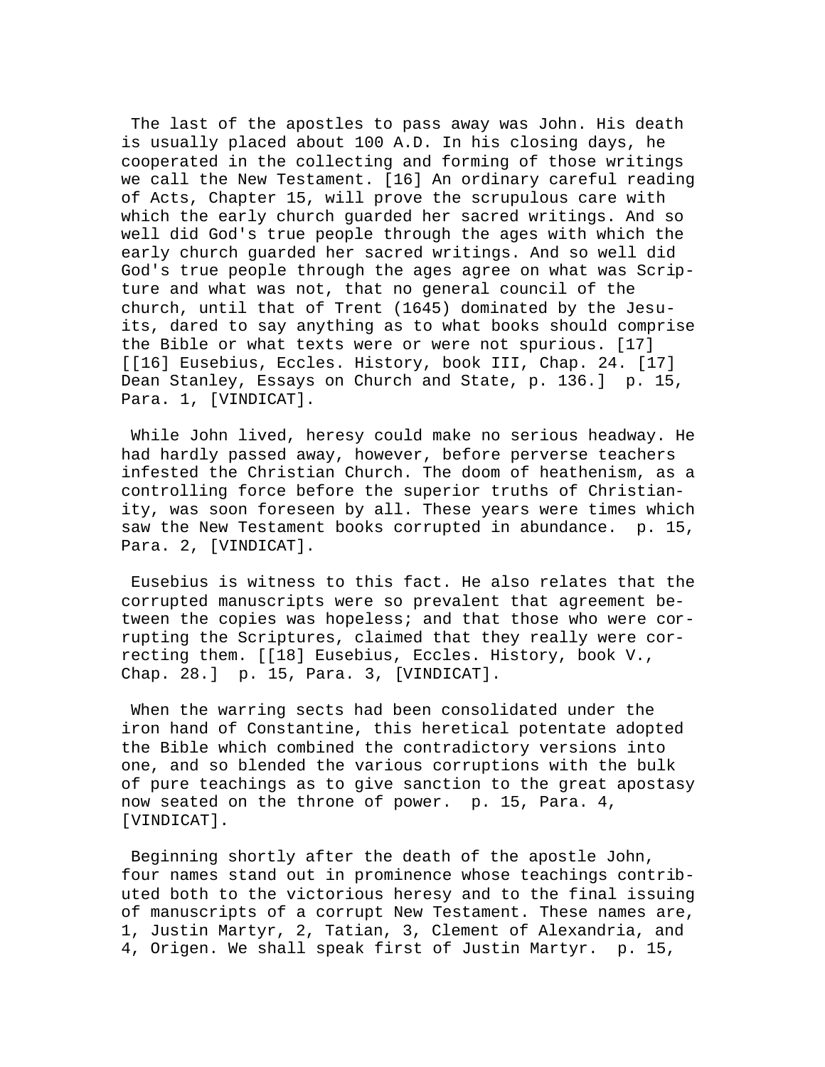The last of the apostles to pass away was John. His death is usually placed about 100 A.D. In his closing days, he cooperated in the collecting and forming of those writings we call the New Testament. [16] An ordinary careful reading of Acts, Chapter 15, will prove the scrupulous care with which the early church guarded her sacred writings. And so well did God's true people through the ages with which the early church guarded her sacred writings. And so well did God's true people through the ages agree on what was Scripture and what was not, that no general council of the church, until that of Trent (1645) dominated by the Jesuits, dared to say anything as to what books should comprise the Bible or what texts were or were not spurious. [17] [[16] Eusebius, Eccles. History, book III, Chap. 24. [17] Dean Stanley, Essays on Church and State, p. 136.] p. 15, Para. 1, [VINDICAT].

While John lived, heresy could make no serious headway. He had hardly passed away, however, before perverse teachers infested the Christian Church. The doom of heathenism, as a controlling force before the superior truths of Christianity, was soon foreseen by all. These years were times which saw the New Testament books corrupted in abundance. p. 15, Para. 2, [VINDICAT].

Eusebius is witness to this fact. He also relates that the corrupted manuscripts were so prevalent that agreement between the copies was hopeless; and that those who were corrupting the Scriptures, claimed that they really were correcting them. [[18] Eusebius, Eccles. History, book V., Chap. 28.] p. 15, Para. 3, [VINDICAT].

When the warring sects had been consolidated under the iron hand of Constantine, this heretical potentate adopted the Bible which combined the contradictory versions into one, and so blended the various corruptions with the bulk of pure teachings as to give sanction to the great apostasy now seated on the throne of power. p. 15, Para. 4, [VINDICAT].

Beginning shortly after the death of the apostle John, four names stand out in prominence whose teachings contributed both to the victorious heresy and to the final issuing of manuscripts of a corrupt New Testament. These names are, 1, Justin Martyr, 2, Tatian, 3, Clement of Alexandria, and 4, Origen. We shall speak first of Justin Martyr. p. 15,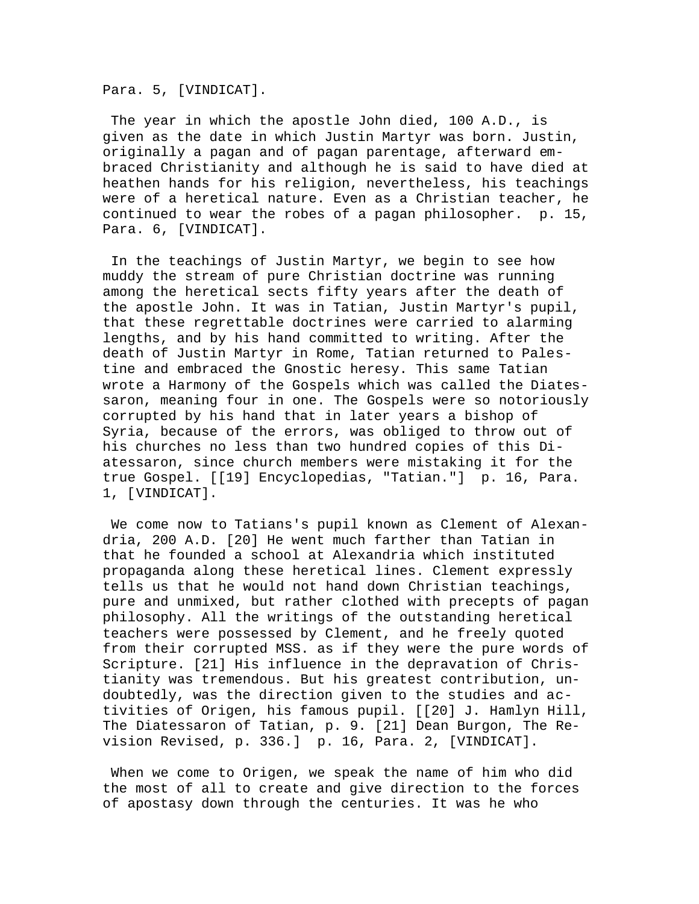Para. 5, [VINDICAT].

The year in which the apostle John died, 100 A.D., is given as the date in which Justin Martyr was born. Justin, originally a pagan and of pagan parentage, afterward embraced Christianity and although he is said to have died at heathen hands for his religion, nevertheless, his teachings were of a heretical nature. Even as a Christian teacher, he continued to wear the robes of a pagan philosopher. p. 15, Para. 6, [VINDICAT].

In the teachings of Justin Martyr, we begin to see how muddy the stream of pure Christian doctrine was running among the heretical sects fifty years after the death of the apostle John. It was in Tatian, Justin Martyr's pupil, that these regrettable doctrines were carried to alarming lengths, and by his hand committed to writing. After the death of Justin Martyr in Rome, Tatian returned to Palestine and embraced the Gnostic heresy. This same Tatian wrote a Harmony of the Gospels which was called the Diatessaron, meaning four in one. The Gospels were so notoriously corrupted by his hand that in later years a bishop of Syria, because of the errors, was obliged to throw out of his churches no less than two hundred copies of this Diatessaron, since church members were mistaking it for the true Gospel. [[19] Encyclopedias, "Tatian."] p. 16, Para. 1, [VINDICAT].

We come now to Tatians's pupil known as Clement of Alexandria, 200 A.D. [20] He went much farther than Tatian in that he founded a school at Alexandria which instituted propaganda along these heretical lines. Clement expressly tells us that he would not hand down Christian teachings, pure and unmixed, but rather clothed with precepts of pagan philosophy. All the writings of the outstanding heretical teachers were possessed by Clement, and he freely quoted from their corrupted MSS. as if they were the pure words of Scripture. [21] His influence in the depravation of Christianity was tremendous. But his greatest contribution, undoubtedly, was the direction given to the studies and activities of Origen, his famous pupil. [[20] J. Hamlyn Hill, The Diatessaron of Tatian, p. 9. [21] Dean Burgon, The Revision Revised, p. 336.] p. 16, Para. 2, [VINDICAT].

When we come to Origen, we speak the name of him who did the most of all to create and give direction to the forces of apostasy down through the centuries. It was he who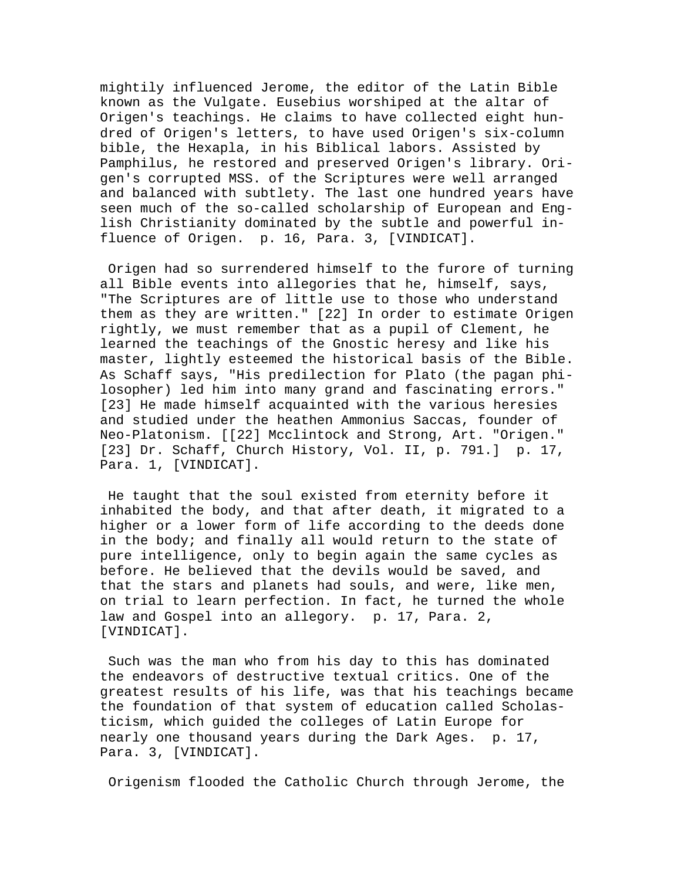mightily influenced Jerome, the editor of the Latin Bible known as the Vulgate. Eusebius worshiped at the altar of Origen's teachings. He claims to have collected eight hundred of Origen's letters, to have used Origen's six-column bible, the Hexapla, in his Biblical labors. Assisted by Pamphilus, he restored and preserved Origen's library. Origen's corrupted MSS. of the Scriptures were well arranged and balanced with subtlety. The last one hundred years have seen much of the so-called scholarship of European and English Christianity dominated by the subtle and powerful influence of Origen.  p. 16, Para. 3, [VINDICAT].

Origen had so surrendered himself to the furore of turning all Bible events into allegories that he, himself, says, "The Scriptures are of little use to those who understand them as they are written." [22] In order to estimate Origen rightly, we must remember that as a pupil of Clement, he learned the teachings of the Gnostic heresy and like his master, lightly esteemed the historical basis of the Bible. As Schaff says, "His predilection for Plato (the pagan philosopher) led him into many grand and fascinating errors." [23] He made himself acquainted with the various heresies and studied under the heathen Ammonius Saccas, founder of Neo-Platonism. [[22] Mcclintock and Strong, Art. "Origen." [23] Dr. Schaff, Church History, Vol. II, p. 791.]  p. 17, Para. 1, [VINDICAT].

He taught that the soul existed from eternity before it inhabited the body, and that after death, it migrated to a higher or a lower form of life according to the deeds done in the body; and finally all would return to the state of pure intelligence, only to begin again the same cycles as before. He believed that the devils would be saved, and that the stars and planets had souls, and were, like men, on trial to learn perfection. In fact, he turned the whole law and Gospel into an allegory.  p. 17, Para. 2, [VINDICAT].

Such was the man who from his day to this has dominated the endeavors of destructive textual critics. One of the greatest results of his life, was that his teachings became the foundation of that system of education called Scholasticism, which guided the colleges of Latin Europe for nearly one thousand years during the Dark Ages.  p. 17, Para. 3, [VINDICAT].

Origenism flooded the Catholic Church through Jerome, the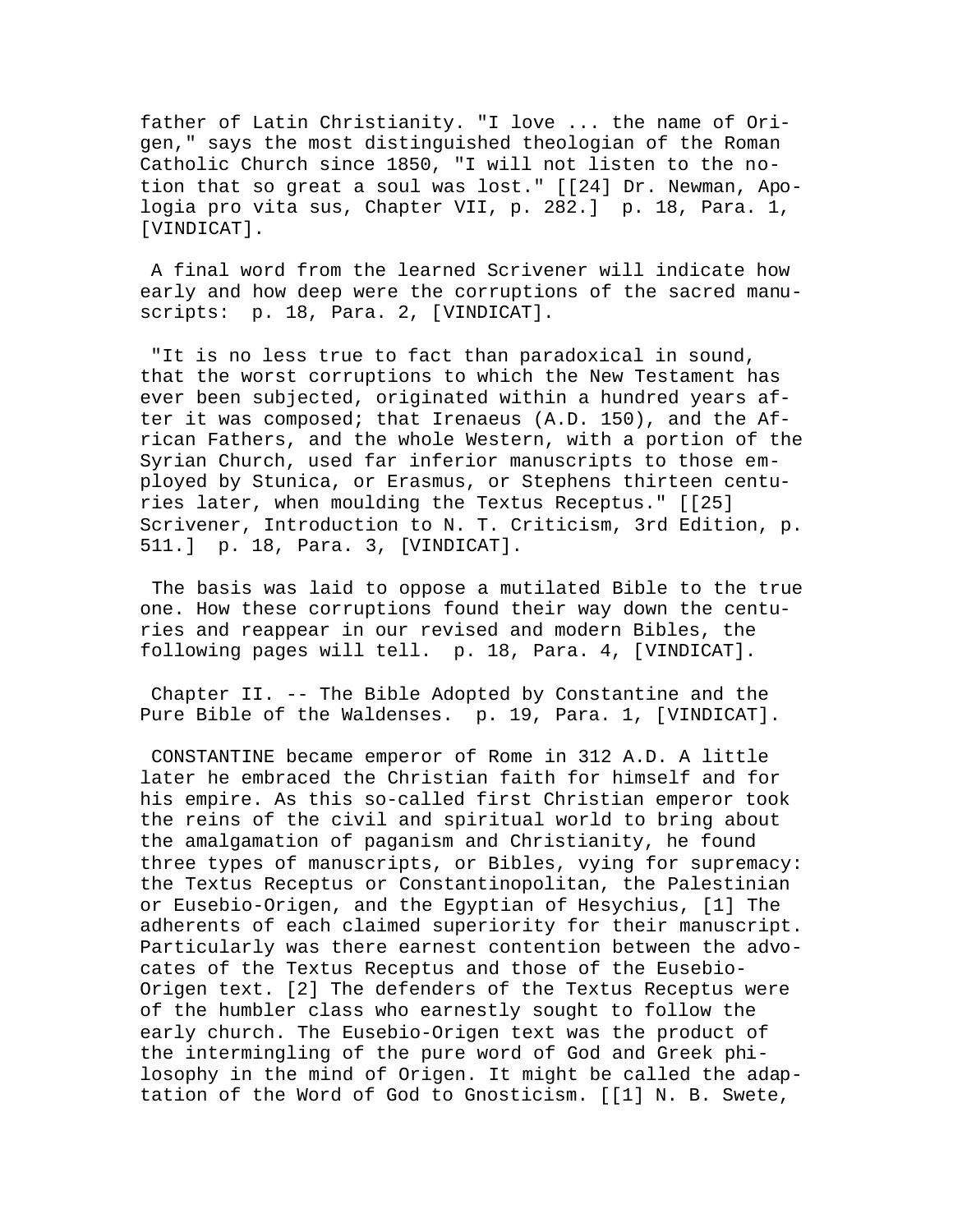father of Latin Christianity. "I love ... the name of Origen," says the most distinguished theologian of the Roman Catholic Church since 1850, "I will not listen to the notion that so great a soul was lost." [[24] Dr. Newman, Apologia pro vita sus, Chapter VII, p. 282.]  p. 18, Para. 1, [VINDICAT].

A final word from the learned Scrivener will indicate how early and how deep were the corruptions of the sacred manuscripts:  p. 18, Para. 2, [VINDICAT].

"It is no less true to fact than paradoxical in sound, that the worst corruptions to which the New Testament has ever been subjected, originated within a hundred years after it was composed; that Irenaeus (A.D. 150), and the African Fathers, and the whole Western, with a portion of the Syrian Church, used far inferior manuscripts to those employed by Stunica, or Erasmus, or Stephens thirteen centuries later, when moulding the Textus Receptus." [[25] Scrivener, Introduction to N. T. Criticism, 3rd Edition, p. 511.]  p. 18, Para. 3, [VINDICAT].

The basis was laid to oppose a mutilated Bible to the true one. How these corruptions found their way down the centuries and reappear in our revised and modern Bibles, the following pages will tell.  p. 18, Para. 4, [VINDICAT].

Chapter II. -- The Bible Adopted by Constantine and the Pure Bible of the Waldenses.  p. 19, Para. 1, [VINDICAT].

CONSTANTINE became emperor of Rome in 312 A.D. A little later he embraced the Christian faith for himself and for his empire. As this so-called first Christian emperor took the reins of the civil and spiritual world to bring about the amalgamation of paganism and Christianity, he found three types of manuscripts, or Bibles, vying for supremacy: the Textus Receptus or Constantinopolitan, the Palestinian or Eusebio-Origen, and the Egyptian of Hesychius, [1] The adherents of each claimed superiority for their manuscript. Particularly was there earnest contention between the advocates of the Textus Receptus and those of the Eusebio-Origen text. [2] The defenders of the Textus Receptus were of the humbler class who earnestly sought to follow the early church. The Eusebio-Origen text was the product of the intermingling of the pure word of God and Greek philosophy in the mind of Origen. It might be called the adaptation of the Word of God to Gnosticism. [[1] N. B. Swete,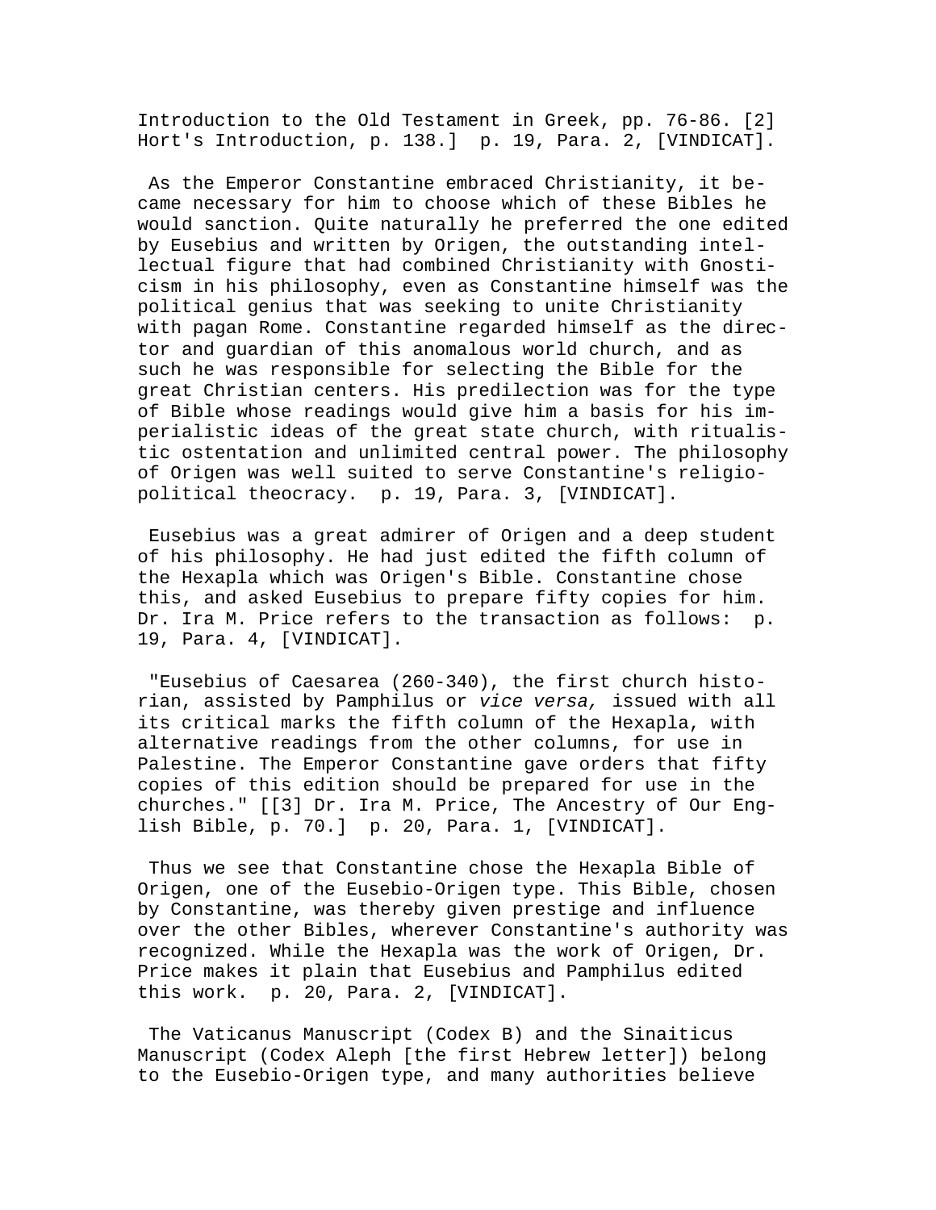Introduction to the Old Testament in Greek, pp. 76-86. [2] Hort's Introduction, p. 138.] p. 19, Para. 2, [VINDICAT].

As the Emperor Constantine embraced Christianity, it became necessary for him to choose which of these Bibles he would sanction. Quite naturally he preferred the one edited by Eusebius and written by Origen, the outstanding intellectual figure that had combined Christianity with Gnosticism in his philosophy, even as Constantine himself was the political genius that was seeking to unite Christianity with pagan Rome. Constantine regarded himself as the director and guardian of this anomalous world church, and as such he was responsible for selecting the Bible for the great Christian centers. His predilection was for the type of Bible whose readings would give him a basis for his imperialistic ideas of the great state church, with ritualistic ostentation and unlimited central power. The philosophy of Origen was well suited to serve Constantine's religio-political theocracy. p. 19, Para. 3, [VINDICAT].

Eusebius was a great admirer of Origen and a deep student of his philosophy. He had just edited the fifth column of the Hexapla which was Origen's Bible. Constantine chose this, and asked Eusebius to prepare fifty copies for him. Dr. Ira M. Price refers to the transaction as follows: p. 19, Para. 4, [VINDICAT].

"Eusebius of Caesarea (260-340), the first church historian, assisted by Pamphilus or *vice versa,* issued with all its critical marks the fifth column of the Hexapla, with alternative readings from the other columns, for use in Palestine. The Emperor Constantine gave orders that fifty copies of this edition should be prepared for use in the churches." [[3] Dr. Ira M. Price, The Ancestry of Our English Bible, p. 70.] p. 20, Para. 1, [VINDICAT].

Thus we see that Constantine chose the Hexapla Bible of Origen, one of the Eusebio-Origen type. This Bible, chosen by Constantine, was thereby given prestige and influence over the other Bibles, wherever Constantine's authority was recognized. While the Hexapla was the work of Origen, Dr. Price makes it plain that Eusebius and Pamphilus edited this work. p. 20, Para. 2, [VINDICAT].

The Vaticanus Manuscript (Codex B) and the Sinaiticus Manuscript (Codex Aleph [the first Hebrew letter]) belong to the Eusebio-Origen type, and many authorities believe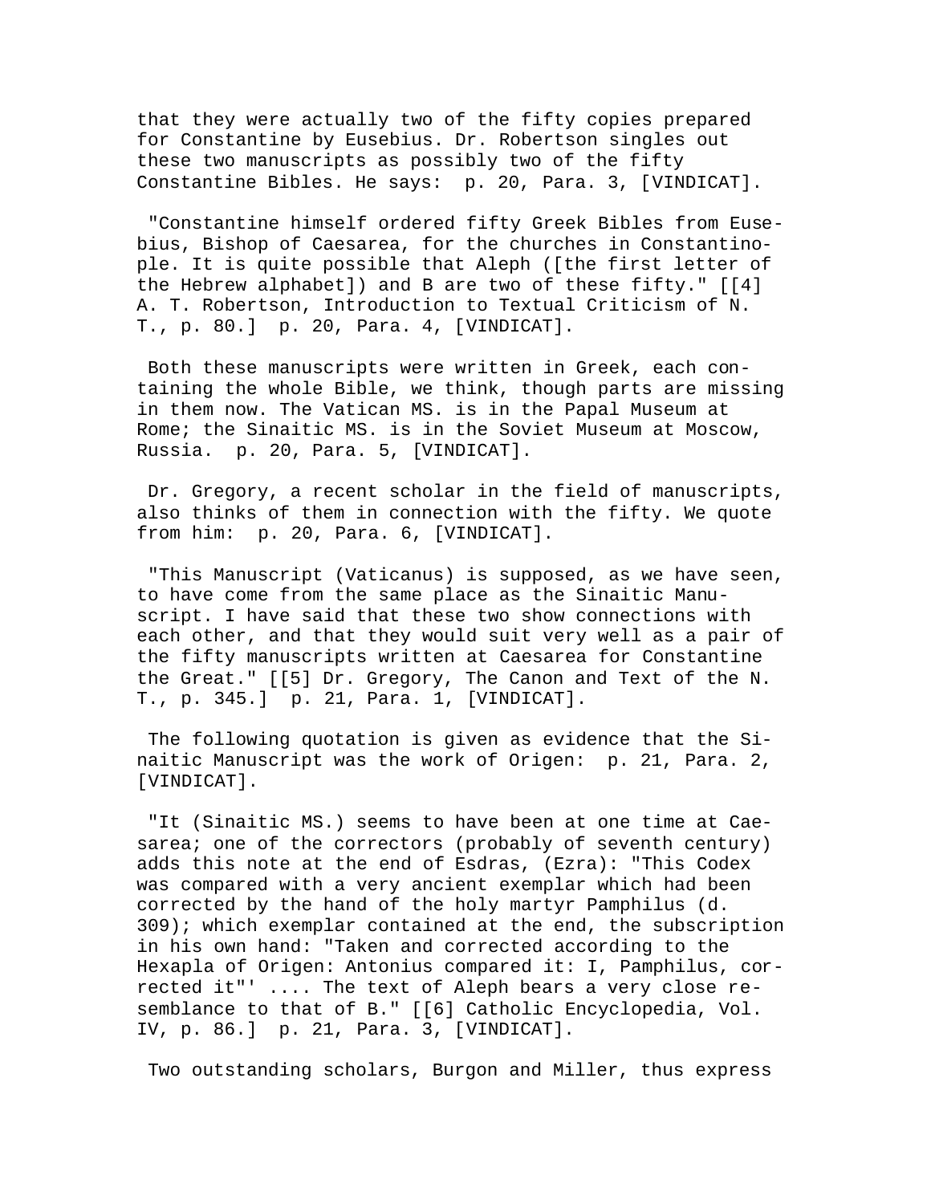that they were actually two of the fifty copies prepared for Constantine by Eusebius. Dr. Robertson singles out these two manuscripts as possibly two of the fifty Constantine Bibles. He says: p. 20, Para. 3, [VINDICAT].

"Constantine himself ordered fifty Greek Bibles from Eusebius, Bishop of Caesarea, for the churches in Constantinople. It is quite possible that Aleph ([the first letter of the Hebrew alphabet]) and B are two of these fifty." [[4] A. T. Robertson, Introduction to Textual Criticism of N. T., p. 80.] p. 20, Para. 4, [VINDICAT].

Both these manuscripts were written in Greek, each containing the whole Bible, we think, though parts are missing in them now. The Vatican MS. is in the Papal Museum at Rome; the Sinaitic MS. is in the Soviet Museum at Moscow, Russia. p. 20, Para. 5, [VINDICAT].

Dr. Gregory, a recent scholar in the field of manuscripts, also thinks of them in connection with the fifty. We quote from him: p. 20, Para. 6, [VINDICAT].

"This Manuscript (Vaticanus) is supposed, as we have seen, to have come from the same place as the Sinaitic Manuscript. I have said that these two show connections with each other, and that they would suit very well as a pair of the fifty manuscripts written at Caesarea for Constantine the Great." [[5] Dr. Gregory, The Canon and Text of the N. T., p. 345.] p. 21, Para. 1, [VINDICAT].

The following quotation is given as evidence that the Sinaitic Manuscript was the work of Origen: p. 21, Para. 2, [VINDICAT].

"It (Sinaitic MS.) seems to have been at one time at Caesarea; one of the correctors (probably of seventh century) adds this note at the end of Esdras, (Ezra): "This Codex was compared with a very ancient exemplar which had been corrected by the hand of the holy martyr Pamphilus (d. 309); which exemplar contained at the end, the subscription in his own hand: "Taken and corrected according to the Hexapla of Origen: Antonius compared it: I, Pamphilus, corrected it"' .... The text of Aleph bears a very close resemblance to that of B." [[6] Catholic Encyclopedia, Vol. IV, p. 86.] p. 21, Para. 3, [VINDICAT].

Two outstanding scholars, Burgon and Miller, thus express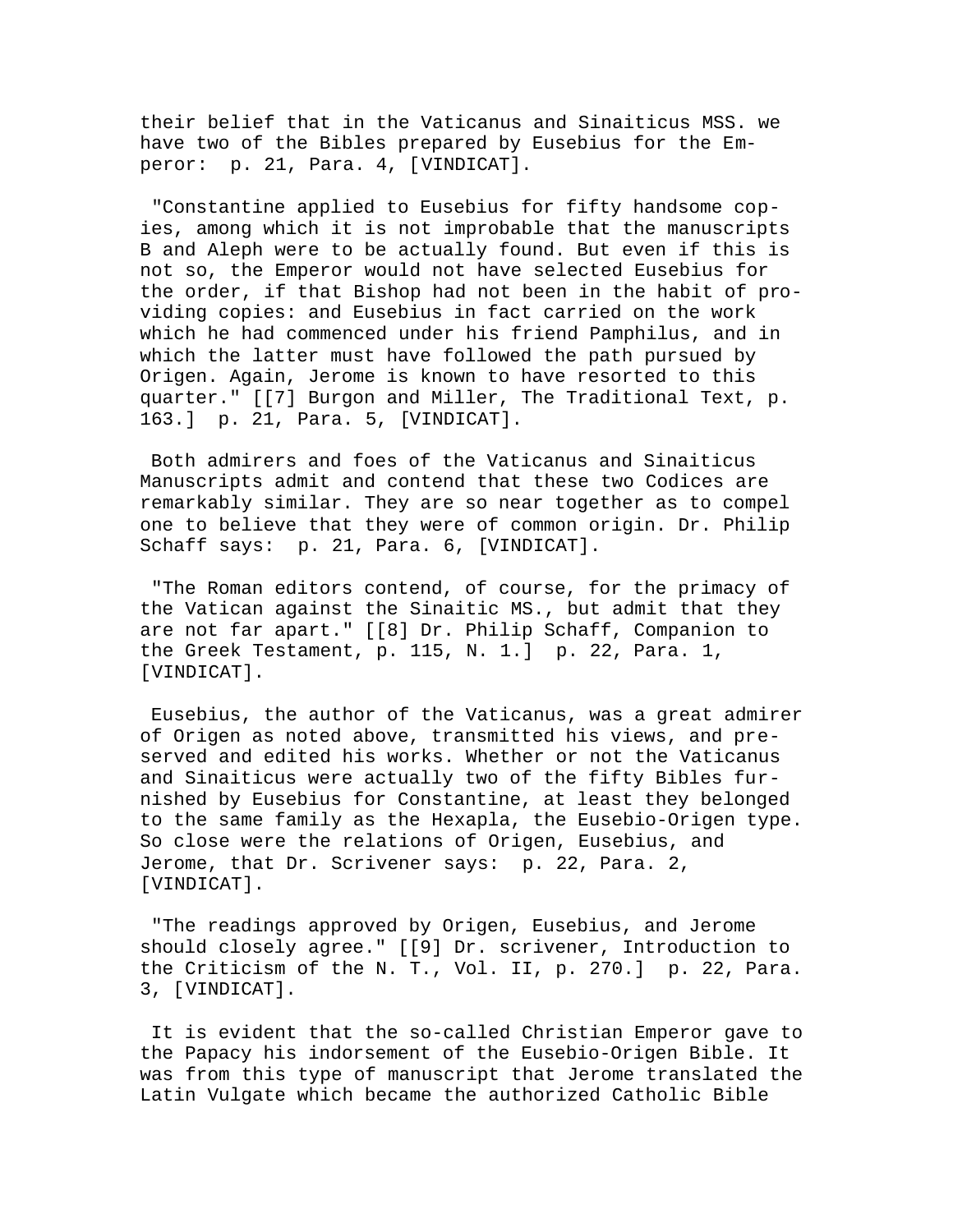their belief that in the Vaticanus and Sinaiticus MSS. we have two of the Bibles prepared by Eusebius for the Emperor:  p. 21, Para. 4, [VINDICAT].

"Constantine applied to Eusebius for fifty handsome copies, among which it is not improbable that the manuscripts B and Aleph were to be actually found. But even if this is not so, the Emperor would not have selected Eusebius for the order, if that Bishop had not been in the habit of providing copies: and Eusebius in fact carried on the work which he had commenced under his friend Pamphilus, and in which the latter must have followed the path pursued by Origen. Again, Jerome is known to have resorted to this quarter." [[7] Burgon and Miller, The Traditional Text, p. 163.]  p. 21, Para. 5, [VINDICAT].

Both admirers and foes of the Vaticanus and Sinaiticus Manuscripts admit and contend that these two Codices are remarkably similar. They are so near together as to compel one to believe that they were of common origin. Dr. Philip Schaff says:  p. 21, Para. 6, [VINDICAT].

"The Roman editors contend, of course, for the primacy of the Vatican against the Sinaitic MS., but admit that they are not far apart." [[8] Dr. Philip Schaff, Companion to the Greek Testament, p. 115, N. 1.]  p. 22, Para. 1, [VINDICAT].

Eusebius, the author of the Vaticanus, was a great admirer of Origen as noted above, transmitted his views, and preserved and edited his works. Whether or not the Vaticanus and Sinaiticus were actually two of the fifty Bibles furnished by Eusebius for Constantine, at least they belonged to the same family as the Hexapla, the Eusebio-Origen type. So close were the relations of Origen, Eusebius, and Jerome, that Dr. Scrivener says:  p. 22, Para. 2, [VINDICAT].

"The readings approved by Origen, Eusebius, and Jerome should closely agree." [[9] Dr. scrivener, Introduction to the Criticism of the N. T., Vol. II, p. 270.]  p. 22, Para. 3, [VINDICAT].

It is evident that the so-called Christian Emperor gave to the Papacy his indorsement of the Eusebio-Origen Bible. It was from this type of manuscript that Jerome translated the Latin Vulgate which became the authorized Catholic Bible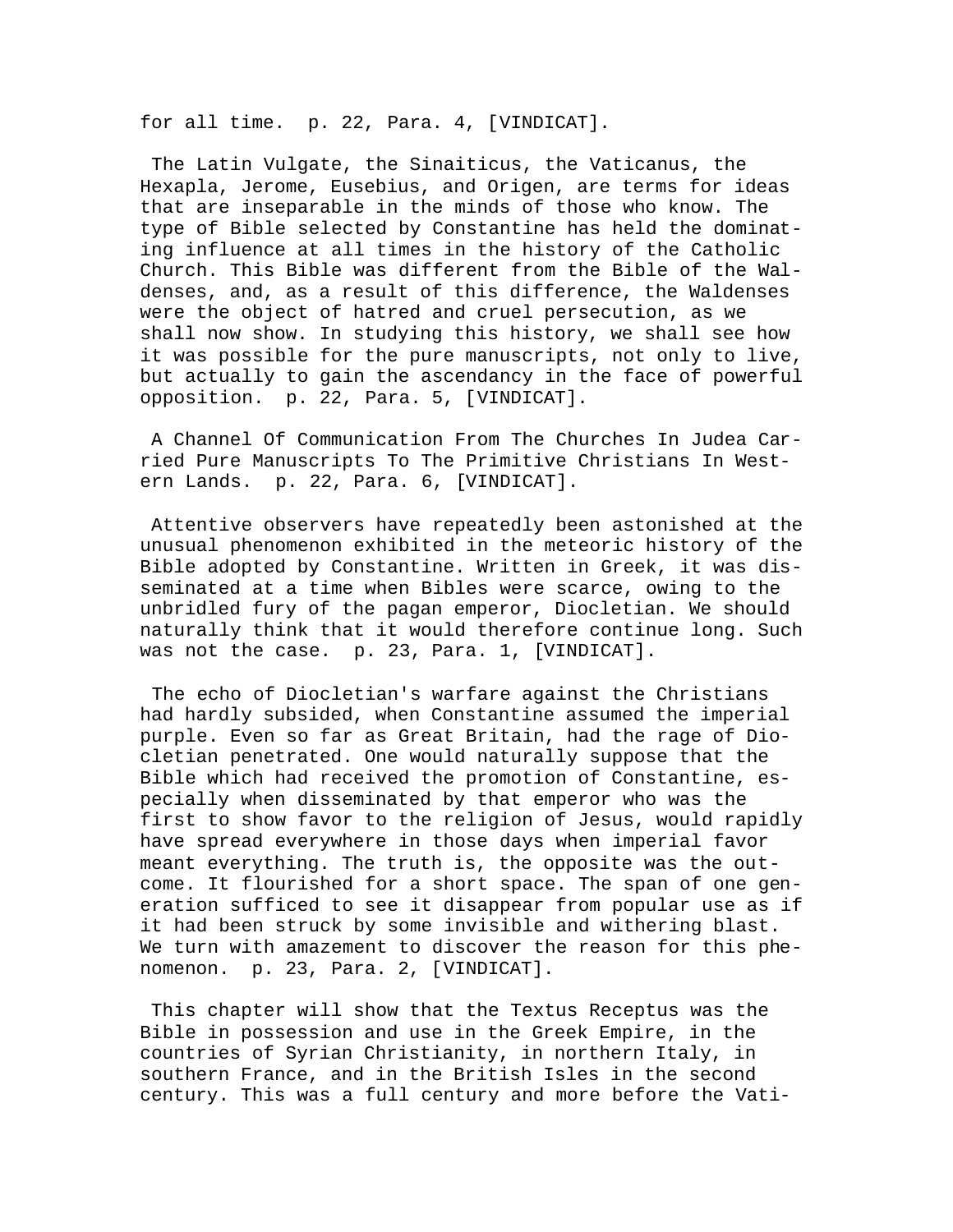for all time. p. 22, Para. 4, [VINDICAT].

The Latin Vulgate, the Sinaiticus, the Vaticanus, the Hexapla, Jerome, Eusebius, and Origen, are terms for ideas that are inseparable in the minds of those who know. The type of Bible selected by Constantine has held the dominating influence at all times in the history of the Catholic Church. This Bible was different from the Bible of the Waldenses, and, as a result of this difference, the Waldenses were the object of hatred and cruel persecution, as we shall now show. In studying this history, we shall see how it was possible for the pure manuscripts, not only to live, but actually to gain the ascendancy in the face of powerful opposition. p. 22, Para. 5, [VINDICAT].

A Channel Of Communication From The Churches In Judea Carried Pure Manuscripts To The Primitive Christians In Western Lands. p. 22, Para. 6, [VINDICAT].

Attentive observers have repeatedly been astonished at the unusual phenomenon exhibited in the meteoric history of the Bible adopted by Constantine. Written in Greek, it was disseminated at a time when Bibles were scarce, owing to the unbridled fury of the pagan emperor, Diocletian. We should naturally think that it would therefore continue long. Such was not the case. p. 23, Para. 1, [VINDICAT].

The echo of Diocletian's warfare against the Christians had hardly subsided, when Constantine assumed the imperial purple. Even so far as Great Britain, had the rage of Diocletian penetrated. One would naturally suppose that the Bible which had received the promotion of Constantine, especially when disseminated by that emperor who was the first to show favor to the religion of Jesus, would rapidly have spread everywhere in those days when imperial favor meant everything. The truth is, the opposite was the outcome. It flourished for a short space. The span of one generation sufficed to see it disappear from popular use as if it had been struck by some invisible and withering blast. We turn with amazement to discover the reason for this phenomenon. p. 23, Para. 2, [VINDICAT].

This chapter will show that the Textus Receptus was the Bible in possession and use in the Greek Empire, in the countries of Syrian Christianity, in northern Italy, in southern France, and in the British Isles in the second century. This was a full century and more before the Vati-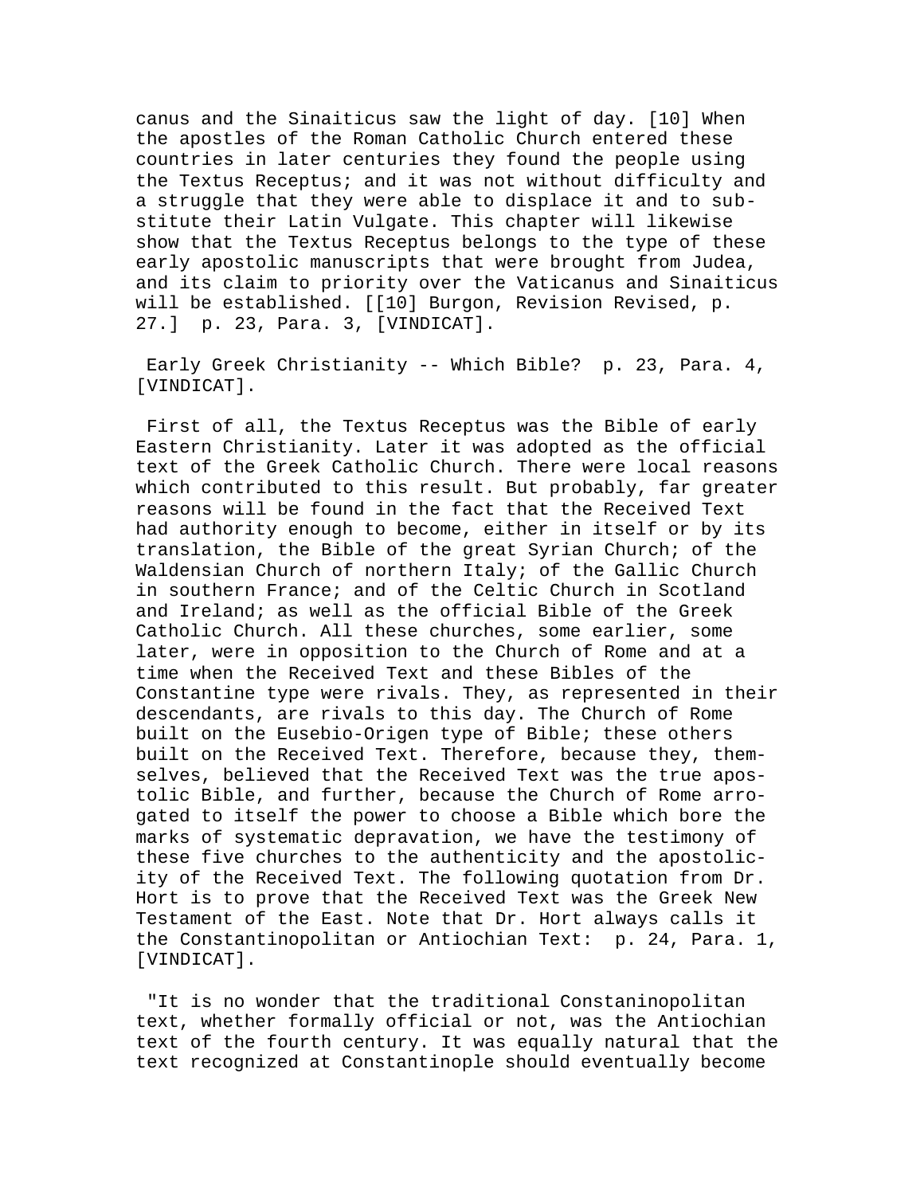canus and the Sinaiticus saw the light of day. [10] When the apostles of the Roman Catholic Church entered these countries in later centuries they found the people using the Textus Receptus; and it was not without difficulty and a struggle that they were able to displace it and to substitute their Latin Vulgate. This chapter will likewise show that the Textus Receptus belongs to the type of these early apostolic manuscripts that were brought from Judea, and its claim to priority over the Vaticanus and Sinaiticus will be established. [[10] Burgon, Revision Revised, p. 27.] p. 23, Para. 3, [VINDICAT].

Early Greek Christianity -- Which Bible? p. 23, Para. 4, [VINDICAT].

First of all, the Textus Receptus was the Bible of early Eastern Christianity. Later it was adopted as the official text of the Greek Catholic Church. There were local reasons which contributed to this result. But probably, far greater reasons will be found in the fact that the Received Text had authority enough to become, either in itself or by its translation, the Bible of the great Syrian Church; of the Waldensian Church of northern Italy; of the Gallic Church in southern France; and of the Celtic Church in Scotland and Ireland; as well as the official Bible of the Greek Catholic Church. All these churches, some earlier, some later, were in opposition to the Church of Rome and at a time when the Received Text and these Bibles of the Constantine type were rivals. They, as represented in their descendants, are rivals to this day. The Church of Rome built on the Eusebio-Origen type of Bible; these others built on the Received Text. Therefore, because they, themselves, believed that the Received Text was the true apostolic Bible, and further, because the Church of Rome arrogated to itself the power to choose a Bible which bore the marks of systematic depravation, we have the testimony of these five churches to the authenticity and the apostolicity of the Received Text. The following quotation from Dr. Hort is to prove that the Received Text was the Greek New Testament of the East. Note that Dr. Hort always calls it the Constantinopolitan or Antiochian Text: p. 24, Para. 1, [VINDICAT].

"It is no wonder that the traditional Constaninopolitan text, whether formally official or not, was the Antiochian text of the fourth century. It was equally natural that the text recognized at Constantinople should eventually become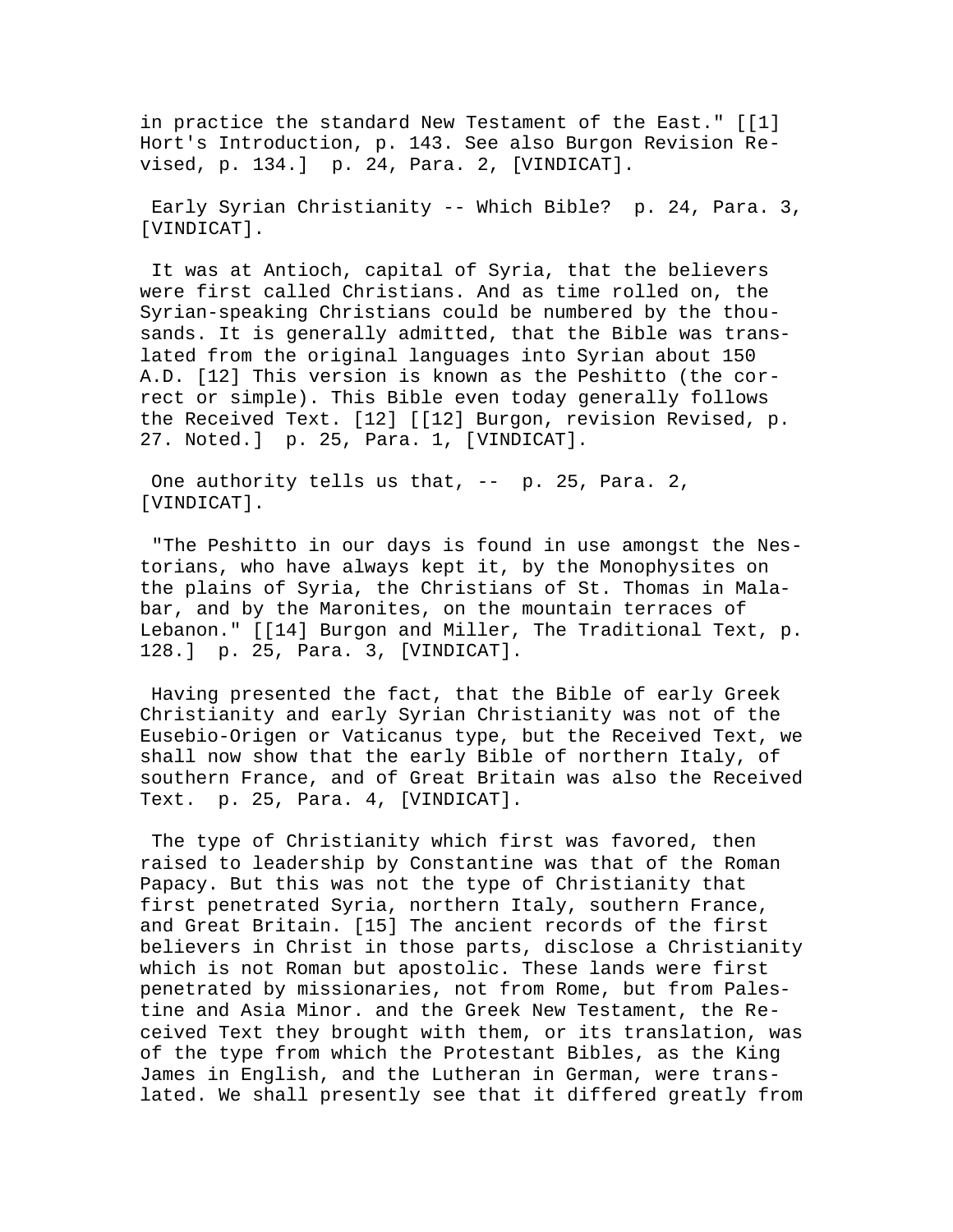in practice the standard New Testament of the East." [[1] Hort's Introduction, p. 143. See also Burgon Revision Revised, p. 134.] p. 24, Para. 2, [VINDICAT].

Early Syrian Christianity -- Which Bible? p. 24, Para. 3, [VINDICAT].

It was at Antioch, capital of Syria, that the believers were first called Christians. And as time rolled on, the Syrian-speaking Christians could be numbered by the thousands. It is generally admitted, that the Bible was translated from the original languages into Syrian about 150 A.D. [12] This version is known as the Peshitto (the correct or simple). This Bible even today generally follows the Received Text. [12] [[12] Burgon, revision Revised, p. 27. Noted.] p. 25, Para. 1, [VINDICAT].

One authority tells us that, -- p. 25, Para. 2, [VINDICAT].

"The Peshitto in our days is found in use amongst the Nestorians, who have always kept it, by the Monophysites on the plains of Syria, the Christians of St. Thomas in Malabar, and by the Maronites, on the mountain terraces of Lebanon." [[14] Burgon and Miller, The Traditional Text, p. 128.] p. 25, Para. 3, [VINDICAT].

Having presented the fact, that the Bible of early Greek Christianity and early Syrian Christianity was not of the Eusebio-Origen or Vaticanus type, but the Received Text, we shall now show that the early Bible of northern Italy, of southern France, and of Great Britain was also the Received Text. p. 25, Para. 4, [VINDICAT].

The type of Christianity which first was favored, then raised to leadership by Constantine was that of the Roman Papacy. But this was not the type of Christianity that first penetrated Syria, northern Italy, southern France, and Great Britain. [15] The ancient records of the first believers in Christ in those parts, disclose a Christianity which is not Roman but apostolic. These lands were first penetrated by missionaries, not from Rome, but from Palestine and Asia Minor. and the Greek New Testament, the Received Text they brought with them, or its translation, was of the type from which the Protestant Bibles, as the King James in English, and the Lutheran in German, were translated. We shall presently see that it differed greatly from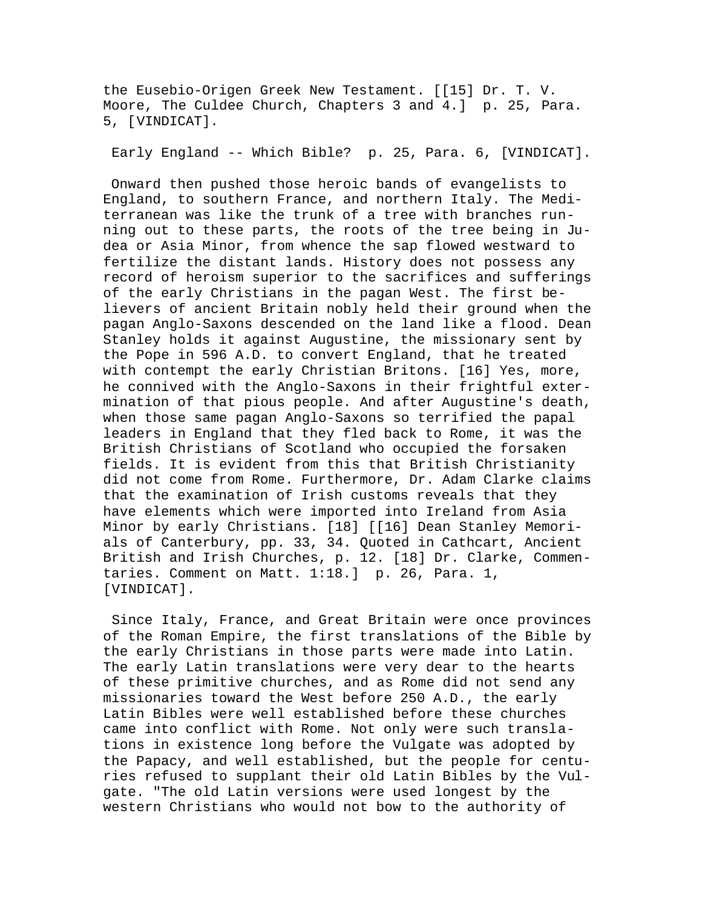the Eusebio-Origen Greek New Testament. [[15] Dr. T. V. Moore, The Culdee Church, Chapters 3 and 4.] p. 25, Para. 5, [VINDICAT].

Early England -- Which Bible? p. 25, Para. 6, [VINDICAT].

Onward then pushed those heroic bands of evangelists to England, to southern France, and northern Italy. The Mediterranean was like the trunk of a tree with branches running out to these parts, the roots of the tree being in Judea or Asia Minor, from whence the sap flowed westward to fertilize the distant lands. History does not possess any record of heroism superior to the sacrifices and sufferings of the early Christians in the pagan West. The first believers of ancient Britain nobly held their ground when the pagan Anglo-Saxons descended on the land like a flood. Dean Stanley holds it against Augustine, the missionary sent by the Pope in 596 A.D. to convert England, that he treated with contempt the early Christian Britons. [16] Yes, more, he connived with the Anglo-Saxons in their frightful extermination of that pious people. And after Augustine's death, when those same pagan Anglo-Saxons so terrified the papal leaders in England that they fled back to Rome, it was the British Christians of Scotland who occupied the forsaken fields. It is evident from this that British Christianity did not come from Rome. Furthermore, Dr. Adam Clarke claims that the examination of Irish customs reveals that they have elements which were imported into Ireland from Asia Minor by early Christians. [18] [[16] Dean Stanley Memorials of Canterbury, pp. 33, 34. Quoted in Cathcart, Ancient British and Irish Churches, p. 12. [18] Dr. Clarke, Commentaries. Comment on Matt. 1:18.] p. 26, Para. 1, [VINDICAT].

Since Italy, France, and Great Britain were once provinces of the Roman Empire, the first translations of the Bible by the early Christians in those parts were made into Latin. The early Latin translations were very dear to the hearts of these primitive churches, and as Rome did not send any missionaries toward the West before 250 A.D., the early Latin Bibles were well established before these churches came into conflict with Rome. Not only were such translations in existence long before the Vulgate was adopted by the Papacy, and well established, but the people for centuries refused to supplant their old Latin Bibles by the Vulgate. "The old Latin versions were used longest by the western Christians who would not bow to the authority of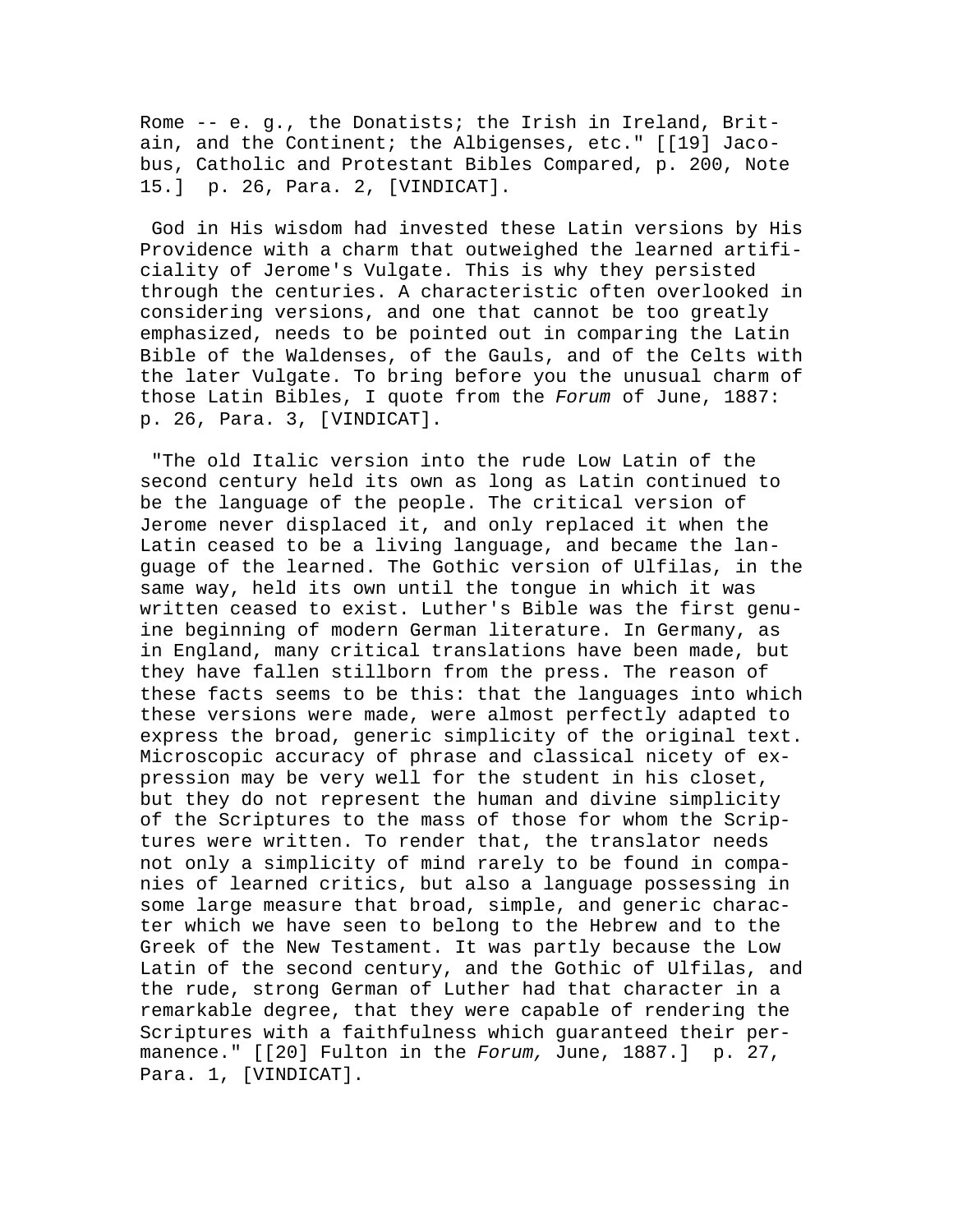Rome -- e. g., the Donatists; the Irish in Ireland, Britain, and the Continent; the Albigenses, etc." [[19] Jacobus, Catholic and Protestant Bibles Compared, p. 200, Note 15.]  p. 26, Para. 2, [VINDICAT].

God in His wisdom had invested these Latin versions by His Providence with a charm that outweighed the learned artificiality of Jerome's Vulgate. This is why they persisted through the centuries. A characteristic often overlooked in considering versions, and one that cannot be too greatly emphasized, needs to be pointed out in comparing the Latin Bible of the Waldenses, of the Gauls, and of the Celts with the later Vulgate. To bring before you the unusual charm of those Latin Bibles, I quote from the *Forum* of June, 1887: p. 26, Para. 3, [VINDICAT].

"The old Italic version into the rude Low Latin of the second century held its own as long as Latin continued to be the language of the people. The critical version of Jerome never displaced it, and only replaced it when the Latin ceased to be a living language, and became the language of the learned. The Gothic version of Ulfilas, in the same way, held its own until the tongue in which it was written ceased to exist. Luther's Bible was the first genuine beginning of modern German literature. In Germany, as in England, many critical translations have been made, but they have fallen stillborn from the press. The reason of these facts seems to be this: that the languages into which these versions were made, were almost perfectly adapted to express the broad, generic simplicity of the original text. Microscopic accuracy of phrase and classical nicety of expression may be very well for the student in his closet, but they do not represent the human and divine simplicity of the Scriptures to the mass of those for whom the Scriptures were written. To render that, the translator needs not only a simplicity of mind rarely to be found in companies of learned critics, but also a language possessing in some large measure that broad, simple, and generic character which we have seen to belong to the Hebrew and to the Greek of the New Testament. It was partly because the Low Latin of the second century, and the Gothic of Ulfilas, and the rude, strong German of Luther had that character in a remarkable degree, that they were capable of rendering the Scriptures with a faithfulness which guaranteed their permanence." [[20] Fulton in the *Forum,* June, 1887.]  p. 27, Para. 1, [VINDICAT].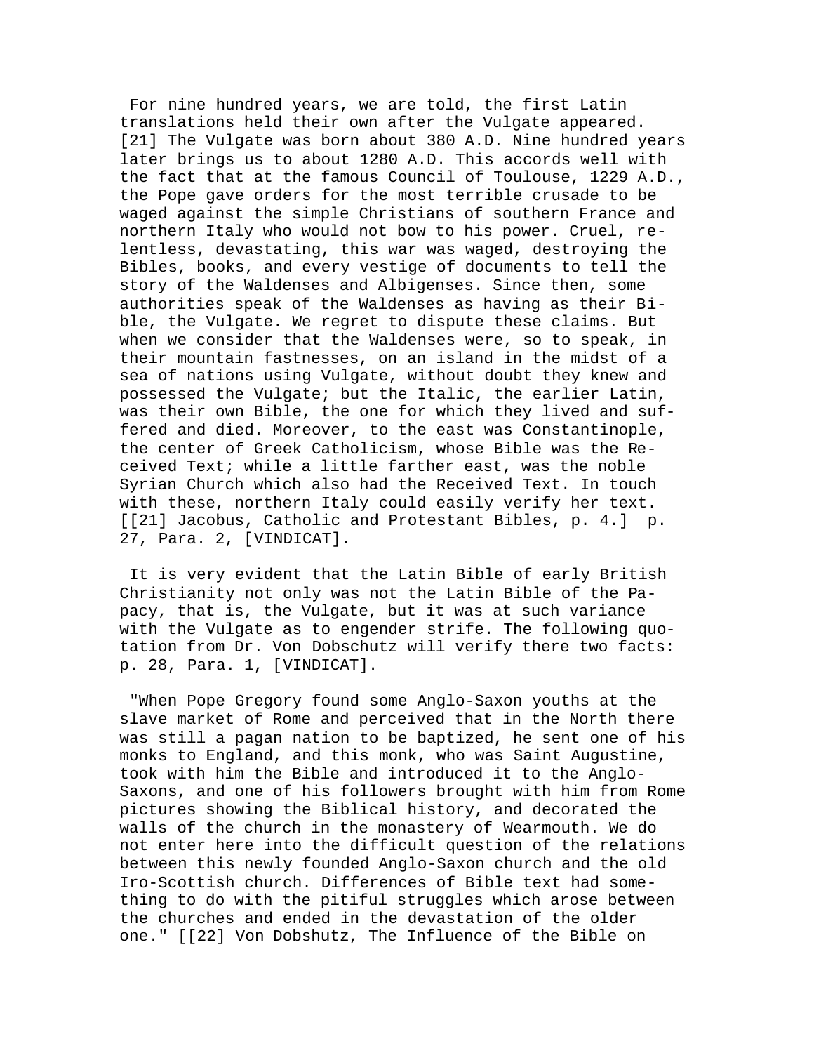For nine hundred years, we are told, the first Latin translations held their own after the Vulgate appeared. [21] The Vulgate was born about 380 A.D. Nine hundred years later brings us to about 1280 A.D. This accords well with the fact that at the famous Council of Toulouse, 1229 A.D., the Pope gave orders for the most terrible crusade to be waged against the simple Christians of southern France and northern Italy who would not bow to his power. Cruel, relentless, devastating, this war was waged, destroying the Bibles, books, and every vestige of documents to tell the story of the Waldenses and Albigenses. Since then, some authorities speak of the Waldenses as having as their Bible, the Vulgate. We regret to dispute these claims. But when we consider that the Waldenses were, so to speak, in their mountain fastnesses, on an island in the midst of a sea of nations using Vulgate, without doubt they knew and possessed the Vulgate; but the Italic, the earlier Latin, was their own Bible, the one for which they lived and suffered and died. Moreover, to the east was Constantinople, the center of Greek Catholicism, whose Bible was the Received Text; while a little farther east, was the noble Syrian Church which also had the Received Text. In touch with these, northern Italy could easily verify her text. [[21] Jacobus, Catholic and Protestant Bibles, p. 4.] p. 27, Para. 2, [VINDICAT].

It is very evident that the Latin Bible of early British Christianity not only was not the Latin Bible of the Papacy, that is, the Vulgate, but it was at such variance with the Vulgate as to engender strife. The following quotation from Dr. Von Dobschutz will verify there two facts: p. 28, Para. 1, [VINDICAT].

"When Pope Gregory found some Anglo-Saxon youths at the slave market of Rome and perceived that in the North there was still a pagan nation to be baptized, he sent one of his monks to England, and this monk, who was Saint Augustine, took with him the Bible and introduced it to the Anglo-Saxons, and one of his followers brought with him from Rome pictures showing the Biblical history, and decorated the walls of the church in the monastery of Wearmouth. We do not enter here into the difficult question of the relations between this newly founded Anglo-Saxon church and the old Iro-Scottish church. Differences of Bible text had something to do with the pitiful struggles which arose between the churches and ended in the devastation of the older one." [[22] Von Dobshutz, The Influence of the Bible on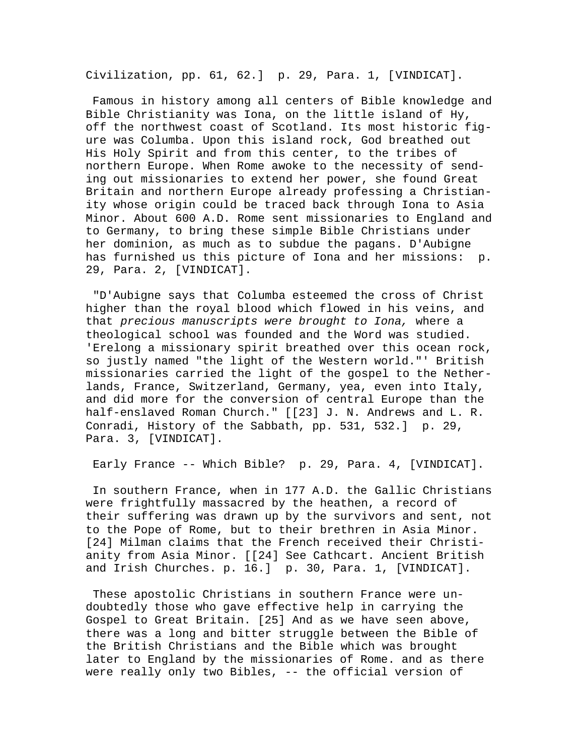Civilization, pp. 61, 62.]  p. 29, Para. 1, [VINDICAT].

Famous in history among all centers of Bible knowledge and Bible Christianity was Iona, on the little island of Hy, off the northwest coast of Scotland. Its most historic figure was Columba. Upon this island rock, God breathed out His Holy Spirit and from this center, to the tribes of northern Europe. When Rome awoke to the necessity of sending out missionaries to extend her power, she found Great Britain and northern Europe already professing a Christianity whose origin could be traced back through Iona to Asia Minor. About 600 A.D. Rome sent missionaries to England and to Germany, to bring these simple Bible Christians under her dominion, as much as to subdue the pagans. D'Aubigne has furnished us this picture of Iona and her missions:  p. 29, Para. 2, [VINDICAT].

"D'Aubigne says that Columba esteemed the cross of Christ higher than the royal blood which flowed in his veins, and that *precious manuscripts were brought to Iona,* where a theological school was founded and the Word was studied. 'Erelong a missionary spirit breathed over this ocean rock, so justly named "the light of the Western world."' British missionaries carried the light of the gospel to the Netherlands, France, Switzerland, Germany, yea, even into Italy, and did more for the conversion of central Europe than the half-enslaved Roman Church." [[23] J. N. Andrews and L. R. Conradi, History of the Sabbath, pp. 531, 532.]  p. 29, Para. 3, [VINDICAT].

Early France -- Which Bible?  p. 29, Para. 4, [VINDICAT].

In southern France, when in 177 A.D. the Gallic Christians were frightfully massacred by the heathen, a record of their suffering was drawn up by the survivors and sent, not to the Pope of Rome, but to their brethren in Asia Minor. [24] Milman claims that the French received their Christianity from Asia Minor. [[24] See Cathcart. Ancient British and Irish Churches. p. 16.]  p. 30, Para. 1, [VINDICAT].

These apostolic Christians in southern France were undoubtedly those who gave effective help in carrying the Gospel to Great Britain. [25] And as we have seen above, there was a long and bitter struggle between the Bible of the British Christians and the Bible which was brought later to England by the missionaries of Rome. and as there were really only two Bibles, -- the official version of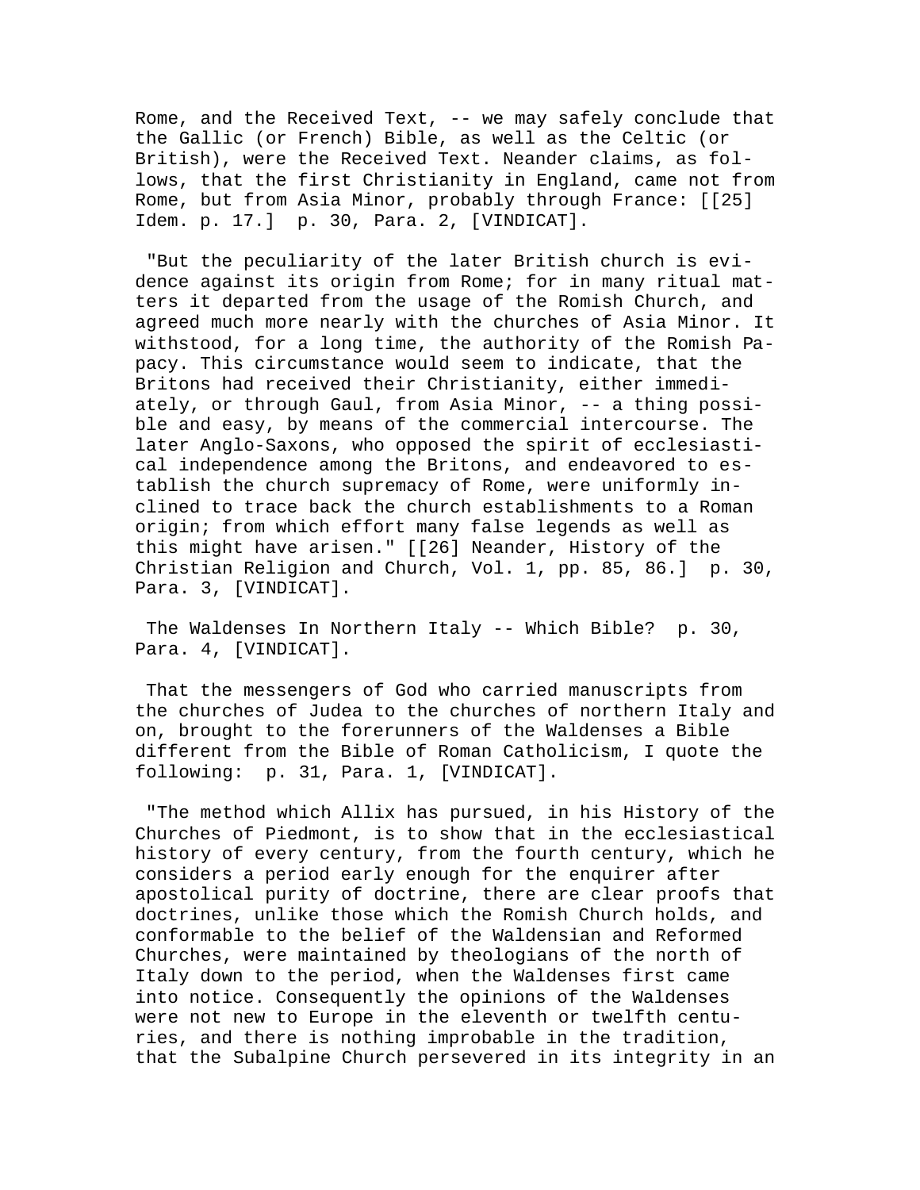Rome, and the Received Text, -- we may safely conclude that the Gallic (or French) Bible, as well as the Celtic (or British), were the Received Text. Neander claims, as follows, that the first Christianity in England, came not from Rome, but from Asia Minor, probably through France: [[25] Idem. p. 17.] p. 30, Para. 2, [VINDICAT].

"But the peculiarity of the later British church is evidence against its origin from Rome; for in many ritual matters it departed from the usage of the Romish Church, and agreed much more nearly with the churches of Asia Minor. It withstood, for a long time, the authority of the Romish Papacy. This circumstance would seem to indicate, that the Britons had received their Christianity, either immediately, or through Gaul, from Asia Minor, -- a thing possible and easy, by means of the commercial intercourse. The later Anglo-Saxons, who opposed the spirit of ecclesiastical independence among the Britons, and endeavored to establish the church supremacy of Rome, were uniformly inclined to trace back the church establishments to a Roman origin; from which effort many false legends as well as this might have arisen." [[26] Neander, History of the Christian Religion and Church, Vol. 1, pp. 85, 86.] p. 30, Para. 3, [VINDICAT].

The Waldenses In Northern Italy -- Which Bible? p. 30, Para. 4, [VINDICAT].

That the messengers of God who carried manuscripts from the churches of Judea to the churches of northern Italy and on, brought to the forerunners of the Waldenses a Bible different from the Bible of Roman Catholicism, I quote the following: p. 31, Para. 1, [VINDICAT].

"The method which Allix has pursued, in his History of the Churches of Piedmont, is to show that in the ecclesiastical history of every century, from the fourth century, which he considers a period early enough for the enquirer after apostolical purity of doctrine, there are clear proofs that doctrines, unlike those which the Romish Church holds, and conformable to the belief of the Waldensian and Reformed Churches, were maintained by theologians of the north of Italy down to the period, when the Waldenses first came into notice. Consequently the opinions of the Waldenses were not new to Europe in the eleventh or twelfth centuries, and there is nothing improbable in the tradition, that the Subalpine Church persevered in its integrity in an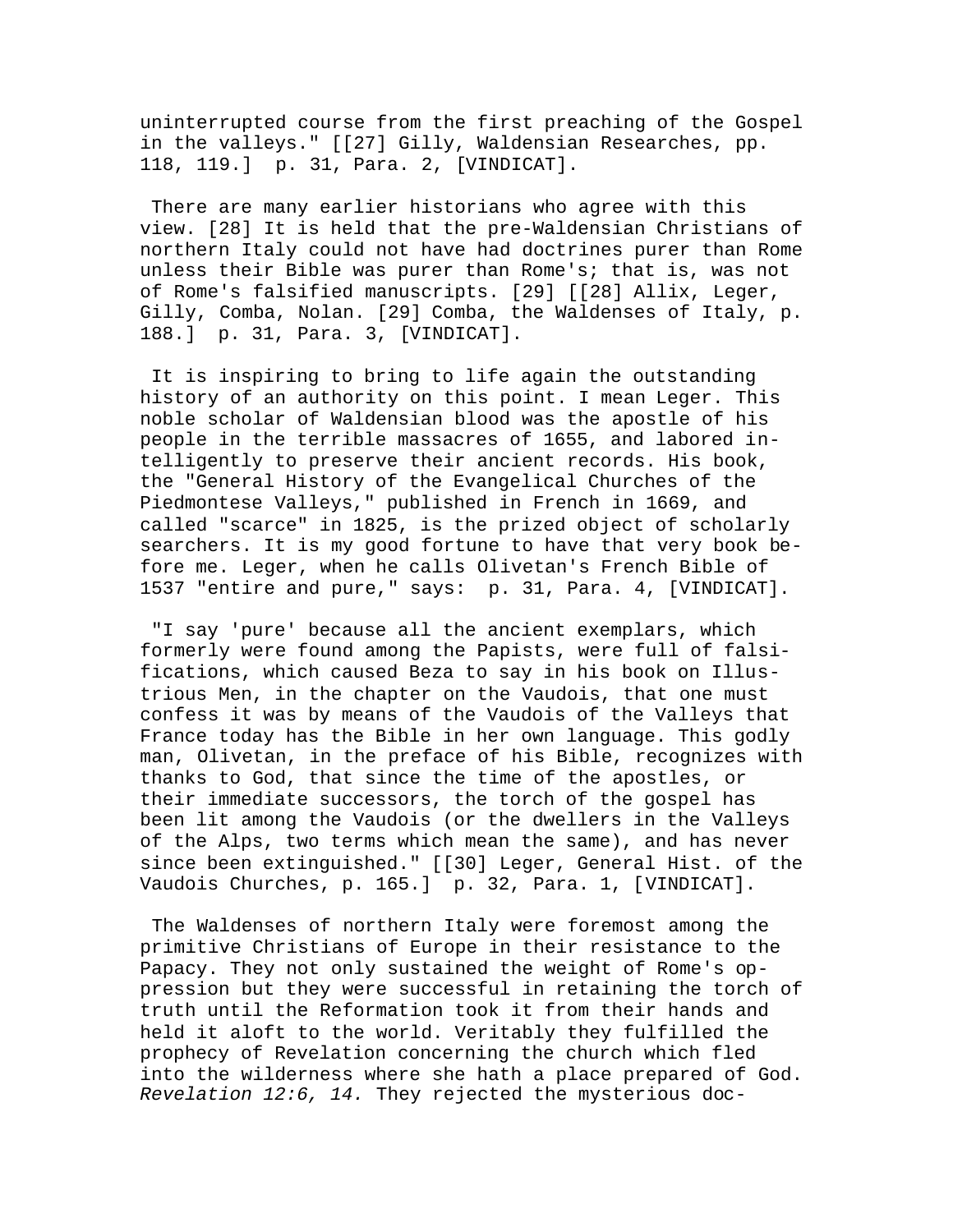uninterrupted course from the first preaching of the Gospel in the valleys." [[27] Gilly, Waldensian Researches, pp. 118, 119.]  p. 31, Para. 2, [VINDICAT].

There are many earlier historians who agree with this view. [28] It is held that the pre-Waldensian Christians of northern Italy could not have had doctrines purer than Rome unless their Bible was purer than Rome's; that is, was not of Rome's falsified manuscripts. [29] [[28] Allix, Leger, Gilly, Comba, Nolan. [29] Comba, the Waldenses of Italy, p. 188.]  p. 31, Para. 3, [VINDICAT].

It is inspiring to bring to life again the outstanding history of an authority on this point. I mean Leger. This noble scholar of Waldensian blood was the apostle of his people in the terrible massacres of 1655, and labored intelligently to preserve their ancient records. His book, the "General History of the Evangelical Churches of the Piedmontese Valleys," published in French in 1669, and called "scarce" in 1825, is the prized object of scholarly searchers. It is my good fortune to have that very book before me. Leger, when he calls Olivetan's French Bible of 1537 "entire and pure," says:  p. 31, Para. 4, [VINDICAT].

"I say 'pure' because all the ancient exemplars, which formerly were found among the Papists, were full of falsifications, which caused Beza to say in his book on Illustrious Men, in the chapter on the Vaudois, that one must confess it was by means of the Vaudois of the Valleys that France today has the Bible in her own language. This godly man, Olivetan, in the preface of his Bible, recognizes with thanks to God, that since the time of the apostles, or their immediate successors, the torch of the gospel has been lit among the Vaudois (or the dwellers in the Valleys of the Alps, two terms which mean the same), and has never since been extinguished." [[30] Leger, General Hist. of the Vaudois Churches, p. 165.]  p. 32, Para. 1, [VINDICAT].

The Waldenses of northern Italy were foremost among the primitive Christians of Europe in their resistance to the Papacy. They not only sustained the weight of Rome's oppression but they were successful in retaining the torch of truth until the Reformation took it from their hands and held it aloft to the world. Veritably they fulfilled the prophecy of Revelation concerning the church which fled into the wilderness where she hath a place prepared of God. *Revelation 12:6, 14.* They rejected the mysterious doc-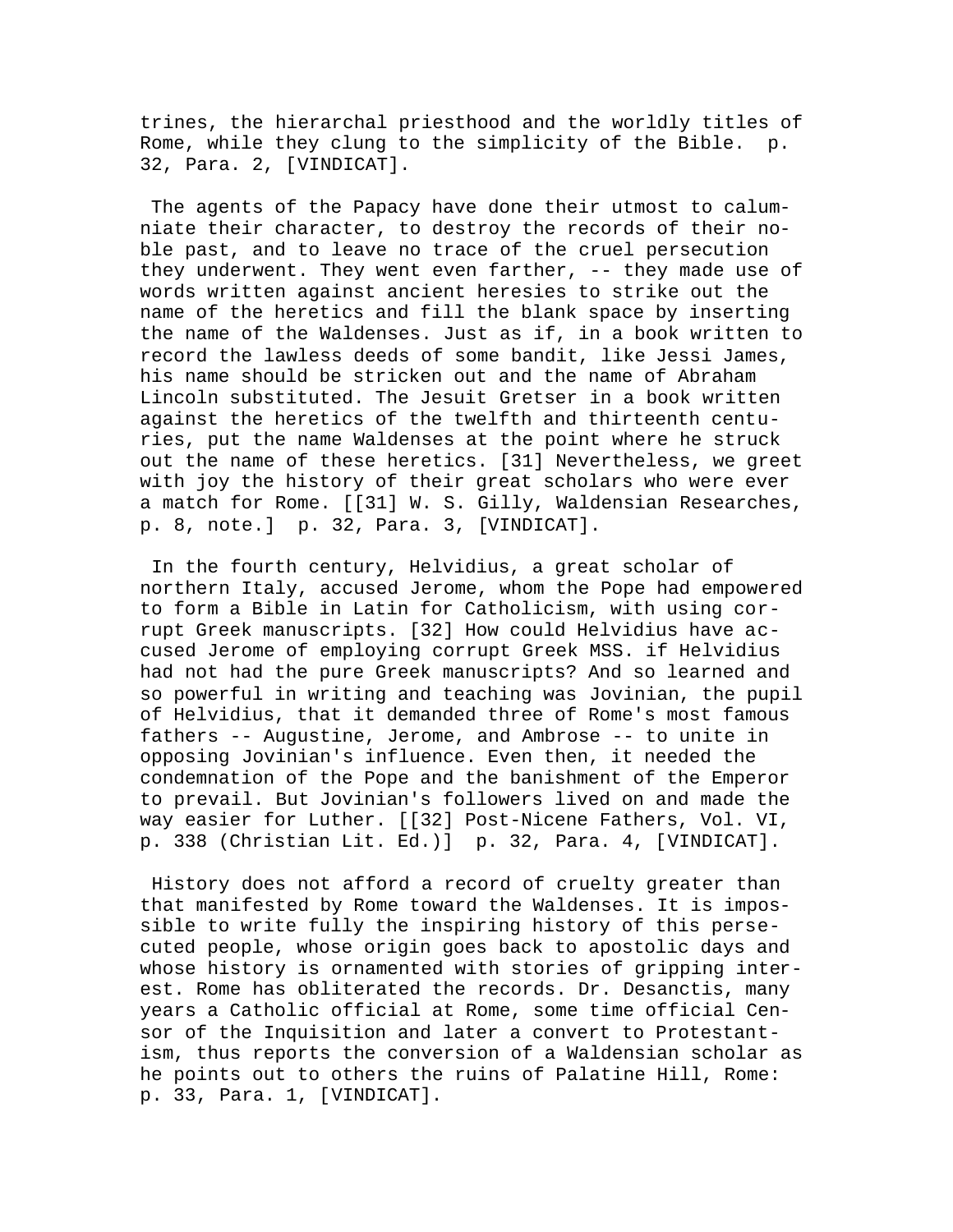trines, the hierarchal priesthood and the worldly titles of Rome, while they clung to the simplicity of the Bible. p. 32, Para. 2, [VINDICAT].

The agents of the Papacy have done their utmost to calumniate their character, to destroy the records of their noble past, and to leave no trace of the cruel persecution they underwent. They went even farther, -- they made use of words written against ancient heresies to strike out the name of the heretics and fill the blank space by inserting the name of the Waldenses. Just as if, in a book written to record the lawless deeds of some bandit, like Jessi James, his name should be stricken out and the name of Abraham Lincoln substituted. The Jesuit Gretser in a book written against the heretics of the twelfth and thirteenth centuries, put the name Waldenses at the point where he struck out the name of these heretics. [31] Nevertheless, we greet with joy the history of their great scholars who were ever a match for Rome. [[31] W. S. Gilly, Waldensian Researches, p. 8, note.] p. 32, Para. 3, [VINDICAT].

In the fourth century, Helvidius, a great scholar of northern Italy, accused Jerome, whom the Pope had empowered to form a Bible in Latin for Catholicism, with using corrupt Greek manuscripts. [32] How could Helvidius have accused Jerome of employing corrupt Greek MSS. if Helvidius had not had the pure Greek manuscripts? And so learned and so powerful in writing and teaching was Jovinian, the pupil of Helvidius, that it demanded three of Rome's most famous fathers -- Augustine, Jerome, and Ambrose -- to unite in opposing Jovinian's influence. Even then, it needed the condemnation of the Pope and the banishment of the Emperor to prevail. But Jovinian's followers lived on and made the way easier for Luther. [[32] Post-Nicene Fathers, Vol. VI, p. 338 (Christian Lit. Ed.)] p. 32, Para. 4, [VINDICAT].

History does not afford a record of cruelty greater than that manifested by Rome toward the Waldenses. It is impossible to write fully the inspiring history of this persecuted people, whose origin goes back to apostolic days and whose history is ornamented with stories of gripping interest. Rome has obliterated the records. Dr. Desanctis, many years a Catholic official at Rome, some time official Censor of the Inquisition and later a convert to Protestantism, thus reports the conversion of a Waldensian scholar as he points out to others the ruins of Palatine Hill, Rome: p. 33, Para. 1, [VINDICAT].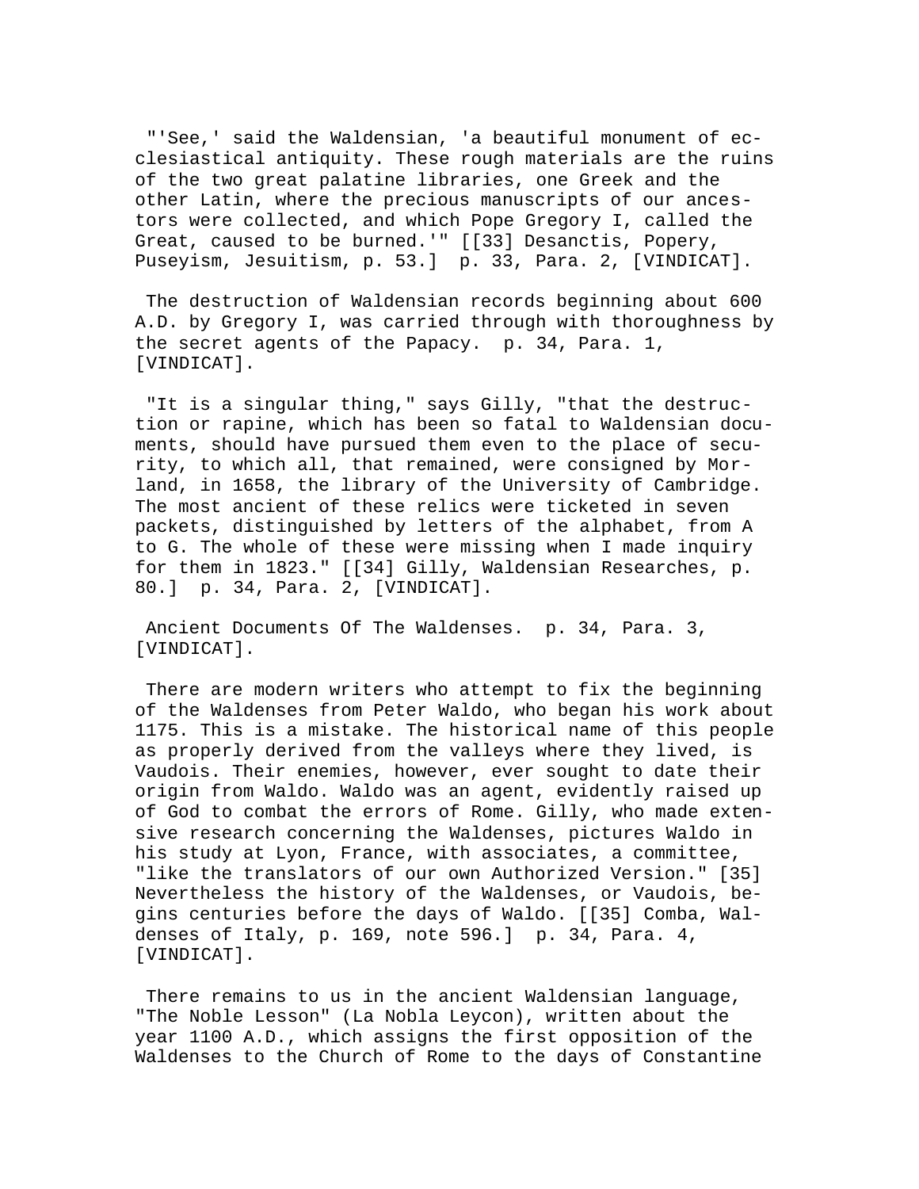"'See,' said the Waldensian, 'a beautiful monument of ecclesiastical antiquity. These rough materials are the ruins of the two great palatine libraries, one Greek and the other Latin, where the precious manuscripts of our ancestors were collected, and which Pope Gregory I, called the Great, caused to be burned.'" [[33] Desanctis, Popery, Puseyism, Jesuitism, p. 53.] p. 33, Para. 2, [VINDICAT].

The destruction of Waldensian records beginning about 600 A.D. by Gregory I, was carried through with thoroughness by the secret agents of the Papacy. p. 34, Para. 1, [VINDICAT].

"It is a singular thing," says Gilly, "that the destruction or rapine, which has been so fatal to Waldensian documents, should have pursued them even to the place of security, to which all, that remained, were consigned by Morland, in 1658, the library of the University of Cambridge. The most ancient of these relics were ticketed in seven packets, distinguished by letters of the alphabet, from A to G. The whole of these were missing when I made inquiry for them in 1823." [[34] Gilly, Waldensian Researches, p. 80.] p. 34, Para. 2, [VINDICAT].

Ancient Documents Of The Waldenses. p. 34, Para. 3, [VINDICAT].

There are modern writers who attempt to fix the beginning of the Waldenses from Peter Waldo, who began his work about 1175. This is a mistake. The historical name of this people as properly derived from the valleys where they lived, is Vaudois. Their enemies, however, ever sought to date their origin from Waldo. Waldo was an agent, evidently raised up of God to combat the errors of Rome. Gilly, who made extensive research concerning the Waldenses, pictures Waldo in his study at Lyon, France, with associates, a committee, "like the translators of our own Authorized Version." [35] Nevertheless the history of the Waldenses, or Vaudois, begins centuries before the days of Waldo. [[35] Comba, Waldenses of Italy, p. 169, note 596.] p. 34, Para. 4, [VINDICAT].

There remains to us in the ancient Waldensian language, "The Noble Lesson" (La Nobla Leycon), written about the year 1100 A.D., which assigns the first opposition of the Waldenses to the Church of Rome to the days of Constantine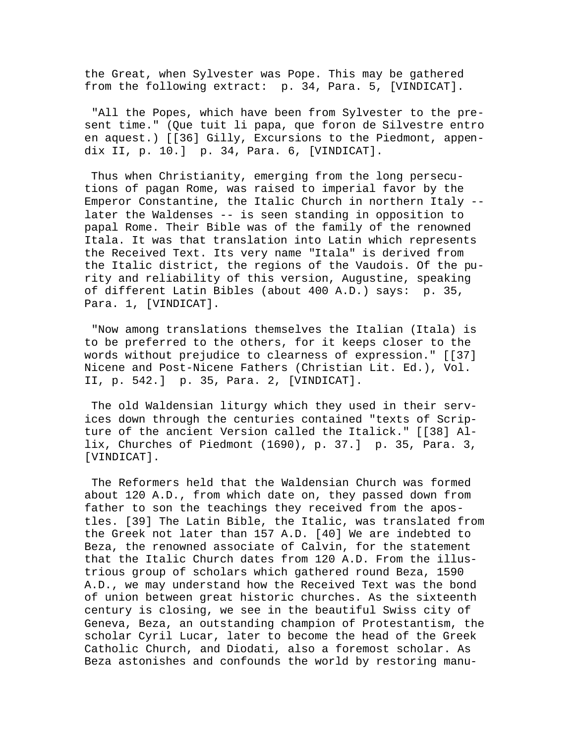the Great, when Sylvester was Pope. This may be gathered from the following extract: p. 34, Para. 5, [VINDICAT].

"All the Popes, which have been from Sylvester to the present time." (Que tuit li papa, que foron de Silvestre entro en aquest.) [[36] Gilly, Excursions to the Piedmont, appendix II, p. 10.] p. 34, Para. 6, [VINDICAT].

Thus when Christianity, emerging from the long persecutions of pagan Rome, was raised to imperial favor by the Emperor Constantine, the Italic Church in northern Italy -- later the Waldenses -- is seen standing in opposition to papal Rome. Their Bible was of the family of the renowned Itala. It was that translation into Latin which represents the Received Text. Its very name "Itala" is derived from the Italic district, the regions of the Vaudois. Of the purity and reliability of this version, Augustine, speaking of different Latin Bibles (about 400 A.D.) says: p. 35, Para. 1, [VINDICAT].

"Now among translations themselves the Italian (Itala) is to be preferred to the others, for it keeps closer to the words without prejudice to clearness of expression." [[37] Nicene and Post-Nicene Fathers (Christian Lit. Ed.), Vol. II, p. 542.] p. 35, Para. 2, [VINDICAT].

The old Waldensian liturgy which they used in their services down through the centuries contained "texts of Scripture of the ancient Version called the Italick." [[38] Allix, Churches of Piedmont (1690), p. 37.] p. 35, Para. 3, [VINDICAT].

The Reformers held that the Waldensian Church was formed about 120 A.D., from which date on, they passed down from father to son the teachings they received from the apostles. [39] The Latin Bible, the Italic, was translated from the Greek not later than 157 A.D. [40] We are indebted to Beza, the renowned associate of Calvin, for the statement that the Italic Church dates from 120 A.D. From the illustrious group of scholars which gathered round Beza, 1590 A.D., we may understand how the Received Text was the bond of union between great historic churches. As the sixteenth century is closing, we see in the beautiful Swiss city of Geneva, Beza, an outstanding champion of Protestantism, the scholar Cyril Lucar, later to become the head of the Greek Catholic Church, and Diodati, also a foremost scholar. As Beza astonishes and confounds the world by restoring manu-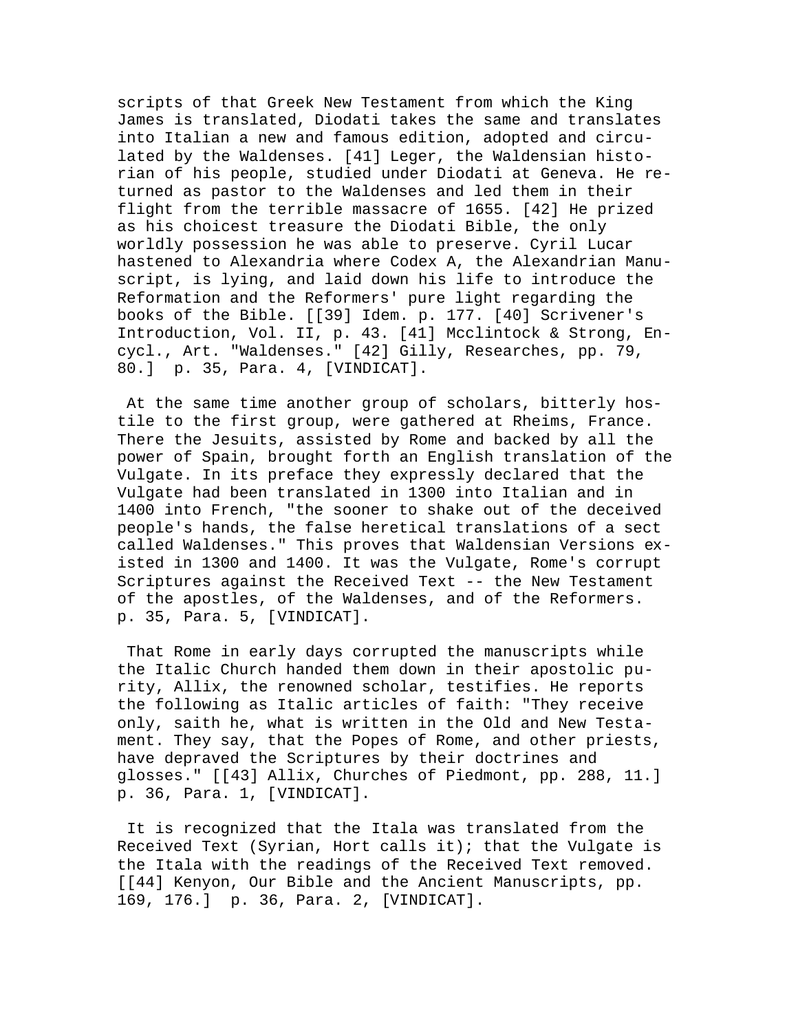scripts of that Greek New Testament from which the King James is translated, Diodati takes the same and translates into Italian a new and famous edition, adopted and circulated by the Waldenses. [41] Leger, the Waldensian historian of his people, studied under Diodati at Geneva. He returned as pastor to the Waldenses and led them in their flight from the terrible massacre of 1655. [42] He prized as his choicest treasure the Diodati Bible, the only worldly possession he was able to preserve. Cyril Lucar hastened to Alexandria where Codex A, the Alexandrian Manuscript, is lying, and laid down his life to introduce the Reformation and the Reformers' pure light regarding the books of the Bible. [[39] Idem. p. 177. [40] Scrivener's Introduction, Vol. II, p. 43. [41] Mcclintock & Strong, Encycl., Art. "Waldenses." [42] Gilly, Researches, pp. 79, 80.] p. 35, Para. 4, [VINDICAT].

At the same time another group of scholars, bitterly hostile to the first group, were gathered at Rheims, France. There the Jesuits, assisted by Rome and backed by all the power of Spain, brought forth an English translation of the Vulgate. In its preface they expressly declared that the Vulgate had been translated in 1300 into Italian and in 1400 into French, "the sooner to shake out of the deceived people's hands, the false heretical translations of a sect called Waldenses." This proves that Waldensian Versions existed in 1300 and 1400. It was the Vulgate, Rome's corrupt Scriptures against the Received Text -- the New Testament of the apostles, of the Waldenses, and of the Reformers. p. 35, Para. 5, [VINDICAT].

That Rome in early days corrupted the manuscripts while the Italic Church handed them down in their apostolic purity, Allix, the renowned scholar, testifies. He reports the following as Italic articles of faith: "They receive only, saith he, what is written in the Old and New Testament. They say, that the Popes of Rome, and other priests, have depraved the Scriptures by their doctrines and glosses." [[43] Allix, Churches of Piedmont, pp. 288, 11.] p. 36, Para. 1, [VINDICAT].

It is recognized that the Itala was translated from the Received Text (Syrian, Hort calls it); that the Vulgate is the Itala with the readings of the Received Text removed. [[44] Kenyon, Our Bible and the Ancient Manuscripts, pp. 169, 176.] p. 36, Para. 2, [VINDICAT].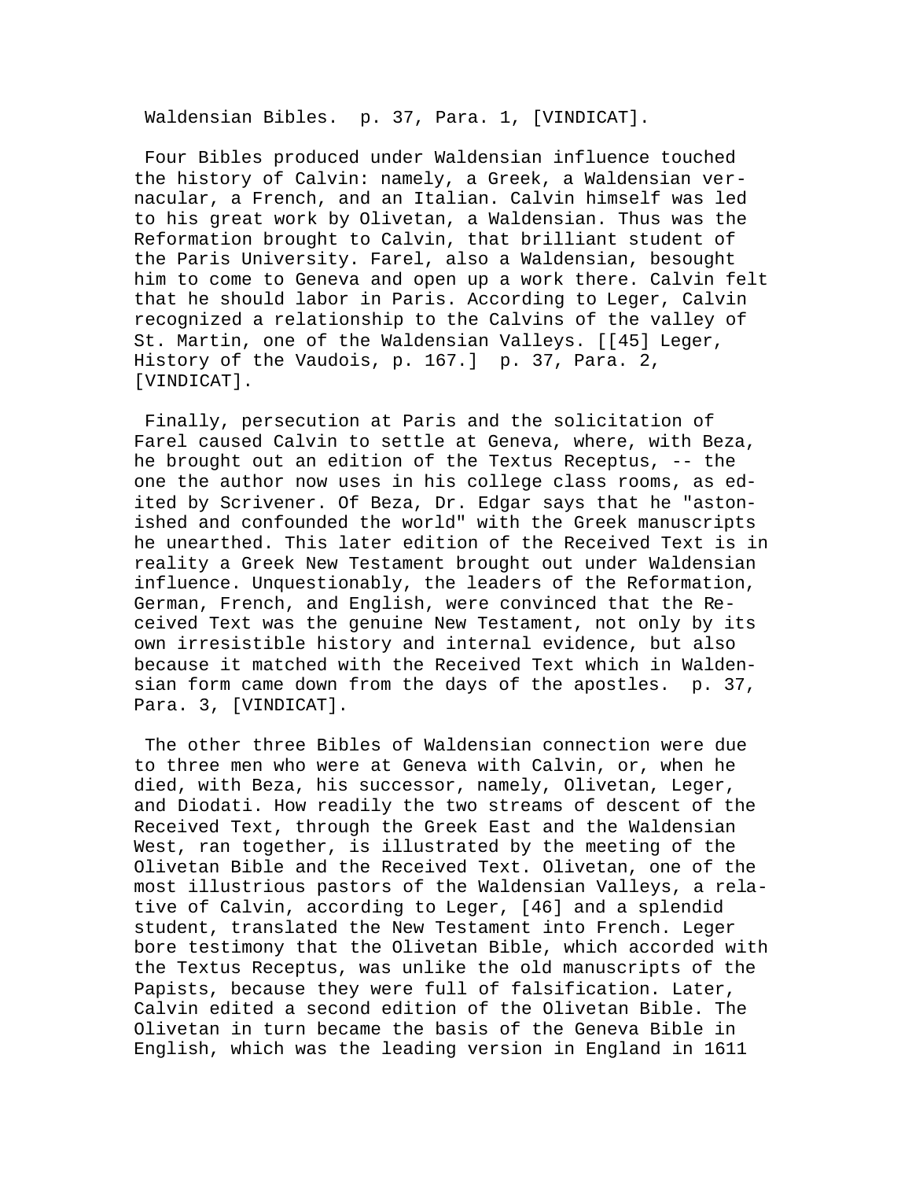Waldensian Bibles. p. 37, Para. 1, [VINDICAT].

Four Bibles produced under Waldensian influence touched the history of Calvin: namely, a Greek, a Waldensian vernacular, a French, and an Italian. Calvin himself was led to his great work by Olivetan, a Waldensian. Thus was the Reformation brought to Calvin, that brilliant student of the Paris University. Farel, also a Waldensian, besought him to come to Geneva and open up a work there. Calvin felt that he should labor in Paris. According to Leger, Calvin recognized a relationship to the Calvins of the valley of St. Martin, one of the Waldensian Valleys. [[45] Leger, History of the Vaudois, p. 167.] p. 37, Para. 2, [VINDICAT].

Finally, persecution at Paris and the solicitation of Farel caused Calvin to settle at Geneva, where, with Beza, he brought out an edition of the Textus Receptus, -- the one the author now uses in his college class rooms, as edited by Scrivener. Of Beza, Dr. Edgar says that he "astonished and confounded the world" with the Greek manuscripts he unearthed. This later edition of the Received Text is in reality a Greek New Testament brought out under Waldensian influence. Unquestionably, the leaders of the Reformation, German, French, and English, were convinced that the Received Text was the genuine New Testament, not only by its own irresistible history and internal evidence, but also because it matched with the Received Text which in Waldensian form came down from the days of the apostles. p. 37, Para. 3, [VINDICAT].

The other three Bibles of Waldensian connection were due to three men who were at Geneva with Calvin, or, when he died, with Beza, his successor, namely, Olivetan, Leger, and Diodati. How readily the two streams of descent of the Received Text, through the Greek East and the Waldensian West, ran together, is illustrated by the meeting of the Olivetan Bible and the Received Text. Olivetan, one of the most illustrious pastors of the Waldensian Valleys, a relative of Calvin, according to Leger, [46] and a splendid student, translated the New Testament into French. Leger bore testimony that the Olivetan Bible, which accorded with the Textus Receptus, was unlike the old manuscripts of the Papists, because they were full of falsification. Later, Calvin edited a second edition of the Olivetan Bible. The Olivetan in turn became the basis of the Geneva Bible in English, which was the leading version in England in 1611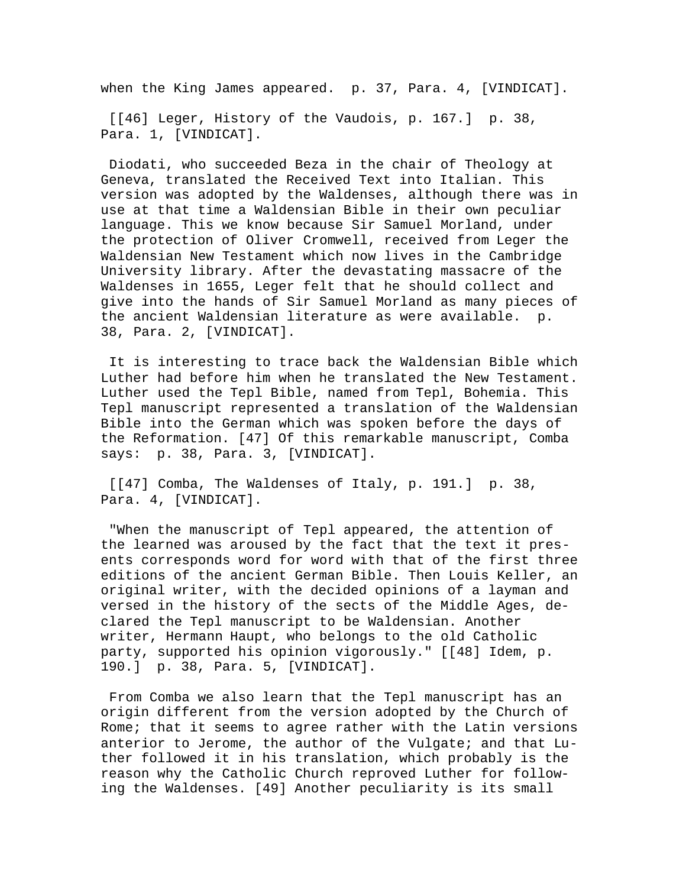when the King James appeared. p. 37, Para. 4, [VINDICAT].

[[46] Leger, History of the Vaudois, p. 167.] p. 38, Para. 1, [VINDICAT].

Diodati, who succeeded Beza in the chair of Theology at Geneva, translated the Received Text into Italian. This version was adopted by the Waldenses, although there was in use at that time a Waldensian Bible in their own peculiar language. This we know because Sir Samuel Morland, under the protection of Oliver Cromwell, received from Leger the Waldensian New Testament which now lives in the Cambridge University library. After the devastating massacre of the Waldenses in 1655, Leger felt that he should collect and give into the hands of Sir Samuel Morland as many pieces of the ancient Waldensian literature as were available. p. 38, Para. 2, [VINDICAT].

It is interesting to trace back the Waldensian Bible which Luther had before him when he translated the New Testament. Luther used the Tepl Bible, named from Tepl, Bohemia. This Tepl manuscript represented a translation of the Waldensian Bible into the German which was spoken before the days of the Reformation. [47] Of this remarkable manuscript, Comba says: p. 38, Para. 3, [VINDICAT].

[[47] Comba, The Waldenses of Italy, p. 191.] p. 38, Para. 4, [VINDICAT].

"When the manuscript of Tepl appeared, the attention of the learned was aroused by the fact that the text it presents corresponds word for word with that of the first three editions of the ancient German Bible. Then Louis Keller, an original writer, with the decided opinions of a layman and versed in the history of the sects of the Middle Ages, declared the Tepl manuscript to be Waldensian. Another writer, Hermann Haupt, who belongs to the old Catholic party, supported his opinion vigorously." [[48] Idem, p. 190.] p. 38, Para. 5, [VINDICAT].

From Comba we also learn that the Tepl manuscript has an origin different from the version adopted by the Church of Rome; that it seems to agree rather with the Latin versions anterior to Jerome, the author of the Vulgate; and that Luther followed it in his translation, which probably is the reason why the Catholic Church reproved Luther for following the Waldenses. [49] Another peculiarity is its small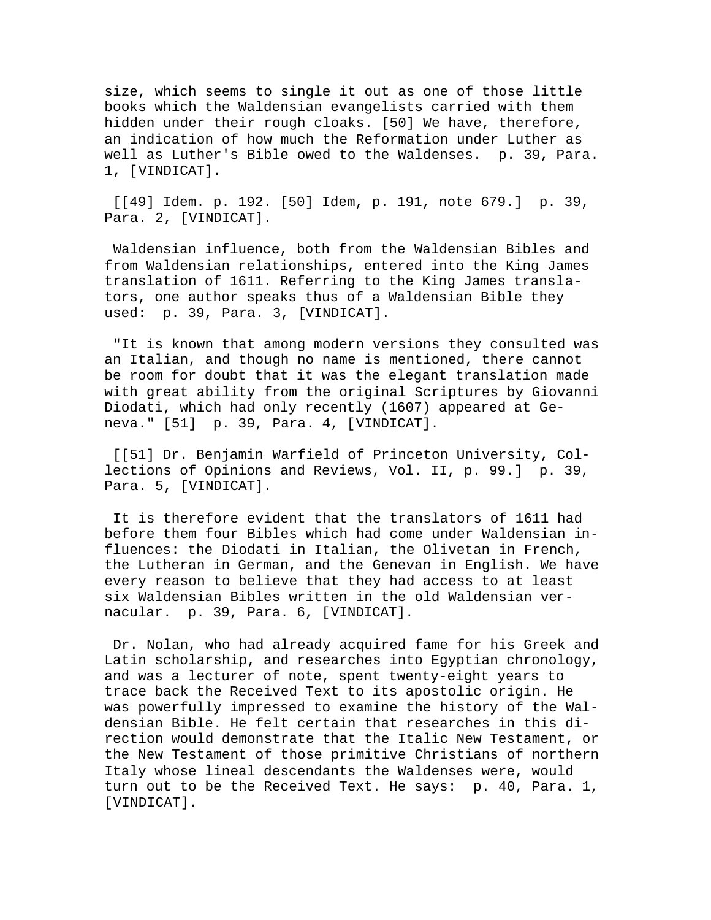size, which seems to single it out as one of those little books which the Waldensian evangelists carried with them hidden under their rough cloaks. [50] We have, therefore, an indication of how much the Reformation under Luther as well as Luther's Bible owed to the Waldenses. p. 39, Para. 1, [VINDICAT].

[[49] Idem. p. 192. [50] Idem, p. 191, note 679.] p. 39, Para. 2, [VINDICAT].

Waldensian influence, both from the Waldensian Bibles and from Waldensian relationships, entered into the King James translation of 1611. Referring to the King James translators, one author speaks thus of a Waldensian Bible they used: p. 39, Para. 3, [VINDICAT].

"It is known that among modern versions they consulted was an Italian, and though no name is mentioned, there cannot be room for doubt that it was the elegant translation made with great ability from the original Scriptures by Giovanni Diodati, which had only recently (1607) appeared at Geneva." [51] p. 39, Para. 4, [VINDICAT].

[[51] Dr. Benjamin Warfield of Princeton University, Collections of Opinions and Reviews, Vol. II, p. 99.] p. 39, Para. 5, [VINDICAT].

It is therefore evident that the translators of 1611 had before them four Bibles which had come under Waldensian influences: the Diodati in Italian, the Olivetan in French, the Lutheran in German, and the Genevan in English. We have every reason to believe that they had access to at least six Waldensian Bibles written in the old Waldensian vernacular. p. 39, Para. 6, [VINDICAT].

Dr. Nolan, who had already acquired fame for his Greek and Latin scholarship, and researches into Egyptian chronology, and was a lecturer of note, spent twenty-eight years to trace back the Received Text to its apostolic origin. He was powerfully impressed to examine the history of the Waldensian Bible. He felt certain that researches in this direction would demonstrate that the Italic New Testament, or the New Testament of those primitive Christians of northern Italy whose lineal descendants the Waldenses were, would turn out to be the Received Text. He says: p. 40, Para. 1, [VINDICAT].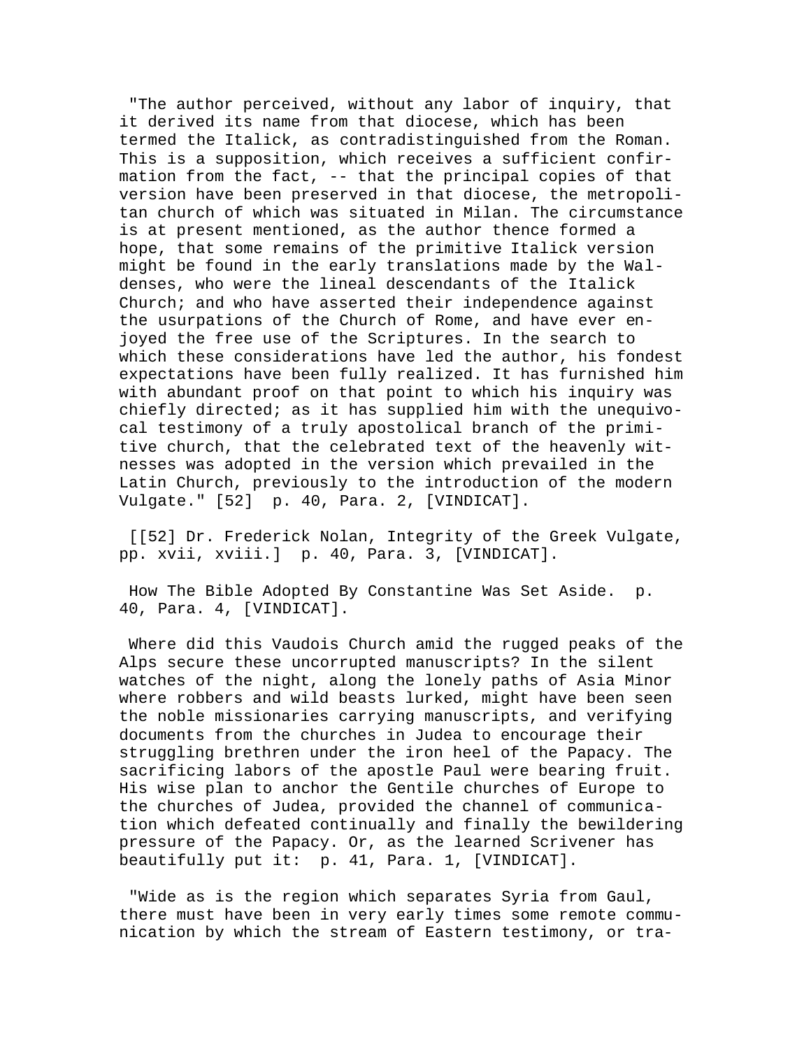"The author perceived, without any labor of inquiry, that it derived its name from that diocese, which has been termed the Italick, as contradistinguished from the Roman. This is a supposition, which receives a sufficient confirmation from the fact, -- that the principal copies of that version have been preserved in that diocese, the metropolitan church of which was situated in Milan. The circumstance is at present mentioned, as the author thence formed a hope, that some remains of the primitive Italick version might be found in the early translations made by the Waldenses, who were the lineal descendants of the Italick Church; and who have asserted their independence against the usurpations of the Church of Rome, and have ever enjoyed the free use of the Scriptures. In the search to which these considerations have led the author, his fondest expectations have been fully realized. It has furnished him with abundant proof on that point to which his inquiry was chiefly directed; as it has supplied him with the unequivocal testimony of a truly apostolical branch of the primitive church, that the celebrated text of the heavenly witnesses was adopted in the version which prevailed in the Latin Church, previously to the introduction of the modern Vulgate." [52] p. 40, Para. 2, [VINDICAT].

[[52] Dr. Frederick Nolan, Integrity of the Greek Vulgate, pp. xvii, xviii.] p. 40, Para. 3, [VINDICAT].

How The Bible Adopted By Constantine Was Set Aside. p. 40, Para. 4, [VINDICAT].

Where did this Vaudois Church amid the rugged peaks of the Alps secure these uncorrupted manuscripts? In the silent watches of the night, along the lonely paths of Asia Minor where robbers and wild beasts lurked, might have been seen the noble missionaries carrying manuscripts, and verifying documents from the churches in Judea to encourage their struggling brethren under the iron heel of the Papacy. The sacrificing labors of the apostle Paul were bearing fruit. His wise plan to anchor the Gentile churches of Europe to the churches of Judea, provided the channel of communication which defeated continually and finally the bewildering pressure of the Papacy. Or, as the learned Scrivener has beautifully put it: p. 41, Para. 1, [VINDICAT].

"Wide as is the region which separates Syria from Gaul, there must have been in very early times some remote communication by which the stream of Eastern testimony, or tra-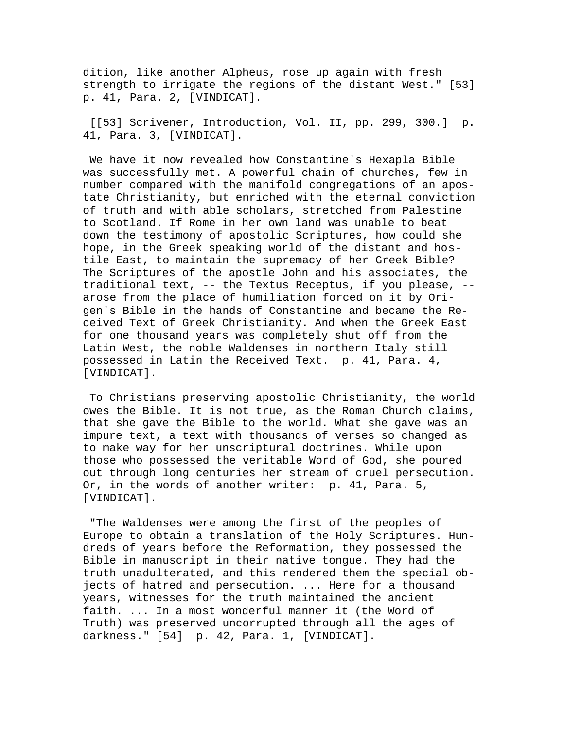dition, like another Alpheus, rose up again with fresh strength to irrigate the regions of the distant West." [53] p. 41, Para. 2, [VINDICAT].

[[53] Scrivener, Introduction, Vol. II, pp. 299, 300.] p. 41, Para. 3, [VINDICAT].

We have it now revealed how Constantine's Hexapla Bible was successfully met. A powerful chain of churches, few in number compared with the manifold congregations of an apostate Christianity, but enriched with the eternal conviction of truth and with able scholars, stretched from Palestine to Scotland. If Rome in her own land was unable to beat down the testimony of apostolic Scriptures, how could she hope, in the Greek speaking world of the distant and hostile East, to maintain the supremacy of her Greek Bible? The Scriptures of the apostle John and his associates, the traditional text, -- the Textus Receptus, if you please, -- arose from the place of humiliation forced on it by Origen's Bible in the hands of Constantine and became the Received Text of Greek Christianity. And when the Greek East for one thousand years was completely shut off from the Latin West, the noble Waldenses in northern Italy still possessed in Latin the Received Text. p. 41, Para. 4, [VINDICAT].

To Christians preserving apostolic Christianity, the world owes the Bible. It is not true, as the Roman Church claims, that she gave the Bible to the world. What she gave was an impure text, a text with thousands of verses so changed as to make way for her unscriptural doctrines. While upon those who possessed the veritable Word of God, she poured out through long centuries her stream of cruel persecution. Or, in the words of another writer: p. 41, Para. 5, [VINDICAT].

"The Waldenses were among the first of the peoples of Europe to obtain a translation of the Holy Scriptures. Hundreds of years before the Reformation, they possessed the Bible in manuscript in their native tongue. They had the truth unadulterated, and this rendered them the special objects of hatred and persecution. ... Here for a thousand years, witnesses for the truth maintained the ancient faith. ... In a most wonderful manner it (the Word of Truth) was preserved uncorrupted through all the ages of darkness." [54] p. 42, Para. 1, [VINDICAT].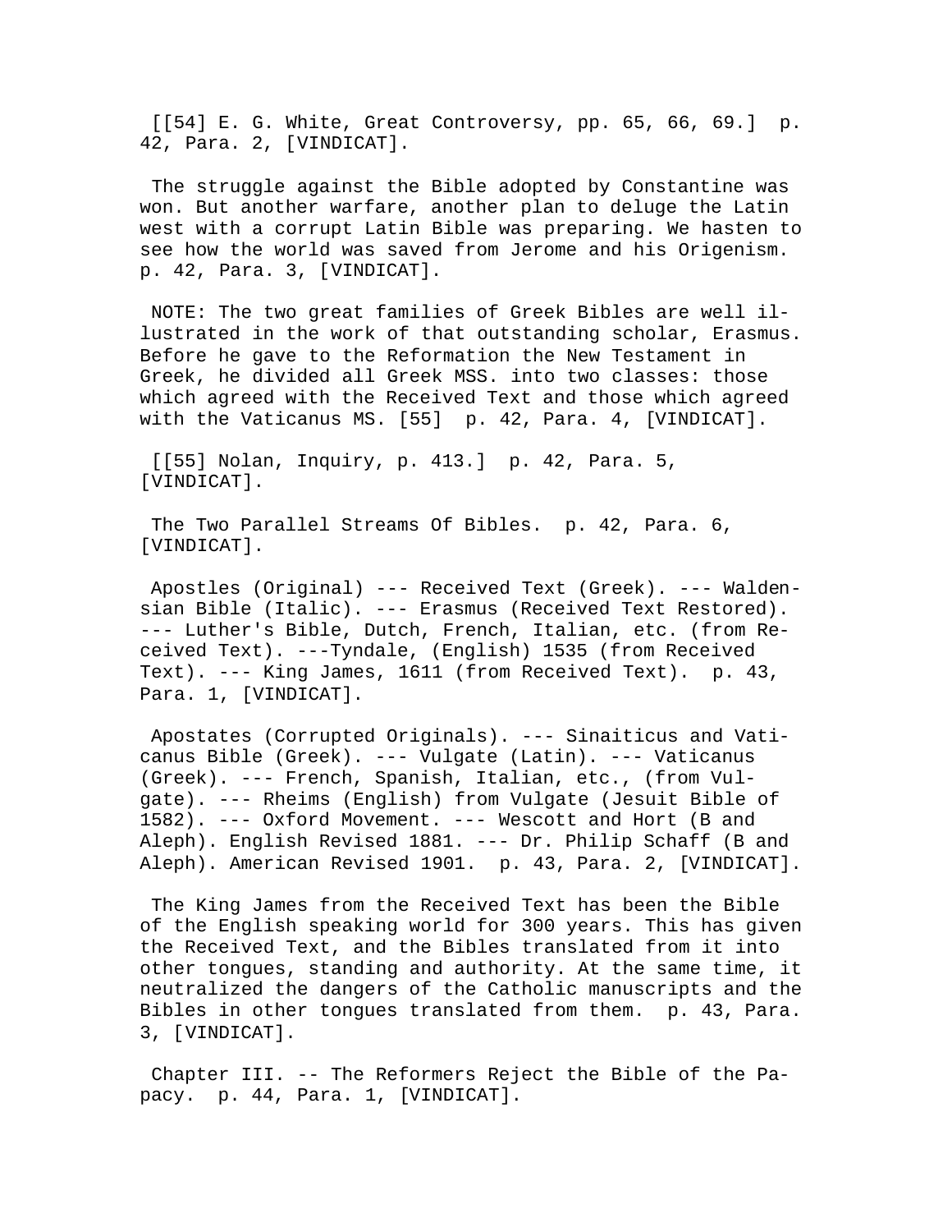[[54] E. G. White, Great Controversy, pp. 65, 66, 69.] p. 42, Para. 2, [VINDICAT].

The struggle against the Bible adopted by Constantine was won. But another warfare, another plan to deluge the Latin west with a corrupt Latin Bible was preparing. We hasten to see how the world was saved from Jerome and his Origenism. p. 42, Para. 3, [VINDICAT].

NOTE: The two great families of Greek Bibles are well illustrated in the work of that outstanding scholar, Erasmus. Before he gave to the Reformation the New Testament in Greek, he divided all Greek MSS. into two classes: those which agreed with the Received Text and those which agreed with the Vaticanus MS. [55] p. 42, Para. 4, [VINDICAT].

[[55] Nolan, Inquiry, p. 413.] p. 42, Para. 5, [VINDICAT].

The Two Parallel Streams Of Bibles. p. 42, Para. 6, [VINDICAT].

Apostles (Original) --- Received Text (Greek). --- Waldensian Bible (Italic). --- Erasmus (Received Text Restored). --- Luther's Bible, Dutch, French, Italian, etc. (from Received Text). ---Tyndale, (English) 1535 (from Received Text). --- King James, 1611 (from Received Text). p. 43, Para. 1, [VINDICAT].

Apostates (Corrupted Originals). --- Sinaiticus and Vaticanus Bible (Greek). --- Vulgate (Latin). --- Vaticanus (Greek). --- French, Spanish, Italian, etc., (from Vulgate). --- Rheims (English) from Vulgate (Jesuit Bible of 1582). --- Oxford Movement. --- Wescott and Hort (B and Aleph). English Revised 1881. --- Dr. Philip Schaff (B and Aleph). American Revised 1901. p. 43, Para. 2, [VINDICAT].

The King James from the Received Text has been the Bible of the English speaking world for 300 years. This has given the Received Text, and the Bibles translated from it into other tongues, standing and authority. At the same time, it neutralized the dangers of the Catholic manuscripts and the Bibles in other tongues translated from them. p. 43, Para. 3, [VINDICAT].

Chapter III. -- The Reformers Reject the Bible of the Papacy. p. 44, Para. 1, [VINDICAT].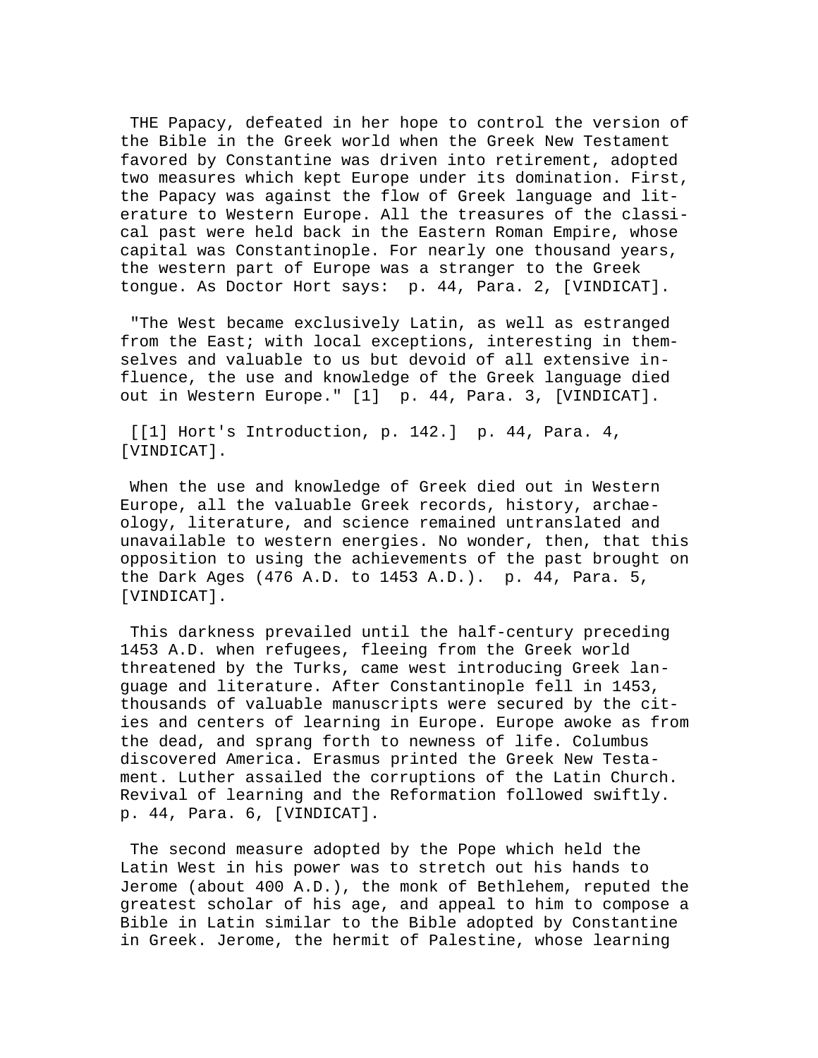THE Papacy, defeated in her hope to control the version of the Bible in the Greek world when the Greek New Testament favored by Constantine was driven into retirement, adopted two measures which kept Europe under its domination. First, the Papacy was against the flow of Greek language and literature to Western Europe. All the treasures of the classical past were held back in the Eastern Roman Empire, whose capital was Constantinople. For nearly one thousand years, the western part of Europe was a stranger to the Greek tongue. As Doctor Hort says: p. 44, Para. 2, [VINDICAT].

"The West became exclusively Latin, as well as estranged from the East; with local exceptions, interesting in themselves and valuable to us but devoid of all extensive influence, the use and knowledge of the Greek language died out in Western Europe." [1] p. 44, Para. 3, [VINDICAT].

[[1] Hort's Introduction, p. 142.] p. 44, Para. 4, [VINDICAT].

When the use and knowledge of Greek died out in Western Europe, all the valuable Greek records, history, archaeology, literature, and science remained untranslated and unavailable to western energies. No wonder, then, that this opposition to using the achievements of the past brought on the Dark Ages (476 A.D. to 1453 A.D.). p. 44, Para. 5, [VINDICAT].

This darkness prevailed until the half-century preceding 1453 A.D. when refugees, fleeing from the Greek world threatened by the Turks, came west introducing Greek language and literature. After Constantinople fell in 1453, thousands of valuable manuscripts were secured by the cities and centers of learning in Europe. Europe awoke as from the dead, and sprang forth to newness of life. Columbus discovered America. Erasmus printed the Greek New Testament. Luther assailed the corruptions of the Latin Church. Revival of learning and the Reformation followed swiftly. p. 44, Para. 6, [VINDICAT].

The second measure adopted by the Pope which held the Latin West in his power was to stretch out his hands to Jerome (about 400 A.D.), the monk of Bethlehem, reputed the greatest scholar of his age, and appeal to him to compose a Bible in Latin similar to the Bible adopted by Constantine in Greek. Jerome, the hermit of Palestine, whose learning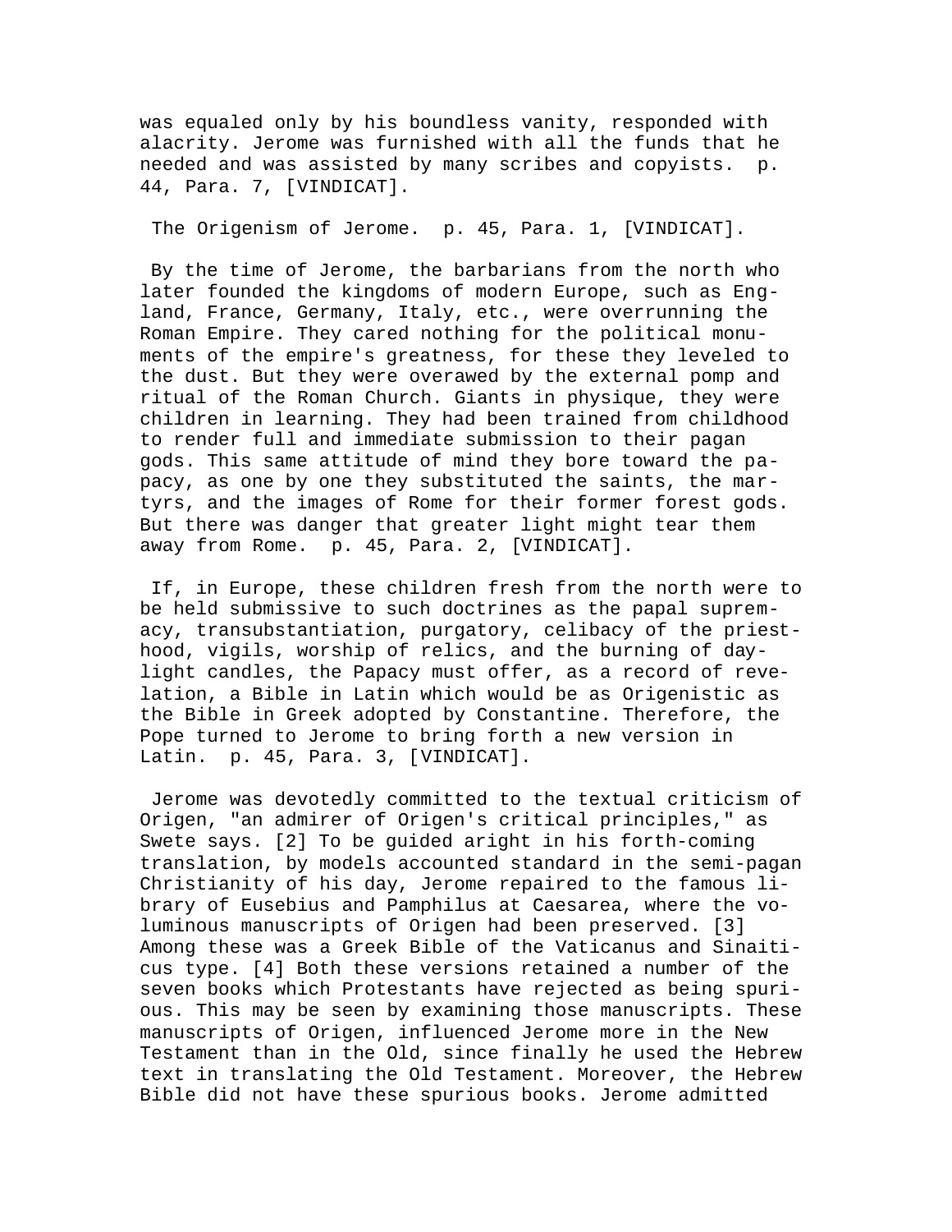was equaled only by his boundless vanity, responded with alacrity. Jerome was furnished with all the funds that he needed and was assisted by many scribes and copyists. p. 44, Para. 7, [VINDICAT].

The Origenism of Jerome. p. 45, Para. 1, [VINDICAT].

By the time of Jerome, the barbarians from the north who later founded the kingdoms of modern Europe, such as England, France, Germany, Italy, etc., were overrunning the Roman Empire. They cared nothing for the political monuments of the empire's greatness, for these they leveled to the dust. But they were overawed by the external pomp and ritual of the Roman Church. Giants in physique, they were children in learning. They had been trained from childhood to render full and immediate submission to their pagan gods. This same attitude of mind they bore toward the papacy, as one by one they substituted the saints, the martyrs, and the images of Rome for their former forest gods. But there was danger that greater light might tear them away from Rome. p. 45, Para. 2, [VINDICAT].

If, in Europe, these children fresh from the north were to be held submissive to such doctrines as the papal supremacy, transubstantiation, purgatory, celibacy of the priesthood, vigils, worship of relics, and the burning of daylight candles, the Papacy must offer, as a record of revelation, a Bible in Latin which would be as Origenistic as the Bible in Greek adopted by Constantine. Therefore, the Pope turned to Jerome to bring forth a new version in Latin. p. 45, Para. 3, [VINDICAT].

Jerome was devotedly committed to the textual criticism of Origen, "an admirer of Origen's critical principles," as Swete says. [2] To be guided aright in his forth-coming translation, by models accounted standard in the semi-pagan Christianity of his day, Jerome repaired to the famous library of Eusebius and Pamphilus at Caesarea, where the voluminous manuscripts of Origen had been preserved. [3] Among these was a Greek Bible of the Vaticanus and Sinaiticus type. [4] Both these versions retained a number of the seven books which Protestants have rejected as being spurious. This may be seen by examining those manuscripts. These manuscripts of Origen, influenced Jerome more in the New Testament than in the Old, since finally he used the Hebrew text in translating the Old Testament. Moreover, the Hebrew Bible did not have these spurious books. Jerome admitted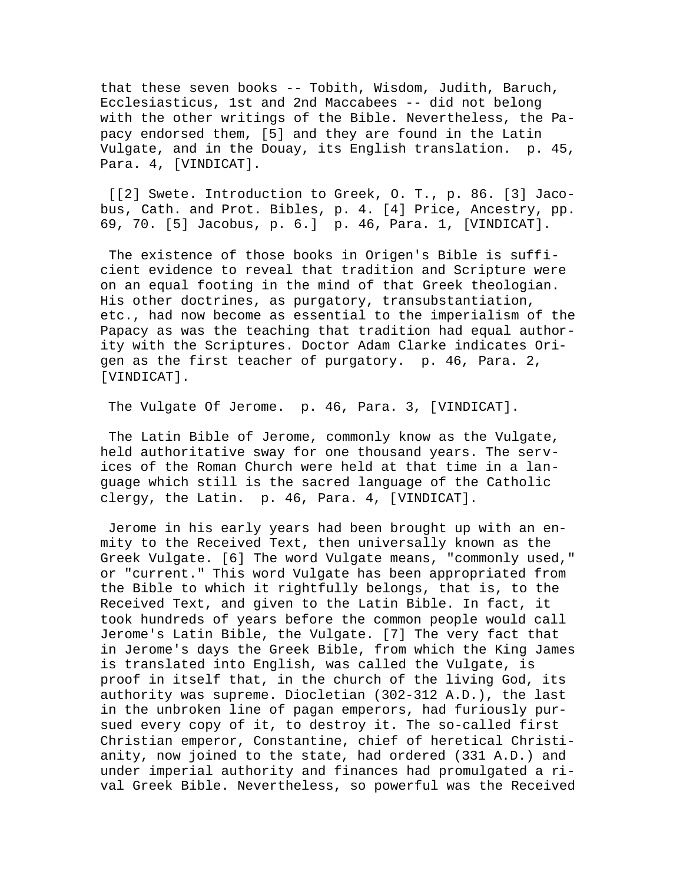that these seven books -- Tobith, Wisdom, Judith, Baruch, Ecclesiasticus, 1st and 2nd Maccabees -- did not belong with the other writings of the Bible. Nevertheless, the Papacy endorsed them, [5] and they are found in the Latin Vulgate, and in the Douay, its English translation. p. 45, Para. 4, [VINDICAT].

[[2] Swete. Introduction to Greek, O. T., p. 86. [3] Jacobus, Cath. and Prot. Bibles, p. 4. [4] Price, Ancestry, pp. 69, 70. [5] Jacobus, p. 6.] p. 46, Para. 1, [VINDICAT].

The existence of those books in Origen's Bible is sufficient evidence to reveal that tradition and Scripture were on an equal footing in the mind of that Greek theologian. His other doctrines, as purgatory, transubstantiation, etc., had now become as essential to the imperialism of the Papacy as was the teaching that tradition had equal authority with the Scriptures. Doctor Adam Clarke indicates Origen as the first teacher of purgatory. p. 46, Para. 2, [VINDICAT].

The Vulgate Of Jerome. p. 46, Para. 3, [VINDICAT].

The Latin Bible of Jerome, commonly know as the Vulgate, held authoritative sway for one thousand years. The services of the Roman Church were held at that time in a language which still is the sacred language of the Catholic clergy, the Latin. p. 46, Para. 4, [VINDICAT].

Jerome in his early years had been brought up with an enmity to the Received Text, then universally known as the Greek Vulgate. [6] The word Vulgate means, "commonly used," or "current." This word Vulgate has been appropriated from the Bible to which it rightfully belongs, that is, to the Received Text, and given to the Latin Bible. In fact, it took hundreds of years before the common people would call Jerome's Latin Bible, the Vulgate. [7] The very fact that in Jerome's days the Greek Bible, from which the King James is translated into English, was called the Vulgate, is proof in itself that, in the church of the living God, its authority was supreme. Diocletian (302-312 A.D.), the last in the unbroken line of pagan emperors, had furiously pursued every copy of it, to destroy it. The so-called first Christian emperor, Constantine, chief of heretical Christianity, now joined to the state, had ordered (331 A.D.) and under imperial authority and finances had promulgated a rival Greek Bible. Nevertheless, so powerful was the Received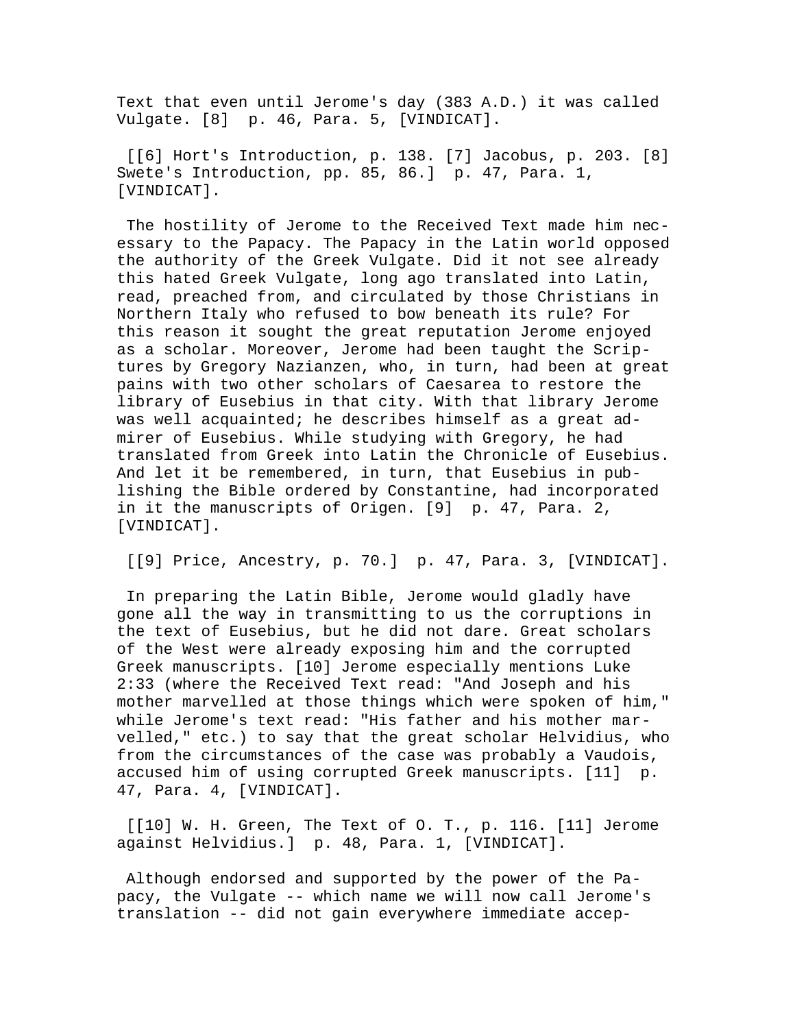Text that even until Jerome's day (383 A.D.) it was called Vulgate. [8]  p. 46, Para. 5, [VINDICAT].

[[6] Hort's Introduction, p. 138. [7] Jacobus, p. 203. [8] Swete's Introduction, pp. 85, 86.]  p. 47, Para. 1, [VINDICAT].

The hostility of Jerome to the Received Text made him necessary to the Papacy. The Papacy in the Latin world opposed the authority of the Greek Vulgate. Did it not see already this hated Greek Vulgate, long ago translated into Latin, read, preached from, and circulated by those Christians in Northern Italy who refused to bow beneath its rule? For this reason it sought the great reputation Jerome enjoyed as a scholar. Moreover, Jerome had been taught the Scriptures by Gregory Nazianzen, who, in turn, had been at great pains with two other scholars of Caesarea to restore the library of Eusebius in that city. With that library Jerome was well acquainted; he describes himself as a great admirer of Eusebius. While studying with Gregory, he had translated from Greek into Latin the Chronicle of Eusebius. And let it be remembered, in turn, that Eusebius in publishing the Bible ordered by Constantine, had incorporated in it the manuscripts of Origen. [9]  p. 47, Para. 2, [VINDICAT].

[[9] Price, Ancestry, p. 70.]  p. 47, Para. 3, [VINDICAT].

In preparing the Latin Bible, Jerome would gladly have gone all the way in transmitting to us the corruptions in the text of Eusebius, but he did not dare. Great scholars of the West were already exposing him and the corrupted Greek manuscripts. [10] Jerome especially mentions Luke 2:33 (where the Received Text read: "And Joseph and his mother marvelled at those things which were spoken of him," while Jerome's text read: "His father and his mother marvelled," etc.) to say that the great scholar Helvidius, who from the circumstances of the case was probably a Vaudois, accused him of using corrupted Greek manuscripts. [11]  p. 47, Para. 4, [VINDICAT].

[[10] W. H. Green, The Text of O. T., p. 116. [11] Jerome against Helvidius.]  p. 48, Para. 1, [VINDICAT].

Although endorsed and supported by the power of the Papacy, the Vulgate -- which name we will now call Jerome's translation -- did not gain everywhere immediate accep-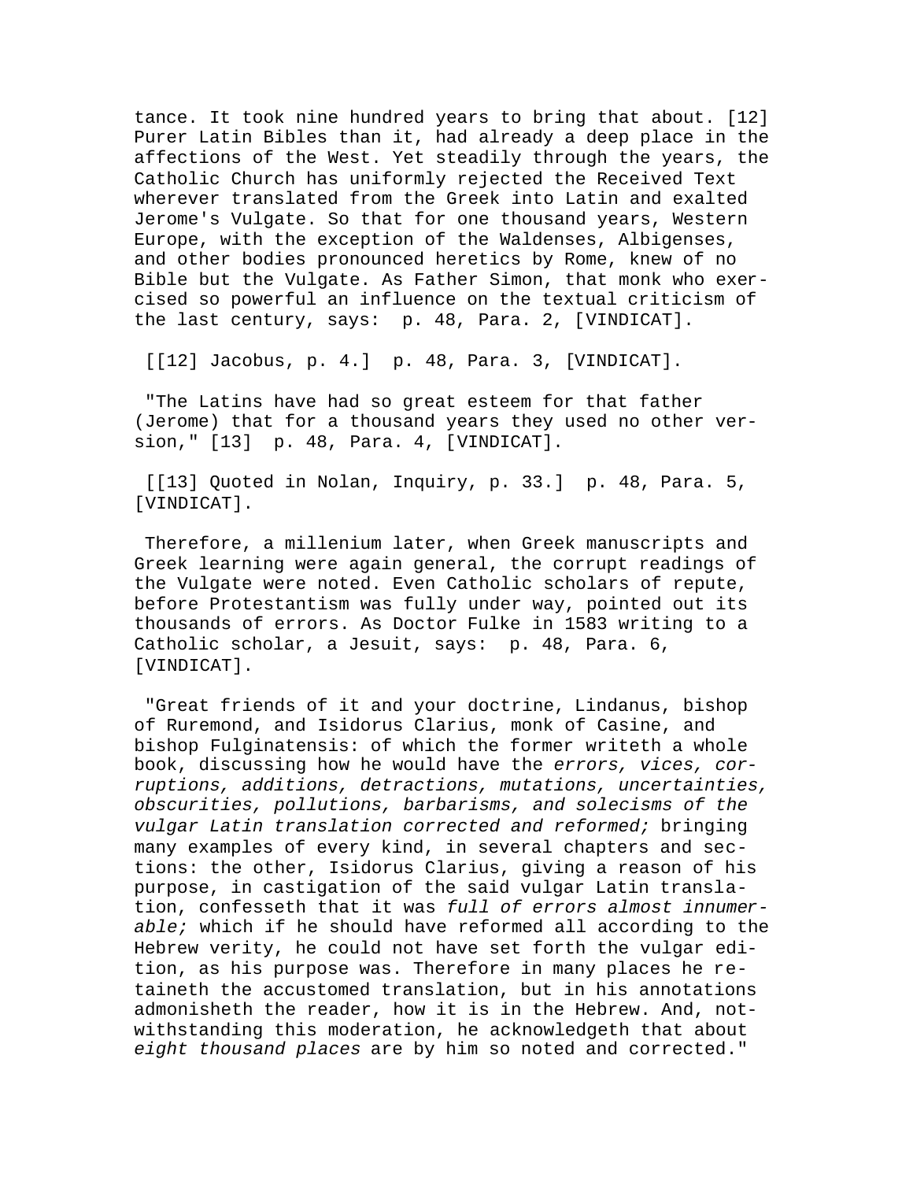tance. It took nine hundred years to bring that about. [12] Purer Latin Bibles than it, had already a deep place in the affections of the West. Yet steadily through the years, the Catholic Church has uniformly rejected the Received Text wherever translated from the Greek into Latin and exalted Jerome's Vulgate. So that for one thousand years, Western Europe, with the exception of the Waldenses, Albigenses, and other bodies pronounced heretics by Rome, knew of no Bible but the Vulgate. As Father Simon, that monk who exercised so powerful an influence on the textual criticism of the last century, says: p. 48, Para. 2, [VINDICAT].

[[12] Jacobus, p. 4.] p. 48, Para. 3, [VINDICAT].

"The Latins have had so great esteem for that father (Jerome) that for a thousand years they used no other version," [13] p. 48, Para. 4, [VINDICAT].

[[13] Quoted in Nolan, Inquiry, p. 33.] p. 48, Para. 5, [VINDICAT].

Therefore, a millenium later, when Greek manuscripts and Greek learning were again general, the corrupt readings of the Vulgate were noted. Even Catholic scholars of repute, before Protestantism was fully under way, pointed out its thousands of errors. As Doctor Fulke in 1583 writing to a Catholic scholar, a Jesuit, says: p. 48, Para. 6, [VINDICAT].

"Great friends of it and your doctrine, Lindanus, bishop of Ruremond, and Isidorus Clarius, monk of Casine, and bishop Fulginatensis: of which the former writeth a whole book, discussing how he would have the *errors, vices, corruptions, additions, detractions, mutations, uncertainties, obscurities, pollutions, barbarisms, and solecisms of the vulgar Latin translation corrected and reformed;* bringing many examples of every kind, in several chapters and sections: the other, Isidorus Clarius, giving a reason of his purpose, in castigation of the said vulgar Latin translation, confesseth that it was *full of errors almost innumerable;* which if he should have reformed all according to the Hebrew verity, he could not have set forth the vulgar edition, as his purpose was. Therefore in many places he retaineth the accustomed translation, but in his annotations admonisheth the reader, how it is in the Hebrew. And, notwithstanding this moderation, he acknowledgeth that about *eight thousand places* are by him so noted and corrected."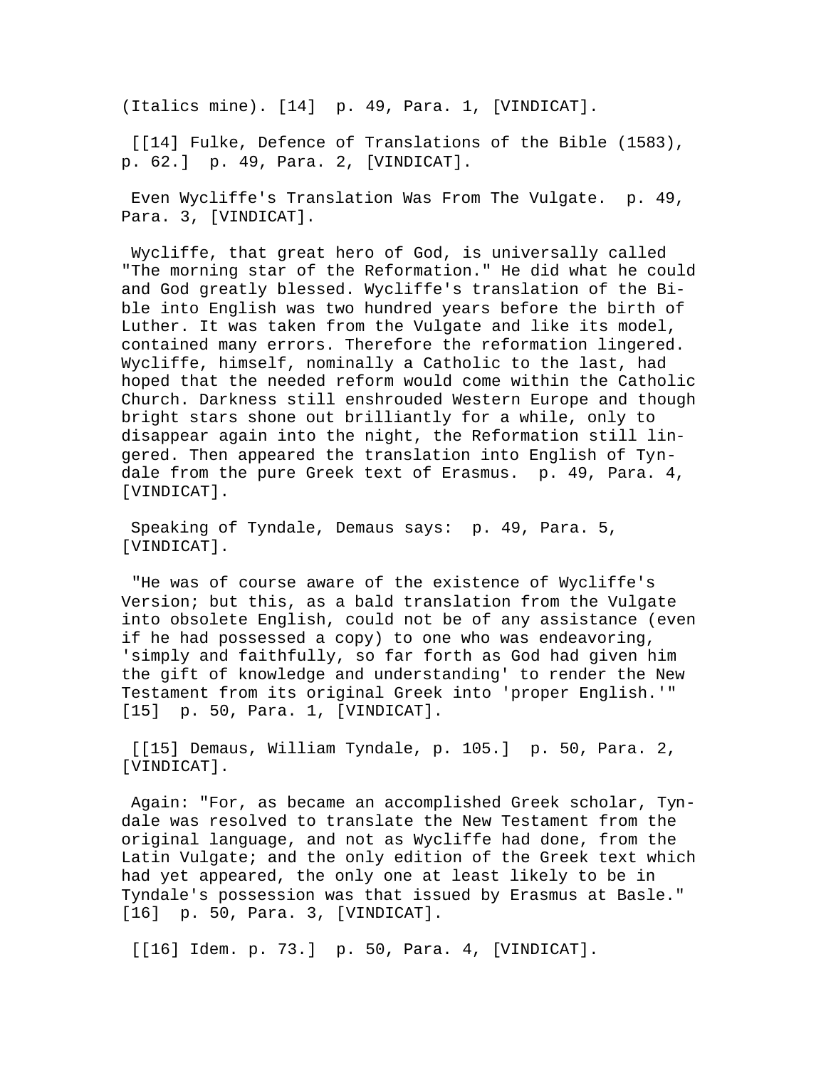(Italics mine). [14] p. 49, Para. 1, [VINDICAT].

[[14] Fulke, Defence of Translations of the Bible (1583), p. 62.] p. 49, Para. 2, [VINDICAT].

Even Wycliffe's Translation Was From The Vulgate. p. 49, Para. 3, [VINDICAT].

Wycliffe, that great hero of God, is universally called "The morning star of the Reformation." He did what he could and God greatly blessed. Wycliffe's translation of the Bible into English was two hundred years before the birth of Luther. It was taken from the Vulgate and like its model, contained many errors. Therefore the reformation lingered. Wycliffe, himself, nominally a Catholic to the last, had hoped that the needed reform would come within the Catholic Church. Darkness still enshrouded Western Europe and though bright stars shone out brilliantly for a while, only to disappear again into the night, the Reformation still lingered. Then appeared the translation into English of Tyndale from the pure Greek text of Erasmus. p. 49, Para. 4, [VINDICAT].

Speaking of Tyndale, Demaus says: p. 49, Para. 5, [VINDICAT].

"He was of course aware of the existence of Wycliffe's Version; but this, as a bald translation from the Vulgate into obsolete English, could not be of any assistance (even if he had possessed a copy) to one who was endeavoring, 'simply and faithfully, so far forth as God had given him the gift of knowledge and understanding' to render the New Testament from its original Greek into 'proper English.'" [15] p. 50, Para. 1, [VINDICAT].

[[15] Demaus, William Tyndale, p. 105.] p. 50, Para. 2, [VINDICAT].

Again: "For, as became an accomplished Greek scholar, Tyndale was resolved to translate the New Testament from the original language, and not as Wycliffe had done, from the Latin Vulgate; and the only edition of the Greek text which had yet appeared, the only one at least likely to be in Tyndale's possession was that issued by Erasmus at Basle." [16] p. 50, Para. 3, [VINDICAT].

[[16] Idem. p. 73.] p. 50, Para. 4, [VINDICAT].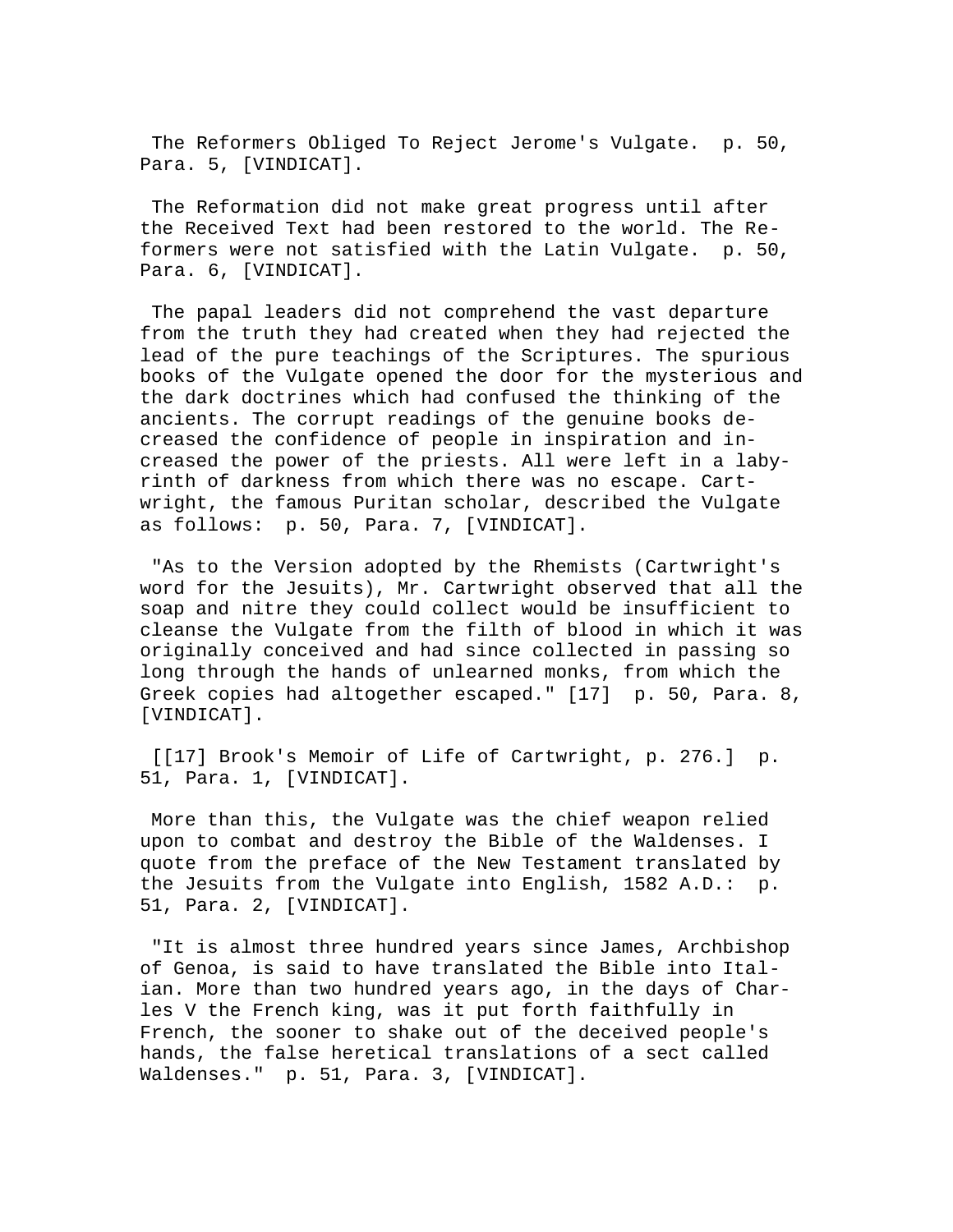The Reformers Obliged To Reject Jerome's Vulgate. p. 50, Para. 5, [VINDICAT].

The Reformation did not make great progress until after the Received Text had been restored to the world. The Reformers were not satisfied with the Latin Vulgate. p. 50, Para. 6, [VINDICAT].

The papal leaders did not comprehend the vast departure from the truth they had created when they had rejected the lead of the pure teachings of the Scriptures. The spurious books of the Vulgate opened the door for the mysterious and the dark doctrines which had confused the thinking of the ancients. The corrupt readings of the genuine books decreased the confidence of people in inspiration and increased the power of the priests. All were left in a labyrinth of darkness from which there was no escape. Cartwright, the famous Puritan scholar, described the Vulgate as follows: p. 50, Para. 7, [VINDICAT].

"As to the Version adopted by the Rhemists (Cartwright's word for the Jesuits), Mr. Cartwright observed that all the soap and nitre they could collect would be insufficient to cleanse the Vulgate from the filth of blood in which it was originally conceived and had since collected in passing so long through the hands of unlearned monks, from which the Greek copies had altogether escaped." [17] p. 50, Para. 8, [VINDICAT].

[[17] Brook's Memoir of Life of Cartwright, p. 276.] p. 51, Para. 1, [VINDICAT].

More than this, the Vulgate was the chief weapon relied upon to combat and destroy the Bible of the Waldenses. I quote from the preface of the New Testament translated by the Jesuits from the Vulgate into English, 1582 A.D.: p. 51, Para. 2, [VINDICAT].

"It is almost three hundred years since James, Archbishop of Genoa, is said to have translated the Bible into Italian. More than two hundred years ago, in the days of Charles V the French king, was it put forth faithfully in French, the sooner to shake out of the deceived people's hands, the false heretical translations of a sect called Waldenses." p. 51, Para. 3, [VINDICAT].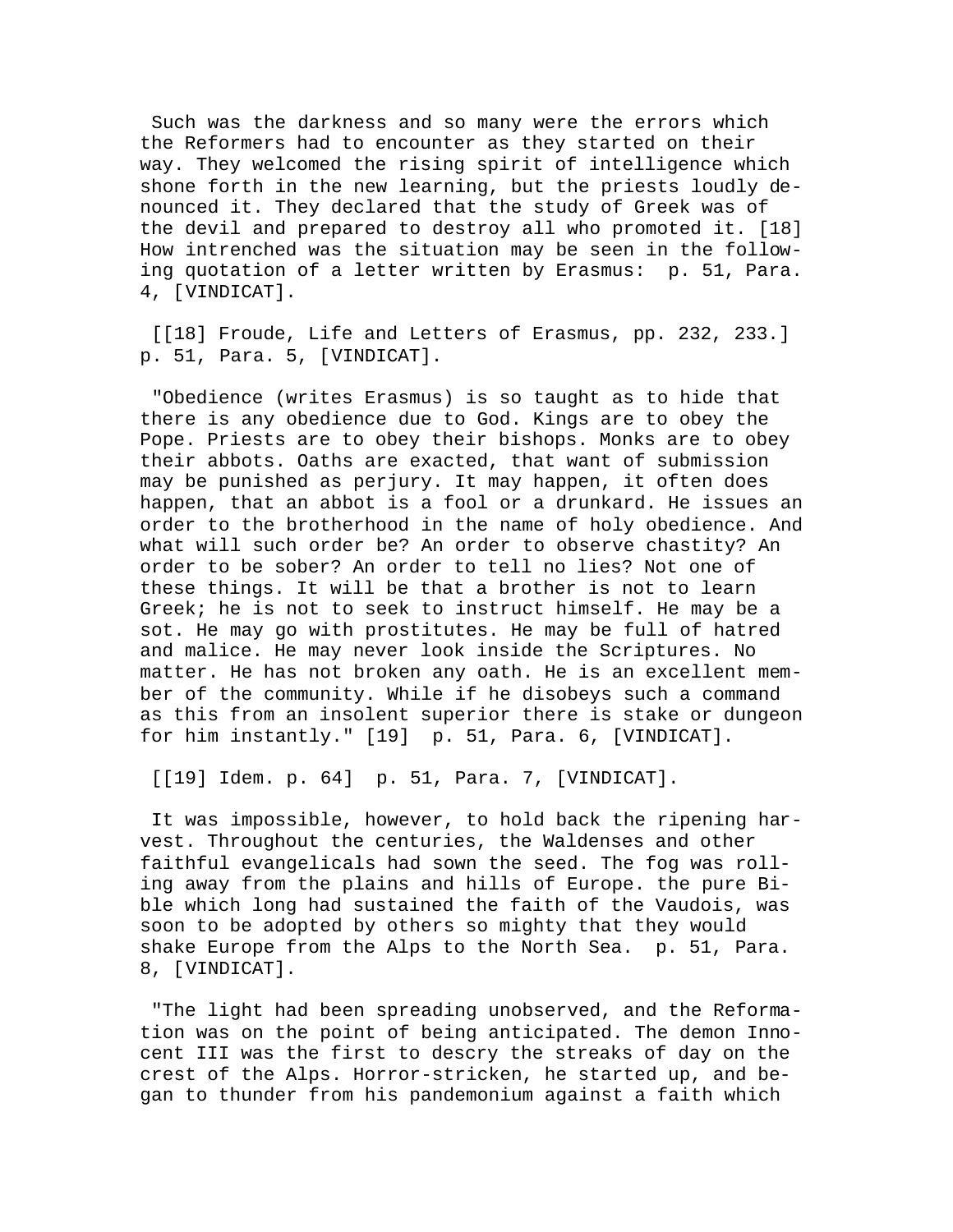Such was the darkness and so many were the errors which the Reformers had to encounter as they started on their way. They welcomed the rising spirit of intelligence which shone forth in the new learning, but the priests loudly denounced it. They declared that the study of Greek was of the devil and prepared to destroy all who promoted it. [18] How intrenched was the situation may be seen in the following quotation of a letter written by Erasmus: p. 51, Para. 4, [VINDICAT].

[[18] Froude, Life and Letters of Erasmus, pp. 232, 233.] p. 51, Para. 5, [VINDICAT].

"Obedience (writes Erasmus) is so taught as to hide that there is any obedience due to God. Kings are to obey the Pope. Priests are to obey their bishops. Monks are to obey their abbots. Oaths are exacted, that want of submission may be punished as perjury. It may happen, it often does happen, that an abbot is a fool or a drunkard. He issues an order to the brotherhood in the name of holy obedience. And what will such order be? An order to observe chastity? An order to be sober? An order to tell no lies? Not one of these things. It will be that a brother is not to learn Greek; he is not to seek to instruct himself. He may be a sot. He may go with prostitutes. He may be full of hatred and malice. He may never look inside the Scriptures. No matter. He has not broken any oath. He is an excellent member of the community. While if he disobeys such a command as this from an insolent superior there is stake or dungeon for him instantly." [19] p. 51, Para. 6, [VINDICAT].

[[19] Idem. p. 64] p. 51, Para. 7, [VINDICAT].

It was impossible, however, to hold back the ripening harvest. Throughout the centuries, the Waldenses and other faithful evangelicals had sown the seed. The fog was rolling away from the plains and hills of Europe. the pure Bible which long had sustained the faith of the Vaudois, was soon to be adopted by others so mighty that they would shake Europe from the Alps to the North Sea. p. 51, Para. 8, [VINDICAT].

"The light had been spreading unobserved, and the Reformation was on the point of being anticipated. The demon Innocent III was the first to descry the streaks of day on the crest of the Alps. Horror-stricken, he started up, and began to thunder from his pandemonium against a faith which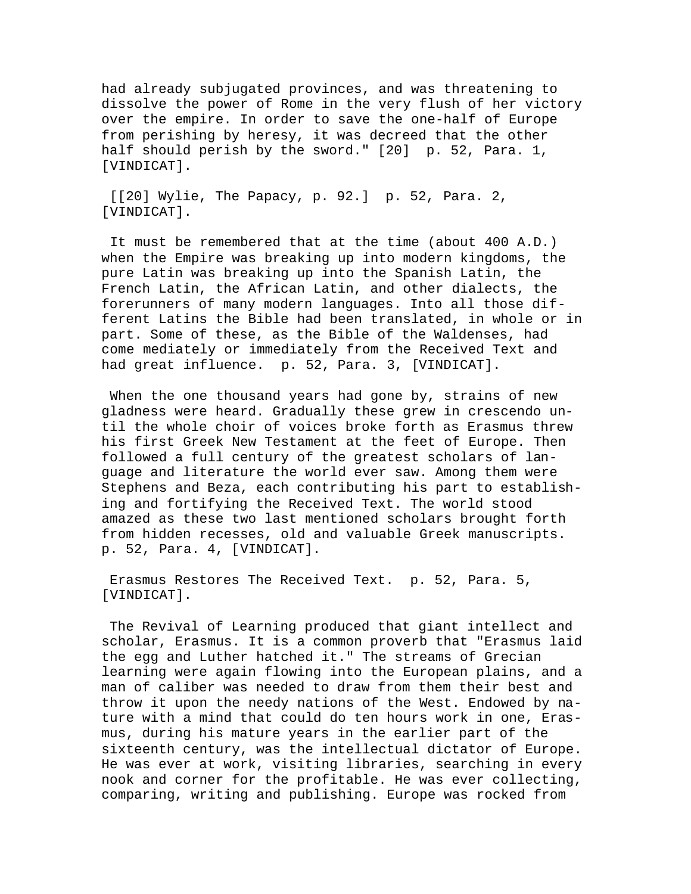had already subjugated provinces, and was threatening to dissolve the power of Rome in the very flush of her victory over the empire. In order to save the one-half of Europe from perishing by heresy, it was decreed that the other half should perish by the sword." [20] p. 52, Para. 1, [VINDICAT].

[[20] Wylie, The Papacy, p. 92.] p. 52, Para. 2, [VINDICAT].

It must be remembered that at the time (about 400 A.D.) when the Empire was breaking up into modern kingdoms, the pure Latin was breaking up into the Spanish Latin, the French Latin, the African Latin, and other dialects, the forerunners of many modern languages. Into all those different Latins the Bible had been translated, in whole or in part. Some of these, as the Bible of the Waldenses, had come mediately or immediately from the Received Text and had great influence. p. 52, Para. 3, [VINDICAT].

When the one thousand years had gone by, strains of new gladness were heard. Gradually these grew in crescendo until the whole choir of voices broke forth as Erasmus threw his first Greek New Testament at the feet of Europe. Then followed a full century of the greatest scholars of language and literature the world ever saw. Among them were Stephens and Beza, each contributing his part to establishing and fortifying the Received Text. The world stood amazed as these two last mentioned scholars brought forth from hidden recesses, old and valuable Greek manuscripts. p. 52, Para. 4, [VINDICAT].

Erasmus Restores The Received Text. p. 52, Para. 5, [VINDICAT].

The Revival of Learning produced that giant intellect and scholar, Erasmus. It is a common proverb that "Erasmus laid the egg and Luther hatched it." The streams of Grecian learning were again flowing into the European plains, and a man of caliber was needed to draw from them their best and throw it upon the needy nations of the West. Endowed by nature with a mind that could do ten hours work in one, Erasmus, during his mature years in the earlier part of the sixteenth century, was the intellectual dictator of Europe. He was ever at work, visiting libraries, searching in every nook and corner for the profitable. He was ever collecting, comparing, writing and publishing. Europe was rocked from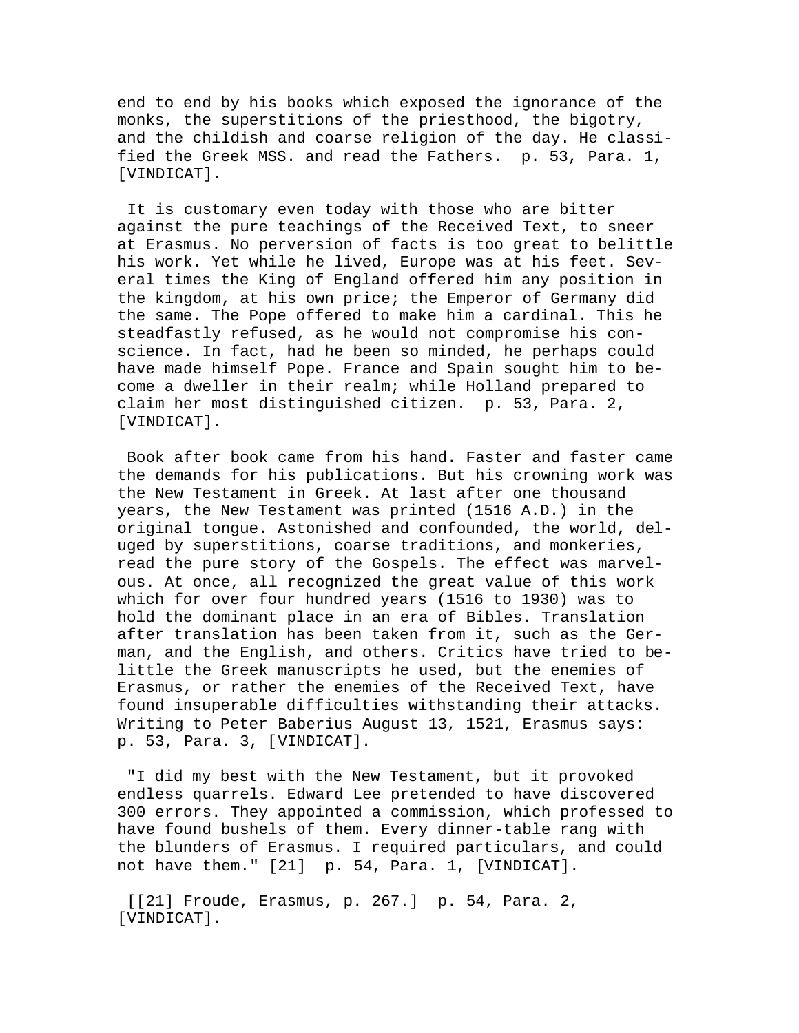end to end by his books which exposed the ignorance of the monks, the superstitions of the priesthood, the bigotry, and the childish and coarse religion of the day. He classified the Greek MSS. and read the Fathers. p. 53, Para. 1, [VINDICAT].

It is customary even today with those who are bitter against the pure teachings of the Received Text, to sneer at Erasmus. No perversion of facts is too great to belittle his work. Yet while he lived, Europe was at his feet. Several times the King of England offered him any position in the kingdom, at his own price; the Emperor of Germany did the same. The Pope offered to make him a cardinal. This he steadfastly refused, as he would not compromise his conscience. In fact, had he been so minded, he perhaps could have made himself Pope. France and Spain sought him to become a dweller in their realm; while Holland prepared to claim her most distinguished citizen. p. 53, Para. 2, [VINDICAT].

Book after book came from his hand. Faster and faster came the demands for his publications. But his crowning work was the New Testament in Greek. At last after one thousand years, the New Testament was printed (1516 A.D.) in the original tongue. Astonished and confounded, the world, deluged by superstitions, coarse traditions, and monkeries, read the pure story of the Gospels. The effect was marvelous. At once, all recognized the great value of this work which for over four hundred years (1516 to 1930) was to hold the dominant place in an era of Bibles. Translation after translation has been taken from it, such as the German, and the English, and others. Critics have tried to belittle the Greek manuscripts he used, but the enemies of Erasmus, or rather the enemies of the Received Text, have found insuperable difficulties withstanding their attacks. Writing to Peter Baberius August 13, 1521, Erasmus says: p. 53, Para. 3, [VINDICAT].

"I did my best with the New Testament, but it provoked endless quarrels. Edward Lee pretended to have discovered 300 errors. They appointed a commission, which professed to have found bushels of them. Every dinner-table rang with the blunders of Erasmus. I required particulars, and could not have them." [21] p. 54, Para. 1, [VINDICAT].

[[21] Froude, Erasmus, p. 267.] p. 54, Para. 2, [VINDICAT].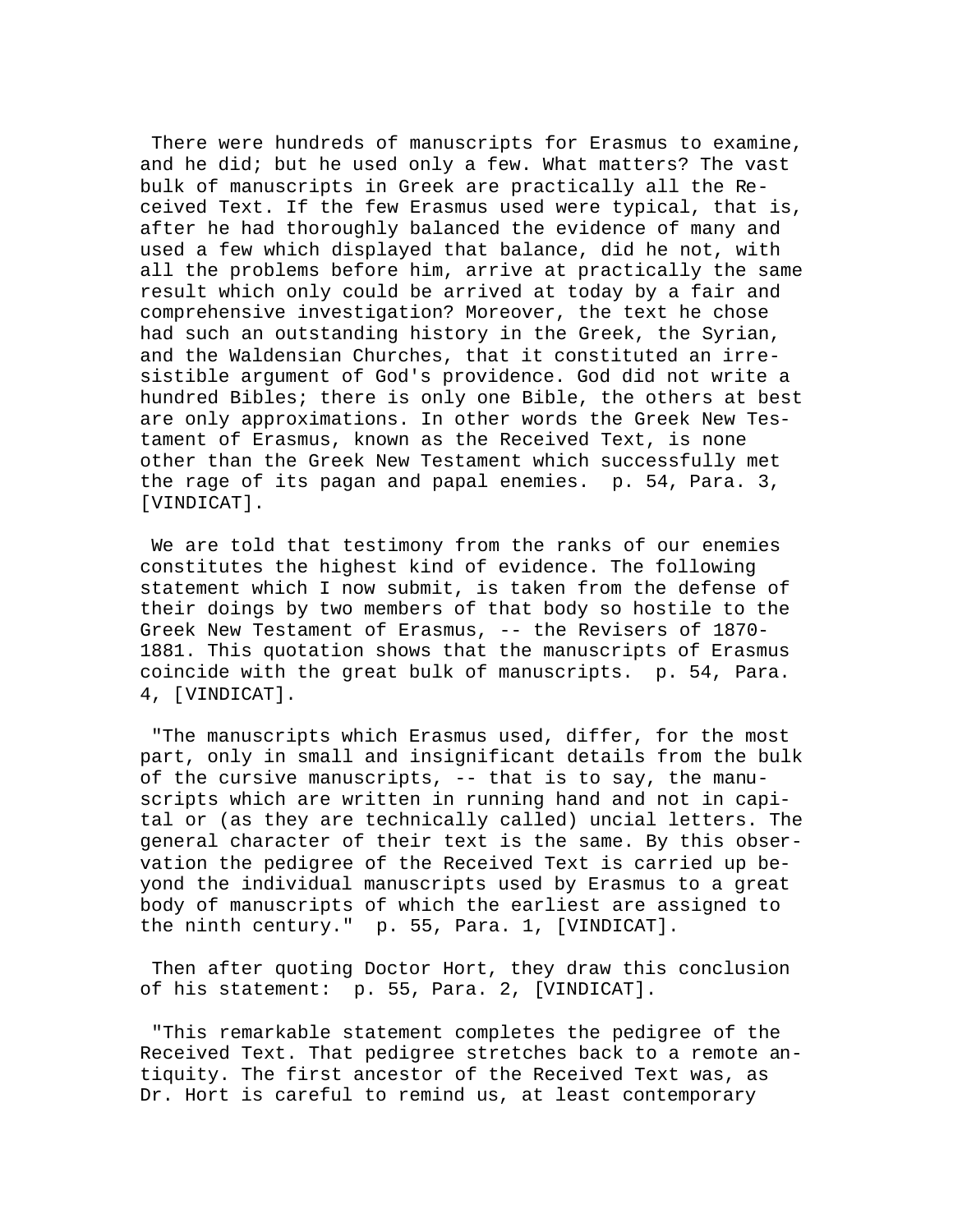There were hundreds of manuscripts for Erasmus to examine, and he did; but he used only a few. What matters? The vast bulk of manuscripts in Greek are practically all the Received Text. If the few Erasmus used were typical, that is, after he had thoroughly balanced the evidence of many and used a few which displayed that balance, did he not, with all the problems before him, arrive at practically the same result which only could be arrived at today by a fair and comprehensive investigation? Moreover, the text he chose had such an outstanding history in the Greek, the Syrian, and the Waldensian Churches, that it constituted an irresistible argument of God's providence. God did not write a hundred Bibles; there is only one Bible, the others at best are only approximations. In other words the Greek New Testament of Erasmus, known as the Received Text, is none other than the Greek New Testament which successfully met the rage of its pagan and papal enemies. p. 54, Para. 3, [VINDICAT].

We are told that testimony from the ranks of our enemies constitutes the highest kind of evidence. The following statement which I now submit, is taken from the defense of their doings by two members of that body so hostile to the Greek New Testament of Erasmus, -- the Revisers of 1870-1881. This quotation shows that the manuscripts of Erasmus coincide with the great bulk of manuscripts. p. 54, Para. 4, [VINDICAT].

"The manuscripts which Erasmus used, differ, for the most part, only in small and insignificant details from the bulk of the cursive manuscripts, -- that is to say, the manuscripts which are written in running hand and not in capital or (as they are technically called) uncial letters. The general character of their text is the same. By this observation the pedigree of the Received Text is carried up beyond the individual manuscripts used by Erasmus to a great body of manuscripts of which the earliest are assigned to the ninth century." p. 55, Para. 1, [VINDICAT].

Then after quoting Doctor Hort, they draw this conclusion of his statement: p. 55, Para. 2, [VINDICAT].

"This remarkable statement completes the pedigree of the Received Text. That pedigree stretches back to a remote antiquity. The first ancestor of the Received Text was, as Dr. Hort is careful to remind us, at least contemporary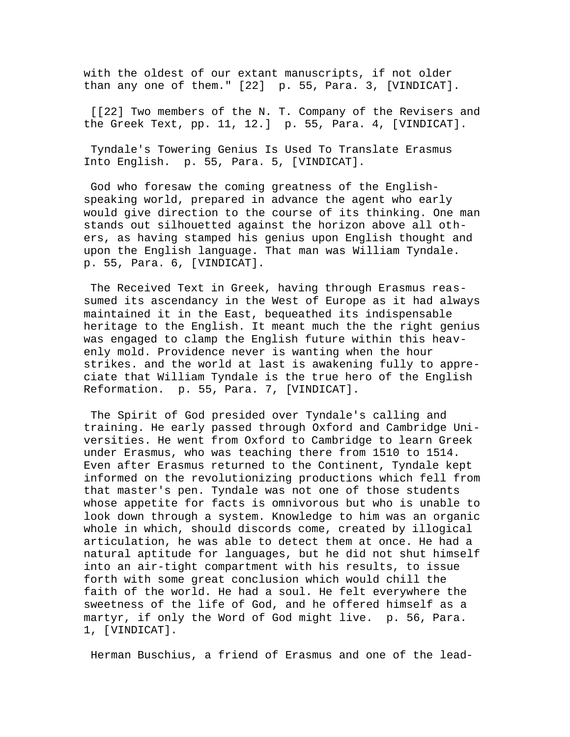with the oldest of our extant manuscripts, if not older than any one of them." [22] p. 55, Para. 3, [VINDICAT].

[[22] Two members of the N. T. Company of the Revisers and the Greek Text, pp. 11, 12.] p. 55, Para. 4, [VINDICAT].

Tyndale's Towering Genius Is Used To Translate Erasmus Into English. p. 55, Para. 5, [VINDICAT].

God who foresaw the coming greatness of the English-speaking world, prepared in advance the agent who early would give direction to the course of its thinking. One man stands out silhouetted against the horizon above all others, as having stamped his genius upon English thought and upon the English language. That man was William Tyndale. p. 55, Para. 6, [VINDICAT].

The Received Text in Greek, having through Erasmus reassumed its ascendancy in the West of Europe as it had always maintained it in the East, bequeathed its indispensable heritage to the English. It meant much the the right genius was engaged to clamp the English future within this heavenly mold. Providence never is wanting when the hour strikes. and the world at last is awakening fully to appreciate that William Tyndale is the true hero of the English Reformation. p. 55, Para. 7, [VINDICAT].

The Spirit of God presided over Tyndale's calling and training. He early passed through Oxford and Cambridge Universities. He went from Oxford to Cambridge to learn Greek under Erasmus, who was teaching there from 1510 to 1514. Even after Erasmus returned to the Continent, Tyndale kept informed on the revolutionizing productions which fell from that master's pen. Tyndale was not one of those students whose appetite for facts is omnivorous but who is unable to look down through a system. Knowledge to him was an organic whole in which, should discords come, created by illogical articulation, he was able to detect them at once. He had a natural aptitude for languages, but he did not shut himself into an air-tight compartment with his results, to issue forth with some great conclusion which would chill the faith of the world. He had a soul. He felt everywhere the sweetness of the life of God, and he offered himself as a martyr, if only the Word of God might live. p. 56, Para. 1, [VINDICAT].

Herman Buschius, a friend of Erasmus and one of the lead-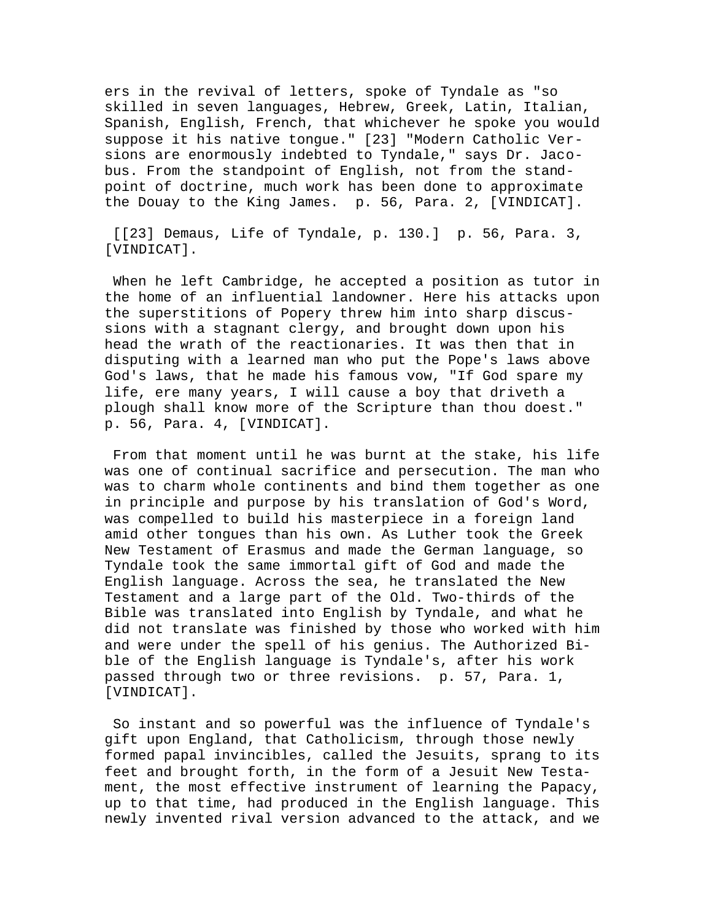ers in the revival of letters, spoke of Tyndale as "so skilled in seven languages, Hebrew, Greek, Latin, Italian, Spanish, English, French, that whichever he spoke you would suppose it his native tongue." [23] "Modern Catholic Versions are enormously indebted to Tyndale," says Dr. Jacobus. From the standpoint of English, not from the standpoint of doctrine, much work has been done to approximate the Douay to the King James. p. 56, Para. 2, [VINDICAT].

[[23] Demaus, Life of Tyndale, p. 130.] p. 56, Para. 3, [VINDICAT].

When he left Cambridge, he accepted a position as tutor in the home of an influential landowner. Here his attacks upon the superstitions of Popery threw him into sharp discussions with a stagnant clergy, and brought down upon his head the wrath of the reactionaries. It was then that in disputing with a learned man who put the Pope's laws above God's laws, that he made his famous vow, "If God spare my life, ere many years, I will cause a boy that driveth a plough shall know more of the Scripture than thou doest." p. 56, Para. 4, [VINDICAT].

From that moment until he was burnt at the stake, his life was one of continual sacrifice and persecution. The man who was to charm whole continents and bind them together as one in principle and purpose by his translation of God's Word, was compelled to build his masterpiece in a foreign land amid other tongues than his own. As Luther took the Greek New Testament of Erasmus and made the German language, so Tyndale took the same immortal gift of God and made the English language. Across the sea, he translated the New Testament and a large part of the Old. Two-thirds of the Bible was translated into English by Tyndale, and what he did not translate was finished by those who worked with him and were under the spell of his genius. The Authorized Bible of the English language is Tyndale's, after his work passed through two or three revisions. p. 57, Para. 1, [VINDICAT].

So instant and so powerful was the influence of Tyndale's gift upon England, that Catholicism, through those newly formed papal invincibles, called the Jesuits, sprang to its feet and brought forth, in the form of a Jesuit New Testament, the most effective instrument of learning the Papacy, up to that time, had produced in the English language. This newly invented rival version advanced to the attack, and we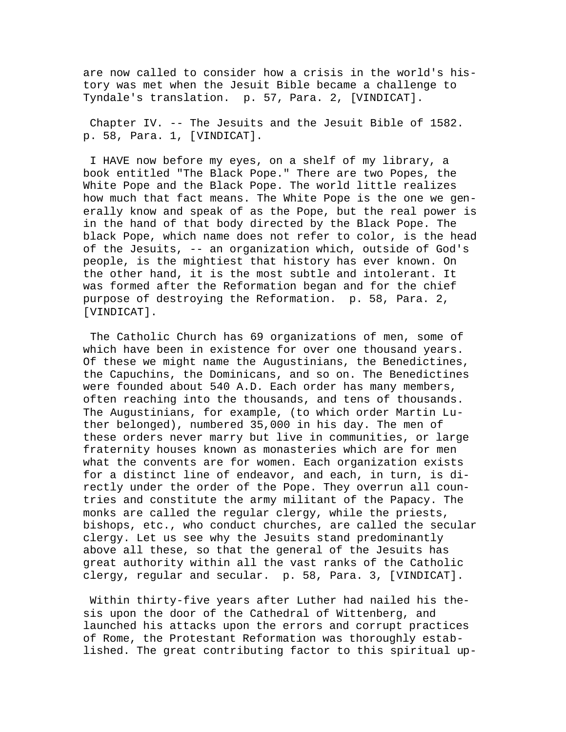are now called to consider how a crisis in the world's history was met when the Jesuit Bible became a challenge to Tyndale's translation. p. 57, Para. 2, [VINDICAT].

## Chapter IV. -- The Jesuits and the Jesuit Bible of 1582. p. 58, Para. 1, [VINDICAT].

I HAVE now before my eyes, on a shelf of my library, a book entitled "The Black Pope." There are two Popes, the White Pope and the Black Pope. The world little realizes how much that fact means. The White Pope is the one we generally know and speak of as the Pope, but the real power is in the hand of that body directed by the Black Pope. The black Pope, which name does not refer to color, is the head of the Jesuits, -- an organization which, outside of God's people, is the mightiest that history has ever known. On the other hand, it is the most subtle and intolerant. It was formed after the Reformation began and for the chief purpose of destroying the Reformation. p. 58, Para. 2, [VINDICAT].

The Catholic Church has 69 organizations of men, some of which have been in existence for over one thousand years. Of these we might name the Augustinians, the Benedictines, the Capuchins, the Dominicans, and so on. The Benedictines were founded about 540 A.D. Each order has many members, often reaching into the thousands, and tens of thousands. The Augustinians, for example, (to which order Martin Luther belonged), numbered 35,000 in his day. The men of these orders never marry but live in communities, or large fraternity houses known as monasteries which are for men what the convents are for women. Each organization exists for a distinct line of endeavor, and each, in turn, is directly under the order of the Pope. They overrun all countries and constitute the army militant of the Papacy. The monks are called the regular clergy, while the priests, bishops, etc., who conduct churches, are called the secular clergy. Let us see why the Jesuits stand predominantly above all these, so that the general of the Jesuits has great authority within all the vast ranks of the Catholic clergy, regular and secular. p. 58, Para. 3, [VINDICAT].

Within thirty-five years after Luther had nailed his thesis upon the door of the Cathedral of Wittenberg, and launched his attacks upon the errors and corrupt practices of Rome, the Protestant Reformation was thoroughly established. The great contributing factor to this spiritual up-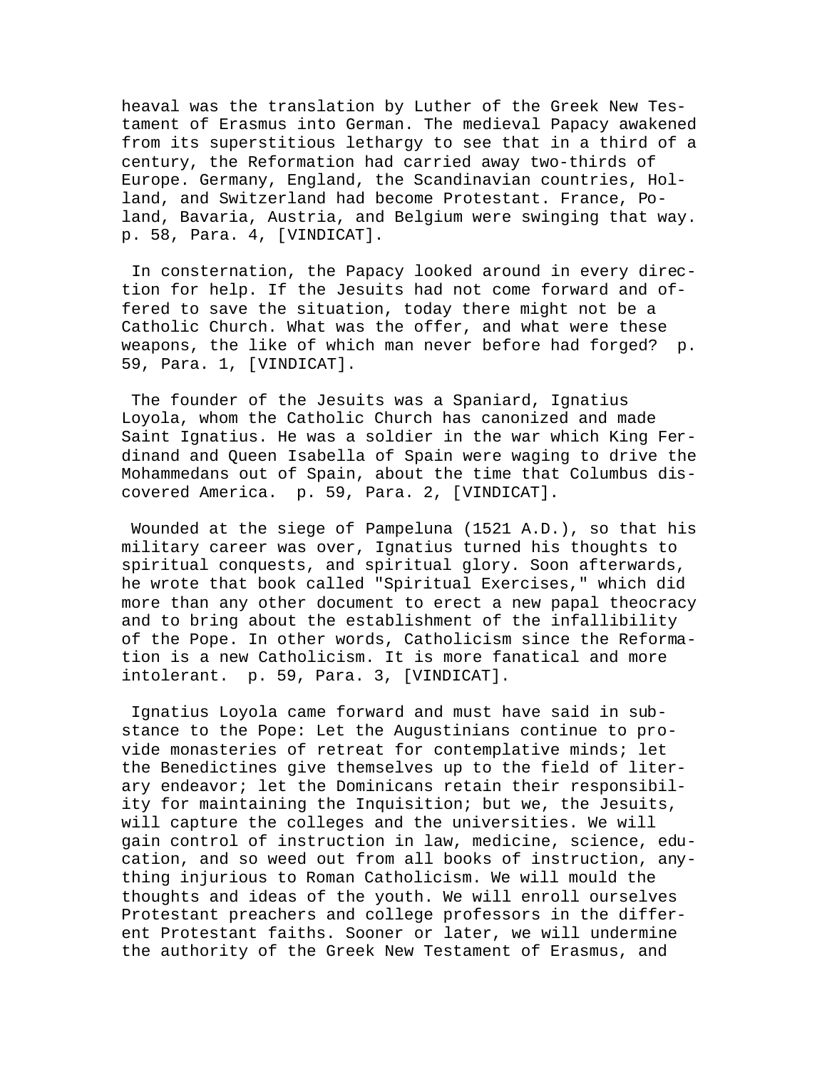heaval was the translation by Luther of the Greek New Testament of Erasmus into German. The medieval Papacy awakened from its superstitious lethargy to see that in a third of a century, the Reformation had carried away two-thirds of Europe. Germany, England, the Scandinavian countries, Holland, and Switzerland had become Protestant. France, Poland, Bavaria, Austria, and Belgium were swinging that way. p. 58, Para. 4, [VINDICAT].

In consternation, the Papacy looked around in every direction for help. If the Jesuits had not come forward and offered to save the situation, today there might not be a Catholic Church. What was the offer, and what were these weapons, the like of which man never before had forged? p. 59, Para. 1, [VINDICAT].

The founder of the Jesuits was a Spaniard, Ignatius Loyola, whom the Catholic Church has canonized and made Saint Ignatius. He was a soldier in the war which King Ferdinand and Queen Isabella of Spain were waging to drive the Mohammedans out of Spain, about the time that Columbus discovered America. p. 59, Para. 2, [VINDICAT].

Wounded at the siege of Pampeluna (1521 A.D.), so that his military career was over, Ignatius turned his thoughts to spiritual conquests, and spiritual glory. Soon afterwards, he wrote that book called "Spiritual Exercises," which did more than any other document to erect a new papal theocracy and to bring about the establishment of the infallibility of the Pope. In other words, Catholicism since the Reformation is a new Catholicism. It is more fanatical and more intolerant. p. 59, Para. 3, [VINDICAT].

Ignatius Loyola came forward and must have said in substance to the Pope: Let the Augustinians continue to provide monasteries of retreat for contemplative minds; let the Benedictines give themselves up to the field of literary endeavor; let the Dominicans retain their responsibility for maintaining the Inquisition; but we, the Jesuits, will capture the colleges and the universities. We will gain control of instruction in law, medicine, science, education, and so weed out from all books of instruction, anything injurious to Roman Catholicism. We will mould the thoughts and ideas of the youth. We will enroll ourselves Protestant preachers and college professors in the different Protestant faiths. Sooner or later, we will undermine the authority of the Greek New Testament of Erasmus, and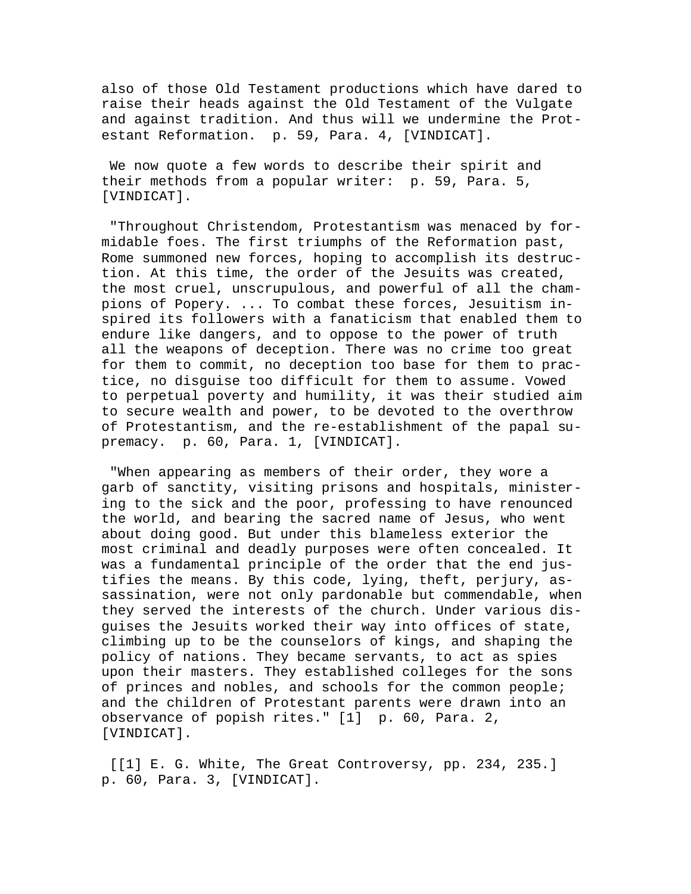also of those Old Testament productions which have dared to raise their heads against the Old Testament of the Vulgate and against tradition. And thus will we undermine the Protestant Reformation. p. 59, Para. 4, [VINDICAT].

We now quote a few words to describe their spirit and their methods from a popular writer: p. 59, Para. 5, [VINDICAT].

"Throughout Christendom, Protestantism was menaced by formidable foes. The first triumphs of the Reformation past, Rome summoned new forces, hoping to accomplish its destruction. At this time, the order of the Jesuits was created, the most cruel, unscrupulous, and powerful of all the champions of Popery. ... To combat these forces, Jesuitism inspired its followers with a fanaticism that enabled them to endure like dangers, and to oppose to the power of truth all the weapons of deception. There was no crime too great for them to commit, no deception too base for them to practice, no disguise too difficult for them to assume. Vowed to perpetual poverty and humility, it was their studied aim to secure wealth and power, to be devoted to the overthrow of Protestantism, and the re-establishment of the papal supremacy. p. 60, Para. 1, [VINDICAT].

"When appearing as members of their order, they wore a garb of sanctity, visiting prisons and hospitals, ministering to the sick and the poor, professing to have renounced the world, and bearing the sacred name of Jesus, who went about doing good. But under this blameless exterior the most criminal and deadly purposes were often concealed. It was a fundamental principle of the order that the end justifies the means. By this code, lying, theft, perjury, assassination, were not only pardonable but commendable, when they served the interests of the church. Under various disguises the Jesuits worked their way into offices of state, climbing up to be the counselors of kings, and shaping the policy of nations. They became servants, to act as spies upon their masters. They established colleges for the sons of princes and nobles, and schools for the common people; and the children of Protestant parents were drawn into an observance of popish rites." [1] p. 60, Para. 2, [VINDICAT].

[[1] E. G. White, The Great Controversy, pp. 234, 235.] p. 60, Para. 3, [VINDICAT].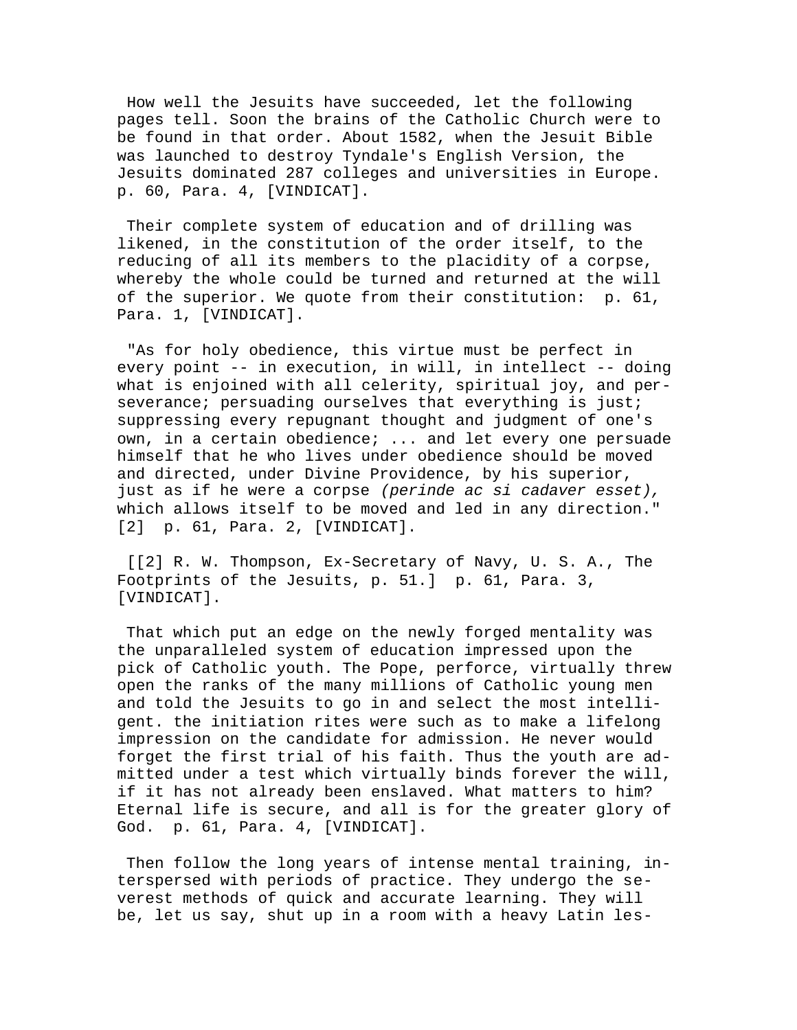How well the Jesuits have succeeded, let the following pages tell. Soon the brains of the Catholic Church were to be found in that order. About 1582, when the Jesuit Bible was launched to destroy Tyndale's English Version, the Jesuits dominated 287 colleges and universities in Europe. p. 60, Para. 4, [VINDICAT].

Their complete system of education and of drilling was likened, in the constitution of the order itself, to the reducing of all its members to the placidity of a corpse, whereby the whole could be turned and returned at the will of the superior. We quote from their constitution: p. 61, Para. 1, [VINDICAT].

"As for holy obedience, this virtue must be perfect in every point -- in execution, in will, in intellect -- doing what is enjoined with all celerity, spiritual joy, and perseverance; persuading ourselves that everything is just; suppressing every repugnant thought and judgment of one's own, in a certain obedience; ... and let every one persuade himself that he who lives under obedience should be moved and directed, under Divine Providence, by his superior, just as if he were a corpse *(perinde ac si cadaver esset),* which allows itself to be moved and led in any direction." [2] p. 61, Para. 2, [VINDICAT].

[[2] R. W. Thompson, Ex-Secretary of Navy, U. S. A., The Footprints of the Jesuits, p. 51.] p. 61, Para. 3, [VINDICAT].

That which put an edge on the newly forged mentality was the unparalleled system of education impressed upon the pick of Catholic youth. The Pope, perforce, virtually threw open the ranks of the many millions of Catholic young men and told the Jesuits to go in and select the most intelligent. the initiation rites were such as to make a lifelong impression on the candidate for admission. He never would forget the first trial of his faith. Thus the youth are admitted under a test which virtually binds forever the will, if it has not already been enslaved. What matters to him? Eternal life is secure, and all is for the greater glory of God. p. 61, Para. 4, [VINDICAT].

Then follow the long years of intense mental training, interspersed with periods of practice. They undergo the severest methods of quick and accurate learning. They will be, let us say, shut up in a room with a heavy Latin les-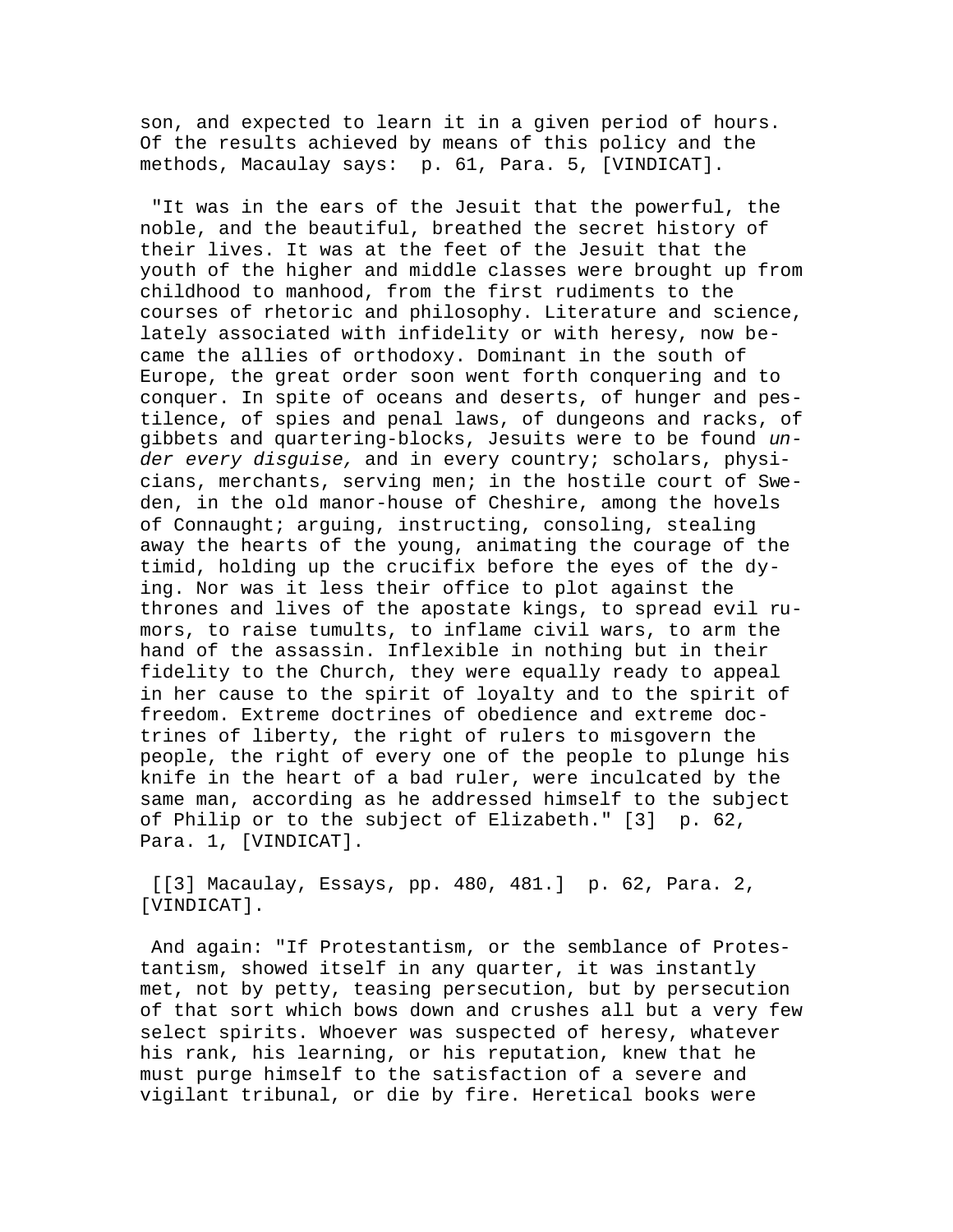son, and expected to learn it in a given period of hours. Of the results achieved by means of this policy and the methods, Macaulay says:  p. 61, Para. 5, [VINDICAT].

"It was in the ears of the Jesuit that the powerful, the noble, and the beautiful, breathed the secret history of their lives. It was at the feet of the Jesuit that the youth of the higher and middle classes were brought up from childhood to manhood, from the first rudiments to the courses of rhetoric and philosophy. Literature and science, lately associated with infidelity or with heresy, now became the allies of orthodoxy. Dominant in the south of Europe, the great order soon went forth conquering and to conquer. In spite of oceans and deserts, of hunger and pestilence, of spies and penal laws, of dungeons and racks, of gibbets and quartering-blocks, Jesuits were to be found *under every disguise,* and in every country; scholars, physicians, merchants, serving men; in the hostile court of Sweden, in the old manor-house of Cheshire, among the hovels of Connaught; arguing, instructing, consoling, stealing away the hearts of the young, animating the courage of the timid, holding up the crucifix before the eyes of the dying. Nor was it less their office to plot against the thrones and lives of the apostate kings, to spread evil rumors, to raise tumults, to inflame civil wars, to arm the hand of the assassin. Inflexible in nothing but in their fidelity to the Church, they were equally ready to appeal in her cause to the spirit of loyalty and to the spirit of freedom. Extreme doctrines of obedience and extreme doctrines of liberty, the right of rulers to misgovern the people, the right of every one of the people to plunge his knife in the heart of a bad ruler, were inculcated by the same man, according as he addressed himself to the subject of Philip or to the subject of Elizabeth." [3]  p. 62, Para. 1, [VINDICAT].

[[3] Macaulay, Essays, pp. 480, 481.]  p. 62, Para. 2, [VINDICAT].

And again: "If Protestantism, or the semblance of Protestantism, showed itself in any quarter, it was instantly met, not by petty, teasing persecution, but by persecution of that sort which bows down and crushes all but a very few select spirits. Whoever was suspected of heresy, whatever his rank, his learning, or his reputation, knew that he must purge himself to the satisfaction of a severe and vigilant tribunal, or die by fire. Heretical books were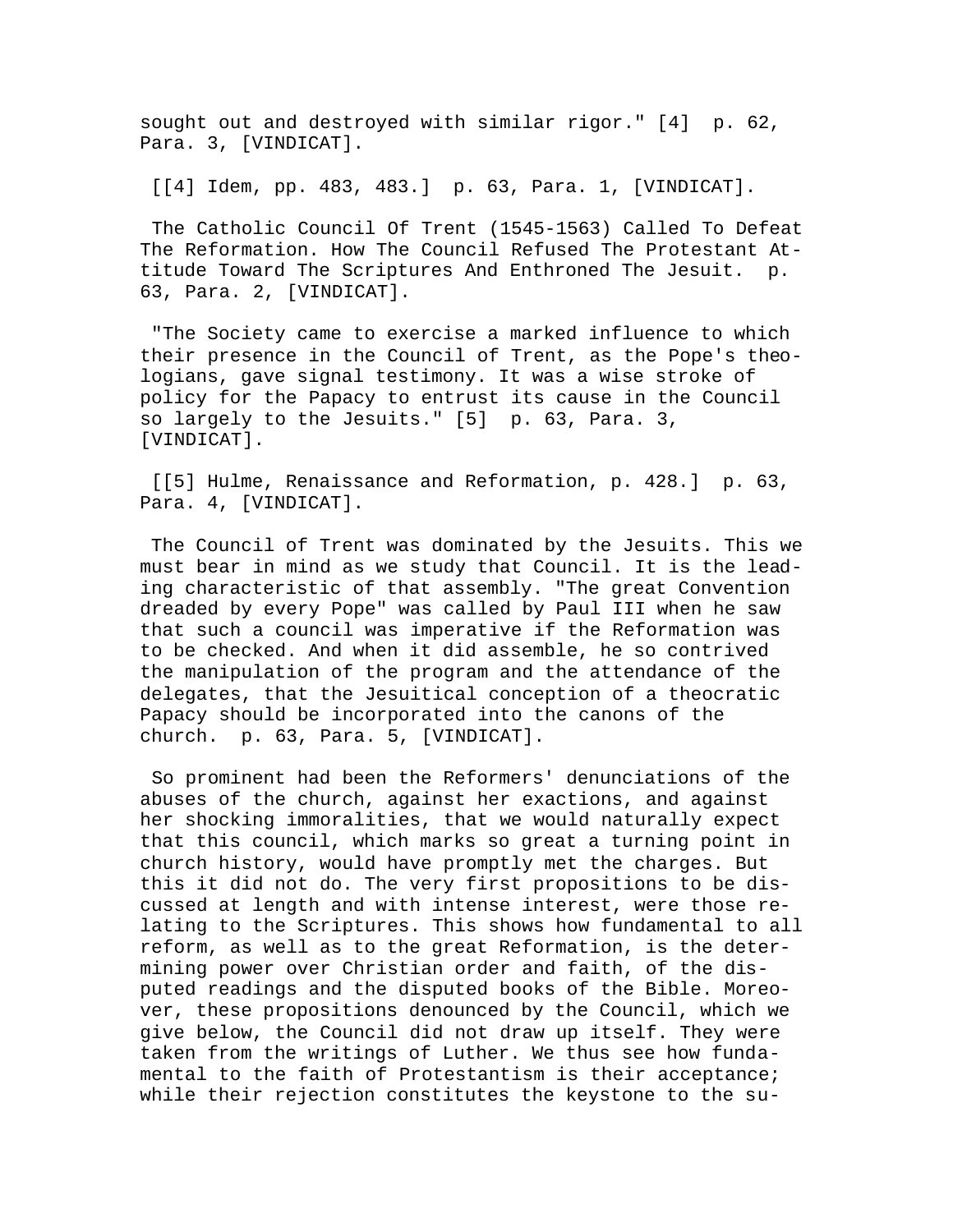sought out and destroyed with similar rigor." [4] p. 62, Para. 3, [VINDICAT].

[[4] Idem, pp. 483, 483.] p. 63, Para. 1, [VINDICAT].

The Catholic Council Of Trent (1545-1563) Called To Defeat The Reformation. How The Council Refused The Protestant Attitude Toward The Scriptures And Enthroned The Jesuit. p. 63, Para. 2, [VINDICAT].

"The Society came to exercise a marked influence to which their presence in the Council of Trent, as the Pope's theologians, gave signal testimony. It was a wise stroke of policy for the Papacy to entrust its cause in the Council so largely to the Jesuits." [5] p. 63, Para. 3, [VINDICAT].

[[5] Hulme, Renaissance and Reformation, p. 428.] p. 63, Para. 4, [VINDICAT].

The Council of Trent was dominated by the Jesuits. This we must bear in mind as we study that Council. It is the leading characteristic of that assembly. "The great Convention dreaded by every Pope" was called by Paul III when he saw that such a council was imperative if the Reformation was to be checked. And when it did assemble, he so contrived the manipulation of the program and the attendance of the delegates, that the Jesuitical conception of a theocratic Papacy should be incorporated into the canons of the church. p. 63, Para. 5, [VINDICAT].

So prominent had been the Reformers' denunciations of the abuses of the church, against her exactions, and against her shocking immoralities, that we would naturally expect that this council, which marks so great a turning point in church history, would have promptly met the charges. But this it did not do. The very first propositions to be discussed at length and with intense interest, were those relating to the Scriptures. This shows how fundamental to all reform, as well as to the great Reformation, is the determining power over Christian order and faith, of the disputed readings and the disputed books of the Bible. Moreover, these propositions denounced by the Council, which we give below, the Council did not draw up itself. They were taken from the writings of Luther. We thus see how fundamental to the faith of Protestantism is their acceptance; while their rejection constitutes the keystone to the su-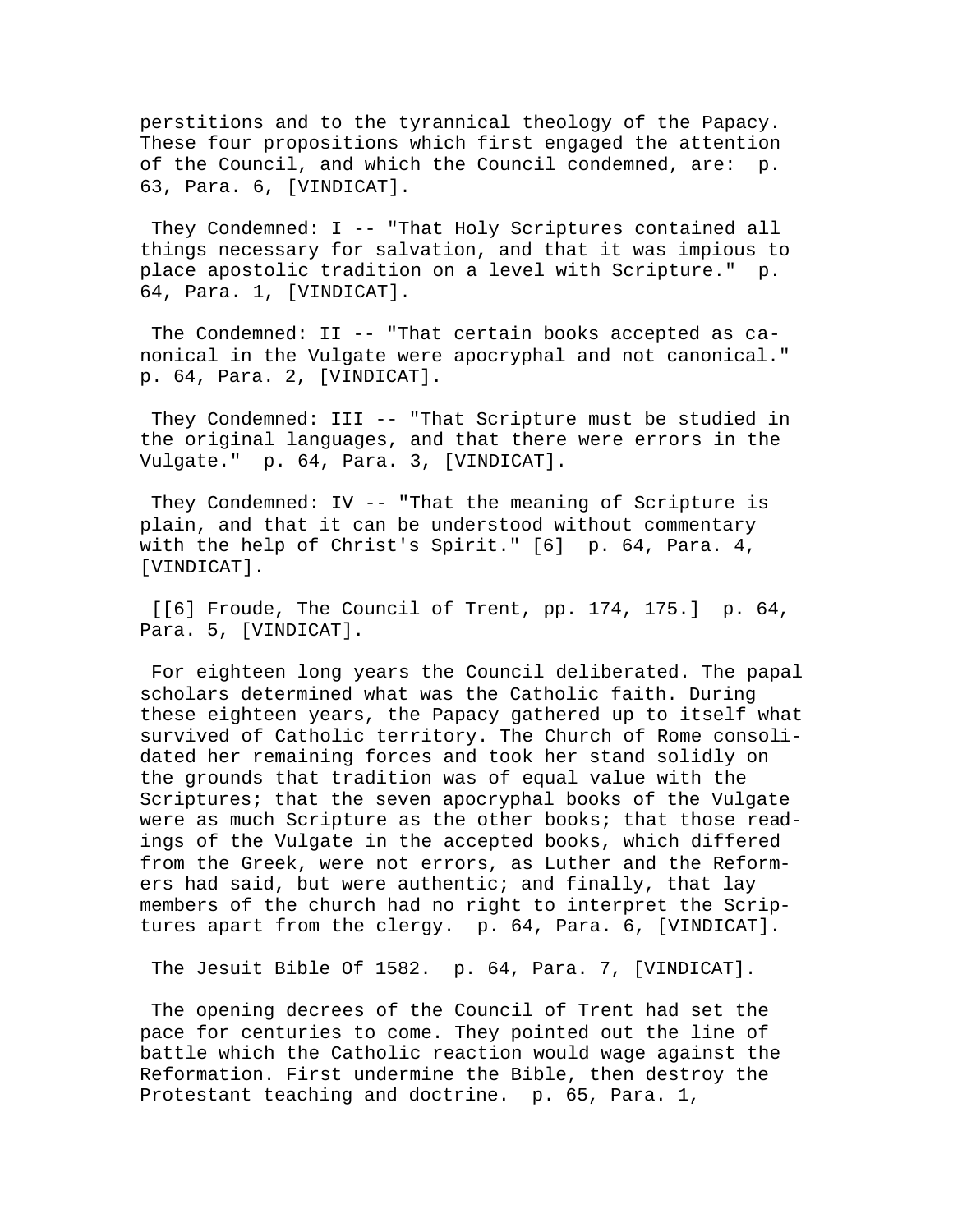perstitions and to the tyrannical theology of the Papacy. These four propositions which first engaged the attention of the Council, and which the Council condemned, are: p. 63, Para. 6, [VINDICAT].

They Condemned: I -- "That Holy Scriptures contained all things necessary for salvation, and that it was impious to place apostolic tradition on a level with Scripture." p. 64, Para. 1, [VINDICAT].

The Condemned: II -- "That certain books accepted as canonical in the Vulgate were apocryphal and not canonical." p. 64, Para. 2, [VINDICAT].

They Condemned: III -- "That Scripture must be studied in the original languages, and that there were errors in the Vulgate." p. 64, Para. 3, [VINDICAT].

They Condemned: IV -- "That the meaning of Scripture is plain, and that it can be understood without commentary with the help of Christ's Spirit." [6] p. 64, Para. 4, [VINDICAT].

[[6] Froude, The Council of Trent, pp. 174, 175.] p. 64, Para. 5, [VINDICAT].

For eighteen long years the Council deliberated. The papal scholars determined what was the Catholic faith. During these eighteen years, the Papacy gathered up to itself what survived of Catholic territory. The Church of Rome consolidated her remaining forces and took her stand solidly on the grounds that tradition was of equal value with the Scriptures; that the seven apocryphal books of the Vulgate were as much Scripture as the other books; that those readings of the Vulgate in the accepted books, which differed from the Greek, were not errors, as Luther and the Reformers had said, but were authentic; and finally, that lay members of the church had no right to interpret the Scriptures apart from the clergy. p. 64, Para. 6, [VINDICAT].

The Jesuit Bible Of 1582. p. 64, Para. 7, [VINDICAT].

The opening decrees of the Council of Trent had set the pace for centuries to come. They pointed out the line of battle which the Catholic reaction would wage against the Reformation. First undermine the Bible, then destroy the Protestant teaching and doctrine. p. 65, Para. 1,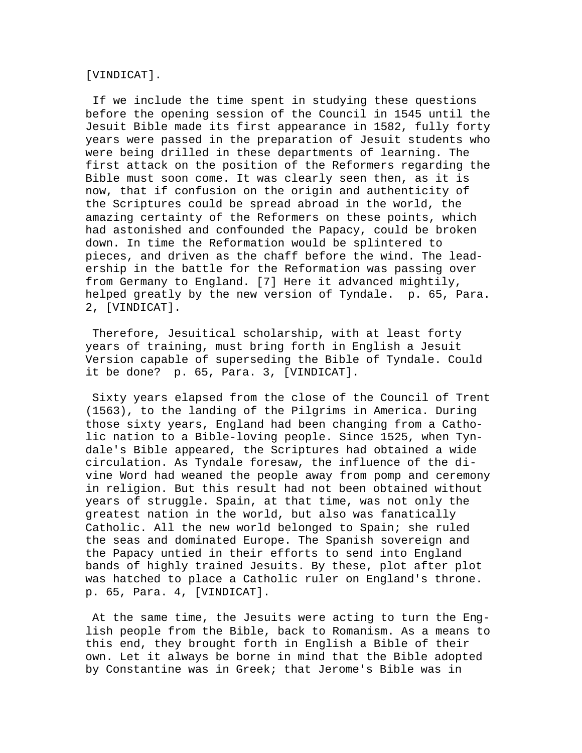[VINDICAT].

If we include the time spent in studying these questions before the opening session of the Council in 1545 until the Jesuit Bible made its first appearance in 1582, fully forty years were passed in the preparation of Jesuit students who were being drilled in these departments of learning. The first attack on the position of the Reformers regarding the Bible must soon come. It was clearly seen then, as it is now, that if confusion on the origin and authenticity of the Scriptures could be spread abroad in the world, the amazing certainty of the Reformers on these points, which had astonished and confounded the Papacy, could be broken down. In time the Reformation would be splintered to pieces, and driven as the chaff before the wind. The leadership in the battle for the Reformation was passing over from Germany to England. [7] Here it advanced mightily, helped greatly by the new version of Tyndale. p. 65, Para. 2, [VINDICAT].

Therefore, Jesuitical scholarship, with at least forty years of training, must bring forth in English a Jesuit Version capable of superseding the Bible of Tyndale. Could it be done? p. 65, Para. 3, [VINDICAT].

Sixty years elapsed from the close of the Council of Trent (1563), to the landing of the Pilgrims in America. During those sixty years, England had been changing from a Catholic nation to a Bible-loving people. Since 1525, when Tyndale's Bible appeared, the Scriptures had obtained a wide circulation. As Tyndale foresaw, the influence of the divine Word had weaned the people away from pomp and ceremony in religion. But this result had not been obtained without years of struggle. Spain, at that time, was not only the greatest nation in the world, but also was fanatically Catholic. All the new world belonged to Spain; she ruled the seas and dominated Europe. The Spanish sovereign and the Papacy untied in their efforts to send into England bands of highly trained Jesuits. By these, plot after plot was hatched to place a Catholic ruler on England's throne. p. 65, Para. 4, [VINDICAT].

At the same time, the Jesuits were acting to turn the English people from the Bible, back to Romanism. As a means to this end, they brought forth in English a Bible of their own. Let it always be borne in mind that the Bible adopted by Constantine was in Greek; that Jerome's Bible was in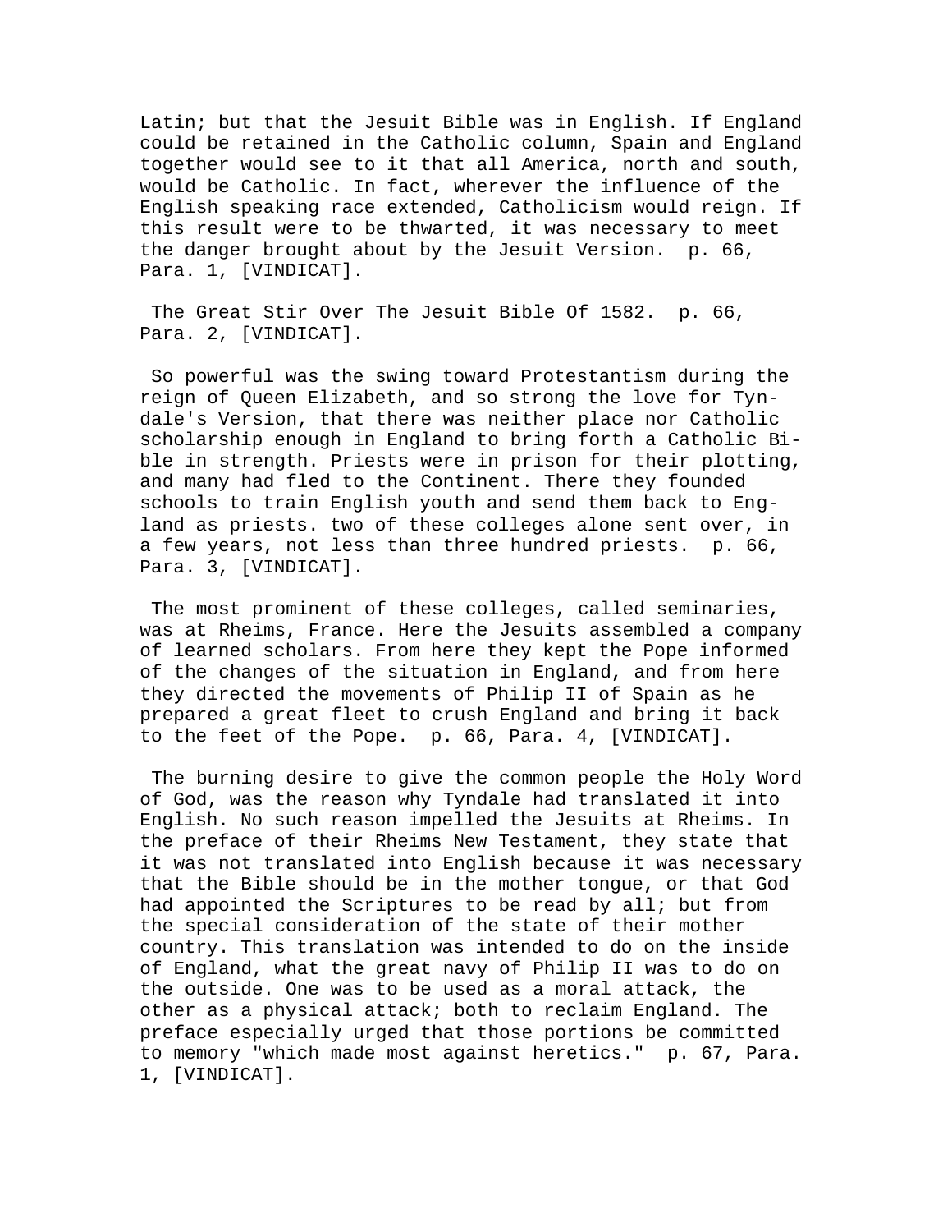Latin; but that the Jesuit Bible was in English. If England could be retained in the Catholic column, Spain and England together would see to it that all America, north and south, would be Catholic. In fact, wherever the influence of the English speaking race extended, Catholicism would reign. If this result were to be thwarted, it was necessary to meet the danger brought about by the Jesuit Version. p. 66, Para. 1, [VINDICAT].

The Great Stir Over The Jesuit Bible Of 1582. p. 66, Para. 2, [VINDICAT].

So powerful was the swing toward Protestantism during the reign of Queen Elizabeth, and so strong the love for Tyndale's Version, that there was neither place nor Catholic scholarship enough in England to bring forth a Catholic Bible in strength. Priests were in prison for their plotting, and many had fled to the Continent. There they founded schools to train English youth and send them back to England as priests. two of these colleges alone sent over, in a few years, not less than three hundred priests. p. 66, Para. 3, [VINDICAT].

The most prominent of these colleges, called seminaries, was at Rheims, France. Here the Jesuits assembled a company of learned scholars. From here they kept the Pope informed of the changes of the situation in England, and from here they directed the movements of Philip II of Spain as he prepared a great fleet to crush England and bring it back to the feet of the Pope. p. 66, Para. 4, [VINDICAT].

The burning desire to give the common people the Holy Word of God, was the reason why Tyndale had translated it into English. No such reason impelled the Jesuits at Rheims. In the preface of their Rheims New Testament, they state that it was not translated into English because it was necessary that the Bible should be in the mother tongue, or that God had appointed the Scriptures to be read by all; but from the special consideration of the state of their mother country. This translation was intended to do on the inside of England, what the great navy of Philip II was to do on the outside. One was to be used as a moral attack, the other as a physical attack; both to reclaim England. The preface especially urged that those portions be committed to memory "which made most against heretics." p. 67, Para. 1, [VINDICAT].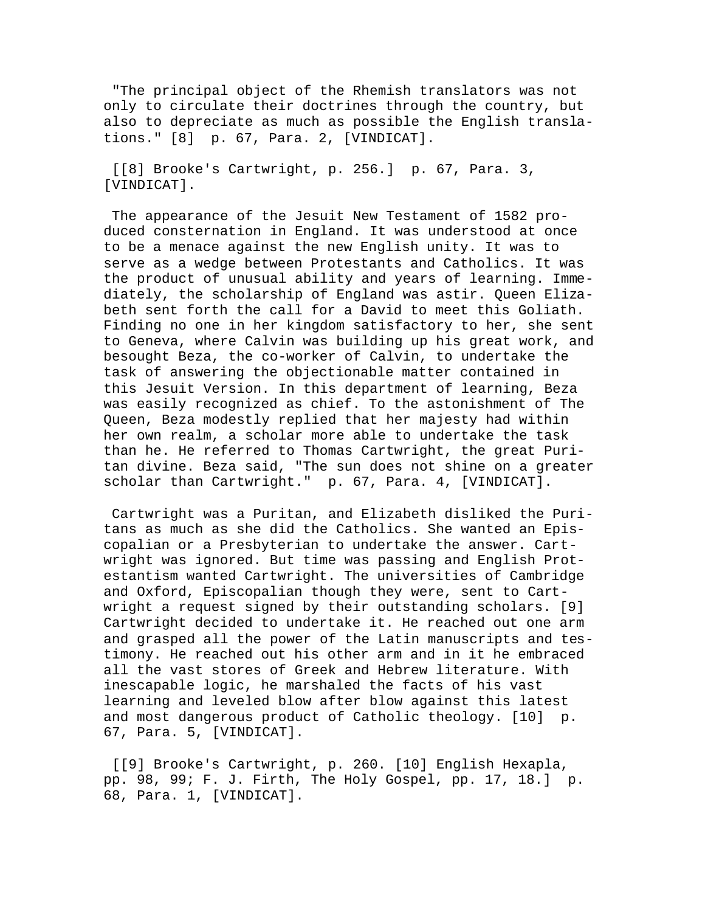"The principal object of the Rhemish translators was not only to circulate their doctrines through the country, but also to depreciate as much as possible the English translations." [8] p. 67, Para. 2, [VINDICAT].

[[8] Brooke's Cartwright, p. 256.] p. 67, Para. 3, [VINDICAT].

The appearance of the Jesuit New Testament of 1582 produced consternation in England. It was understood at once to be a menace against the new English unity. It was to serve as a wedge between Protestants and Catholics. It was the product of unusual ability and years of learning. Immediately, the scholarship of England was astir. Queen Elizabeth sent forth the call for a David to meet this Goliath. Finding no one in her kingdom satisfactory to her, she sent to Geneva, where Calvin was building up his great work, and besought Beza, the co-worker of Calvin, to undertake the task of answering the objectionable matter contained in this Jesuit Version. In this department of learning, Beza was easily recognized as chief. To the astonishment of The Queen, Beza modestly replied that her majesty had within her own realm, a scholar more able to undertake the task than he. He referred to Thomas Cartwright, the great Puritan divine. Beza said, "The sun does not shine on a greater scholar than Cartwright." p. 67, Para. 4, [VINDICAT].

Cartwright was a Puritan, and Elizabeth disliked the Puritans as much as she did the Catholics. She wanted an Episcopalian or a Presbyterian to undertake the answer. Cartwright was ignored. But time was passing and English Protestantism wanted Cartwright. The universities of Cambridge and Oxford, Episcopalian though they were, sent to Cartwright a request signed by their outstanding scholars. [9] Cartwright decided to undertake it. He reached out one arm and grasped all the power of the Latin manuscripts and testimony. He reached out his other arm and in it he embraced all the vast stores of Greek and Hebrew literature. With inescapable logic, he marshaled the facts of his vast learning and leveled blow after blow against this latest and most dangerous product of Catholic theology. [10] p. 67, Para. 5, [VINDICAT].

[[9] Brooke's Cartwright, p. 260. [10] English Hexapla, pp. 98, 99; F. J. Firth, The Holy Gospel, pp. 17, 18.] p. 68, Para. 1, [VINDICAT].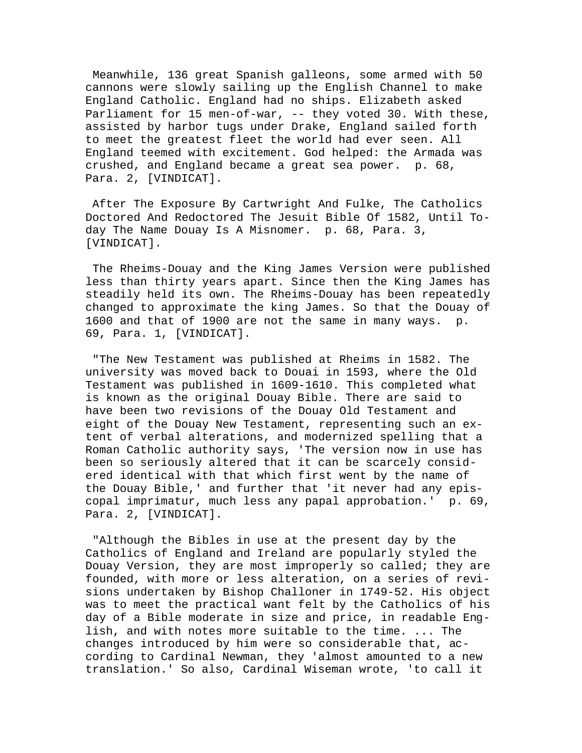Meanwhile, 136 great Spanish galleons, some armed with 50 cannons were slowly sailing up the English Channel to make England Catholic. England had no ships. Elizabeth asked Parliament for 15 men-of-war, -- they voted 30. With these, assisted by harbor tugs under Drake, England sailed forth to meet the greatest fleet the world had ever seen. All England teemed with excitement. God helped: the Armada was crushed, and England became a great sea power. p. 68, Para. 2, [VINDICAT].

After The Exposure By Cartwright And Fulke, The Catholics Doctored And Redoctored The Jesuit Bible Of 1582, Until To-day The Name Douay Is A Misnomer. p. 68, Para. 3, [VINDICAT].

The Rheims-Douay and the King James Version were published less than thirty years apart. Since then the King James has steadily held its own. The Rheims-Douay has been repeatedly changed to approximate the king James. So that the Douay of 1600 and that of 1900 are not the same in many ways. p. 69, Para. 1, [VINDICAT].

"The New Testament was published at Rheims in 1582. The university was moved back to Douai in 1593, where the Old Testament was published in 1609-1610. This completed what is known as the original Douay Bible. There are said to have been two revisions of the Douay Old Testament and eight of the Douay New Testament, representing such an extent of verbal alterations, and modernized spelling that a Roman Catholic authority says, 'The version now in use has been so seriously altered that it can be scarcely considered identical with that which first went by the name of the Douay Bible,' and further that 'it never had any episcopal imprimatur, much less any papal approbation.' p. 69, Para. 2, [VINDICAT].

"Although the Bibles in use at the present day by the Catholics of England and Ireland are popularly styled the Douay Version, they are most improperly so called; they are founded, with more or less alteration, on a series of revisions undertaken by Bishop Challoner in 1749-52. His object was to meet the practical want felt by the Catholics of his day of a Bible moderate in size and price, in readable English, and with notes more suitable to the time. ... The changes introduced by him were so considerable that, according to Cardinal Newman, they 'almost amounted to a new translation.' So also, Cardinal Wiseman wrote, 'to call it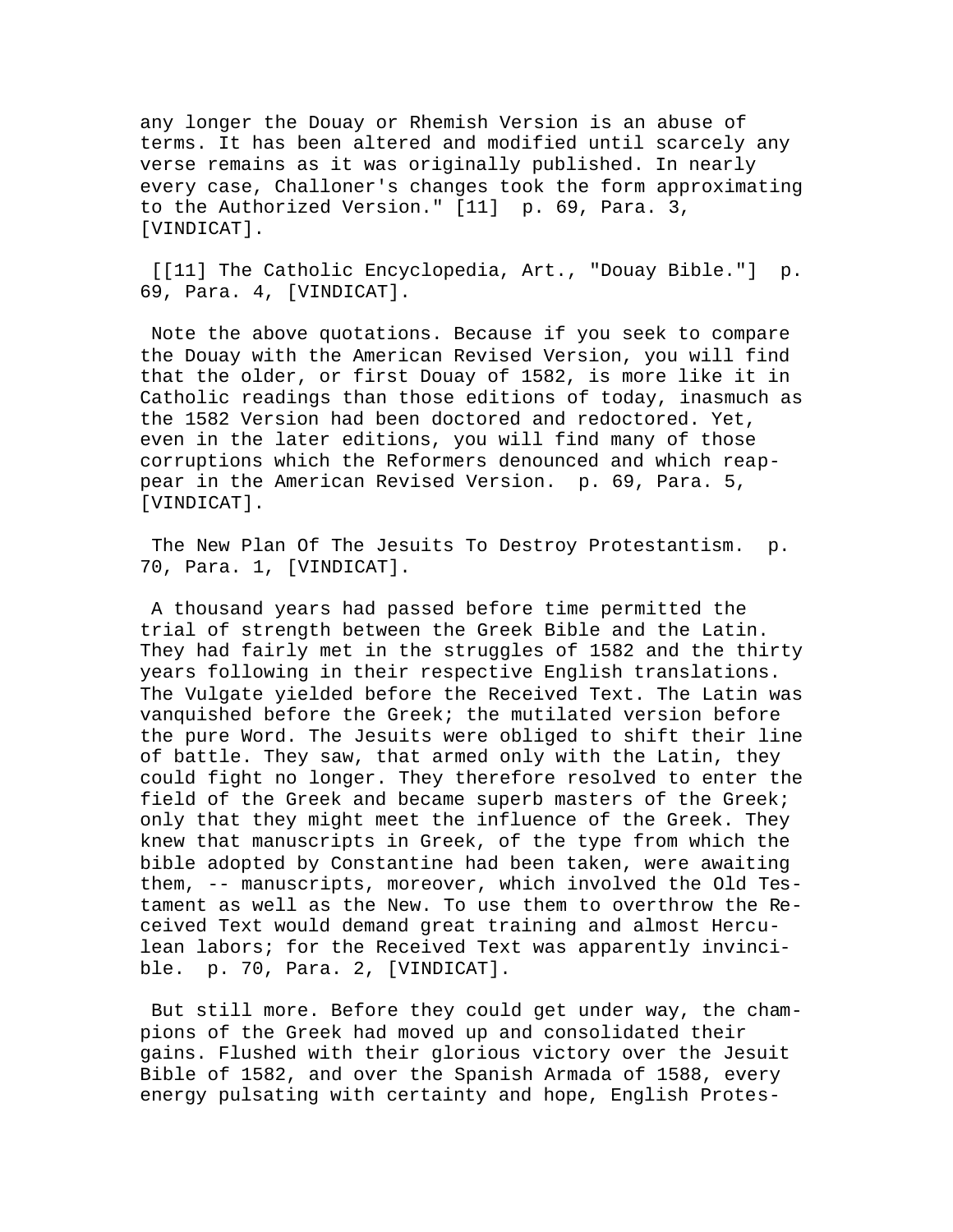any longer the Douay or Rhemish Version is an abuse of terms. It has been altered and modified until scarcely any verse remains as it was originally published. In nearly every case, Challoner's changes took the form approximating to the Authorized Version." [11] p. 69, Para. 3, [VINDICAT].

[[11] The Catholic Encyclopedia, Art., "Douay Bible."] p. 69, Para. 4, [VINDICAT].

Note the above quotations. Because if you seek to compare the Douay with the American Revised Version, you will find that the older, or first Douay of 1582, is more like it in Catholic readings than those editions of today, inasmuch as the 1582 Version had been doctored and redoctored. Yet, even in the later editions, you will find many of those corruptions which the Reformers denounced and which reappear in the American Revised Version. p. 69, Para. 5, [VINDICAT].

The New Plan Of The Jesuits To Destroy Protestantism. p. 70, Para. 1, [VINDICAT].

A thousand years had passed before time permitted the trial of strength between the Greek Bible and the Latin. They had fairly met in the struggles of 1582 and the thirty years following in their respective English translations. The Vulgate yielded before the Received Text. The Latin was vanquished before the Greek; the mutilated version before the pure Word. The Jesuits were obliged to shift their line of battle. They saw, that armed only with the Latin, they could fight no longer. They therefore resolved to enter the field of the Greek and became superb masters of the Greek; only that they might meet the influence of the Greek. They knew that manuscripts in Greek, of the type from which the bible adopted by Constantine had been taken, were awaiting them, -- manuscripts, moreover, which involved the Old Testament as well as the New. To use them to overthrow the Received Text would demand great training and almost Herculean labors; for the Received Text was apparently invincible. p. 70, Para. 2, [VINDICAT].

But still more. Before they could get under way, the champions of the Greek had moved up and consolidated their gains. Flushed with their glorious victory over the Jesuit Bible of 1582, and over the Spanish Armada of 1588, every energy pulsating with certainty and hope, English Protes-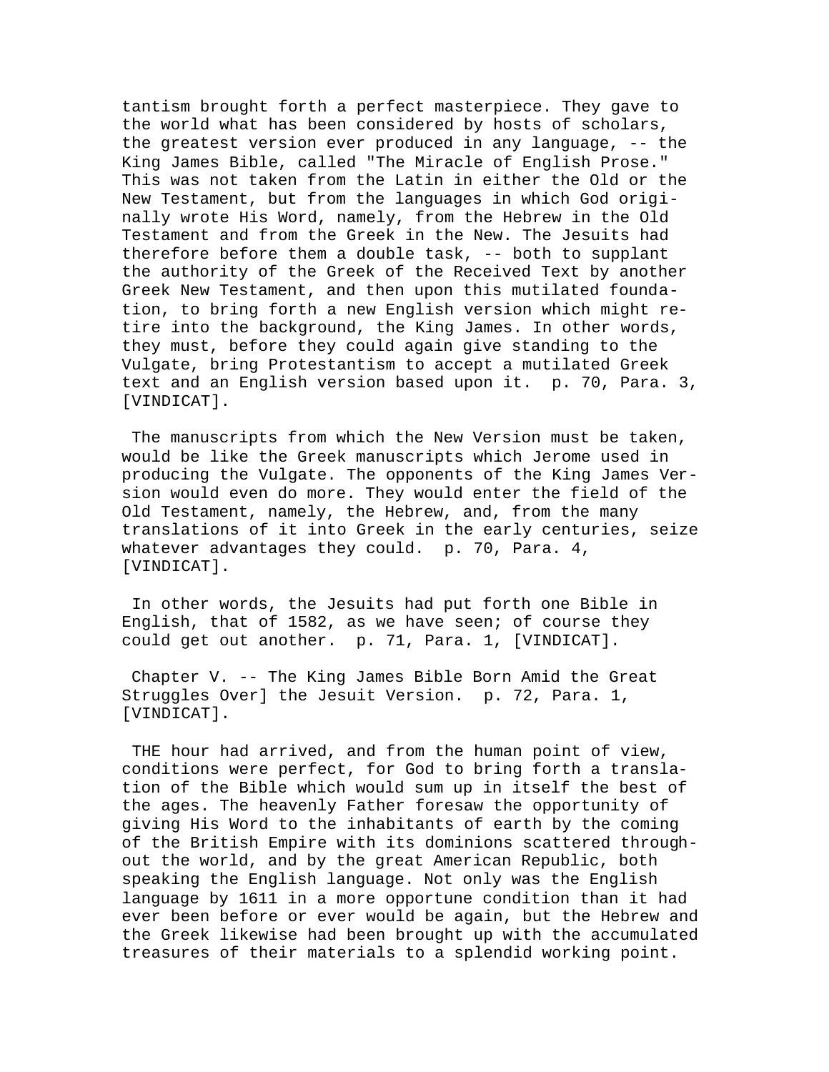tantism brought forth a perfect masterpiece. They gave to the world what has been considered by hosts of scholars, the greatest version ever produced in any language, -- the King James Bible, called "The Miracle of English Prose." This was not taken from the Latin in either the Old or the New Testament, but from the languages in which God originally wrote His Word, namely, from the Hebrew in the Old Testament and from the Greek in the New. The Jesuits had therefore before them a double task, -- both to supplant the authority of the Greek of the Received Text by another Greek New Testament, and then upon this mutilated foundation, to bring forth a new English version which might retire into the background, the King James. In other words, they must, before they could again give standing to the Vulgate, bring Protestantism to accept a mutilated Greek text and an English version based upon it. p. 70, Para. 3, [VINDICAT].

The manuscripts from which the New Version must be taken, would be like the Greek manuscripts which Jerome used in producing the Vulgate. The opponents of the King James Version would even do more. They would enter the field of the Old Testament, namely, the Hebrew, and, from the many translations of it into Greek in the early centuries, seize whatever advantages they could. p. 70, Para. 4, [VINDICAT].

In other words, the Jesuits had put forth one Bible in English, that of 1582, as we have seen; of course they could get out another. p. 71, Para. 1, [VINDICAT].

Chapter V. -- The King James Bible Born Amid the Great Struggles Over] the Jesuit Version. p. 72, Para. 1, [VINDICAT].

THE hour had arrived, and from the human point of view, conditions were perfect, for God to bring forth a translation of the Bible which would sum up in itself the best of the ages. The heavenly Father foresaw the opportunity of giving His Word to the inhabitants of earth by the coming of the British Empire with its dominions scattered throughout the world, and by the great American Republic, both speaking the English language. Not only was the English language by 1611 in a more opportune condition than it had ever been before or ever would be again, but the Hebrew and the Greek likewise had been brought up with the accumulated treasures of their materials to a splendid working point.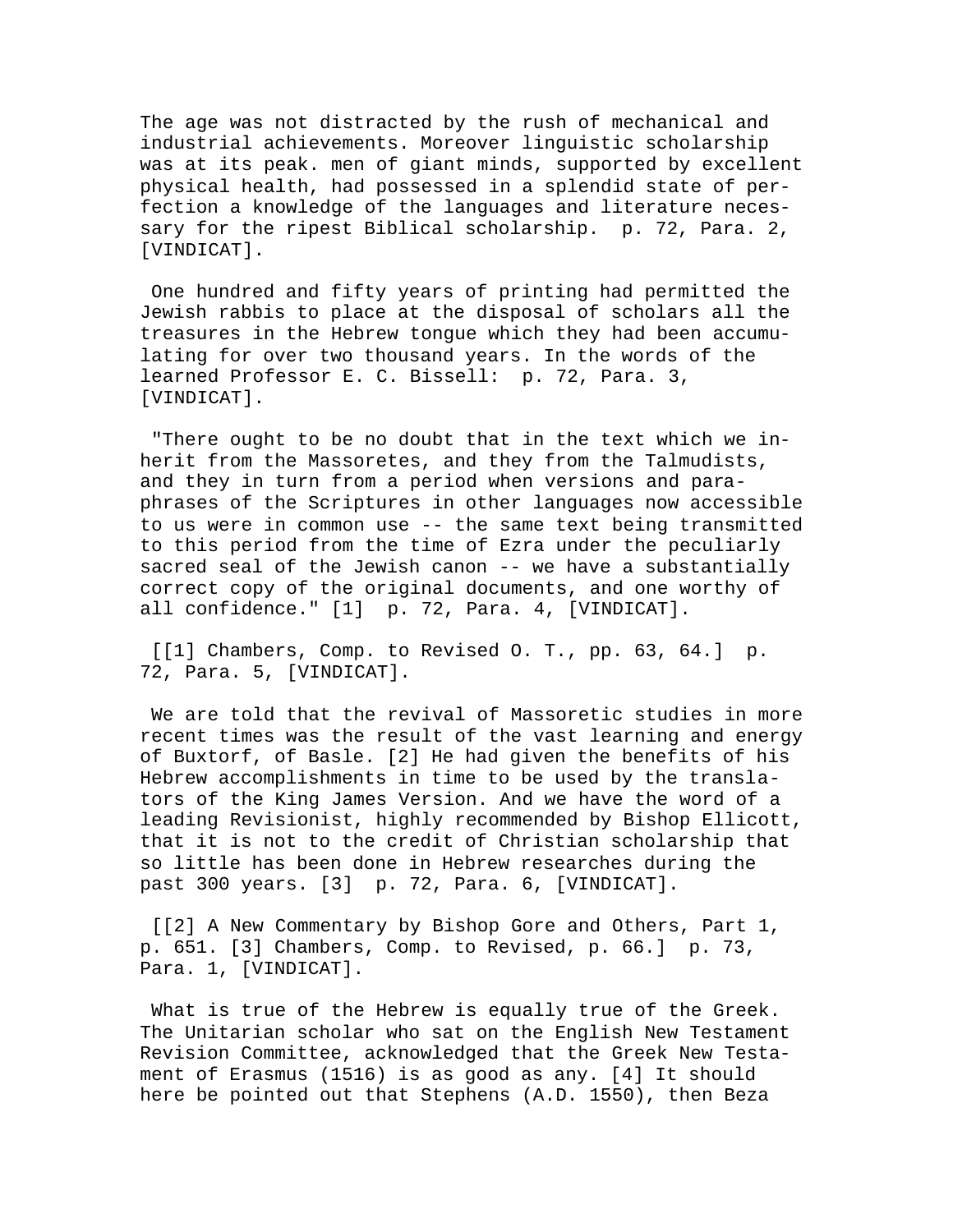The age was not distracted by the rush of mechanical and industrial achievements. Moreover linguistic scholarship was at its peak. men of giant minds, supported by excellent physical health, had possessed in a splendid state of perfection a knowledge of the languages and literature necessary for the ripest Biblical scholarship. p. 72, Para. 2, [VINDICAT].

One hundred and fifty years of printing had permitted the Jewish rabbis to place at the disposal of scholars all the treasures in the Hebrew tongue which they had been accumulating for over two thousand years. In the words of the learned Professor E. C. Bissell: p. 72, Para. 3, [VINDICAT].

"There ought to be no doubt that in the text which we inherit from the Massoretes, and they from the Talmudists, and they in turn from a period when versions and paraphrases of the Scriptures in other languages now accessible to us were in common use -- the same text being transmitted to this period from the time of Ezra under the peculiarly sacred seal of the Jewish canon -- we have a substantially correct copy of the original documents, and one worthy of all confidence." [1] p. 72, Para. 4, [VINDICAT].

[[1] Chambers, Comp. to Revised O. T., pp. 63, 64.] p. 72, Para. 5, [VINDICAT].

We are told that the revival of Massoretic studies in more recent times was the result of the vast learning and energy of Buxtorf, of Basle. [2] He had given the benefits of his Hebrew accomplishments in time to be used by the translators of the King James Version. And we have the word of a leading Revisionist, highly recommended by Bishop Ellicott, that it is not to the credit of Christian scholarship that so little has been done in Hebrew researches during the past 300 years. [3] p. 72, Para. 6, [VINDICAT].

[[2] A New Commentary by Bishop Gore and Others, Part 1, p. 651. [3] Chambers, Comp. to Revised, p. 66.] p. 73, Para. 1, [VINDICAT].

What is true of the Hebrew is equally true of the Greek. The Unitarian scholar who sat on the English New Testament Revision Committee, acknowledged that the Greek New Testament of Erasmus (1516) is as good as any. [4] It should here be pointed out that Stephens (A.D. 1550), then Beza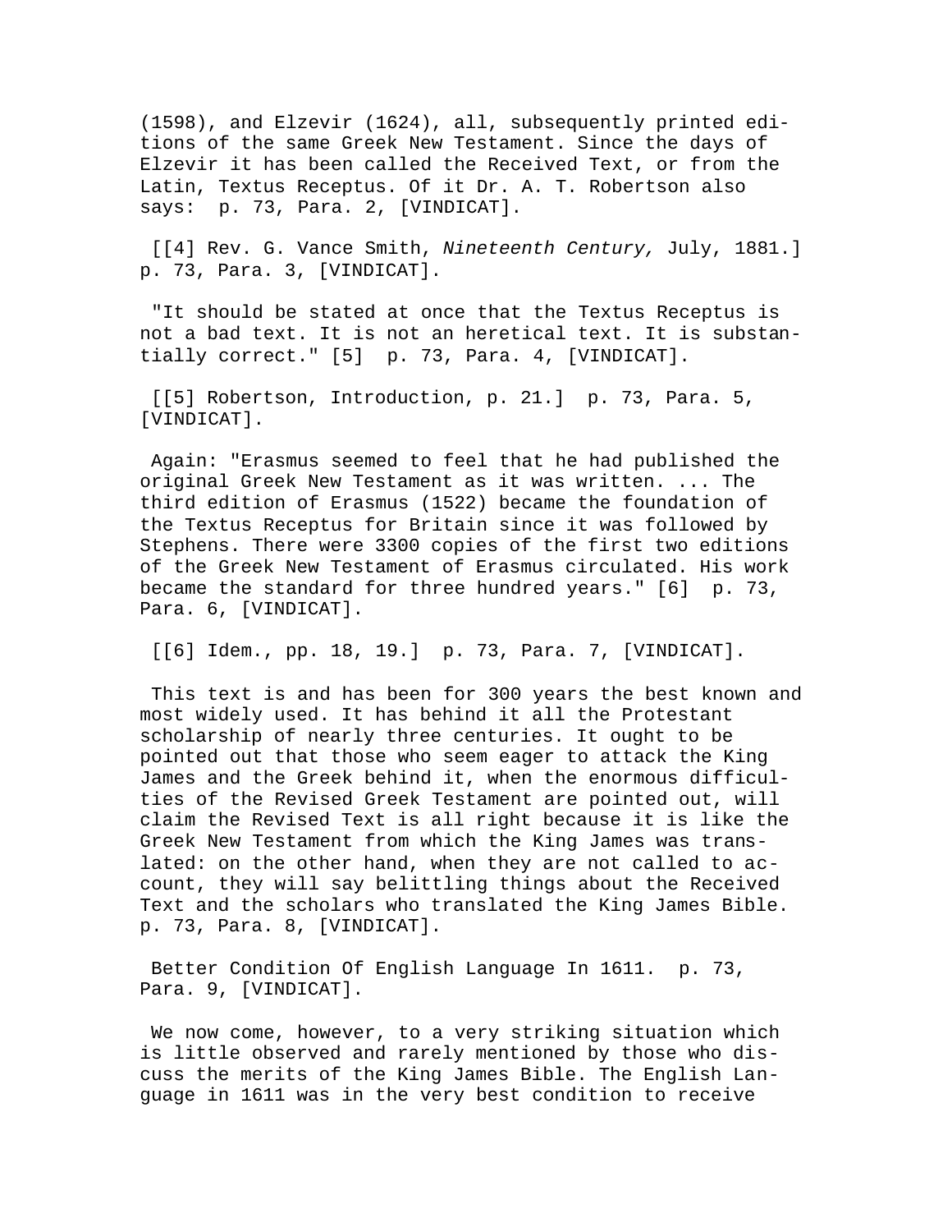(1598), and Elzevir (1624), all, subsequently printed editions of the same Greek New Testament. Since the days of Elzevir it has been called the Received Text, or from the Latin, Textus Receptus. Of it Dr. A. T. Robertson also says: p. 73, Para. 2, [VINDICAT].

[[4] Rev. G. Vance Smith, *Nineteenth Century,* July, 1881.] p. 73, Para. 3, [VINDICAT].

"It should be stated at once that the Textus Receptus is not a bad text. It is not an heretical text. It is substantially correct." [5] p. 73, Para. 4, [VINDICAT].

[[5] Robertson, Introduction, p. 21.] p. 73, Para. 5, [VINDICAT].

Again: "Erasmus seemed to feel that he had published the original Greek New Testament as it was written. ... The third edition of Erasmus (1522) became the foundation of the Textus Receptus for Britain since it was followed by Stephens. There were 3300 copies of the first two editions of the Greek New Testament of Erasmus circulated. His work became the standard for three hundred years." [6] p. 73, Para. 6, [VINDICAT].

[[6] Idem., pp. 18, 19.] p. 73, Para. 7, [VINDICAT].

This text is and has been for 300 years the best known and most widely used. It has behind it all the Protestant scholarship of nearly three centuries. It ought to be pointed out that those who seem eager to attack the King James and the Greek behind it, when the enormous difficulties of the Revised Greek Testament are pointed out, will claim the Revised Text is all right because it is like the Greek New Testament from which the King James was translated: on the other hand, when they are not called to account, they will say belittling things about the Received Text and the scholars who translated the King James Bible. p. 73, Para. 8, [VINDICAT].

Better Condition Of English Language In 1611. p. 73, Para. 9, [VINDICAT].

We now come, however, to a very striking situation which is little observed and rarely mentioned by those who discuss the merits of the King James Bible. The English Language in 1611 was in the very best condition to receive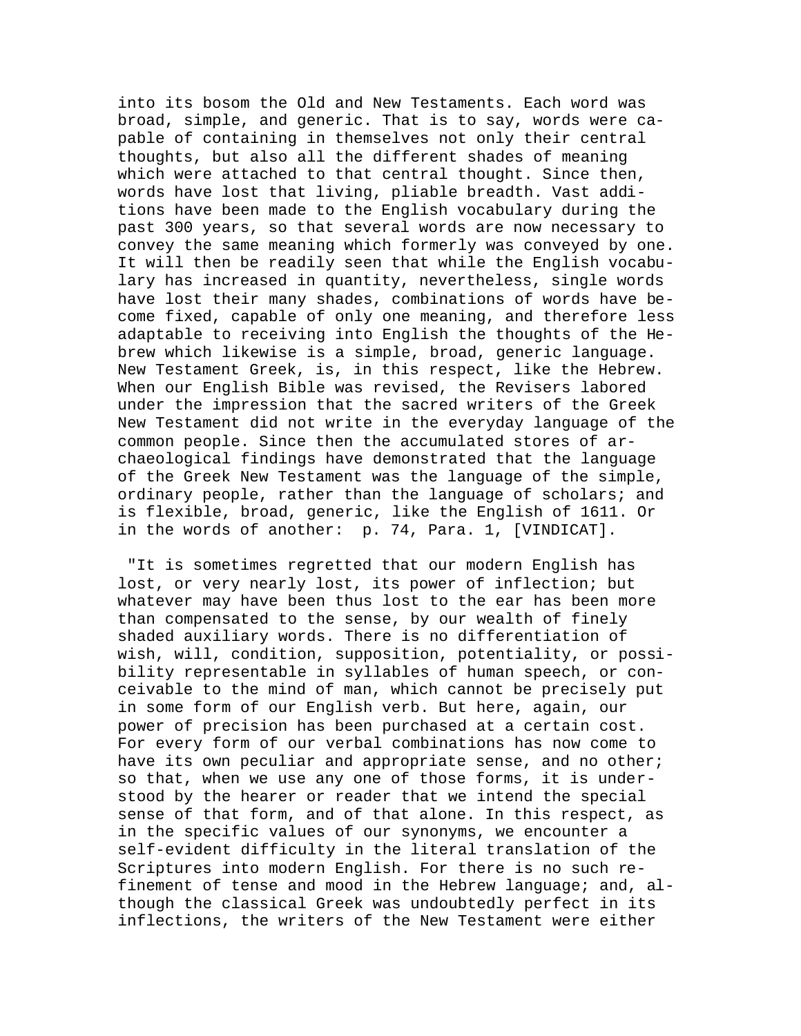into its bosom the Old and New Testaments. Each word was broad, simple, and generic. That is to say, words were capable of containing in themselves not only their central thoughts, but also all the different shades of meaning which were attached to that central thought. Since then, words have lost that living, pliable breadth. Vast additions have been made to the English vocabulary during the past 300 years, so that several words are now necessary to convey the same meaning which formerly was conveyed by one. It will then be readily seen that while the English vocabulary has increased in quantity, nevertheless, single words have lost their many shades, combinations of words have become fixed, capable of only one meaning, and therefore less adaptable to receiving into English the thoughts of the Hebrew which likewise is a simple, broad, generic language. New Testament Greek, is, in this respect, like the Hebrew. When our English Bible was revised, the Revisers labored under the impression that the sacred writers of the Greek New Testament did not write in the everyday language of the common people. Since then the accumulated stores of archaeological findings have demonstrated that the language of the Greek New Testament was the language of the simple, ordinary people, rather than the language of scholars; and is flexible, broad, generic, like the English of 1611. Or in the words of another:  p. 74, Para. 1, [VINDICAT].

"It is sometimes regretted that our modern English has lost, or very nearly lost, its power of inflection; but whatever may have been thus lost to the ear has been more than compensated to the sense, by our wealth of finely shaded auxiliary words. There is no differentiation of wish, will, condition, supposition, potentiality, or possibility representable in syllables of human speech, or conceivable to the mind of man, which cannot be precisely put in some form of our English verb. But here, again, our power of precision has been purchased at a certain cost. For every form of our verbal combinations has now come to have its own peculiar and appropriate sense, and no other; so that, when we use any one of those forms, it is understood by the hearer or reader that we intend the special sense of that form, and of that alone. In this respect, as in the specific values of our synonyms, we encounter a self-evident difficulty in the literal translation of the Scriptures into modern English. For there is no such refinement of tense and mood in the Hebrew language; and, although the classical Greek was undoubtedly perfect in its inflections, the writers of the New Testament were either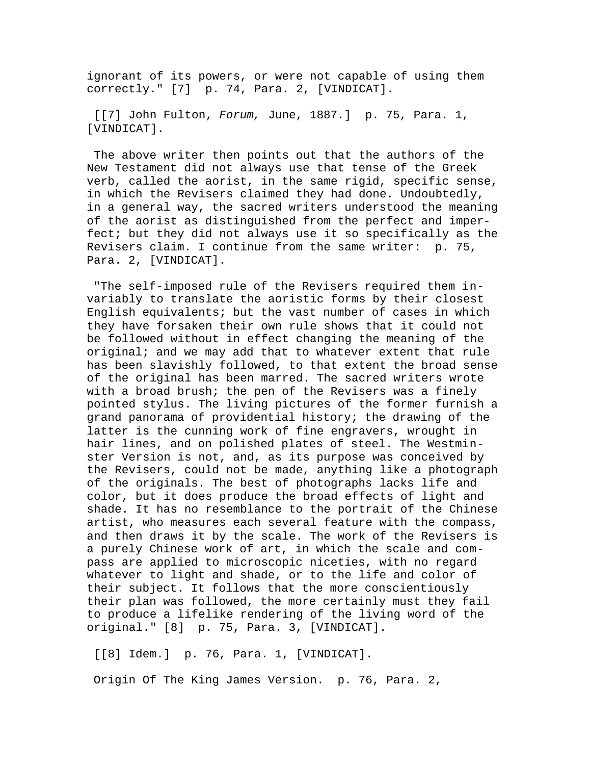ignorant of its powers, or were not capable of using them correctly." [7]  p. 74, Para. 2, [VINDICAT].

[[7] John Fulton, *Forum,* June, 1887.]  p. 75, Para. 1, [VINDICAT].

The above writer then points out that the authors of the New Testament did not always use that tense of the Greek verb, called the aorist, in the same rigid, specific sense, in which the Revisers claimed they had done. Undoubtedly, in a general way, the sacred writers understood the meaning of the aorist as distinguished from the perfect and imperfect; but they did not always use it so specifically as the Revisers claim. I continue from the same writer:  p. 75, Para. 2, [VINDICAT].

"The self-imposed rule of the Revisers required them invariably to translate the aoristic forms by their closest English equivalents; but the vast number of cases in which they have forsaken their own rule shows that it could not be followed without in effect changing the meaning of the original; and we may add that to whatever extent that rule has been slavishly followed, to that extent the broad sense of the original has been marred. The sacred writers wrote with a broad brush; the pen of the Revisers was a finely pointed stylus. The living pictures of the former furnish a grand panorama of providential history; the drawing of the latter is the cunning work of fine engravers, wrought in hair lines, and on polished plates of steel. The Westminster Version is not, and, as its purpose was conceived by the Revisers, could not be made, anything like a photograph of the originals. The best of photographs lacks life and color, but it does produce the broad effects of light and shade. It has no resemblance to the portrait of the Chinese artist, who measures each several feature with the compass, and then draws it by the scale. The work of the Revisers is a purely Chinese work of art, in which the scale and compass are applied to microscopic niceties, with no regard whatever to light and shade, or to the life and color of their subject. It follows that the more conscientiously their plan was followed, the more certainly must they fail to produce a lifelike rendering of the living word of the original." [8]  p. 75, Para. 3, [VINDICAT].

[[8] Idem.]  p. 76, Para. 1, [VINDICAT].

Origin Of The King James Version.  p. 76, Para. 2,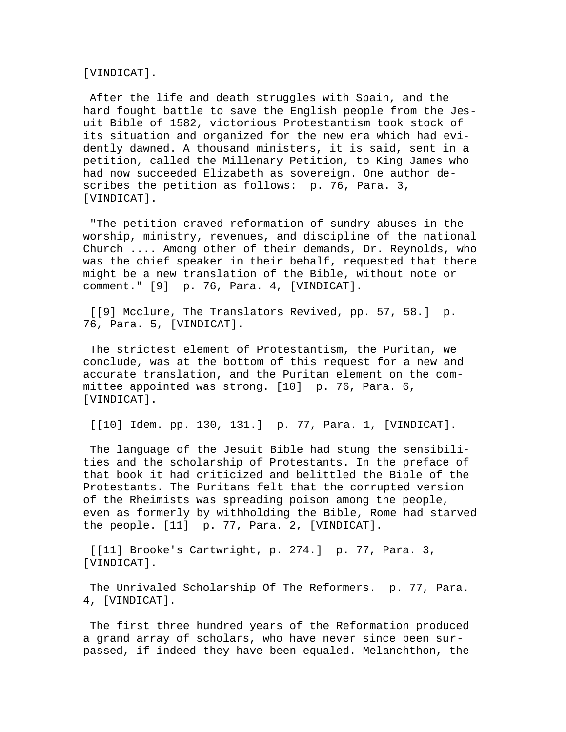[VINDICAT].

After the life and death struggles with Spain, and the hard fought battle to save the English people from the Jesuit Bible of 1582, victorious Protestantism took stock of its situation and organized for the new era which had evidently dawned. A thousand ministers, it is said, sent in a petition, called the Millenary Petition, to King James who had now succeeded Elizabeth as sovereign. One author describes the petition as follows: p. 76, Para. 3, [VINDICAT].

"The petition craved reformation of sundry abuses in the worship, ministry, revenues, and discipline of the national Church .... Among other of their demands, Dr. Reynolds, who was the chief speaker in their behalf, requested that there might be a new translation of the Bible, without note or comment." [9] p. 76, Para. 4, [VINDICAT].

[[9] Mcclure, The Translators Revived, pp. 57, 58.] p. 76, Para. 5, [VINDICAT].

The strictest element of Protestantism, the Puritan, we conclude, was at the bottom of this request for a new and accurate translation, and the Puritan element on the committee appointed was strong. [10] p. 76, Para. 6, [VINDICAT].

[[10] Idem. pp. 130, 131.] p. 77, Para. 1, [VINDICAT].

The language of the Jesuit Bible had stung the sensibilities and the scholarship of Protestants. In the preface of that book it had criticized and belittled the Bible of the Protestants. The Puritans felt that the corrupted version of the Rheimists was spreading poison among the people, even as formerly by withholding the Bible, Rome had starved the people. [11] p. 77, Para. 2, [VINDICAT].

[[11] Brooke's Cartwright, p. 274.] p. 77, Para. 3, [VINDICAT].

The Unrivaled Scholarship Of The Reformers. p. 77, Para. 4, [VINDICAT].

The first three hundred years of the Reformation produced a grand array of scholars, who have never since been surpassed, if indeed they have been equaled. Melanchthon, the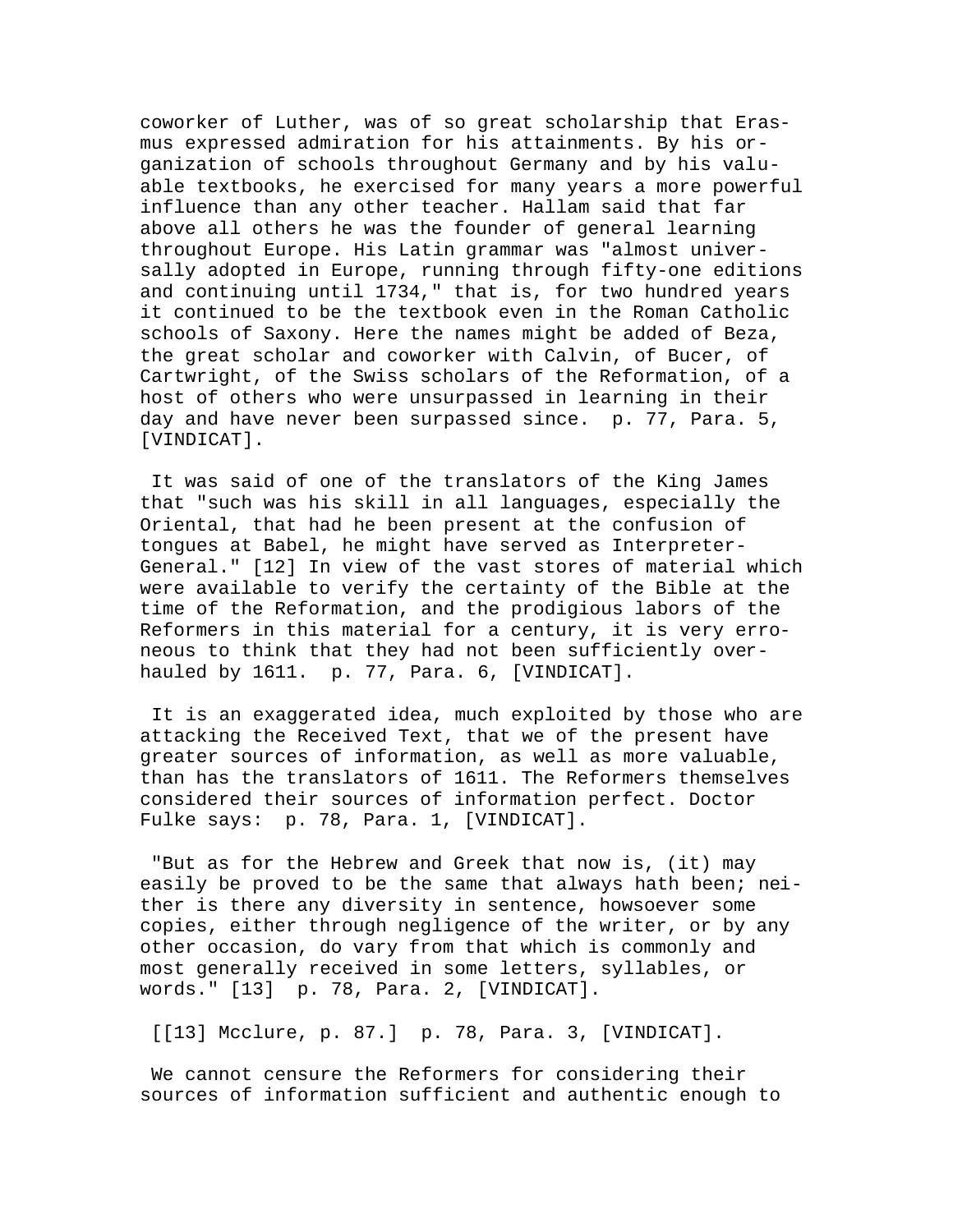coworker of Luther, was of so great scholarship that Erasmus expressed admiration for his attainments. By his organization of schools throughout Germany and by his valuable textbooks, he exercised for many years a more powerful influence than any other teacher. Hallam said that far above all others he was the founder of general learning throughout Europe. His Latin grammar was "almost universally adopted in Europe, running through fifty-one editions and continuing until 1734," that is, for two hundred years it continued to be the textbook even in the Roman Catholic schools of Saxony. Here the names might be added of Beza, the great scholar and coworker with Calvin, of Bucer, of Cartwright, of the Swiss scholars of the Reformation, of a host of others who were unsurpassed in learning in their day and have never been surpassed since. p. 77, Para. 5, [VINDICAT].

It was said of one of the translators of the King James that "such was his skill in all languages, especially the Oriental, that had he been present at the confusion of tongues at Babel, he might have served as Interpreter-General." [12] In view of the vast stores of material which were available to verify the certainty of the Bible at the time of the Reformation, and the prodigious labors of the Reformers in this material for a century, it is very erroneous to think that they had not been sufficiently overhauled by 1611. p. 77, Para. 6, [VINDICAT].

It is an exaggerated idea, much exploited by those who are attacking the Received Text, that we of the present have greater sources of information, as well as more valuable, than has the translators of 1611. The Reformers themselves considered their sources of information perfect. Doctor Fulke says: p. 78, Para. 1, [VINDICAT].

"But as for the Hebrew and Greek that now is, (it) may easily be proved to be the same that always hath been; neither is there any diversity in sentence, howsoever some copies, either through negligence of the writer, or by any other occasion, do vary from that which is commonly and most generally received in some letters, syllables, or words." [13] p. 78, Para. 2, [VINDICAT].

[[13] Mcclure, p. 87.] p. 78, Para. 3, [VINDICAT].

We cannot censure the Reformers for considering their sources of information sufficient and authentic enough to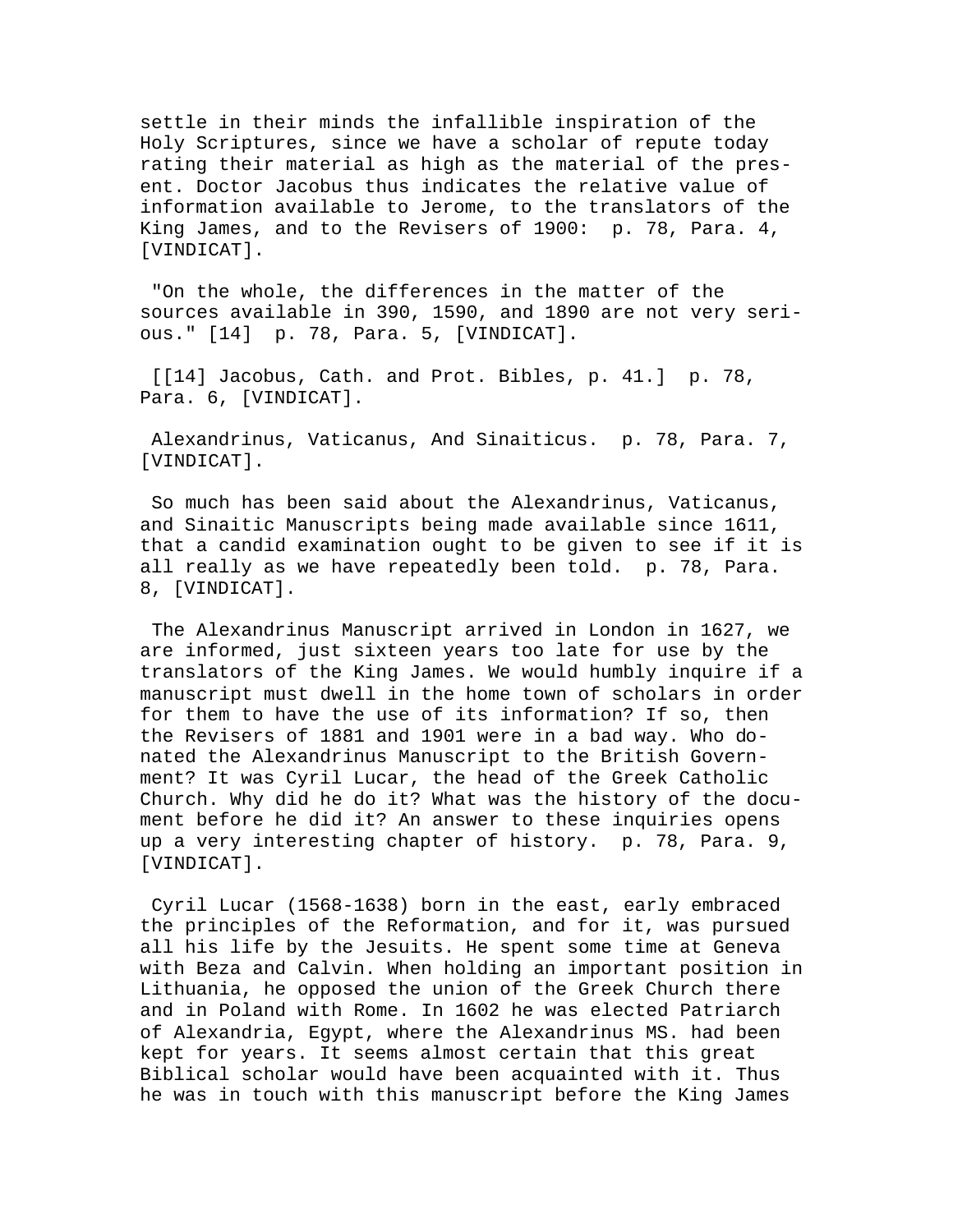settle in their minds the infallible inspiration of the Holy Scriptures, since we have a scholar of repute today rating their material as high as the material of the present. Doctor Jacobus thus indicates the relative value of information available to Jerome, to the translators of the King James, and to the Revisers of 1900: p. 78, Para. 4, [VINDICAT].

"On the whole, the differences in the matter of the sources available in 390, 1590, and 1890 are not very serious." [14] p. 78, Para. 5, [VINDICAT].

[[14] Jacobus, Cath. and Prot. Bibles, p. 41.] p. 78, Para. 6, [VINDICAT].

Alexandrinus, Vaticanus, And Sinaiticus. p. 78, Para. 7, [VINDICAT].

So much has been said about the Alexandrinus, Vaticanus, and Sinaitic Manuscripts being made available since 1611, that a candid examination ought to be given to see if it is all really as we have repeatedly been told. p. 78, Para. 8, [VINDICAT].

The Alexandrinus Manuscript arrived in London in 1627, we are informed, just sixteen years too late for use by the translators of the King James. We would humbly inquire if a manuscript must dwell in the home town of scholars in order for them to have the use of its information? If so, then the Revisers of 1881 and 1901 were in a bad way. Who donated the Alexandrinus Manuscript to the British Government? It was Cyril Lucar, the head of the Greek Catholic Church. Why did he do it? What was the history of the document before he did it? An answer to these inquiries opens up a very interesting chapter of history. p. 78, Para. 9, [VINDICAT].

Cyril Lucar (1568-1638) born in the east, early embraced the principles of the Reformation, and for it, was pursued all his life by the Jesuits. He spent some time at Geneva with Beza and Calvin. When holding an important position in Lithuania, he opposed the union of the Greek Church there and in Poland with Rome. In 1602 he was elected Patriarch of Alexandria, Egypt, where the Alexandrinus MS. had been kept for years. It seems almost certain that this great Biblical scholar would have been acquainted with it. Thus he was in touch with this manuscript before the King James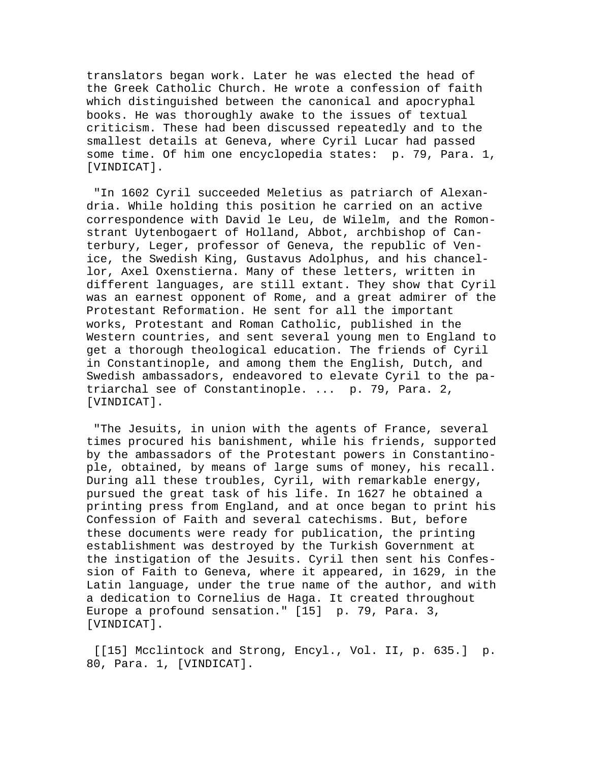translators began work. Later he was elected the head of the Greek Catholic Church. He wrote a confession of faith which distinguished between the canonical and apocryphal books. He was thoroughly awake to the issues of textual criticism. These had been discussed repeatedly and to the smallest details at Geneva, where Cyril Lucar had passed some time. Of him one encyclopedia states: p. 79, Para. 1, [VINDICAT].

"In 1602 Cyril succeeded Meletius as patriarch of Alexandria. While holding this position he carried on an active correspondence with David le Leu, de Wilelm, and the Romonstrant Uytenbogaert of Holland, Abbot, archbishop of Canterbury, Leger, professor of Geneva, the republic of Venice, the Swedish King, Gustavus Adolphus, and his chancellor, Axel Oxenstierna. Many of these letters, written in different languages, are still extant. They show that Cyril was an earnest opponent of Rome, and a great admirer of the Protestant Reformation. He sent for all the important works, Protestant and Roman Catholic, published in the Western countries, and sent several young men to England to get a thorough theological education. The friends of Cyril in Constantinople, and among them the English, Dutch, and Swedish ambassadors, endeavored to elevate Cyril to the patriarchal see of Constantinople. ... p. 79, Para. 2, [VINDICAT].

"The Jesuits, in union with the agents of France, several times procured his banishment, while his friends, supported by the ambassadors of the Protestant powers in Constantinople, obtained, by means of large sums of money, his recall. During all these troubles, Cyril, with remarkable energy, pursued the great task of his life. In 1627 he obtained a printing press from England, and at once began to print his Confession of Faith and several catechisms. But, before these documents were ready for publication, the printing establishment was destroyed by the Turkish Government at the instigation of the Jesuits. Cyril then sent his Confession of Faith to Geneva, where it appeared, in 1629, in the Latin language, under the true name of the author, and with a dedication to Cornelius de Haga. It created throughout Europe a profound sensation." [15] p. 79, Para. 3, [VINDICAT].

[[15] Mcclintock and Strong, Encyl., Vol. II, p. 635.] p. 80, Para. 1, [VINDICAT].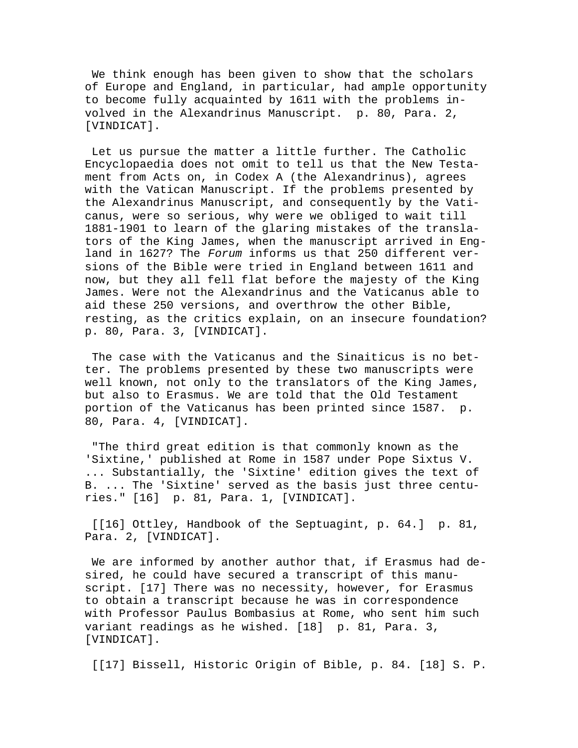We think enough has been given to show that the scholars of Europe and England, in particular, had ample opportunity to become fully acquainted by 1611 with the problems involved in the Alexandrinus Manuscript. p. 80, Para. 2, [VINDICAT].

Let us pursue the matter a little further. The Catholic Encyclopaedia does not omit to tell us that the New Testament from Acts on, in Codex A (the Alexandrinus), agrees with the Vatican Manuscript. If the problems presented by the Alexandrinus Manuscript, and consequently by the Vaticanus, were so serious, why were we obliged to wait till 1881-1901 to learn of the glaring mistakes of the translators of the King James, when the manuscript arrived in England in 1627? The *Forum* informs us that 250 different versions of the Bible were tried in England between 1611 and now, but they all fell flat before the majesty of the King James. Were not the Alexandrinus and the Vaticanus able to aid these 250 versions, and overthrow the other Bible, resting, as the critics explain, on an insecure foundation? p. 80, Para. 3, [VINDICAT].

The case with the Vaticanus and the Sinaiticus is no better. The problems presented by these two manuscripts were well known, not only to the translators of the King James, but also to Erasmus. We are told that the Old Testament portion of the Vaticanus has been printed since 1587. p. 80, Para. 4, [VINDICAT].

"The third great edition is that commonly known as the 'Sixtine,' published at Rome in 1587 under Pope Sixtus V. ... Substantially, the 'Sixtine' edition gives the text of B. ... The 'Sixtine' served as the basis just three centuries." [16] p. 81, Para. 1, [VINDICAT].

[[16] Ottley, Handbook of the Septuagint, p. 64.] p. 81, Para. 2, [VINDICAT].

We are informed by another author that, if Erasmus had desired, he could have secured a transcript of this manuscript. [17] There was no necessity, however, for Erasmus to obtain a transcript because he was in correspondence with Professor Paulus Bombasius at Rome, who sent him such variant readings as he wished. [18] p. 81, Para. 3, [VINDICAT].

[[17] Bissell, Historic Origin of Bible, p. 84. [18] S. P.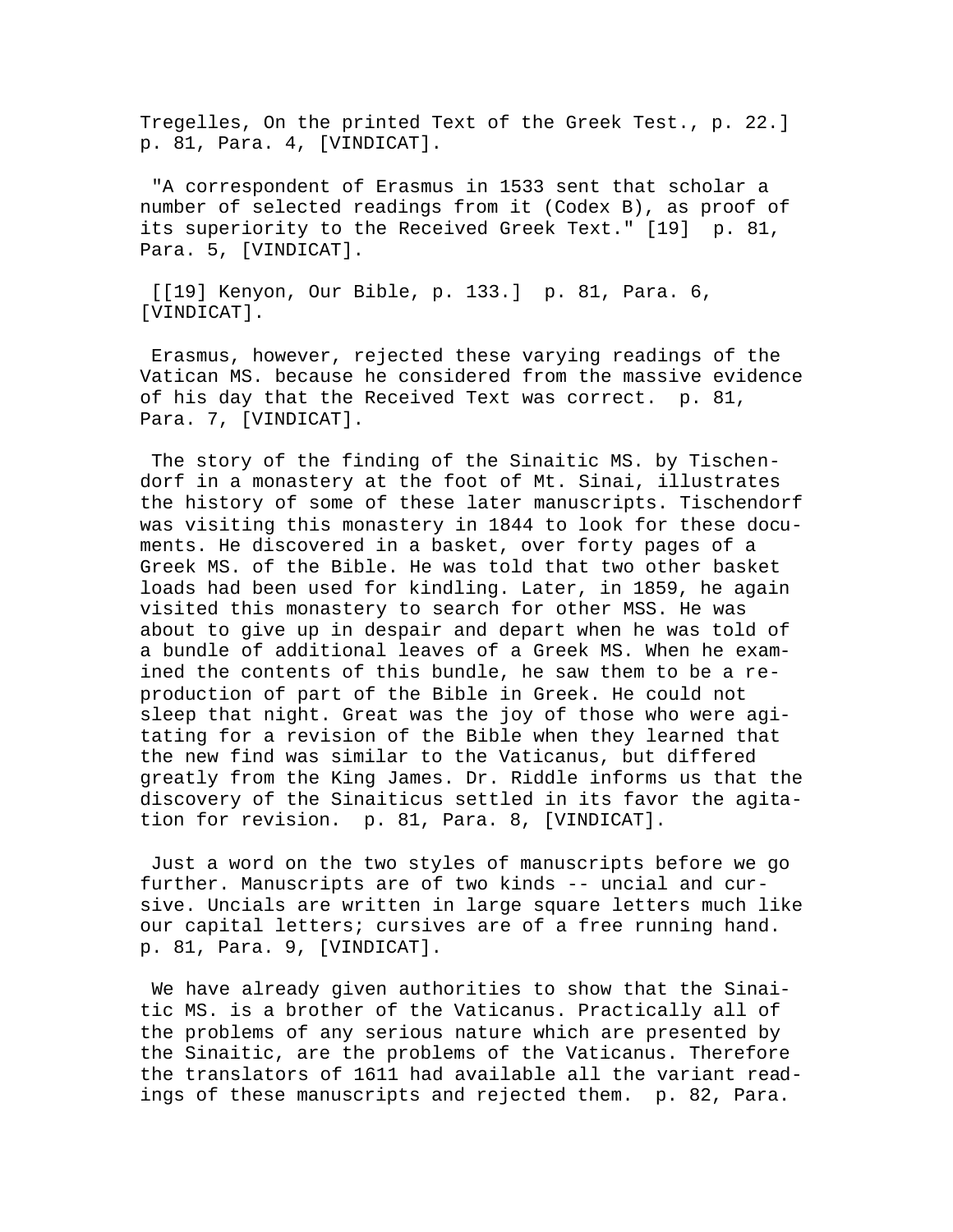Tregelles, On the printed Text of the Greek Test., p. 22.] p. 81, Para. 4, [VINDICAT].

"A correspondent of Erasmus in 1533 sent that scholar a number of selected readings from it (Codex B), as proof of its superiority to the Received Greek Text." [19] p. 81, Para. 5, [VINDICAT].

[[19] Kenyon, Our Bible, p. 133.] p. 81, Para. 6, [VINDICAT].

Erasmus, however, rejected these varying readings of the Vatican MS. because he considered from the massive evidence of his day that the Received Text was correct. p. 81, Para. 7, [VINDICAT].

The story of the finding of the Sinaitic MS. by Tischendorf in a monastery at the foot of Mt. Sinai, illustrates the history of some of these later manuscripts. Tischendorf was visiting this monastery in 1844 to look for these documents. He discovered in a basket, over forty pages of a Greek MS. of the Bible. He was told that two other basket loads had been used for kindling. Later, in 1859, he again visited this monastery to search for other MSS. He was about to give up in despair and depart when he was told of a bundle of additional leaves of a Greek MS. When he examined the contents of this bundle, he saw them to be a reproduction of part of the Bible in Greek. He could not sleep that night. Great was the joy of those who were agitating for a revision of the Bible when they learned that the new find was similar to the Vaticanus, but differed greatly from the King James. Dr. Riddle informs us that the discovery of the Sinaiticus settled in its favor the agitation for revision. p. 81, Para. 8, [VINDICAT].

Just a word on the two styles of manuscripts before we go further. Manuscripts are of two kinds -- uncial and cursive. Uncials are written in large square letters much like our capital letters; cursives are of a free running hand. p. 81, Para. 9, [VINDICAT].

We have already given authorities to show that the Sinaitic MS. is a brother of the Vaticanus. Practically all of the problems of any serious nature which are presented by the Sinaitic, are the problems of the Vaticanus. Therefore the translators of 1611 had available all the variant readings of these manuscripts and rejected them. p. 82, Para.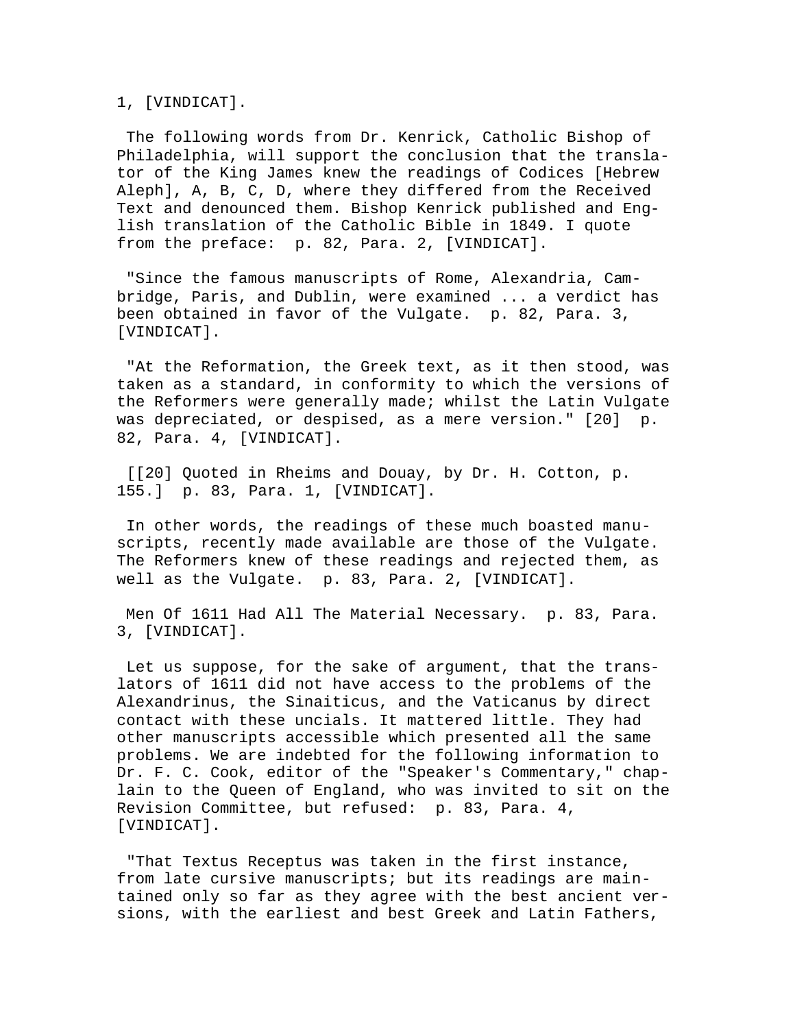1, [VINDICAT].

The following words from Dr. Kenrick, Catholic Bishop of Philadelphia, will support the conclusion that the translator of the King James knew the readings of Codices [Hebrew Aleph], A, B, C, D, where they differed from the Received Text and denounced them. Bishop Kenrick published and English translation of the Catholic Bible in 1849. I quote from the preface:  p. 82, Para. 2, [VINDICAT].

"Since the famous manuscripts of Rome, Alexandria, Cambridge, Paris, and Dublin, were examined ... a verdict has been obtained in favor of the Vulgate.  p. 82, Para. 3, [VINDICAT].

"At the Reformation, the Greek text, as it then stood, was taken as a standard, in conformity to which the versions of the Reformers were generally made; whilst the Latin Vulgate was depreciated, or despised, as a mere version." [20]  p. 82, Para. 4, [VINDICAT].

[[20] Quoted in Rheims and Douay, by Dr. H. Cotton, p. 155.]  p. 83, Para. 1, [VINDICAT].

In other words, the readings of these much boasted manuscripts, recently made available are those of the Vulgate. The Reformers knew of these readings and rejected them, as well as the Vulgate.  p. 83, Para. 2, [VINDICAT].

Men Of 1611 Had All The Material Necessary.  p. 83, Para. 3, [VINDICAT].

Let us suppose, for the sake of argument, that the translators of 1611 did not have access to the problems of the Alexandrinus, the Sinaiticus, and the Vaticanus by direct contact with these uncials. It mattered little. They had other manuscripts accessible which presented all the same problems. We are indebted for the following information to Dr. F. C. Cook, editor of the "Speaker's Commentary," chaplain to the Queen of England, who was invited to sit on the Revision Committee, but refused:  p. 83, Para. 4, [VINDICAT].

"That Textus Receptus was taken in the first instance, from late cursive manuscripts; but its readings are maintained only so far as they agree with the best ancient versions, with the earliest and best Greek and Latin Fathers,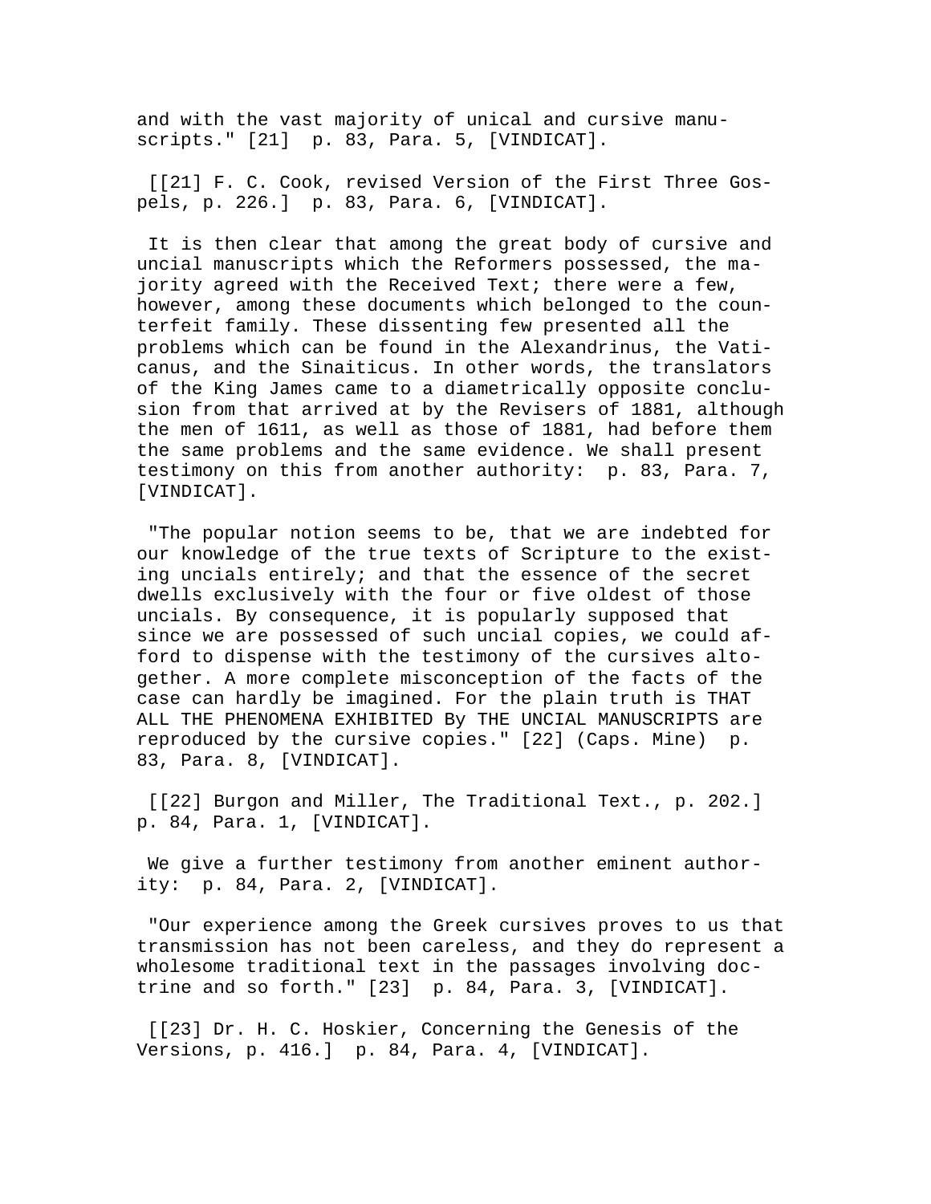and with the vast majority of unical and cursive manuscripts." [21] p. 83, Para. 5, [VINDICAT].

[[21] F. C. Cook, revised Version of the First Three Gospels, p. 226.] p. 83, Para. 6, [VINDICAT].

It is then clear that among the great body of cursive and uncial manuscripts which the Reformers possessed, the majority agreed with the Received Text; there were a few, however, among these documents which belonged to the counterfeit family. These dissenting few presented all the problems which can be found in the Alexandrinus, the Vaticanus, and the Sinaiticus. In other words, the translators of the King James came to a diametrically opposite conclusion from that arrived at by the Revisers of 1881, although the men of 1611, as well as those of 1881, had before them the same problems and the same evidence. We shall present testimony on this from another authority: p. 83, Para. 7, [VINDICAT].

"The popular notion seems to be, that we are indebted for our knowledge of the true texts of Scripture to the existing uncials entirely; and that the essence of the secret dwells exclusively with the four or five oldest of those uncials. By consequence, it is popularly supposed that since we are possessed of such uncial copies, we could afford to dispense with the testimony of the cursives altogether. A more complete misconception of the facts of the case can hardly be imagined. For the plain truth is THAT ALL THE PHENOMENA EXHIBITED By THE UNCIAL MANUSCRIPTS are reproduced by the cursive copies." [22] (Caps. Mine) p. 83, Para. 8, [VINDICAT].

[[22] Burgon and Miller, The Traditional Text., p. 202.] p. 84, Para. 1, [VINDICAT].

We give a further testimony from another eminent authority: p. 84, Para. 2, [VINDICAT].

"Our experience among the Greek cursives proves to us that transmission has not been careless, and they do represent a wholesome traditional text in the passages involving doctrine and so forth." [23] p. 84, Para. 3, [VINDICAT].

[[23] Dr. H. C. Hoskier, Concerning the Genesis of the Versions, p. 416.] p. 84, Para. 4, [VINDICAT].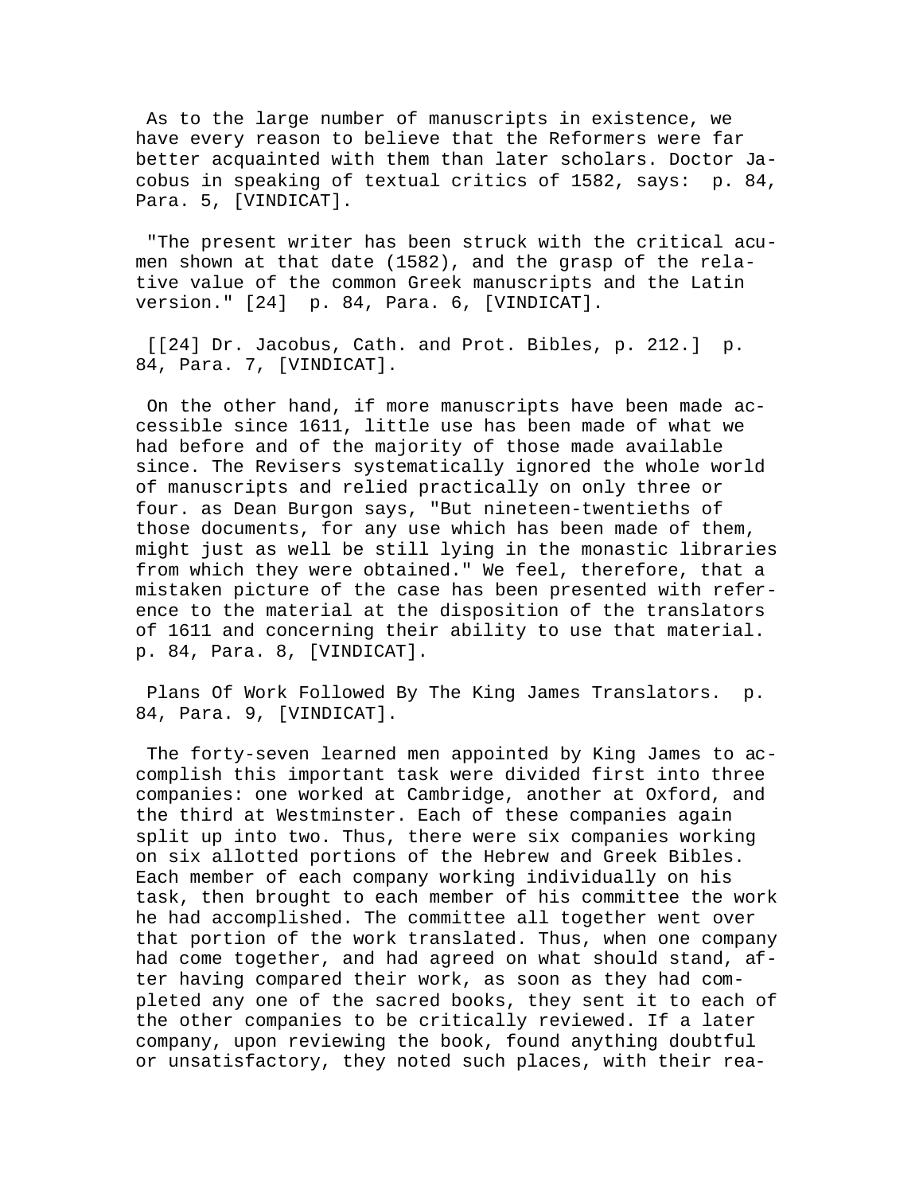As to the large number of manuscripts in existence, we have every reason to believe that the Reformers were far better acquainted with them than later scholars. Doctor Jacobus in speaking of textual critics of 1582, says: p. 84, Para. 5, [VINDICAT].

"The present writer has been struck with the critical acumen shown at that date (1582), and the grasp of the relative value of the common Greek manuscripts and the Latin version." [24] p. 84, Para. 6, [VINDICAT].

[[24] Dr. Jacobus, Cath. and Prot. Bibles, p. 212.] p. 84, Para. 7, [VINDICAT].

On the other hand, if more manuscripts have been made accessible since 1611, little use has been made of what we had before and of the majority of those made available since. The Revisers systematically ignored the whole world of manuscripts and relied practically on only three or four. as Dean Burgon says, "But nineteen-twentieths of those documents, for any use which has been made of them, might just as well be still lying in the monastic libraries from which they were obtained." We feel, therefore, that a mistaken picture of the case has been presented with reference to the material at the disposition of the translators of 1611 and concerning their ability to use that material. p. 84, Para. 8, [VINDICAT].

Plans Of Work Followed By The King James Translators. p. 84, Para. 9, [VINDICAT].

The forty-seven learned men appointed by King James to accomplish this important task were divided first into three companies: one worked at Cambridge, another at Oxford, and the third at Westminster. Each of these companies again split up into two. Thus, there were six companies working on six allotted portions of the Hebrew and Greek Bibles. Each member of each company working individually on his task, then brought to each member of his committee the work he had accomplished. The committee all together went over that portion of the work translated. Thus, when one company had come together, and had agreed on what should stand, after having compared their work, as soon as they had completed any one of the sacred books, they sent it to each of the other companies to be critically reviewed. If a later company, upon reviewing the book, found anything doubtful or unsatisfactory, they noted such places, with their rea-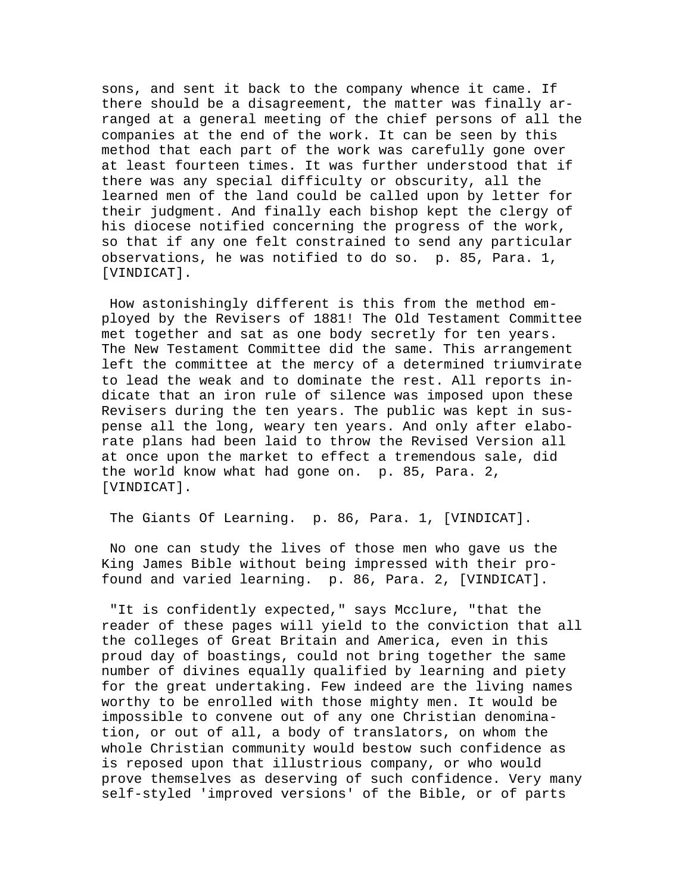sons, and sent it back to the company whence it came. If there should be a disagreement, the matter was finally arranged at a general meeting of the chief persons of all the companies at the end of the work. It can be seen by this method that each part of the work was carefully gone over at least fourteen times. It was further understood that if there was any special difficulty or obscurity, all the learned men of the land could be called upon by letter for their judgment. And finally each bishop kept the clergy of his diocese notified concerning the progress of the work, so that if any one felt constrained to send any particular observations, he was notified to do so. p. 85, Para. 1, [VINDICAT].

How astonishingly different is this from the method employed by the Revisers of 1881! The Old Testament Committee met together and sat as one body secretly for ten years. The New Testament Committee did the same. This arrangement left the committee at the mercy of a determined triumvirate to lead the weak and to dominate the rest. All reports indicate that an iron rule of silence was imposed upon these Revisers during the ten years. The public was kept in suspense all the long, weary ten years. And only after elaborate plans had been laid to throw the Revised Version all at once upon the market to effect a tremendous sale, did the world know what had gone on. p. 85, Para. 2, [VINDICAT].

The Giants Of Learning. p. 86, Para. 1, [VINDICAT].

No one can study the lives of those men who gave us the King James Bible without being impressed with their profound and varied learning. p. 86, Para. 2, [VINDICAT].

"It is confidently expected," says Mcclure, "that the reader of these pages will yield to the conviction that all the colleges of Great Britain and America, even in this proud day of boastings, could not bring together the same number of divines equally qualified by learning and piety for the great undertaking. Few indeed are the living names worthy to be enrolled with those mighty men. It would be impossible to convene out of any one Christian denomination, or out of all, a body of translators, on whom the whole Christian community would bestow such confidence as is reposed upon that illustrious company, or who would prove themselves as deserving of such confidence. Very many self-styled 'improved versions' of the Bible, or of parts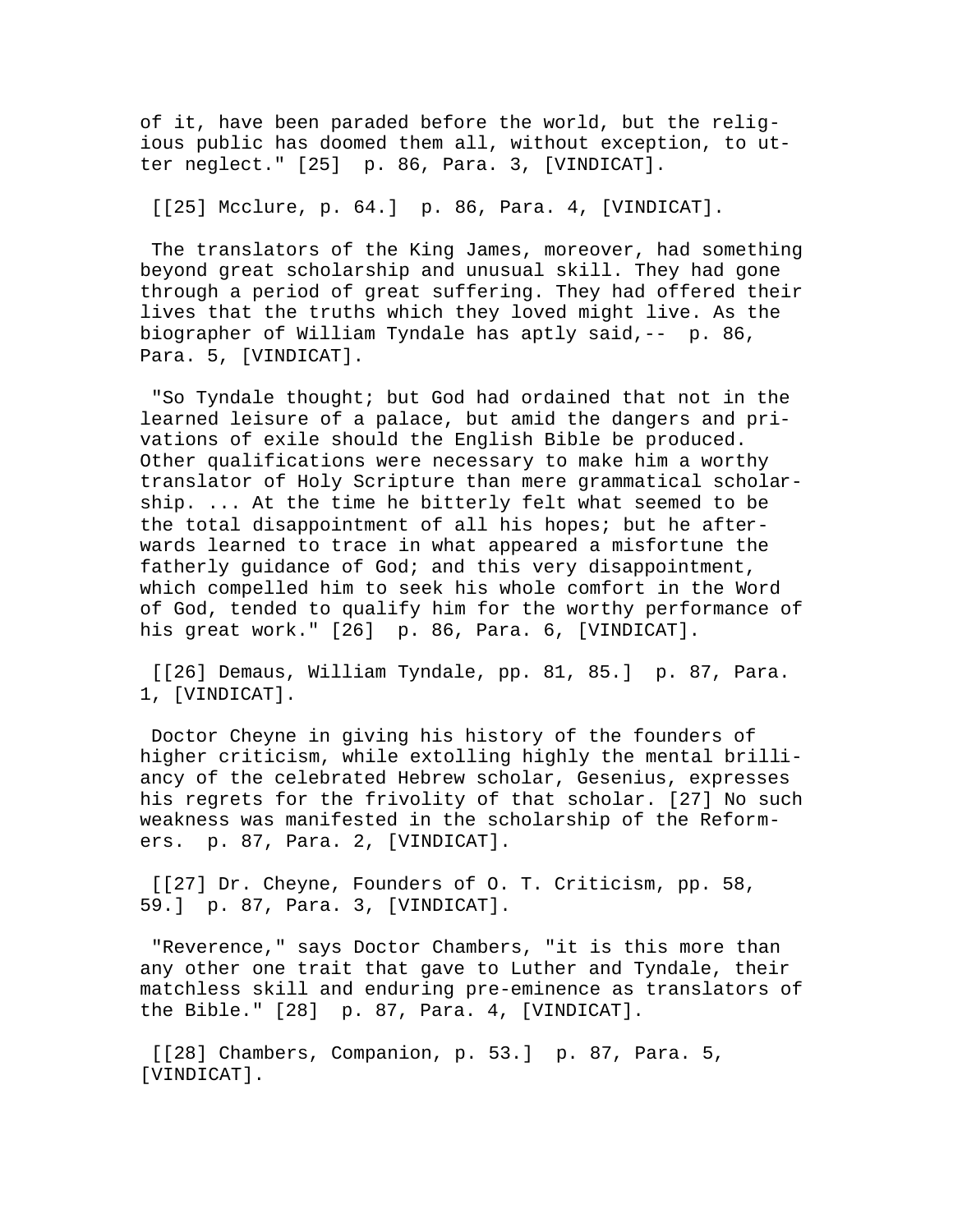of it, have been paraded before the world, but the religious public has doomed them all, without exception, to utter neglect." [25]  p. 86, Para. 3, [VINDICAT].

[[25] Mcclure, p. 64.]  p. 86, Para. 4, [VINDICAT].

The translators of the King James, moreover, had something beyond great scholarship and unusual skill. They had gone through a period of great suffering. They had offered their lives that the truths which they loved might live. As the biographer of William Tyndale has aptly said,--  p. 86, Para. 5, [VINDICAT].

"So Tyndale thought; but God had ordained that not in the learned leisure of a palace, but amid the dangers and privations of exile should the English Bible be produced. Other qualifications were necessary to make him a worthy translator of Holy Scripture than mere grammatical scholarship. ... At the time he bitterly felt what seemed to be the total disappointment of all his hopes; but he afterwards learned to trace in what appeared a misfortune the fatherly guidance of God; and this very disappointment, which compelled him to seek his whole comfort in the Word of God, tended to qualify him for the worthy performance of his great work." [26]  p. 86, Para. 6, [VINDICAT].

[[26] Demaus, William Tyndale, pp. 81, 85.]  p. 87, Para. 1, [VINDICAT].

Doctor Cheyne in giving his history of the founders of higher criticism, while extolling highly the mental brilliancy of the celebrated Hebrew scholar, Gesenius, expresses his regrets for the frivolity of that scholar. [27] No such weakness was manifested in the scholarship of the Reformers.  p. 87, Para. 2, [VINDICAT].

[[27] Dr. Cheyne, Founders of O. T. Criticism, pp. 58, 59.]  p. 87, Para. 3, [VINDICAT].

"Reverence," says Doctor Chambers, "it is this more than any other one trait that gave to Luther and Tyndale, their matchless skill and enduring pre-eminence as translators of the Bible." [28]  p. 87, Para. 4, [VINDICAT].

[[28] Chambers, Companion, p. 53.]  p. 87, Para. 5, [VINDICAT].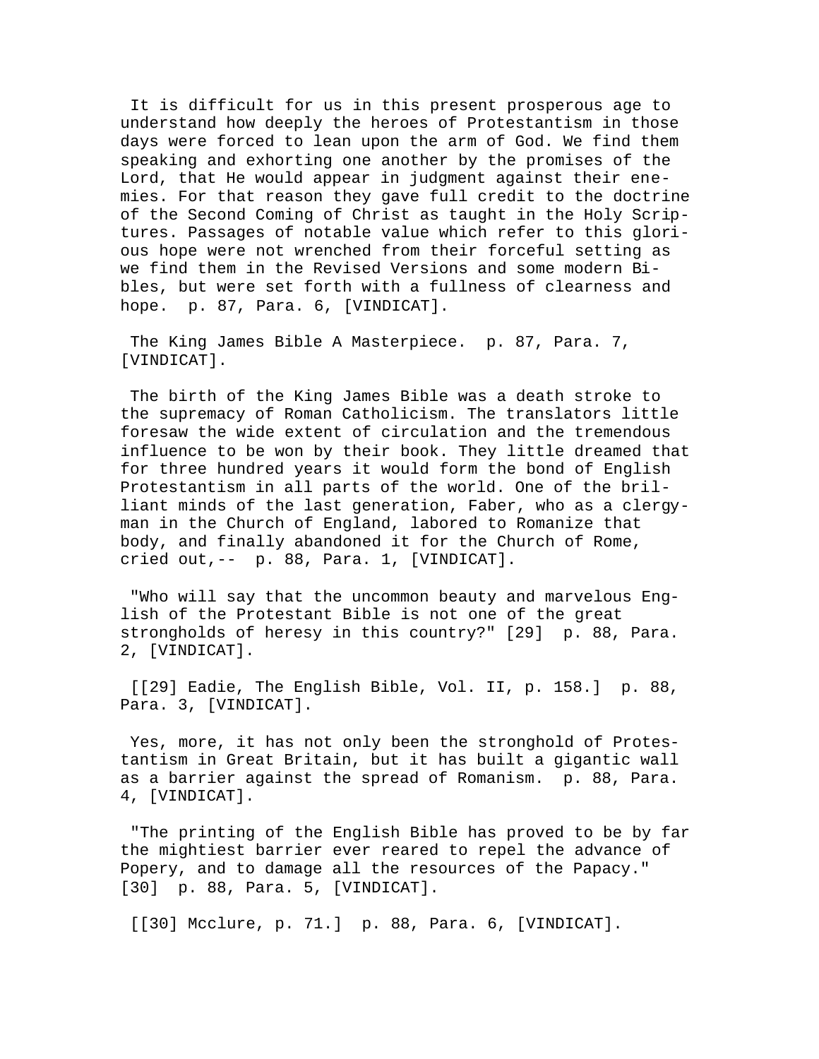It is difficult for us in this present prosperous age to understand how deeply the heroes of Protestantism in those days were forced to lean upon the arm of God. We find them speaking and exhorting one another by the promises of the Lord, that He would appear in judgment against their enemies. For that reason they gave full credit to the doctrine of the Second Coming of Christ as taught in the Holy Scriptures. Passages of notable value which refer to this glorious hope were not wrenched from their forceful setting as we find them in the Revised Versions and some modern Bibles, but were set forth with a fullness of clearness and hope. p. 87, Para. 6, [VINDICAT].

The King James Bible A Masterpiece. p. 87, Para. 7, [VINDICAT].

The birth of the King James Bible was a death stroke to the supremacy of Roman Catholicism. The translators little foresaw the wide extent of circulation and the tremendous influence to be won by their book. They little dreamed that for three hundred years it would form the bond of English Protestantism in all parts of the world. One of the brilliant minds of the last generation, Faber, who as a clergyman in the Church of England, labored to Romanize that body, and finally abandoned it for the Church of Rome, cried out,-- p. 88, Para. 1, [VINDICAT].

"Who will say that the uncommon beauty and marvelous English of the Protestant Bible is not one of the great strongholds of heresy in this country?" [29] p. 88, Para. 2, [VINDICAT].

[[29] Eadie, The English Bible, Vol. II, p. 158.] p. 88, Para. 3, [VINDICAT].

Yes, more, it has not only been the stronghold of Protestantism in Great Britain, but it has built a gigantic wall as a barrier against the spread of Romanism. p. 88, Para. 4, [VINDICAT].

"The printing of the English Bible has proved to be by far the mightiest barrier ever reared to repel the advance of Popery, and to damage all the resources of the Papacy." [30] p. 88, Para. 5, [VINDICAT].

[[30] Mcclure, p. 71.] p. 88, Para. 6, [VINDICAT].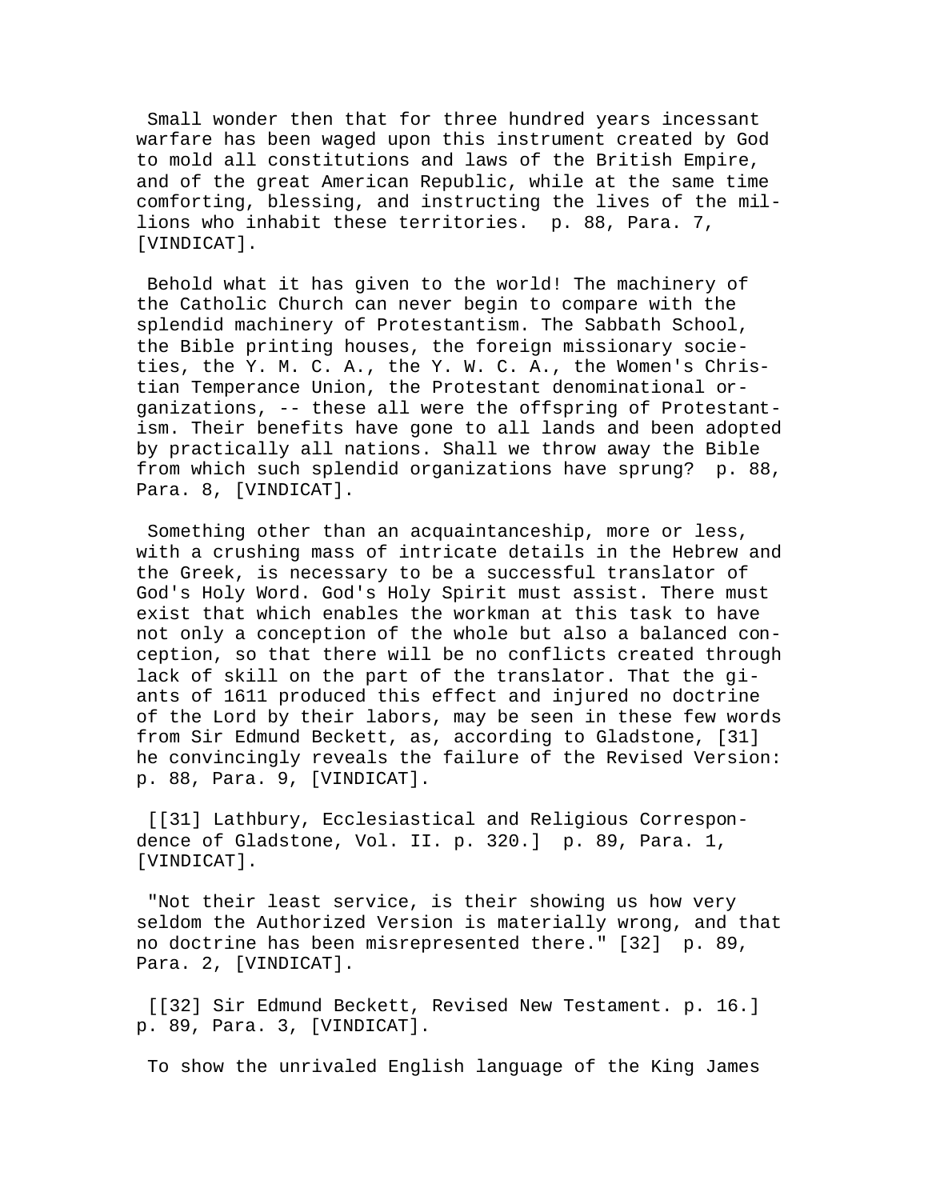Small wonder then that for three hundred years incessant warfare has been waged upon this instrument created by God to mold all constitutions and laws of the British Empire, and of the great American Republic, while at the same time comforting, blessing, and instructing the lives of the millions who inhabit these territories. p. 88, Para. 7, [VINDICAT].

Behold what it has given to the world! The machinery of the Catholic Church can never begin to compare with the splendid machinery of Protestantism. The Sabbath School, the Bible printing houses, the foreign missionary societies, the Y. M. C. A., the Y. W. C. A., the Women's Christian Temperance Union, the Protestant denominational organizations, -- these all were the offspring of Protestantism. Their benefits have gone to all lands and been adopted by practically all nations. Shall we throw away the Bible from which such splendid organizations have sprung? p. 88, Para. 8, [VINDICAT].

Something other than an acquaintanceship, more or less, with a crushing mass of intricate details in the Hebrew and the Greek, is necessary to be a successful translator of God's Holy Word. God's Holy Spirit must assist. There must exist that which enables the workman at this task to have not only a conception of the whole but also a balanced conception, so that there will be no conflicts created through lack of skill on the part of the translator. That the giants of 1611 produced this effect and injured no doctrine of the Lord by their labors, may be seen in these few words from Sir Edmund Beckett, as, according to Gladstone, [31] he convincingly reveals the failure of the Revised Version: p. 88, Para. 9, [VINDICAT].

[[31] Lathbury, Ecclesiastical and Religious Correspondence of Gladstone, Vol. II. p. 320.] p. 89, Para. 1, [VINDICAT].

"Not their least service, is their showing us how very seldom the Authorized Version is materially wrong, and that no doctrine has been misrepresented there." [32] p. 89, Para. 2, [VINDICAT].

[[32] Sir Edmund Beckett, Revised New Testament. p. 16.] p. 89, Para. 3, [VINDICAT].

To show the unrivaled English language of the King James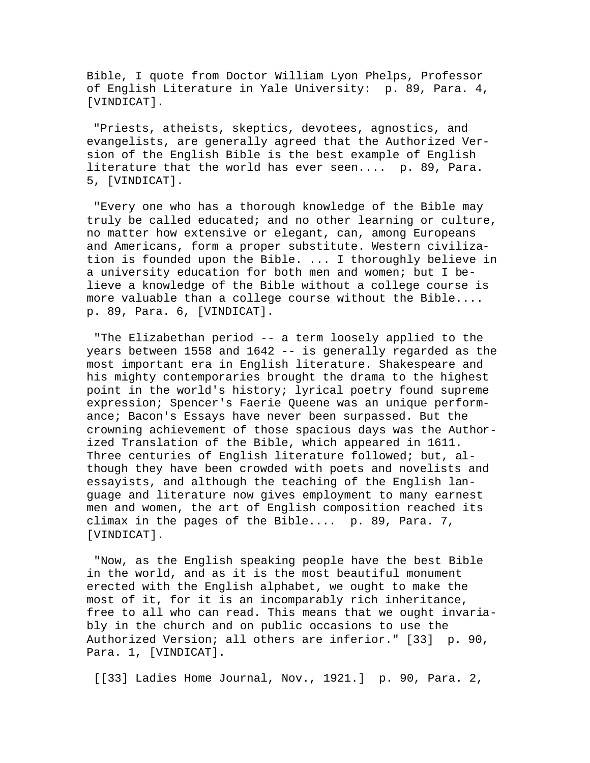Bible, I quote from Doctor William Lyon Phelps, Professor of English Literature in Yale University: p. 89, Para. 4, [VINDICAT].

"Priests, atheists, skeptics, devotees, agnostics, and evangelists, are generally agreed that the Authorized Version of the English Bible is the best example of English literature that the world has ever seen.... p. 89, Para. 5, [VINDICAT].

"Every one who has a thorough knowledge of the Bible may truly be called educated; and no other learning or culture, no matter how extensive or elegant, can, among Europeans and Americans, form a proper substitute. Western civilization is founded upon the Bible. ... I thoroughly believe in a university education for both men and women; but I believe a knowledge of the Bible without a college course is more valuable than a college course without the Bible.... p. 89, Para. 6, [VINDICAT].

"The Elizabethan period -- a term loosely applied to the years between 1558 and 1642 -- is generally regarded as the most important era in English literature. Shakespeare and his mighty contemporaries brought the drama to the highest point in the world's history; lyrical poetry found supreme expression; Spencer's Faerie Queene was an unique performance; Bacon's Essays have never been surpassed. But the crowning achievement of those spacious days was the Authorized Translation of the Bible, which appeared in 1611. Three centuries of English literature followed; but, although they have been crowded with poets and novelists and essayists, and although the teaching of the English language and literature now gives employment to many earnest men and women, the art of English composition reached its climax in the pages of the Bible.... p. 89, Para. 7, [VINDICAT].

"Now, as the English speaking people have the best Bible in the world, and as it is the most beautiful monument erected with the English alphabet, we ought to make the most of it, for it is an incomparably rich inheritance, free to all who can read. This means that we ought invariably in the church and on public occasions to use the Authorized Version; all others are inferior." [33] p. 90, Para. 1, [VINDICAT].

[[33] Ladies Home Journal, Nov., 1921.] p. 90, Para. 2,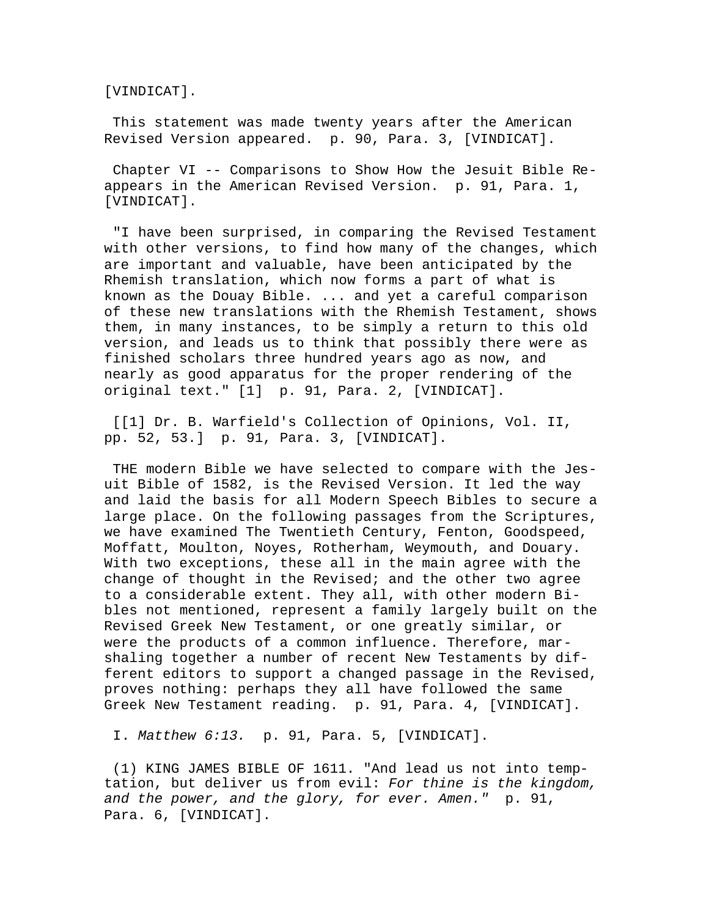[VINDICAT].

This statement was made twenty years after the American Revised Version appeared. p. 90, Para. 3, [VINDICAT].

Chapter VI -- Comparisons to Show How the Jesuit Bible Re-appears in the American Revised Version. p. 91, Para. 1, [VINDICAT].

"I have been surprised, in comparing the Revised Testament with other versions, to find how many of the changes, which are important and valuable, have been anticipated by the Rhemish translation, which now forms a part of what is known as the Douay Bible. ... and yet a careful comparison of these new translations with the Rhemish Testament, shows them, in many instances, to be simply a return to this old version, and leads us to think that possibly there were as finished scholars three hundred years ago as now, and nearly as good apparatus for the proper rendering of the original text." [1] p. 91, Para. 2, [VINDICAT].

[[1] Dr. B. Warfield's Collection of Opinions, Vol. II, pp. 52, 53.] p. 91, Para. 3, [VINDICAT].

THE modern Bible we have selected to compare with the Jesuit Bible of 1582, is the Revised Version. It led the way and laid the basis for all Modern Speech Bibles to secure a large place. On the following passages from the Scriptures, we have examined The Twentieth Century, Fenton, Goodspeed, Moffatt, Moulton, Noyes, Rotherham, Weymouth, and Douary. With two exceptions, these all in the main agree with the change of thought in the Revised; and the other two agree to a considerable extent. They all, with other modern Bibles not mentioned, represent a family largely built on the Revised Greek New Testament, or one greatly similar, or were the products of a common influence. Therefore, marshaling together a number of recent New Testaments by different editors to support a changed passage in the Revised, proves nothing: perhaps they all have followed the same Greek New Testament reading. p. 91, Para. 4, [VINDICAT].

I. *Matthew 6:13.* p. 91, Para. 5, [VINDICAT].

(1) KING JAMES BIBLE OF 1611. "And lead us not into temptation, but deliver us from evil: *For thine is the kingdom, and the power, and the glory, for ever. Amen.*" p. 91, Para. 6, [VINDICAT].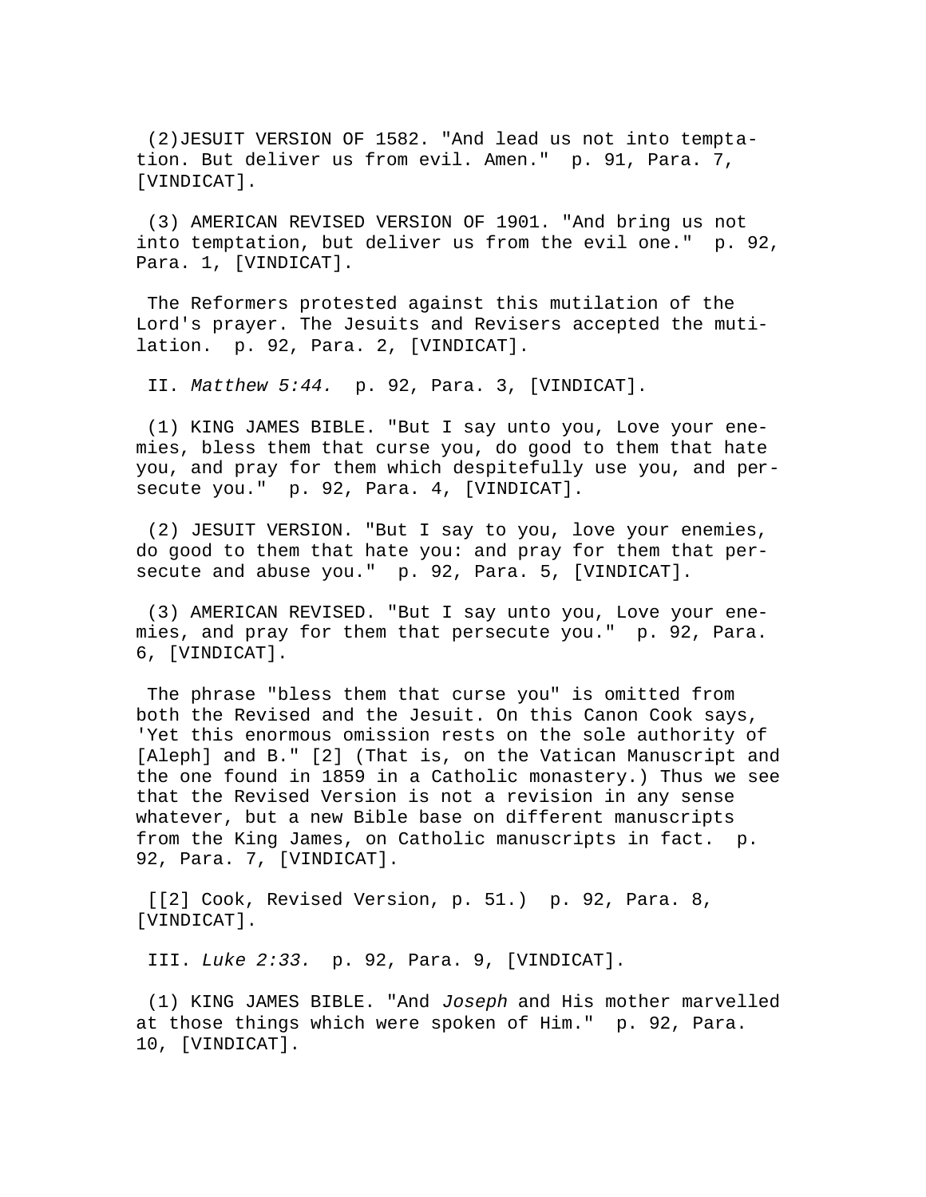(2)JESUIT VERSION OF 1582. "And lead us not into temptation. But deliver us from evil. Amen."  p. 91, Para. 7, [VINDICAT].

(3) AMERICAN REVISED VERSION OF 1901. "And bring us not into temptation, but deliver us from the evil one."  p. 92, Para. 1, [VINDICAT].

The Reformers protested against this mutilation of the Lord's prayer. The Jesuits and Revisers accepted the mutilation.  p. 92, Para. 2, [VINDICAT].

II. *Matthew 5:44.*  p. 92, Para. 3, [VINDICAT].

(1) KING JAMES BIBLE. "But I say unto you, Love your enemies, bless them that curse you, do good to them that hate you, and pray for them which despitefully use you, and persecute you."  p. 92, Para. 4, [VINDICAT].

(2) JESUIT VERSION. "But I say to you, love your enemies, do good to them that hate you: and pray for them that persecute and abuse you."  p. 92, Para. 5, [VINDICAT].

(3) AMERICAN REVISED. "But I say unto you, Love your enemies, and pray for them that persecute you."  p. 92, Para. 6, [VINDICAT].

The phrase "bless them that curse you" is omitted from both the Revised and the Jesuit. On this Canon Cook says, 'Yet this enormous omission rests on the sole authority of [Aleph] and B." [2] (That is, on the Vatican Manuscript and the one found in 1859 in a Catholic monastery.) Thus we see that the Revised Version is not a revision in any sense whatever, but a new Bible base on different manuscripts from the King James, on Catholic manuscripts in fact.  p. 92, Para. 7, [VINDICAT].

[[2] Cook, Revised Version, p. 51.)  p. 92, Para. 8, [VINDICAT].

III. *Luke 2:33.*  p. 92, Para. 9, [VINDICAT].

(1) KING JAMES BIBLE. "And *Joseph* and His mother marvelled at those things which were spoken of Him."  p. 92, Para. 10, [VINDICAT].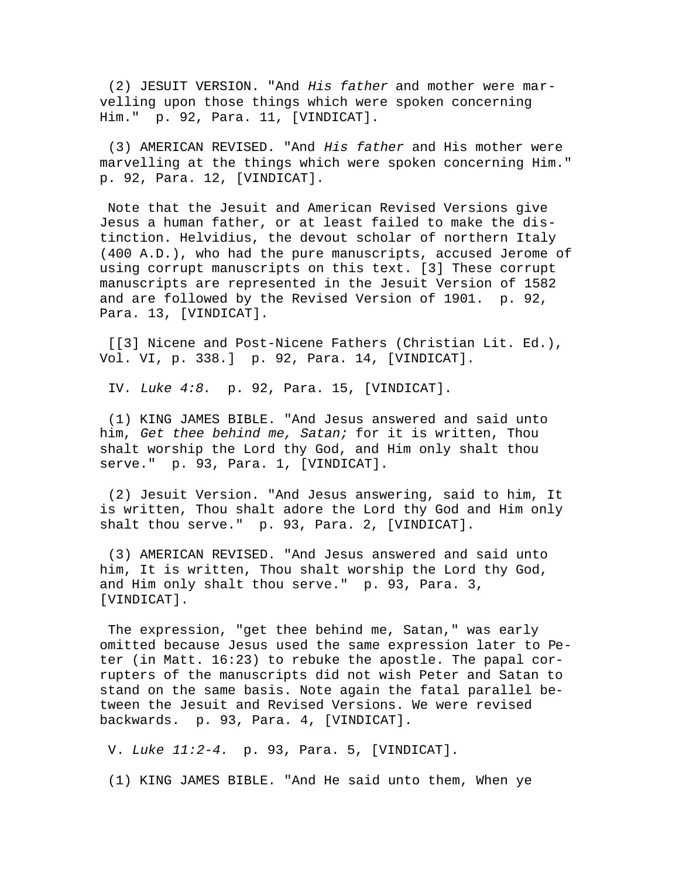(2) JESUIT VERSION. "And *His father* and mother were marvelling upon those things which were spoken concerning Him." p. 92, Para. 11, [VINDICAT].

(3) AMERICAN REVISED. "And *His father* and His mother were marvelling at the things which were spoken concerning Him." p. 92, Para. 12, [VINDICAT].

Note that the Jesuit and American Revised Versions give Jesus a human father, or at least failed to make the distinction. Helvidius, the devout scholar of northern Italy (400 A.D.), who had the pure manuscripts, accused Jerome of using corrupt manuscripts on this text. [3] These corrupt manuscripts are represented in the Jesuit Version of 1582 and are followed by the Revised Version of 1901. p. 92, Para. 13, [VINDICAT].

[[3] Nicene and Post-Nicene Fathers (Christian Lit. Ed.), Vol. VI, p. 338.] p. 92, Para. 14, [VINDICAT].

IV. *Luke 4:8.* p. 92, Para. 15, [VINDICAT].

(1) KING JAMES BIBLE. "And Jesus answered and said unto him, *Get thee behind me, Satan;* for it is written, Thou shalt worship the Lord thy God, and Him only shalt thou serve." p. 93, Para. 1, [VINDICAT].

(2) Jesuit Version. "And Jesus answering, said to him, It is written, Thou shalt adore the Lord thy God and Him only shalt thou serve." p. 93, Para. 2, [VINDICAT].

(3) AMERICAN REVISED. "And Jesus answered and said unto him, It is written, Thou shalt worship the Lord thy God, and Him only shalt thou serve." p. 93, Para. 3, [VINDICAT].

The expression, "get thee behind me, Satan," was early omitted because Jesus used the same expression later to Peter (in Matt. 16:23) to rebuke the apostle. The papal corrupters of the manuscripts did not wish Peter and Satan to stand on the same basis. Note again the fatal parallel between the Jesuit and Revised Versions. We were revised backwards. p. 93, Para. 4, [VINDICAT].

V. *Luke 11:2-4.* p. 93, Para. 5, [VINDICAT].

(1) KING JAMES BIBLE. "And He said unto them, When ye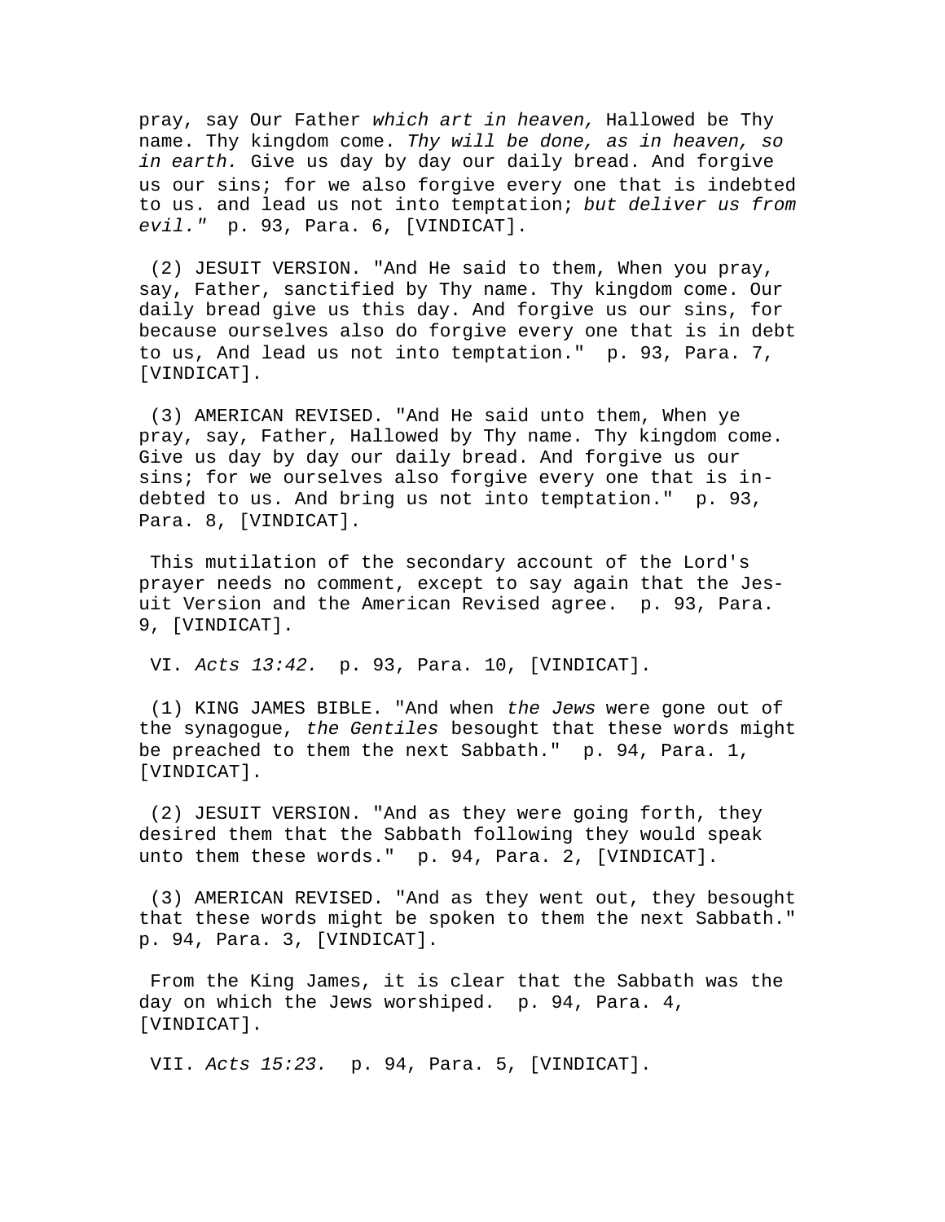pray, say Our Father *which art in heaven,* Hallowed be Thy name. Thy kingdom come. *Thy will be done, as in heaven, so in earth.* Give us day by day our daily bread. And forgive us our sins; for we also forgive every one that is indebted to us. and lead us not into temptation; *but deliver us from evil."* p. 93, Para. 6, [VINDICAT].

(2) JESUIT VERSION. "And He said to them, When you pray, say, Father, sanctified by Thy name. Thy kingdom come. Our daily bread give us this day. And forgive us our sins, for because ourselves also do forgive every one that is in debt to us, And lead us not into temptation." p. 93, Para. 7, [VINDICAT].

(3) AMERICAN REVISED. "And He said unto them, When ye pray, say, Father, Hallowed by Thy name. Thy kingdom come. Give us day by day our daily bread. And forgive us our sins; for we ourselves also forgive every one that is indebted to us. And bring us not into temptation." p. 93, Para. 8, [VINDICAT].

This mutilation of the secondary account of the Lord's prayer needs no comment, except to say again that the Jesuit Version and the American Revised agree. p. 93, Para. 9, [VINDICAT].

VI. *Acts 13:42.* p. 93, Para. 10, [VINDICAT].

(1) KING JAMES BIBLE. "And when *the Jews* were gone out of the synagogue, *the Gentiles* besought that these words might be preached to them the next Sabbath." p. 94, Para. 1, [VINDICAT].

(2) JESUIT VERSION. "And as they were going forth, they desired them that the Sabbath following they would speak unto them these words." p. 94, Para. 2, [VINDICAT].

(3) AMERICAN REVISED. "And as they went out, they besought that these words might be spoken to them the next Sabbath." p. 94, Para. 3, [VINDICAT].

From the King James, it is clear that the Sabbath was the day on which the Jews worshiped. p. 94, Para. 4, [VINDICAT].

VII. *Acts 15:23.* p. 94, Para. 5, [VINDICAT].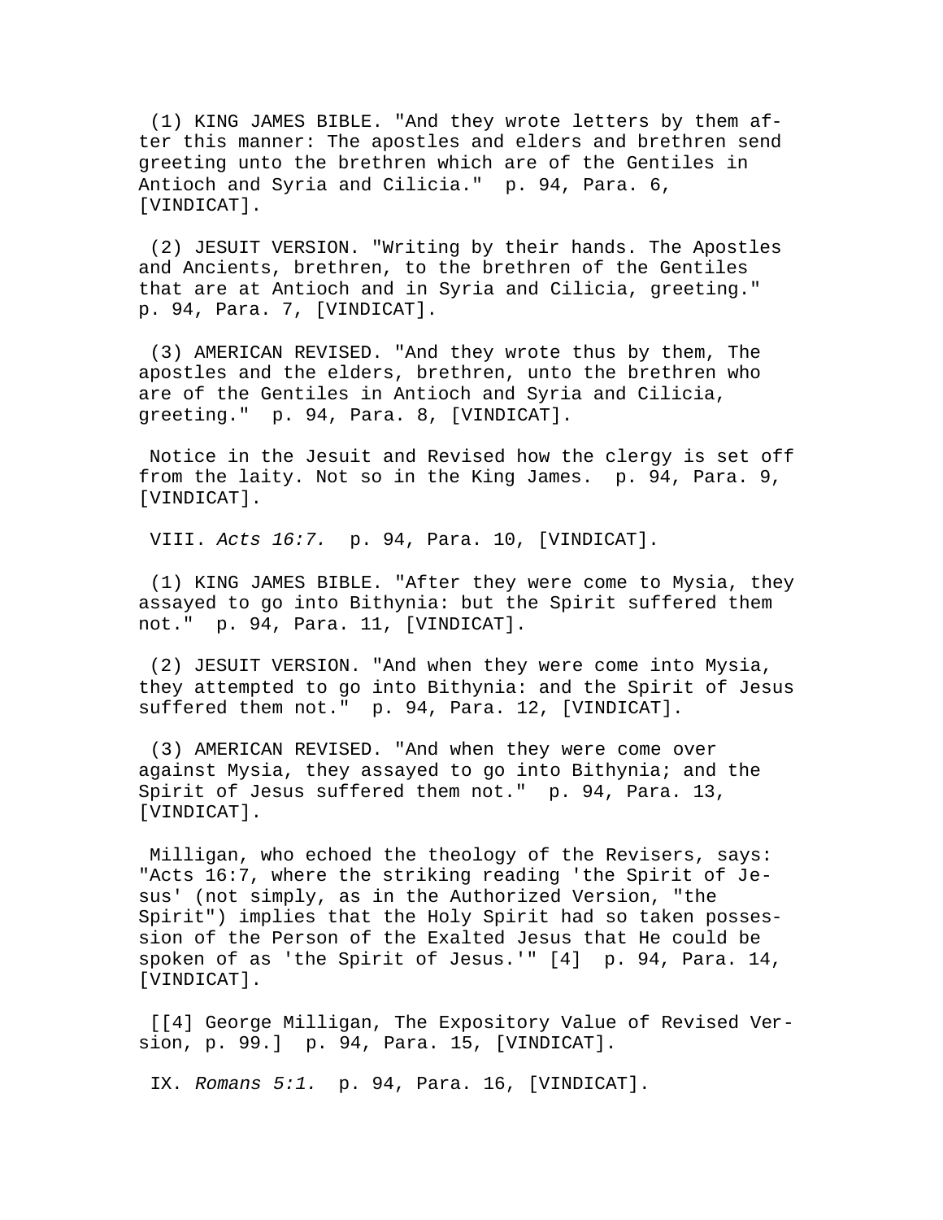(1) KING JAMES BIBLE. "And they wrote letters by them after this manner: The apostles and elders and brethren send greeting unto the brethren which are of the Gentiles in Antioch and Syria and Cilicia." p. 94, Para. 6, [VINDICAT].

(2) JESUIT VERSION. "Writing by their hands. The Apostles and Ancients, brethren, to the brethren of the Gentiles that are at Antioch and in Syria and Cilicia, greeting." p. 94, Para. 7, [VINDICAT].

(3) AMERICAN REVISED. "And they wrote thus by them, The apostles and the elders, brethren, unto the brethren who are of the Gentiles in Antioch and Syria and Cilicia, greeting." p. 94, Para. 8, [VINDICAT].

Notice in the Jesuit and Revised how the clergy is set off from the laity. Not so in the King James. p. 94, Para. 9, [VINDICAT].

VIII. *Acts 16:7.* p. 94, Para. 10, [VINDICAT].

(1) KING JAMES BIBLE. "After they were come to Mysia, they assayed to go into Bithynia: but the Spirit suffered them not." p. 94, Para. 11, [VINDICAT].

(2) JESUIT VERSION. "And when they were come into Mysia, they attempted to go into Bithynia: and the Spirit of Jesus suffered them not." p. 94, Para. 12, [VINDICAT].

(3) AMERICAN REVISED. "And when they were come over against Mysia, they assayed to go into Bithynia; and the Spirit of Jesus suffered them not." p. 94, Para. 13, [VINDICAT].

Milligan, who echoed the theology of the Revisers, says: "Acts 16:7, where the striking reading 'the Spirit of Jesus' (not simply, as in the Authorized Version, "the Spirit") implies that the Holy Spirit had so taken possession of the Person of the Exalted Jesus that He could be spoken of as 'the Spirit of Jesus.'" [4] p. 94, Para. 14, [VINDICAT].

[[4] George Milligan, The Expository Value of Revised Version, p. 99.] p. 94, Para. 15, [VINDICAT].

IX. *Romans 5:1.* p. 94, Para. 16, [VINDICAT].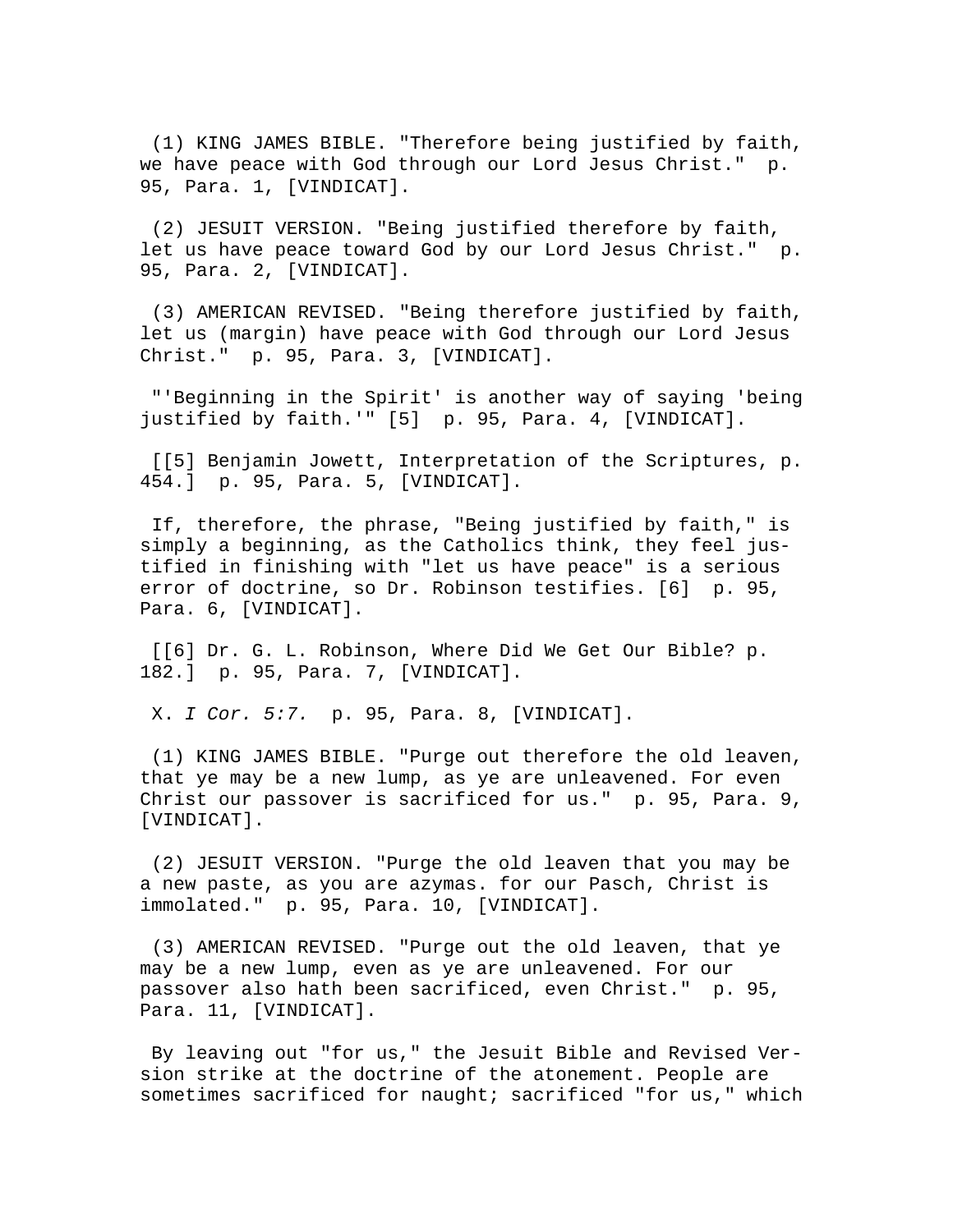(1) KING JAMES BIBLE. "Therefore being justified by faith, we have peace with God through our Lord Jesus Christ."  p. 95, Para. 1, [VINDICAT].

(2) JESUIT VERSION. "Being justified therefore by faith, let us have peace toward God by our Lord Jesus Christ."  p. 95, Para. 2, [VINDICAT].

(3) AMERICAN REVISED. "Being therefore justified by faith, let us (margin) have peace with God through our Lord Jesus Christ."  p. 95, Para. 3, [VINDICAT].

"'Beginning in the Spirit' is another way of saying 'being justified by faith.'" [5]  p. 95, Para. 4, [VINDICAT].

[[5] Benjamin Jowett, Interpretation of the Scriptures, p. 454.]  p. 95, Para. 5, [VINDICAT].

If, therefore, the phrase, "Being justified by faith," is simply a beginning, as the Catholics think, they feel justified in finishing with "let us have peace" is a serious error of doctrine, so Dr. Robinson testifies. [6]  p. 95, Para. 6, [VINDICAT].

[[6] Dr. G. L. Robinson, Where Did We Get Our Bible? p. 182.]  p. 95, Para. 7, [VINDICAT].

X. *I Cor. 5:7.*  p. 95, Para. 8, [VINDICAT].

(1) KING JAMES BIBLE. "Purge out therefore the old leaven, that ye may be a new lump, as ye are unleavened. For even Christ our passover is sacrificed for us."  p. 95, Para. 9, [VINDICAT].

(2) JESUIT VERSION. "Purge the old leaven that you may be a new paste, as you are azymas. for our Pasch, Christ is immolated."  p. 95, Para. 10, [VINDICAT].

(3) AMERICAN REVISED. "Purge out the old leaven, that ye may be a new lump, even as ye are unleavened. For our passover also hath been sacrificed, even Christ."  p. 95, Para. 11, [VINDICAT].

By leaving out "for us," the Jesuit Bible and Revised Version strike at the doctrine of the atonement. People are sometimes sacrificed for naught; sacrificed "for us," which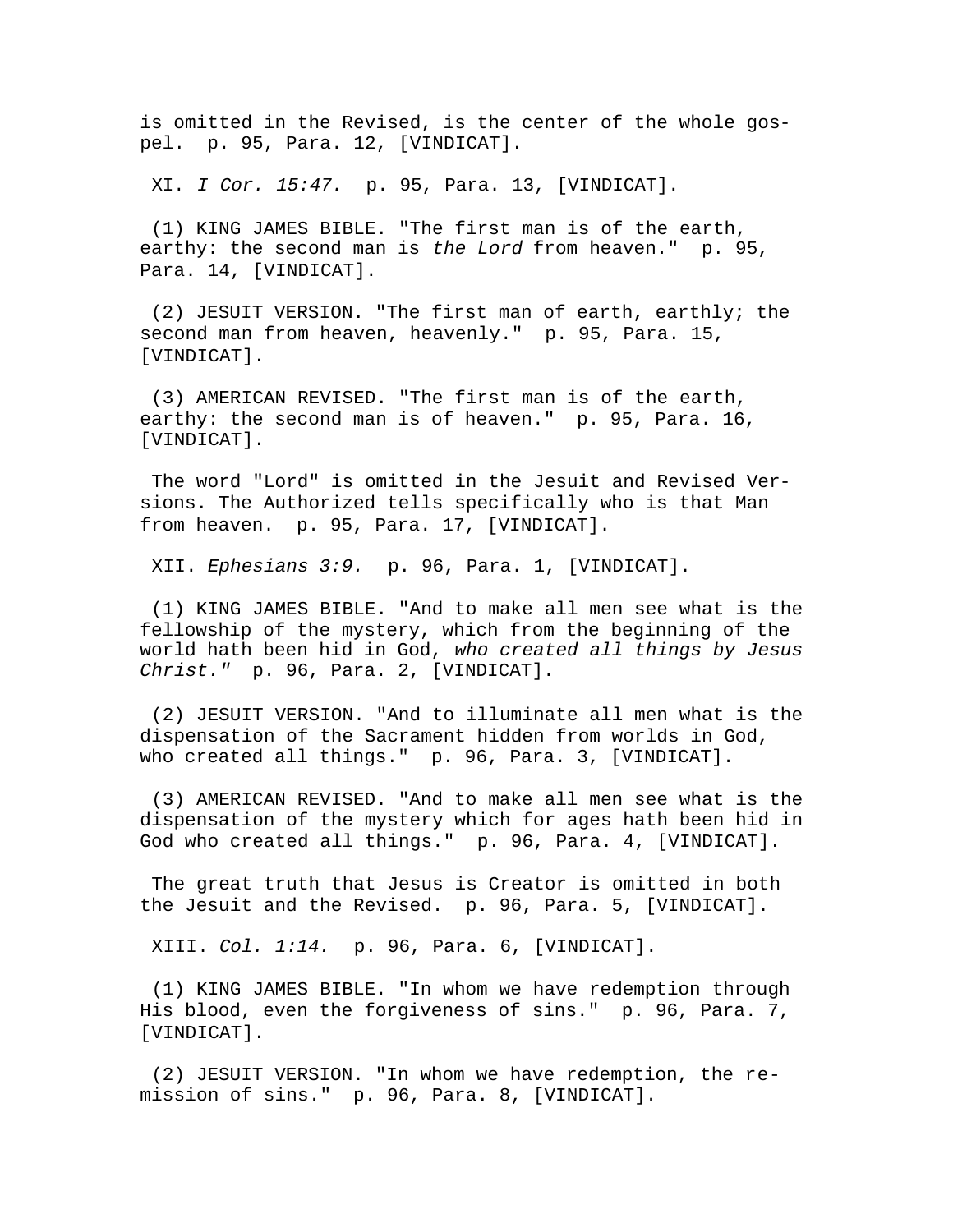is omitted in the Revised, is the center of the whole gospel. p. 95, Para. 12, [VINDICAT].

XI. *I Cor. 15:47.* p. 95, Para. 13, [VINDICAT].

(1) KING JAMES BIBLE. "The first man is of the earth, earthy: the second man is *the Lord* from heaven." p. 95, Para. 14, [VINDICAT].

(2) JESUIT VERSION. "The first man of earth, earthly; the second man from heaven, heavenly." p. 95, Para. 15, [VINDICAT].

(3) AMERICAN REVISED. "The first man is of the earth, earthy: the second man is of heaven." p. 95, Para. 16, [VINDICAT].

The word "Lord" is omitted in the Jesuit and Revised Versions. The Authorized tells specifically who is that Man from heaven. p. 95, Para. 17, [VINDICAT].

XII. *Ephesians 3:9.* p. 96, Para. 1, [VINDICAT].

(1) KING JAMES BIBLE. "And to make all men see what is the fellowship of the mystery, which from the beginning of the world hath been hid in God, *who created all things by Jesus Christ."* p. 96, Para. 2, [VINDICAT].

(2) JESUIT VERSION. "And to illuminate all men what is the dispensation of the Sacrament hidden from worlds in God, who created all things." p. 96, Para. 3, [VINDICAT].

(3) AMERICAN REVISED. "And to make all men see what is the dispensation of the mystery which for ages hath been hid in God who created all things." p. 96, Para. 4, [VINDICAT].

The great truth that Jesus is Creator is omitted in both the Jesuit and the Revised. p. 96, Para. 5, [VINDICAT].

XIII. *Col. 1:14.* p. 96, Para. 6, [VINDICAT].

(1) KING JAMES BIBLE. "In whom we have redemption through His blood, even the forgiveness of sins." p. 96, Para. 7, [VINDICAT].

(2) JESUIT VERSION. "In whom we have redemption, the remission of sins." p. 96, Para. 8, [VINDICAT].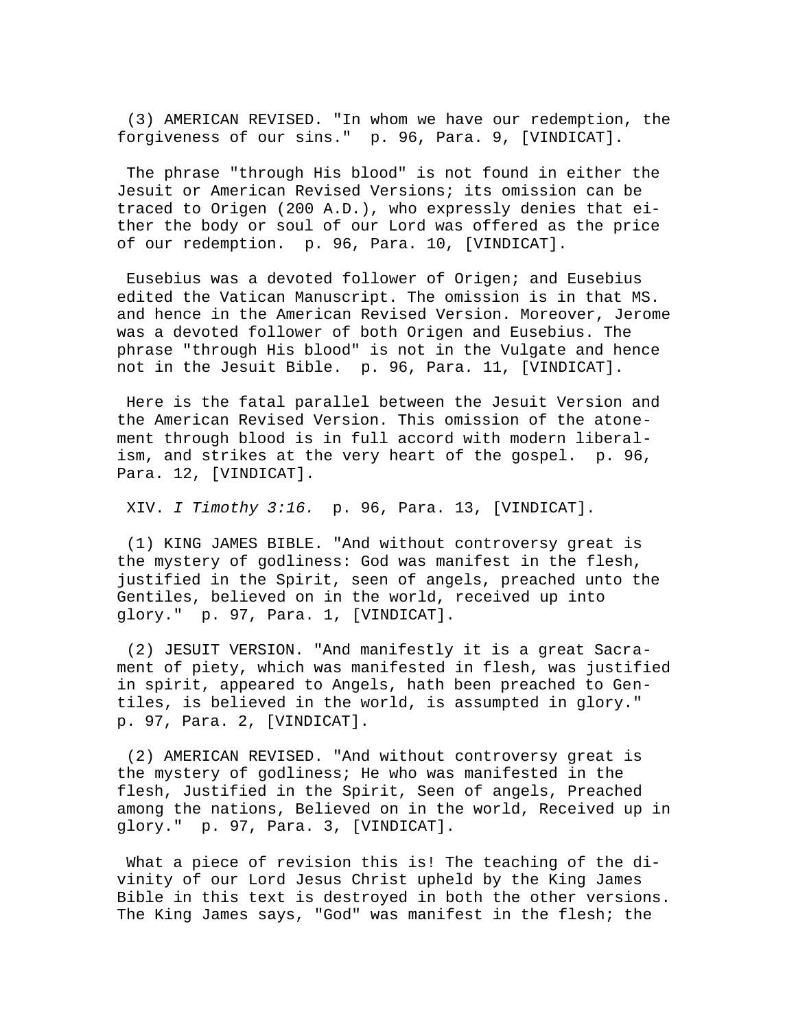(3) AMERICAN REVISED. "In whom we have our redemption, the forgiveness of our sins." p. 96, Para. 9, [VINDICAT].

The phrase "through His blood" is not found in either the Jesuit or American Revised Versions; its omission can be traced to Origen (200 A.D.), who expressly denies that either the body or soul of our Lord was offered as the price of our redemption. p. 96, Para. 10, [VINDICAT].

Eusebius was a devoted follower of Origen; and Eusebius edited the Vatican Manuscript. The omission is in that MS. and hence in the American Revised Version. Moreover, Jerome was a devoted follower of both Origen and Eusebius. The phrase "through His blood" is not in the Vulgate and hence not in the Jesuit Bible. p. 96, Para. 11, [VINDICAT].

Here is the fatal parallel between the Jesuit Version and the American Revised Version. This omission of the atonement through blood is in full accord with modern liberalism, and strikes at the very heart of the gospel. p. 96, Para. 12, [VINDICAT].

XIV. *I Timothy 3:16.* p. 96, Para. 13, [VINDICAT].

(1) KING JAMES BIBLE. "And without controversy great is the mystery of godliness: God was manifest in the flesh, justified in the Spirit, seen of angels, preached unto the Gentiles, believed on in the world, received up into glory." p. 97, Para. 1, [VINDICAT].

(2) JESUIT VERSION. "And manifestly it is a great Sacrament of piety, which was manifested in flesh, was justified in spirit, appeared to Angels, hath been preached to Gentiles, is believed in the world, is assumpted in glory." p. 97, Para. 2, [VINDICAT].

(2) AMERICAN REVISED. "And without controversy great is the mystery of godliness; He who was manifested in the flesh, Justified in the Spirit, Seen of angels, Preached among the nations, Believed on in the world, Received up in glory." p. 97, Para. 3, [VINDICAT].

What a piece of revision this is! The teaching of the divinity of our Lord Jesus Christ upheld by the King James Bible in this text is destroyed in both the other versions. The King James says, "God" was manifest in the flesh; the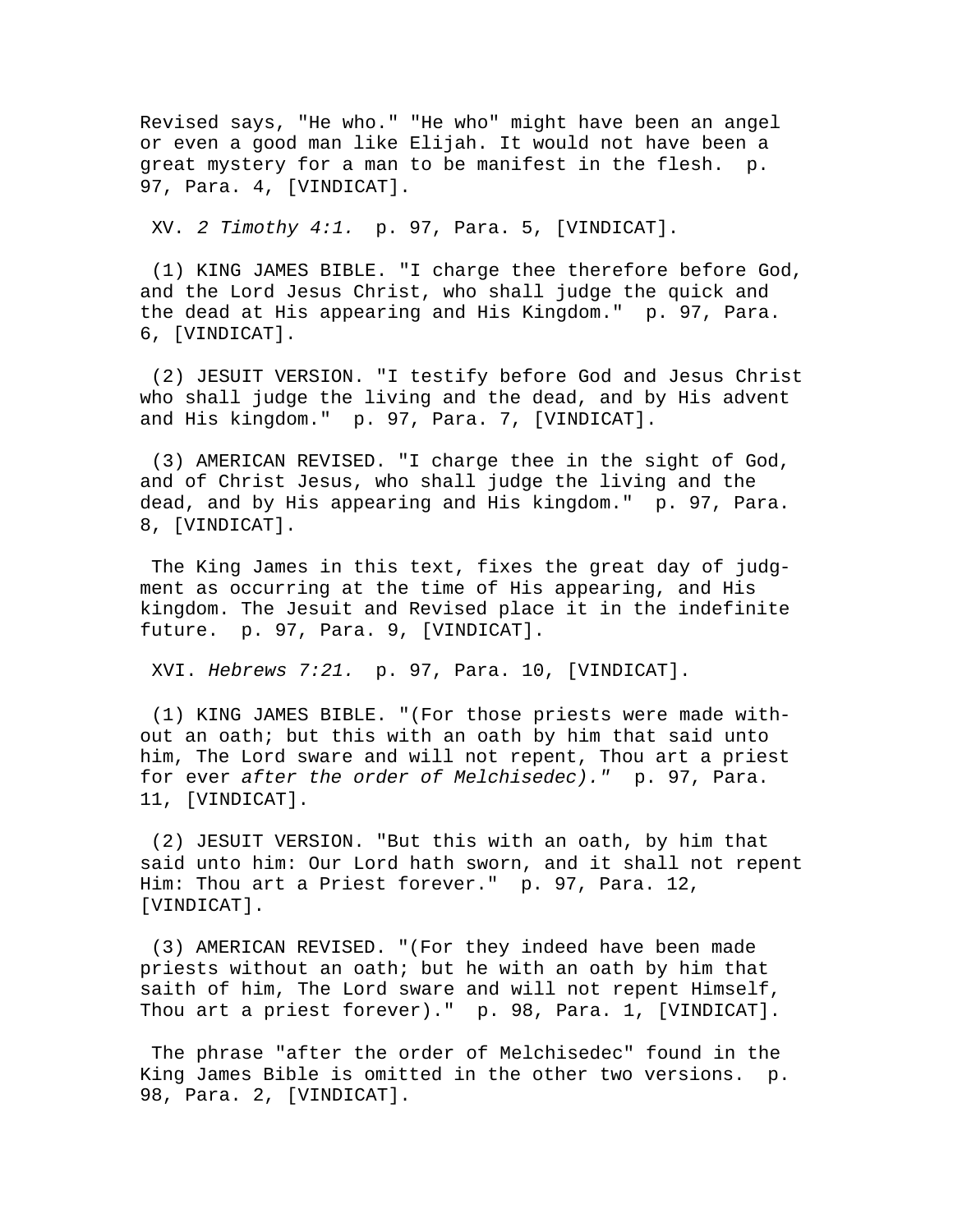Revised says, "He who." "He who" might have been an angel or even a good man like Elijah. It would not have been a great mystery for a man to be manifest in the flesh. p. 97, Para. 4, [VINDICAT].

XV. *2 Timothy 4:1.* p. 97, Para. 5, [VINDICAT].

(1) KING JAMES BIBLE. "I charge thee therefore before God, and the Lord Jesus Christ, who shall judge the quick and the dead at His appearing and His Kingdom." p. 97, Para. 6, [VINDICAT].

(2) JESUIT VERSION. "I testify before God and Jesus Christ who shall judge the living and the dead, and by His advent and His kingdom." p. 97, Para. 7, [VINDICAT].

(3) AMERICAN REVISED. "I charge thee in the sight of God, and of Christ Jesus, who shall judge the living and the dead, and by His appearing and His kingdom." p. 97, Para. 8, [VINDICAT].

The King James in this text, fixes the great day of judgment as occurring at the time of His appearing, and His kingdom. The Jesuit and Revised place it in the indefinite future. p. 97, Para. 9, [VINDICAT].

XVI. *Hebrews 7:21.* p. 97, Para. 10, [VINDICAT].

(1) KING JAMES BIBLE. "(For those priests were made without an oath; but this with an oath by him that said unto him, The Lord sware and will not repent, Thou art a priest for ever *after the order of Melchisedec)."* p. 97, Para. 11, [VINDICAT].

(2) JESUIT VERSION. "But this with an oath, by him that said unto him: Our Lord hath sworn, and it shall not repent Him: Thou art a Priest forever." p. 97, Para. 12, [VINDICAT].

(3) AMERICAN REVISED. "(For they indeed have been made priests without an oath; but he with an oath by him that saith of him, The Lord sware and will not repent Himself, Thou art a priest forever)." p. 98, Para. 1, [VINDICAT].

The phrase "after the order of Melchisedec" found in the King James Bible is omitted in the other two versions. p. 98, Para. 2, [VINDICAT].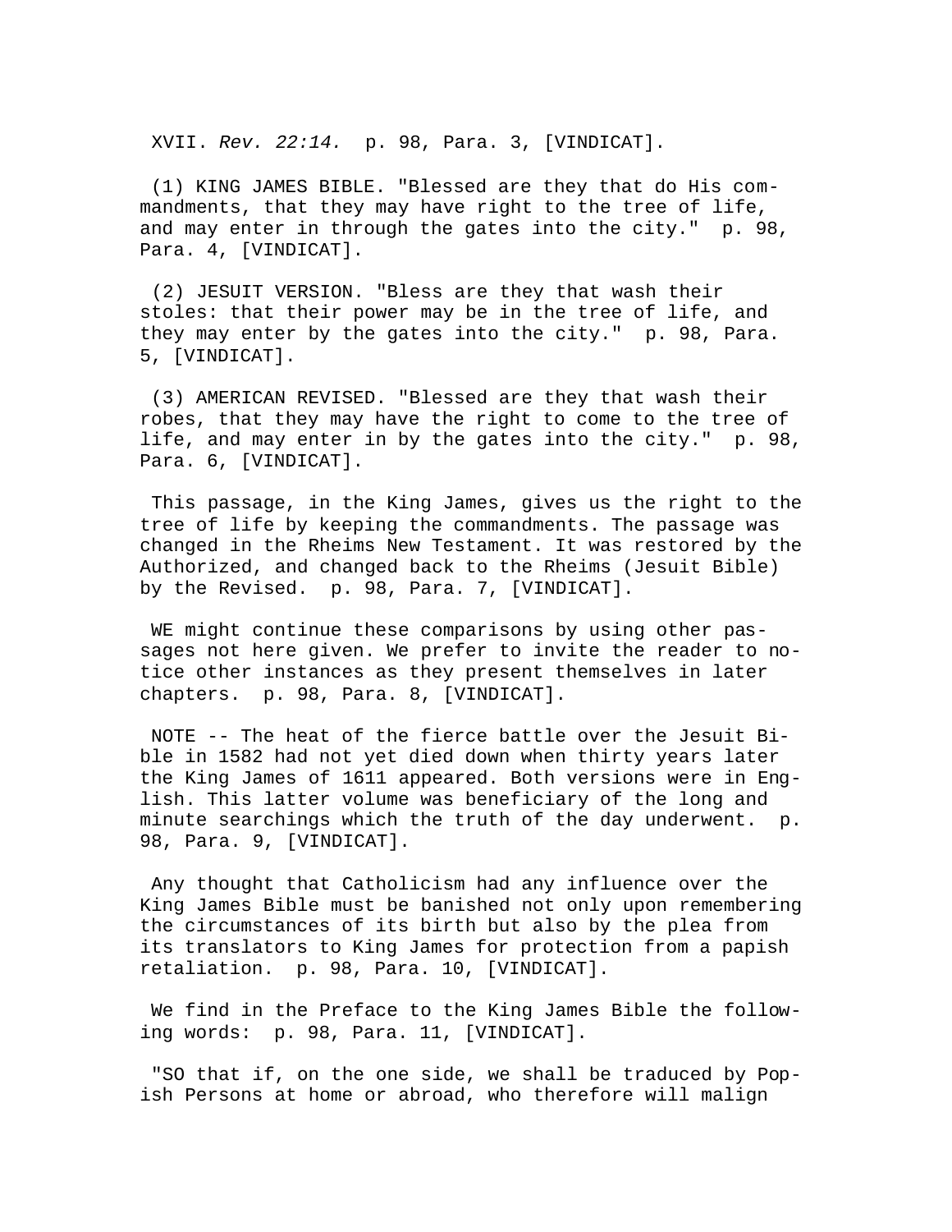XVII. *Rev. 22:14.* p. 98, Para. 3, [VINDICAT].

(1) KING JAMES BIBLE. "Blessed are they that do His commandments, that they may have right to the tree of life, and may enter in through the gates into the city." p. 98, Para. 4, [VINDICAT].

(2) JESUIT VERSION. "Bless are they that wash their stoles: that their power may be in the tree of life, and they may enter by the gates into the city." p. 98, Para. 5, [VINDICAT].

(3) AMERICAN REVISED. "Blessed are they that wash their robes, that they may have the right to come to the tree of life, and may enter in by the gates into the city." p. 98, Para. 6, [VINDICAT].

This passage, in the King James, gives us the right to the tree of life by keeping the commandments. The passage was changed in the Rheims New Testament. It was restored by the Authorized, and changed back to the Rheims (Jesuit Bible) by the Revised. p. 98, Para. 7, [VINDICAT].

WE might continue these comparisons by using other passages not here given. We prefer to invite the reader to notice other instances as they present themselves in later chapters. p. 98, Para. 8, [VINDICAT].

NOTE -- The heat of the fierce battle over the Jesuit Bible in 1582 had not yet died down when thirty years later the King James of 1611 appeared. Both versions were in English. This latter volume was beneficiary of the long and minute searchings which the truth of the day underwent. p. 98, Para. 9, [VINDICAT].

Any thought that Catholicism had any influence over the King James Bible must be banished not only upon remembering the circumstances of its birth but also by the plea from its translators to King James for protection from a papish retaliation. p. 98, Para. 10, [VINDICAT].

We find in the Preface to the King James Bible the following words: p. 98, Para. 11, [VINDICAT].

"SO that if, on the one side, we shall be traduced by Popish Persons at home or abroad, who therefore will malign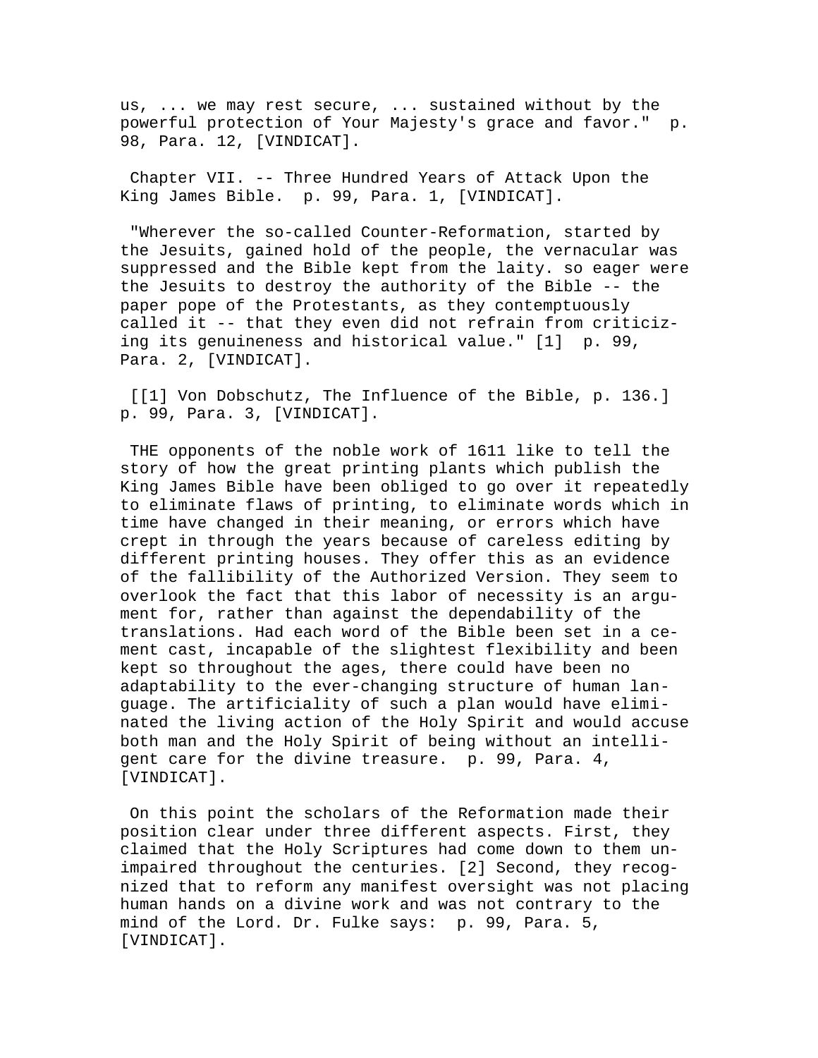us, ... we may rest secure, ... sustained without by the powerful protection of Your Majesty's grace and favor."  p. 98, Para. 12, [VINDICAT].

Chapter VII. -- Three Hundred Years of Attack Upon the King James Bible.  p. 99, Para. 1, [VINDICAT].

"Wherever the so-called Counter-Reformation, started by the Jesuits, gained hold of the people, the vernacular was suppressed and the Bible kept from the laity. so eager were the Jesuits to destroy the authority of the Bible -- the paper pope of the Protestants, as they contemptuously called it -- that they even did not refrain from criticizing its genuineness and historical value." [1]  p. 99, Para. 2, [VINDICAT].

[[1] Von Dobschutz, The Influence of the Bible, p. 136.]  p. 99, Para. 3, [VINDICAT].

THE opponents of the noble work of 1611 like to tell the story of how the great printing plants which publish the King James Bible have been obliged to go over it repeatedly to eliminate flaws of printing, to eliminate words which in time have changed in their meaning, or errors which have crept in through the years because of careless editing by different printing houses. They offer this as an evidence of the fallibility of the Authorized Version. They seem to overlook the fact that this labor of necessity is an argument for, rather than against the dependability of the translations. Had each word of the Bible been set in a cement cast, incapable of the slightest flexibility and been kept so throughout the ages, there could have been no adaptability to the ever-changing structure of human language. The artificiality of such a plan would have eliminated the living action of the Holy Spirit and would accuse both man and the Holy Spirit of being without an intelligent care for the divine treasure.  p. 99, Para. 4, [VINDICAT].

On this point the scholars of the Reformation made their position clear under three different aspects. First, they claimed that the Holy Scriptures had come down to them unimpaired throughout the centuries. [2] Second, they recognized that to reform any manifest oversight was not placing human hands on a divine work and was not contrary to the mind of the Lord. Dr. Fulke says:  p. 99, Para. 5, [VINDICAT].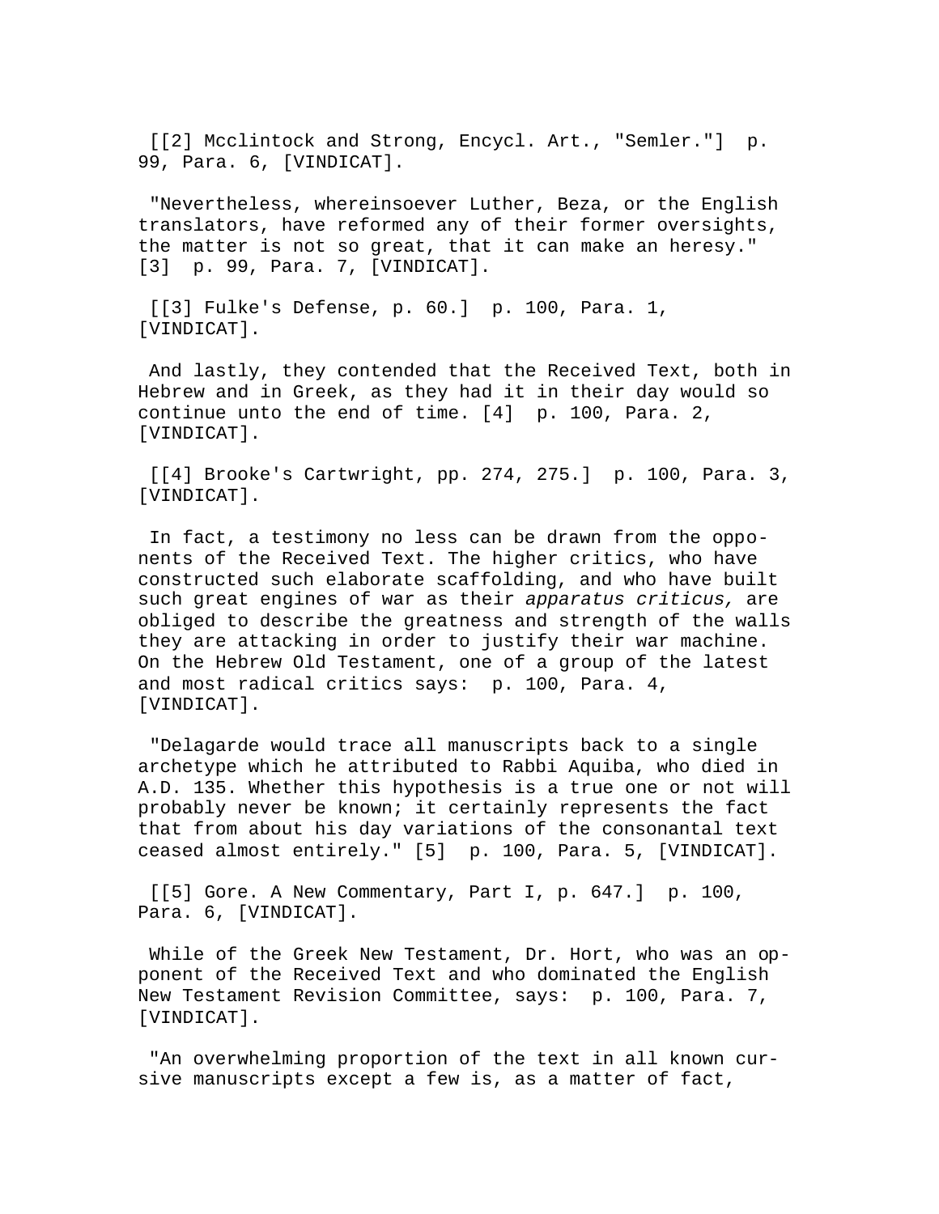[[2] Mcclintock and Strong, Encycl. Art., "Semler."] p. 99, Para. 6, [VINDICAT].

"Nevertheless, whereinsoever Luther, Beza, or the English translators, have reformed any of their former oversights, the matter is not so great, that it can make an heresy." [3] p. 99, Para. 7, [VINDICAT].

[[3] Fulke's Defense, p. 60.] p. 100, Para. 1, [VINDICAT].

And lastly, they contended that the Received Text, both in Hebrew and in Greek, as they had it in their day would so continue unto the end of time. [4] p. 100, Para. 2, [VINDICAT].

[[4] Brooke's Cartwright, pp. 274, 275.] p. 100, Para. 3, [VINDICAT].

In fact, a testimony no less can be drawn from the opponents of the Received Text. The higher critics, who have constructed such elaborate scaffolding, and who have built such great engines of war as their *apparatus criticus,* are obliged to describe the greatness and strength of the walls they are attacking in order to justify their war machine. On the Hebrew Old Testament, one of a group of the latest and most radical critics says: p. 100, Para. 4, [VINDICAT].

"Delagarde would trace all manuscripts back to a single archetype which he attributed to Rabbi Aquiba, who died in A.D. 135. Whether this hypothesis is a true one or not will probably never be known; it certainly represents the fact that from about his day variations of the consonantal text ceased almost entirely." [5] p. 100, Para. 5, [VINDICAT].

[[5] Gore. A New Commentary, Part I, p. 647.] p. 100, Para. 6, [VINDICAT].

While of the Greek New Testament, Dr. Hort, who was an opponent of the Received Text and who dominated the English New Testament Revision Committee, says: p. 100, Para. 7, [VINDICAT].

"An overwhelming proportion of the text in all known cursive manuscripts except a few is, as a matter of fact,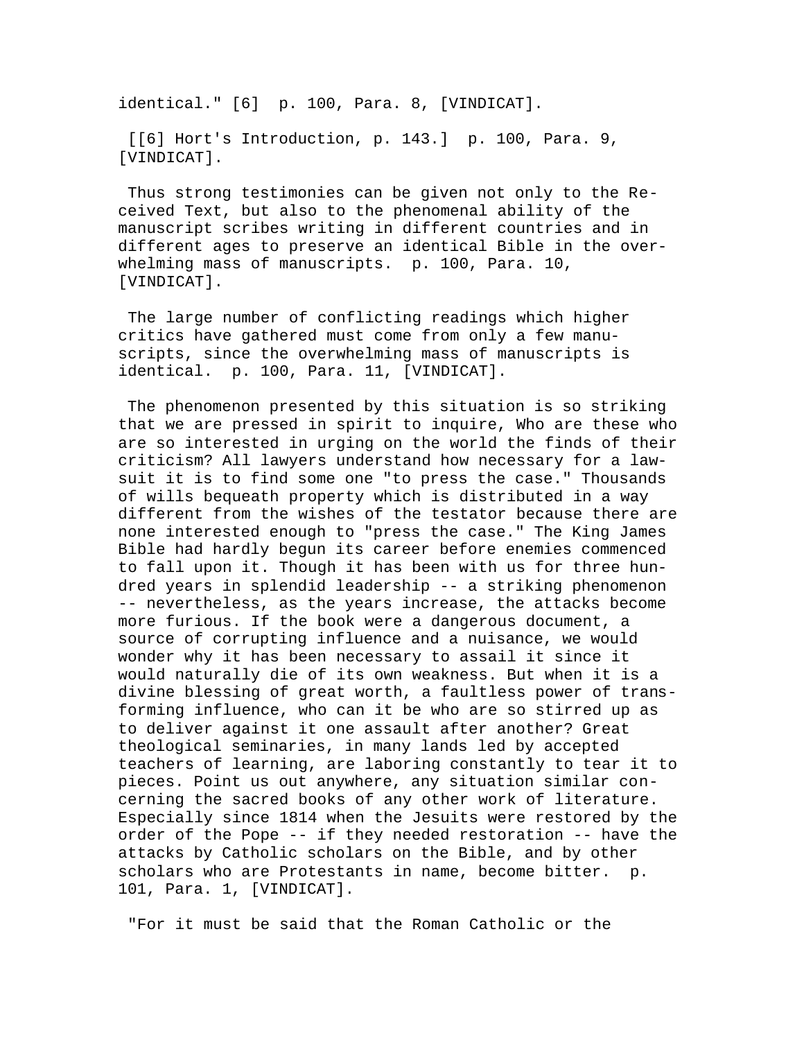identical." [6]  p. 100, Para. 8, [VINDICAT].

[[6] Hort's Introduction, p. 143.]  p. 100, Para. 9, [VINDICAT].

Thus strong testimonies can be given not only to the Received Text, but also to the phenomenal ability of the manuscript scribes writing in different countries and in different ages to preserve an identical Bible in the overwhelming mass of manuscripts.  p. 100, Para. 10, [VINDICAT].

The large number of conflicting readings which higher critics have gathered must come from only a few manuscripts, since the overwhelming mass of manuscripts is identical.  p. 100, Para. 11, [VINDICAT].

The phenomenon presented by this situation is so striking that we are pressed in spirit to inquire, Who are these who are so interested in urging on the world the finds of their criticism? All lawyers understand how necessary for a lawsuit it is to find some one "to press the case." Thousands of wills bequeath property which is distributed in a way different from the wishes of the testator because there are none interested enough to "press the case." The King James Bible had hardly begun its career before enemies commenced to fall upon it. Though it has been with us for three hundred years in splendid leadership -- a striking phenomenon -- nevertheless, as the years increase, the attacks become more furious. If the book were a dangerous document, a source of corrupting influence and a nuisance, we would wonder why it has been necessary to assail it since it would naturally die of its own weakness. But when it is a divine blessing of great worth, a faultless power of transforming influence, who can it be who are so stirred up as to deliver against it one assault after another? Great theological seminaries, in many lands led by accepted teachers of learning, are laboring constantly to tear it to pieces. Point us out anywhere, any situation similar concerning the sacred books of any other work of literature. Especially since 1814 when the Jesuits were restored by the order of the Pope -- if they needed restoration -- have the attacks by Catholic scholars on the Bible, and by other scholars who are Protestants in name, become bitter.  p. 101, Para. 1, [VINDICAT].

"For it must be said that the Roman Catholic or the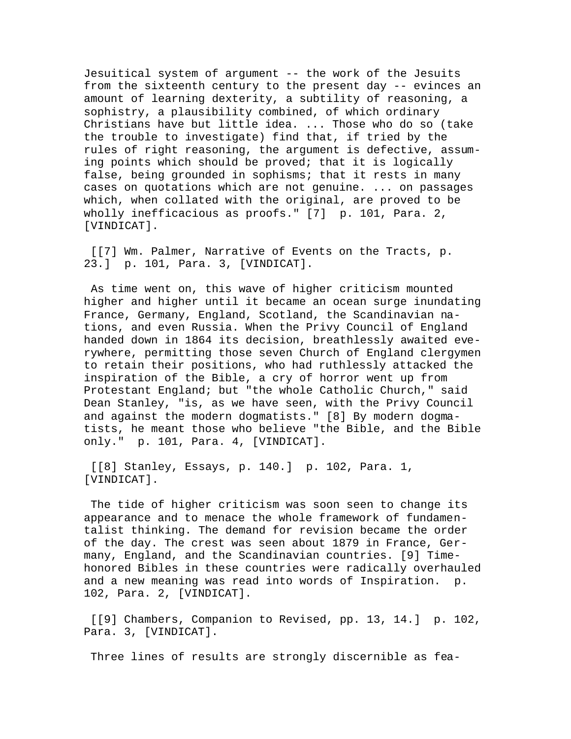Jesuitical system of argument -- the work of the Jesuits from the sixteenth century to the present day -- evinces an amount of learning dexterity, a subtility of reasoning, a sophistry, a plausibility combined, of which ordinary Christians have but little idea. ... Those who do so (take the trouble to investigate) find that, if tried by the rules of right reasoning, the argument is defective, assuming points which should be proved; that it is logically false, being grounded in sophisms; that it rests in many cases on quotations which are not genuine. ... on passages which, when collated with the original, are proved to be wholly inefficacious as proofs." [7]  p. 101, Para. 2, [VINDICAT].

[[7] Wm. Palmer, Narrative of Events on the Tracts, p. 23.]  p. 101, Para. 3, [VINDICAT].

As time went on, this wave of higher criticism mounted higher and higher until it became an ocean surge inundating France, Germany, England, Scotland, the Scandinavian nations, and even Russia. When the Privy Council of England handed down in 1864 its decision, breathlessly awaited everywhere, permitting those seven Church of England clergymen to retain their positions, who had ruthlessly attacked the inspiration of the Bible, a cry of horror went up from Protestant England; but "the whole Catholic Church," said Dean Stanley, "is, as we have seen, with the Privy Council and against the modern dogmatists." [8] By modern dogmatists, he meant those who believe "the Bible, and the Bible only."  p. 101, Para. 4, [VINDICAT].

[[8] Stanley, Essays, p. 140.]  p. 102, Para. 1, [VINDICAT].

The tide of higher criticism was soon seen to change its appearance and to menace the whole framework of fundamentalist thinking. The demand for revision became the order of the day. The crest was seen about 1879 in France, Germany, England, and the Scandinavian countries. [9] Time-honored Bibles in these countries were radically overhauled and a new meaning was read into words of Inspiration.  p. 102, Para. 2, [VINDICAT].

[[9] Chambers, Companion to Revised, pp. 13, 14.]  p. 102, Para. 3, [VINDICAT].

Three lines of results are strongly discernible as fea-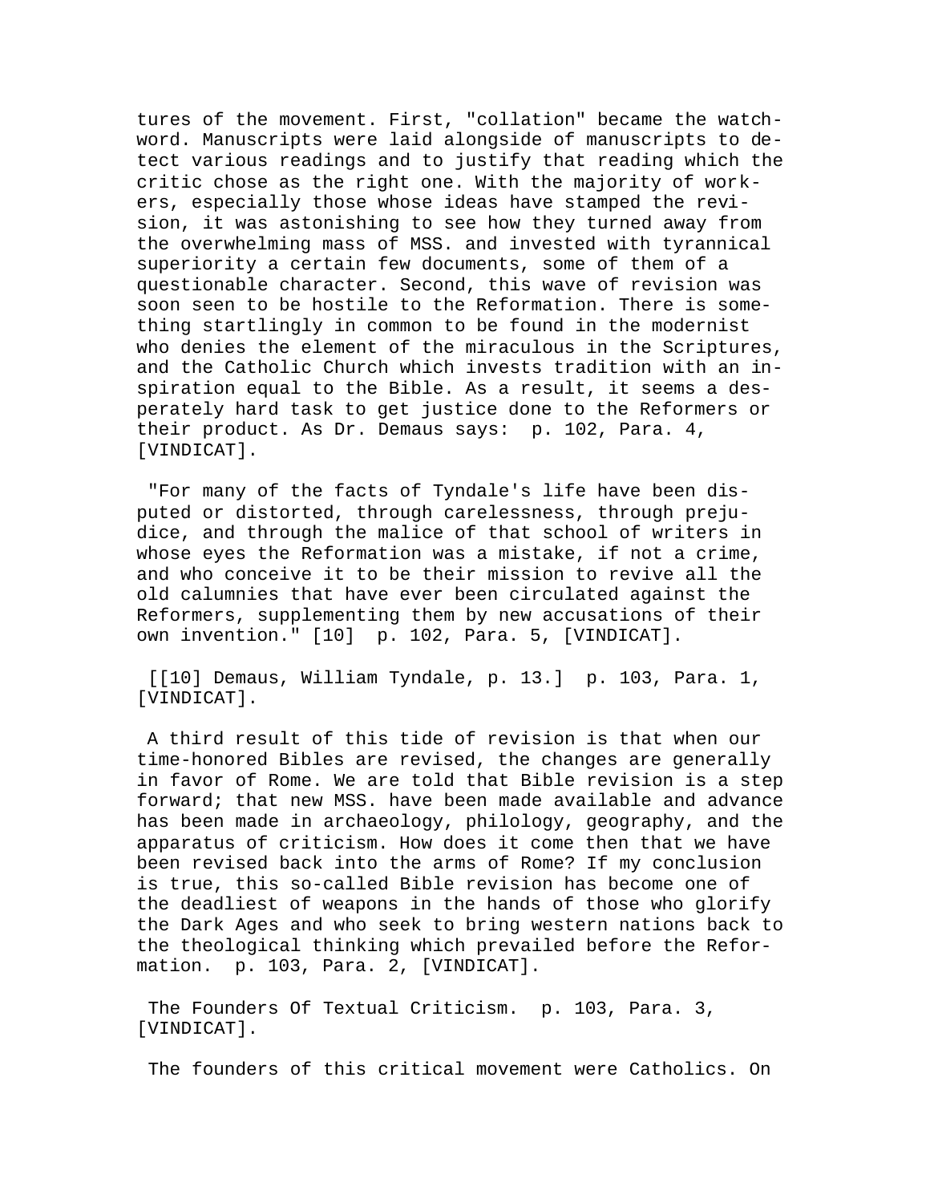tures of the movement. First, "collation" became the watchword. Manuscripts were laid alongside of manuscripts to detect various readings and to justify that reading which the critic chose as the right one. With the majority of workers, especially those whose ideas have stamped the revision, it was astonishing to see how they turned away from the overwhelming mass of MSS. and invested with tyrannical superiority a certain few documents, some of them of a questionable character. Second, this wave of revision was soon seen to be hostile to the Reformation. There is something startlingly in common to be found in the modernist who denies the element of the miraculous in the Scriptures, and the Catholic Church which invests tradition with an inspiration equal to the Bible. As a result, it seems a desperately hard task to get justice done to the Reformers or their product. As Dr. Demaus says: p. 102, Para. 4, [VINDICAT].

"For many of the facts of Tyndale's life have been disputed or distorted, through carelessness, through prejudice, and through the malice of that school of writers in whose eyes the Reformation was a mistake, if not a crime, and who conceive it to be their mission to revive all the old calumnies that have ever been circulated against the Reformers, supplementing them by new accusations of their own invention." [10] p. 102, Para. 5, [VINDICAT].

[[10] Demaus, William Tyndale, p. 13.] p. 103, Para. 1, [VINDICAT].

A third result of this tide of revision is that when our time-honored Bibles are revised, the changes are generally in favor of Rome. We are told that Bible revision is a step forward; that new MSS. have been made available and advance has been made in archaeology, philology, geography, and the apparatus of criticism. How does it come then that we have been revised back into the arms of Rome? If my conclusion is true, this so-called Bible revision has become one of the deadliest of weapons in the hands of those who glorify the Dark Ages and who seek to bring western nations back to the theological thinking which prevailed before the Reformation. p. 103, Para. 2, [VINDICAT].

The Founders Of Textual Criticism. p. 103, Para. 3, [VINDICAT].

The founders of this critical movement were Catholics. On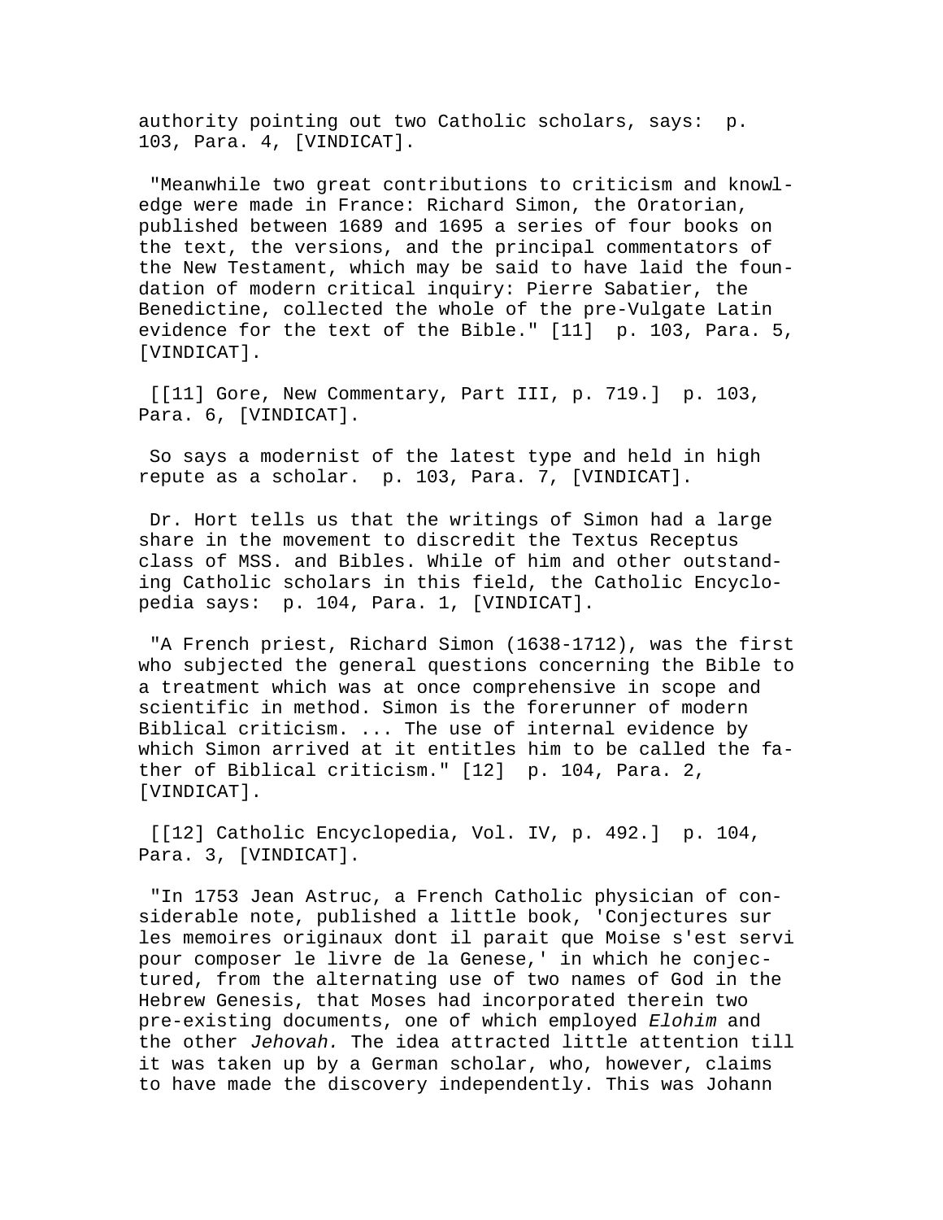authority pointing out two Catholic scholars, says: p. 103, Para. 4, [VINDICAT].

"Meanwhile two great contributions to criticism and knowledge were made in France: Richard Simon, the Oratorian, published between 1689 and 1695 a series of four books on the text, the versions, and the principal commentators of the New Testament, which may be said to have laid the foundation of modern critical inquiry: Pierre Sabatier, the Benedictine, collected the whole of the pre-Vulgate Latin evidence for the text of the Bible." [11] p. 103, Para. 5, [VINDICAT].

[[11] Gore, New Commentary, Part III, p. 719.] p. 103, Para. 6, [VINDICAT].

So says a modernist of the latest type and held in high repute as a scholar. p. 103, Para. 7, [VINDICAT].

Dr. Hort tells us that the writings of Simon had a large share in the movement to discredit the Textus Receptus class of MSS. and Bibles. While of him and other outstanding Catholic scholars in this field, the Catholic Encyclopedia says: p. 104, Para. 1, [VINDICAT].

"A French priest, Richard Simon (1638-1712), was the first who subjected the general questions concerning the Bible to a treatment which was at once comprehensive in scope and scientific in method. Simon is the forerunner of modern Biblical criticism. ... The use of internal evidence by which Simon arrived at it entitles him to be called the father of Biblical criticism." [12] p. 104, Para. 2, [VINDICAT].

[[12] Catholic Encyclopedia, Vol. IV, p. 492.] p. 104, Para. 3, [VINDICAT].

"In 1753 Jean Astruc, a French Catholic physician of considerable note, published a little book, 'Conjectures sur les memoires originaux dont il parait que Moise s'est servi pour composer le livre de la Genese,' in which he conjectured, from the alternating use of two names of God in the Hebrew Genesis, that Moses had incorporated therein two pre-existing documents, one of which employed *Elohim* and the other *Jehovah.* The idea attracted little attention till it was taken up by a German scholar, who, however, claims to have made the discovery independently. This was Johann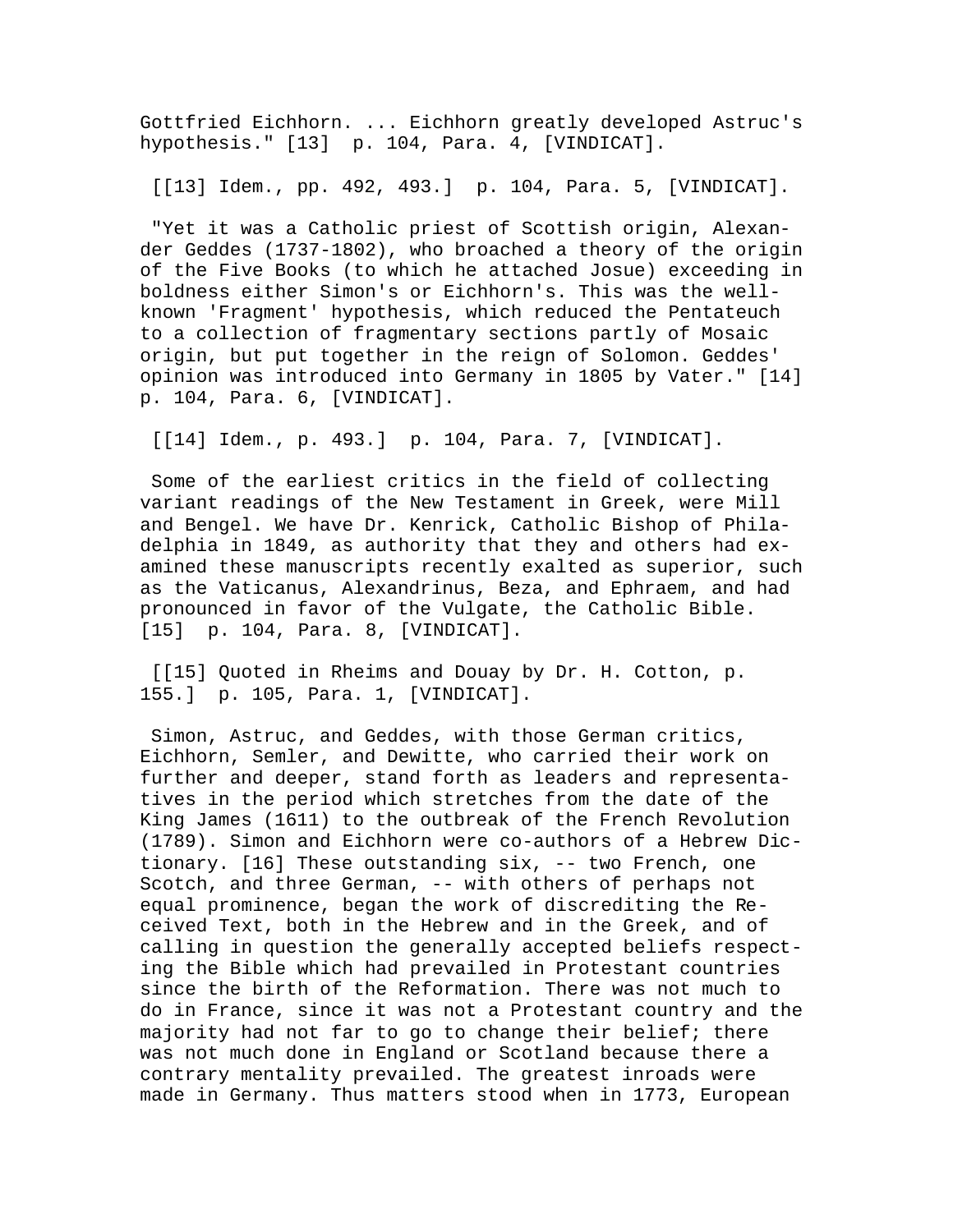Gottfried Eichhorn. ... Eichhorn greatly developed Astruc's hypothesis." [13]  p. 104, Para. 4, [VINDICAT].

[[13] Idem., pp. 492, 493.]  p. 104, Para. 5, [VINDICAT].

"Yet it was a Catholic priest of Scottish origin, Alexander Geddes (1737-1802), who broached a theory of the origin of the Five Books (to which he attached Josue) exceeding in boldness either Simon's or Eichhorn's. This was the well-known 'Fragment' hypothesis, which reduced the Pentateuch to a collection of fragmentary sections partly of Mosaic origin, but put together in the reign of Solomon. Geddes' opinion was introduced into Germany in 1805 by Vater." [14]  p. 104, Para. 6, [VINDICAT].

[[14] Idem., p. 493.]  p. 104, Para. 7, [VINDICAT].

Some of the earliest critics in the field of collecting variant readings of the New Testament in Greek, were Mill and Bengel. We have Dr. Kenrick, Catholic Bishop of Philadelphia in 1849, as authority that they and others had examined these manuscripts recently exalted as superior, such as the Vaticanus, Alexandrinus, Beza, and Ephraem, and had pronounced in favor of the Vulgate, the Catholic Bible. [15]  p. 104, Para. 8, [VINDICAT].

[[15] Quoted in Rheims and Douay by Dr. H. Cotton, p. 155.]  p. 105, Para. 1, [VINDICAT].

Simon, Astruc, and Geddes, with those German critics, Eichhorn, Semler, and Dewitte, who carried their work on further and deeper, stand forth as leaders and representatives in the period which stretches from the date of the King James (1611) to the outbreak of the French Revolution (1789). Simon and Eichhorn were co-authors of a Hebrew Dictionary. [16] These outstanding six, -- two French, one Scotch, and three German, -- with others of perhaps not equal prominence, began the work of discrediting the Received Text, both in the Hebrew and in the Greek, and of calling in question the generally accepted beliefs respecting the Bible which had prevailed in Protestant countries since the birth of the Reformation. There was not much to do in France, since it was not a Protestant country and the majority had not far to go to change their belief; there was not much done in England or Scotland because there a contrary mentality prevailed. The greatest inroads were made in Germany. Thus matters stood when in 1773, European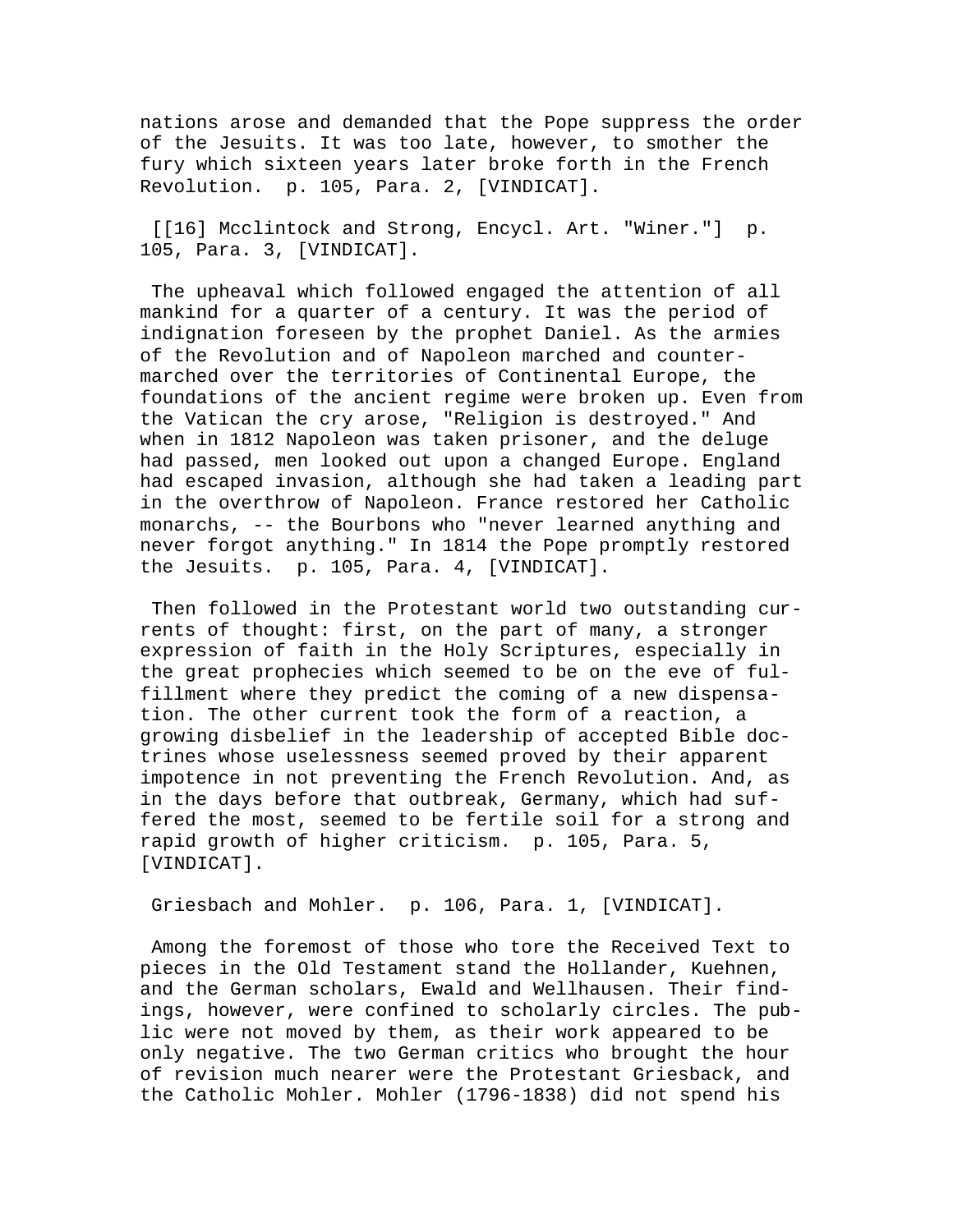nations arose and demanded that the Pope suppress the order of the Jesuits. It was too late, however, to smother the fury which sixteen years later broke forth in the French Revolution. p. 105, Para. 2, [VINDICAT].

[[16] Mcclintock and Strong, Encycl. Art. "Winer."] p. 105, Para. 3, [VINDICAT].

The upheaval which followed engaged the attention of all mankind for a quarter of a century. It was the period of indignation foreseen by the prophet Daniel. As the armies of the Revolution and of Napoleon marched and counter-marched over the territories of Continental Europe, the foundations of the ancient regime were broken up. Even from the Vatican the cry arose, "Religion is destroyed." And when in 1812 Napoleon was taken prisoner, and the deluge had passed, men looked out upon a changed Europe. England had escaped invasion, although she had taken a leading part in the overthrow of Napoleon. France restored her Catholic monarchs, -- the Bourbons who "never learned anything and never forgot anything." In 1814 the Pope promptly restored the Jesuits. p. 105, Para. 4, [VINDICAT].

Then followed in the Protestant world two outstanding currents of thought: first, on the part of many, a stronger expression of faith in the Holy Scriptures, especially in the great prophecies which seemed to be on the eve of fulfillment where they predict the coming of a new dispensation. The other current took the form of a reaction, a growing disbelief in the leadership of accepted Bible doctrines whose uselessness seemed proved by their apparent impotence in not preventing the French Revolution. And, as in the days before that outbreak, Germany, which had suffered the most, seemed to be fertile soil for a strong and rapid growth of higher criticism. p. 105, Para. 5, [VINDICAT].

Griesbach and Mohler. p. 106, Para. 1, [VINDICAT].

Among the foremost of those who tore the Received Text to pieces in the Old Testament stand the Hollander, Kuehnen, and the German scholars, Ewald and Wellhausen. Their findings, however, were confined to scholarly circles. The public were not moved by them, as their work appeared to be only negative. The two German critics who brought the hour of revision much nearer were the Protestant Griesback, and the Catholic Mohler. Mohler (1796-1838) did not spend his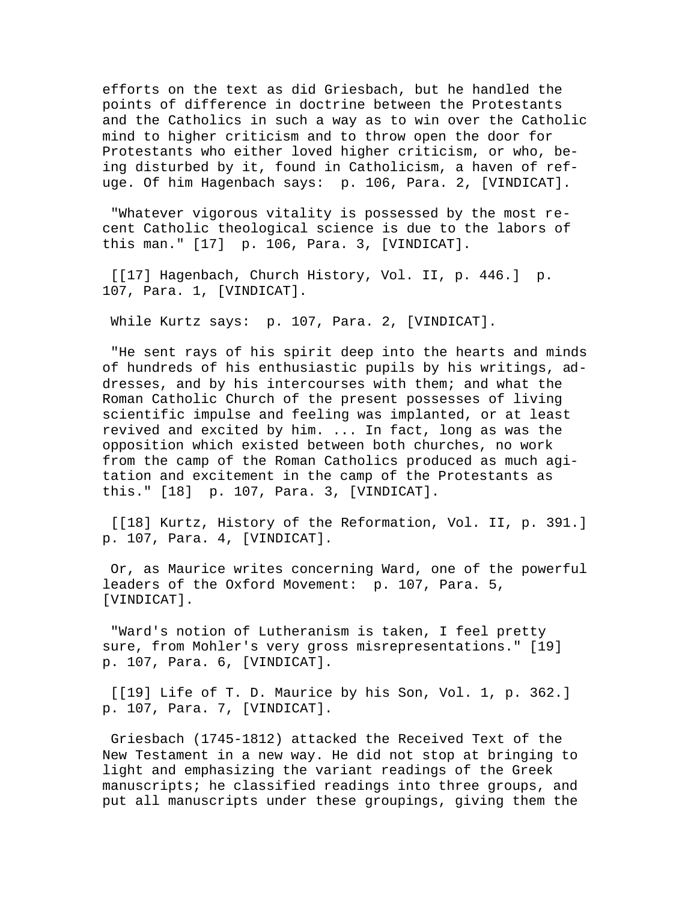efforts on the text as did Griesbach, but he handled the points of difference in doctrine between the Protestants and the Catholics in such a way as to win over the Catholic mind to higher criticism and to throw open the door for Protestants who either loved higher criticism, or who, being disturbed by it, found in Catholicism, a haven of refuge. Of him Hagenbach says: p. 106, Para. 2, [VINDICAT].

"Whatever vigorous vitality is possessed by the most recent Catholic theological science is due to the labors of this man." [17] p. 106, Para. 3, [VINDICAT].

[[17] Hagenbach, Church History, Vol. II, p. 446.] p. 107, Para. 1, [VINDICAT].

While Kurtz says: p. 107, Para. 2, [VINDICAT].

"He sent rays of his spirit deep into the hearts and minds of hundreds of his enthusiastic pupils by his writings, addresses, and by his intercourses with them; and what the Roman Catholic Church of the present possesses of living scientific impulse and feeling was implanted, or at least revived and excited by him. ... In fact, long as was the opposition which existed between both churches, no work from the camp of the Roman Catholics produced as much agitation and excitement in the camp of the Protestants as this." [18] p. 107, Para. 3, [VINDICAT].

[[18] Kurtz, History of the Reformation, Vol. II, p. 391.] p. 107, Para. 4, [VINDICAT].

Or, as Maurice writes concerning Ward, one of the powerful leaders of the Oxford Movement: p. 107, Para. 5, [VINDICAT].

"Ward's notion of Lutheranism is taken, I feel pretty sure, from Mohler's very gross misrepresentations." [19] p. 107, Para. 6, [VINDICAT].

[[19] Life of T. D. Maurice by his Son, Vol. 1, p. 362.] p. 107, Para. 7, [VINDICAT].

Griesbach (1745-1812) attacked the Received Text of the New Testament in a new way. He did not stop at bringing to light and emphasizing the variant readings of the Greek manuscripts; he classified readings into three groups, and put all manuscripts under these groupings, giving them the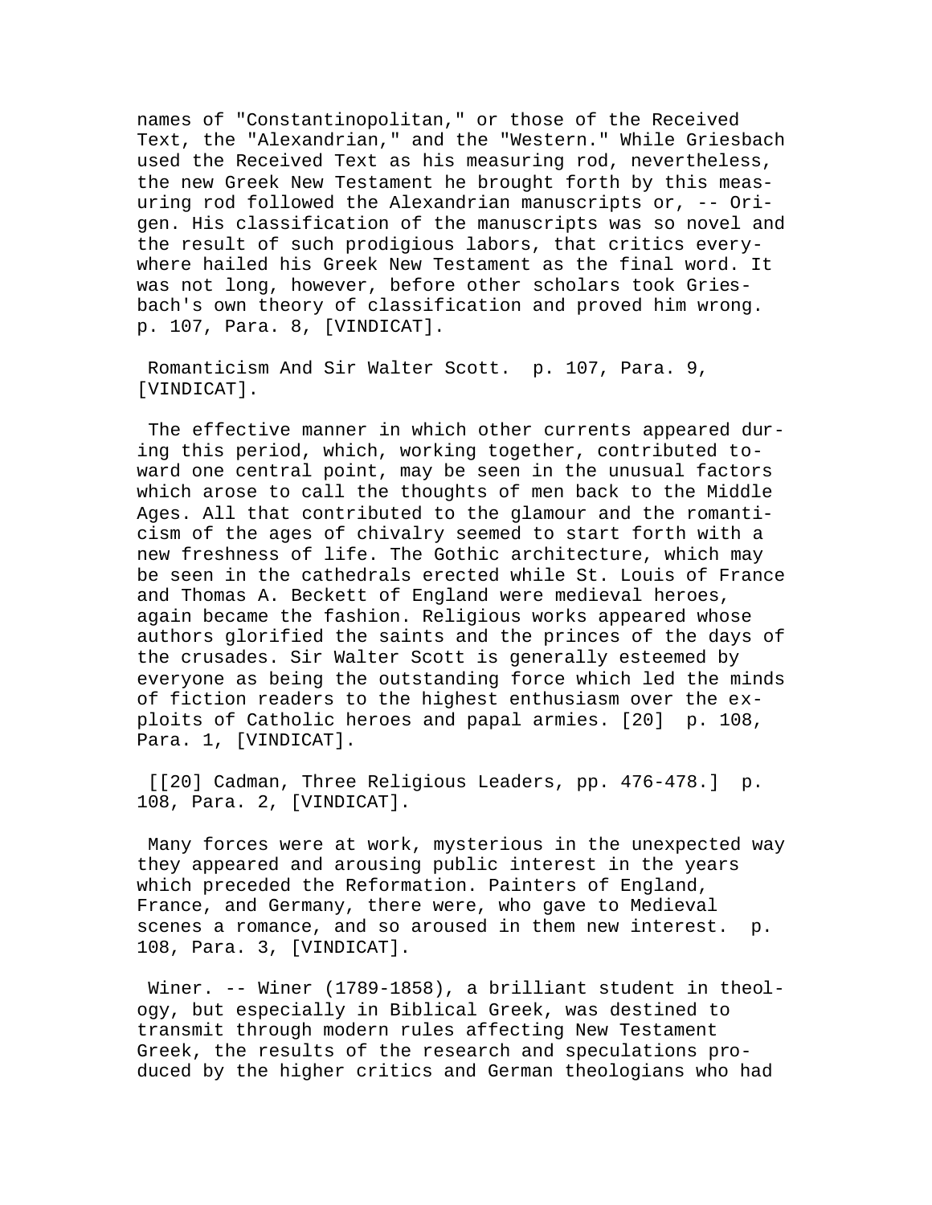names of "Constantinopolitan," or those of the Received Text, the "Alexandrian," and the "Western." While Griesbach used the Received Text as his measuring rod, nevertheless, the new Greek New Testament he brought forth by this measuring rod followed the Alexandrian manuscripts or, -- Origen. His classification of the manuscripts was so novel and the result of such prodigious labors, that critics everywhere hailed his Greek New Testament as the final word. It was not long, however, before other scholars took Griesbach's own theory of classification and proved him wrong. p. 107, Para. 8, [VINDICAT].

Romanticism And Sir Walter Scott. p. 107, Para. 9, [VINDICAT].

The effective manner in which other currents appeared during this period, which, working together, contributed toward one central point, may be seen in the unusual factors which arose to call the thoughts of men back to the Middle Ages. All that contributed to the glamour and the romanticism of the ages of chivalry seemed to start forth with a new freshness of life. The Gothic architecture, which may be seen in the cathedrals erected while St. Louis of France and Thomas A. Beckett of England were medieval heroes, again became the fashion. Religious works appeared whose authors glorified the saints and the princes of the days of the crusades. Sir Walter Scott is generally esteemed by everyone as being the outstanding force which led the minds of fiction readers to the highest enthusiasm over the exploits of Catholic heroes and papal armies. [20] p. 108, Para. 1, [VINDICAT].

[[20] Cadman, Three Religious Leaders, pp. 476-478.] p. 108, Para. 2, [VINDICAT].

Many forces were at work, mysterious in the unexpected way they appeared and arousing public interest in the years which preceded the Reformation. Painters of England, France, and Germany, there were, who gave to Medieval scenes a romance, and so aroused in them new interest. p. 108, Para. 3, [VINDICAT].

Winer. -- Winer (1789-1858), a brilliant student in theology, but especially in Biblical Greek, was destined to transmit through modern rules affecting New Testament Greek, the results of the research and speculations produced by the higher critics and German theologians who had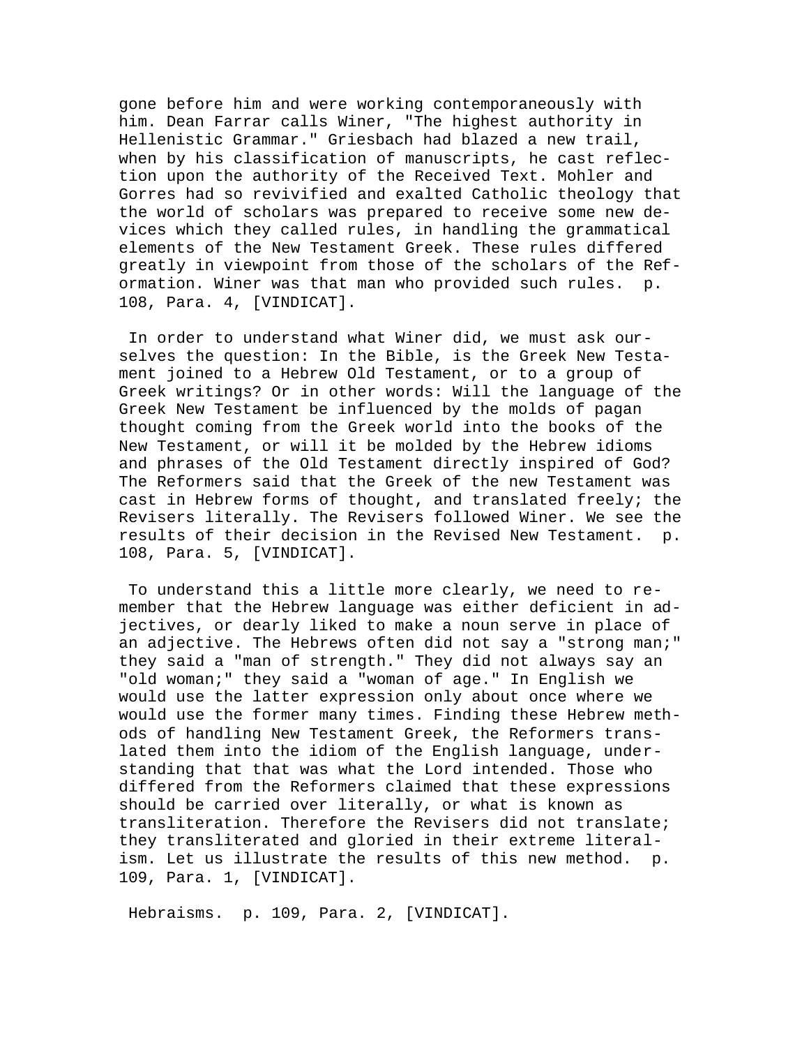gone before him and were working contemporaneously with him. Dean Farrar calls Winer, "The highest authority in Hellenistic Grammar." Griesbach had blazed a new trail, when by his classification of manuscripts, he cast reflection upon the authority of the Received Text. Mohler and Gorres had so revivified and exalted Catholic theology that the world of scholars was prepared to receive some new devices which they called rules, in handling the grammatical elements of the New Testament Greek. These rules differed greatly in viewpoint from those of the scholars of the Reformation. Winer was that man who provided such rules. p. 108, Para. 4, [VINDICAT].

In order to understand what Winer did, we must ask ourselves the question: In the Bible, is the Greek New Testament joined to a Hebrew Old Testament, or to a group of Greek writings? Or in other words: Will the language of the Greek New Testament be influenced by the molds of pagan thought coming from the Greek world into the books of the New Testament, or will it be molded by the Hebrew idioms and phrases of the Old Testament directly inspired of God? The Reformers said that the Greek of the new Testament was cast in Hebrew forms of thought, and translated freely; the Revisers literally. The Revisers followed Winer. We see the results of their decision in the Revised New Testament. p. 108, Para. 5, [VINDICAT].

To understand this a little more clearly, we need to remember that the Hebrew language was either deficient in adjectives, or dearly liked to make a noun serve in place of an adjective. The Hebrews often did not say a "strong man;" they said a "man of strength." They did not always say an "old woman;" they said a "woman of age." In English we would use the latter expression only about once where we would use the former many times. Finding these Hebrew methods of handling New Testament Greek, the Reformers translated them into the idiom of the English language, understanding that that was what the Lord intended. Those who differed from the Reformers claimed that these expressions should be carried over literally, or what is known as transliteration. Therefore the Revisers did not translate; they transliterated and gloried in their extreme literalism. Let us illustrate the results of this new method. p. 109, Para. 1, [VINDICAT].

Hebraisms. p. 109, Para. 2, [VINDICAT].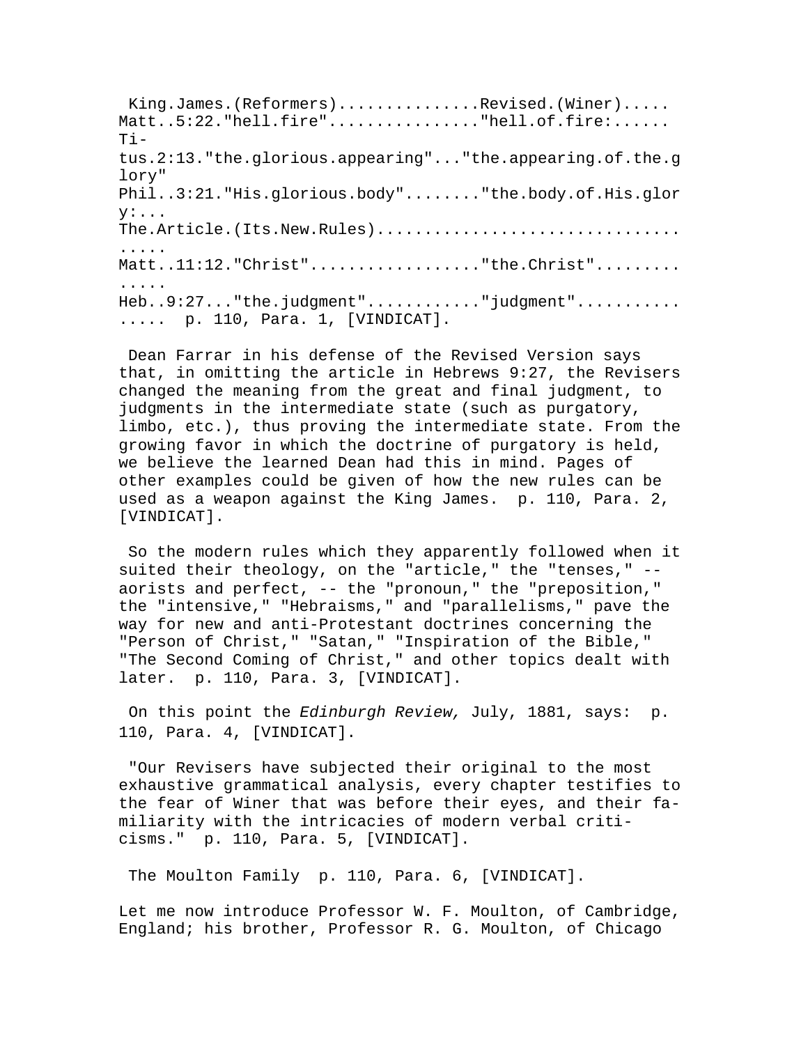King.James.(Reformers)...............Revised.(Winer).....
Matt..5:22."hell.fire"................"hell.of.fire:......
Ti-
tus.2:13."the.glorious.appearing"..."the.appearing.of.the.glory"
Phil..3:21."His.glorious.body"........"the.body.of.His.glory:...
The.Article.(Its.New.Rules)...................................
Matt..11:12."Christ"..................."the.Christ"..............
Heb..9:27..."the.judgment"............"judgment"................ p. 110, Para. 1, [VINDICAT].

Dean Farrar in his defense of the Revised Version says that, in omitting the article in Hebrews 9:27, the Revisers changed the meaning from the great and final judgment, to judgments in the intermediate state (such as purgatory, limbo, etc.), thus proving the intermediate state. From the growing favor in which the doctrine of purgatory is held, we believe the learned Dean had this in mind. Pages of other examples could be given of how the new rules can be used as a weapon against the King James. p. 110, Para. 2, [VINDICAT].

So the modern rules which they apparently followed when it suited their theology, on the "article," the "tenses," -- aorists and perfect, -- the "pronoun," the "preposition," the "intensive," "Hebraisms," and "parallelisms," pave the way for new and anti-Protestant doctrines concerning the "Person of Christ," "Satan," "Inspiration of the Bible," "The Second Coming of Christ," and other topics dealt with later. p. 110, Para. 3, [VINDICAT].

On this point the *Edinburgh Review,* July, 1881, says: p. 110, Para. 4, [VINDICAT].

"Our Revisers have subjected their original to the most exhaustive grammatical analysis, every chapter testifies to the fear of Winer that was before their eyes, and their familiarity with the intricacies of modern verbal criticisms." p. 110, Para. 5, [VINDICAT].

The Moulton Family p. 110, Para. 6, [VINDICAT].

Let me now introduce Professor W. F. Moulton, of Cambridge, England; his brother, Professor R. G. Moulton, of Chicago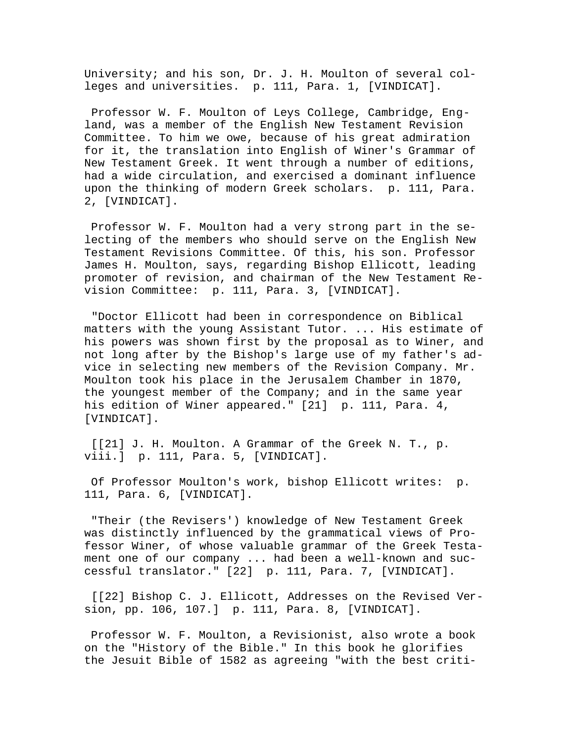University; and his son, Dr. J. H. Moulton of several colleges and universities.  p. 111, Para. 1, [VINDICAT].

Professor W. F. Moulton of Leys College, Cambridge, England, was a member of the English New Testament Revision Committee. To him we owe, because of his great admiration for it, the translation into English of Winer's Grammar of New Testament Greek. It went through a number of editions, had a wide circulation, and exercised a dominant influence upon the thinking of modern Greek scholars.  p. 111, Para. 2, [VINDICAT].

Professor W. F. Moulton had a very strong part in the selecting of the members who should serve on the English New Testament Revisions Committee. Of this, his son. Professor James H. Moulton, says, regarding Bishop Ellicott, leading promoter of revision, and chairman of the New Testament Revision Committee:  p. 111, Para. 3, [VINDICAT].

"Doctor Ellicott had been in correspondence on Biblical matters with the young Assistant Tutor. ... His estimate of his powers was shown first by the proposal as to Winer, and not long after by the Bishop's large use of my father's advice in selecting new members of the Revision Company. Mr. Moulton took his place in the Jerusalem Chamber in 1870, the youngest member of the Company; and in the same year his edition of Winer appeared." [21]  p. 111, Para. 4, [VINDICAT].

[[21] J. H. Moulton. A Grammar of the Greek N. T., p. viii.]  p. 111, Para. 5, [VINDICAT].

Of Professor Moulton's work, bishop Ellicott writes:  p. 111, Para. 6, [VINDICAT].

"Their (the Revisers') knowledge of New Testament Greek was distinctly influenced by the grammatical views of Professor Winer, of whose valuable grammar of the Greek Testament one of our company ... had been a well-known and successful translator." [22]  p. 111, Para. 7, [VINDICAT].

[[22] Bishop C. J. Ellicott, Addresses on the Revised Version, pp. 106, 107.]  p. 111, Para. 8, [VINDICAT].

Professor W. F. Moulton, a Revisionist, also wrote a book on the "History of the Bible." In this book he glorifies the Jesuit Bible of 1582 as agreeing "with the best criti-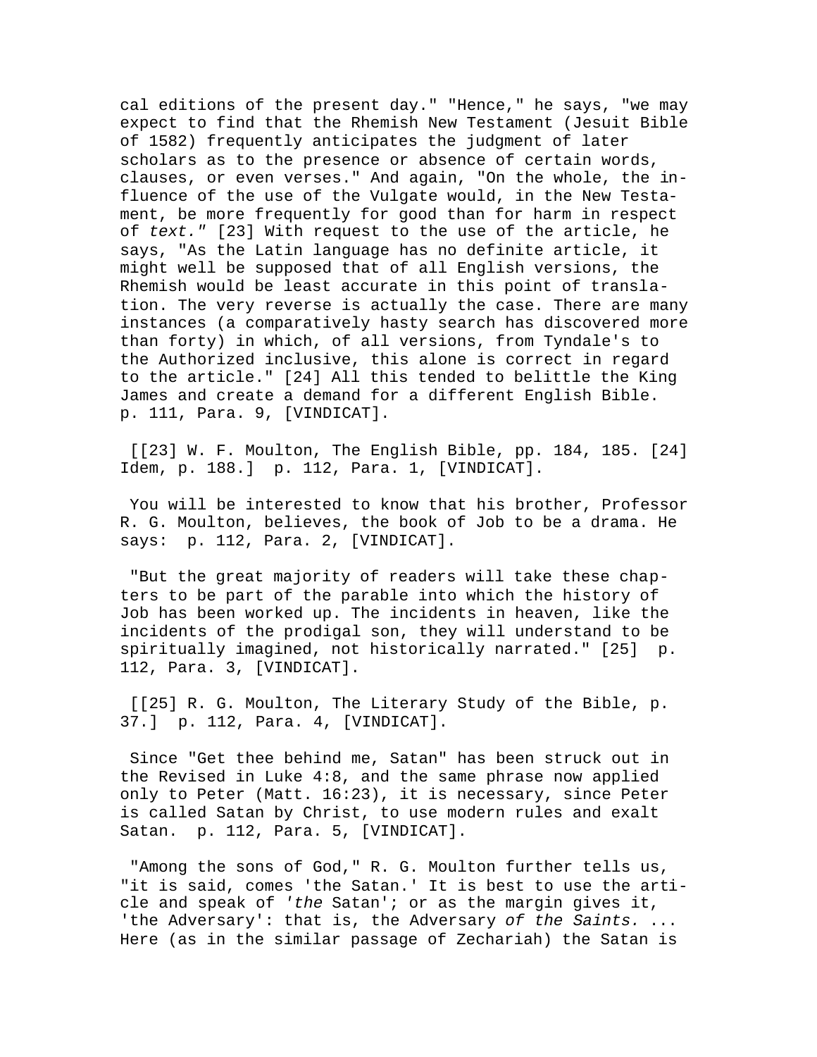cal editions of the present day." "Hence," he says, "we may expect to find that the Rhemish New Testament (Jesuit Bible of 1582) frequently anticipates the judgment of later scholars as to the presence or absence of certain words, clauses, or even verses." And again, "On the whole, the influence of the use of the Vulgate would, in the New Testament, be more frequently for good than for harm in respect of *text.*" [23] With request to the use of the article, he says, "As the Latin language has no definite article, it might well be supposed that of all English versions, the Rhemish would be least accurate in this point of translation. The very reverse is actually the case. There are many instances (a comparatively hasty search has discovered more than forty) in which, of all versions, from Tyndale's to the Authorized inclusive, this alone is correct in regard to the article." [24] All this tended to belittle the King James and create a demand for a different English Bible. p. 111, Para. 9, [VINDICAT].

[[23] W. F. Moulton, The English Bible, pp. 184, 185. [24] Idem, p. 188.] p. 112, Para. 1, [VINDICAT].

You will be interested to know that his brother, Professor R. G. Moulton, believes, the book of Job to be a drama. He says: p. 112, Para. 2, [VINDICAT].

"But the great majority of readers will take these chapters to be part of the parable into which the history of Job has been worked up. The incidents in heaven, like the incidents of the prodigal son, they will understand to be spiritually imagined, not historically narrated." [25] p. 112, Para. 3, [VINDICAT].

[[25] R. G. Moulton, The Literary Study of the Bible, p. 37.] p. 112, Para. 4, [VINDICAT].

Since "Get thee behind me, Satan" has been struck out in the Revised in Luke 4:8, and the same phrase now applied only to Peter (Matt. 16:23), it is necessary, since Peter is called Satan by Christ, to use modern rules and exalt Satan. p. 112, Para. 5, [VINDICAT].

"Among the sons of God," R. G. Moulton further tells us, "it is said, comes 'the Satan.' It is best to use the article and speak of '*the* Satan'; or as the margin gives it, 'the Adversary': that is, the Adversary *of the Saints.* ... Here (as in the similar passage of Zechariah) the Satan is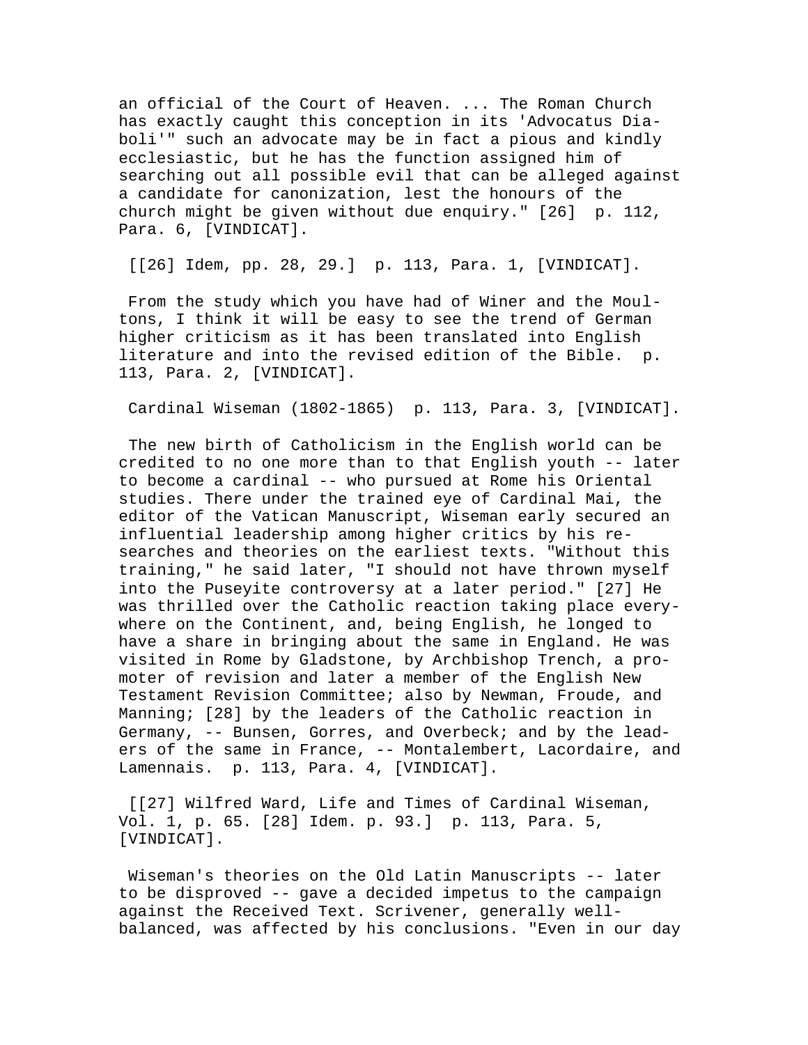an official of the Court of Heaven. ... The Roman Church has exactly caught this conception in its 'Advocatus Diaboli'" such an advocate may be in fact a pious and kindly ecclesiastic, but he has the function assigned him of searching out all possible evil that can be alleged against a candidate for canonization, lest the honours of the church might be given without due enquiry." [26]  p. 112, Para. 6, [VINDICAT].

[[26] Idem, pp. 28, 29.]  p. 113, Para. 1, [VINDICAT].

From the study which you have had of Winer and the Moultons, I think it will be easy to see the trend of German higher criticism as it has been translated into English literature and into the revised edition of the Bible.  p. 113, Para. 2, [VINDICAT].

Cardinal Wiseman (1802-1865)  p. 113, Para. 3, [VINDICAT].

The new birth of Catholicism in the English world can be credited to no one more than to that English youth -- later to become a cardinal -- who pursued at Rome his Oriental studies. There under the trained eye of Cardinal Mai, the editor of the Vatican Manuscript, Wiseman early secured an influential leadership among higher critics by his researches and theories on the earliest texts. "Without this training," he said later, "I should not have thrown myself into the Puseyite controversy at a later period." [27] He was thrilled over the Catholic reaction taking place everywhere on the Continent, and, being English, he longed to have a share in bringing about the same in England. He was visited in Rome by Gladstone, by Archbishop Trench, a promoter of revision and later a member of the English New Testament Revision Committee; also by Newman, Froude, and Manning; [28] by the leaders of the Catholic reaction in Germany, -- Bunsen, Gorres, and Overbeck; and by the leaders of the same in France, -- Montalembert, Lacordaire, and Lamennais.  p. 113, Para. 4, [VINDICAT].

[[27] Wilfred Ward, Life and Times of Cardinal Wiseman, Vol. 1, p. 65. [28] Idem. p. 93.]  p. 113, Para. 5, [VINDICAT].

Wiseman's theories on the Old Latin Manuscripts -- later to be disproved -- gave a decided impetus to the campaign against the Received Text. Scrivener, generally well-balanced, was affected by his conclusions. "Even in our day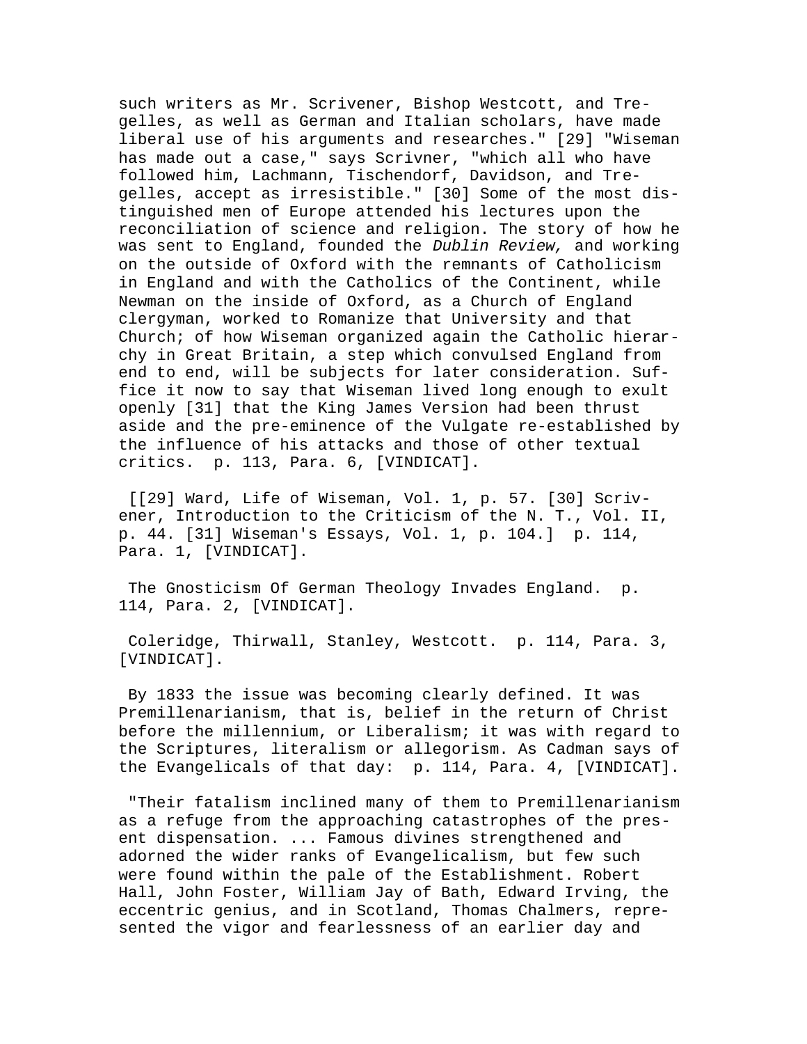such writers as Mr. Scrivener, Bishop Westcott, and Tregelles, as well as German and Italian scholars, have made liberal use of his arguments and researches." [29] "Wiseman has made out a case," says Scrivner, "which all who have followed him, Lachmann, Tischendorf, Davidson, and Tregelles, accept as irresistible." [30] Some of the most distinguished men of Europe attended his lectures upon the reconciliation of science and religion. The story of how he was sent to England, founded the *Dublin Review,* and working on the outside of Oxford with the remnants of Catholicism in England and with the Catholics of the Continent, while Newman on the inside of Oxford, as a Church of England clergyman, worked to Romanize that University and that Church; of how Wiseman organized again the Catholic hierarchy in Great Britain, a step which convulsed England from end to end, will be subjects for later consideration. Suffice it now to say that Wiseman lived long enough to exult openly [31] that the King James Version had been thrust aside and the pre-eminence of the Vulgate re-established by the influence of his attacks and those of other textual critics. p. 113, Para. 6, [VINDICAT].

[[29] Ward, Life of Wiseman, Vol. 1, p. 57. [30] Scrivener, Introduction to the Criticism of the N. T., Vol. II, p. 44. [31] Wiseman's Essays, Vol. 1, p. 104.] p. 114, Para. 1, [VINDICAT].

The Gnosticism Of German Theology Invades England. p. 114, Para. 2, [VINDICAT].

Coleridge, Thirwall, Stanley, Westcott. p. 114, Para. 3, [VINDICAT].

By 1833 the issue was becoming clearly defined. It was Premillenarianism, that is, belief in the return of Christ before the millennium, or Liberalism; it was with regard to the Scriptures, literalism or allegorism. As Cadman says of the Evangelicals of that day: p. 114, Para. 4, [VINDICAT].

"Their fatalism inclined many of them to Premillenarianism as a refuge from the approaching catastrophes of the present dispensation. ... Famous divines strengthened and adorned the wider ranks of Evangelicalism, but few such were found within the pale of the Establishment. Robert Hall, John Foster, William Jay of Bath, Edward Irving, the eccentric genius, and in Scotland, Thomas Chalmers, represented the vigor and fearlessness of an earlier day and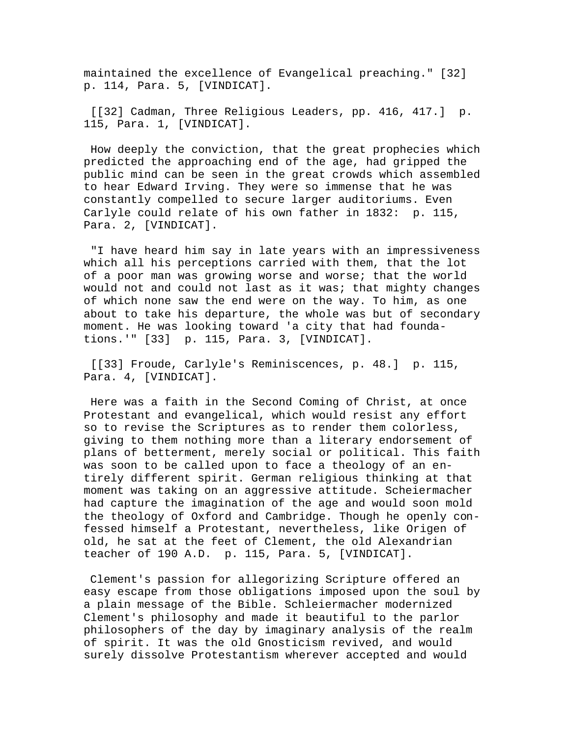maintained the excellence of Evangelical preaching." [32] p. 114, Para. 5, [VINDICAT].

[[32] Cadman, Three Religious Leaders, pp. 416, 417.] p. 115, Para. 1, [VINDICAT].

How deeply the conviction, that the great prophecies which predicted the approaching end of the age, had gripped the public mind can be seen in the great crowds which assembled to hear Edward Irving. They were so immense that he was constantly compelled to secure larger auditoriums. Even Carlyle could relate of his own father in 1832: p. 115, Para. 2, [VINDICAT].

"I have heard him say in late years with an impressiveness which all his perceptions carried with them, that the lot of a poor man was growing worse and worse; that the world would not and could not last as it was; that mighty changes of which none saw the end were on the way. To him, as one about to take his departure, the whole was but of secondary moment. He was looking toward 'a city that had foundations.'" [33] p. 115, Para. 3, [VINDICAT].

[[33] Froude, Carlyle's Reminiscences, p. 48.] p. 115, Para. 4, [VINDICAT].

Here was a faith in the Second Coming of Christ, at once Protestant and evangelical, which would resist any effort so to revise the Scriptures as to render them colorless, giving to them nothing more than a literary endorsement of plans of betterment, merely social or political. This faith was soon to be called upon to face a theology of an entirely different spirit. German religious thinking at that moment was taking on an aggressive attitude. Scheiermacher had capture the imagination of the age and would soon mold the theology of Oxford and Cambridge. Though he openly confessed himself a Protestant, nevertheless, like Origen of old, he sat at the feet of Clement, the old Alexandrian teacher of 190 A.D. p. 115, Para. 5, [VINDICAT].

Clement's passion for allegorizing Scripture offered an easy escape from those obligations imposed upon the soul by a plain message of the Bible. Schleiermacher modernized Clement's philosophy and made it beautiful to the parlor philosophers of the day by imaginary analysis of the realm of spirit. It was the old Gnosticism revived, and would surely dissolve Protestantism wherever accepted and would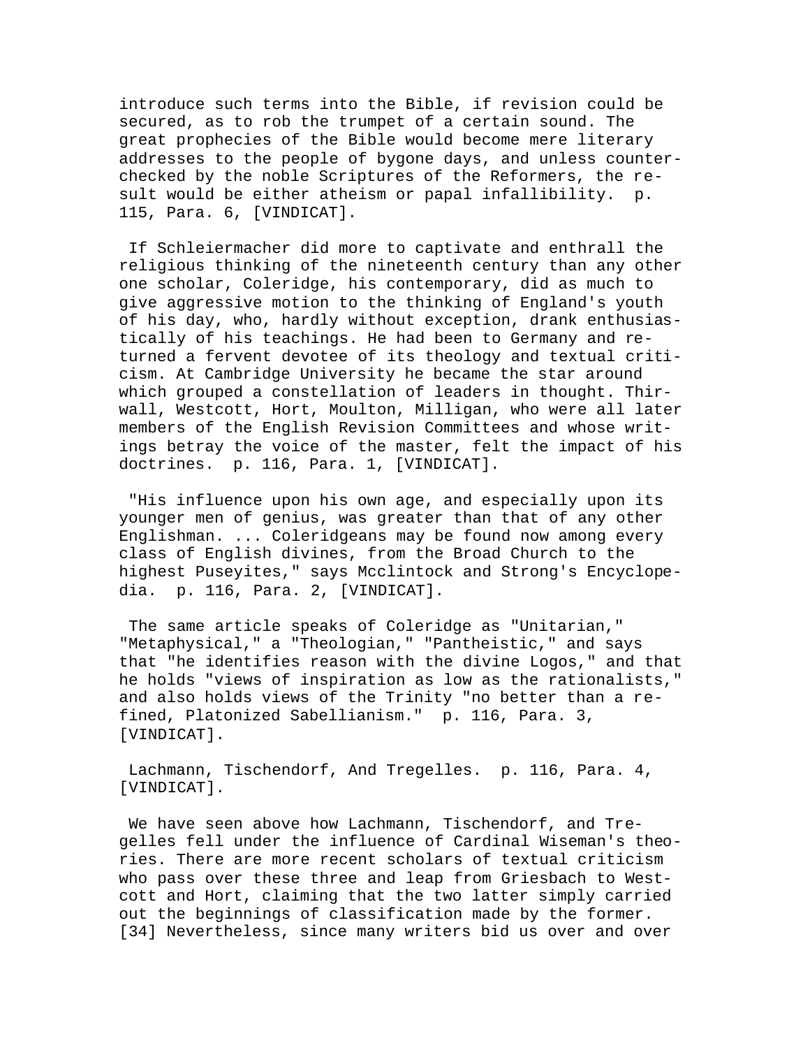introduce such terms into the Bible, if revision could be secured, as to rob the trumpet of a certain sound. The great prophecies of the Bible would become mere literary addresses to the people of bygone days, and unless counter-checked by the noble Scriptures of the Reformers, the result would be either atheism or papal infallibility. p. 115, Para. 6, [VINDICAT].

If Schleiermacher did more to captivate and enthrall the religious thinking of the nineteenth century than any other one scholar, Coleridge, his contemporary, did as much to give aggressive motion to the thinking of England's youth of his day, who, hardly without exception, drank enthusiastically of his teachings. He had been to Germany and returned a fervent devotee of its theology and textual criticism. At Cambridge University he became the star around which grouped a constellation of leaders in thought. Thirlwall, Westcott, Hort, Moulton, Milligan, who were all later members of the English Revision Committees and whose writings betray the voice of the master, felt the impact of his doctrines. p. 116, Para. 1, [VINDICAT].

"His influence upon his own age, and especially upon its younger men of genius, was greater than that of any other Englishman. ... Coleridgeans may be found now among every class of English divines, from the Broad Church to the highest Puseyites," says Mcclintock and Strong's Encyclopedia. p. 116, Para. 2, [VINDICAT].

The same article speaks of Coleridge as "Unitarian," "Metaphysical," a "Theologian," "Pantheistic," and says that "he identifies reason with the divine Logos," and that he holds "views of inspiration as low as the rationalists," and also holds views of the Trinity "no better than a refined, Platonized Sabellianism." p. 116, Para. 3, [VINDICAT].

Lachmann, Tischendorf, And Tregelles. p. 116, Para. 4, [VINDICAT].

We have seen above how Lachmann, Tischendorf, and Tregelles fell under the influence of Cardinal Wiseman's theories. There are more recent scholars of textual criticism who pass over these three and leap from Griesbach to Westcott and Hort, claiming that the two latter simply carried out the beginnings of classification made by the former. [34] Nevertheless, since many writers bid us over and over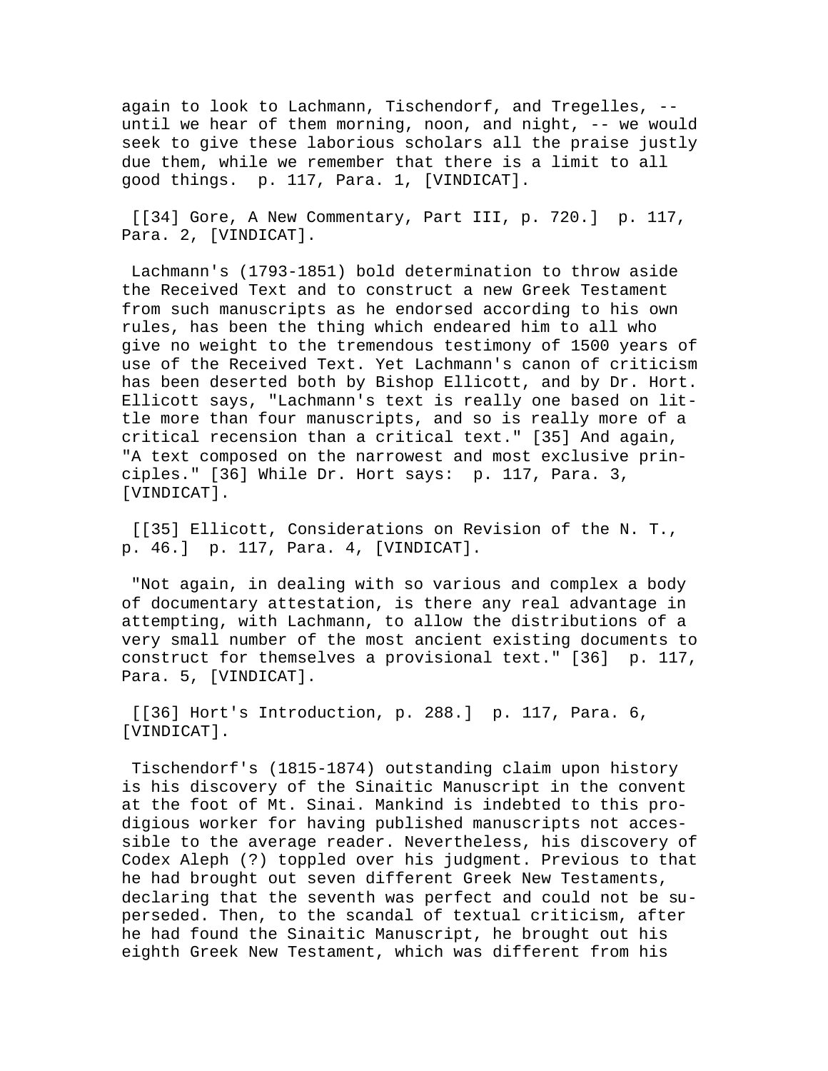again to look to Lachmann, Tischendorf, and Tregelles, -- until we hear of them morning, noon, and night, -- we would seek to give these laborious scholars all the praise justly due them, while we remember that there is a limit to all good things.  p. 117, Para. 1, [VINDICAT].

[[34] Gore, A New Commentary, Part III, p. 720.]  p. 117, Para. 2, [VINDICAT].

Lachmann's (1793-1851) bold determination to throw aside the Received Text and to construct a new Greek Testament from such manuscripts as he endorsed according to his own rules, has been the thing which endeared him to all who give no weight to the tremendous testimony of 1500 years of use of the Received Text. Yet Lachmann's canon of criticism has been deserted both by Bishop Ellicott, and by Dr. Hort. Ellicott says, "Lachmann's text is really one based on little more than four manuscripts, and so is really more of a critical recension than a critical text." [35] And again, "A text composed on the narrowest and most exclusive principles." [36] While Dr. Hort says:  p. 117, Para. 3, [VINDICAT].

[[35] Ellicott, Considerations on Revision of the N. T., p. 46.]  p. 117, Para. 4, [VINDICAT].

"Not again, in dealing with so various and complex a body of documentary attestation, is there any real advantage in attempting, with Lachmann, to allow the distributions of a very small number of the most ancient existing documents to construct for themselves a provisional text." [36]  p. 117, Para. 5, [VINDICAT].

[[36] Hort's Introduction, p. 288.]  p. 117, Para. 6, [VINDICAT].

Tischendorf's (1815-1874) outstanding claim upon history is his discovery of the Sinaitic Manuscript in the convent at the foot of Mt. Sinai. Mankind is indebted to this prodigious worker for having published manuscripts not accessible to the average reader. Nevertheless, his discovery of Codex Aleph (?) toppled over his judgment. Previous to that he had brought out seven different Greek New Testaments, declaring that the seventh was perfect and could not be superseded. Then, to the scandal of textual criticism, after he had found the Sinaitic Manuscript, he brought out his eighth Greek New Testament, which was different from his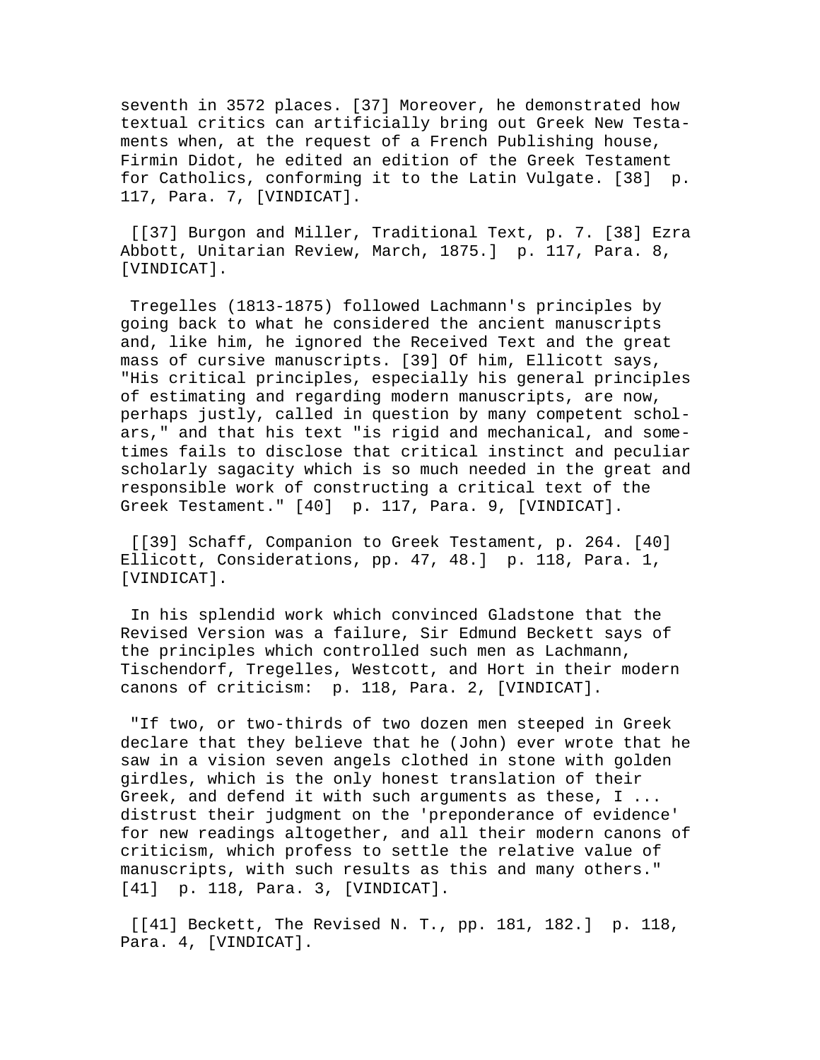seventh in 3572 places. [37] Moreover, he demonstrated how textual critics can artificially bring out Greek New Testaments when, at the request of a French Publishing house, Firmin Didot, he edited an edition of the Greek Testament for Catholics, conforming it to the Latin Vulgate. [38]  p. 117, Para. 7, [VINDICAT].

[[37] Burgon and Miller, Traditional Text, p. 7. [38] Ezra Abbott, Unitarian Review, March, 1875.]  p. 117, Para. 8, [VINDICAT].

Tregelles (1813-1875) followed Lachmann's principles by going back to what he considered the ancient manuscripts and, like him, he ignored the Received Text and the great mass of cursive manuscripts. [39] Of him, Ellicott says, "His critical principles, especially his general principles of estimating and regarding modern manuscripts, are now, perhaps justly, called in question by many competent scholars," and that his text "is rigid and mechanical, and sometimes fails to disclose that critical instinct and peculiar scholarly sagacity which is so much needed in the great and responsible work of constructing a critical text of the Greek Testament." [40]  p. 117, Para. 9, [VINDICAT].

[[39] Schaff, Companion to Greek Testament, p. 264. [40] Ellicott, Considerations, pp. 47, 48.]  p. 118, Para. 1, [VINDICAT].

In his splendid work which convinced Gladstone that the Revised Version was a failure, Sir Edmund Beckett says of the principles which controlled such men as Lachmann, Tischendorf, Tregelles, Westcott, and Hort in their modern canons of criticism:  p. 118, Para. 2, [VINDICAT].

"If two, or two-thirds of two dozen men steeped in Greek declare that they believe that he (John) ever wrote that he saw in a vision seven angels clothed in stone with golden girdles, which is the only honest translation of their Greek, and defend it with such arguments as these, I ... distrust their judgment on the 'preponderance of evidence' for new readings altogether, and all their modern canons of criticism, which profess to settle the relative value of manuscripts, with such results as this and many others." [41]  p. 118, Para. 3, [VINDICAT].

[[41] Beckett, The Revised N. T., pp. 181, 182.]  p. 118, Para. 4, [VINDICAT].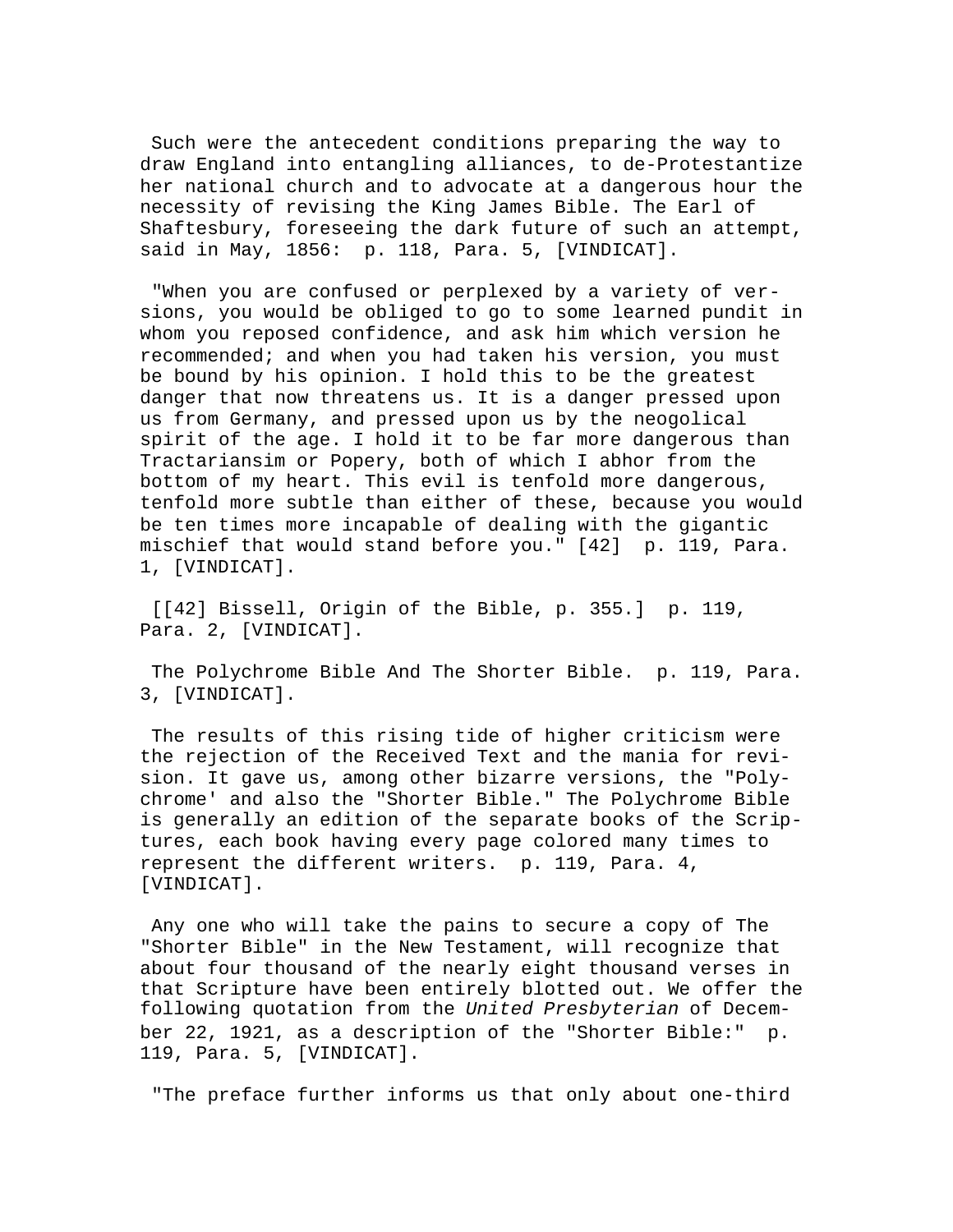Such were the antecedent conditions preparing the way to draw England into entangling alliances, to de-Protestantize her national church and to advocate at a dangerous hour the necessity of revising the King James Bible. The Earl of Shaftesbury, foreseeing the dark future of such an attempt, said in May, 1856: p. 118, Para. 5, [VINDICAT].

"When you are confused or perplexed by a variety of versions, you would be obliged to go to some learned pundit in whom you reposed confidence, and ask him which version he recommended; and when you had taken his version, you must be bound by his opinion. I hold this to be the greatest danger that now threatens us. It is a danger pressed upon us from Germany, and pressed upon us by the neogolical spirit of the age. I hold it to be far more dangerous than Tractariansim or Popery, both of which I abhor from the bottom of my heart. This evil is tenfold more dangerous, tenfold more subtle than either of these, because you would be ten times more incapable of dealing with the gigantic mischief that would stand before you." [42] p. 119, Para. 1, [VINDICAT].

[[42] Bissell, Origin of the Bible, p. 355.] p. 119, Para. 2, [VINDICAT].

The Polychrome Bible And The Shorter Bible. p. 119, Para. 3, [VINDICAT].

The results of this rising tide of higher criticism were the rejection of the Received Text and the mania for revision. It gave us, among other bizarre versions, the "Polychrome' and also the "Shorter Bible." The Polychrome Bible is generally an edition of the separate books of the Scriptures, each book having every page colored many times to represent the different writers. p. 119, Para. 4, [VINDICAT].

Any one who will take the pains to secure a copy of The "Shorter Bible" in the New Testament, will recognize that about four thousand of the nearly eight thousand verses in that Scripture have been entirely blotted out. We offer the following quotation from the *United Presbyterian* of December 22, 1921, as a description of the "Shorter Bible:" p. 119, Para. 5, [VINDICAT].

"The preface further informs us that only about one-third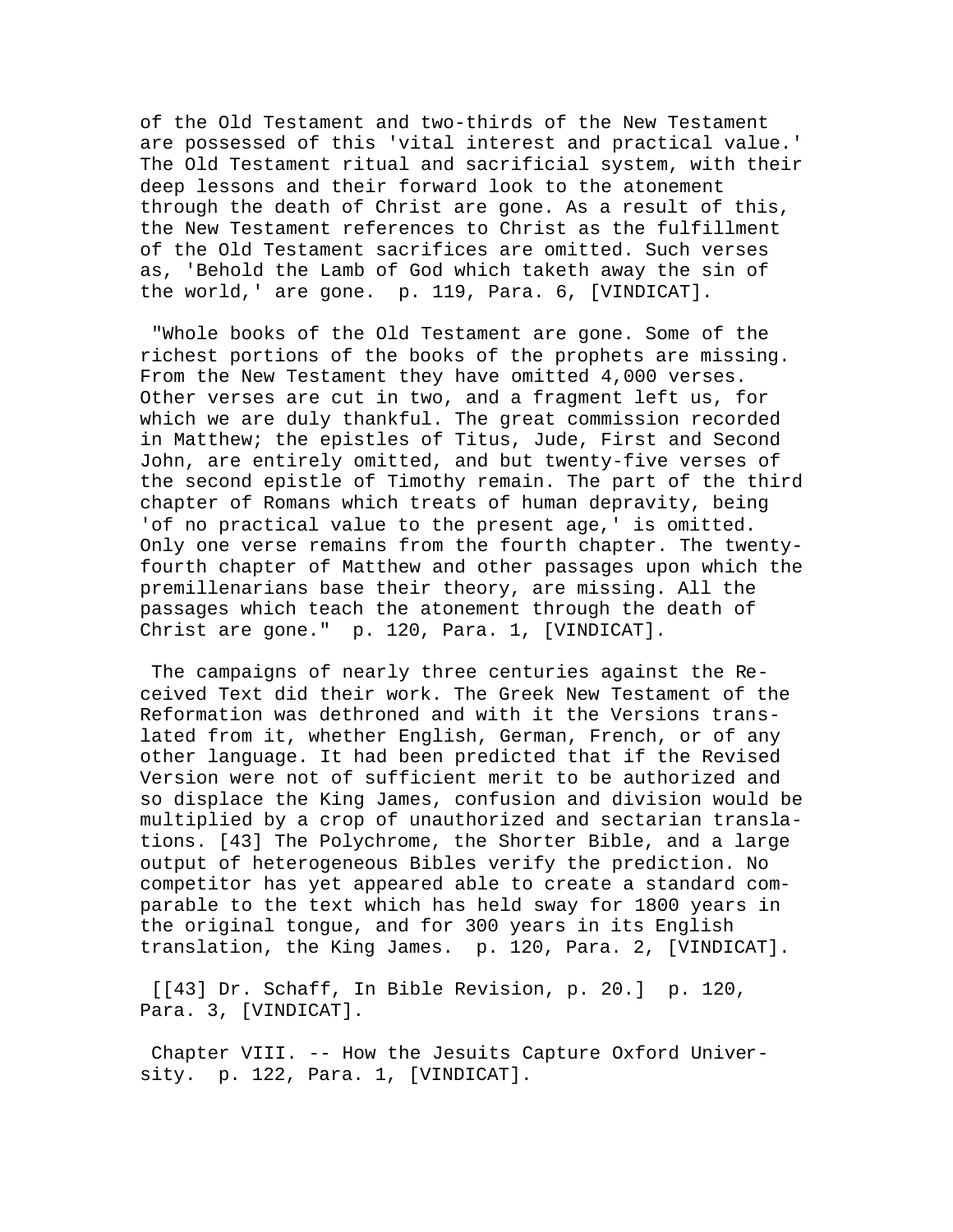of the Old Testament and two-thirds of the New Testament are possessed of this 'vital interest and practical value.' The Old Testament ritual and sacrificial system, with their deep lessons and their forward look to the atonement through the death of Christ are gone. As a result of this, the New Testament references to Christ as the fulfillment of the Old Testament sacrifices are omitted. Such verses as, 'Behold the Lamb of God which taketh away the sin of the world,' are gone. p. 119, Para. 6, [VINDICAT].

"Whole books of the Old Testament are gone. Some of the richest portions of the books of the prophets are missing. From the New Testament they have omitted 4,000 verses. Other verses are cut in two, and a fragment left us, for which we are duly thankful. The great commission recorded in Matthew; the epistles of Titus, Jude, First and Second John, are entirely omitted, and but twenty-five verses of the second epistle of Timothy remain. The part of the third chapter of Romans which treats of human depravity, being 'of no practical value to the present age,' is omitted. Only one verse remains from the fourth chapter. The twenty-fourth chapter of Matthew and other passages upon which the premillenarians base their theory, are missing. All the passages which teach the atonement through the death of Christ are gone." p. 120, Para. 1, [VINDICAT].

The campaigns of nearly three centuries against the Received Text did their work. The Greek New Testament of the Reformation was dethroned and with it the Versions translated from it, whether English, German, French, or of any other language. It had been predicted that if the Revised Version were not of sufficient merit to be authorized and so displace the King James, confusion and division would be multiplied by a crop of unauthorized and sectarian translations. [43] The Polychrome, the Shorter Bible, and a large output of heterogeneous Bibles verify the prediction. No competitor has yet appeared able to create a standard comparable to the text which has held sway for 1800 years in the original tongue, and for 300 years in its English translation, the King James. p. 120, Para. 2, [VINDICAT].

[[43] Dr. Schaff, In Bible Revision, p. 20.] p. 120, Para. 3, [VINDICAT].

Chapter VIII. -- How the Jesuits Capture Oxford University. p. 122, Para. 1, [VINDICAT].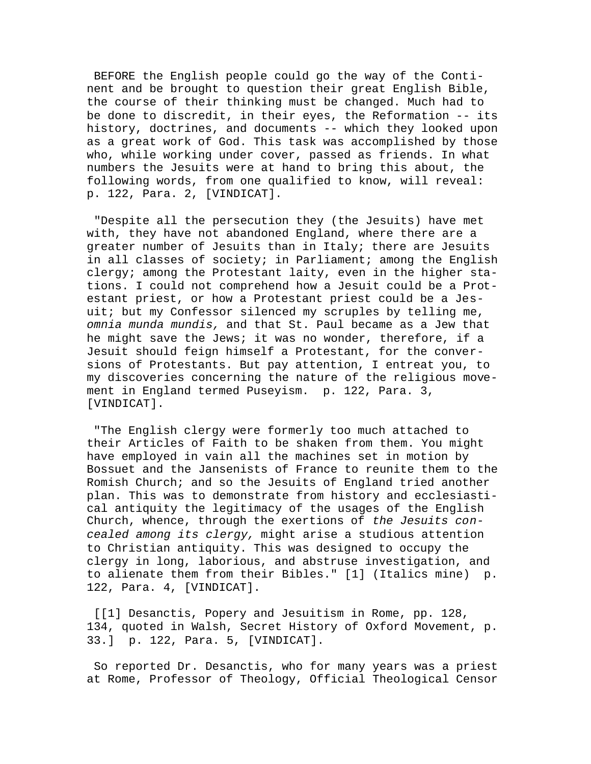BEFORE the English people could go the way of the Continent and be brought to question their great English Bible, the course of their thinking must be changed. Much had to be done to discredit, in their eyes, the Reformation -- its history, doctrines, and documents -- which they looked upon as a great work of God. This task was accomplished by those who, while working under cover, passed as friends. In what numbers the Jesuits were at hand to bring this about, the following words, from one qualified to know, will reveal: p. 122, Para. 2, [VINDICAT].

"Despite all the persecution they (the Jesuits) have met with, they have not abandoned England, where there are a greater number of Jesuits than in Italy; there are Jesuits in all classes of society; in Parliament; among the English clergy; among the Protestant laity, even in the higher stations. I could not comprehend how a Jesuit could be a Protestant priest, or how a Protestant priest could be a Jesuit; but my Confessor silenced my scruples by telling me, *omnia munda mundis,* and that St. Paul became as a Jew that he might save the Jews; it was no wonder, therefore, if a Jesuit should feign himself a Protestant, for the conversions of Protestants. But pay attention, I entreat you, to my discoveries concerning the nature of the religious movement in England termed Puseyism. p. 122, Para. 3, [VINDICAT].

"The English clergy were formerly too much attached to their Articles of Faith to be shaken from them. You might have employed in vain all the machines set in motion by Bossuet and the Jansenists of France to reunite them to the Romish Church; and so the Jesuits of England tried another plan. This was to demonstrate from history and ecclesiastical antiquity the legitimacy of the usages of the English Church, whence, through the exertions of *the Jesuits concealed among its clergy,* might arise a studious attention to Christian antiquity. This was designed to occupy the clergy in long, laborious, and abstruse investigation, and to alienate them from their Bibles." [1] (Italics mine) p. 122, Para. 4, [VINDICAT].

[[1] Desanctis, Popery and Jesuitism in Rome, pp. 128, 134, quoted in Walsh, Secret History of Oxford Movement, p. 33.] p. 122, Para. 5, [VINDICAT].

So reported Dr. Desanctis, who for many years was a priest at Rome, Professor of Theology, Official Theological Censor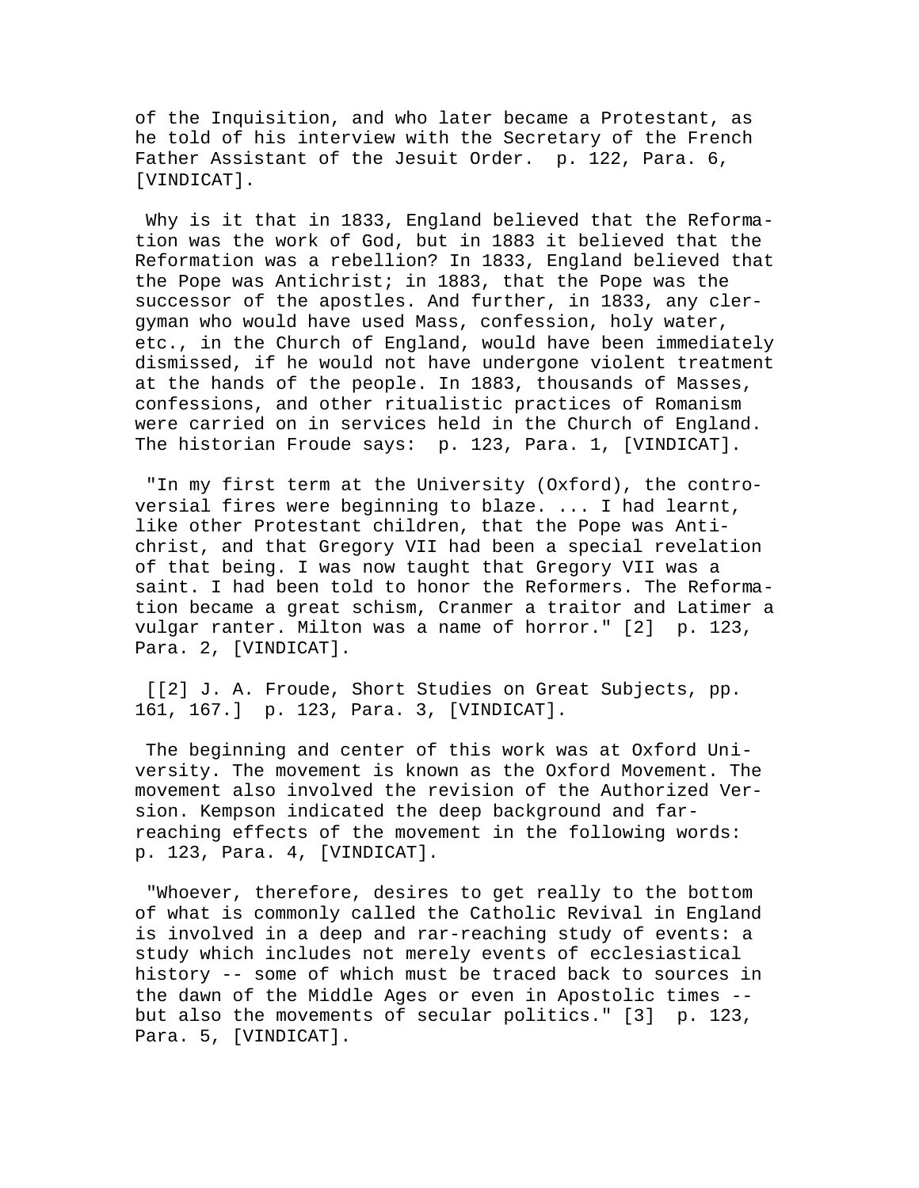of the Inquisition, and who later became a Protestant, as he told of his interview with the Secretary of the French Father Assistant of the Jesuit Order. p. 122, Para. 6, [VINDICAT].

Why is it that in 1833, England believed that the Reformation was the work of God, but in 1883 it believed that the Reformation was a rebellion? In 1833, England believed that the Pope was Antichrist; in 1883, that the Pope was the successor of the apostles. And further, in 1833, any clergyman who would have used Mass, confession, holy water, etc., in the Church of England, would have been immediately dismissed, if he would not have undergone violent treatment at the hands of the people. In 1883, thousands of Masses, confessions, and other ritualistic practices of Romanism were carried on in services held in the Church of England. The historian Froude says: p. 123, Para. 1, [VINDICAT].

"In my first term at the University (Oxford), the controversial fires were beginning to blaze. ... I had learnt, like other Protestant children, that the Pope was Antichrist, and that Gregory VII had been a special revelation of that being. I was now taught that Gregory VII was a saint. I had been told to honor the Reformers. The Reformation became a great schism, Cranmer a traitor and Latimer a vulgar ranter. Milton was a name of horror." [2] p. 123, Para. 2, [VINDICAT].

[[2] J. A. Froude, Short Studies on Great Subjects, pp. 161, 167.] p. 123, Para. 3, [VINDICAT].

The beginning and center of this work was at Oxford University. The movement is known as the Oxford Movement. The movement also involved the revision of the Authorized Version. Kempson indicated the deep background and far-reaching effects of the movement in the following words: p. 123, Para. 4, [VINDICAT].

"Whoever, therefore, desires to get really to the bottom of what is commonly called the Catholic Revival in England is involved in a deep and rar-reaching study of events: a study which includes not merely events of ecclesiastical history -- some of which must be traced back to sources in the dawn of the Middle Ages or even in Apostolic times -- but also the movements of secular politics." [3] p. 123, Para. 5, [VINDICAT].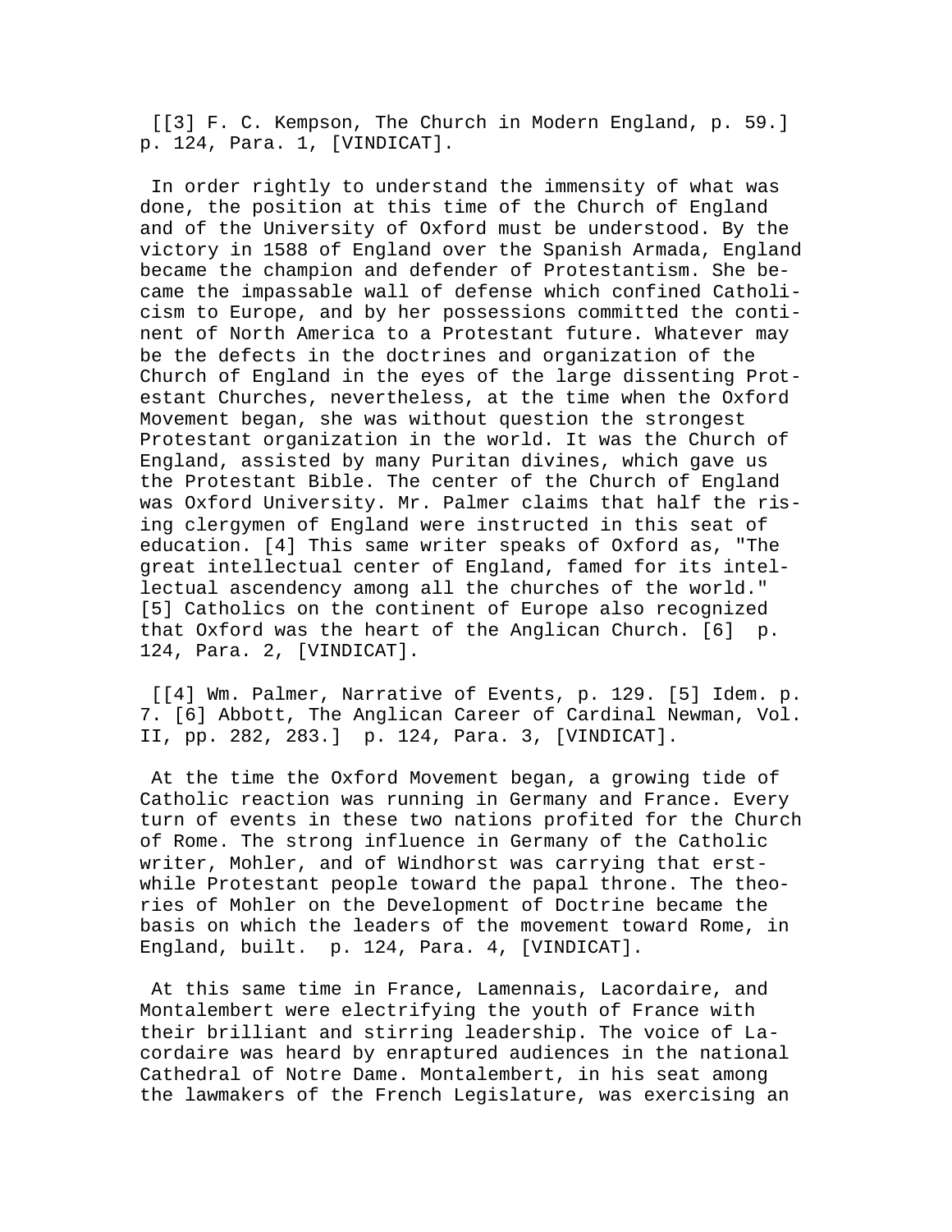[[3] F. C. Kempson, The Church in Modern England, p. 59.] p. 124, Para. 1, [VINDICAT].

In order rightly to understand the immensity of what was done, the position at this time of the Church of England and of the University of Oxford must be understood. By the victory in 1588 of England over the Spanish Armada, England became the champion and defender of Protestantism. She became the impassable wall of defense which confined Catholicism to Europe, and by her possessions committed the continent of North America to a Protestant future. Whatever may be the defects in the doctrines and organization of the Church of England in the eyes of the large dissenting Protestant Churches, nevertheless, at the time when the Oxford Movement began, she was without question the strongest Protestant organization in the world. It was the Church of England, assisted by many Puritan divines, which gave us the Protestant Bible. The center of the Church of England was Oxford University. Mr. Palmer claims that half the rising clergymen of England were instructed in this seat of education. [4] This same writer speaks of Oxford as, "The great intellectual center of England, famed for its intellectual ascendency among all the churches of the world." [5] Catholics on the continent of Europe also recognized that Oxford was the heart of the Anglican Church. [6] p. 124, Para. 2, [VINDICAT].

[[4] Wm. Palmer, Narrative of Events, p. 129. [5] Idem. p. 7. [6] Abbott, The Anglican Career of Cardinal Newman, Vol. II, pp. 282, 283.] p. 124, Para. 3, [VINDICAT].

At the time the Oxford Movement began, a growing tide of Catholic reaction was running in Germany and France. Every turn of events in these two nations profited for the Church of Rome. The strong influence in Germany of the Catholic writer, Mohler, and of Windhorst was carrying that erstwhile Protestant people toward the papal throne. The theories of Mohler on the Development of Doctrine became the basis on which the leaders of the movement toward Rome, in England, built. p. 124, Para. 4, [VINDICAT].

At this same time in France, Lamennais, Lacordaire, and Montalembert were electrifying the youth of France with their brilliant and stirring leadership. The voice of Lacordaire was heard by enraptured audiences in the national Cathedral of Notre Dame. Montalembert, in his seat among the lawmakers of the French Legislature, was exercising an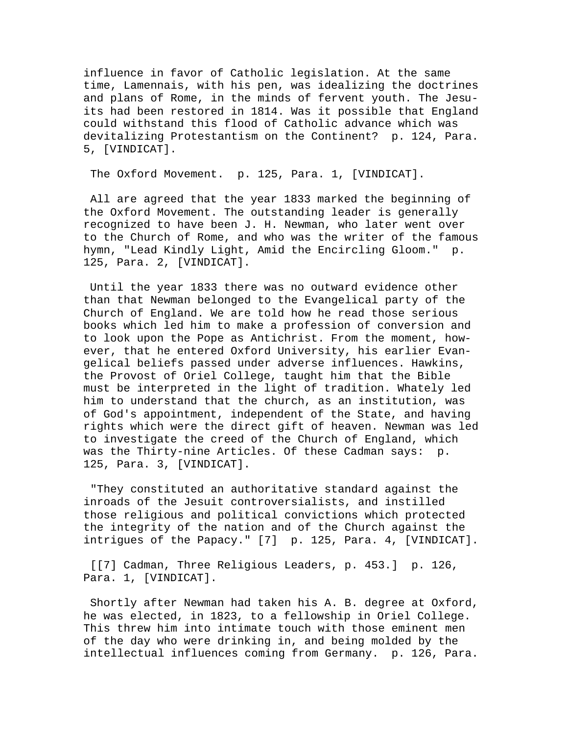influence in favor of Catholic legislation. At the same time, Lamennais, with his pen, was idealizing the doctrines and plans of Rome, in the minds of fervent youth. The Jesuits had been restored in 1814. Was it possible that England could withstand this flood of Catholic advance which was devitalizing Protestantism on the Continent? p. 124, Para. 5, [VINDICAT].

The Oxford Movement. p. 125, Para. 1, [VINDICAT].

All are agreed that the year 1833 marked the beginning of the Oxford Movement. The outstanding leader is generally recognized to have been J. H. Newman, who later went over to the Church of Rome, and who was the writer of the famous hymn, "Lead Kindly Light, Amid the Encircling Gloom." p. 125, Para. 2, [VINDICAT].

Until the year 1833 there was no outward evidence other than that Newman belonged to the Evangelical party of the Church of England. We are told how he read those serious books which led him to make a profession of conversion and to look upon the Pope as Antichrist. From the moment, however, that he entered Oxford University, his earlier Evangelical beliefs passed under adverse influences. Hawkins, the Provost of Oriel College, taught him that the Bible must be interpreted in the light of tradition. Whately led him to understand that the church, as an institution, was of God's appointment, independent of the State, and having rights which were the direct gift of heaven. Newman was led to investigate the creed of the Church of England, which was the Thirty-nine Articles. Of these Cadman says: p. 125, Para. 3, [VINDICAT].

"They constituted an authoritative standard against the inroads of the Jesuit controversialists, and instilled those religious and political convictions which protected the integrity of the nation and of the Church against the intrigues of the Papacy." [7] p. 125, Para. 4, [VINDICAT].

[[7] Cadman, Three Religious Leaders, p. 453.] p. 126, Para. 1, [VINDICAT].

Shortly after Newman had taken his A. B. degree at Oxford, he was elected, in 1823, to a fellowship in Oriel College. This threw him into intimate touch with those eminent men of the day who were drinking in, and being molded by the intellectual influences coming from Germany. p. 126, Para.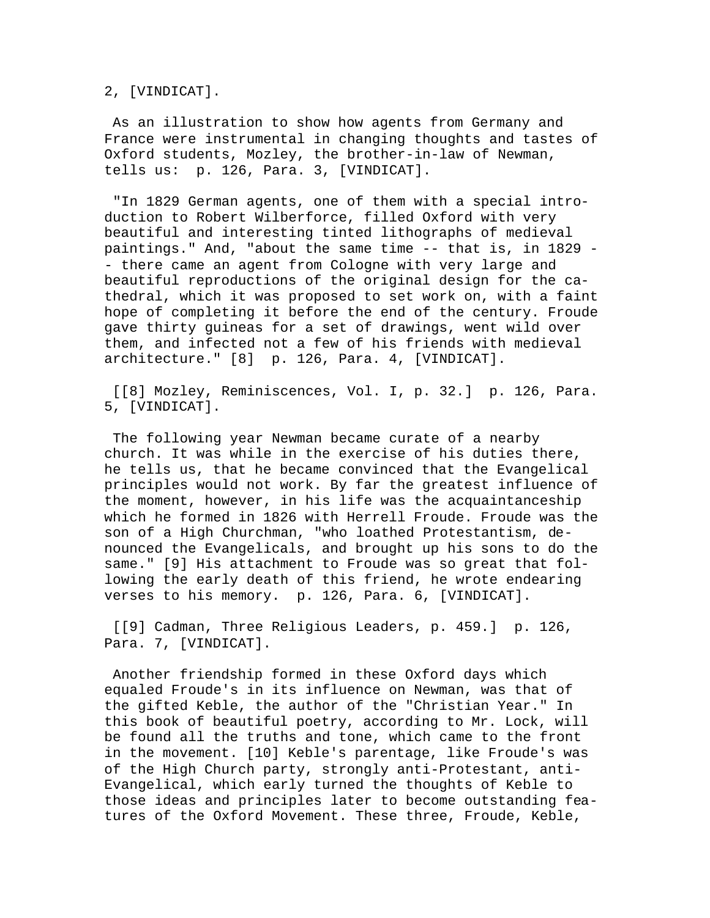2, [VINDICAT].

As an illustration to show how agents from Germany and France were instrumental in changing thoughts and tastes of Oxford students, Mozley, the brother-in-law of Newman, tells us:  p. 126, Para. 3, [VINDICAT].

"In 1829 German agents, one of them with a special introduction to Robert Wilberforce, filled Oxford with very beautiful and interesting tinted lithographs of medieval paintings." And, "about the same time -- that is, in 1829 -- there came an agent from Cologne with very large and beautiful reproductions of the original design for the cathedral, which it was proposed to set work on, with a faint hope of completing it before the end of the century. Froude gave thirty guineas for a set of drawings, went wild over them, and infected not a few of his friends with medieval architecture." [8]  p. 126, Para. 4, [VINDICAT].

[[8] Mozley, Reminiscences, Vol. I, p. 32.]  p. 126, Para. 5, [VINDICAT].

The following year Newman became curate of a nearby church. It was while in the exercise of his duties there, he tells us, that he became convinced that the Evangelical principles would not work. By far the greatest influence of the moment, however, in his life was the acquaintanceship which he formed in 1826 with Herrell Froude. Froude was the son of a High Churchman, "who loathed Protestantism, denounced the Evangelicals, and brought up his sons to do the same." [9] His attachment to Froude was so great that following the early death of this friend, he wrote endearing verses to his memory.  p. 126, Para. 6, [VINDICAT].

[[9] Cadman, Three Religious Leaders, p. 459.]  p. 126, Para. 7, [VINDICAT].

Another friendship formed in these Oxford days which equaled Froude's in its influence on Newman, was that of the gifted Keble, the author of the "Christian Year." In this book of beautiful poetry, according to Mr. Lock, will be found all the truths and tone, which came to the front in the movement. [10] Keble's parentage, like Froude's was of the High Church party, strongly anti-Protestant, anti-Evangelical, which early turned the thoughts of Keble to those ideas and principles later to become outstanding features of the Oxford Movement. These three, Froude, Keble,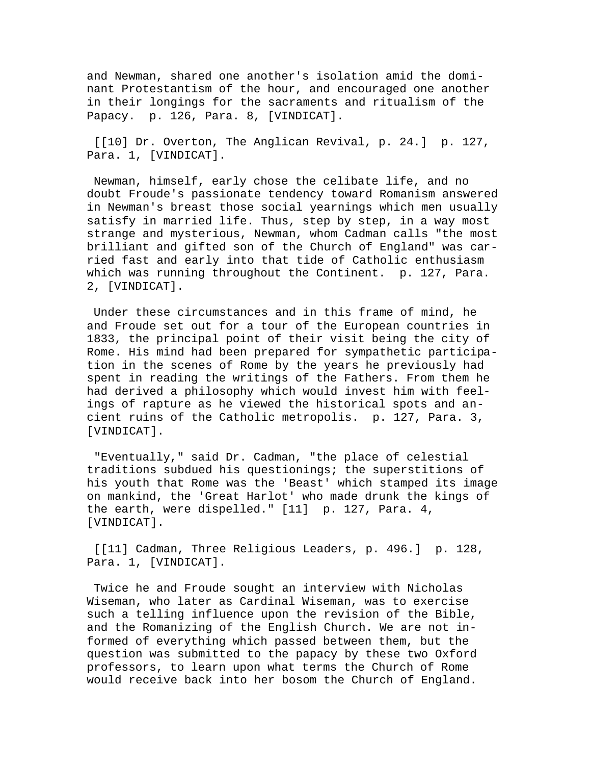and Newman, shared one another's isolation amid the dominant Protestantism of the hour, and encouraged one another in their longings for the sacraments and ritualism of the Papacy. p. 126, Para. 8, [VINDICAT].

[[10] Dr. Overton, The Anglican Revival, p. 24.] p. 127, Para. 1, [VINDICAT].

Newman, himself, early chose the celibate life, and no doubt Froude's passionate tendency toward Romanism answered in Newman's breast those social yearnings which men usually satisfy in married life. Thus, step by step, in a way most strange and mysterious, Newman, whom Cadman calls "the most brilliant and gifted son of the Church of England" was carried fast and early into that tide of Catholic enthusiasm which was running throughout the Continent. p. 127, Para. 2, [VINDICAT].

Under these circumstances and in this frame of mind, he and Froude set out for a tour of the European countries in 1833, the principal point of their visit being the city of Rome. His mind had been prepared for sympathetic participation in the scenes of Rome by the years he previously had spent in reading the writings of the Fathers. From them he had derived a philosophy which would invest him with feelings of rapture as he viewed the historical spots and ancient ruins of the Catholic metropolis. p. 127, Para. 3, [VINDICAT].

"Eventually," said Dr. Cadman, "the place of celestial traditions subdued his questionings; the superstitions of his youth that Rome was the 'Beast' which stamped its image on mankind, the 'Great Harlot' who made drunk the kings of the earth, were dispelled." [11] p. 127, Para. 4, [VINDICAT].

[[11] Cadman, Three Religious Leaders, p. 496.] p. 128, Para. 1, [VINDICAT].

Twice he and Froude sought an interview with Nicholas Wiseman, who later as Cardinal Wiseman, was to exercise such a telling influence upon the revision of the Bible, and the Romanizing of the English Church. We are not informed of everything which passed between them, but the question was submitted to the papacy by these two Oxford professors, to learn upon what terms the Church of Rome would receive back into her bosom the Church of England.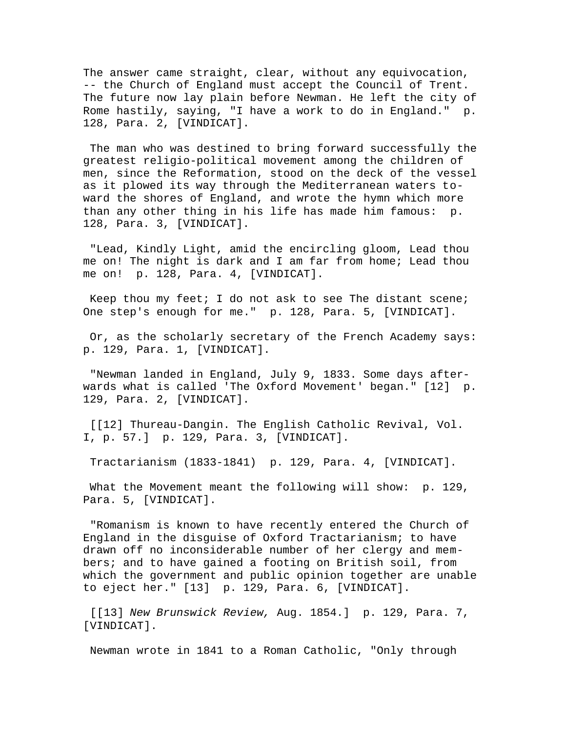The answer came straight, clear, without any equivocation, -- the Church of England must accept the Council of Trent. The future now lay plain before Newman. He left the city of Rome hastily, saying, "I have a work to do in England." p. 128, Para. 2, [VINDICAT].

The man who was destined to bring forward successfully the greatest religio-political movement among the children of men, since the Reformation, stood on the deck of the vessel as it plowed its way through the Mediterranean waters toward the shores of England, and wrote the hymn which more than any other thing in his life has made him famous: p. 128, Para. 3, [VINDICAT].

"Lead, Kindly Light, amid the encircling gloom, Lead thou me on! The night is dark and I am far from home; Lead thou me on! p. 128, Para. 4, [VINDICAT].

Keep thou my feet; I do not ask to see The distant scene; One step's enough for me." p. 128, Para. 5, [VINDICAT].

Or, as the scholarly secretary of the French Academy says: p. 129, Para. 1, [VINDICAT].

"Newman landed in England, July 9, 1833. Some days afterwards what is called 'The Oxford Movement' began." [12] p. 129, Para. 2, [VINDICAT].

[[12] Thureau-Dangin. The English Catholic Revival, Vol. I, p. 57.] p. 129, Para. 3, [VINDICAT].

Tractarianism (1833-1841) p. 129, Para. 4, [VINDICAT].

What the Movement meant the following will show: p. 129, Para. 5, [VINDICAT].

"Romanism is known to have recently entered the Church of England in the disguise of Oxford Tractarianism; to have drawn off no inconsiderable number of her clergy and members; and to have gained a footing on British soil, from which the government and public opinion together are unable to eject her." [13] p. 129, Para. 6, [VINDICAT].

[[13] *New Brunswick Review,* Aug. 1854.] p. 129, Para. 7, [VINDICAT].

Newman wrote in 1841 to a Roman Catholic, "Only through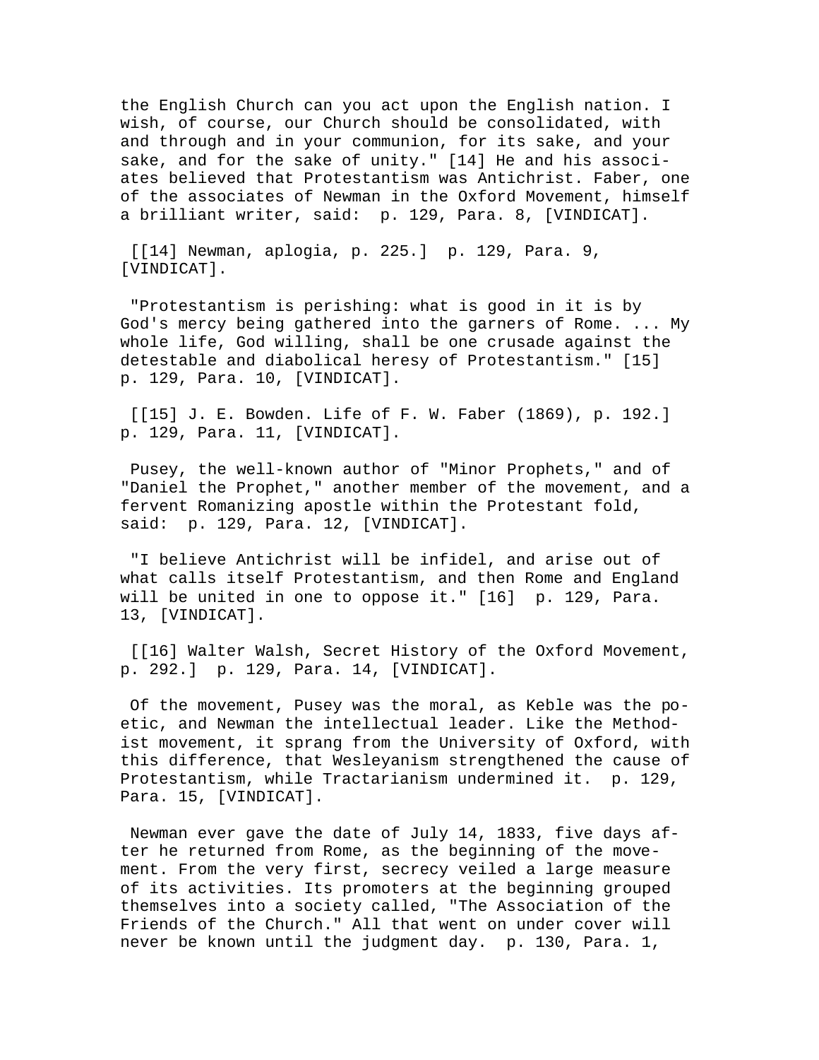the English Church can you act upon the English nation. I wish, of course, our Church should be consolidated, with and through and in your communion, for its sake, and your sake, and for the sake of unity." [14] He and his associates believed that Protestantism was Antichrist. Faber, one of the associates of Newman in the Oxford Movement, himself a brilliant writer, said: p. 129, Para. 8, [VINDICAT].

[[14] Newman, aplogia, p. 225.] p. 129, Para. 9, [VINDICAT].

"Protestantism is perishing: what is good in it is by God's mercy being gathered into the garners of Rome. ... My whole life, God willing, shall be one crusade against the detestable and diabolical heresy of Protestantism." [15] p. 129, Para. 10, [VINDICAT].

[[15] J. E. Bowden. Life of F. W. Faber (1869), p. 192.] p. 129, Para. 11, [VINDICAT].

Pusey, the well-known author of "Minor Prophets," and of "Daniel the Prophet," another member of the movement, and a fervent Romanizing apostle within the Protestant fold, said: p. 129, Para. 12, [VINDICAT].

"I believe Antichrist will be infidel, and arise out of what calls itself Protestantism, and then Rome and England will be united in one to oppose it." [16] p. 129, Para. 13, [VINDICAT].

[[16] Walter Walsh, Secret History of the Oxford Movement, p. 292.] p. 129, Para. 14, [VINDICAT].

Of the movement, Pusey was the moral, as Keble was the poetic, and Newman the intellectual leader. Like the Methodist movement, it sprang from the University of Oxford, with this difference, that Wesleyanism strengthened the cause of Protestantism, while Tractarianism undermined it. p. 129, Para. 15, [VINDICAT].

Newman ever gave the date of July 14, 1833, five days after he returned from Rome, as the beginning of the movement. From the very first, secrecy veiled a large measure of its activities. Its promoters at the beginning grouped themselves into a society called, "The Association of the Friends of the Church." All that went on under cover will never be known until the judgment day. p. 130, Para. 1,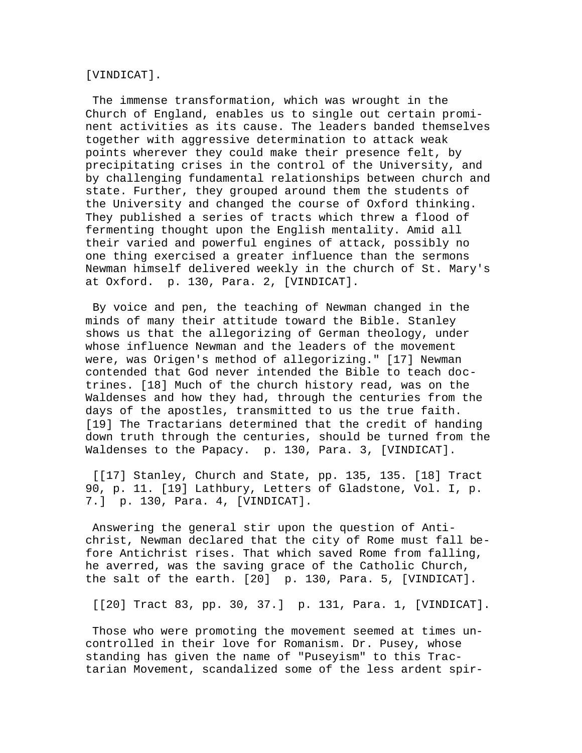[VINDICAT].

The immense transformation, which was wrought in the Church of England, enables us to single out certain prominent activities as its cause. The leaders banded themselves together with aggressive determination to attack weak points wherever they could make their presence felt, by precipitating crises in the control of the University, and by challenging fundamental relationships between church and state. Further, they grouped around them the students of the University and changed the course of Oxford thinking. They published a series of tracts which threw a flood of fermenting thought upon the English mentality. Amid all their varied and powerful engines of attack, possibly no one thing exercised a greater influence than the sermons Newman himself delivered weekly in the church of St. Mary's at Oxford. p. 130, Para. 2, [VINDICAT].

By voice and pen, the teaching of Newman changed in the minds of many their attitude toward the Bible. Stanley shows us that the allegorizing of German theology, under whose influence Newman and the leaders of the movement were, was Origen's method of allegorizing." [17] Newman contended that God never intended the Bible to teach doctrines. [18] Much of the church history read, was on the Waldenses and how they had, through the centuries from the days of the apostles, transmitted to us the true faith. [19] The Tractarians determined that the credit of handing down truth through the centuries, should be turned from the Waldenses to the Papacy. p. 130, Para. 3, [VINDICAT].

[[17] Stanley, Church and State, pp. 135, 135. [18] Tract 90, p. 11. [19] Lathbury, Letters of Gladstone, Vol. I, p. 7.] p. 130, Para. 4, [VINDICAT].

Answering the general stir upon the question of Antichrist, Newman declared that the city of Rome must fall before Antichrist rises. That which saved Rome from falling, he averred, was the saving grace of the Catholic Church, the salt of the earth. [20] p. 130, Para. 5, [VINDICAT].

[[20] Tract 83, pp. 30, 37.] p. 131, Para. 1, [VINDICAT].

Those who were promoting the movement seemed at times uncontrolled in their love for Romanism. Dr. Pusey, whose standing has given the name of "Puseyism" to this Tractarian Movement, scandalized some of the less ardent spir-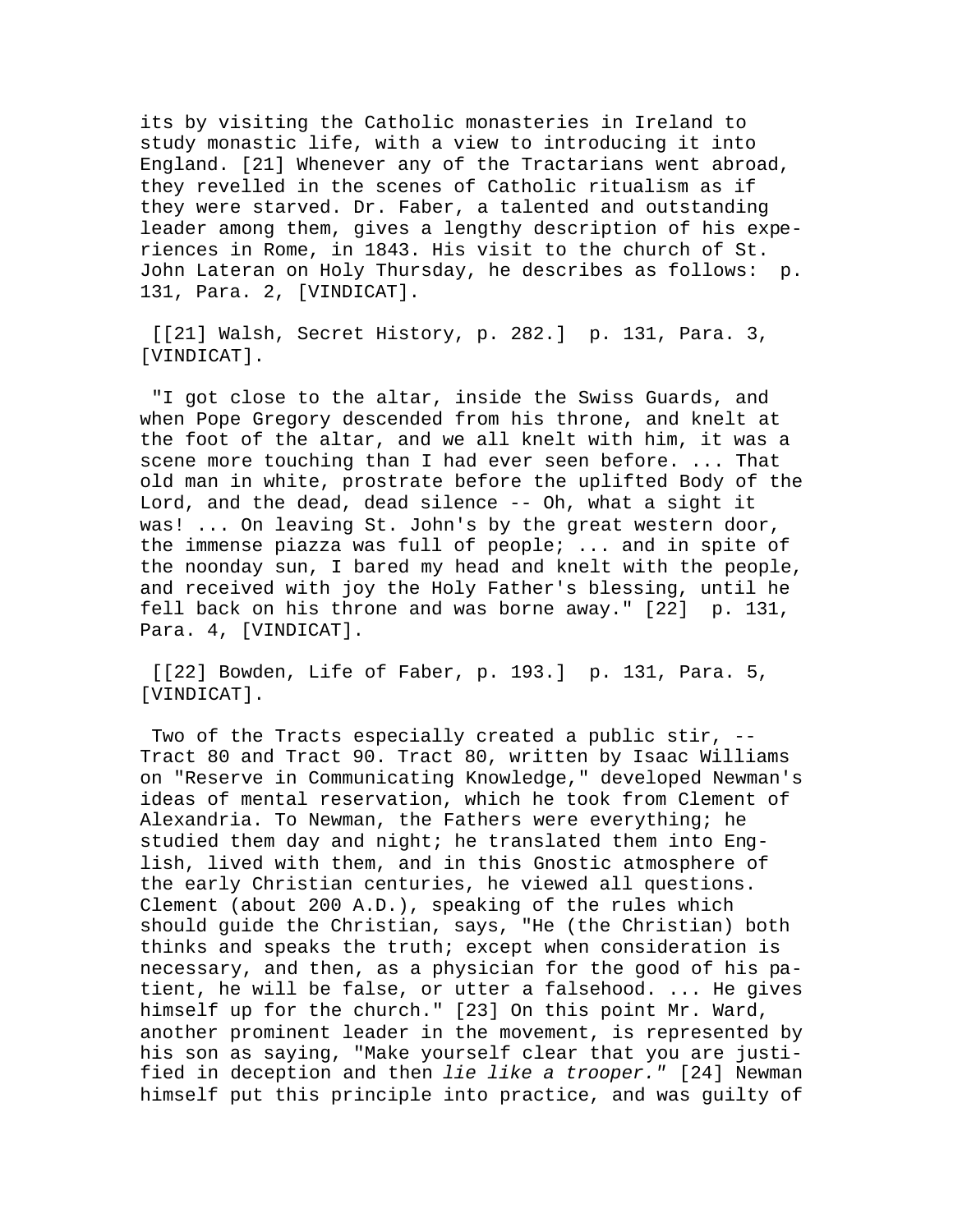its by visiting the Catholic monasteries in Ireland to study monastic life, with a view to introducing it into England. [21] Whenever any of the Tractarians went abroad, they revelled in the scenes of Catholic ritualism as if they were starved. Dr. Faber, a talented and outstanding leader among them, gives a lengthy description of his experiences in Rome, in 1843. His visit to the church of St. John Lateran on Holy Thursday, he describes as follows: p. 131, Para. 2, [VINDICAT].

[[21] Walsh, Secret History, p. 282.] p. 131, Para. 3, [VINDICAT].

"I got close to the altar, inside the Swiss Guards, and when Pope Gregory descended from his throne, and knelt at the foot of the altar, and we all knelt with him, it was a scene more touching than I had ever seen before. ... That old man in white, prostrate before the uplifted Body of the Lord, and the dead, dead silence -- Oh, what a sight it was! ... On leaving St. John's by the great western door, the immense piazza was full of people; ... and in spite of the noonday sun, I bared my head and knelt with the people, and received with joy the Holy Father's blessing, until he fell back on his throne and was borne away." [22] p. 131, Para. 4, [VINDICAT].

[[22] Bowden, Life of Faber, p. 193.] p. 131, Para. 5, [VINDICAT].

Two of the Tracts especially created a public stir, -- Tract 80 and Tract 90. Tract 80, written by Isaac Williams on "Reserve in Communicating Knowledge," developed Newman's ideas of mental reservation, which he took from Clement of Alexandria. To Newman, the Fathers were everything; he studied them day and night; he translated them into English, lived with them, and in this Gnostic atmosphere of the early Christian centuries, he viewed all questions. Clement (about 200 A.D.), speaking of the rules which should guide the Christian, says, "He (the Christian) both thinks and speaks the truth; except when consideration is necessary, and then, as a physician for the good of his patient, he will be false, or utter a falsehood. ... He gives himself up for the church." [23] On this point Mr. Ward, another prominent leader in the movement, is represented by his son as saying, "Make yourself clear that you are justified in deception and then *lie like a trooper.*" [24] Newman himself put this principle into practice, and was guilty of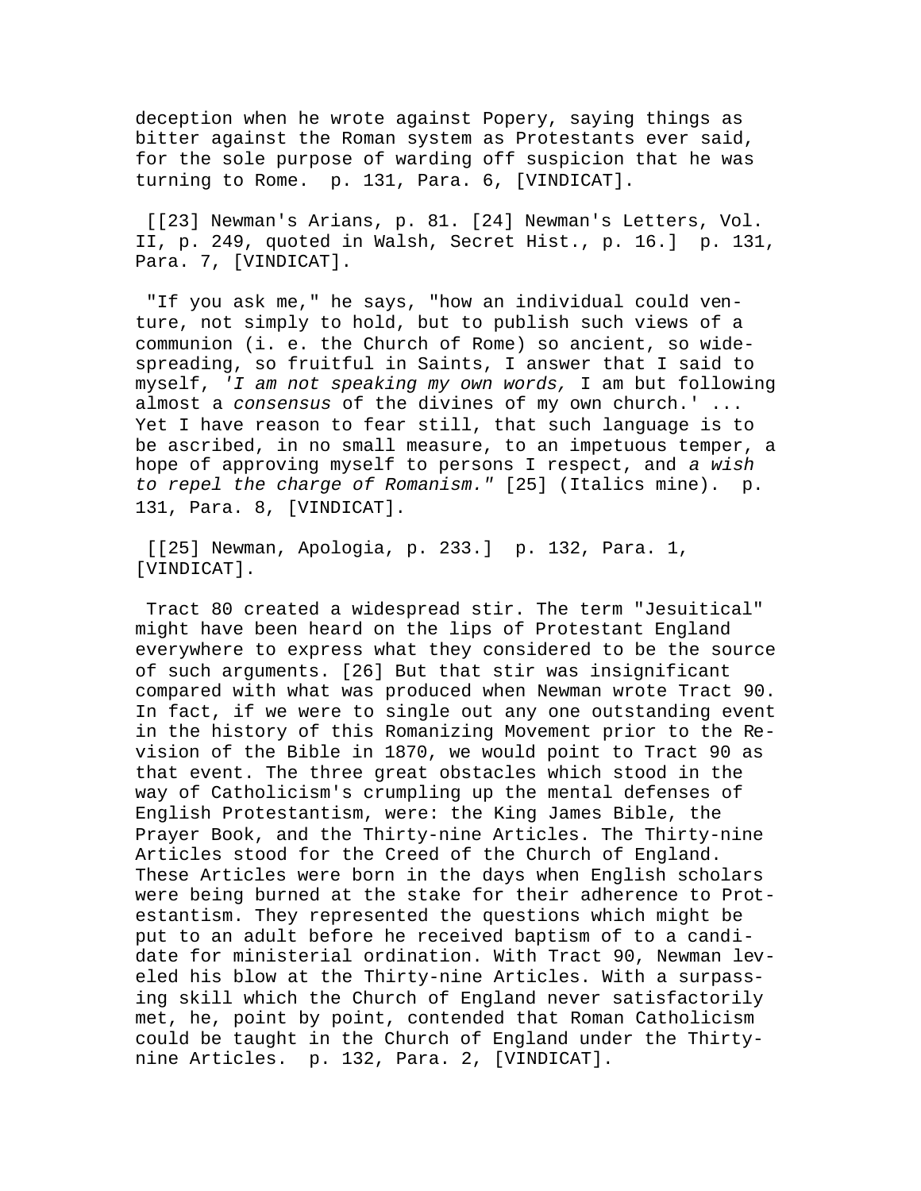deception when he wrote against Popery, saying things as bitter against the Roman system as Protestants ever said, for the sole purpose of warding off suspicion that he was turning to Rome. p. 131, Para. 6, [VINDICAT].

[[23] Newman's Arians, p. 81. [24] Newman's Letters, Vol. II, p. 249, quoted in Walsh, Secret Hist., p. 16.] p. 131, Para. 7, [VINDICAT].

"If you ask me," he says, "how an individual could venture, not simply to hold, but to publish such views of a communion (i. e. the Church of Rome) so ancient, so wide-spreading, so fruitful in Saints, I answer that I said to myself, *'I am not speaking my own words,* I am but following almost a *consensus* of the divines of my own church.' ... Yet I have reason to fear still, that such language is to be ascribed, in no small measure, to an impetuous temper, a hope of approving myself to persons I respect, and *a wish to repel the charge of Romanism."* [25] (Italics mine). p. 131, Para. 8, [VINDICAT].

[[25] Newman, Apologia, p. 233.] p. 132, Para. 1, [VINDICAT].

Tract 80 created a widespread stir. The term "Jesuitical" might have been heard on the lips of Protestant England everywhere to express what they considered to be the source of such arguments. [26] But that stir was insignificant compared with what was produced when Newman wrote Tract 90. In fact, if we were to single out any one outstanding event in the history of this Romanizing Movement prior to the Revision of the Bible in 1870, we would point to Tract 90 as that event. The three great obstacles which stood in the way of Catholicism's crumpling up the mental defenses of English Protestantism, were: the King James Bible, the Prayer Book, and the Thirty-nine Articles. The Thirty-nine Articles stood for the Creed of the Church of England. These Articles were born in the days when English scholars were being burned at the stake for their adherence to Protestantism. They represented the questions which might be put to an adult before he received baptism of to a candidate for ministerial ordination. With Tract 90, Newman leveled his blow at the Thirty-nine Articles. With a surpassing skill which the Church of England never satisfactorily met, he, point by point, contended that Roman Catholicism could be taught in the Church of England under the Thirty-nine Articles. p. 132, Para. 2, [VINDICAT].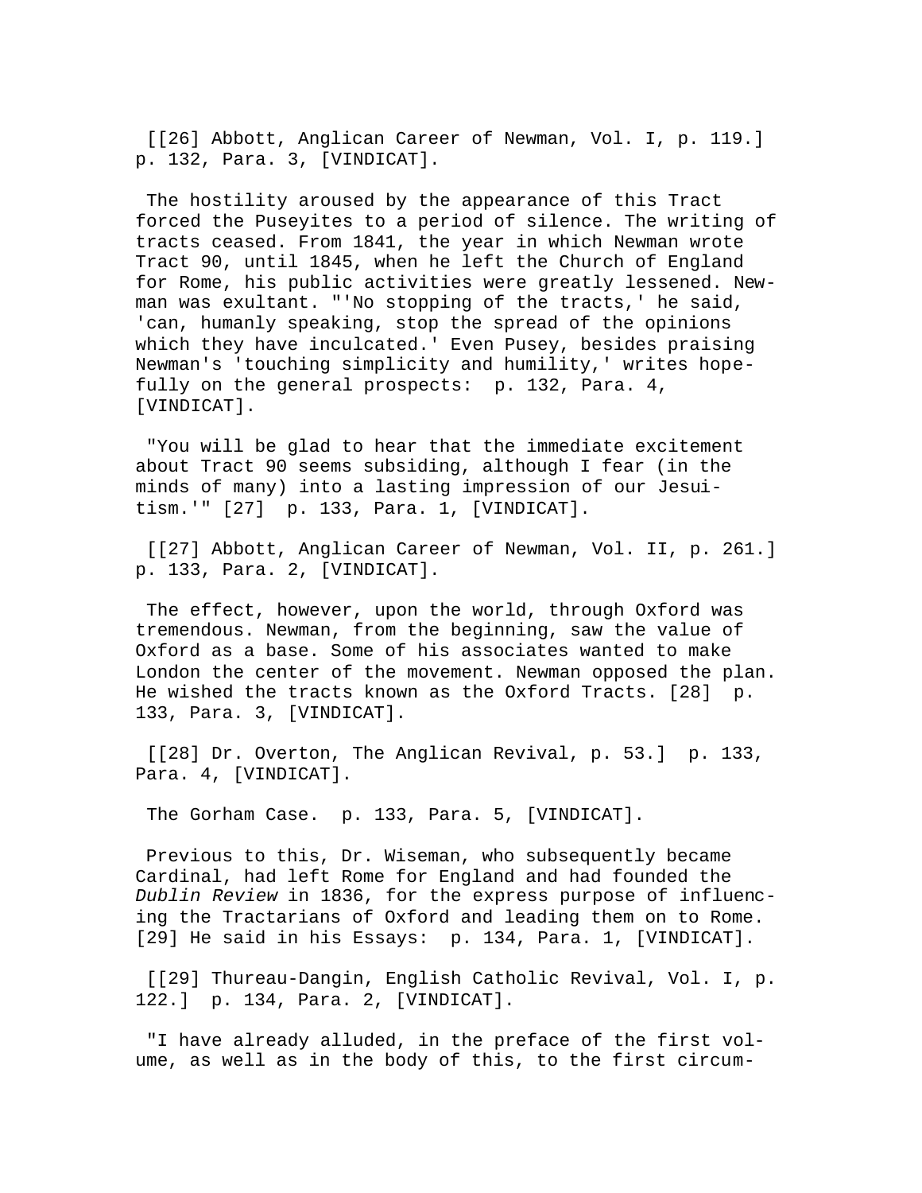[[26] Abbott, Anglican Career of Newman, Vol. I, p. 119.] p. 132, Para. 3, [VINDICAT].

The hostility aroused by the appearance of this Tract forced the Puseyites to a period of silence. The writing of tracts ceased. From 1841, the year in which Newman wrote Tract 90, until 1845, when he left the Church of England for Rome, his public activities were greatly lessened. Newman was exultant. "'No stopping of the tracts,' he said, 'can, humanly speaking, stop the spread of the opinions which they have inculcated.' Even Pusey, besides praising Newman's 'touching simplicity and humility,' writes hopefully on the general prospects: p. 132, Para. 4, [VINDICAT].

"You will be glad to hear that the immediate excitement about Tract 90 seems subsiding, although I fear (in the minds of many) into a lasting impression of our Jesuitism.'" [27] p. 133, Para. 1, [VINDICAT].

[[27] Abbott, Anglican Career of Newman, Vol. II, p. 261.] p. 133, Para. 2, [VINDICAT].

The effect, however, upon the world, through Oxford was tremendous. Newman, from the beginning, saw the value of Oxford as a base. Some of his associates wanted to make London the center of the movement. Newman opposed the plan. He wished the tracts known as the Oxford Tracts. [28] p. 133, Para. 3, [VINDICAT].

[[28] Dr. Overton, The Anglican Revival, p. 53.] p. 133, Para. 4, [VINDICAT].

The Gorham Case. p. 133, Para. 5, [VINDICAT].

Previous to this, Dr. Wiseman, who subsequently became Cardinal, had left Rome for England and had founded the *Dublin Review* in 1836, for the express purpose of influencing the Tractarians of Oxford and leading them on to Rome. [29] He said in his Essays: p. 134, Para. 1, [VINDICAT].

[[29] Thureau-Dangin, English Catholic Revival, Vol. I, p. 122.] p. 134, Para. 2, [VINDICAT].

"I have already alluded, in the preface of the first volume, as well as in the body of this, to the first circum-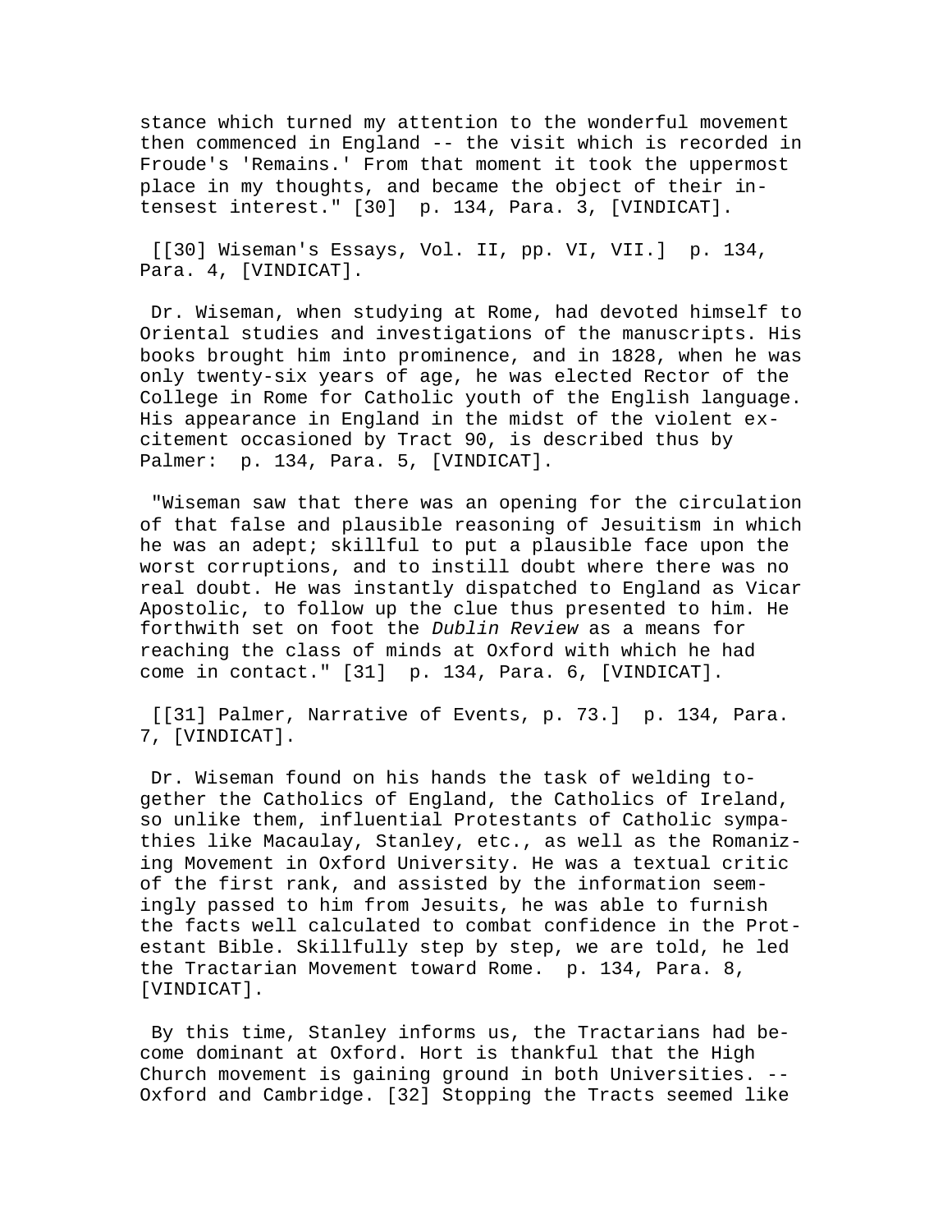stance which turned my attention to the wonderful movement then commenced in England -- the visit which is recorded in Froude's 'Remains.' From that moment it took the uppermost place in my thoughts, and became the object of their intensest interest." [30] p. 134, Para. 3, [VINDICAT].

[[30] Wiseman's Essays, Vol. II, pp. VI, VII.] p. 134, Para. 4, [VINDICAT].

Dr. Wiseman, when studying at Rome, had devoted himself to Oriental studies and investigations of the manuscripts. His books brought him into prominence, and in 1828, when he was only twenty-six years of age, he was elected Rector of the College in Rome for Catholic youth of the English language. His appearance in England in the midst of the violent excitement occasioned by Tract 90, is described thus by Palmer: p. 134, Para. 5, [VINDICAT].

"Wiseman saw that there was an opening for the circulation of that false and plausible reasoning of Jesuitism in which he was an adept; skillful to put a plausible face upon the worst corruptions, and to instill doubt where there was no real doubt. He was instantly dispatched to England as Vicar Apostolic, to follow up the clue thus presented to him. He forthwith set on foot the *Dublin Review* as a means for reaching the class of minds at Oxford with which he had come in contact." [31] p. 134, Para. 6, [VINDICAT].

[[31] Palmer, Narrative of Events, p. 73.] p. 134, Para. 7, [VINDICAT].

Dr. Wiseman found on his hands the task of welding together the Catholics of England, the Catholics of Ireland, so unlike them, influential Protestants of Catholic sympathies like Macaulay, Stanley, etc., as well as the Romanizing Movement in Oxford University. He was a textual critic of the first rank, and assisted by the information seemingly passed to him from Jesuits, he was able to furnish the facts well calculated to combat confidence in the Protestant Bible. Skillfully step by step, we are told, he led the Tractarian Movement toward Rome. p. 134, Para. 8, [VINDICAT].

By this time, Stanley informs us, the Tractarians had become dominant at Oxford. Hort is thankful that the High Church movement is gaining ground in both Universities. -- Oxford and Cambridge. [32] Stopping the Tracts seemed like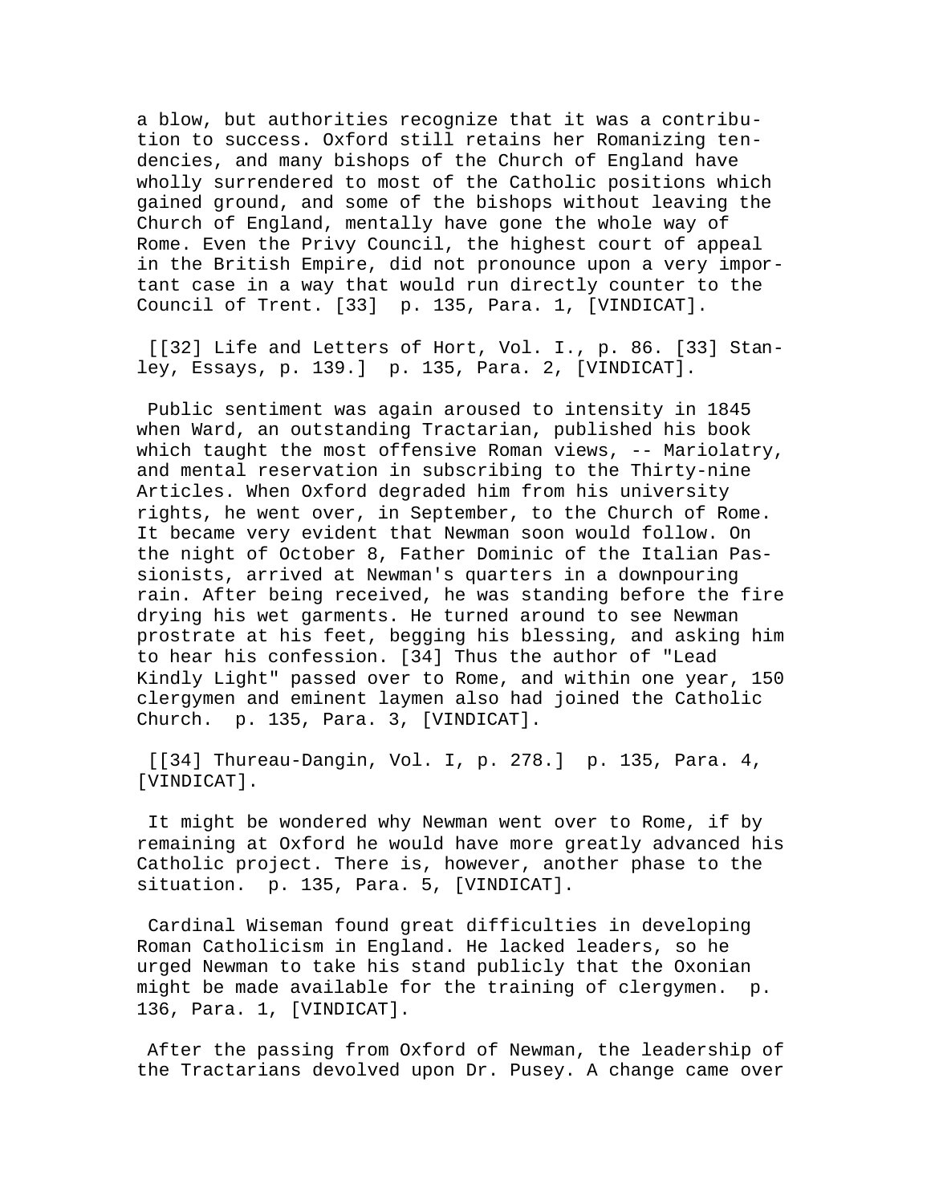a blow, but authorities recognize that it was a contribution to success. Oxford still retains her Romanizing tendencies, and many bishops of the Church of England have wholly surrendered to most of the Catholic positions which gained ground, and some of the bishops without leaving the Church of England, mentally have gone the whole way of Rome. Even the Privy Council, the highest court of appeal in the British Empire, did not pronounce upon a very important case in a way that would run directly counter to the Council of Trent. [33]  p. 135, Para. 1, [VINDICAT].

[[32] Life and Letters of Hort, Vol. I., p. 86. [33] Stanley, Essays, p. 139.]  p. 135, Para. 2, [VINDICAT].

Public sentiment was again aroused to intensity in 1845 when Ward, an outstanding Tractarian, published his book which taught the most offensive Roman views, -- Mariolatry, and mental reservation in subscribing to the Thirty-nine Articles. When Oxford degraded him from his university rights, he went over, in September, to the Church of Rome. It became very evident that Newman soon would follow. On the night of October 8, Father Dominic of the Italian Passionists, arrived at Newman's quarters in a downpouring rain. After being received, he was standing before the fire drying his wet garments. He turned around to see Newman prostrate at his feet, begging his blessing, and asking him to hear his confession. [34] Thus the author of "Lead Kindly Light" passed over to Rome, and within one year, 150 clergymen and eminent laymen also had joined the Catholic Church.  p. 135, Para. 3, [VINDICAT].

[[34] Thureau-Dangin, Vol. I, p. 278.]  p. 135, Para. 4, [VINDICAT].

It might be wondered why Newman went over to Rome, if by remaining at Oxford he would have more greatly advanced his Catholic project. There is, however, another phase to the situation.  p. 135, Para. 5, [VINDICAT].

Cardinal Wiseman found great difficulties in developing Roman Catholicism in England. He lacked leaders, so he urged Newman to take his stand publicly that the Oxonian might be made available for the training of clergymen.  p. 136, Para. 1, [VINDICAT].

After the passing from Oxford of Newman, the leadership of the Tractarians devolved upon Dr. Pusey. A change came over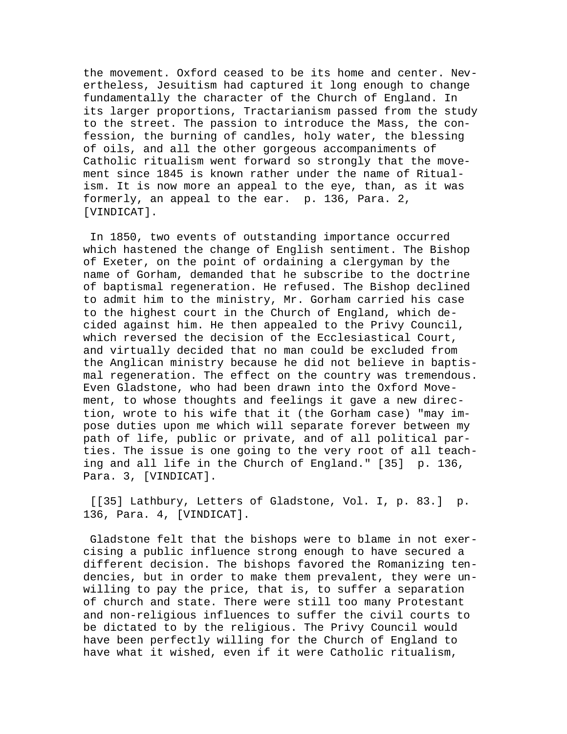the movement. Oxford ceased to be its home and center. Nevertheless, Jesuitism had captured it long enough to change fundamentally the character of the Church of England. In its larger proportions, Tractarianism passed from the study to the street. The passion to introduce the Mass, the confession, the burning of candles, holy water, the blessing of oils, and all the other gorgeous accompaniments of Catholic ritualism went forward so strongly that the movement since 1845 is known rather under the name of Ritualism. It is now more an appeal to the eye, than, as it was formerly, an appeal to the ear. p. 136, Para. 2, [VINDICAT].

In 1850, two events of outstanding importance occurred which hastened the change of English sentiment. The Bishop of Exeter, on the point of ordaining a clergyman by the name of Gorham, demanded that he subscribe to the doctrine of baptismal regeneration. He refused. The Bishop declined to admit him to the ministry, Mr. Gorham carried his case to the highest court in the Church of England, which decided against him. He then appealed to the Privy Council, which reversed the decision of the Ecclesiastical Court, and virtually decided that no man could be excluded from the Anglican ministry because he did not believe in baptismal regeneration. The effect on the country was tremendous. Even Gladstone, who had been drawn into the Oxford Movement, to whose thoughts and feelings it gave a new direction, wrote to his wife that it (the Gorham case) "may impose duties upon me which will separate forever between my path of life, public or private, and of all political parties. The issue is one going to the very root of all teaching and all life in the Church of England." [35] p. 136, Para. 3, [VINDICAT].

[[35] Lathbury, Letters of Gladstone, Vol. I, p. 83.] p. 136, Para. 4, [VINDICAT].

Gladstone felt that the bishops were to blame in not exercising a public influence strong enough to have secured a different decision. The bishops favored the Romanizing tendencies, but in order to make them prevalent, they were unwilling to pay the price, that is, to suffer a separation of church and state. There were still too many Protestant and non-religious influences to suffer the civil courts to be dictated to by the religious. The Privy Council would have been perfectly willing for the Church of England to have what it wished, even if it were Catholic ritualism,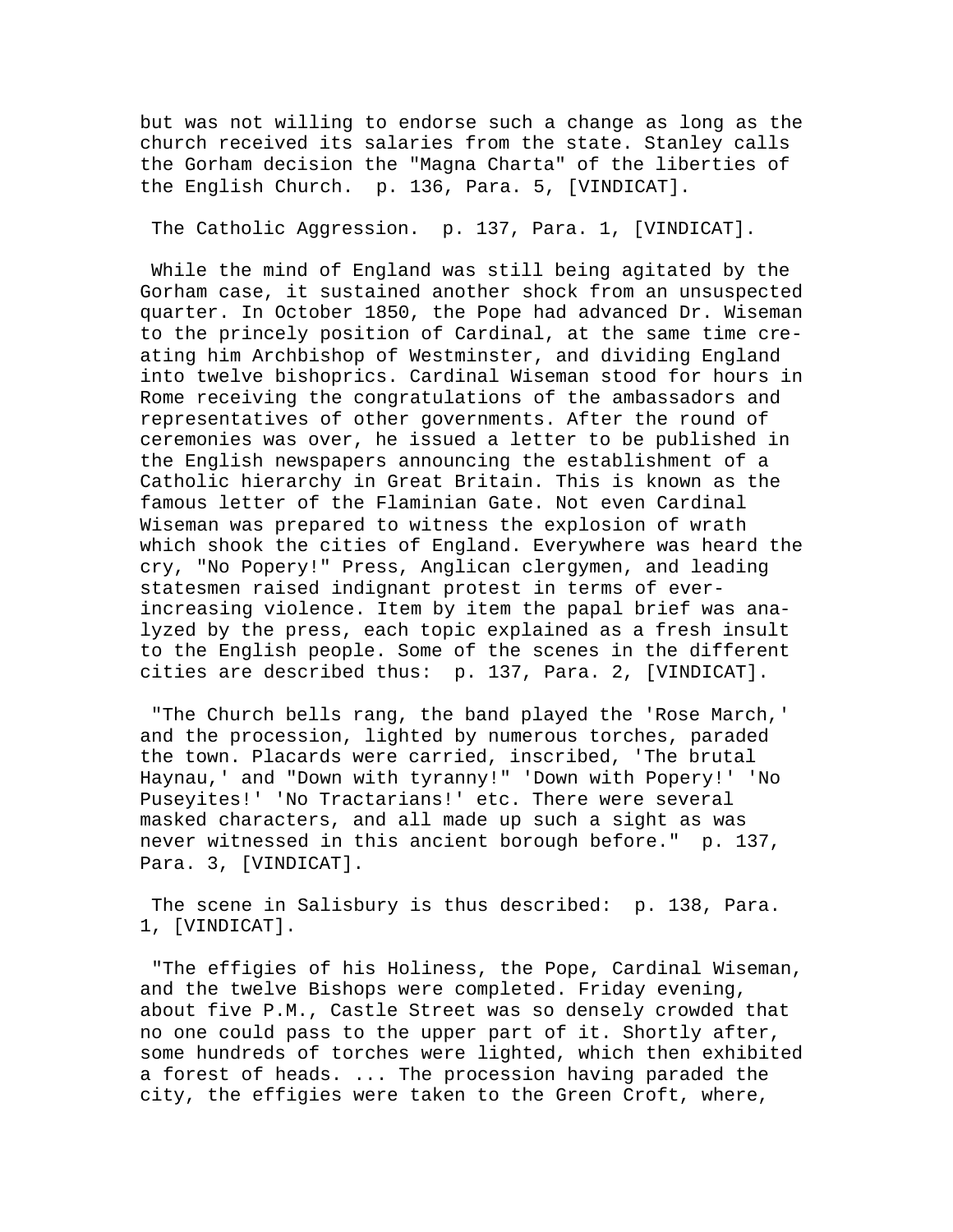but was not willing to endorse such a change as long as the church received its salaries from the state. Stanley calls the Gorham decision the "Magna Charta" of the liberties of the English Church. p. 136, Para. 5, [VINDICAT].

The Catholic Aggression. p. 137, Para. 1, [VINDICAT].

While the mind of England was still being agitated by the Gorham case, it sustained another shock from an unsuspected quarter. In October 1850, the Pope had advanced Dr. Wiseman to the princely position of Cardinal, at the same time creating him Archbishop of Westminster, and dividing England into twelve bishoprics. Cardinal Wiseman stood for hours in Rome receiving the congratulations of the ambassadors and representatives of other governments. After the round of ceremonies was over, he issued a letter to be published in the English newspapers announcing the establishment of a Catholic hierarchy in Great Britain. This is known as the famous letter of the Flaminian Gate. Not even Cardinal Wiseman was prepared to witness the explosion of wrath which shook the cities of England. Everywhere was heard the cry, "No Popery!" Press, Anglican clergymen, and leading statesmen raised indignant protest in terms of ever-increasing violence. Item by item the papal brief was analyzed by the press, each topic explained as a fresh insult to the English people. Some of the scenes in the different cities are described thus: p. 137, Para. 2, [VINDICAT].

"The Church bells rang, the band played the 'Rose March,' and the procession, lighted by numerous torches, paraded the town. Placards were carried, inscribed, 'The brutal Haynau,' and "Down with tyranny!" 'Down with Popery!' 'No Puseyites!' 'No Tractarians!' etc. There were several masked characters, and all made up such a sight as was never witnessed in this ancient borough before." p. 137, Para. 3, [VINDICAT].

The scene in Salisbury is thus described: p. 138, Para. 1, [VINDICAT].

"The effigies of his Holiness, the Pope, Cardinal Wiseman, and the twelve Bishops were completed. Friday evening, about five P.M., Castle Street was so densely crowded that no one could pass to the upper part of it. Shortly after, some hundreds of torches were lighted, which then exhibited a forest of heads. ... The procession having paraded the city, the effigies were taken to the Green Croft, where,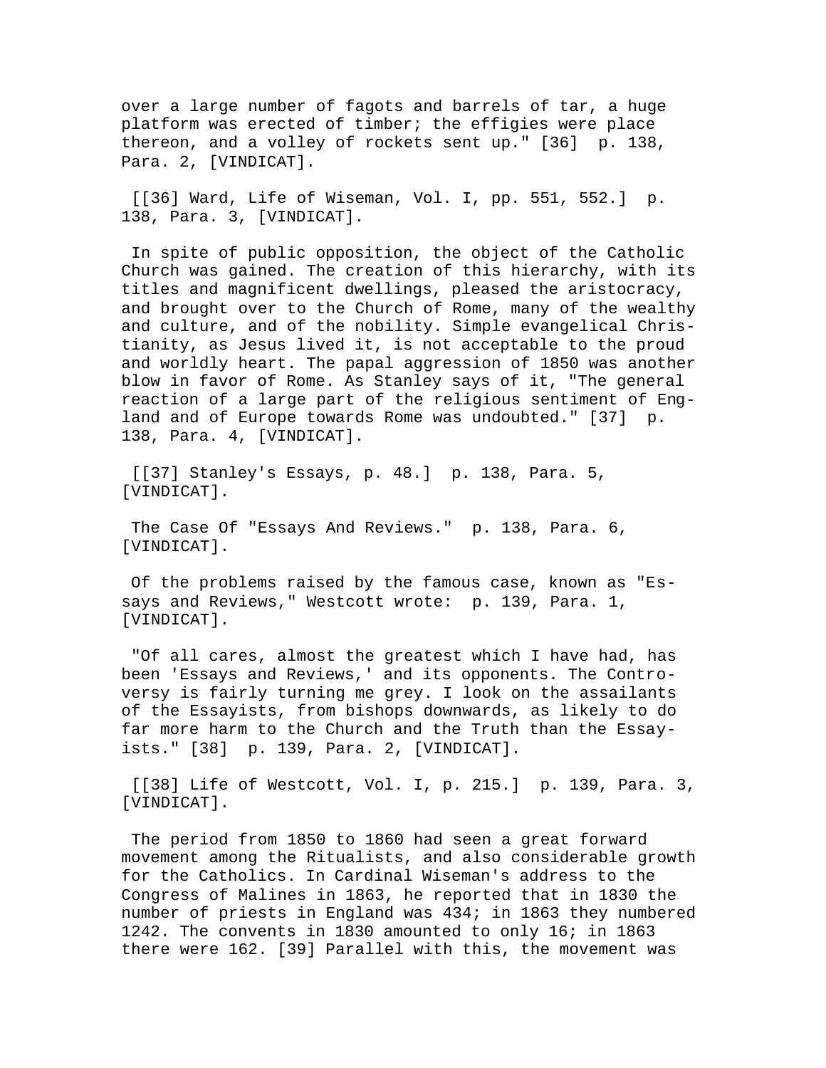over a large number of fagots and barrels of tar, a huge platform was erected of timber; the effigies were place thereon, and a volley of rockets sent up." [36] p. 138, Para. 2, [VINDICAT].

[[36] Ward, Life of Wiseman, Vol. I, pp. 551, 552.] p. 138, Para. 3, [VINDICAT].

In spite of public opposition, the object of the Catholic Church was gained. The creation of this hierarchy, with its titles and magnificent dwellings, pleased the aristocracy, and brought over to the Church of Rome, many of the wealthy and culture, and of the nobility. Simple evangelical Christianity, as Jesus lived it, is not acceptable to the proud and worldly heart. The papal aggression of 1850 was another blow in favor of Rome. As Stanley says of it, "The general reaction of a large part of the religious sentiment of England and of Europe towards Rome was undoubted." [37] p. 138, Para. 4, [VINDICAT].

[[37] Stanley's Essays, p. 48.] p. 138, Para. 5, [VINDICAT].

The Case Of "Essays And Reviews." p. 138, Para. 6, [VINDICAT].

Of the problems raised by the famous case, known as "Essays and Reviews," Westcott wrote: p. 139, Para. 1, [VINDICAT].

"Of all cares, almost the greatest which I have had, has been 'Essays and Reviews,' and its opponents. The Controversy is fairly turning me grey. I look on the assailants of the Essayists, from bishops downwards, as likely to do far more harm to the Church and the Truth than the Essayists." [38] p. 139, Para. 2, [VINDICAT].

[[38] Life of Westcott, Vol. I, p. 215.] p. 139, Para. 3, [VINDICAT].

The period from 1850 to 1860 had seen a great forward movement among the Ritualists, and also considerable growth for the Catholics. In Cardinal Wiseman's address to the Congress of Malines in 1863, he reported that in 1830 the number of priests in England was 434; in 1863 they numbered 1242. The convents in 1830 amounted to only 16; in 1863 there were 162. [39] Parallel with this, the movement was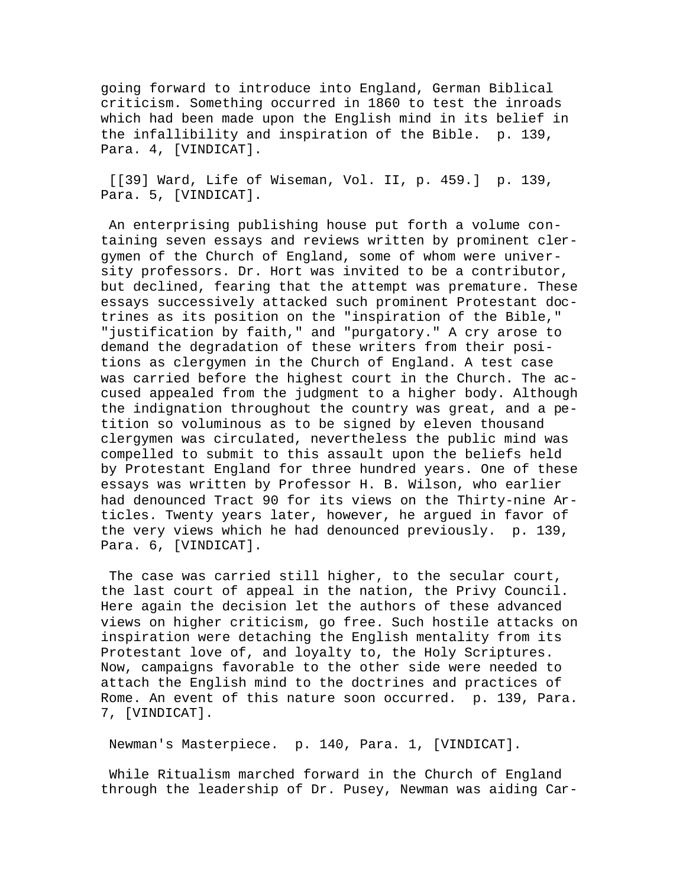going forward to introduce into England, German Biblical criticism. Something occurred in 1860 to test the inroads which had been made upon the English mind in its belief in the infallibility and inspiration of the Bible. p. 139, Para. 4, [VINDICAT].

[[39] Ward, Life of Wiseman, Vol. II, p. 459.] p. 139, Para. 5, [VINDICAT].

An enterprising publishing house put forth a volume containing seven essays and reviews written by prominent clergymen of the Church of England, some of whom were university professors. Dr. Hort was invited to be a contributor, but declined, fearing that the attempt was premature. These essays successively attacked such prominent Protestant doctrines as its position on the "inspiration of the Bible," "justification by faith," and "purgatory." A cry arose to demand the degradation of these writers from their positions as clergymen in the Church of England. A test case was carried before the highest court in the Church. The accused appealed from the judgment to a higher body. Although the indignation throughout the country was great, and a petition so voluminous as to be signed by eleven thousand clergymen was circulated, nevertheless the public mind was compelled to submit to this assault upon the beliefs held by Protestant England for three hundred years. One of these essays was written by Professor H. B. Wilson, who earlier had denounced Tract 90 for its views on the Thirty-nine Articles. Twenty years later, however, he argued in favor of the very views which he had denounced previously. p. 139, Para. 6, [VINDICAT].

The case was carried still higher, to the secular court, the last court of appeal in the nation, the Privy Council. Here again the decision let the authors of these advanced views on higher criticism, go free. Such hostile attacks on inspiration were detaching the English mentality from its Protestant love of, and loyalty to, the Holy Scriptures. Now, campaigns favorable to the other side were needed to attach the English mind to the doctrines and practices of Rome. An event of this nature soon occurred. p. 139, Para. 7, [VINDICAT].

Newman's Masterpiece. p. 140, Para. 1, [VINDICAT].

While Ritualism marched forward in the Church of England through the leadership of Dr. Pusey, Newman was aiding Car-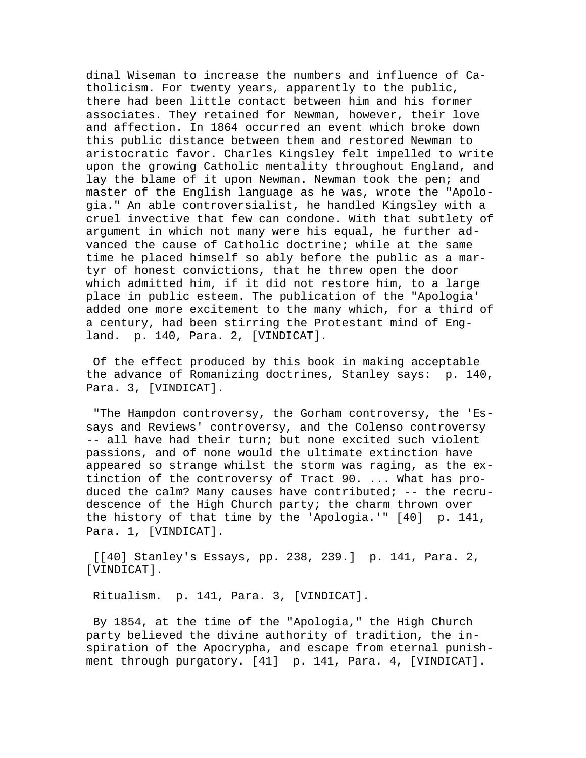dinal Wiseman to increase the numbers and influence of Catholicism. For twenty years, apparently to the public, there had been little contact between him and his former associates. They retained for Newman, however, their love and affection. In 1864 occurred an event which broke down this public distance between them and restored Newman to aristocratic favor. Charles Kingsley felt impelled to write upon the growing Catholic mentality throughout England, and lay the blame of it upon Newman. Newman took the pen; and master of the English language as he was, wrote the "Apologia." An able controversialist, he handled Kingsley with a cruel invective that few can condone. With that subtlety of argument in which not many were his equal, he further advanced the cause of Catholic doctrine; while at the same time he placed himself so ably before the public as a martyr of honest convictions, that he threw open the door which admitted him, if it did not restore him, to a large place in public esteem. The publication of the "Apologia' added one more excitement to the many which, for a third of a century, had been stirring the Protestant mind of England. p. 140, Para. 2, [VINDICAT].

Of the effect produced by this book in making acceptable the advance of Romanizing doctrines, Stanley says: p. 140, Para. 3, [VINDICAT].

"The Hampdon controversy, the Gorham controversy, the 'Essays and Reviews' controversy, and the Colenso controversy -- all have had their turn; but none excited such violent passions, and of none would the ultimate extinction have appeared so strange whilst the storm was raging, as the extinction of the controversy of Tract 90. ... What has produced the calm? Many causes have contributed; -- the recrudescence of the High Church party; the charm thrown over the history of that time by the 'Apologia.'" [40] p. 141, Para. 1, [VINDICAT].

[[40] Stanley's Essays, pp. 238, 239.] p. 141, Para. 2, [VINDICAT].

Ritualism. p. 141, Para. 3, [VINDICAT].

By 1854, at the time of the "Apologia," the High Church party believed the divine authority of tradition, the inspiration of the Apocrypha, and escape from eternal punishment through purgatory. [41] p. 141, Para. 4, [VINDICAT].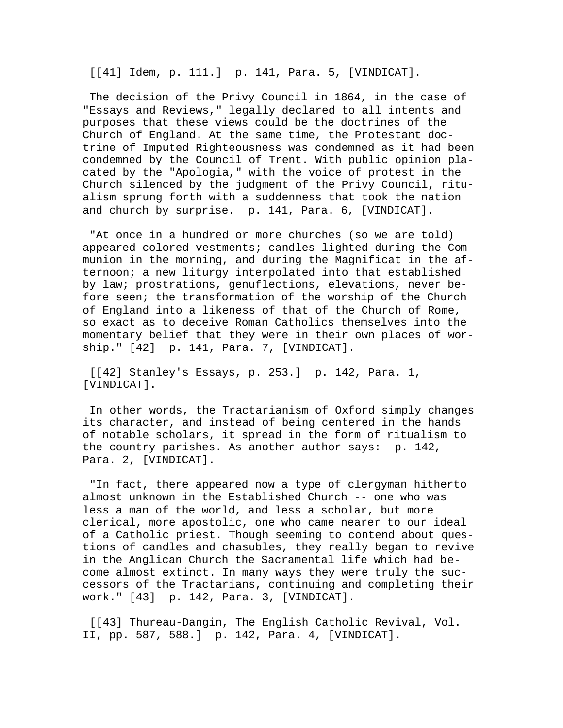[[41] Idem, p. 111.]  p. 141, Para. 5, [VINDICAT].

The decision of the Privy Council in 1864, in the case of "Essays and Reviews," legally declared to all intents and purposes that these views could be the doctrines of the Church of England. At the same time, the Protestant doctrine of Imputed Righteousness was condemned as it had been condemned by the Council of Trent. With public opinion placated by the "Apologia," with the voice of protest in the Church silenced by the judgment of the Privy Council, ritualism sprung forth with a suddenness that took the nation and church by surprise.  p. 141, Para. 6, [VINDICAT].

"At once in a hundred or more churches (so we are told) appeared colored vestments; candles lighted during the Communion in the morning, and during the Magnificat in the afternoon; a new liturgy interpolated into that established by law; prostrations, genuflections, elevations, never before seen; the transformation of the worship of the Church of England into a likeness of that of the Church of Rome, so exact as to deceive Roman Catholics themselves into the momentary belief that they were in their own places of worship." [42]  p. 141, Para. 7, [VINDICAT].

[[42] Stanley's Essays, p. 253.]  p. 142, Para. 1, [VINDICAT].

In other words, the Tractarianism of Oxford simply changes its character, and instead of being centered in the hands of notable scholars, it spread in the form of ritualism to the country parishes. As another author says:  p. 142, Para. 2, [VINDICAT].

"In fact, there appeared now a type of clergyman hitherto almost unknown in the Established Church -- one who was less a man of the world, and less a scholar, but more clerical, more apostolic, one who came nearer to our ideal of a Catholic priest. Though seeming to contend about questions of candles and chasubles, they really began to revive in the Anglican Church the Sacramental life which had become almost extinct. In many ways they were truly the successors of the Tractarians, continuing and completing their work." [43]  p. 142, Para. 3, [VINDICAT].

[[43] Thureau-Dangin, The English Catholic Revival, Vol. II, pp. 587, 588.]  p. 142, Para. 4, [VINDICAT].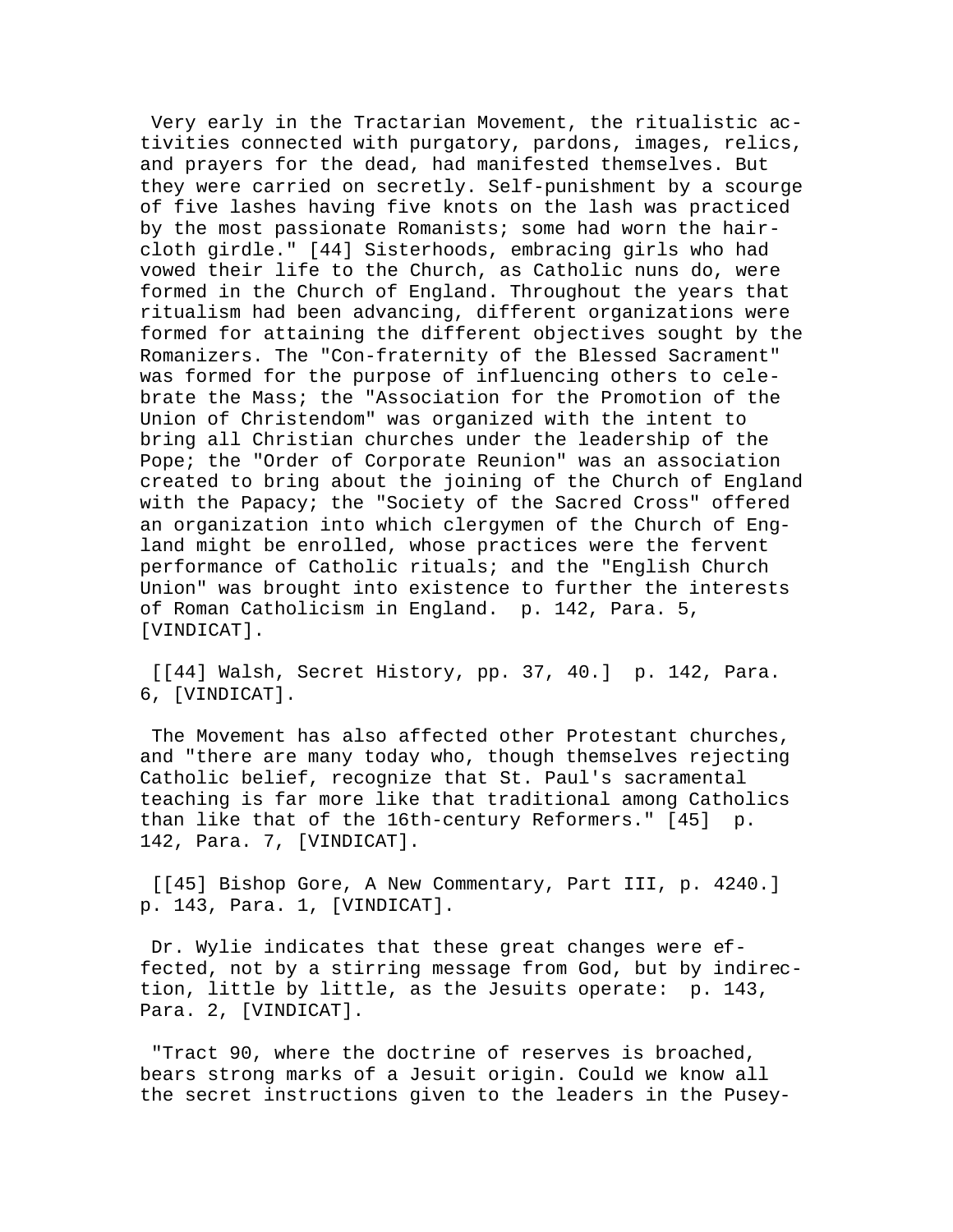Very early in the Tractarian Movement, the ritualistic activities connected with purgatory, pardons, images, relics, and prayers for the dead, had manifested themselves. But they were carried on secretly. Self-punishment by a scourge of five lashes having five knots on the lash was practiced by the most passionate Romanists; some had worn the hair-cloth girdle." [44] Sisterhoods, embracing girls who had vowed their life to the Church, as Catholic nuns do, were formed in the Church of England. Throughout the years that ritualism had been advancing, different organizations were formed for attaining the different objectives sought by the Romanizers. The "Con-fraternity of the Blessed Sacrament" was formed for the purpose of influencing others to celebrate the Mass; the "Association for the Promotion of the Union of Christendom" was organized with the intent to bring all Christian churches under the leadership of the Pope; the "Order of Corporate Reunion" was an association created to bring about the joining of the Church of England with the Papacy; the "Society of the Sacred Cross" offered an organization into which clergymen of the Church of England might be enrolled, whose practices were the fervent performance of Catholic rituals; and the "English Church Union" was brought into existence to further the interests of Roman Catholicism in England. p. 142, Para. 5, [VINDICAT].

[[44] Walsh, Secret History, pp. 37, 40.] p. 142, Para. 6, [VINDICAT].

The Movement has also affected other Protestant churches, and "there are many today who, though themselves rejecting Catholic belief, recognize that St. Paul's sacramental teaching is far more like that traditional among Catholics than like that of the 16th-century Reformers." [45] p. 142, Para. 7, [VINDICAT].

[[45] Bishop Gore, A New Commentary, Part III, p. 4240.] p. 143, Para. 1, [VINDICAT].

Dr. Wylie indicates that these great changes were effected, not by a stirring message from God, but by indirection, little by little, as the Jesuits operate: p. 143, Para. 2, [VINDICAT].

"Tract 90, where the doctrine of reserves is broached, bears strong marks of a Jesuit origin. Could we know all the secret instructions given to the leaders in the Pusey-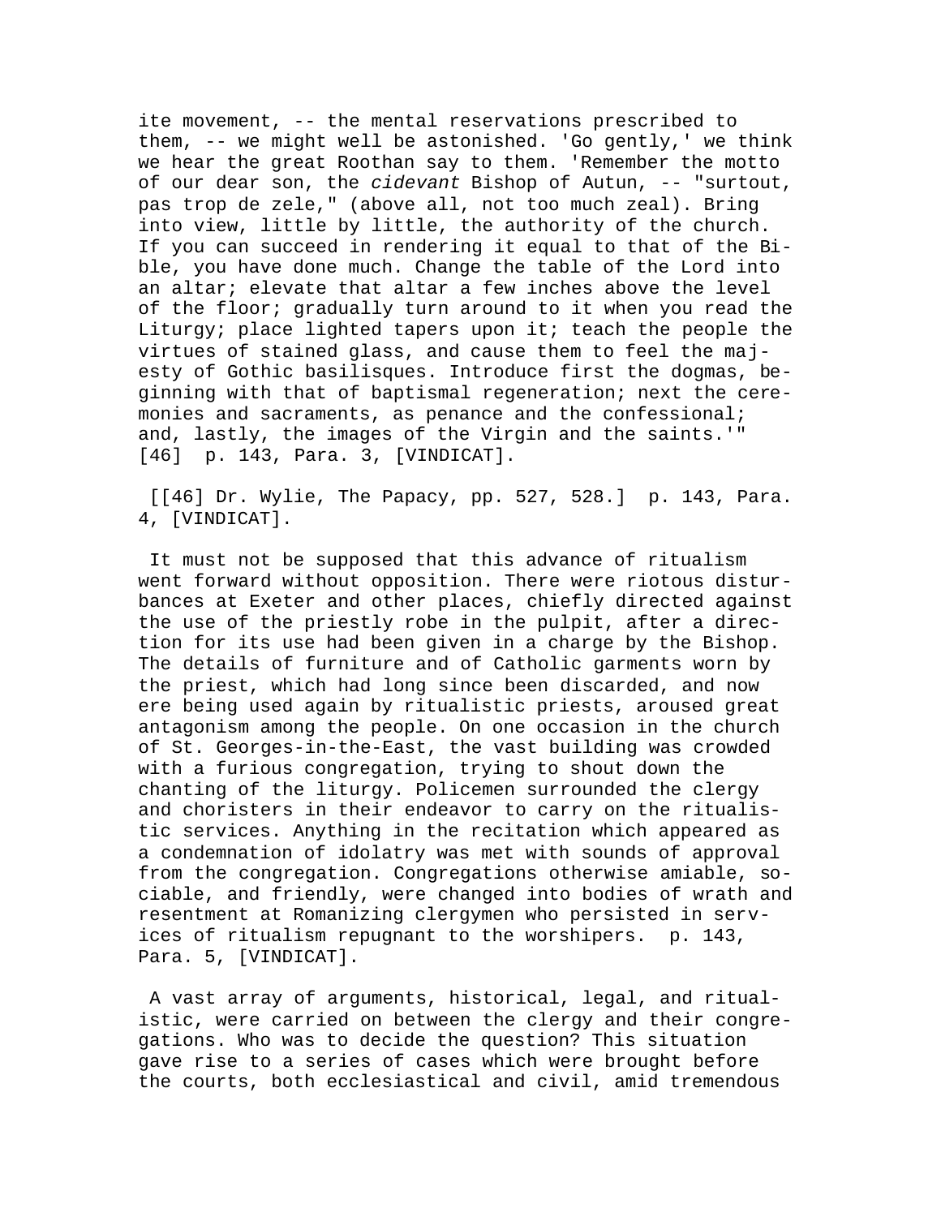ite movement, -- the mental reservations prescribed to them, -- we might well be astonished. 'Go gently,' we think we hear the great Roothan say to them. 'Remember the motto of our dear son, the *cidevant* Bishop of Autun, -- "surtout, pas trop de zele," (above all, not too much zeal). Bring into view, little by little, the authority of the church. If you can succeed in rendering it equal to that of the Bible, you have done much. Change the table of the Lord into an altar; elevate that altar a few inches above the level of the floor; gradually turn around to it when you read the Liturgy; place lighted tapers upon it; teach the people the virtues of stained glass, and cause them to feel the majesty of Gothic basilisques. Introduce first the dogmas, beginning with that of baptismal regeneration; next the ceremonies and sacraments, as penance and the confessional; and, lastly, the images of the Virgin and the saints.'" [46] p. 143, Para. 3, [VINDICAT].

[[46] Dr. Wylie, The Papacy, pp. 527, 528.] p. 143, Para. 4, [VINDICAT].

It must not be supposed that this advance of ritualism went forward without opposition. There were riotous disturbances at Exeter and other places, chiefly directed against the use of the priestly robe in the pulpit, after a direction for its use had been given in a charge by the Bishop. The details of furniture and of Catholic garments worn by the priest, which had long since been discarded, and now ere being used again by ritualistic priests, aroused great antagonism among the people. On one occasion in the church of St. Georges-in-the-East, the vast building was crowded with a furious congregation, trying to shout down the chanting of the liturgy. Policemen surrounded the clergy and choristers in their endeavor to carry on the ritualistic services. Anything in the recitation which appeared as a condemnation of idolatry was met with sounds of approval from the congregation. Congregations otherwise amiable, sociable, and friendly, were changed into bodies of wrath and resentment at Romanizing clergymen who persisted in services of ritualism repugnant to the worshipers. p. 143, Para. 5, [VINDICAT].

A vast array of arguments, historical, legal, and ritualistic, were carried on between the clergy and their congregations. Who was to decide the question? This situation gave rise to a series of cases which were brought before the courts, both ecclesiastical and civil, amid tremendous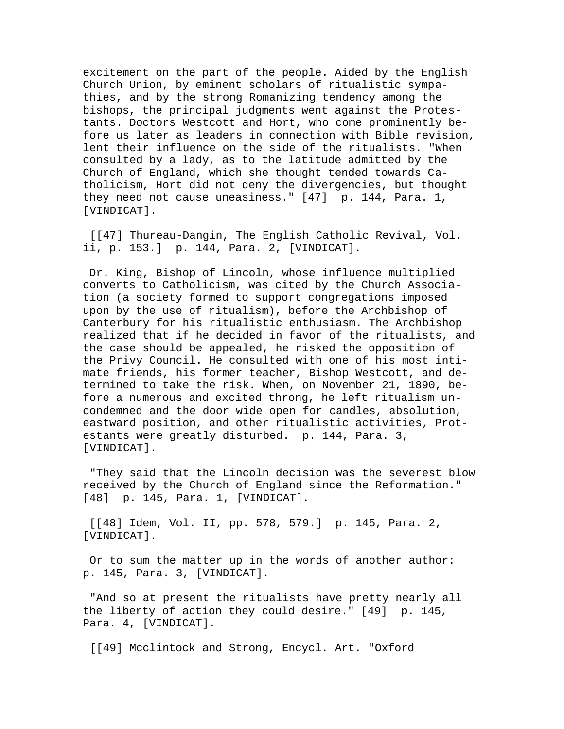excitement on the part of the people. Aided by the English Church Union, by eminent scholars of ritualistic sympathies, and by the strong Romanizing tendency among the bishops, the principal judgments went against the Protestants. Doctors Westcott and Hort, who come prominently before us later as leaders in connection with Bible revision, lent their influence on the side of the ritualists. "When consulted by a lady, as to the latitude admitted by the Church of England, which she thought tended towards Catholicism, Hort did not deny the divergencies, but thought they need not cause uneasiness." [47] p. 144, Para. 1, [VINDICAT].

[[47] Thureau-Dangin, The English Catholic Revival, Vol. ii, p. 153.] p. 144, Para. 2, [VINDICAT].

Dr. King, Bishop of Lincoln, whose influence multiplied converts to Catholicism, was cited by the Church Association (a society formed to support congregations imposed upon by the use of ritualism), before the Archbishop of Canterbury for his ritualistic enthusiasm. The Archbishop realized that if he decided in favor of the ritualists, and the case should be appealed, he risked the opposition of the Privy Council. He consulted with one of his most intimate friends, his former teacher, Bishop Westcott, and determined to take the risk. When, on November 21, 1890, before a numerous and excited throng, he left ritualism uncondemned and the door wide open for candles, absolution, eastward position, and other ritualistic activities, Protestants were greatly disturbed. p. 144, Para. 3, [VINDICAT].

"They said that the Lincoln decision was the severest blow received by the Church of England since the Reformation." [48] p. 145, Para. 1, [VINDICAT].

[[48] Idem, Vol. II, pp. 578, 579.] p. 145, Para. 2, [VINDICAT].

Or to sum the matter up in the words of another author: p. 145, Para. 3, [VINDICAT].

"And so at present the ritualists have pretty nearly all the liberty of action they could desire." [49] p. 145, Para. 4, [VINDICAT].

[[49] Mcclintock and Strong, Encycl. Art. "Oxford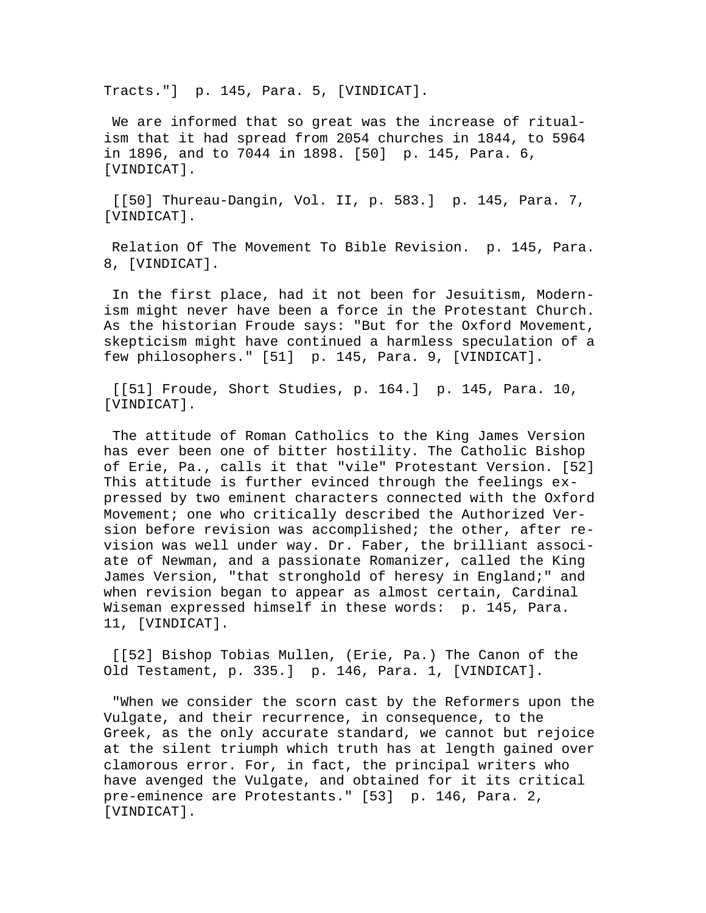Tracts."]  p. 145, Para. 5, [VINDICAT].

We are informed that so great was the increase of ritualism that it had spread from 2054 churches in 1844, to 5964 in 1896, and to 7044 in 1898. [50]  p. 145, Para. 6, [VINDICAT].

[[50] Thureau-Dangin, Vol. II, p. 583.]  p. 145, Para. 7, [VINDICAT].

Relation Of The Movement To Bible Revision.  p. 145, Para. 8, [VINDICAT].

In the first place, had it not been for Jesuitism, Modernism might never have been a force in the Protestant Church. As the historian Froude says: "But for the Oxford Movement, skepticism might have continued a harmless speculation of a few philosophers." [51]  p. 145, Para. 9, [VINDICAT].

[[51] Froude, Short Studies, p. 164.]  p. 145, Para. 10, [VINDICAT].

The attitude of Roman Catholics to the King James Version has ever been one of bitter hostility. The Catholic Bishop of Erie, Pa., calls it that "vile" Protestant Version. [52] This attitude is further evinced through the feelings expressed by two eminent characters connected with the Oxford Movement; one who critically described the Authorized Version before revision was accomplished; the other, after revision was well under way. Dr. Faber, the brilliant associate of Newman, and a passionate Romanizer, called the King James Version, "that stronghold of heresy in England;" and when revision began to appear as almost certain, Cardinal Wiseman expressed himself in these words:  p. 145, Para. 11, [VINDICAT].

[[52] Bishop Tobias Mullen, (Erie, Pa.) The Canon of the Old Testament, p. 335.]  p. 146, Para. 1, [VINDICAT].

"When we consider the scorn cast by the Reformers upon the Vulgate, and their recurrence, in consequence, to the Greek, as the only accurate standard, we cannot but rejoice at the silent triumph which truth has at length gained over clamorous error. For, in fact, the principal writers who have avenged the Vulgate, and obtained for it its critical pre-eminence are Protestants." [53]  p. 146, Para. 2, [VINDICAT].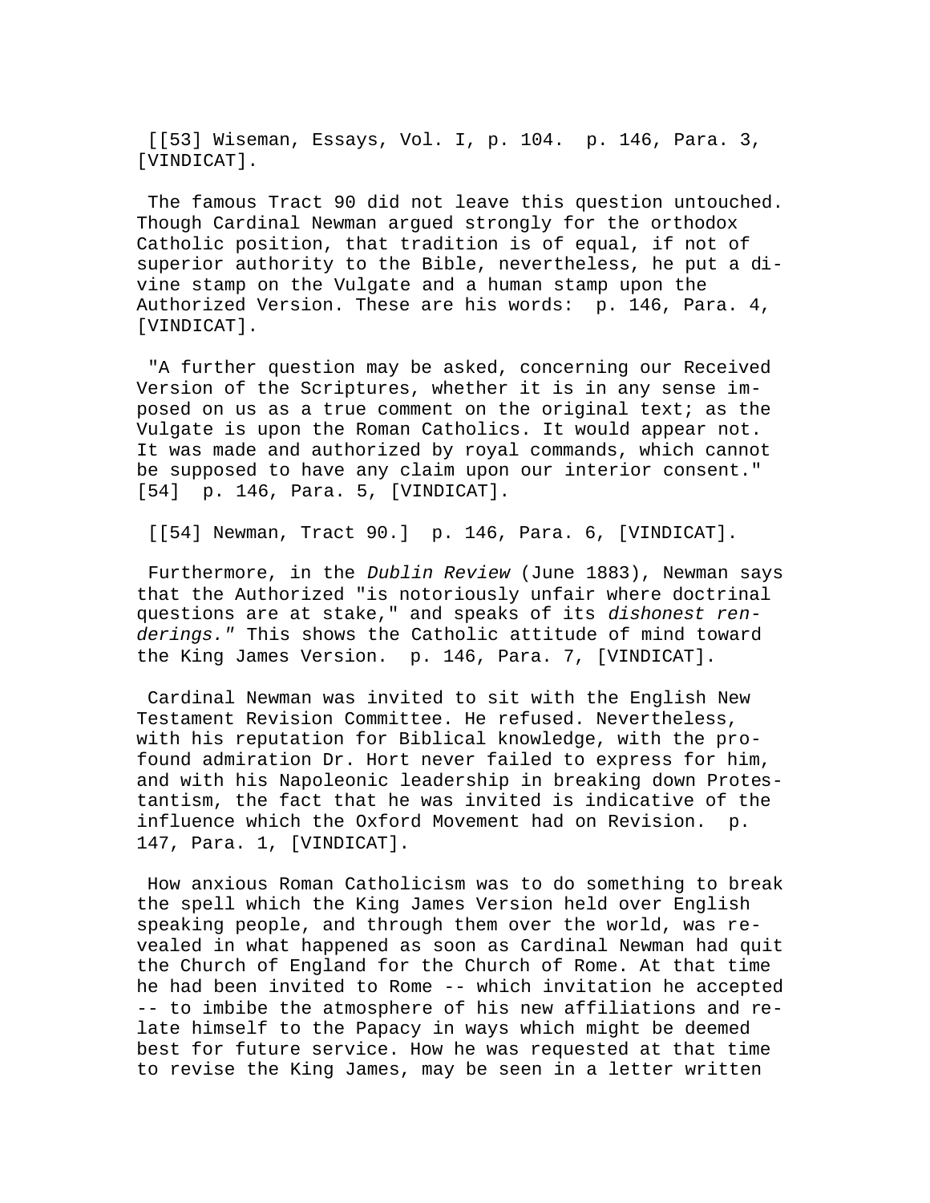[[53] Wiseman, Essays, Vol. I, p. 104.  p. 146, Para. 3, [VINDICAT].

The famous Tract 90 did not leave this question untouched. Though Cardinal Newman argued strongly for the orthodox Catholic position, that tradition is of equal, if not of superior authority to the Bible, nevertheless, he put a divine stamp on the Vulgate and a human stamp upon the Authorized Version. These are his words:  p. 146, Para. 4, [VINDICAT].

"A further question may be asked, concerning our Received Version of the Scriptures, whether it is in any sense imposed on us as a true comment on the original text; as the Vulgate is upon the Roman Catholics. It would appear not. It was made and authorized by royal commands, which cannot be supposed to have any claim upon our interior consent." [54]  p. 146, Para. 5, [VINDICAT].

[[54] Newman, Tract 90.]  p. 146, Para. 6, [VINDICAT].

Furthermore, in the *Dublin Review* (June 1883), Newman says that the Authorized "is notoriously unfair where doctrinal questions are at stake," and speaks of its *dishonest renderings."* This shows the Catholic attitude of mind toward the King James Version.  p. 146, Para. 7, [VINDICAT].

Cardinal Newman was invited to sit with the English New Testament Revision Committee. He refused. Nevertheless, with his reputation for Biblical knowledge, with the profound admiration Dr. Hort never failed to express for him, and with his Napoleonic leadership in breaking down Protestantism, the fact that he was invited is indicative of the influence which the Oxford Movement had on Revision.  p. 147, Para. 1, [VINDICAT].

How anxious Roman Catholicism was to do something to break the spell which the King James Version held over English speaking people, and through them over the world, was revealed in what happened as soon as Cardinal Newman had quit the Church of England for the Church of Rome. At that time he had been invited to Rome -- which invitation he accepted -- to imbibe the atmosphere of his new affiliations and relate himself to the Papacy in ways which might be deemed best for future service. How he was requested at that time to revise the King James, may be seen in a letter written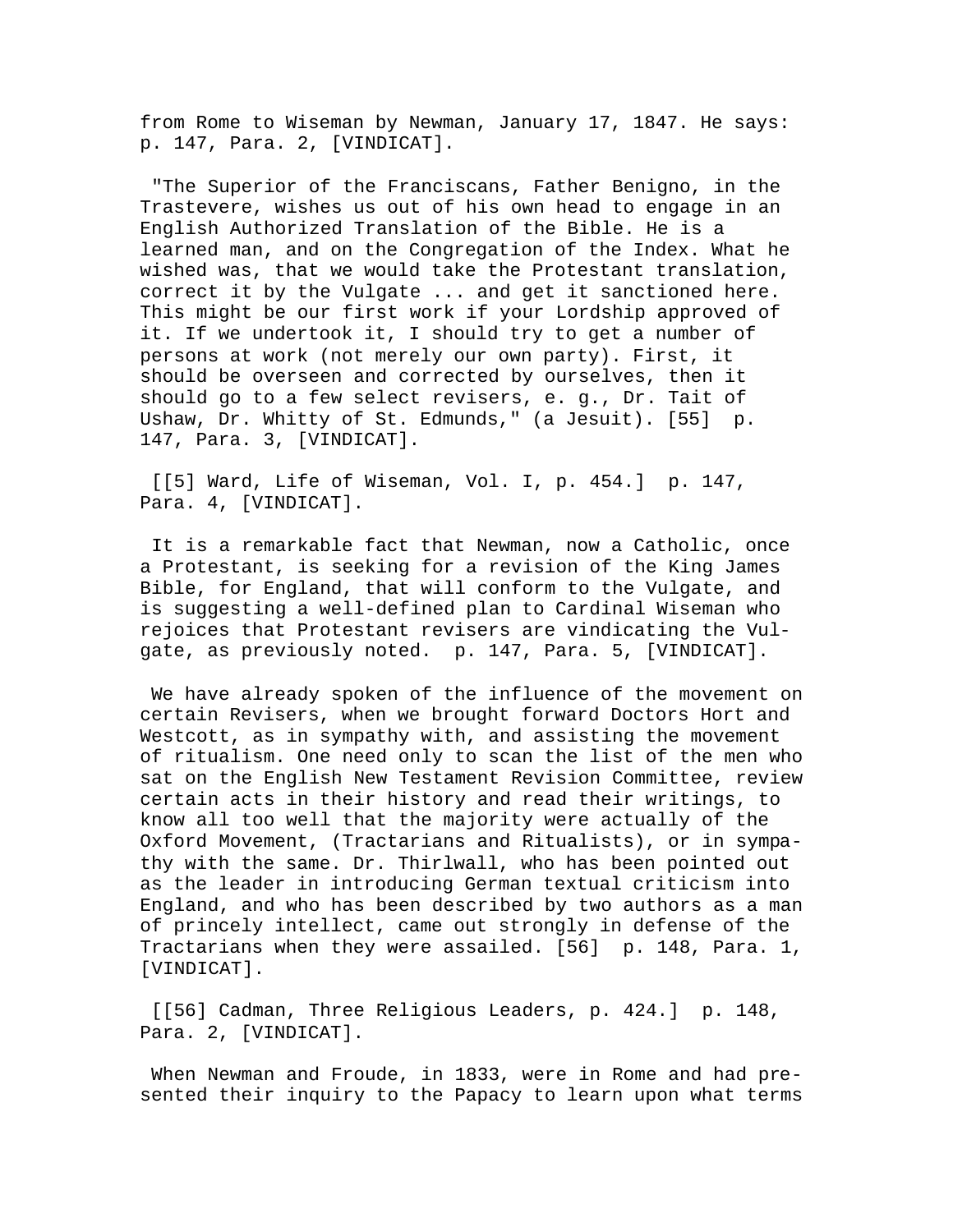from Rome to Wiseman by Newman, January 17, 1847. He says: p. 147, Para. 2, [VINDICAT].

"The Superior of the Franciscans, Father Benigno, in the Trastevere, wishes us out of his own head to engage in an English Authorized Translation of the Bible. He is a learned man, and on the Congregation of the Index. What he wished was, that we would take the Protestant translation, correct it by the Vulgate ... and get it sanctioned here. This might be our first work if your Lordship approved of it. If we undertook it, I should try to get a number of persons at work (not merely our own party). First, it should be overseen and corrected by ourselves, then it should go to a few select revisers, e. g., Dr. Tait of Ushaw, Dr. Whitty of St. Edmunds," (a Jesuit). [55] p. 147, Para. 3, [VINDICAT].

[[5] Ward, Life of Wiseman, Vol. I, p. 454.] p. 147, Para. 4, [VINDICAT].

It is a remarkable fact that Newman, now a Catholic, once a Protestant, is seeking for a revision of the King James Bible, for England, that will conform to the Vulgate, and is suggesting a well-defined plan to Cardinal Wiseman who rejoices that Protestant revisers are vindicating the Vulgate, as previously noted. p. 147, Para. 5, [VINDICAT].

We have already spoken of the influence of the movement on certain Revisers, when we brought forward Doctors Hort and Westcott, as in sympathy with, and assisting the movement of ritualism. One need only to scan the list of the men who sat on the English New Testament Revision Committee, review certain acts in their history and read their writings, to know all too well that the majority were actually of the Oxford Movement, (Tractarians and Ritualists), or in sympathy with the same. Dr. Thirlwall, who has been pointed out as the leader in introducing German textual criticism into England, and who has been described by two authors as a man of princely intellect, came out strongly in defense of the Tractarians when they were assailed. [56] p. 148, Para. 1, [VINDICAT].

[[56] Cadman, Three Religious Leaders, p. 424.] p. 148, Para. 2, [VINDICAT].

When Newman and Froude, in 1833, were in Rome and had presented their inquiry to the Papacy to learn upon what terms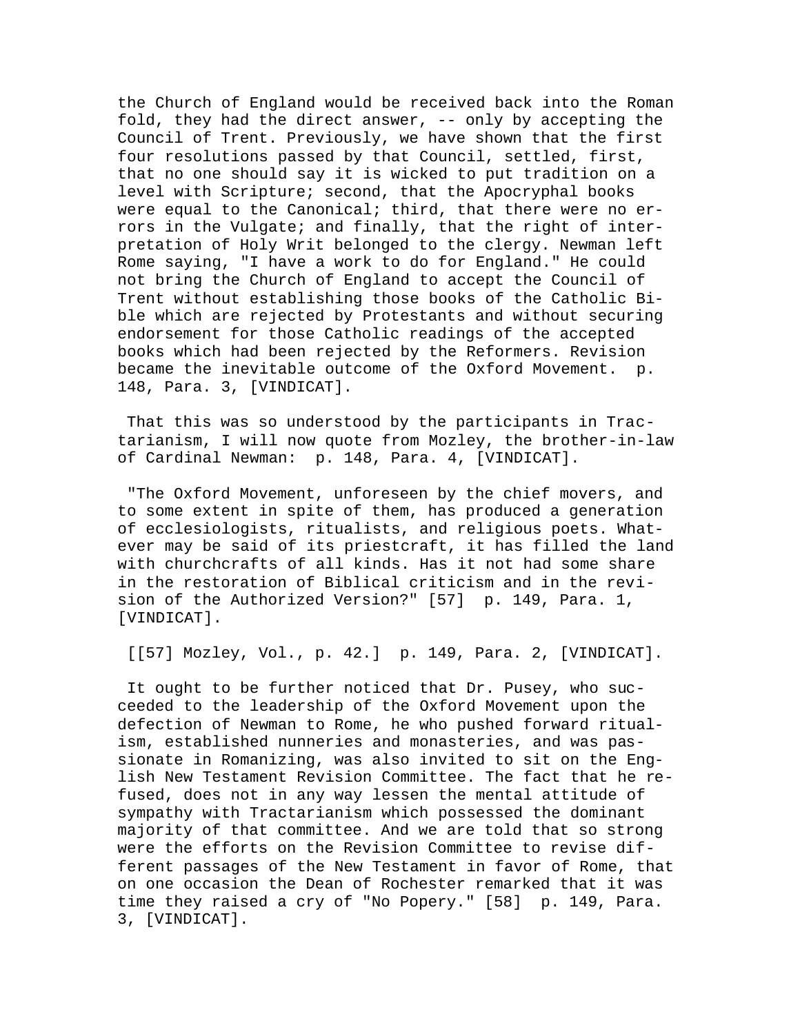the Church of England would be received back into the Roman fold, they had the direct answer, -- only by accepting the Council of Trent. Previously, we have shown that the first four resolutions passed by that Council, settled, first, that no one should say it is wicked to put tradition on a level with Scripture; second, that the Apocryphal books were equal to the Canonical; third, that there were no errors in the Vulgate; and finally, that the right of interpretation of Holy Writ belonged to the clergy. Newman left Rome saying, "I have a work to do for England." He could not bring the Church of England to accept the Council of Trent without establishing those books of the Catholic Bible which are rejected by Protestants and without securing endorsement for those Catholic readings of the accepted books which had been rejected by the Reformers. Revision became the inevitable outcome of the Oxford Movement. p. 148, Para. 3, [VINDICAT].

That this was so understood by the participants in Tractarianism, I will now quote from Mozley, the brother-in-law of Cardinal Newman: p. 148, Para. 4, [VINDICAT].

"The Oxford Movement, unforeseen by the chief movers, and to some extent in spite of them, has produced a generation of ecclesiologists, ritualists, and religious poets. Whatever may be said of its priestcraft, it has filled the land with churchcrafts of all kinds. Has it not had some share in the restoration of Biblical criticism and in the revision of the Authorized Version?" [57] p. 149, Para. 1, [VINDICAT].

[[57] Mozley, Vol., p. 42.] p. 149, Para. 2, [VINDICAT].

It ought to be further noticed that Dr. Pusey, who succeeded to the leadership of the Oxford Movement upon the defection of Newman to Rome, he who pushed forward ritualism, established nunneries and monasteries, and was passionate in Romanizing, was also invited to sit on the English New Testament Revision Committee. The fact that he refused, does not in any way lessen the mental attitude of sympathy with Tractarianism which possessed the dominant majority of that committee. And we are told that so strong were the efforts on the Revision Committee to revise different passages of the New Testament in favor of Rome, that on one occasion the Dean of Rochester remarked that it was time they raised a cry of "No Popery." [58] p. 149, Para. 3, [VINDICAT].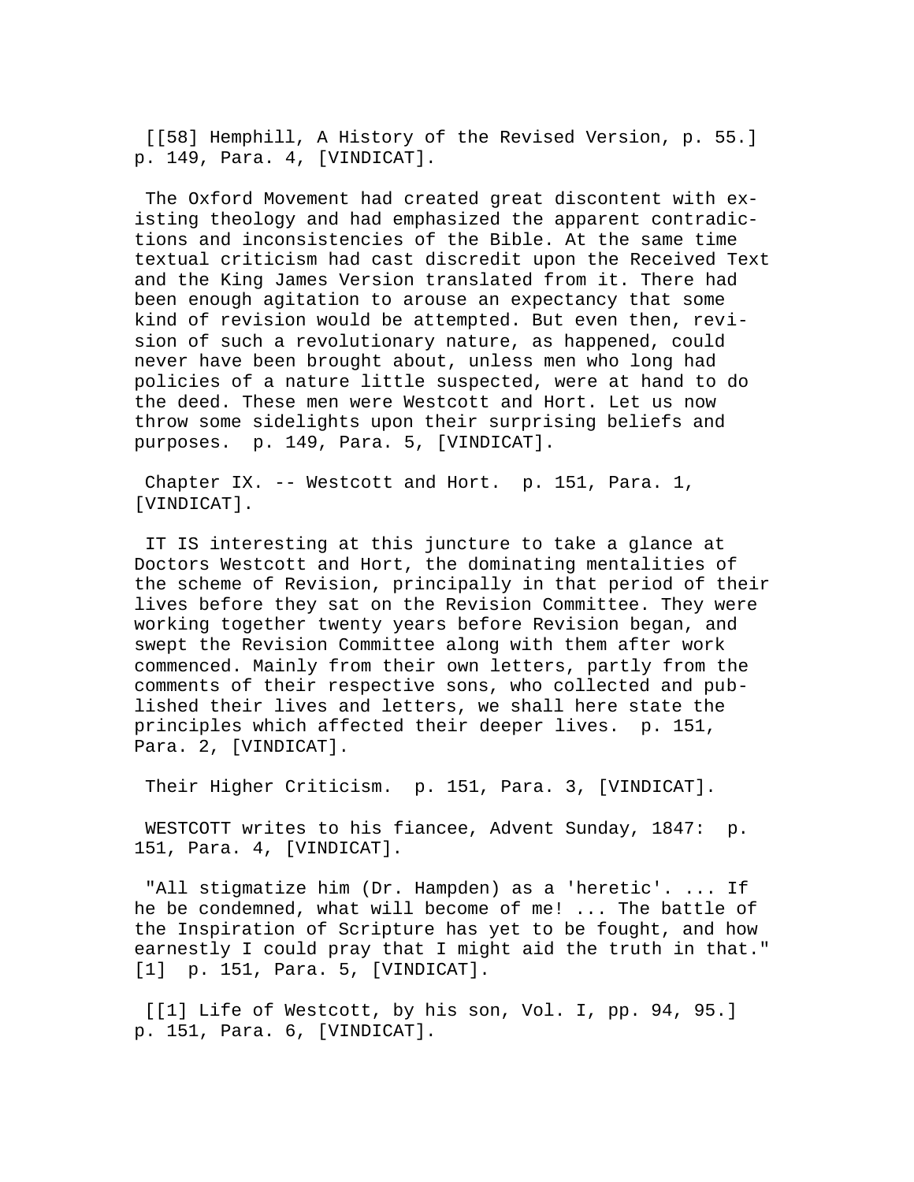[[58] Hemphill, A History of the Revised Version, p. 55.] p. 149, Para. 4, [VINDICAT].

The Oxford Movement had created great discontent with existing theology and had emphasized the apparent contradictions and inconsistencies of the Bible. At the same time textual criticism had cast discredit upon the Received Text and the King James Version translated from it. There had been enough agitation to arouse an expectancy that some kind of revision would be attempted. But even then, revision of such a revolutionary nature, as happened, could never have been brought about, unless men who long had policies of a nature little suspected, were at hand to do the deed. These men were Westcott and Hort. Let us now throw some sidelights upon their surprising beliefs and purposes. p. 149, Para. 5, [VINDICAT].

## Chapter IX. -- Westcott and Hort. p. 151, Para. 1, [VINDICAT].

IT IS interesting at this juncture to take a glance at Doctors Westcott and Hort, the dominating mentalities of the scheme of Revision, principally in that period of their lives before they sat on the Revision Committee. They were working together twenty years before Revision began, and swept the Revision Committee along with them after work commenced. Mainly from their own letters, partly from the comments of their respective sons, who collected and published their lives and letters, we shall here state the principles which affected their deeper lives. p. 151, Para. 2, [VINDICAT].

### Their Higher Criticism. p. 151, Para. 3, [VINDICAT].

WESTCOTT writes to his fiancee, Advent Sunday, 1847: p. 151, Para. 4, [VINDICAT].

"All stigmatize him (Dr. Hampden) as a 'heretic'. ... If he be condemned, what will become of me! ... The battle of the Inspiration of Scripture has yet to be fought, and how earnestly I could pray that I might aid the truth in that." [1] p. 151, Para. 5, [VINDICAT].

[[1] Life of Westcott, by his son, Vol. I, pp. 94, 95.] p. 151, Para. 6, [VINDICAT].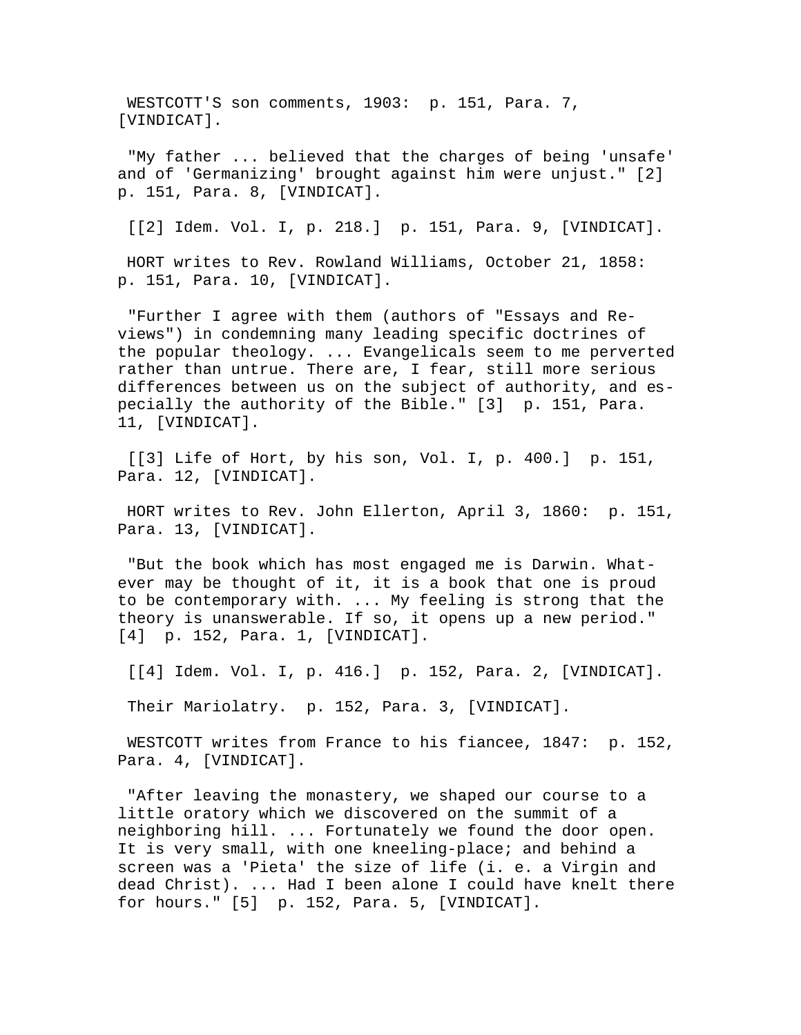WESTCOTT'S son comments, 1903: p. 151, Para. 7, [VINDICAT].

"My father ... believed that the charges of being 'unsafe' and of 'Germanizing' brought against him were unjust." [2] p. 151, Para. 8, [VINDICAT].

[[2] Idem. Vol. I, p. 218.] p. 151, Para. 9, [VINDICAT].

HORT writes to Rev. Rowland Williams, October 21, 1858: p. 151, Para. 10, [VINDICAT].

"Further I agree with them (authors of "Essays and Reviews") in condemning many leading specific doctrines of the popular theology. ... Evangelicals seem to me perverted rather than untrue. There are, I fear, still more serious differences between us on the subject of authority, and especially the authority of the Bible." [3] p. 151, Para. 11, [VINDICAT].

[[3] Life of Hort, by his son, Vol. I, p. 400.] p. 151, Para. 12, [VINDICAT].

HORT writes to Rev. John Ellerton, April 3, 1860: p. 151, Para. 13, [VINDICAT].

"But the book which has most engaged me is Darwin. Whatever may be thought of it, it is a book that one is proud to be contemporary with. ... My feeling is strong that the theory is unanswerable. If so, it opens up a new period." [4] p. 152, Para. 1, [VINDICAT].

[[4] Idem. Vol. I, p. 416.] p. 152, Para. 2, [VINDICAT].

Their Mariolatry. p. 152, Para. 3, [VINDICAT].

WESTCOTT writes from France to his fiancee, 1847: p. 152, Para. 4, [VINDICAT].

"After leaving the monastery, we shaped our course to a little oratory which we discovered on the summit of a neighboring hill. ... Fortunately we found the door open. It is very small, with one kneeling-place; and behind a screen was a 'Pieta' the size of life (i. e. a Virgin and dead Christ). ... Had I been alone I could have knelt there for hours." [5] p. 152, Para. 5, [VINDICAT].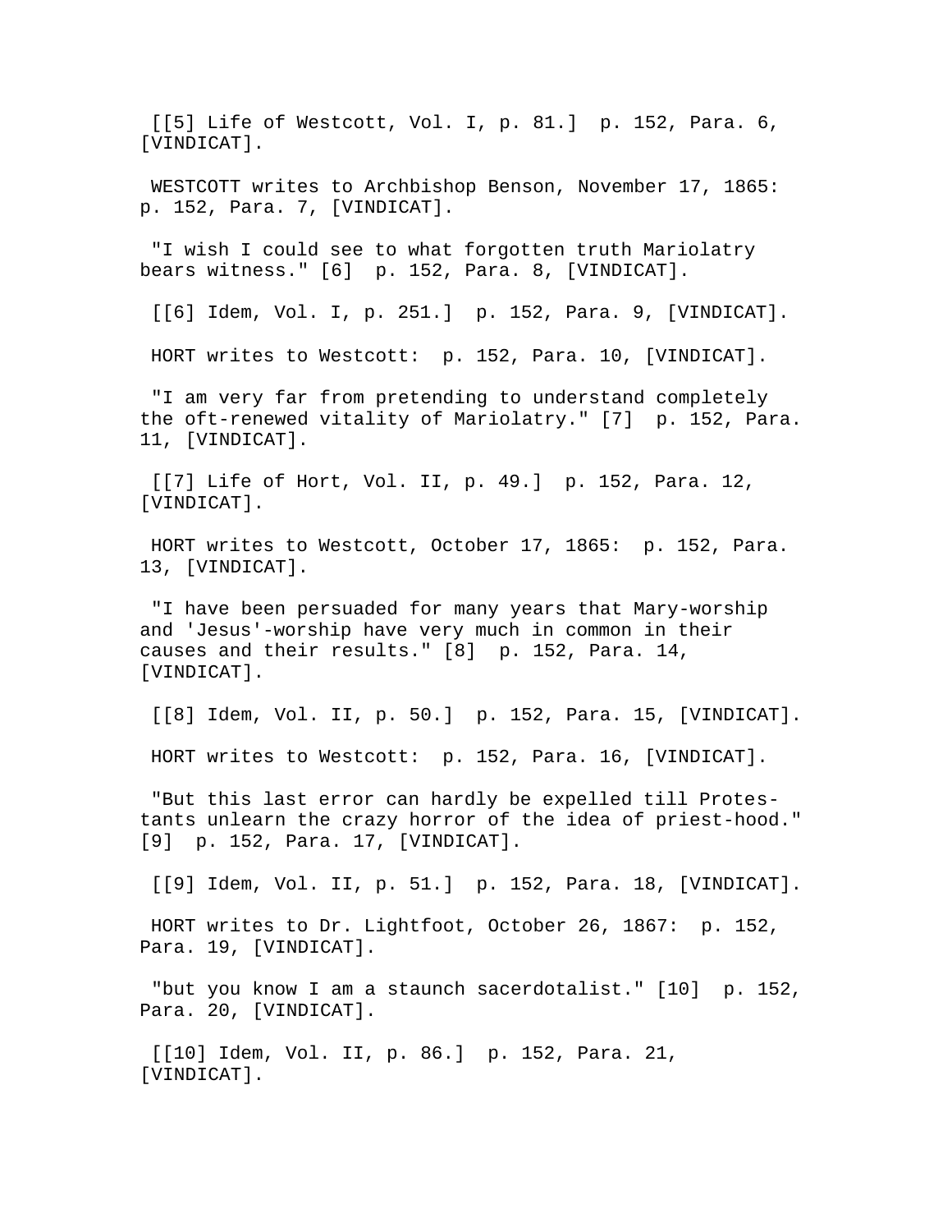[[5] Life of Westcott, Vol. I, p. 81.] p. 152, Para. 6, [VINDICAT].

WESTCOTT writes to Archbishop Benson, November 17, 1865: p. 152, Para. 7, [VINDICAT].

"I wish I could see to what forgotten truth Mariolatry bears witness." [6] p. 152, Para. 8, [VINDICAT].

[[6] Idem, Vol. I, p. 251.] p. 152, Para. 9, [VINDICAT].

HORT writes to Westcott: p. 152, Para. 10, [VINDICAT].

"I am very far from pretending to understand completely the oft-renewed vitality of Mariolatry." [7] p. 152, Para. 11, [VINDICAT].

[[7] Life of Hort, Vol. II, p. 49.] p. 152, Para. 12, [VINDICAT].

HORT writes to Westcott, October 17, 1865: p. 152, Para. 13, [VINDICAT].

"I have been persuaded for many years that Mary-worship and 'Jesus'-worship have very much in common in their causes and their results." [8] p. 152, Para. 14, [VINDICAT].

[[8] Idem, Vol. II, p. 50.] p. 152, Para. 15, [VINDICAT].

HORT writes to Westcott: p. 152, Para. 16, [VINDICAT].

"But this last error can hardly be expelled till Protestants unlearn the crazy horror of the idea of priest-hood." [9] p. 152, Para. 17, [VINDICAT].

[[9] Idem, Vol. II, p. 51.] p. 152, Para. 18, [VINDICAT].

HORT writes to Dr. Lightfoot, October 26, 1867: p. 152, Para. 19, [VINDICAT].

"but you know I am a staunch sacerdotalist." [10] p. 152, Para. 20, [VINDICAT].

[[10] Idem, Vol. II, p. 86.] p. 152, Para. 21, [VINDICAT].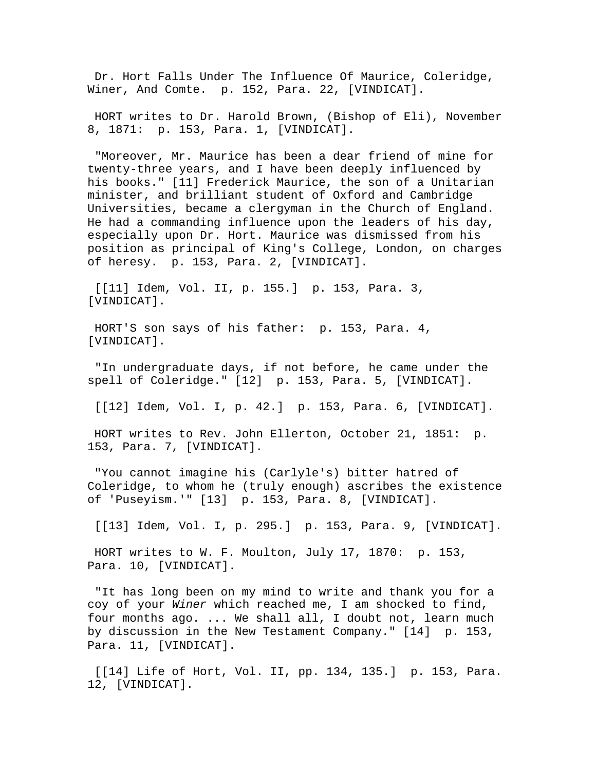Dr. Hort Falls Under The Influence Of Maurice, Coleridge, Winer, And Comte.  p. 152, Para. 22, [VINDICAT].

HORT writes to Dr. Harold Brown, (Bishop of Eli), November 8, 1871:  p. 153, Para. 1, [VINDICAT].

"Moreover, Mr. Maurice has been a dear friend of mine for twenty-three years, and I have been deeply influenced by his books." [11] Frederick Maurice, the son of a Unitarian minister, and brilliant student of Oxford and Cambridge Universities, became a clergyman in the Church of England. He had a commanding influence upon the leaders of his day, especially upon Dr. Hort. Maurice was dismissed from his position as principal of King's College, London, on charges of heresy.  p. 153, Para. 2, [VINDICAT].

[[11] Idem, Vol. II, p. 155.]  p. 153, Para. 3, [VINDICAT].

HORT'S son says of his father:  p. 153, Para. 4, [VINDICAT].

"In undergraduate days, if not before, he came under the spell of Coleridge." [12]  p. 153, Para. 5, [VINDICAT].

[[12] Idem, Vol. I, p. 42.]  p. 153, Para. 6, [VINDICAT].

HORT writes to Rev. John Ellerton, October 21, 1851:  p. 153, Para. 7, [VINDICAT].

"You cannot imagine his (Carlyle's) bitter hatred of Coleridge, to whom he (truly enough) ascribes the existence of 'Puseyism.'" [13]  p. 153, Para. 8, [VINDICAT].

[[13] Idem, Vol. I, p. 295.]  p. 153, Para. 9, [VINDICAT].

HORT writes to W. F. Moulton, July 17, 1870:  p. 153, Para. 10, [VINDICAT].

"It has long been on my mind to write and thank you for a coy of your *Winer* which reached me, I am shocked to find, four months ago. ... We shall all, I doubt not, learn much by discussion in the New Testament Company." [14]  p. 153, Para. 11, [VINDICAT].

[[14] Life of Hort, Vol. II, pp. 134, 135.]  p. 153, Para. 12, [VINDICAT].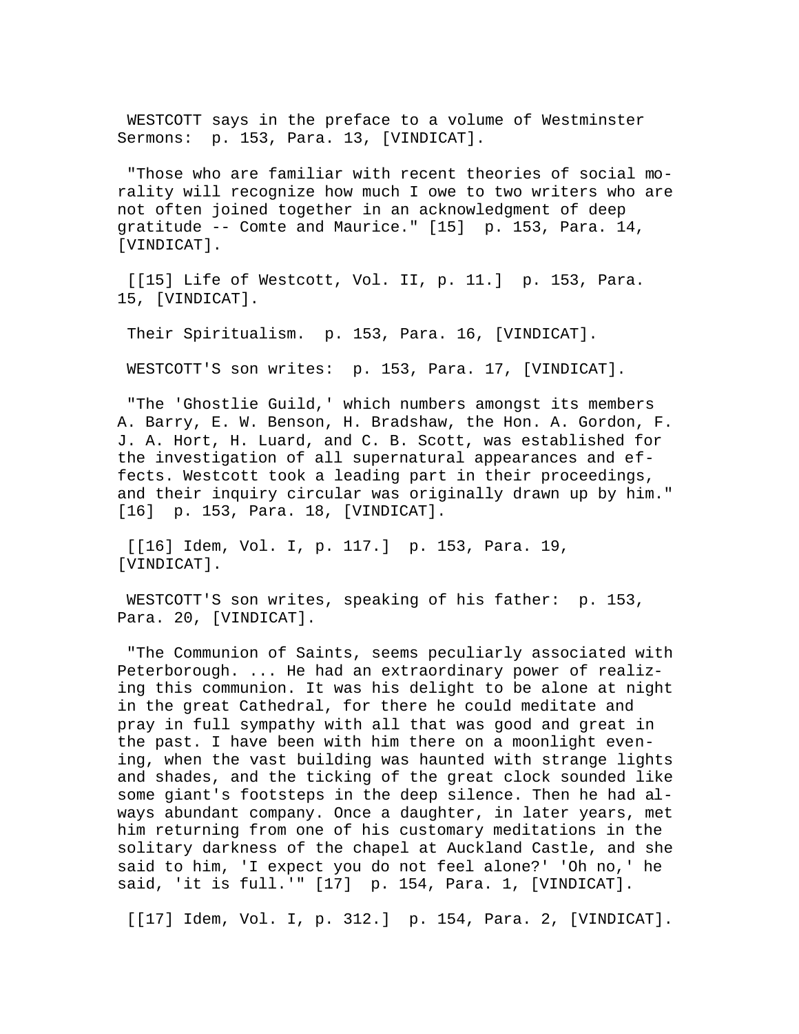WESTCOTT says in the preface to a volume of Westminster Sermons:  p. 153, Para. 13, [VINDICAT].

"Those who are familiar with recent theories of social morality will recognize how much I owe to two writers who are not often joined together in an acknowledgment of deep gratitude -- Comte and Maurice." [15]  p. 153, Para. 14, [VINDICAT].

[[15] Life of Westcott, Vol. II, p. 11.]  p. 153, Para. 15, [VINDICAT].

Their Spiritualism.  p. 153, Para. 16, [VINDICAT].

WESTCOTT'S son writes:  p. 153, Para. 17, [VINDICAT].

"The 'Ghostlie Guild,' which numbers amongst its members A. Barry, E. W. Benson, H. Bradshaw, the Hon. A. Gordon, F. J. A. Hort, H. Luard, and C. B. Scott, was established for the investigation of all supernatural appearances and effects. Westcott took a leading part in their proceedings, and their inquiry circular was originally drawn up by him." [16]  p. 153, Para. 18, [VINDICAT].

[[16] Idem, Vol. I, p. 117.]  p. 153, Para. 19, [VINDICAT].

WESTCOTT'S son writes, speaking of his father:  p. 153, Para. 20, [VINDICAT].

"The Communion of Saints, seems peculiarly associated with Peterborough. ... He had an extraordinary power of realizing this communion. It was his delight to be alone at night in the great Cathedral, for there he could meditate and pray in full sympathy with all that was good and great in the past. I have been with him there on a moonlight evening, when the vast building was haunted with strange lights and shades, and the ticking of the great clock sounded like some giant's footsteps in the deep silence. Then he had always abundant company. Once a daughter, in later years, met him returning from one of his customary meditations in the solitary darkness of the chapel at Auckland Castle, and she said to him, 'I expect you do not feel alone?' 'Oh no,' he said, 'it is full.'" [17]  p. 154, Para. 1, [VINDICAT].

[[17] Idem, Vol. I, p. 312.]  p. 154, Para. 2, [VINDICAT].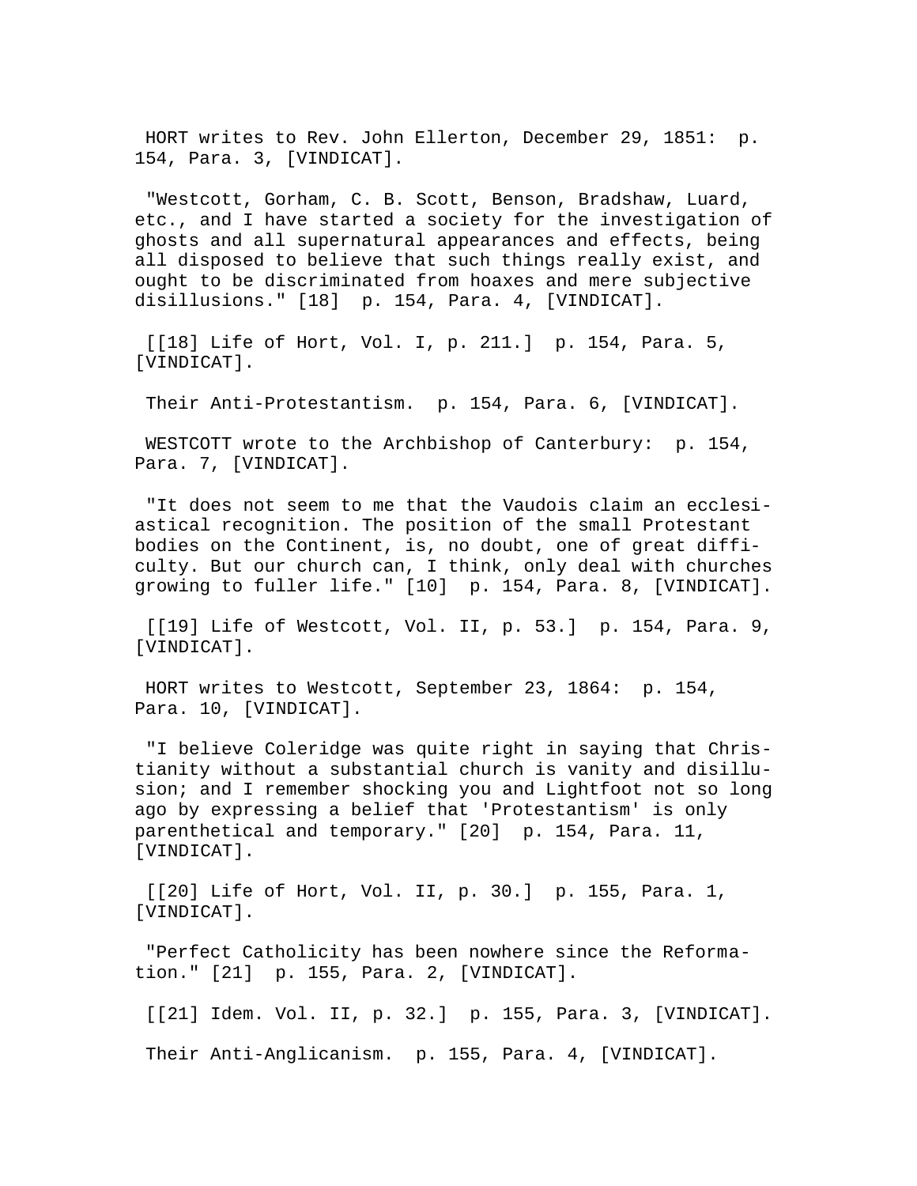HORT writes to Rev. John Ellerton, December 29, 1851: p. 154, Para. 3, [VINDICAT].

"Westcott, Gorham, C. B. Scott, Benson, Bradshaw, Luard, etc., and I have started a society for the investigation of ghosts and all supernatural appearances and effects, being all disposed to believe that such things really exist, and ought to be discriminated from hoaxes and mere subjective disillusions." [18] p. 154, Para. 4, [VINDICAT].

[[18] Life of Hort, Vol. I, p. 211.] p. 154, Para. 5, [VINDICAT].

Their Anti-Protestantism. p. 154, Para. 6, [VINDICAT].

WESTCOTT wrote to the Archbishop of Canterbury: p. 154, Para. 7, [VINDICAT].

"It does not seem to me that the Vaudois claim an ecclesiastical recognition. The position of the small Protestant bodies on the Continent, is, no doubt, one of great difficulty. But our church can, I think, only deal with churches growing to fuller life." [10] p. 154, Para. 8, [VINDICAT].

[[19] Life of Westcott, Vol. II, p. 53.] p. 154, Para. 9, [VINDICAT].

HORT writes to Westcott, September 23, 1864: p. 154, Para. 10, [VINDICAT].

"I believe Coleridge was quite right in saying that Christianity without a substantial church is vanity and disillusion; and I remember shocking you and Lightfoot not so long ago by expressing a belief that 'Protestantism' is only parenthetical and temporary." [20] p. 154, Para. 11, [VINDICAT].

[[20] Life of Hort, Vol. II, p. 30.] p. 155, Para. 1, [VINDICAT].

"Perfect Catholicity has been nowhere since the Reformation." [21] p. 155, Para. 2, [VINDICAT].

[[21] Idem. Vol. II, p. 32.] p. 155, Para. 3, [VINDICAT].

Their Anti-Anglicanism. p. 155, Para. 4, [VINDICAT].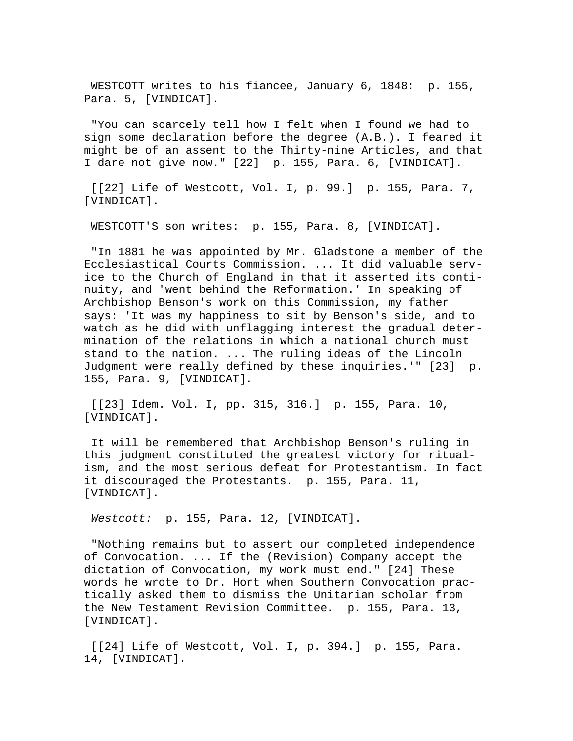WESTCOTT writes to his fiancee, January 6, 1848: p. 155, Para. 5, [VINDICAT].

"You can scarcely tell how I felt when I found we had to sign some declaration before the degree (A.B.). I feared it might be of an assent to the Thirty-nine Articles, and that I dare not give now." [22] p. 155, Para. 6, [VINDICAT].

[[22] Life of Westcott, Vol. I, p. 99.] p. 155, Para. 7, [VINDICAT].

WESTCOTT'S son writes: p. 155, Para. 8, [VINDICAT].

"In 1881 he was appointed by Mr. Gladstone a member of the Ecclesiastical Courts Commission. ... It did valuable service to the Church of England in that it asserted its continuity, and 'went behind the Reformation.' In speaking of Archbishop Benson's work on this Commission, my father says: 'It was my happiness to sit by Benson's side, and to watch as he did with unflagging interest the gradual determination of the relations in which a national church must stand to the nation. ... The ruling ideas of the Lincoln Judgment were really defined by these inquiries.'" [23] p. 155, Para. 9, [VINDICAT].

[[23] Idem. Vol. I, pp. 315, 316.] p. 155, Para. 10, [VINDICAT].

It will be remembered that Archbishop Benson's ruling in this judgment constituted the greatest victory for ritualism, and the most serious defeat for Protestantism. In fact it discouraged the Protestants. p. 155, Para. 11, [VINDICAT].

*Westcott:* p. 155, Para. 12, [VINDICAT].

"Nothing remains but to assert our completed independence of Convocation. ... If the (Revision) Company accept the dictation of Convocation, my work must end." [24] These words he wrote to Dr. Hort when Southern Convocation practically asked them to dismiss the Unitarian scholar from the New Testament Revision Committee. p. 155, Para. 13, [VINDICAT].

[[24] Life of Westcott, Vol. I, p. 394.] p. 155, Para. 14, [VINDICAT].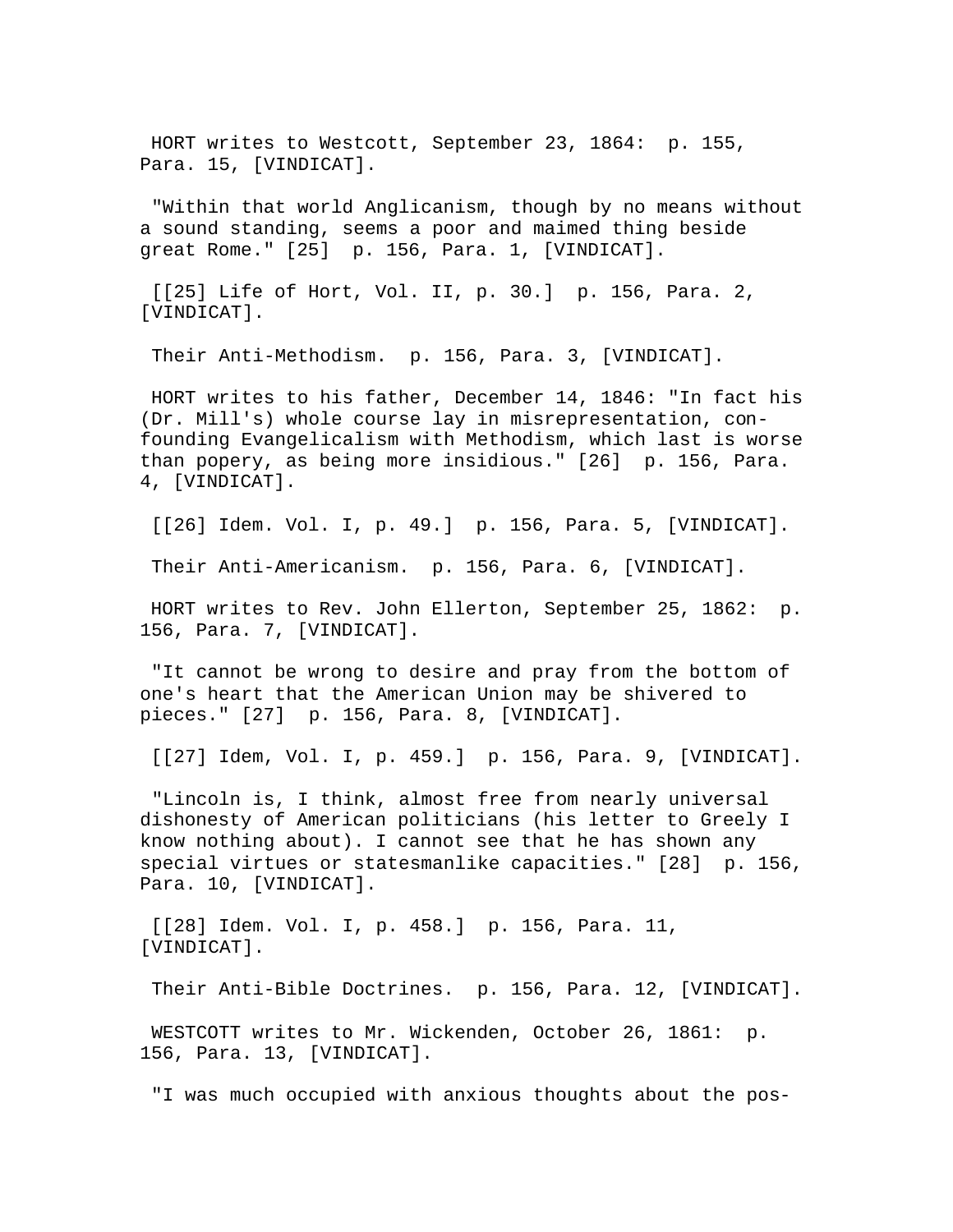HORT writes to Westcott, September 23, 1864:  p. 155, Para. 15, [VINDICAT].

"Within that world Anglicanism, though by no means without a sound standing, seems a poor and maimed thing beside great Rome." [25]  p. 156, Para. 1, [VINDICAT].

[[25] Life of Hort, Vol. II, p. 30.]  p. 156, Para. 2, [VINDICAT].

Their Anti-Methodism.  p. 156, Para. 3, [VINDICAT].

HORT writes to his father, December 14, 1846: "In fact his (Dr. Mill's) whole course lay in misrepresentation, con-founding Evangelicalism with Methodism, which last is worse than popery, as being more insidious." [26]  p. 156, Para. 4, [VINDICAT].

[[26] Idem. Vol. I, p. 49.]  p. 156, Para. 5, [VINDICAT].

Their Anti-Americanism.  p. 156, Para. 6, [VINDICAT].

HORT writes to Rev. John Ellerton, September 25, 1862:  p. 156, Para. 7, [VINDICAT].

"It cannot be wrong to desire and pray from the bottom of one's heart that the American Union may be shivered to pieces." [27]  p. 156, Para. 8, [VINDICAT].

[[27] Idem, Vol. I, p. 459.]  p. 156, Para. 9, [VINDICAT].

"Lincoln is, I think, almost free from nearly universal dishonesty of American politicians (his letter to Greely I know nothing about). I cannot see that he has shown any special virtues or statesmanlike capacities." [28]  p. 156, Para. 10, [VINDICAT].

[[28] Idem. Vol. I, p. 458.]  p. 156, Para. 11, [VINDICAT].

Their Anti-Bible Doctrines.  p. 156, Para. 12, [VINDICAT].

WESTCOTT writes to Mr. Wickenden, October 26, 1861:  p. 156, Para. 13, [VINDICAT].

"I was much occupied with anxious thoughts about the pos-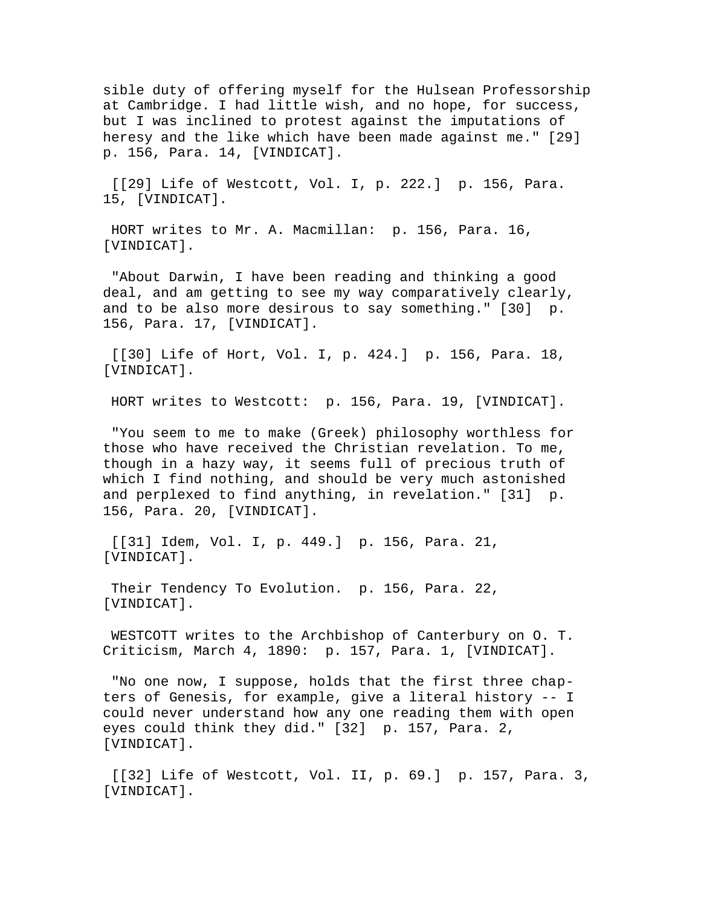sible duty of offering myself for the Hulsean Professorship at Cambridge. I had little wish, and no hope, for success, but I was inclined to protest against the imputations of heresy and the like which have been made against me." [29] p. 156, Para. 14, [VINDICAT].

[[29] Life of Westcott, Vol. I, p. 222.] p. 156, Para. 15, [VINDICAT].

HORT writes to Mr. A. Macmillan: p. 156, Para. 16, [VINDICAT].

"About Darwin, I have been reading and thinking a good deal, and am getting to see my way comparatively clearly, and to be also more desirous to say something." [30] p. 156, Para. 17, [VINDICAT].

[[30] Life of Hort, Vol. I, p. 424.] p. 156, Para. 18, [VINDICAT].

HORT writes to Westcott: p. 156, Para. 19, [VINDICAT].

"You seem to me to make (Greek) philosophy worthless for those who have received the Christian revelation. To me, though in a hazy way, it seems full of precious truth of which I find nothing, and should be very much astonished and perplexed to find anything, in revelation." [31] p. 156, Para. 20, [VINDICAT].

[[31] Idem, Vol. I, p. 449.] p. 156, Para. 21, [VINDICAT].

Their Tendency To Evolution. p. 156, Para. 22, [VINDICAT].

WESTCOTT writes to the Archbishop of Canterbury on O. T. Criticism, March 4, 1890: p. 157, Para. 1, [VINDICAT].

"No one now, I suppose, holds that the first three chapters of Genesis, for example, give a literal history -- I could never understand how any one reading them with open eyes could think they did." [32] p. 157, Para. 2, [VINDICAT].

[[32] Life of Westcott, Vol. II, p. 69.] p. 157, Para. 3, [VINDICAT].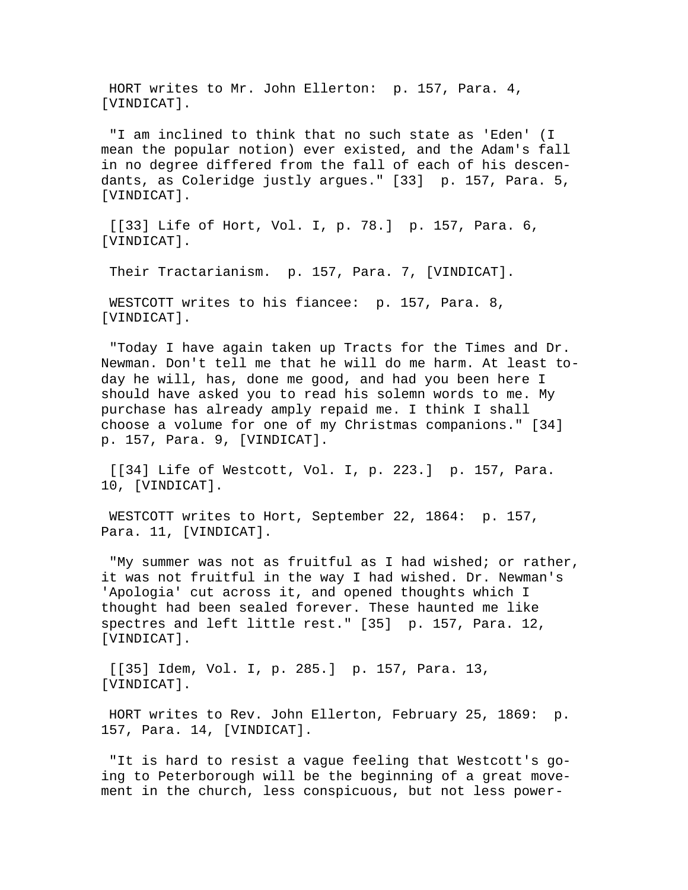HORT writes to Mr. John Ellerton: p. 157, Para. 4, [VINDICAT].

"I am inclined to think that no such state as 'Eden' (I mean the popular notion) ever existed, and the Adam's fall in no degree differed from the fall of each of his descendants, as Coleridge justly argues." [33] p. 157, Para. 5, [VINDICAT].

[[33] Life of Hort, Vol. I, p. 78.] p. 157, Para. 6, [VINDICAT].

Their Tractarianism. p. 157, Para. 7, [VINDICAT].

WESTCOTT writes to his fiancee: p. 157, Para. 8, [VINDICAT].

"Today I have again taken up Tracts for the Times and Dr. Newman. Don't tell me that he will do me harm. At least today he will, has, done me good, and had you been here I should have asked you to read his solemn words to me. My purchase has already amply repaid me. I think I shall choose a volume for one of my Christmas companions." [34] p. 157, Para. 9, [VINDICAT].

[[34] Life of Westcott, Vol. I, p. 223.] p. 157, Para. 10, [VINDICAT].

WESTCOTT writes to Hort, September 22, 1864: p. 157, Para. 11, [VINDICAT].

"My summer was not as fruitful as I had wished; or rather, it was not fruitful in the way I had wished. Dr. Newman's 'Apologia' cut across it, and opened thoughts which I thought had been sealed forever. These haunted me like spectres and left little rest." [35] p. 157, Para. 12, [VINDICAT].

[[35] Idem, Vol. I, p. 285.] p. 157, Para. 13, [VINDICAT].

HORT writes to Rev. John Ellerton, February 25, 1869: p. 157, Para. 14, [VINDICAT].

"It is hard to resist a vague feeling that Westcott's going to Peterborough will be the beginning of a great movement in the church, less conspicuous, but not less power-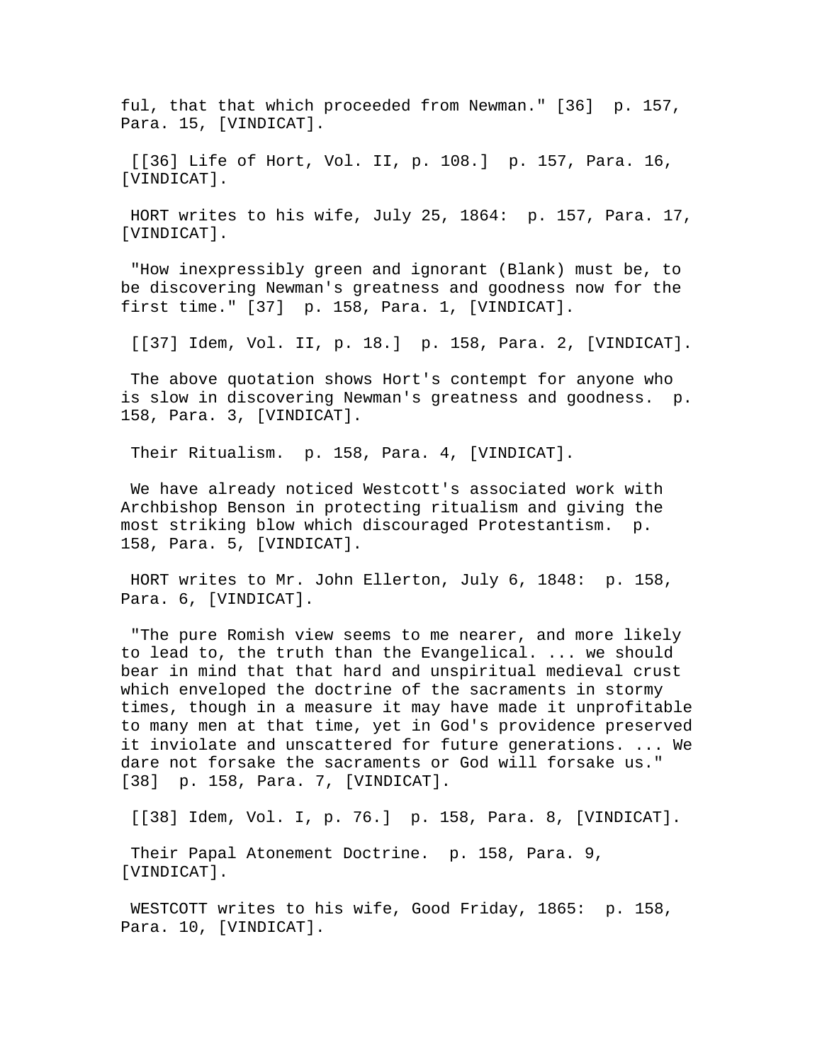ful, that that which proceeded from Newman." [36]  p. 157, Para. 15, [VINDICAT].

[[36] Life of Hort, Vol. II, p. 108.]  p. 157, Para. 16, [VINDICAT].

HORT writes to his wife, July 25, 1864:  p. 157, Para. 17, [VINDICAT].

"How inexpressibly green and ignorant (Blank) must be, to be discovering Newman's greatness and goodness now for the first time." [37]  p. 158, Para. 1, [VINDICAT].

[[37] Idem, Vol. II, p. 18.]  p. 158, Para. 2, [VINDICAT].

The above quotation shows Hort's contempt for anyone who is slow in discovering Newman's greatness and goodness.  p. 158, Para. 3, [VINDICAT].

Their Ritualism.  p. 158, Para. 4, [VINDICAT].

We have already noticed Westcott's associated work with Archbishop Benson in protecting ritualism and giving the most striking blow which discouraged Protestantism.  p. 158, Para. 5, [VINDICAT].

HORT writes to Mr. John Ellerton, July 6, 1848:  p. 158, Para. 6, [VINDICAT].

"The pure Romish view seems to me nearer, and more likely to lead to, the truth than the Evangelical. ... we should bear in mind that that hard and unspiritual medieval crust which enveloped the doctrine of the sacraments in stormy times, though in a measure it may have made it unprofitable to many men at that time, yet in God's providence preserved it inviolate and unscattered for future generations. ... We dare not forsake the sacraments or God will forsake us." [38]  p. 158, Para. 7, [VINDICAT].

[[38] Idem, Vol. I, p. 76.]  p. 158, Para. 8, [VINDICAT].

Their Papal Atonement Doctrine.  p. 158, Para. 9, [VINDICAT].

WESTCOTT writes to his wife, Good Friday, 1865:  p. 158, Para. 10, [VINDICAT].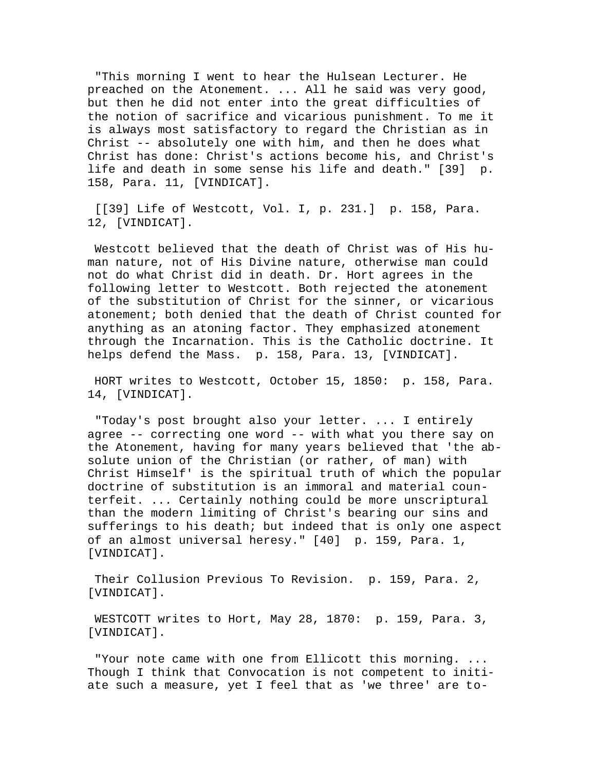"This morning I went to hear the Hulsean Lecturer. He preached on the Atonement. ... All he said was very good, but then he did not enter into the great difficulties of the notion of sacrifice and vicarious punishment. To me it is always most satisfactory to regard the Christian as in Christ -- absolutely one with him, and then he does what Christ has done: Christ's actions become his, and Christ's life and death in some sense his life and death." [39] p. 158, Para. 11, [VINDICAT].

[[39] Life of Westcott, Vol. I, p. 231.] p. 158, Para. 12, [VINDICAT].

Westcott believed that the death of Christ was of His human nature, not of His Divine nature, otherwise man could not do what Christ did in death. Dr. Hort agrees in the following letter to Westcott. Both rejected the atonement of the substitution of Christ for the sinner, or vicarious atonement; both denied that the death of Christ counted for anything as an atoning factor. They emphasized atonement through the Incarnation. This is the Catholic doctrine. It helps defend the Mass. p. 158, Para. 13, [VINDICAT].

HORT writes to Westcott, October 15, 1850: p. 158, Para. 14, [VINDICAT].

"Today's post brought also your letter. ... I entirely agree -- correcting one word -- with what you there say on the Atonement, having for many years believed that 'the absolute union of the Christian (or rather, of man) with Christ Himself' is the spiritual truth of which the popular doctrine of substitution is an immoral and material counterfeit. ... Certainly nothing could be more unscriptural than the modern limiting of Christ's bearing our sins and sufferings to his death; but indeed that is only one aspect of an almost universal heresy." [40] p. 159, Para. 1, [VINDICAT].

Their Collusion Previous To Revision. p. 159, Para. 2, [VINDICAT].

WESTCOTT writes to Hort, May 28, 1870: p. 159, Para. 3, [VINDICAT].

"Your note came with one from Ellicott this morning. ... Though I think that Convocation is not competent to initiate such a measure, yet I feel that as 'we three' are to-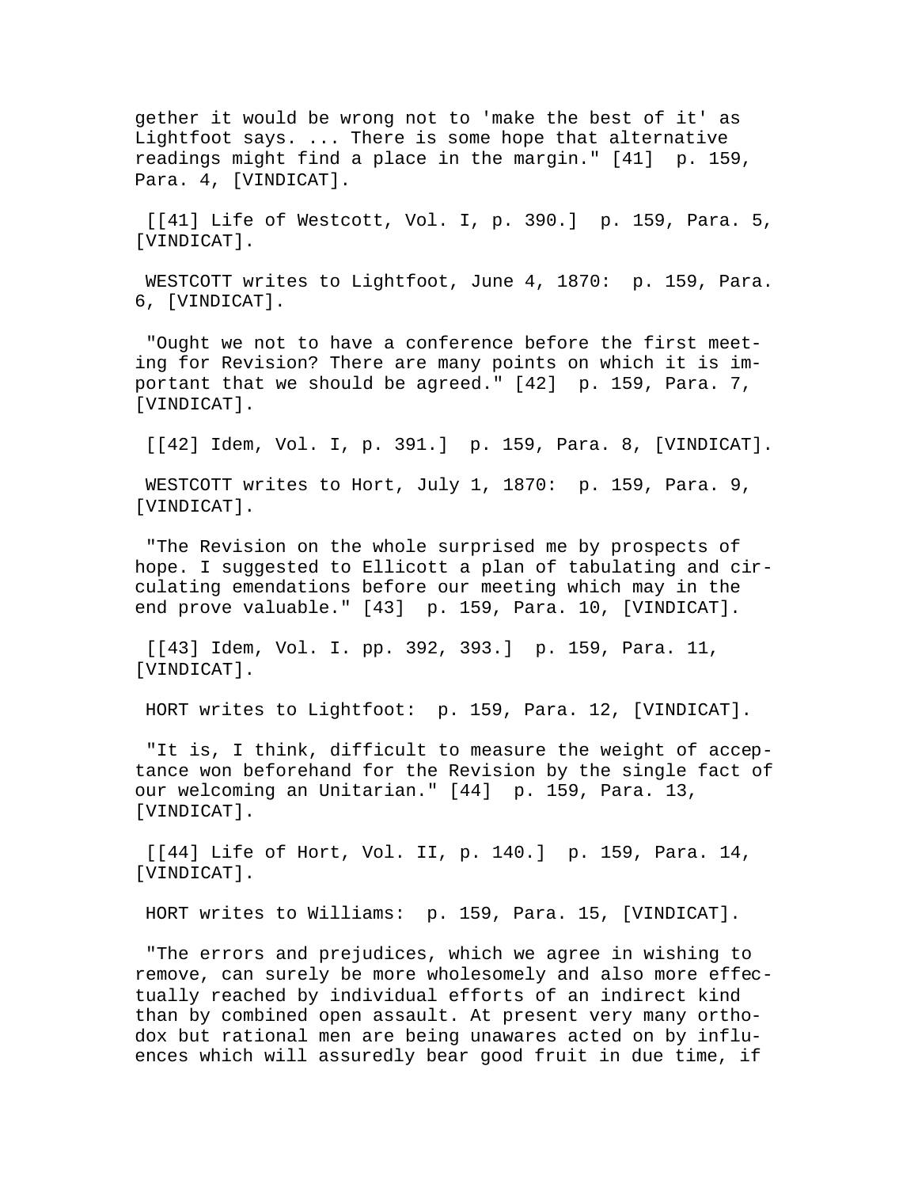gether it would be wrong not to 'make the best of it' as Lightfoot says. ... There is some hope that alternative readings might find a place in the margin." [41] p. 159, Para. 4, [VINDICAT].

[[41] Life of Westcott, Vol. I, p. 390.] p. 159, Para. 5, [VINDICAT].

WESTCOTT writes to Lightfoot, June 4, 1870: p. 159, Para. 6, [VINDICAT].

"Ought we not to have a conference before the first meeting for Revision? There are many points on which it is important that we should be agreed." [42] p. 159, Para. 7, [VINDICAT].

[[42] Idem, Vol. I, p. 391.] p. 159, Para. 8, [VINDICAT].

WESTCOTT writes to Hort, July 1, 1870: p. 159, Para. 9, [VINDICAT].

"The Revision on the whole surprised me by prospects of hope. I suggested to Ellicott a plan of tabulating and circulating emendations before our meeting which may in the end prove valuable." [43] p. 159, Para. 10, [VINDICAT].

[[43] Idem, Vol. I. pp. 392, 393.] p. 159, Para. 11, [VINDICAT].

HORT writes to Lightfoot: p. 159, Para. 12, [VINDICAT].

"It is, I think, difficult to measure the weight of acceptance won beforehand for the Revision by the single fact of our welcoming an Unitarian." [44] p. 159, Para. 13, [VINDICAT].

[[44] Life of Hort, Vol. II, p. 140.] p. 159, Para. 14, [VINDICAT].

HORT writes to Williams: p. 159, Para. 15, [VINDICAT].

"The errors and prejudices, which we agree in wishing to remove, can surely be more wholesomely and also more effectually reached by individual efforts of an indirect kind than by combined open assault. At present very many orthodox but rational men are being unawares acted on by influences which will assuredly bear good fruit in due time, if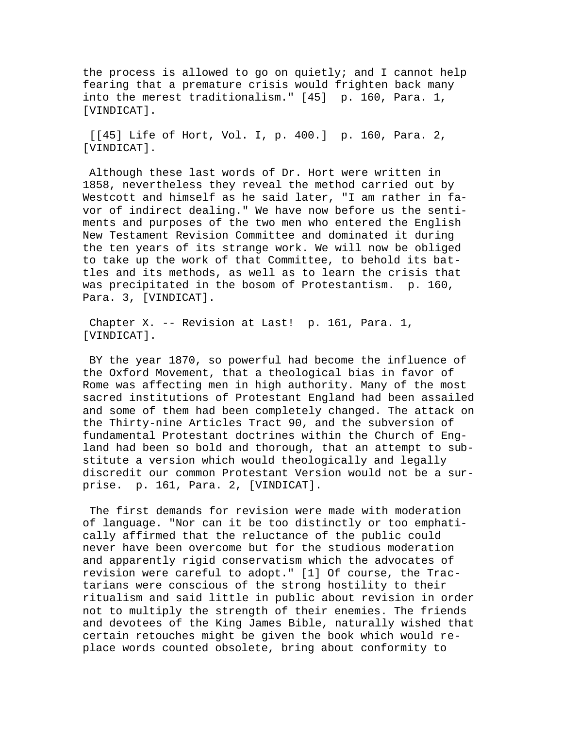the process is allowed to go on quietly; and I cannot help fearing that a premature crisis would frighten back many into the merest traditionalism." [45] p. 160, Para. 1, [VINDICAT].

[[45] Life of Hort, Vol. I, p. 400.] p. 160, Para. 2, [VINDICAT].

Although these last words of Dr. Hort were written in 1858, nevertheless they reveal the method carried out by Westcott and himself as he said later, "I am rather in favor of indirect dealing." We have now before us the sentiments and purposes of the two men who entered the English New Testament Revision Committee and dominated it during the ten years of its strange work. We will now be obliged to take up the work of that Committee, to behold its battles and its methods, as well as to learn the crisis that was precipitated in the bosom of Protestantism. p. 160, Para. 3, [VINDICAT].

## Chapter X. -- Revision at Last! p. 161, Para. 1, [VINDICAT].

BY the year 1870, so powerful had become the influence of the Oxford Movement, that a theological bias in favor of Rome was affecting men in high authority. Many of the most sacred institutions of Protestant England had been assailed and some of them had been completely changed. The attack on the Thirty-nine Articles Tract 90, and the subversion of fundamental Protestant doctrines within the Church of England had been so bold and thorough, that an attempt to substitute a version which would theologically and legally discredit our common Protestant Version would not be a surprise. p. 161, Para. 2, [VINDICAT].

The first demands for revision were made with moderation of language. "Nor can it be too distinctly or too emphatically affirmed that the reluctance of the public could never have been overcome but for the studious moderation and apparently rigid conservatism which the advocates of revision were careful to adopt." [1] Of course, the Tractarians were conscious of the strong hostility to their ritualism and said little in public about revision in order not to multiply the strength of their enemies. The friends and devotees of the King James Bible, naturally wished that certain retouches might be given the book which would replace words counted obsolete, bring about conformity to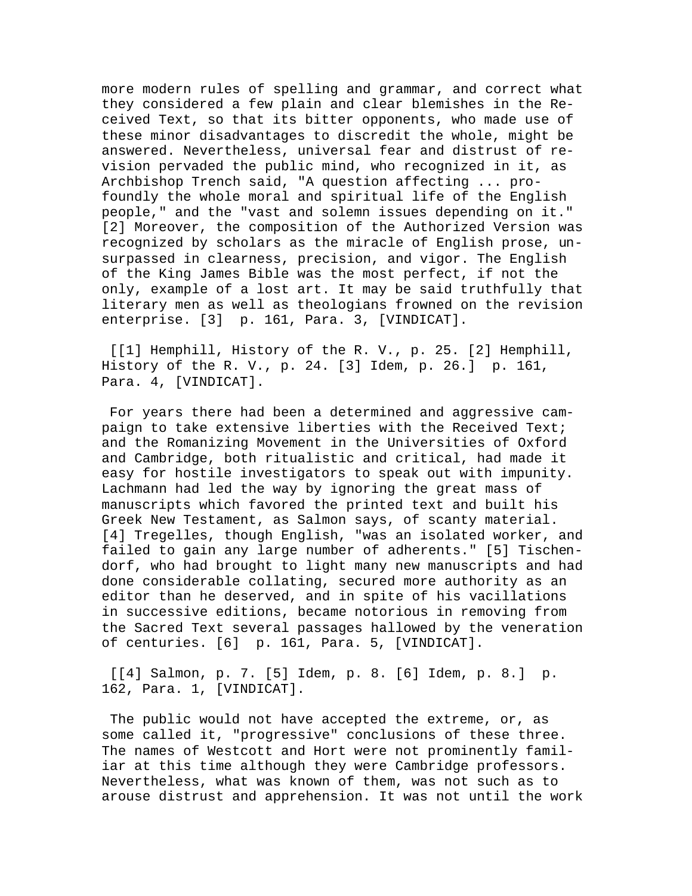more modern rules of spelling and grammar, and correct what they considered a few plain and clear blemishes in the Received Text, so that its bitter opponents, who made use of these minor disadvantages to discredit the whole, might be answered. Nevertheless, universal fear and distrust of revision pervaded the public mind, who recognized in it, as Archbishop Trench said, "A question affecting ... profoundly the whole moral and spiritual life of the English people," and the "vast and solemn issues depending on it." [2] Moreover, the composition of the Authorized Version was recognized by scholars as the miracle of English prose, unsurpassed in clearness, precision, and vigor. The English of the King James Bible was the most perfect, if not the only, example of a lost art. It may be said truthfully that literary men as well as theologians frowned on the revision enterprise. [3]  p. 161, Para. 3, [VINDICAT].

 [[1] Hemphill, History of the R. V., p. 25. [2] Hemphill, History of the R. V., p. 24. [3] Idem, p. 26.]  p. 161, Para. 4, [VINDICAT].

 For years there had been a determined and aggressive campaign to take extensive liberties with the Received Text; and the Romanizing Movement in the Universities of Oxford and Cambridge, both ritualistic and critical, had made it easy for hostile investigators to speak out with impunity. Lachmann had led the way by ignoring the great mass of manuscripts which favored the printed text and built his Greek New Testament, as Salmon says, of scanty material. [4] Tregelles, though English, "was an isolated worker, and failed to gain any large number of adherents." [5] Tischendorf, who had brought to light many new manuscripts and had done considerable collating, secured more authority as an editor than he deserved, and in spite of his vacillations in successive editions, became notorious in removing from the Sacred Text several passages hallowed by the veneration of centuries. [6]  p. 161, Para. 5, [VINDICAT].

 [[4] Salmon, p. 7. [5] Idem, p. 8. [6] Idem, p. 8.]  p. 162, Para. 1, [VINDICAT].

 The public would not have accepted the extreme, or, as some called it, "progressive" conclusions of these three. The names of Westcott and Hort were not prominently familiar at this time although they were Cambridge professors. Nevertheless, what was known of them, was not such as to arouse distrust and apprehension. It was not until the work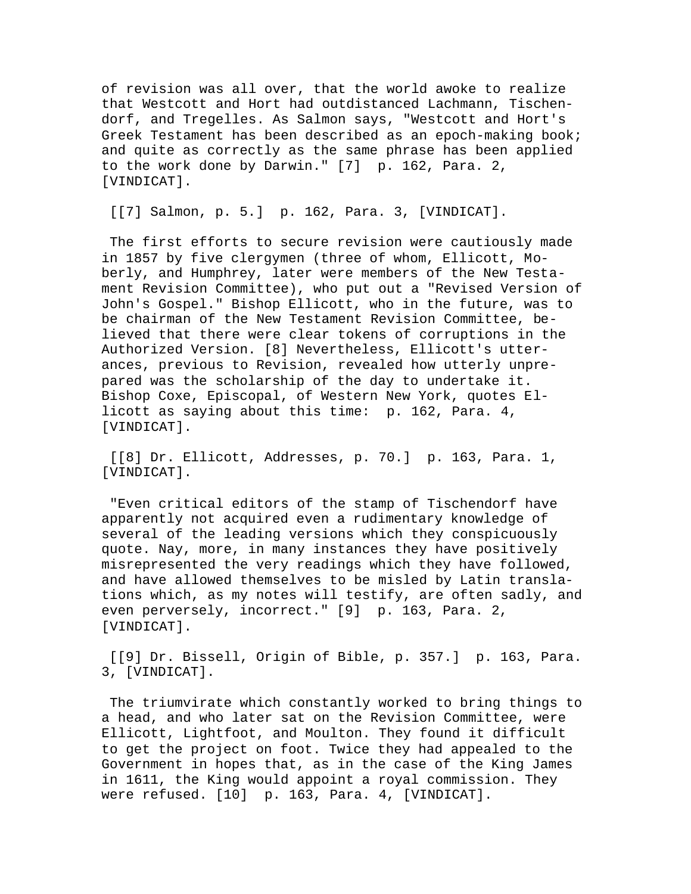of revision was all over, that the world awoke to realize that Westcott and Hort had outdistanced Lachmann, Tischendorf, and Tregelles. As Salmon says, "Westcott and Hort's Greek Testament has been described as an epoch-making book; and quite as correctly as the same phrase has been applied to the work done by Darwin." [7] p. 162, Para. 2, [VINDICAT].

[[7] Salmon, p. 5.] p. 162, Para. 3, [VINDICAT].

The first efforts to secure revision were cautiously made in 1857 by five clergymen (three of whom, Ellicott, Moberly, and Humphrey, later were members of the New Testament Revision Committee), who put out a "Revised Version of John's Gospel." Bishop Ellicott, who in the future, was to be chairman of the New Testament Revision Committee, believed that there were clear tokens of corruptions in the Authorized Version. [8] Nevertheless, Ellicott's utterances, previous to Revision, revealed how utterly unprepared was the scholarship of the day to undertake it. Bishop Coxe, Episcopal, of Western New York, quotes Ellicott as saying about this time: p. 162, Para. 4, [VINDICAT].

[[8] Dr. Ellicott, Addresses, p. 70.] p. 163, Para. 1, [VINDICAT].

"Even critical editors of the stamp of Tischendorf have apparently not acquired even a rudimentary knowledge of several of the leading versions which they conspicuously quote. Nay, more, in many instances they have positively misrepresented the very readings which they have followed, and have allowed themselves to be misled by Latin translations which, as my notes will testify, are often sadly, and even perversely, incorrect." [9] p. 163, Para. 2, [VINDICAT].

[[9] Dr. Bissell, Origin of Bible, p. 357.] p. 163, Para. 3, [VINDICAT].

The triumvirate which constantly worked to bring things to a head, and who later sat on the Revision Committee, were Ellicott, Lightfoot, and Moulton. They found it difficult to get the project on foot. Twice they had appealed to the Government in hopes that, as in the case of the King James in 1611, the King would appoint a royal commission. They were refused. [10] p. 163, Para. 4, [VINDICAT].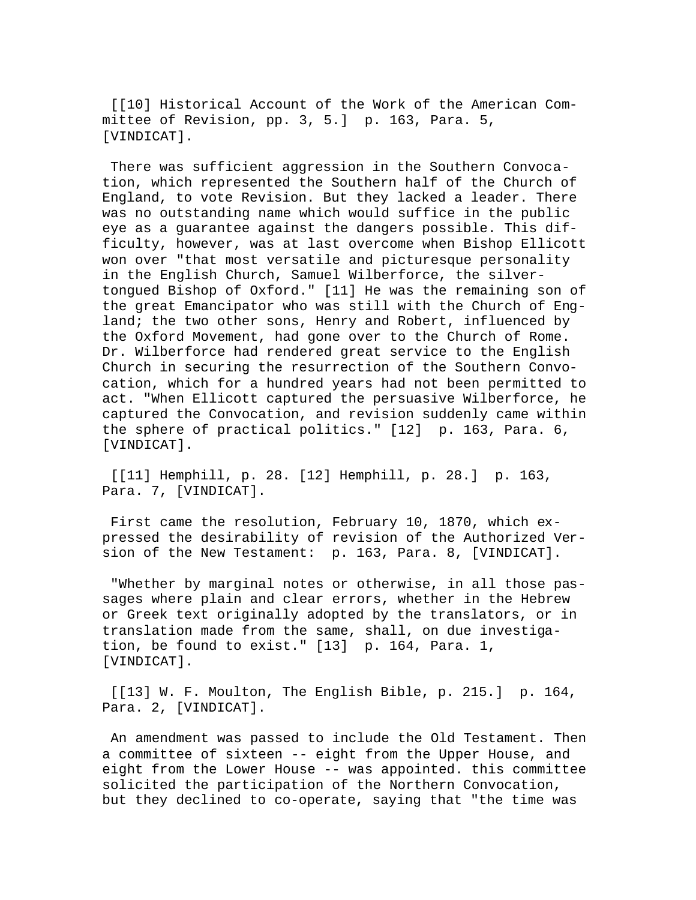[[10] Historical Account of the Work of the American Committee of Revision, pp. 3, 5.] p. 163, Para. 5, [VINDICAT].

There was sufficient aggression in the Southern Convocation, which represented the Southern half of the Church of England, to vote Revision. But they lacked a leader. There was no outstanding name which would suffice in the public eye as a guarantee against the dangers possible. This difficulty, however, was at last overcome when Bishop Ellicott won over "that most versatile and picturesque personality in the English Church, Samuel Wilberforce, the silver-tongued Bishop of Oxford." [11] He was the remaining son of the great Emancipator who was still with the Church of England; the two other sons, Henry and Robert, influenced by the Oxford Movement, had gone over to the Church of Rome. Dr. Wilberforce had rendered great service to the English Church in securing the resurrection of the Southern Convocation, which for a hundred years had not been permitted to act. "When Ellicott captured the persuasive Wilberforce, he captured the Convocation, and revision suddenly came within the sphere of practical politics." [12] p. 163, Para. 6, [VINDICAT].

[[11] Hemphill, p. 28. [12] Hemphill, p. 28.] p. 163, Para. 7, [VINDICAT].

First came the resolution, February 10, 1870, which expressed the desirability of revision of the Authorized Version of the New Testament: p. 163, Para. 8, [VINDICAT].

"Whether by marginal notes or otherwise, in all those passages where plain and clear errors, whether in the Hebrew or Greek text originally adopted by the translators, or in translation made from the same, shall, on due investigation, be found to exist." [13] p. 164, Para. 1, [VINDICAT].

[[13] W. F. Moulton, The English Bible, p. 215.] p. 164, Para. 2, [VINDICAT].

An amendment was passed to include the Old Testament. Then a committee of sixteen -- eight from the Upper House, and eight from the Lower House -- was appointed. this committee solicited the participation of the Northern Convocation, but they declined to co-operate, saying that "the time was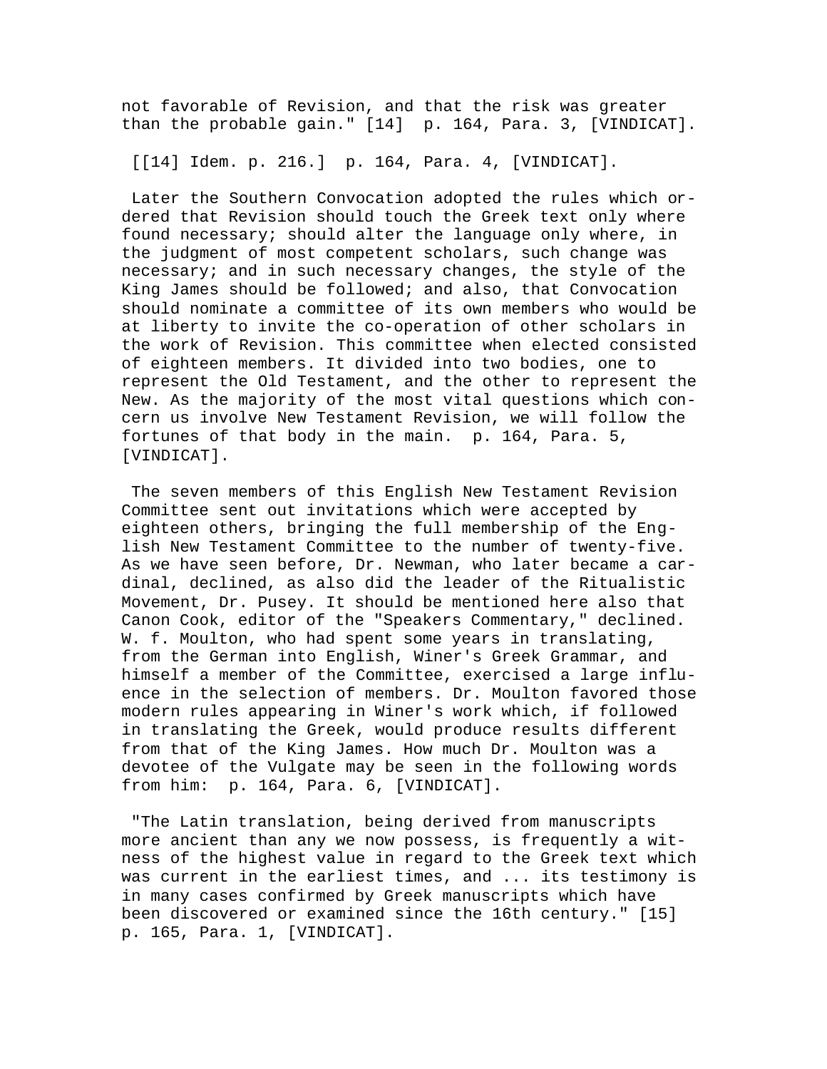not favorable of Revision, and that the risk was greater than the probable gain." [14] p. 164, Para. 3, [VINDICAT].

[[14] Idem. p. 216.] p. 164, Para. 4, [VINDICAT].

Later the Southern Convocation adopted the rules which ordered that Revision should touch the Greek text only where found necessary; should alter the language only where, in the judgment of most competent scholars, such change was necessary; and in such necessary changes, the style of the King James should be followed; and also, that Convocation should nominate a committee of its own members who would be at liberty to invite the co-operation of other scholars in the work of Revision. This committee when elected consisted of eighteen members. It divided into two bodies, one to represent the Old Testament, and the other to represent the New. As the majority of the most vital questions which concern us involve New Testament Revision, we will follow the fortunes of that body in the main. p. 164, Para. 5, [VINDICAT].

The seven members of this English New Testament Revision Committee sent out invitations which were accepted by eighteen others, bringing the full membership of the English New Testament Committee to the number of twenty-five. As we have seen before, Dr. Newman, who later became a cardinal, declined, as also did the leader of the Ritualistic Movement, Dr. Pusey. It should be mentioned here also that Canon Cook, editor of the "Speakers Commentary," declined. W. f. Moulton, who had spent some years in translating, from the German into English, Winer's Greek Grammar, and himself a member of the Committee, exercised a large influence in the selection of members. Dr. Moulton favored those modern rules appearing in Winer's work which, if followed in translating the Greek, would produce results different from that of the King James. How much Dr. Moulton was a devotee of the Vulgate may be seen in the following words from him: p. 164, Para. 6, [VINDICAT].

"The Latin translation, being derived from manuscripts more ancient than any we now possess, is frequently a witness of the highest value in regard to the Greek text which was current in the earliest times, and ... its testimony is in many cases confirmed by Greek manuscripts which have been discovered or examined since the 16th century." [15] p. 165, Para. 1, [VINDICAT].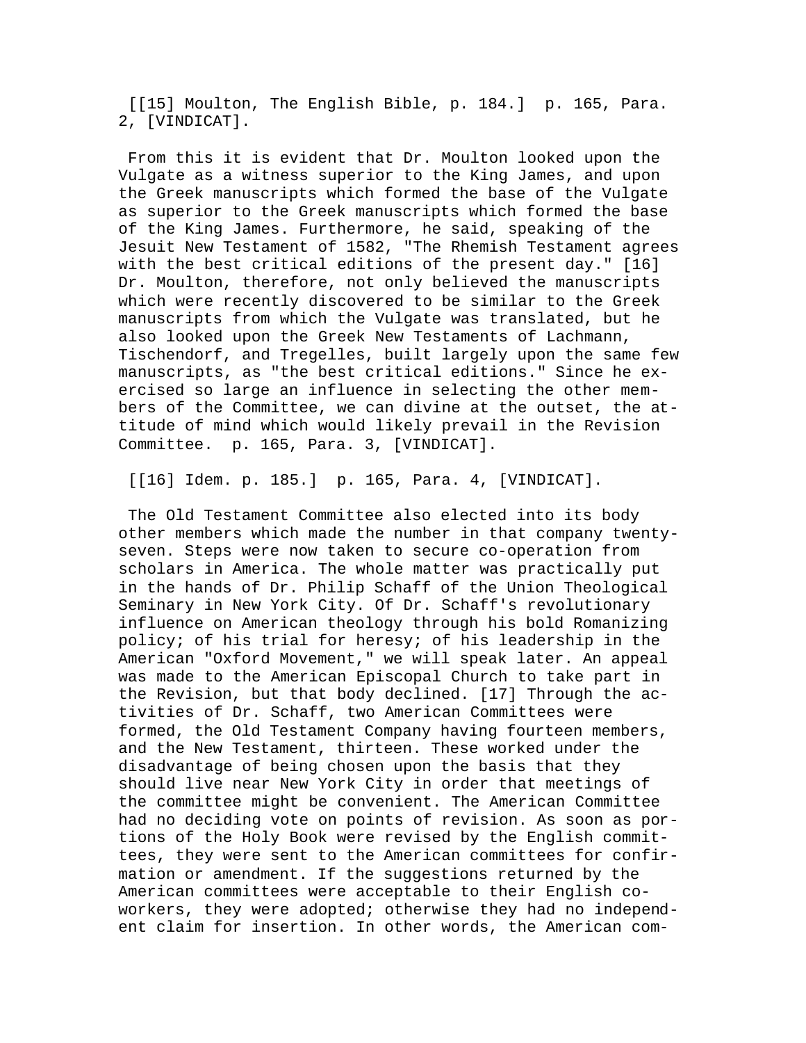[[15] Moulton, The English Bible, p. 184.] p. 165, Para. 2, [VINDICAT].

From this it is evident that Dr. Moulton looked upon the Vulgate as a witness superior to the King James, and upon the Greek manuscripts which formed the base of the Vulgate as superior to the Greek manuscripts which formed the base of the King James. Furthermore, he said, speaking of the Jesuit New Testament of 1582, "The Rhemish Testament agrees with the best critical editions of the present day." [16] Dr. Moulton, therefore, not only believed the manuscripts which were recently discovered to be similar to the Greek manuscripts from which the Vulgate was translated, but he also looked upon the Greek New Testaments of Lachmann, Tischendorf, and Tregelles, built largely upon the same few manuscripts, as "the best critical editions." Since he exercised so large an influence in selecting the other members of the Committee, we can divine at the outset, the attitude of mind which would likely prevail in the Revision Committee. p. 165, Para. 3, [VINDICAT].

[[16] Idem. p. 185.] p. 165, Para. 4, [VINDICAT].

The Old Testament Committee also elected into its body other members which made the number in that company twenty-seven. Steps were now taken to secure co-operation from scholars in America. The whole matter was practically put in the hands of Dr. Philip Schaff of the Union Theological Seminary in New York City. Of Dr. Schaff's revolutionary influence on American theology through his bold Romanizing policy; of his trial for heresy; of his leadership in the American "Oxford Movement," we will speak later. An appeal was made to the American Episcopal Church to take part in the Revision, but that body declined. [17] Through the activities of Dr. Schaff, two American Committees were formed, the Old Testament Company having fourteen members, and the New Testament, thirteen. These worked under the disadvantage of being chosen upon the basis that they should live near New York City in order that meetings of the committee might be convenient. The American Committee had no deciding vote on points of revision. As soon as portions of the Holy Book were revised by the English committees, they were sent to the American committees for confirmation or amendment. If the suggestions returned by the American committees were acceptable to their English co-workers, they were adopted; otherwise they had no independent claim for insertion. In other words, the American com-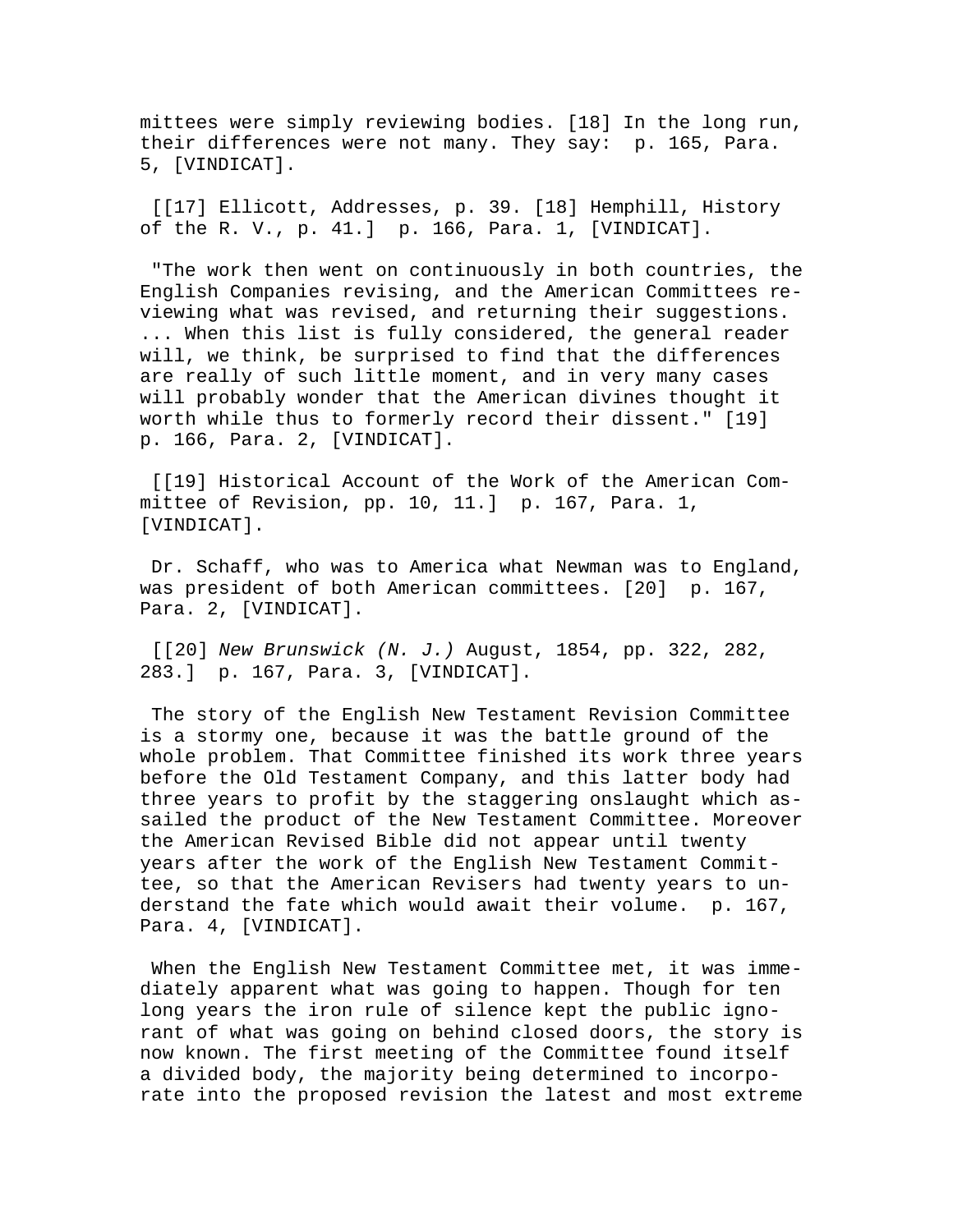mittees were simply reviewing bodies. [18] In the long run, their differences were not many. They say:  p. 165, Para. 5, [VINDICAT].

[[17] Ellicott, Addresses, p. 39. [18] Hemphill, History of the R. V., p. 41.]  p. 166, Para. 1, [VINDICAT].

"The work then went on continuously in both countries, the English Companies revising, and the American Committees reviewing what was revised, and returning their suggestions. ... When this list is fully considered, the general reader will, we think, be surprised to find that the differences are really of such little moment, and in very many cases will probably wonder that the American divines thought it worth while thus to formerly record their dissent." [19] p. 166, Para. 2, [VINDICAT].

[[19] Historical Account of the Work of the American Committee of Revision, pp. 10, 11.]  p. 167, Para. 1, [VINDICAT].

Dr. Schaff, who was to America what Newman was to England, was president of both American committees. [20]  p. 167, Para. 2, [VINDICAT].

[[20] *New Brunswick (N. J.)* August, 1854, pp. 322, 282, 283.]  p. 167, Para. 3, [VINDICAT].

The story of the English New Testament Revision Committee is a stormy one, because it was the battle ground of the whole problem. That Committee finished its work three years before the Old Testament Company, and this latter body had three years to profit by the staggering onslaught which assailed the product of the New Testament Committee. Moreover the American Revised Bible did not appear until twenty years after the work of the English New Testament Committee, so that the American Revisers had twenty years to understand the fate which would await their volume.  p. 167, Para. 4, [VINDICAT].

When the English New Testament Committee met, it was immediately apparent what was going to happen. Though for ten long years the iron rule of silence kept the public ignorant of what was going on behind closed doors, the story is now known. The first meeting of the Committee found itself a divided body, the majority being determined to incorporate into the proposed revision the latest and most extreme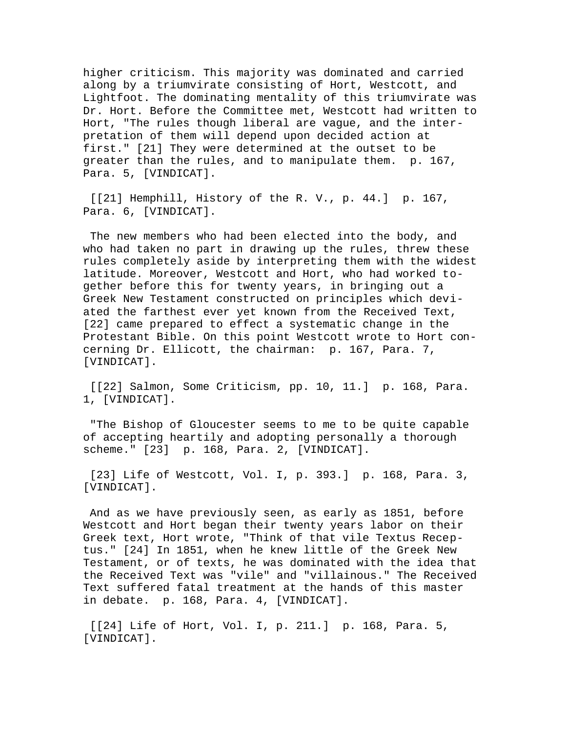higher criticism. This majority was dominated and carried along by a triumvirate consisting of Hort, Westcott, and Lightfoot. The dominating mentality of this triumvirate was Dr. Hort. Before the Committee met, Westcott had written to Hort, "The rules though liberal are vague, and the interpretation of them will depend upon decided action at first." [21] They were determined at the outset to be greater than the rules, and to manipulate them.  p. 167, Para. 5, [VINDICAT].

[[21] Hemphill, History of the R. V., p. 44.]  p. 167, Para. 6, [VINDICAT].

The new members who had been elected into the body, and who had taken no part in drawing up the rules, threw these rules completely aside by interpreting them with the widest latitude. Moreover, Westcott and Hort, who had worked together before this for twenty years, in bringing out a Greek New Testament constructed on principles which deviated the farthest ever yet known from the Received Text, [22] came prepared to effect a systematic change in the Protestant Bible. On this point Westcott wrote to Hort concerning Dr. Ellicott, the chairman:  p. 167, Para. 7, [VINDICAT].

[[22] Salmon, Some Criticism, pp. 10, 11.]  p. 168, Para. 1, [VINDICAT].

"The Bishop of Gloucester seems to me to be quite capable of accepting heartily and adopting personally a thorough scheme." [23]  p. 168, Para. 2, [VINDICAT].

[23] Life of Westcott, Vol. I, p. 393.]  p. 168, Para. 3, [VINDICAT].

And as we have previously seen, as early as 1851, before Westcott and Hort began their twenty years labor on their Greek text, Hort wrote, "Think of that vile Textus Receptus." [24] In 1851, when he knew little of the Greek New Testament, or of texts, he was dominated with the idea that the Received Text was "vile" and "villainous." The Received Text suffered fatal treatment at the hands of this master in debate.  p. 168, Para. 4, [VINDICAT].

[[24] Life of Hort, Vol. I, p. 211.]  p. 168, Para. 5, [VINDICAT].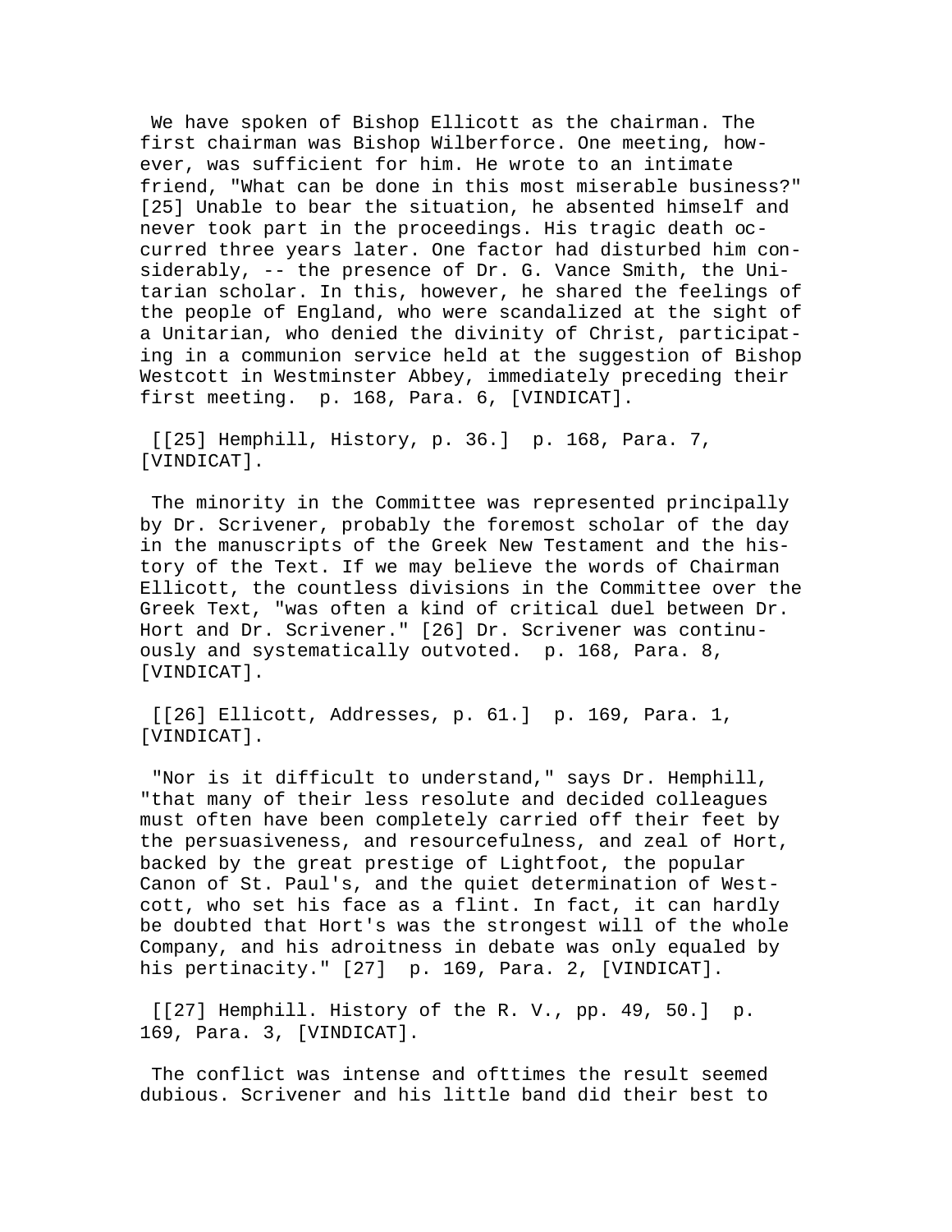We have spoken of Bishop Ellicott as the chairman. The first chairman was Bishop Wilberforce. One meeting, however, was sufficient for him. He wrote to an intimate friend, "What can be done in this most miserable business?" [25] Unable to bear the situation, he absented himself and never took part in the proceedings. His tragic death occurred three years later. One factor had disturbed him considerably, -- the presence of Dr. G. Vance Smith, the Unitarian scholar. In this, however, he shared the feelings of the people of England, who were scandalized at the sight of a Unitarian, who denied the divinity of Christ, participating in a communion service held at the suggestion of Bishop Westcott in Westminster Abbey, immediately preceding their first meeting. p. 168, Para. 6, [VINDICAT].

[[25] Hemphill, History, p. 36.] p. 168, Para. 7, [VINDICAT].

The minority in the Committee was represented principally by Dr. Scrivener, probably the foremost scholar of the day in the manuscripts of the Greek New Testament and the history of the Text. If we may believe the words of Chairman Ellicott, the countless divisions in the Committee over the Greek Text, "was often a kind of critical duel between Dr. Hort and Dr. Scrivener." [26] Dr. Scrivener was continuously and systematically outvoted. p. 168, Para. 8, [VINDICAT].

[[26] Ellicott, Addresses, p. 61.] p. 169, Para. 1, [VINDICAT].

"Nor is it difficult to understand," says Dr. Hemphill, "that many of their less resolute and decided colleagues must often have been completely carried off their feet by the persuasiveness, and resourcefulness, and zeal of Hort, backed by the great prestige of Lightfoot, the popular Canon of St. Paul's, and the quiet determination of Westcott, who set his face as a flint. In fact, it can hardly be doubted that Hort's was the strongest will of the whole Company, and his adroitness in debate was only equaled by his pertinacity." [27] p. 169, Para. 2, [VINDICAT].

[[27] Hemphill. History of the R. V., pp. 49, 50.] p. 169, Para. 3, [VINDICAT].

The conflict was intense and ofttimes the result seemed dubious. Scrivener and his little band did their best to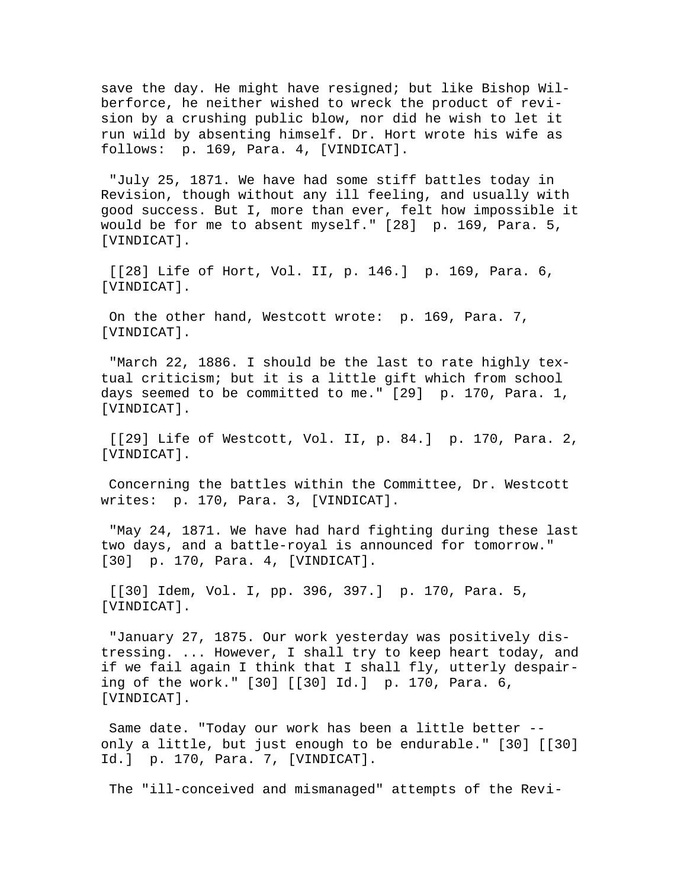save the day. He might have resigned; but like Bishop Wilberforce, he neither wished to wreck the product of revision by a crushing public blow, nor did he wish to let it run wild by absenting himself. Dr. Hort wrote his wife as follows:  p. 169, Para. 4, [VINDICAT].

"July 25, 1871. We have had some stiff battles today in Revision, though without any ill feeling, and usually with good success. But I, more than ever, felt how impossible it would be for me to absent myself." [28]  p. 169, Para. 5, [VINDICAT].

[[28] Life of Hort, Vol. II, p. 146.]  p. 169, Para. 6, [VINDICAT].

On the other hand, Westcott wrote:  p. 169, Para. 7, [VINDICAT].

"March 22, 1886. I should be the last to rate highly textual criticism; but it is a little gift which from school days seemed to be committed to me." [29]  p. 170, Para. 1, [VINDICAT].

[[29] Life of Westcott, Vol. II, p. 84.]  p. 170, Para. 2, [VINDICAT].

Concerning the battles within the Committee, Dr. Westcott writes:  p. 170, Para. 3, [VINDICAT].

"May 24, 1871. We have had hard fighting during these last two days, and a battle-royal is announced for tomorrow." [30]  p. 170, Para. 4, [VINDICAT].

[[30] Idem, Vol. I, pp. 396, 397.]  p. 170, Para. 5, [VINDICAT].

"January 27, 1875. Our work yesterday was positively distressing. ... However, I shall try to keep heart today, and if we fail again I think that I shall fly, utterly despairing of the work." [30] [[30] Id.]  p. 170, Para. 6, [VINDICAT].

Same date. "Today our work has been a little better -- only a little, but just enough to be endurable." [30] [[30] Id.]  p. 170, Para. 7, [VINDICAT].

The "ill-conceived and mismanaged" attempts of the Revi-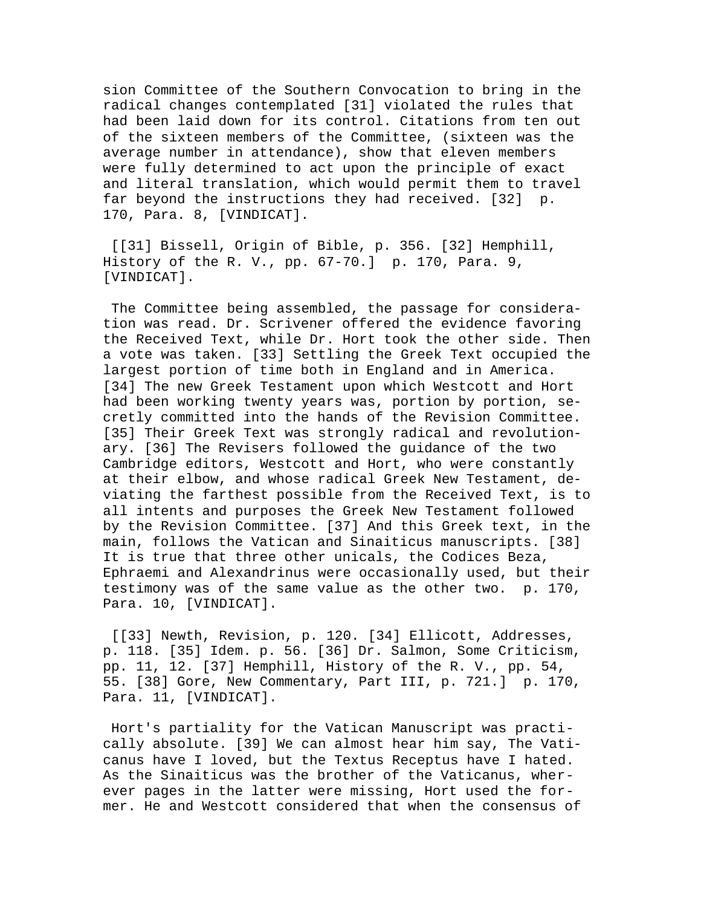sion Committee of the Southern Convocation to bring in the radical changes contemplated [31] violated the rules that had been laid down for its control. Citations from ten out of the sixteen members of the Committee, (sixteen was the average number in attendance), show that eleven members were fully determined to act upon the principle of exact and literal translation, which would permit them to travel far beyond the instructions they had received. [32]  p. 170, Para. 8, [VINDICAT].

[[31] Bissell, Origin of Bible, p. 356. [32] Hemphill, History of the R. V., pp. 67-70.]  p. 170, Para. 9, [VINDICAT].

The Committee being assembled, the passage for consideration was read. Dr. Scrivener offered the evidence favoring the Received Text, while Dr. Hort took the other side. Then a vote was taken. [33] Settling the Greek Text occupied the largest portion of time both in England and in America. [34] The new Greek Testament upon which Westcott and Hort had been working twenty years was, portion by portion, secretly committed into the hands of the Revision Committee. [35] Their Greek Text was strongly radical and revolutionary. [36] The Revisers followed the guidance of the two Cambridge editors, Westcott and Hort, who were constantly at their elbow, and whose radical Greek New Testament, deviating the farthest possible from the Received Text, is to all intents and purposes the Greek New Testament followed by the Revision Committee. [37] And this Greek text, in the main, follows the Vatican and Sinaiticus manuscripts. [38] It is true that three other unicals, the Codices Beza, Ephraemi and Alexandrinus were occasionally used, but their testimony was of the same value as the other two.  p. 170, Para. 10, [VINDICAT].

[[33] Newth, Revision, p. 120. [34] Ellicott, Addresses, p. 118. [35] Idem. p. 56. [36] Dr. Salmon, Some Criticism, pp. 11, 12. [37] Hemphill, History of the R. V., pp. 54, 55. [38] Gore, New Commentary, Part III, p. 721.]  p. 170, Para. 11, [VINDICAT].

Hort's partiality for the Vatican Manuscript was practically absolute. [39] We can almost hear him say, The Vaticanus have I loved, but the Textus Receptus have I hated. As the Sinaiticus was the brother of the Vaticanus, wherever pages in the latter were missing, Hort used the former. He and Westcott considered that when the consensus of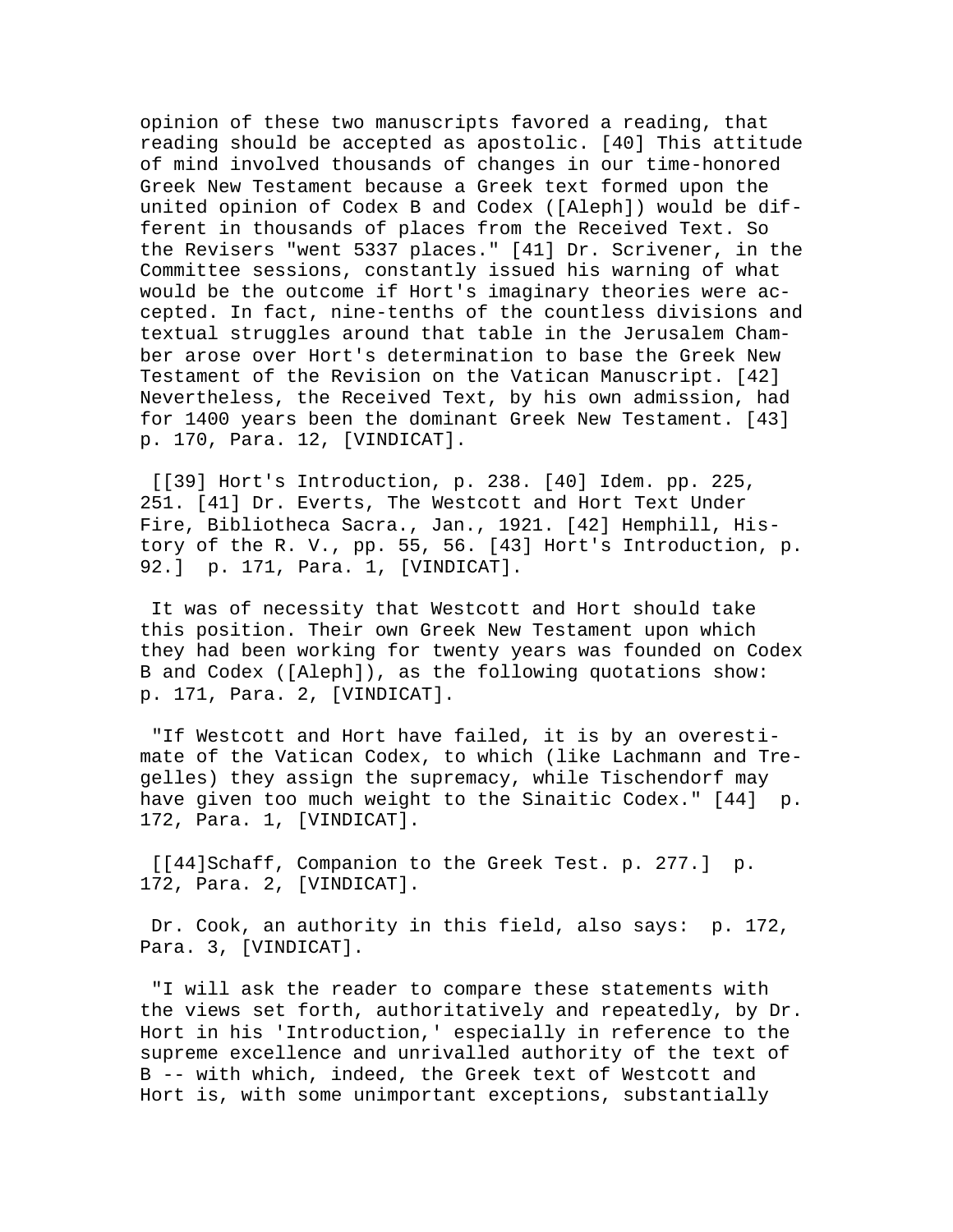opinion of these two manuscripts favored a reading, that reading should be accepted as apostolic. [40] This attitude of mind involved thousands of changes in our time-honored Greek New Testament because a Greek text formed upon the united opinion of Codex B and Codex ([Aleph]) would be different in thousands of places from the Received Text. So the Revisers "went 5337 places." [41] Dr. Scrivener, in the Committee sessions, constantly issued his warning of what would be the outcome if Hort's imaginary theories were accepted. In fact, nine-tenths of the countless divisions and textual struggles around that table in the Jerusalem Chamber arose over Hort's determination to base the Greek New Testament of the Revision on the Vatican Manuscript. [42] Nevertheless, the Received Text, by his own admission, had for 1400 years been the dominant Greek New Testament. [43] p. 170, Para. 12, [VINDICAT].

[[39] Hort's Introduction, p. 238. [40] Idem. pp. 225, 251. [41] Dr. Everts, The Westcott and Hort Text Under Fire, Bibliotheca Sacra., Jan., 1921. [42] Hemphill, History of the R. V., pp. 55, 56. [43] Hort's Introduction, p. 92.] p. 171, Para. 1, [VINDICAT].

It was of necessity that Westcott and Hort should take this position. Their own Greek New Testament upon which they had been working for twenty years was founded on Codex B and Codex ([Aleph]), as the following quotations show: p. 171, Para. 2, [VINDICAT].

"If Westcott and Hort have failed, it is by an overestimate of the Vatican Codex, to which (like Lachmann and Tregelles) they assign the supremacy, while Tischendorf may have given too much weight to the Sinaitic Codex." [44] p. 172, Para. 1, [VINDICAT].

[[44]Schaff, Companion to the Greek Test. p. 277.] p. 172, Para. 2, [VINDICAT].

Dr. Cook, an authority in this field, also says: p. 172, Para. 3, [VINDICAT].

"I will ask the reader to compare these statements with the views set forth, authoritatively and repeatedly, by Dr. Hort in his 'Introduction,' especially in reference to the supreme excellence and unrivalled authority of the text of B -- with which, indeed, the Greek text of Westcott and Hort is, with some unimportant exceptions, substantially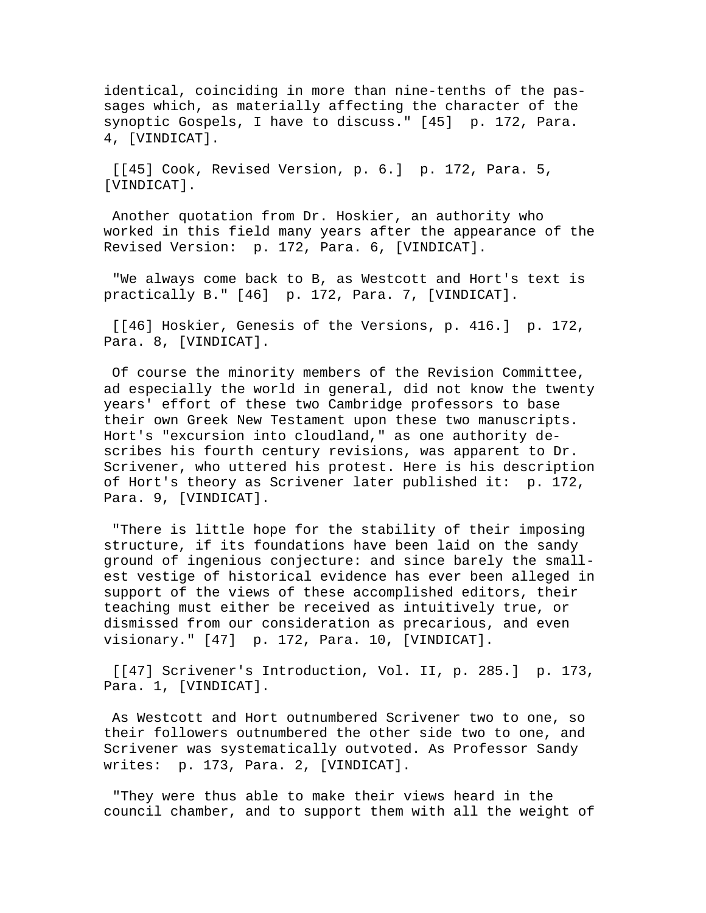identical, coinciding in more than nine-tenths of the passages which, as materially affecting the character of the synoptic Gospels, I have to discuss." [45] p. 172, Para. 4, [VINDICAT].

[[45] Cook, Revised Version, p. 6.] p. 172, Para. 5, [VINDICAT].

Another quotation from Dr. Hoskier, an authority who worked in this field many years after the appearance of the Revised Version: p. 172, Para. 6, [VINDICAT].

"We always come back to B, as Westcott and Hort's text is practically B." [46] p. 172, Para. 7, [VINDICAT].

[[46] Hoskier, Genesis of the Versions, p. 416.] p. 172, Para. 8, [VINDICAT].

Of course the minority members of the Revision Committee, ad especially the world in general, did not know the twenty years' effort of these two Cambridge professors to base their own Greek New Testament upon these two manuscripts. Hort's "excursion into cloudland," as one authority describes his fourth century revisions, was apparent to Dr. Scrivener, who uttered his protest. Here is his description of Hort's theory as Scrivener later published it: p. 172, Para. 9, [VINDICAT].

"There is little hope for the stability of their imposing structure, if its foundations have been laid on the sandy ground of ingenious conjecture: and since barely the smallest vestige of historical evidence has ever been alleged in support of the views of these accomplished editors, their teaching must either be received as intuitively true, or dismissed from our consideration as precarious, and even visionary." [47] p. 172, Para. 10, [VINDICAT].

[[47] Scrivener's Introduction, Vol. II, p. 285.] p. 173, Para. 1, [VINDICAT].

As Westcott and Hort outnumbered Scrivener two to one, so their followers outnumbered the other side two to one, and Scrivener was systematically outvoted. As Professor Sandy writes: p. 173, Para. 2, [VINDICAT].

"They were thus able to make their views heard in the council chamber, and to support them with all the weight of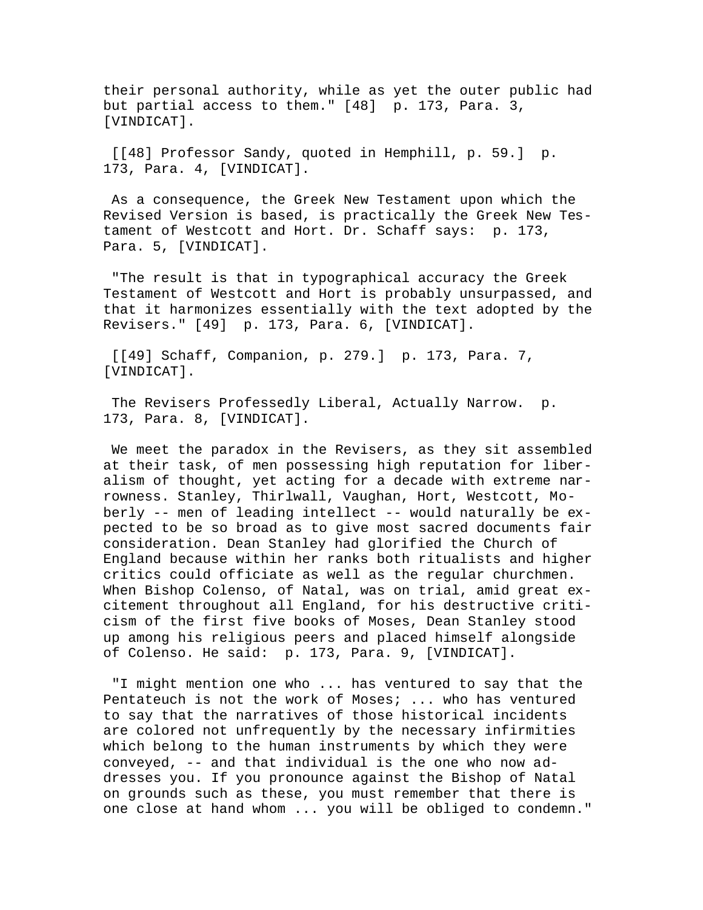their personal authority, while as yet the outer public had but partial access to them." [48] p. 173, Para. 3, [VINDICAT].

[[48] Professor Sandy, quoted in Hemphill, p. 59.] p. 173, Para. 4, [VINDICAT].

As a consequence, the Greek New Testament upon which the Revised Version is based, is practically the Greek New Testament of Westcott and Hort. Dr. Schaff says: p. 173, Para. 5, [VINDICAT].

"The result is that in typographical accuracy the Greek Testament of Westcott and Hort is probably unsurpassed, and that it harmonizes essentially with the text adopted by the Revisers." [49] p. 173, Para. 6, [VINDICAT].

[[49] Schaff, Companion, p. 279.] p. 173, Para. 7, [VINDICAT].

The Revisers Professedly Liberal, Actually Narrow. p. 173, Para. 8, [VINDICAT].

We meet the paradox in the Revisers, as they sit assembled at their task, of men possessing high reputation for liberalism of thought, yet acting for a decade with extreme narrowness. Stanley, Thirlwall, Vaughan, Hort, Westcott, Moberly -- men of leading intellect -- would naturally be expected to be so broad as to give most sacred documents fair consideration. Dean Stanley had glorified the Church of England because within her ranks both ritualists and higher critics could officiate as well as the regular churchmen. When Bishop Colenso, of Natal, was on trial, amid great excitement throughout all England, for his destructive criticism of the first five books of Moses, Dean Stanley stood up among his religious peers and placed himself alongside of Colenso. He said: p. 173, Para. 9, [VINDICAT].

"I might mention one who ... has ventured to say that the Pentateuch is not the work of Moses; ... who has ventured to say that the narratives of those historical incidents are colored not unfrequently by the necessary infirmities which belong to the human instruments by which they were conveyed, -- and that individual is the one who now addresses you. If you pronounce against the Bishop of Natal on grounds such as these, you must remember that there is one close at hand whom ... you will be obliged to condemn."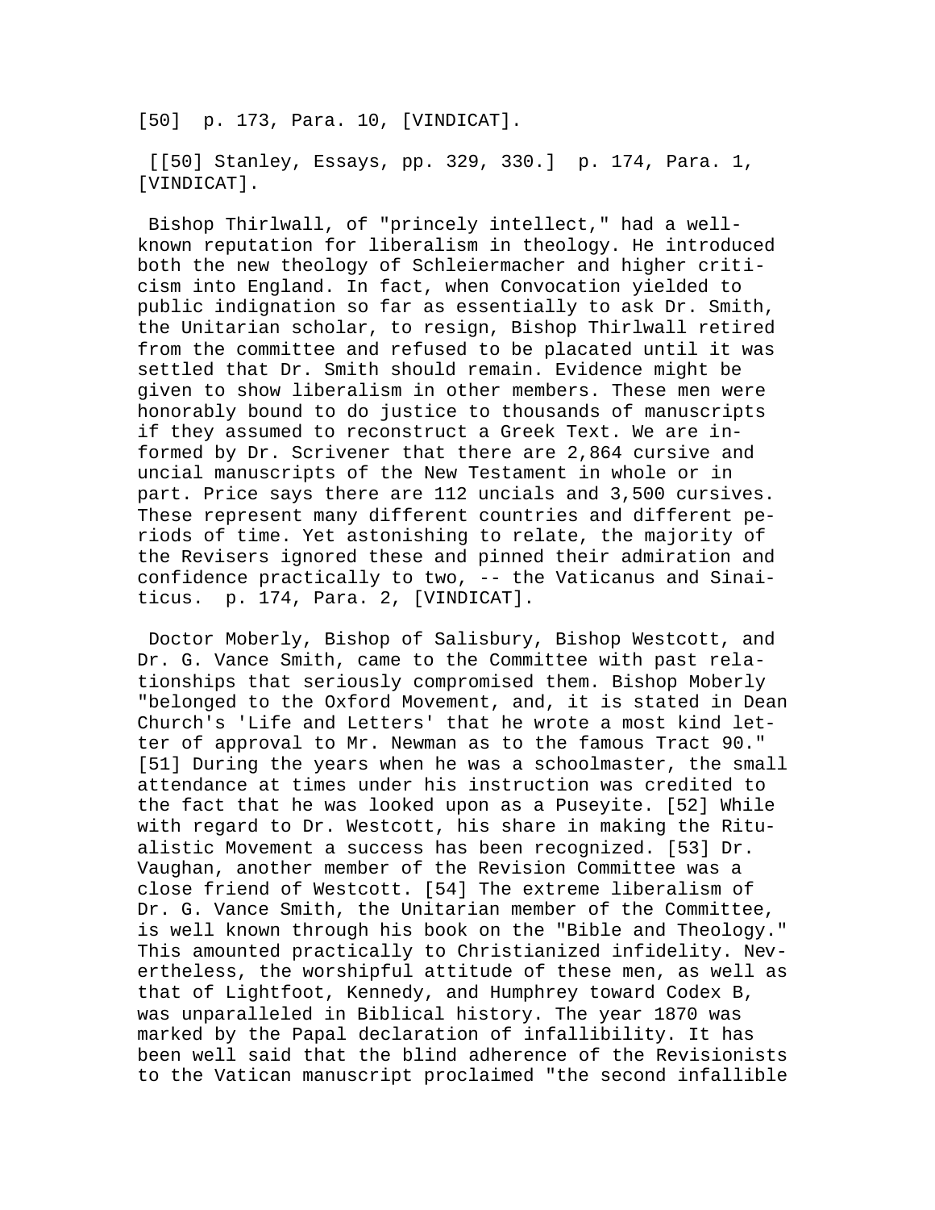[50]  p. 173, Para. 10, [VINDICAT].

[[50] Stanley, Essays, pp. 329, 330.]  p. 174, Para. 1, [VINDICAT].

Bishop Thirlwall, of "princely intellect," had a well-known reputation for liberalism in theology. He introduced both the new theology of Schleiermacher and higher criticism into England. In fact, when Convocation yielded to public indignation so far as essentially to ask Dr. Smith, the Unitarian scholar, to resign, Bishop Thirlwall retired from the committee and refused to be placated until it was settled that Dr. Smith should remain. Evidence might be given to show liberalism in other members. These men were honorably bound to do justice to thousands of manuscripts if they assumed to reconstruct a Greek Text. We are informed by Dr. Scrivener that there are 2,864 cursive and uncial manuscripts of the New Testament in whole or in part. Price says there are 112 uncials and 3,500 cursives. These represent many different countries and different periods of time. Yet astonishing to relate, the majority of the Revisers ignored these and pinned their admiration and confidence practically to two, -- the Vaticanus and Sinaiticus.  p. 174, Para. 2, [VINDICAT].

Doctor Moberly, Bishop of Salisbury, Bishop Westcott, and Dr. G. Vance Smith, came to the Committee with past relationships that seriously compromised them. Bishop Moberly "belonged to the Oxford Movement, and, it is stated in Dean Church's 'Life and Letters' that he wrote a most kind letter of approval to Mr. Newman as to the famous Tract 90." [51] During the years when he was a schoolmaster, the small attendance at times under his instruction was credited to the fact that he was looked upon as a Puseyite. [52] While with regard to Dr. Westcott, his share in making the Ritualistic Movement a success has been recognized. [53] Dr. Vaughan, another member of the Revision Committee was a close friend of Westcott. [54] The extreme liberalism of Dr. G. Vance Smith, the Unitarian member of the Committee, is well known through his book on the "Bible and Theology." This amounted practically to Christianized infidelity. Nevertheless, the worshipful attitude of these men, as well as that of Lightfoot, Kennedy, and Humphrey toward Codex B, was unparalleled in Biblical history. The year 1870 was marked by the Papal declaration of infallibility. It has been well said that the blind adherence of the Revisionists to the Vatican manuscript proclaimed "the second infallible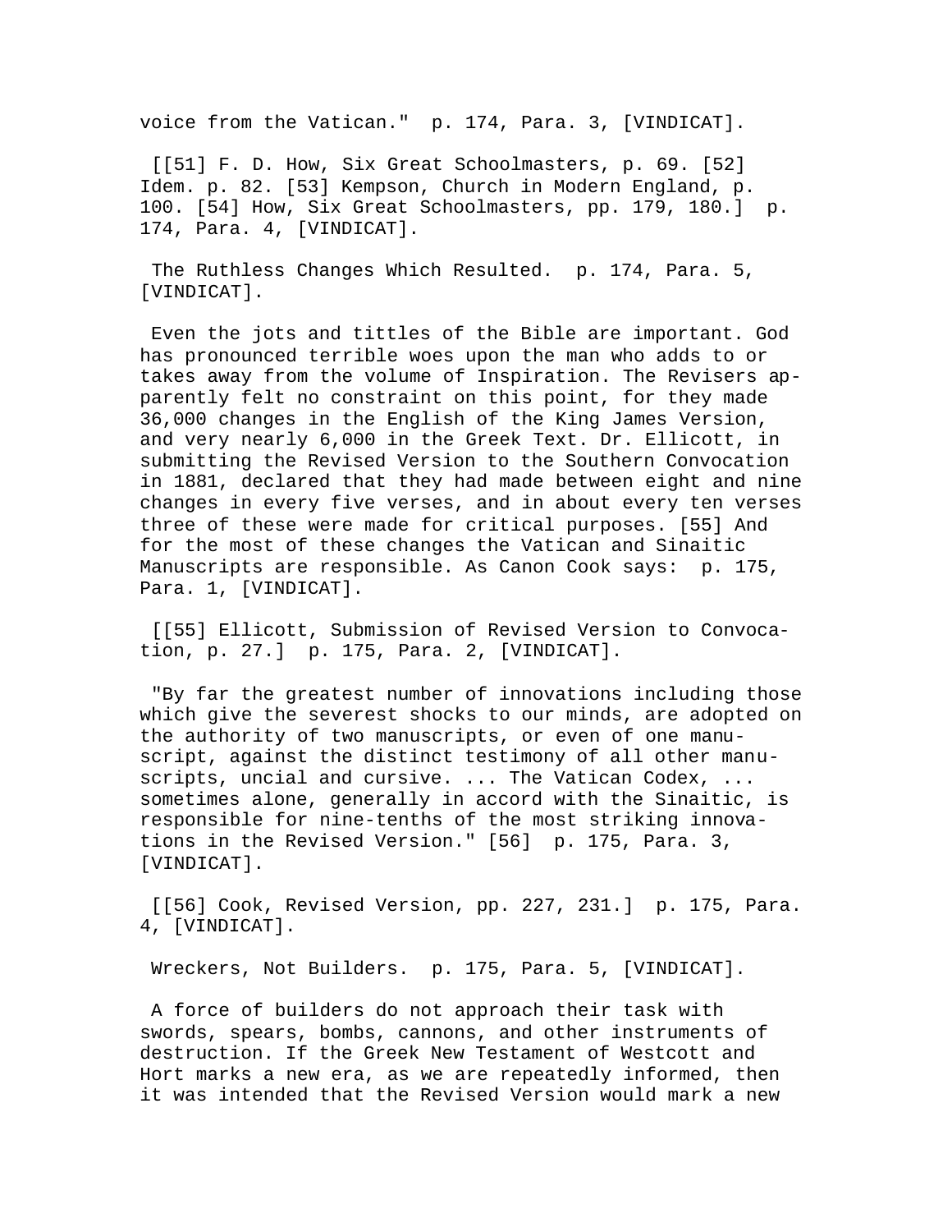voice from the Vatican." p. 174, Para. 3, [VINDICAT].

[[51] F. D. How, Six Great Schoolmasters, p. 69. [52] Idem. p. 82. [53] Kempson, Church in Modern England, p. 100. [54] How, Six Great Schoolmasters, pp. 179, 180.] p. 174, Para. 4, [VINDICAT].

The Ruthless Changes Which Resulted. p. 174, Para. 5, [VINDICAT].

Even the jots and tittles of the Bible are important. God has pronounced terrible woes upon the man who adds to or takes away from the volume of Inspiration. The Revisers apparently felt no constraint on this point, for they made 36,000 changes in the English of the King James Version, and very nearly 6,000 in the Greek Text. Dr. Ellicott, in submitting the Revised Version to the Southern Convocation in 1881, declared that they had made between eight and nine changes in every five verses, and in about every ten verses three of these were made for critical purposes. [55] And for the most of these changes the Vatican and Sinaitic Manuscripts are responsible. As Canon Cook says: p. 175, Para. 1, [VINDICAT].

[[55] Ellicott, Submission of Revised Version to Convocation, p. 27.] p. 175, Para. 2, [VINDICAT].

"By far the greatest number of innovations including those which give the severest shocks to our minds, are adopted on the authority of two manuscripts, or even of one manuscript, against the distinct testimony of all other manuscripts, uncial and cursive. ... The Vatican Codex, ... sometimes alone, generally in accord with the Sinaitic, is responsible for nine-tenths of the most striking innovations in the Revised Version." [56] p. 175, Para. 3, [VINDICAT].

[[56] Cook, Revised Version, pp. 227, 231.] p. 175, Para. 4, [VINDICAT].

Wreckers, Not Builders. p. 175, Para. 5, [VINDICAT].

A force of builders do not approach their task with swords, spears, bombs, cannons, and other instruments of destruction. If the Greek New Testament of Westcott and Hort marks a new era, as we are repeatedly informed, then it was intended that the Revised Version would mark a new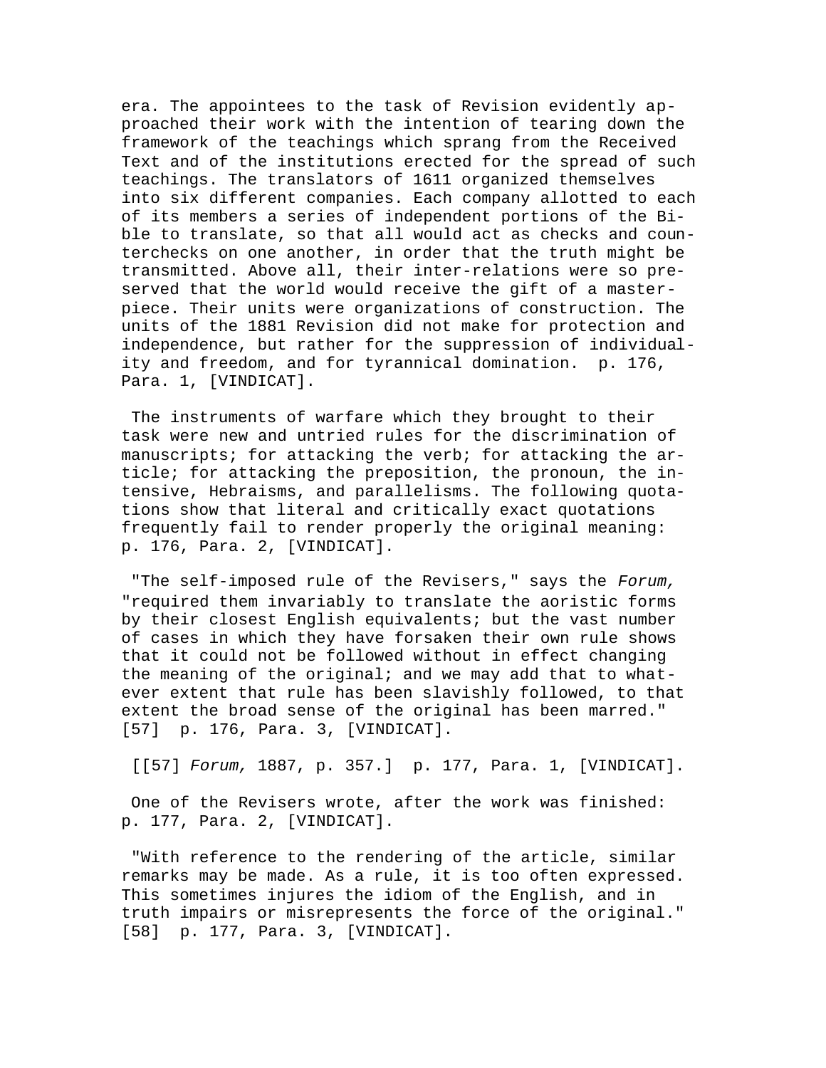era. The appointees to the task of Revision evidently approached their work with the intention of tearing down the framework of the teachings which sprang from the Received Text and of the institutions erected for the spread of such teachings. The translators of 1611 organized themselves into six different companies. Each company allotted to each of its members a series of independent portions of the Bible to translate, so that all would act as checks and counterchecks on one another, in order that the truth might be transmitted. Above all, their inter-relations were so preserved that the world would receive the gift of a masterpiece. Their units were organizations of construction. The units of the 1881 Revision did not make for protection and independence, but rather for the suppression of individuality and freedom, and for tyrannical domination. p. 176, Para. 1, [VINDICAT].

The instruments of warfare which they brought to their task were new and untried rules for the discrimination of manuscripts; for attacking the verb; for attacking the article; for attacking the preposition, the pronoun, the intensive, Hebraisms, and parallelisms. The following quotations show that literal and critically exact quotations frequently fail to render properly the original meaning: p. 176, Para. 2, [VINDICAT].

"The self-imposed rule of the Revisers," says the *Forum,* "required them invariably to translate the aoristic forms by their closest English equivalents; but the vast number of cases in which they have forsaken their own rule shows that it could not be followed without in effect changing the meaning of the original; and we may add that to whatever extent that rule has been slavishly followed, to that extent the broad sense of the original has been marred." [57] p. 176, Para. 3, [VINDICAT].

[[57] *Forum,* 1887, p. 357.] p. 177, Para. 1, [VINDICAT].

One of the Revisers wrote, after the work was finished: p. 177, Para. 2, [VINDICAT].

"With reference to the rendering of the article, similar remarks may be made. As a rule, it is too often expressed. This sometimes injures the idiom of the English, and in truth impairs or misrepresents the force of the original." [58] p. 177, Para. 3, [VINDICAT].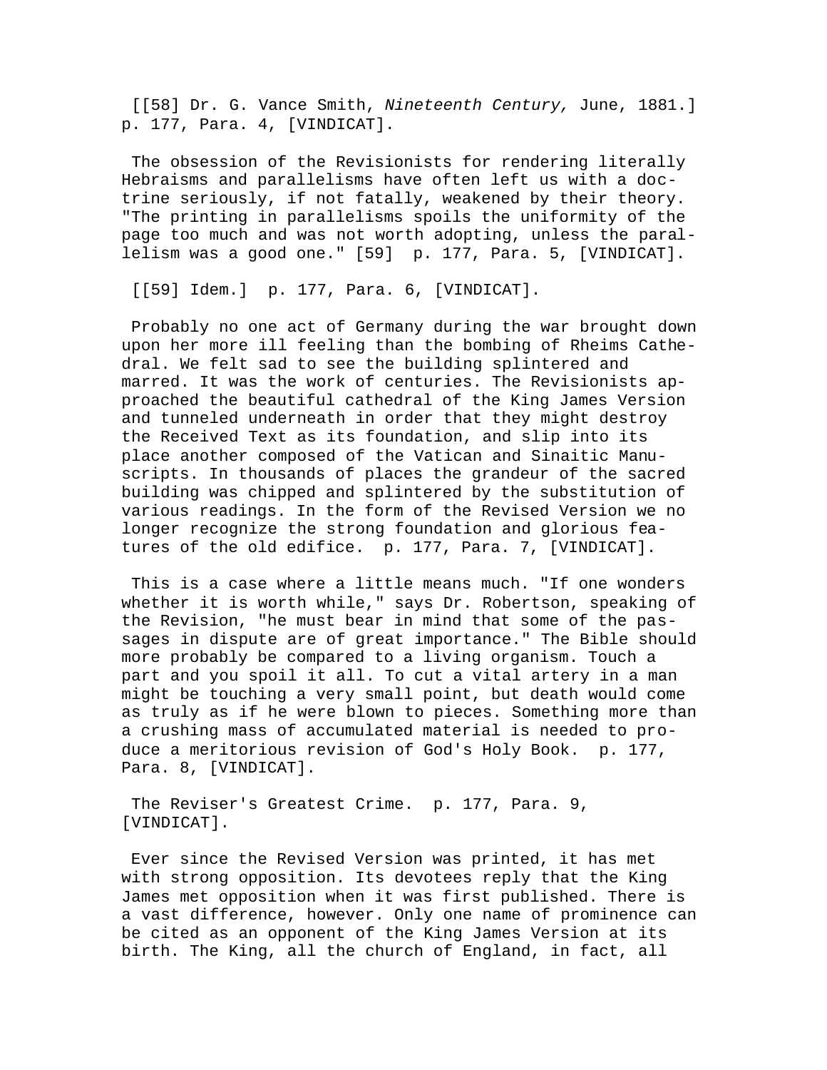[[58] Dr. G. Vance Smith, *Nineteenth Century,* June, 1881.] p. 177, Para. 4, [VINDICAT].

The obsession of the Revisionists for rendering literally Hebraisms and parallelisms have often left us with a doctrine seriously, if not fatally, weakened by their theory. "The printing in parallelisms spoils the uniformity of the page too much and was not worth adopting, unless the parallelism was a good one." [59] p. 177, Para. 5, [VINDICAT].

[[59] Idem.] p. 177, Para. 6, [VINDICAT].

Probably no one act of Germany during the war brought down upon her more ill feeling than the bombing of Rheims Cathedral. We felt sad to see the building splintered and marred. It was the work of centuries. The Revisionists approached the beautiful cathedral of the King James Version and tunneled underneath in order that they might destroy the Received Text as its foundation, and slip into its place another composed of the Vatican and Sinaitic Manuscripts. In thousands of places the grandeur of the sacred building was chipped and splintered by the substitution of various readings. In the form of the Revised Version we no longer recognize the strong foundation and glorious features of the old edifice. p. 177, Para. 7, [VINDICAT].

This is a case where a little means much. "If one wonders whether it is worth while," says Dr. Robertson, speaking of the Revision, "he must bear in mind that some of the passages in dispute are of great importance." The Bible should more probably be compared to a living organism. Touch a part and you spoil it all. To cut a vital artery in a man might be touching a very small point, but death would come as truly as if he were blown to pieces. Something more than a crushing mass of accumulated material is needed to produce a meritorious revision of God's Holy Book. p. 177, Para. 8, [VINDICAT].

The Reviser's Greatest Crime. p. 177, Para. 9, [VINDICAT].

Ever since the Revised Version was printed, it has met with strong opposition. Its devotees reply that the King James met opposition when it was first published. There is a vast difference, however. Only one name of prominence can be cited as an opponent of the King James Version at its birth. The King, all the church of England, in fact, all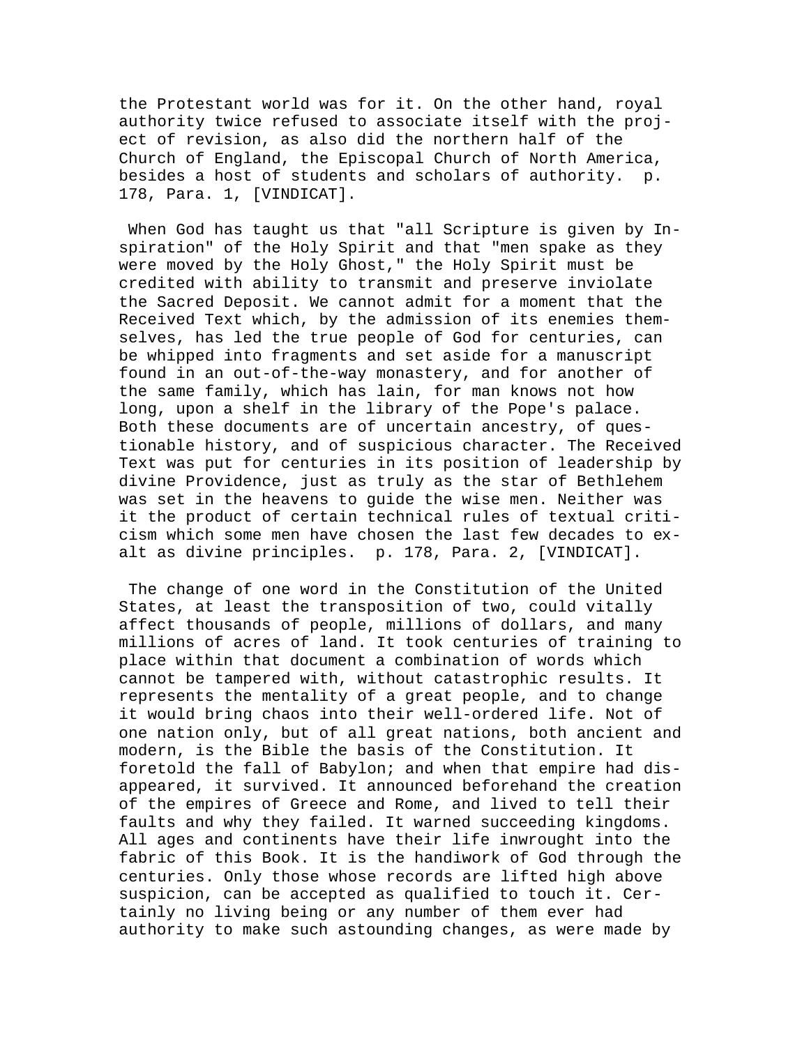the Protestant world was for it. On the other hand, royal authority twice refused to associate itself with the project of revision, as also did the northern half of the Church of England, the Episcopal Church of North America, besides a host of students and scholars of authority. p. 178, Para. 1, [VINDICAT].

When God has taught us that "all Scripture is given by Inspiration" of the Holy Spirit and that "men spake as they were moved by the Holy Ghost," the Holy Spirit must be credited with ability to transmit and preserve inviolate the Sacred Deposit. We cannot admit for a moment that the Received Text which, by the admission of its enemies themselves, has led the true people of God for centuries, can be whipped into fragments and set aside for a manuscript found in an out-of-the-way monastery, and for another of the same family, which has lain, for man knows not how long, upon a shelf in the library of the Pope's palace. Both these documents are of uncertain ancestry, of questionable history, and of suspicious character. The Received Text was put for centuries in its position of leadership by divine Providence, just as truly as the star of Bethlehem was set in the heavens to guide the wise men. Neither was it the product of certain technical rules of textual criticism which some men have chosen the last few decades to exalt as divine principles. p. 178, Para. 2, [VINDICAT].

The change of one word in the Constitution of the United States, at least the transposition of two, could vitally affect thousands of people, millions of dollars, and many millions of acres of land. It took centuries of training to place within that document a combination of words which cannot be tampered with, without catastrophic results. It represents the mentality of a great people, and to change it would bring chaos into their well-ordered life. Not of one nation only, but of all great nations, both ancient and modern, is the Bible the basis of the Constitution. It foretold the fall of Babylon; and when that empire had disappeared, it survived. It announced beforehand the creation of the empires of Greece and Rome, and lived to tell their faults and why they failed. It warned succeeding kingdoms. All ages and continents have their life inwrought into the fabric of this Book. It is the handiwork of God through the centuries. Only those whose records are lifted high above suspicion, can be accepted as qualified to touch it. Certainly no living being or any number of them ever had authority to make such astounding changes, as were made by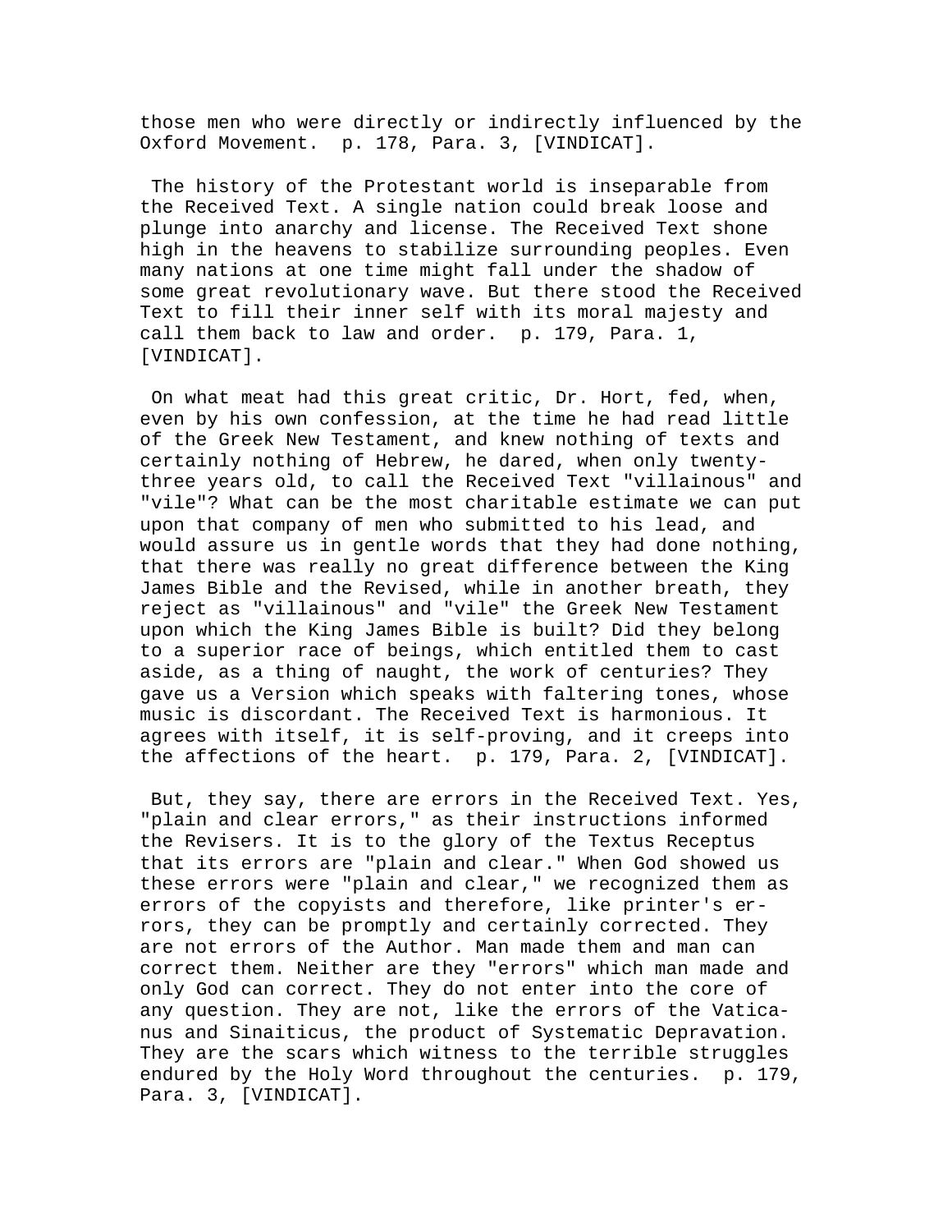those men who were directly or indirectly influenced by the Oxford Movement. p. 178, Para. 3, [VINDICAT].

The history of the Protestant world is inseparable from the Received Text. A single nation could break loose and plunge into anarchy and license. The Received Text shone high in the heavens to stabilize surrounding peoples. Even many nations at one time might fall under the shadow of some great revolutionary wave. But there stood the Received Text to fill their inner self with its moral majesty and call them back to law and order. p. 179, Para. 1, [VINDICAT].

On what meat had this great critic, Dr. Hort, fed, when, even by his own confession, at the time he had read little of the Greek New Testament, and knew nothing of texts and certainly nothing of Hebrew, he dared, when only twenty-three years old, to call the Received Text "villainous" and "vile"? What can be the most charitable estimate we can put upon that company of men who submitted to his lead, and would assure us in gentle words that they had done nothing, that there was really no great difference between the King James Bible and the Revised, while in another breath, they reject as "villainous" and "vile" the Greek New Testament upon which the King James Bible is built? Did they belong to a superior race of beings, which entitled them to cast aside, as a thing of naught, the work of centuries? They gave us a Version which speaks with faltering tones, whose music is discordant. The Received Text is harmonious. It agrees with itself, it is self-proving, and it creeps into the affections of the heart. p. 179, Para. 2, [VINDICAT].

But, they say, there are errors in the Received Text. Yes, "plain and clear errors," as their instructions informed the Revisers. It is to the glory of the Textus Receptus that its errors are "plain and clear." When God showed us these errors were "plain and clear," we recognized them as errors of the copyists and therefore, like printer's errors, they can be promptly and certainly corrected. They are not errors of the Author. Man made them and man can correct them. Neither are they "errors" which man made and only God can correct. They do not enter into the core of any question. They are not, like the errors of the Vaticanus and Sinaiticus, the product of Systematic Depravation. They are the scars which witness to the terrible struggles endured by the Holy Word throughout the centuries. p. 179, Para. 3, [VINDICAT].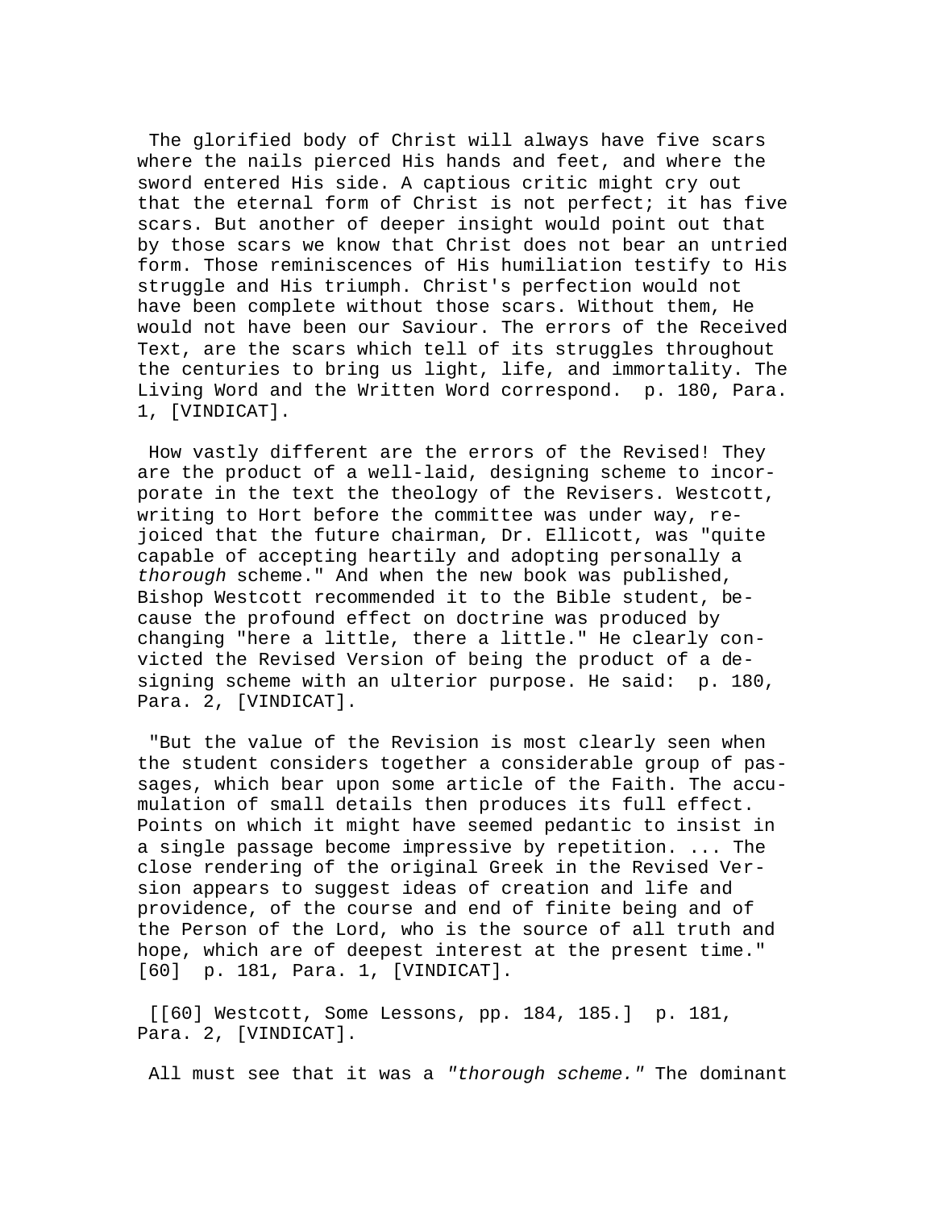The glorified body of Christ will always have five scars where the nails pierced His hands and feet, and where the sword entered His side. A captious critic might cry out that the eternal form of Christ is not perfect; it has five scars. But another of deeper insight would point out that by those scars we know that Christ does not bear an untried form. Those reminiscences of His humiliation testify to His struggle and His triumph. Christ's perfection would not have been complete without those scars. Without them, He would not have been our Saviour. The errors of the Received Text, are the scars which tell of its struggles throughout the centuries to bring us light, life, and immortality. The Living Word and the Written Word correspond. p. 180, Para. 1, [VINDICAT].

How vastly different are the errors of the Revised! They are the product of a well-laid, designing scheme to incorporate in the text the theology of the Revisers. Westcott, writing to Hort before the committee was under way, rejoiced that the future chairman, Dr. Ellicott, was "quite capable of accepting heartily and adopting personally a *thorough* scheme." And when the new book was published, Bishop Westcott recommended it to the Bible student, because the profound effect on doctrine was produced by changing "here a little, there a little." He clearly convicted the Revised Version of being the product of a designing scheme with an ulterior purpose. He said: p. 180, Para. 2, [VINDICAT].

"But the value of the Revision is most clearly seen when the student considers together a considerable group of passages, which bear upon some article of the Faith. The accumulation of small details then produces its full effect. Points on which it might have seemed pedantic to insist in a single passage become impressive by repetition. ... The close rendering of the original Greek in the Revised Version appears to suggest ideas of creation and life and providence, of the course and end of finite being and of the Person of the Lord, who is the source of all truth and hope, which are of deepest interest at the present time." [60] p. 181, Para. 1, [VINDICAT].

[[60] Westcott, Some Lessons, pp. 184, 185.] p. 181, Para. 2, [VINDICAT].

All must see that it was a *"thorough scheme."* The dominant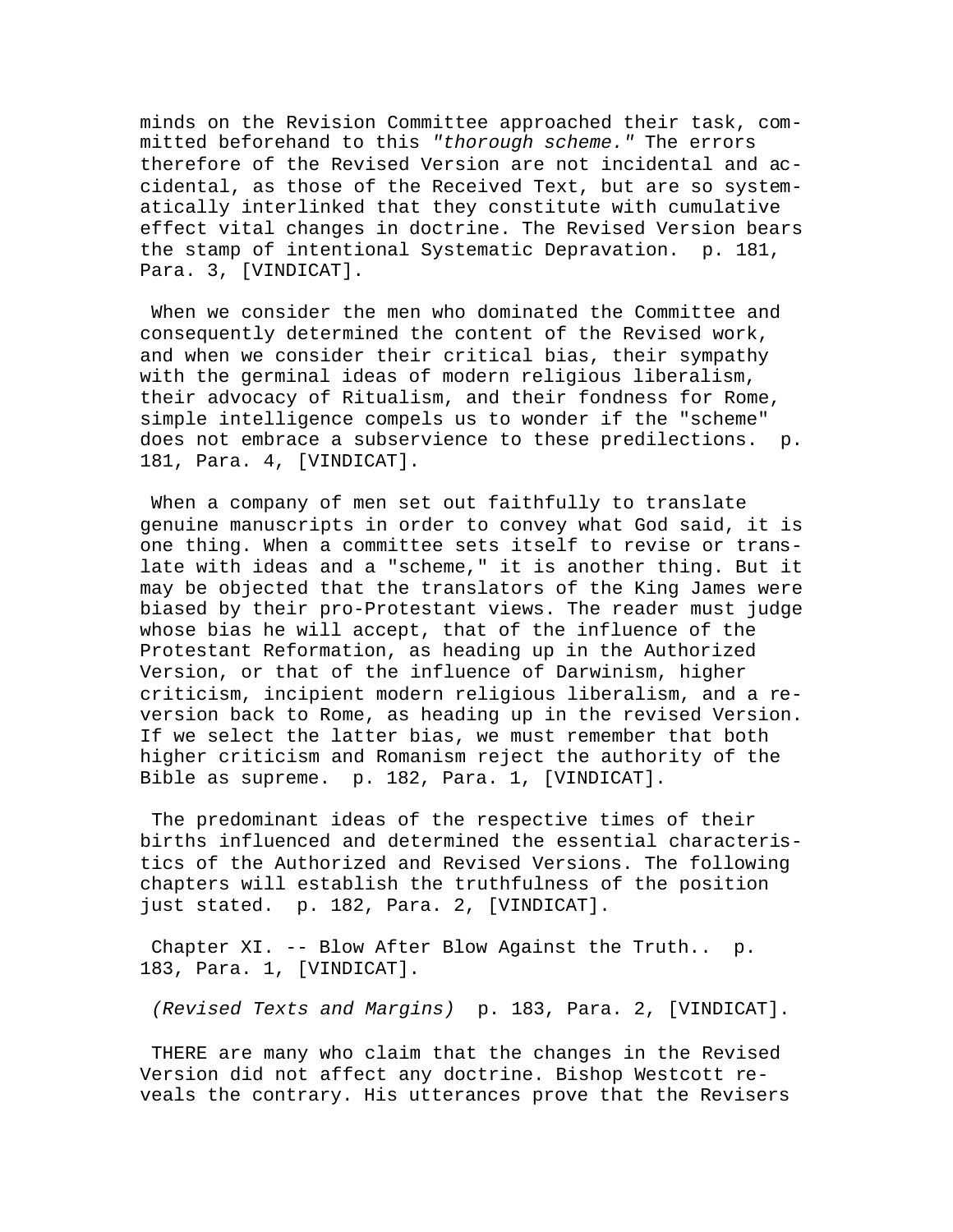minds on the Revision Committee approached their task, committed beforehand to this *"thorough scheme."* The errors therefore of the Revised Version are not incidental and accidental, as those of the Received Text, but are so systematically interlinked that they constitute with cumulative effect vital changes in doctrine. The Revised Version bears the stamp of intentional Systematic Depravation.  p. 181, Para. 3, [VINDICAT].

When we consider the men who dominated the Committee and consequently determined the content of the Revised work, and when we consider their critical bias, their sympathy with the germinal ideas of modern religious liberalism, their advocacy of Ritualism, and their fondness for Rome, simple intelligence compels us to wonder if the "scheme" does not embrace a subservience to these predilections.  p. 181, Para. 4, [VINDICAT].

When a company of men set out faithfully to translate genuine manuscripts in order to convey what God said, it is one thing. When a committee sets itself to revise or translate with ideas and a "scheme," it is another thing. But it may be objected that the translators of the King James were biased by their pro-Protestant views. The reader must judge whose bias he will accept, that of the influence of the Protestant Reformation, as heading up in the Authorized Version, or that of the influence of Darwinism, higher criticism, incipient modern religious liberalism, and a reversion back to Rome, as heading up in the revised Version. If we select the latter bias, we must remember that both higher criticism and Romanism reject the authority of the Bible as supreme.  p. 182, Para. 1, [VINDICAT].

The predominant ideas of the respective times of their births influenced and determined the essential characteristics of the Authorized and Revised Versions. The following chapters will establish the truthfulness of the position just stated.  p. 182, Para. 2, [VINDICAT].

Chapter XI. -- Blow After Blow Against the Truth..  p. 183, Para. 1, [VINDICAT].

*(Revised Texts and Margins)*  p. 183, Para. 2, [VINDICAT].

THERE are many who claim that the changes in the Revised Version did not affect any doctrine. Bishop Westcott reveals the contrary. His utterances prove that the Revisers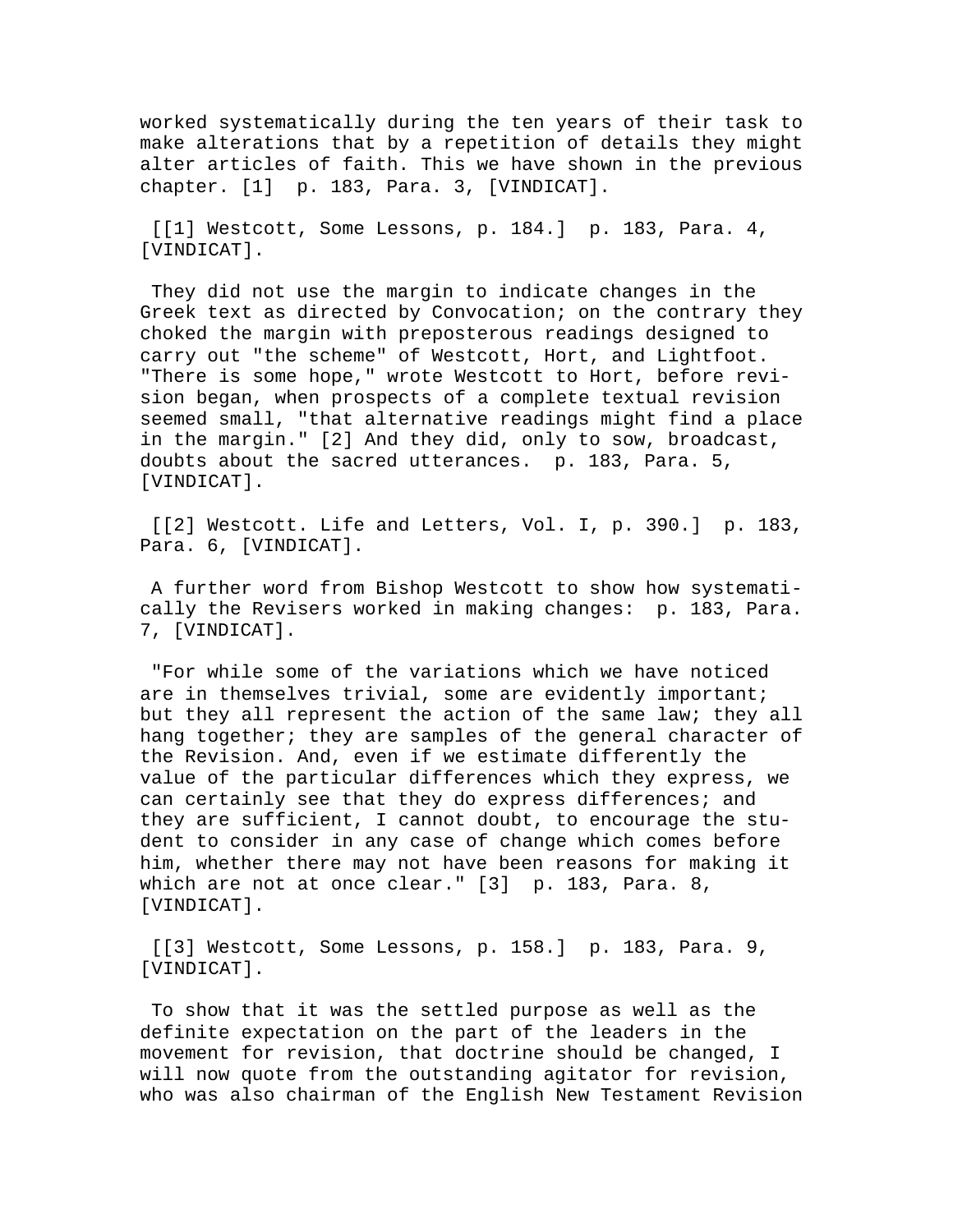worked systematically during the ten years of their task to make alterations that by a repetition of details they might alter articles of faith. This we have shown in the previous chapter. [1] p. 183, Para. 3, [VINDICAT].

[[1] Westcott, Some Lessons, p. 184.] p. 183, Para. 4, [VINDICAT].

They did not use the margin to indicate changes in the Greek text as directed by Convocation; on the contrary they choked the margin with preposterous readings designed to carry out "the scheme" of Westcott, Hort, and Lightfoot. "There is some hope," wrote Westcott to Hort, before revision began, when prospects of a complete textual revision seemed small, "that alternative readings might find a place in the margin." [2] And they did, only to sow, broadcast, doubts about the sacred utterances. p. 183, Para. 5, [VINDICAT].

[[2] Westcott. Life and Letters, Vol. I, p. 390.] p. 183, Para. 6, [VINDICAT].

A further word from Bishop Westcott to show how systematically the Revisers worked in making changes: p. 183, Para. 7, [VINDICAT].

"For while some of the variations which we have noticed are in themselves trivial, some are evidently important; but they all represent the action of the same law; they all hang together; they are samples of the general character of the Revision. And, even if we estimate differently the value of the particular differences which they express, we can certainly see that they do express differences; and they are sufficient, I cannot doubt, to encourage the student to consider in any case of change which comes before him, whether there may not have been reasons for making it which are not at once clear." [3] p. 183, Para. 8, [VINDICAT].

[[3] Westcott, Some Lessons, p. 158.] p. 183, Para. 9, [VINDICAT].

To show that it was the settled purpose as well as the definite expectation on the part of the leaders in the movement for revision, that doctrine should be changed, I will now quote from the outstanding agitator for revision, who was also chairman of the English New Testament Revision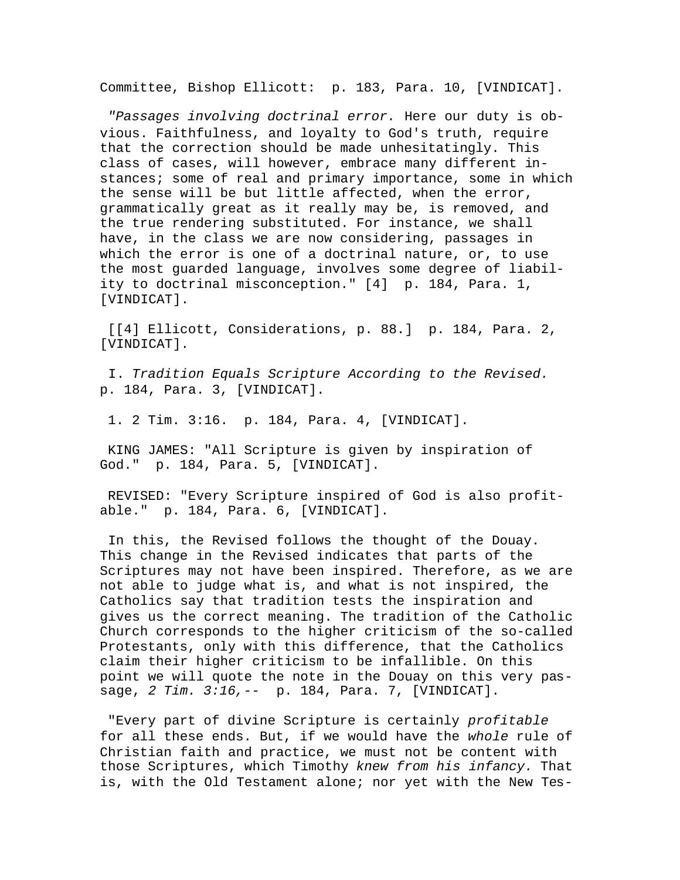Committee, Bishop Ellicott: p. 183, Para. 10, [VINDICAT].

*"Passages involving doctrinal error.* Here our duty is obvious. Faithfulness, and loyalty to God's truth, require that the correction should be made unhesitatingly. This class of cases, will however, embrace many different instances; some of real and primary importance, some in which the sense will be but little affected, when the error, grammatically great as it really may be, is removed, and the true rendering substituted. For instance, we shall have, in the class we are now considering, passages in which the error is one of a doctrinal nature, or, to use the most guarded language, involves some degree of liability to doctrinal misconception." [4] p. 184, Para. 1, [VINDICAT].

[[4] Ellicott, Considerations, p. 88.] p. 184, Para. 2, [VINDICAT].

I. *Tradition Equals Scripture According to the Revised.* p. 184, Para. 3, [VINDICAT].

1. 2 Tim. 3:16. p. 184, Para. 4, [VINDICAT].

KING JAMES: "All Scripture is given by inspiration of God." p. 184, Para. 5, [VINDICAT].

REVISED: "Every Scripture inspired of God is also profitable." p. 184, Para. 6, [VINDICAT].

In this, the Revised follows the thought of the Douay. This change in the Revised indicates that parts of the Scriptures may not have been inspired. Therefore, as we are not able to judge what is, and what is not inspired, the Catholics say that tradition tests the inspiration and gives us the correct meaning. The tradition of the Catholic Church corresponds to the higher criticism of the so-called Protestants, only with this difference, that the Catholics claim their higher criticism to be infallible. On this point we will quote the note in the Douay on this very passage, *2 Tim. 3:16,--* p. 184, Para. 7, [VINDICAT].

"Every part of divine Scripture is certainly *profitable* for all these ends. But, if we would have the *whole* rule of Christian faith and practice, we must not be content with those Scriptures, which Timothy *knew from his infancy.* That is, with the Old Testament alone; nor yet with the New Tes-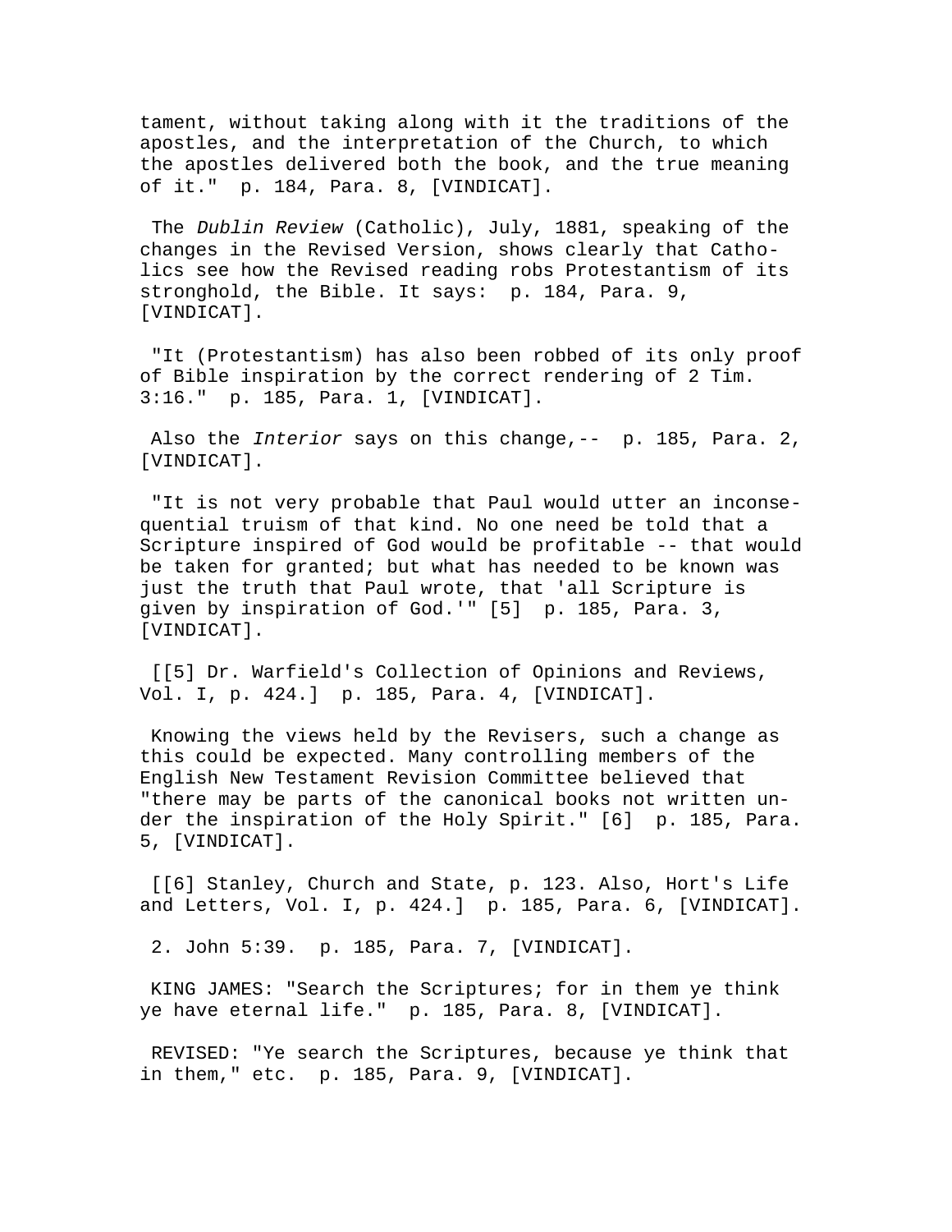tament, without taking along with it the traditions of the apostles, and the interpretation of the Church, to which the apostles delivered both the book, and the true meaning of it." p. 184, Para. 8, [VINDICAT].

The *Dublin Review* (Catholic), July, 1881, speaking of the changes in the Revised Version, shows clearly that Catholics see how the Revised reading robs Protestantism of its stronghold, the Bible. It says: p. 184, Para. 9, [VINDICAT].

"It (Protestantism) has also been robbed of its only proof of Bible inspiration by the correct rendering of 2 Tim. 3:16." p. 185, Para. 1, [VINDICAT].

Also the *Interior* says on this change,-- p. 185, Para. 2, [VINDICAT].

"It is not very probable that Paul would utter an inconsequential truism of that kind. No one need be told that a Scripture inspired of God would be profitable -- that would be taken for granted; but what has needed to be known was just the truth that Paul wrote, that 'all Scripture is given by inspiration of God.'" [5] p. 185, Para. 3, [VINDICAT].

[[5] Dr. Warfield's Collection of Opinions and Reviews, Vol. I, p. 424.] p. 185, Para. 4, [VINDICAT].

Knowing the views held by the Revisers, such a change as this could be expected. Many controlling members of the English New Testament Revision Committee believed that "there may be parts of the canonical books not written under the inspiration of the Holy Spirit." [6] p. 185, Para. 5, [VINDICAT].

[[6] Stanley, Church and State, p. 123. Also, Hort's Life and Letters, Vol. I, p. 424.] p. 185, Para. 6, [VINDICAT].

2. John 5:39. p. 185, Para. 7, [VINDICAT].

KING JAMES: "Search the Scriptures; for in them ye think ye have eternal life." p. 185, Para. 8, [VINDICAT].

REVISED: "Ye search the Scriptures, because ye think that in them," etc. p. 185, Para. 9, [VINDICAT].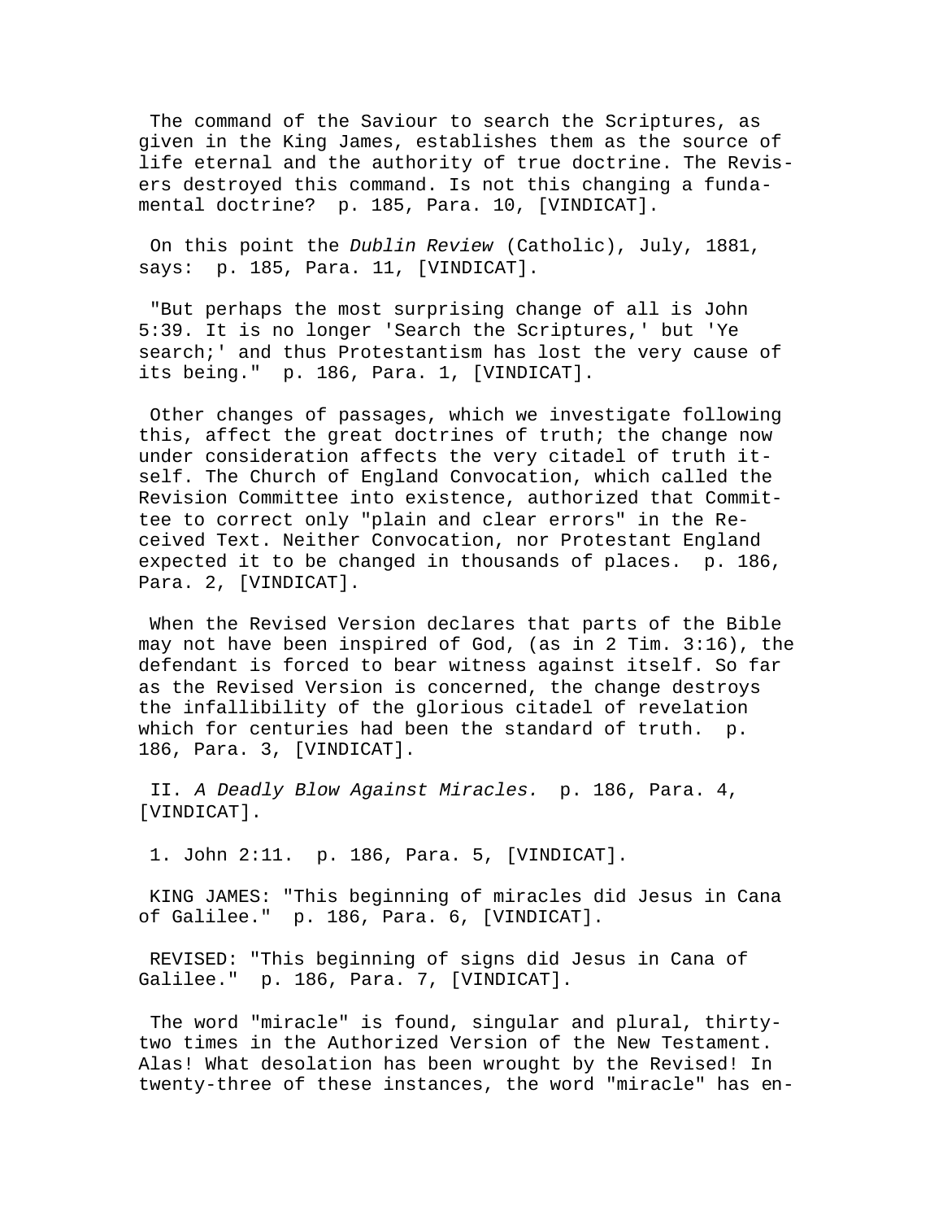The command of the Saviour to search the Scriptures, as given in the King James, establishes them as the source of life eternal and the authority of true doctrine. The Revisers destroyed this command. Is not this changing a fundamental doctrine?  p. 185, Para. 10, [VINDICAT].

On this point the *Dublin Review* (Catholic), July, 1881, says:  p. 185, Para. 11, [VINDICAT].

"But perhaps the most surprising change of all is John 5:39. It is no longer 'Search the Scriptures,' but 'Ye search;' and thus Protestantism has lost the very cause of its being."  p. 186, Para. 1, [VINDICAT].

Other changes of passages, which we investigate following this, affect the great doctrines of truth; the change now under consideration affects the very citadel of truth itself. The Church of England Convocation, which called the Revision Committee into existence, authorized that Committee to correct only "plain and clear errors" in the Received Text. Neither Convocation, nor Protestant England expected it to be changed in thousands of places.  p. 186, Para. 2, [VINDICAT].

When the Revised Version declares that parts of the Bible may not have been inspired of God, (as in 2 Tim. 3:16), the defendant is forced to bear witness against itself. So far as the Revised Version is concerned, the change destroys the infallibility of the glorious citadel of revelation which for centuries had been the standard of truth.  p. 186, Para. 3, [VINDICAT].

II. *A Deadly Blow Against Miracles.*  p. 186, Para. 4, [VINDICAT].

1. John 2:11.  p. 186, Para. 5, [VINDICAT].

KING JAMES: "This beginning of miracles did Jesus in Cana of Galilee."  p. 186, Para. 6, [VINDICAT].

REVISED: "This beginning of signs did Jesus in Cana of Galilee."  p. 186, Para. 7, [VINDICAT].

The word "miracle" is found, singular and plural, thirty-two times in the Authorized Version of the New Testament. Alas! What desolation has been wrought by the Revised! In twenty-three of these instances, the word "miracle" has en-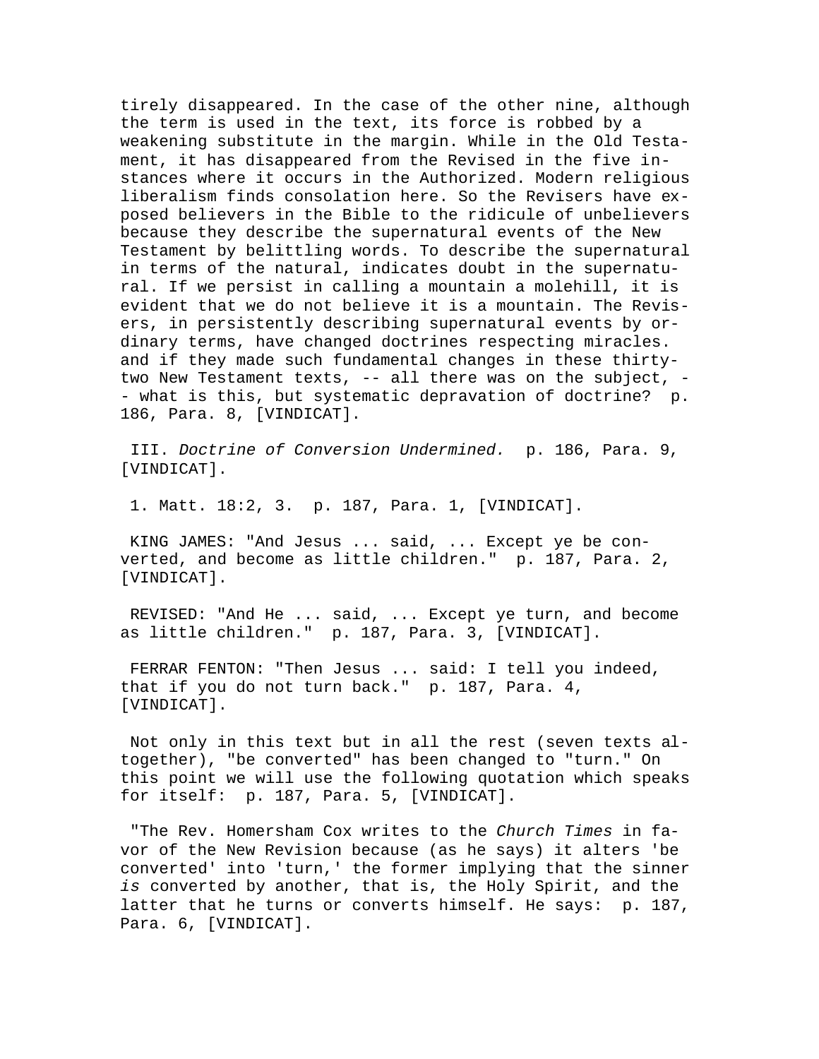tirely disappeared. In the case of the other nine, although the term is used in the text, its force is robbed by a weakening substitute in the margin. While in the Old Testament, it has disappeared from the Revised in the five instances where it occurs in the Authorized. Modern religious liberalism finds consolation here. So the Revisers have exposed believers in the Bible to the ridicule of unbelievers because they describe the supernatural events of the New Testament by belittling words. To describe the supernatural in terms of the natural, indicates doubt in the supernatural. If we persist in calling a mountain a molehill, it is evident that we do not believe it is a mountain. The Revisers, in persistently describing supernatural events by ordinary terms, have changed doctrines respecting miracles. and if they made such fundamental changes in these thirty-two New Testament texts, -- all there was on the subject, -- what is this, but systematic depravation of doctrine? p. 186, Para. 8, [VINDICAT].

III. *Doctrine of Conversion Undermined.* p. 186, Para. 9, [VINDICAT].

1. Matt. 18:2, 3. p. 187, Para. 1, [VINDICAT].

KING JAMES: "And Jesus ... said, ... Except ye be converted, and become as little children." p. 187, Para. 2, [VINDICAT].

REVISED: "And He ... said, ... Except ye turn, and become as little children." p. 187, Para. 3, [VINDICAT].

FERRAR FENTON: "Then Jesus ... said: I tell you indeed, that if you do not turn back." p. 187, Para. 4, [VINDICAT].

Not only in this text but in all the rest (seven texts altogether), "be converted" has been changed to "turn." On this point we will use the following quotation which speaks for itself: p. 187, Para. 5, [VINDICAT].

"The Rev. Homersham Cox writes to the *Church Times* in favor of the New Revision because (as he says) it alters 'be converted' into 'turn,' the former implying that the sinner *is* converted by another, that is, the Holy Spirit, and the latter that he turns or converts himself. He says: p. 187, Para. 6, [VINDICAT].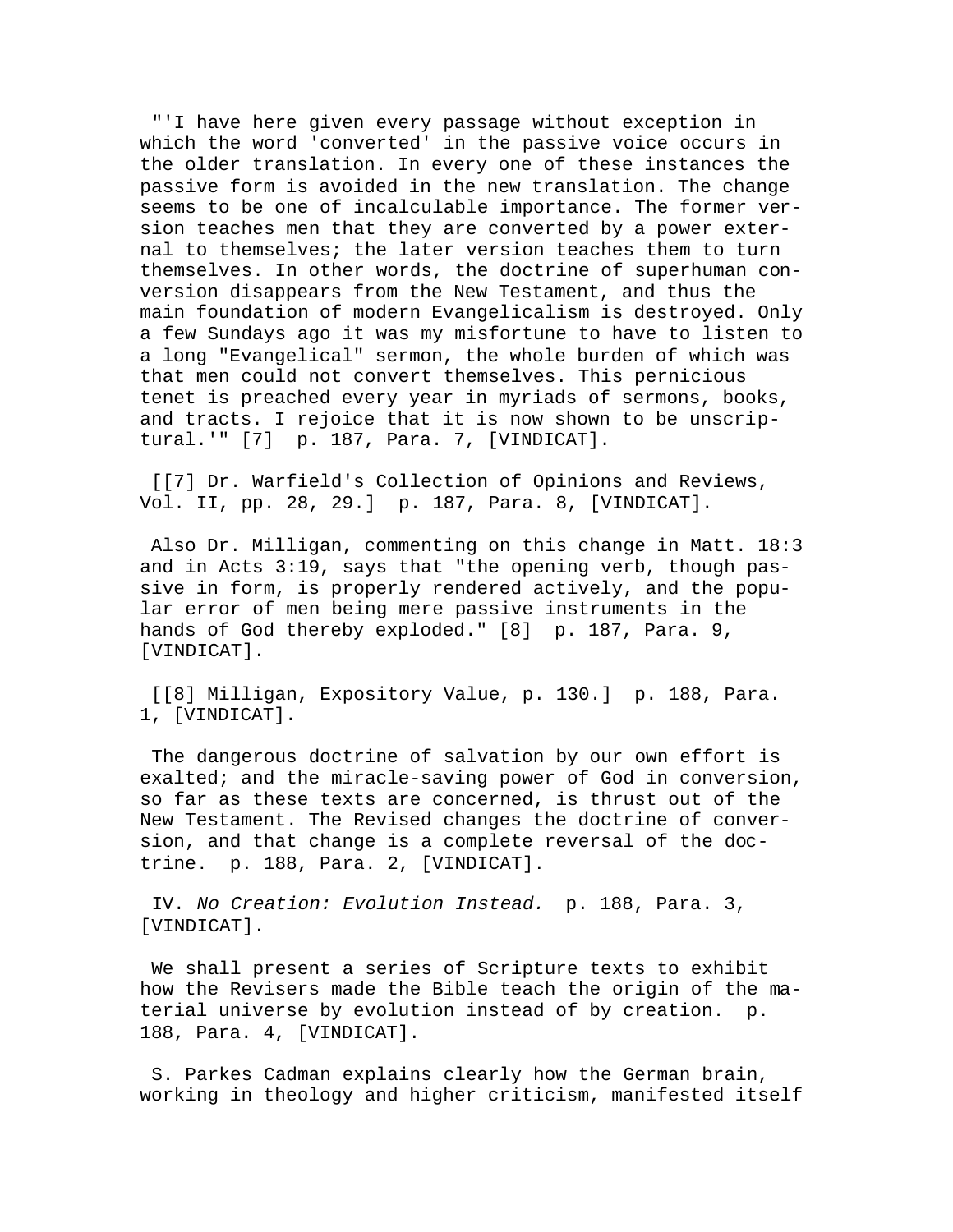"'I have here given every passage without exception in which the word 'converted' in the passive voice occurs in the older translation. In every one of these instances the passive form is avoided in the new translation. The change seems to be one of incalculable importance. The former version teaches men that they are converted by a power external to themselves; the later version teaches them to turn themselves. In other words, the doctrine of superhuman conversion disappears from the New Testament, and thus the main foundation of modern Evangelicalism is destroyed. Only a few Sundays ago it was my misfortune to have to listen to a long "Evangelical" sermon, the whole burden of which was that men could not convert themselves. This pernicious tenet is preached every year in myriads of sermons, books, and tracts. I rejoice that it is now shown to be unscriptural.'" [7]  p. 187, Para. 7, [VINDICAT].

[[7] Dr. Warfield's Collection of Opinions and Reviews, Vol. II, pp. 28, 29.]  p. 187, Para. 8, [VINDICAT].

Also Dr. Milligan, commenting on this change in Matt. 18:3 and in Acts 3:19, says that "the opening verb, though passive in form, is properly rendered actively, and the popular error of men being mere passive instruments in the hands of God thereby exploded." [8]  p. 187, Para. 9, [VINDICAT].

[[8] Milligan, Expository Value, p. 130.]  p. 188, Para. 1, [VINDICAT].

The dangerous doctrine of salvation by our own effort is exalted; and the miracle-saving power of God in conversion, so far as these texts are concerned, is thrust out of the New Testament. The Revised changes the doctrine of conversion, and that change is a complete reversal of the doctrine.  p. 188, Para. 2, [VINDICAT].

IV. *No Creation: Evolution Instead.*  p. 188, Para. 3, [VINDICAT].

We shall present a series of Scripture texts to exhibit how the Revisers made the Bible teach the origin of the material universe by evolution instead of by creation.  p. 188, Para. 4, [VINDICAT].

S. Parkes Cadman explains clearly how the German brain, working in theology and higher criticism, manifested itself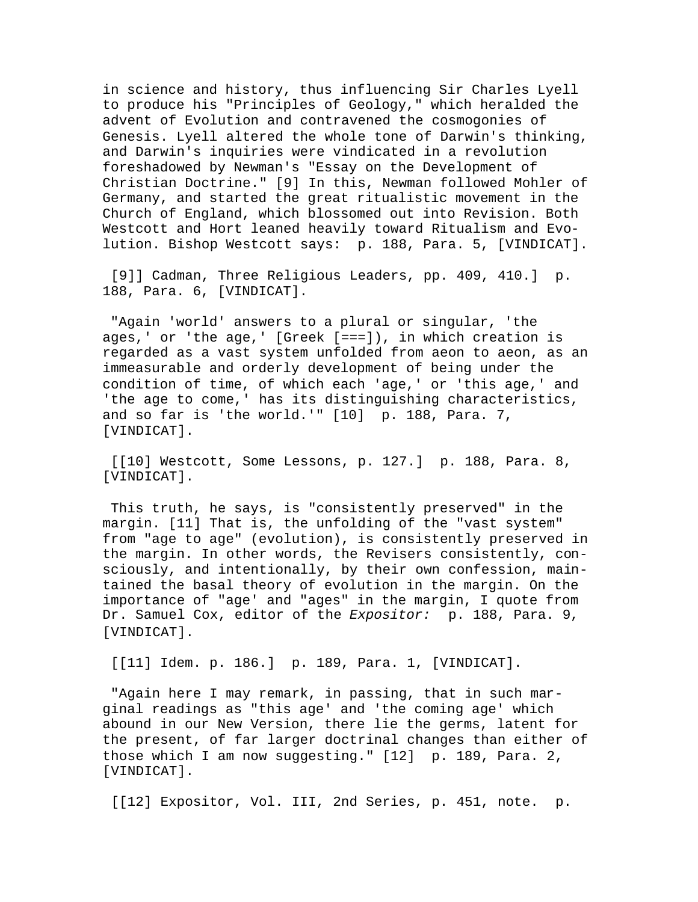in science and history, thus influencing Sir Charles Lyell to produce his "Principles of Geology," which heralded the advent of Evolution and contravened the cosmogonies of Genesis. Lyell altered the whole tone of Darwin's thinking, and Darwin's inquiries were vindicated in a revolution foreshadowed by Newman's "Essay on the Development of Christian Doctrine." [9] In this, Newman followed Mohler of Germany, and started the great ritualistic movement in the Church of England, which blossomed out into Revision. Both Westcott and Hort leaned heavily toward Ritualism and Evolution. Bishop Westcott says:  p. 188, Para. 5, [VINDICAT].

[9]] Cadman, Three Religious Leaders, pp. 409, 410.]  p. 188, Para. 6, [VINDICAT].

"Again 'world' answers to a plural or singular, 'the ages,' or 'the age,' [Greek [===]), in which creation is regarded as a vast system unfolded from aeon to aeon, as an immeasurable and orderly development of being under the condition of time, of which each 'age,' or 'this age,' and 'the age to come,' has its distinguishing characteristics, and so far is 'the world.'" [10]  p. 188, Para. 7, [VINDICAT].

[[10] Westcott, Some Lessons, p. 127.]  p. 188, Para. 8, [VINDICAT].

This truth, he says, is "consistently preserved" in the margin. [11] That is, the unfolding of the "vast system" from "age to age" (evolution), is consistently preserved in the margin. In other words, the Revisers consistently, consciously, and intentionally, by their own confession, maintained the basal theory of evolution in the margin. On the importance of "age' and "ages" in the margin, I quote from Dr. Samuel Cox, editor of the *Expositor:*  p. 188, Para. 9, [VINDICAT].

[[11] Idem. p. 186.]  p. 189, Para. 1, [VINDICAT].

"Again here I may remark, in passing, that in such marginal readings as "this age' and 'the coming age' which abound in our New Version, there lie the germs, latent for the present, of far larger doctrinal changes than either of those which I am now suggesting." [12]  p. 189, Para. 2, [VINDICAT].

[[12] Expositor, Vol. III, 2nd Series, p. 451, note.  p.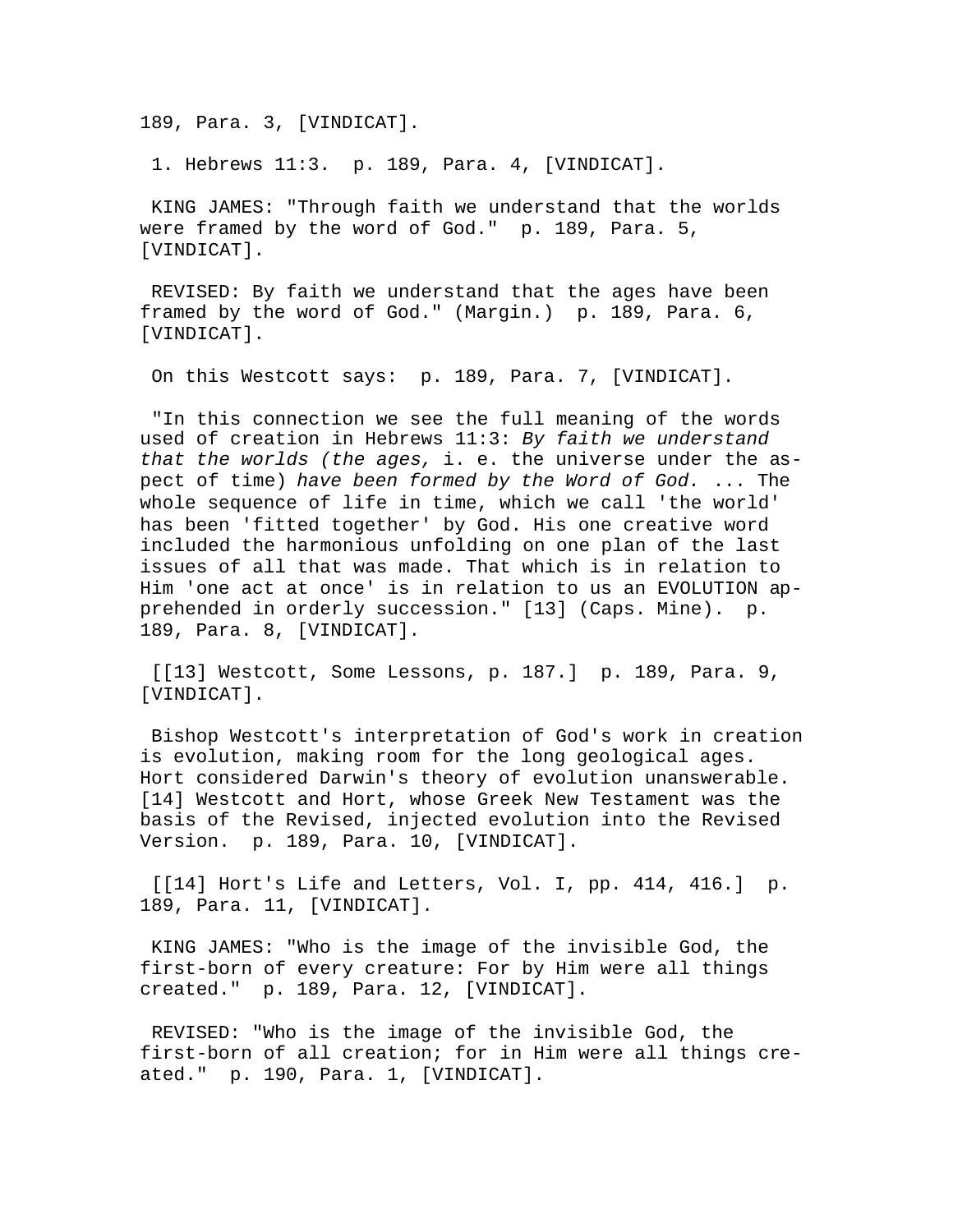189, Para. 3, [VINDICAT].

1. Hebrews 11:3. p. 189, Para. 4, [VINDICAT].

KING JAMES: "Through faith we understand that the worlds were framed by the word of God." p. 189, Para. 5, [VINDICAT].

REVISED: By faith we understand that the ages have been framed by the word of God." (Margin.) p. 189, Para. 6, [VINDICAT].

On this Westcott says: p. 189, Para. 7, [VINDICAT].

"In this connection we see the full meaning of the words used of creation in Hebrews 11:3: *By faith we understand that the worlds (the ages,* i. e. the universe under the aspect of time) *have been formed by the Word of God.* ... The whole sequence of life in time, which we call 'the world' has been 'fitted together' by God. His one creative word included the harmonious unfolding on one plan of the last issues of all that was made. That which is in relation to Him 'one act at once' is in relation to us an EVOLUTION apprehended in orderly succession." [13] (Caps. Mine). p. 189, Para. 8, [VINDICAT].

[[13] Westcott, Some Lessons, p. 187.] p. 189, Para. 9, [VINDICAT].

Bishop Westcott's interpretation of God's work in creation is evolution, making room for the long geological ages. Hort considered Darwin's theory of evolution unanswerable. [14] Westcott and Hort, whose Greek New Testament was the basis of the Revised, injected evolution into the Revised Version. p. 189, Para. 10, [VINDICAT].

[[14] Hort's Life and Letters, Vol. I, pp. 414, 416.] p. 189, Para. 11, [VINDICAT].

KING JAMES: "Who is the image of the invisible God, the first-born of every creature: For by Him were all things created." p. 189, Para. 12, [VINDICAT].

REVISED: "Who is the image of the invisible God, the first-born of all creation; for in Him were all things created." p. 190, Para. 1, [VINDICAT].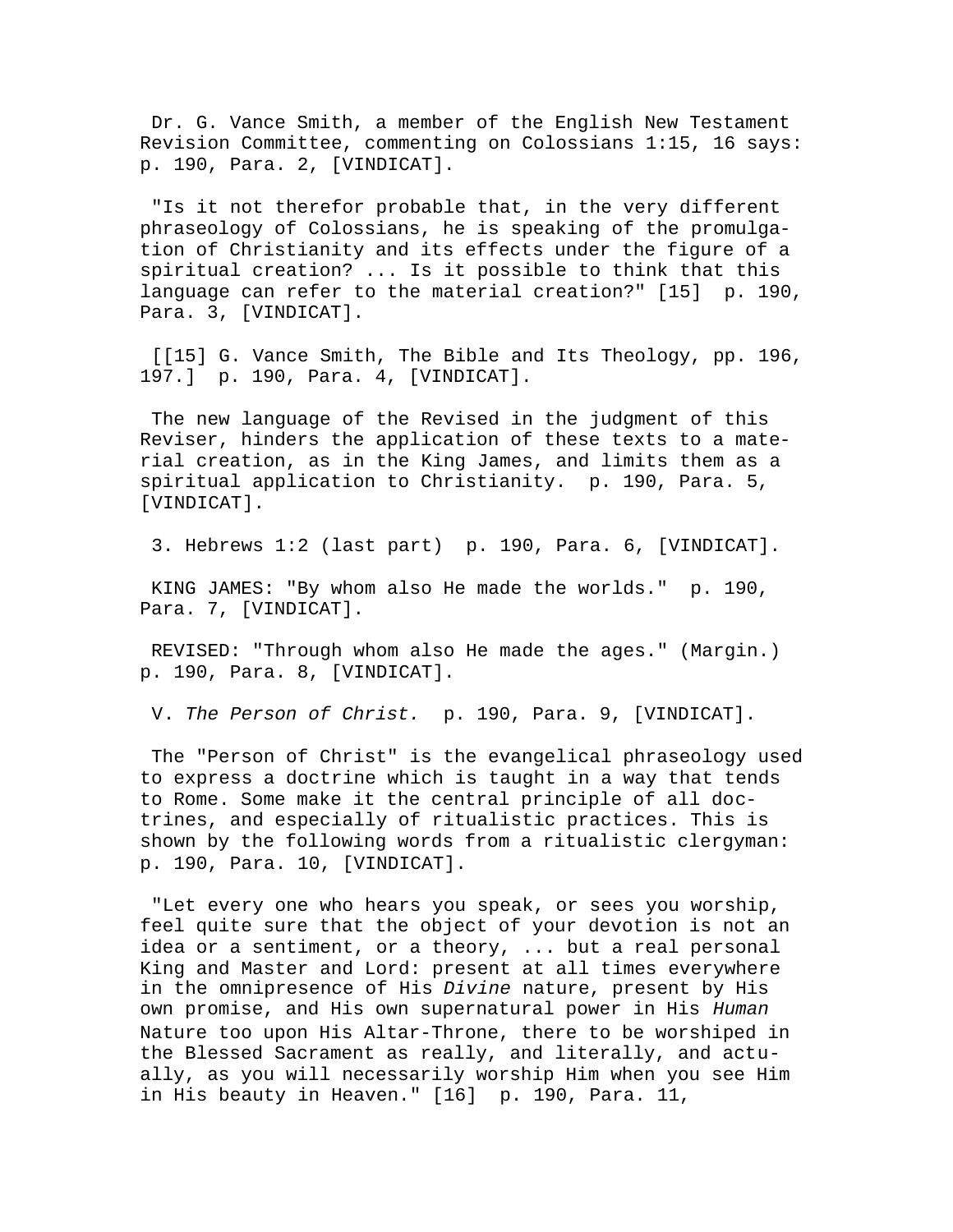Dr. G. Vance Smith, a member of the English New Testament Revision Committee, commenting on Colossians 1:15, 16 says: p. 190, Para. 2, [VINDICAT].

"Is it not therefor probable that, in the very different phraseology of Colossians, he is speaking of the promulgation of Christianity and its effects under the figure of a spiritual creation? ... Is it possible to think that this language can refer to the material creation?" [15] p. 190, Para. 3, [VINDICAT].

[[15] G. Vance Smith, The Bible and Its Theology, pp. 196, 197.] p. 190, Para. 4, [VINDICAT].

The new language of the Revised in the judgment of this Reviser, hinders the application of these texts to a material creation, as in the King James, and limits them as a spiritual application to Christianity. p. 190, Para. 5, [VINDICAT].

3. Hebrews 1:2 (last part) p. 190, Para. 6, [VINDICAT].

KING JAMES: "By whom also He made the worlds." p. 190, Para. 7, [VINDICAT].

REVISED: "Through whom also He made the ages." (Margin.) p. 190, Para. 8, [VINDICAT].

V. *The Person of Christ.* p. 190, Para. 9, [VINDICAT].

The "Person of Christ" is the evangelical phraseology used to express a doctrine which is taught in a way that tends to Rome. Some make it the central principle of all doctrines, and especially of ritualistic practices. This is shown by the following words from a ritualistic clergyman: p. 190, Para. 10, [VINDICAT].

"Let every one who hears you speak, or sees you worship, feel quite sure that the object of your devotion is not an idea or a sentiment, or a theory, ... but a real personal King and Master and Lord: present at all times everywhere in the omnipresence of His *Divine* nature, present by His own promise, and His own supernatural power in His *Human* Nature too upon His Altar-Throne, there to be worshiped in the Blessed Sacrament as really, and literally, and actually, as you will necessarily worship Him when you see Him in His beauty in Heaven." [16] p. 190, Para. 11,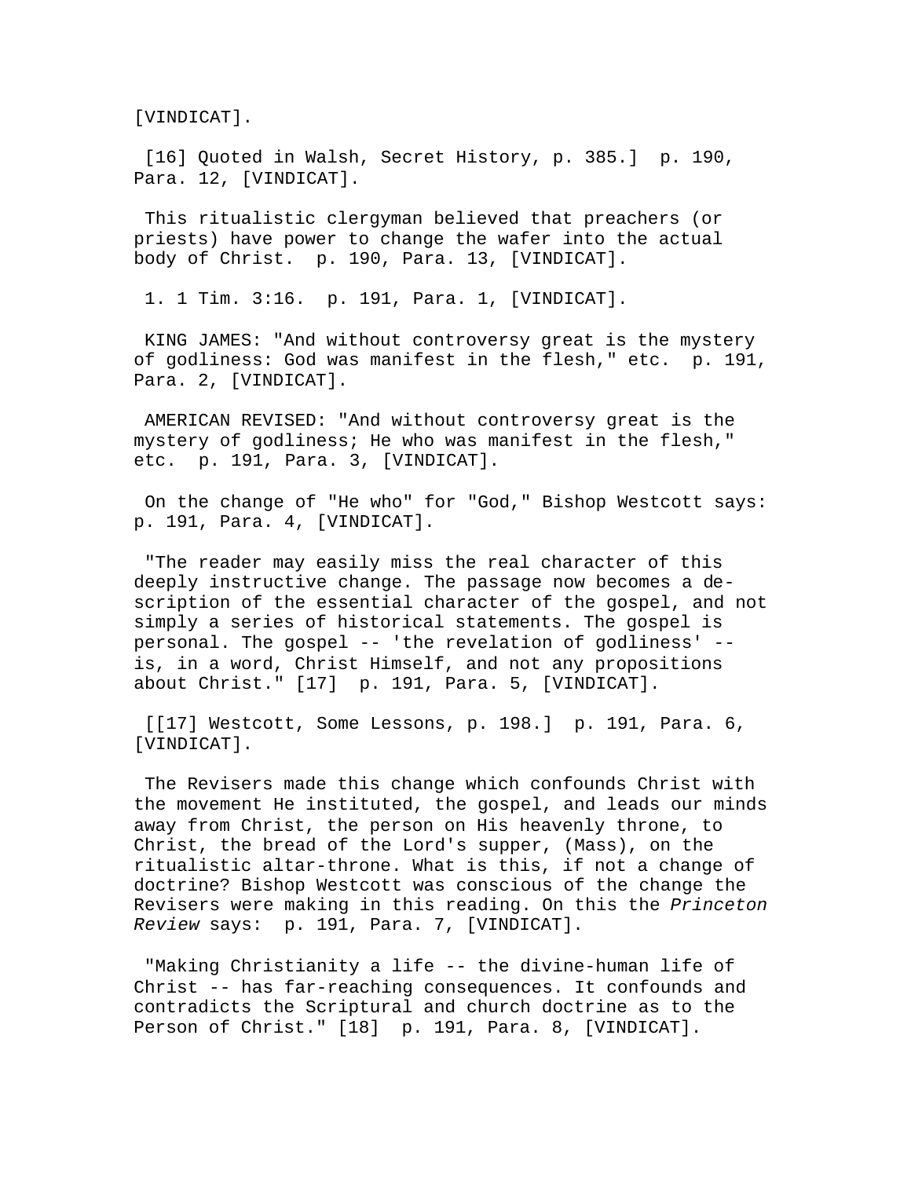[VINDICAT].

[16] Quoted in Walsh, Secret History, p. 385.] p. 190, Para. 12, [VINDICAT].

This ritualistic clergyman believed that preachers (or priests) have power to change the wafer into the actual body of Christ. p. 190, Para. 13, [VINDICAT].

1. 1 Tim. 3:16. p. 191, Para. 1, [VINDICAT].

KING JAMES: "And without controversy great is the mystery of godliness: God was manifest in the flesh," etc. p. 191, Para. 2, [VINDICAT].

AMERICAN REVISED: "And without controversy great is the mystery of godliness; He who was manifest in the flesh," etc. p. 191, Para. 3, [VINDICAT].

On the change of "He who" for "God," Bishop Westcott says: p. 191, Para. 4, [VINDICAT].

"The reader may easily miss the real character of this deeply instructive change. The passage now becomes a description of the essential character of the gospel, and not simply a series of historical statements. The gospel is personal. The gospel -- 'the revelation of godliness' -- is, in a word, Christ Himself, and not any propositions about Christ." [17] p. 191, Para. 5, [VINDICAT].

[[17] Westcott, Some Lessons, p. 198.] p. 191, Para. 6, [VINDICAT].

The Revisers made this change which confounds Christ with the movement He instituted, the gospel, and leads our minds away from Christ, the person on His heavenly throne, to Christ, the bread of the Lord's supper, (Mass), on the ritualistic altar-throne. What is this, if not a change of doctrine? Bishop Westcott was conscious of the change the Revisers were making in this reading. On this the *Princeton Review* says: p. 191, Para. 7, [VINDICAT].

"Making Christianity a life -- the divine-human life of Christ -- has far-reaching consequences. It confounds and contradicts the Scriptural and church doctrine as to the Person of Christ." [18] p. 191, Para. 8, [VINDICAT].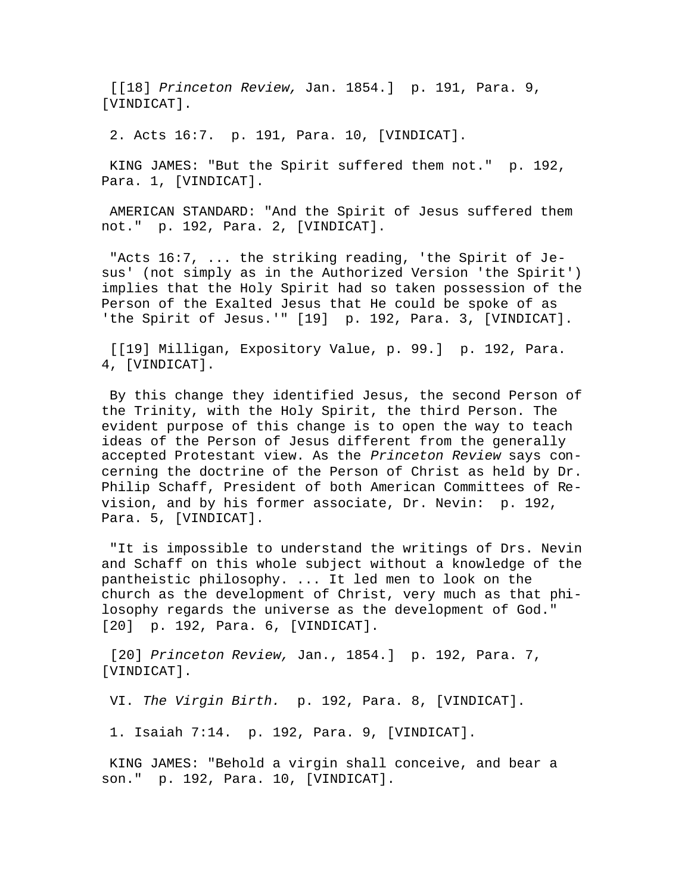[[18] *Princeton Review,* Jan. 1854.] p. 191, Para. 9, [VINDICAT].

2. Acts 16:7. p. 191, Para. 10, [VINDICAT].

KING JAMES: "But the Spirit suffered them not." p. 192, Para. 1, [VINDICAT].

AMERICAN STANDARD: "And the Spirit of Jesus suffered them not." p. 192, Para. 2, [VINDICAT].

"Acts 16:7, ... the striking reading, 'the Spirit of Jesus' (not simply as in the Authorized Version 'the Spirit') implies that the Holy Spirit had so taken possession of the Person of the Exalted Jesus that He could be spoke of as 'the Spirit of Jesus.'" [19] p. 192, Para. 3, [VINDICAT].

[[19] Milligan, Expository Value, p. 99.] p. 192, Para. 4, [VINDICAT].

By this change they identified Jesus, the second Person of the Trinity, with the Holy Spirit, the third Person. The evident purpose of this change is to open the way to teach ideas of the Person of Jesus different from the generally accepted Protestant view. As the *Princeton Review* says concerning the doctrine of the Person of Christ as held by Dr. Philip Schaff, President of both American Committees of Revision, and by his former associate, Dr. Nevin: p. 192, Para. 5, [VINDICAT].

"It is impossible to understand the writings of Drs. Nevin and Schaff on this whole subject without a knowledge of the pantheistic philosophy. ... It led men to look on the church as the development of Christ, very much as that philosophy regards the universe as the development of God." [20] p. 192, Para. 6, [VINDICAT].

[20] *Princeton Review,* Jan., 1854.] p. 192, Para. 7, [VINDICAT].

VI. *The Virgin Birth.* p. 192, Para. 8, [VINDICAT].

1. Isaiah 7:14. p. 192, Para. 9, [VINDICAT].

KING JAMES: "Behold a virgin shall conceive, and bear a son." p. 192, Para. 10, [VINDICAT].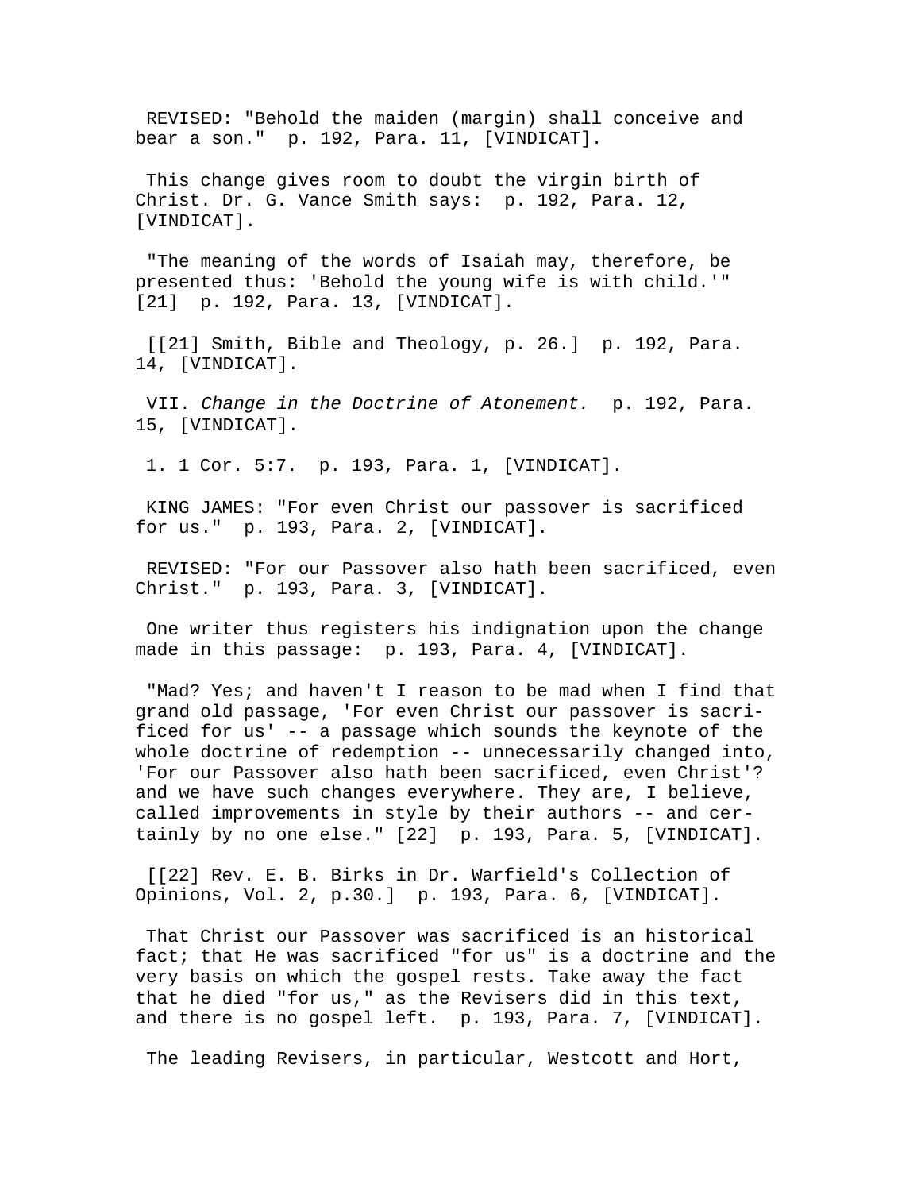REVISED: "Behold the maiden (margin) shall conceive and bear a son." p. 192, Para. 11, [VINDICAT].

This change gives room to doubt the virgin birth of Christ. Dr. G. Vance Smith says: p. 192, Para. 12, [VINDICAT].

"The meaning of the words of Isaiah may, therefore, be presented thus: 'Behold the young wife is with child.'" [21] p. 192, Para. 13, [VINDICAT].

[[21] Smith, Bible and Theology, p. 26.] p. 192, Para. 14, [VINDICAT].

VII. *Change in the Doctrine of Atonement.* p. 192, Para. 15, [VINDICAT].

1. 1 Cor. 5:7. p. 193, Para. 1, [VINDICAT].

KING JAMES: "For even Christ our passover is sacrificed for us." p. 193, Para. 2, [VINDICAT].

REVISED: "For our Passover also hath been sacrificed, even Christ." p. 193, Para. 3, [VINDICAT].

One writer thus registers his indignation upon the change made in this passage: p. 193, Para. 4, [VINDICAT].

"Mad? Yes; and haven't I reason to be mad when I find that grand old passage, 'For even Christ our passover is sacrificed for us' -- a passage which sounds the keynote of the whole doctrine of redemption -- unnecessarily changed into, 'For our Passover also hath been sacrificed, even Christ'? and we have such changes everywhere. They are, I believe, called improvements in style by their authors -- and certainly by no one else." [22] p. 193, Para. 5, [VINDICAT].

[[22] Rev. E. B. Birks in Dr. Warfield's Collection of Opinions, Vol. 2, p.30.] p. 193, Para. 6, [VINDICAT].

That Christ our Passover was sacrificed is an historical fact; that He was sacrificed "for us" is a doctrine and the very basis on which the gospel rests. Take away the fact that he died "for us," as the Revisers did in this text, and there is no gospel left. p. 193, Para. 7, [VINDICAT].

The leading Revisers, in particular, Westcott and Hort,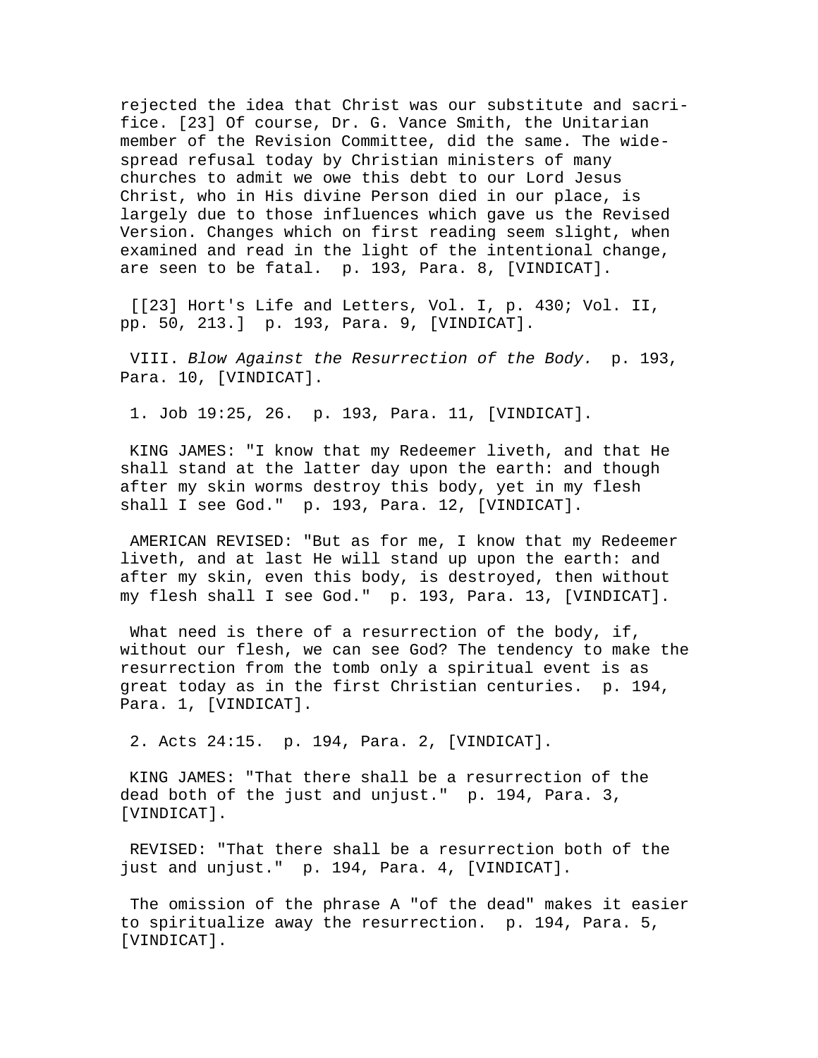rejected the idea that Christ was our substitute and sacrifice. [23] Of course, Dr. G. Vance Smith, the Unitarian member of the Revision Committee, did the same. The widespread refusal today by Christian ministers of many churches to admit we owe this debt to our Lord Jesus Christ, who in His divine Person died in our place, is largely due to those influences which gave us the Revised Version. Changes which on first reading seem slight, when examined and read in the light of the intentional change, are seen to be fatal. p. 193, Para. 8, [VINDICAT].

[[23] Hort's Life and Letters, Vol. I, p. 430; Vol. II, pp. 50, 213.] p. 193, Para. 9, [VINDICAT].

VIII. *Blow Against the Resurrection of the Body.* p. 193, Para. 10, [VINDICAT].

1. Job 19:25, 26. p. 193, Para. 11, [VINDICAT].

KING JAMES: "I know that my Redeemer liveth, and that He shall stand at the latter day upon the earth: and though after my skin worms destroy this body, yet in my flesh shall I see God." p. 193, Para. 12, [VINDICAT].

AMERICAN REVISED: "But as for me, I know that my Redeemer liveth, and at last He will stand up upon the earth: and after my skin, even this body, is destroyed, then without my flesh shall I see God." p. 193, Para. 13, [VINDICAT].

What need is there of a resurrection of the body, if, without our flesh, we can see God? The tendency to make the resurrection from the tomb only a spiritual event is as great today as in the first Christian centuries. p. 194, Para. 1, [VINDICAT].

2. Acts 24:15. p. 194, Para. 2, [VINDICAT].

KING JAMES: "That there shall be a resurrection of the dead both of the just and unjust." p. 194, Para. 3, [VINDICAT].

REVISED: "That there shall be a resurrection both of the just and unjust." p. 194, Para. 4, [VINDICAT].

The omission of the phrase A "of the dead" makes it easier to spiritualize away the resurrection. p. 194, Para. 5, [VINDICAT].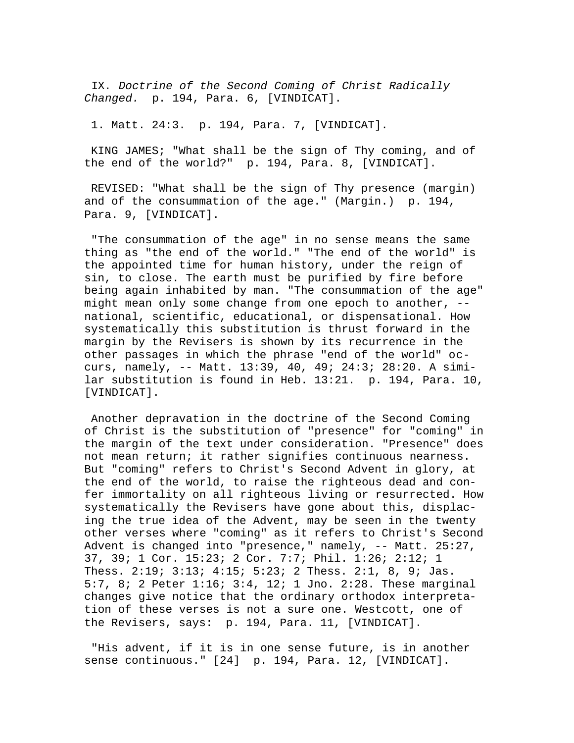IX. *Doctrine of the Second Coming of Christ Radically Changed.* p. 194, Para. 6, [VINDICAT].

1. Matt. 24:3. p. 194, Para. 7, [VINDICAT].

KING JAMES; "What shall be the sign of Thy coming, and of the end of the world?" p. 194, Para. 8, [VINDICAT].

REVISED: "What shall be the sign of Thy presence (margin) and of the consummation of the age." (Margin.) p. 194, Para. 9, [VINDICAT].

"The consummation of the age" in no sense means the same thing as "the end of the world." "The end of the world" is the appointed time for human history, under the reign of sin, to close. The earth must be purified by fire before being again inhabited by man. "The consummation of the age" might mean only some change from one epoch to another, -- national, scientific, educational, or dispensational. How systematically this substitution is thrust forward in the margin by the Revisers is shown by its recurrence in the other passages in which the phrase "end of the world" occurs, namely, -- Matt. 13:39, 40, 49; 24:3; 28:20. A similar substitution is found in Heb. 13:21. p. 194, Para. 10, [VINDICAT].

Another depravation in the doctrine of the Second Coming of Christ is the substitution of "presence" for "coming" in the margin of the text under consideration. "Presence" does not mean return; it rather signifies continuous nearness. But "coming" refers to Christ's Second Advent in glory, at the end of the world, to raise the righteous dead and confer immortality on all righteous living or resurrected. How systematically the Revisers have gone about this, displacing the true idea of the Advent, may be seen in the twenty other verses where "coming" as it refers to Christ's Second Advent is changed into "presence," namely, -- Matt. 25:27, 37, 39; 1 Cor. 15:23; 2 Cor. 7:7; Phil. 1:26; 2:12; 1 Thess. 2:19; 3:13; 4:15; 5:23; 2 Thess. 2:1, 8, 9; Jas. 5:7, 8; 2 Peter 1:16; 3:4, 12; 1 Jno. 2:28. These marginal changes give notice that the ordinary orthodox interpretation of these verses is not a sure one. Westcott, one of the Revisers, says: p. 194, Para. 11, [VINDICAT].

"His advent, if it is in one sense future, is in another sense continuous." [24] p. 194, Para. 12, [VINDICAT].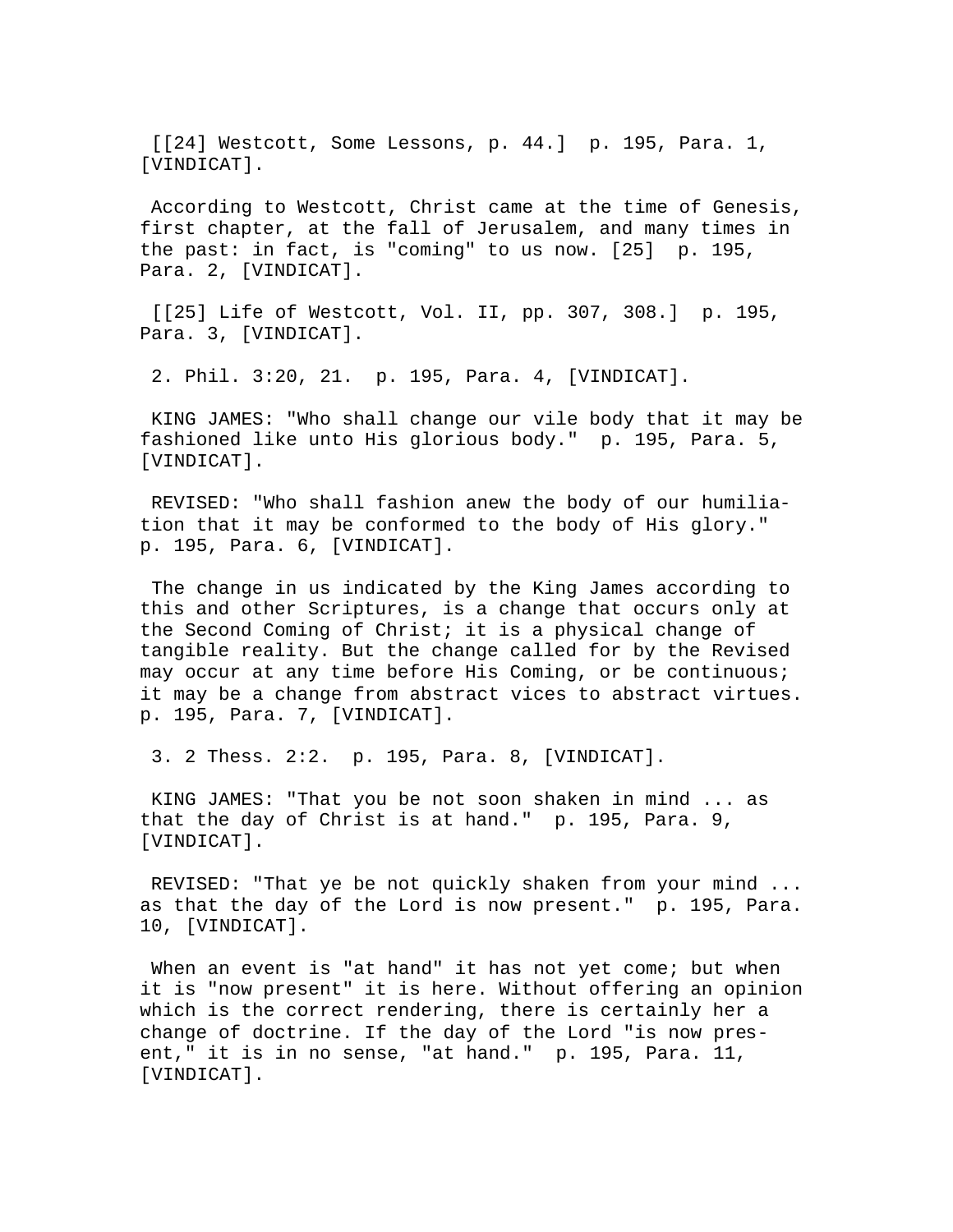[[24] Westcott, Some Lessons, p. 44.] p. 195, Para. 1, [VINDICAT].

According to Westcott, Christ came at the time of Genesis, first chapter, at the fall of Jerusalem, and many times in the past: in fact, is "coming" to us now. [25] p. 195, Para. 2, [VINDICAT].

[[25] Life of Westcott, Vol. II, pp. 307, 308.] p. 195, Para. 3, [VINDICAT].

2. Phil. 3:20, 21. p. 195, Para. 4, [VINDICAT].

KING JAMES: "Who shall change our vile body that it may be fashioned like unto His glorious body." p. 195, Para. 5, [VINDICAT].

REVISED: "Who shall fashion anew the body of our humiliation that it may be conformed to the body of His glory." p. 195, Para. 6, [VINDICAT].

The change in us indicated by the King James according to this and other Scriptures, is a change that occurs only at the Second Coming of Christ; it is a physical change of tangible reality. But the change called for by the Revised may occur at any time before His Coming, or be continuous; it may be a change from abstract vices to abstract virtues. p. 195, Para. 7, [VINDICAT].

3. 2 Thess. 2:2. p. 195, Para. 8, [VINDICAT].

KING JAMES: "That you be not soon shaken in mind ... as that the day of Christ is at hand." p. 195, Para. 9, [VINDICAT].

REVISED: "That ye be not quickly shaken from your mind ... as that the day of the Lord is now present." p. 195, Para. 10, [VINDICAT].

When an event is "at hand" it has not yet come; but when it is "now present" it is here. Without offering an opinion which is the correct rendering, there is certainly her a change of doctrine. If the day of the Lord "is now present," it is in no sense, "at hand." p. 195, Para. 11, [VINDICAT].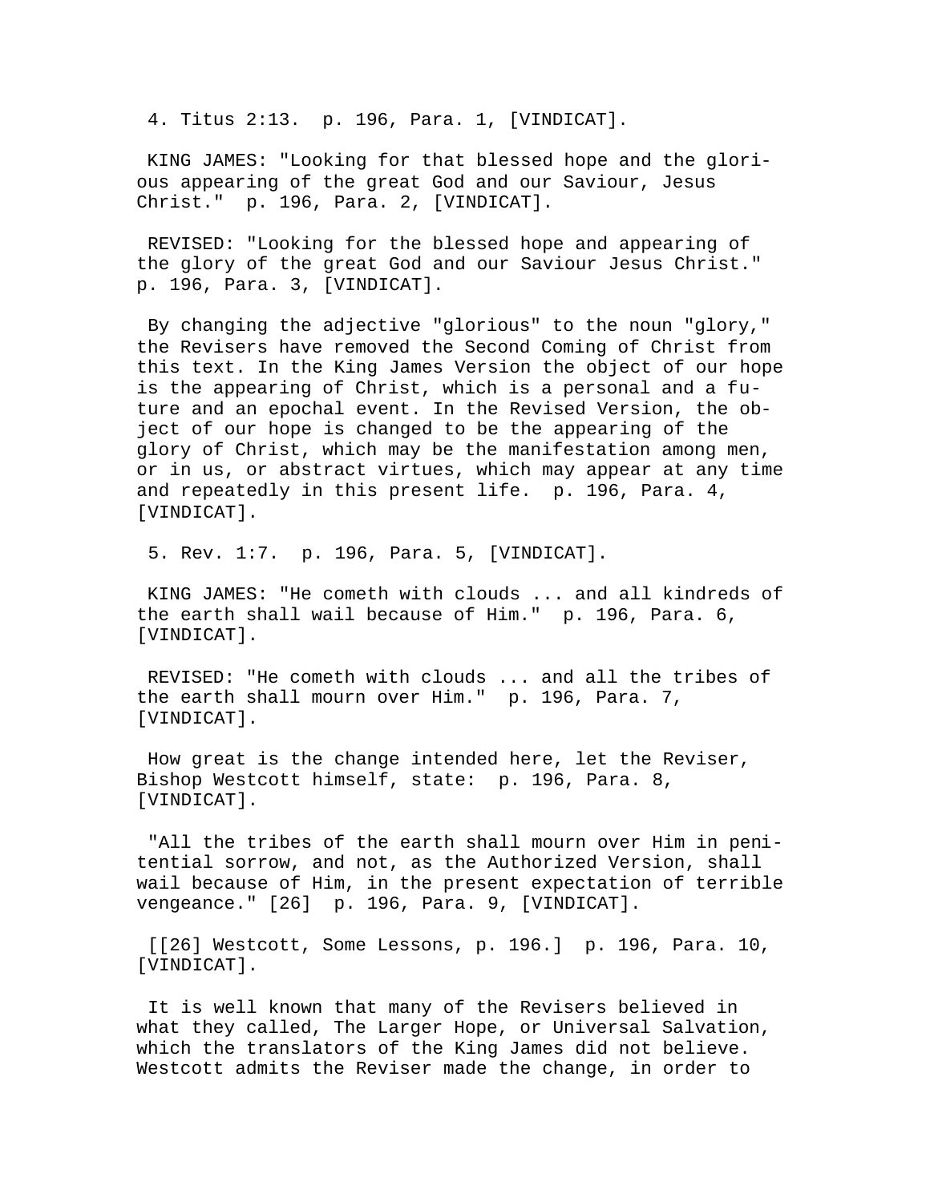4. Titus 2:13. p. 196, Para. 1, [VINDICAT].

KING JAMES: "Looking for that blessed hope and the glorious appearing of the great God and our Saviour, Jesus Christ." p. 196, Para. 2, [VINDICAT].

REVISED: "Looking for the blessed hope and appearing of the glory of the great God and our Saviour Jesus Christ." p. 196, Para. 3, [VINDICAT].

By changing the adjective "glorious" to the noun "glory," the Revisers have removed the Second Coming of Christ from this text. In the King James Version the object of our hope is the appearing of Christ, which is a personal and a future and an epochal event. In the Revised Version, the object of our hope is changed to be the appearing of the glory of Christ, which may be the manifestation among men, or in us, or abstract virtues, which may appear at any time and repeatedly in this present life. p. 196, Para. 4, [VINDICAT].

5. Rev. 1:7. p. 196, Para. 5, [VINDICAT].

KING JAMES: "He cometh with clouds ... and all kindreds of the earth shall wail because of Him." p. 196, Para. 6, [VINDICAT].

REVISED: "He cometh with clouds ... and all the tribes of the earth shall mourn over Him." p. 196, Para. 7, [VINDICAT].

How great is the change intended here, let the Reviser, Bishop Westcott himself, state: p. 196, Para. 8, [VINDICAT].

"All the tribes of the earth shall mourn over Him in penitential sorrow, and not, as the Authorized Version, shall wail because of Him, in the present expectation of terrible vengeance." [26] p. 196, Para. 9, [VINDICAT].

[[26] Westcott, Some Lessons, p. 196.] p. 196, Para. 10, [VINDICAT].

It is well known that many of the Revisers believed in what they called, The Larger Hope, or Universal Salvation, which the translators of the King James did not believe. Westcott admits the Reviser made the change, in order to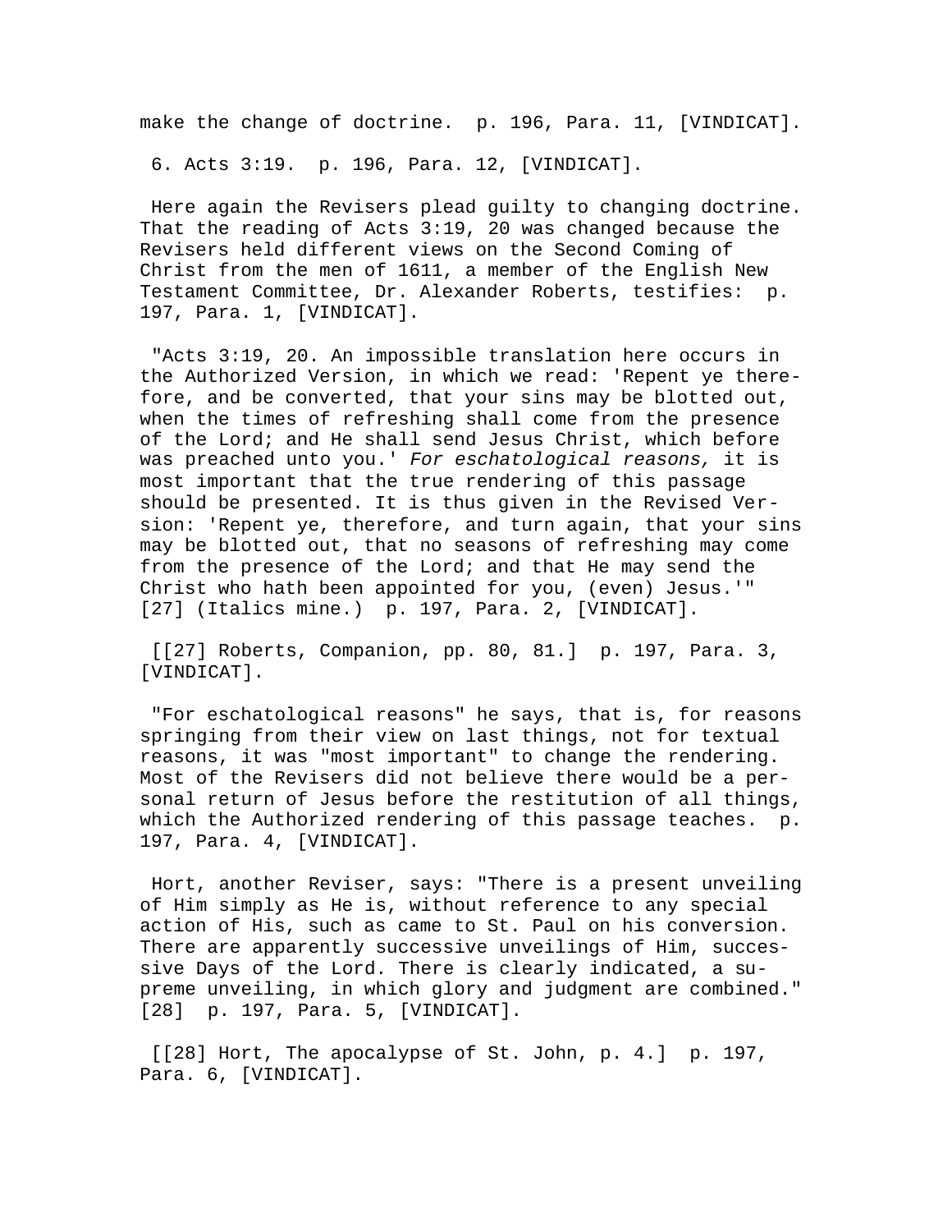make the change of doctrine.  p. 196, Para. 11, [VINDICAT].

6. Acts 3:19.  p. 196, Para. 12, [VINDICAT].

Here again the Revisers plead guilty to changing doctrine. That the reading of Acts 3:19, 20 was changed because the Revisers held different views on the Second Coming of Christ from the men of 1611, a member of the English New Testament Committee, Dr. Alexander Roberts, testifies:  p. 197, Para. 1, [VINDICAT].

"Acts 3:19, 20. An impossible translation here occurs in the Authorized Version, in which we read: 'Repent ye therefore, and be converted, that your sins may be blotted out, when the times of refreshing shall come from the presence of the Lord; and He shall send Jesus Christ, which before was preached unto you.' *For eschatological reasons,* it is most important that the true rendering of this passage should be presented. It is thus given in the Revised Version: 'Repent ye, therefore, and turn again, that your sins may be blotted out, that no seasons of refreshing may come from the presence of the Lord; and that He may send the Christ who hath been appointed for you, (even) Jesus.'" [27] (Italics mine.)  p. 197, Para. 2, [VINDICAT].

[[27] Roberts, Companion, pp. 80, 81.]  p. 197, Para. 3, [VINDICAT].

"For eschatological reasons" he says, that is, for reasons springing from their view on last things, not for textual reasons, it was "most important" to change the rendering. Most of the Revisers did not believe there would be a personal return of Jesus before the restitution of all things, which the Authorized rendering of this passage teaches.  p. 197, Para. 4, [VINDICAT].

Hort, another Reviser, says: "There is a present unveiling of Him simply as He is, without reference to any special action of His, such as came to St. Paul on his conversion. There are apparently successive unveilings of Him, successive Days of the Lord. There is clearly indicated, a supreme unveiling, in which glory and judgment are combined." [28]  p. 197, Para. 5, [VINDICAT].

[[28] Hort, The apocalypse of St. John, p. 4.]  p. 197, Para. 6, [VINDICAT].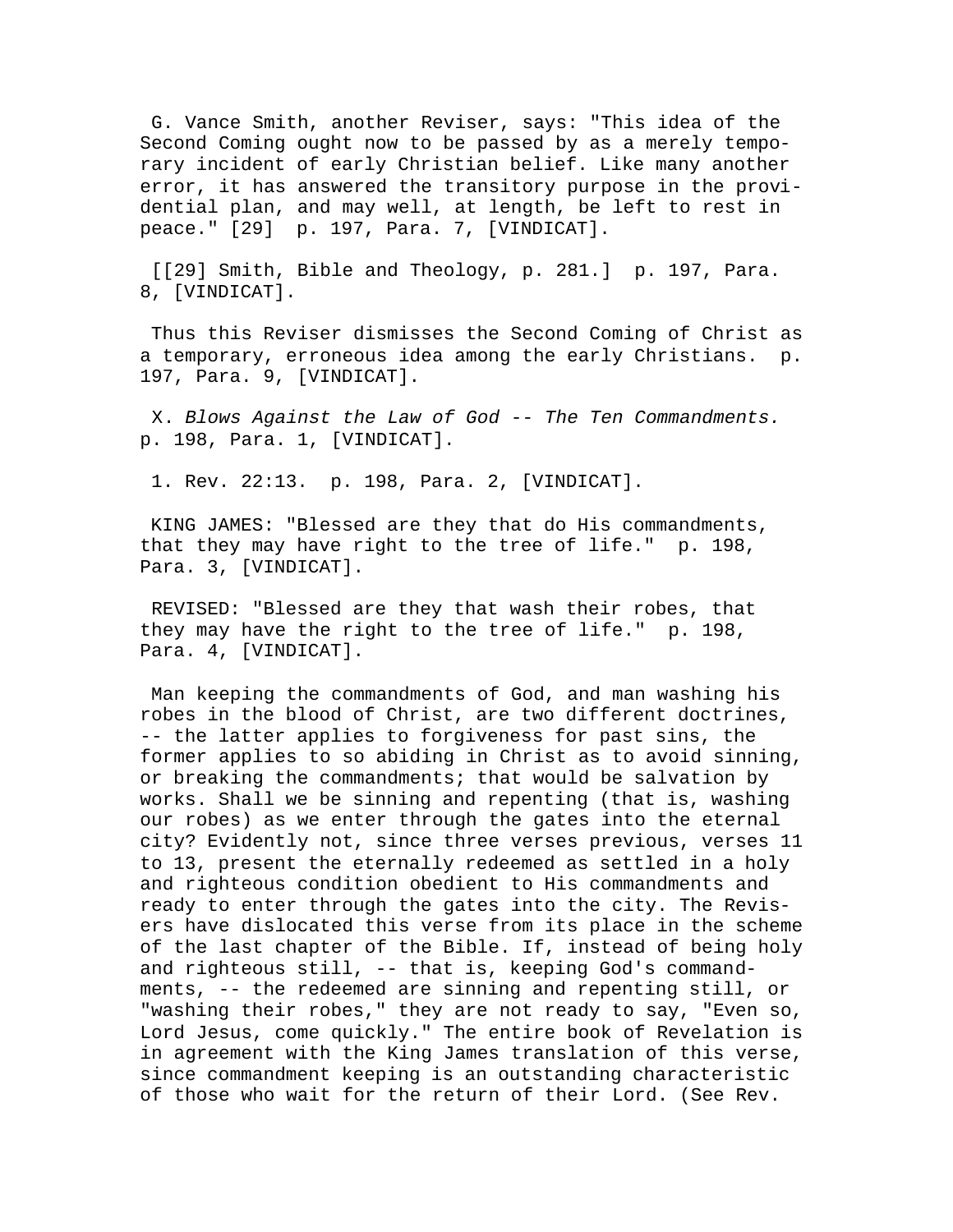G. Vance Smith, another Reviser, says: "This idea of the Second Coming ought now to be passed by as a merely temporary incident of early Christian belief. Like many another error, it has answered the transitory purpose in the providential plan, and may well, at length, be left to rest in peace." [29] p. 197, Para. 7, [VINDICAT].

[[29] Smith, Bible and Theology, p. 281.] p. 197, Para. 8, [VINDICAT].

Thus this Reviser dismisses the Second Coming of Christ as a temporary, erroneous idea among the early Christians. p. 197, Para. 9, [VINDICAT].

X. *Blows Against the Law of God -- The Ten Commandments.* p. 198, Para. 1, [VINDICAT].

1. Rev. 22:13. p. 198, Para. 2, [VINDICAT].

KING JAMES: "Blessed are they that do His commandments, that they may have right to the tree of life." p. 198, Para. 3, [VINDICAT].

REVISED: "Blessed are they that wash their robes, that they may have the right to the tree of life." p. 198, Para. 4, [VINDICAT].

Man keeping the commandments of God, and man washing his robes in the blood of Christ, are two different doctrines, -- the latter applies to forgiveness for past sins, the former applies to so abiding in Christ as to avoid sinning, or breaking the commandments; that would be salvation by works. Shall we be sinning and repenting (that is, washing our robes) as we enter through the gates into the eternal city? Evidently not, since three verses previous, verses 11 to 13, present the eternally redeemed as settled in a holy and righteous condition obedient to His commandments and ready to enter through the gates into the city. The Revisers have dislocated this verse from its place in the scheme of the last chapter of the Bible. If, instead of being holy and righteous still, -- that is, keeping God's commandments, -- the redeemed are sinning and repenting still, or "washing their robes," they are not ready to say, "Even so, Lord Jesus, come quickly." The entire book of Revelation is in agreement with the King James translation of this verse, since commandment keeping is an outstanding characteristic of those who wait for the return of their Lord. (See Rev.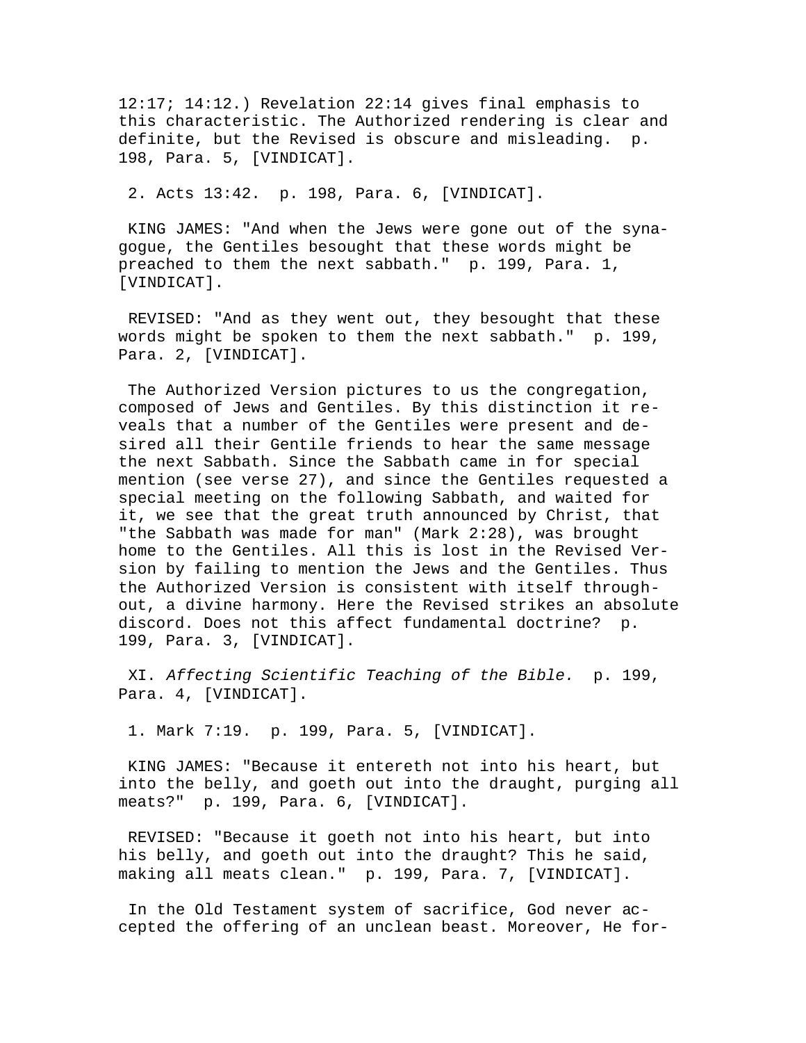12:17; 14:12.) Revelation 22:14 gives final emphasis to this characteristic. The Authorized rendering is clear and definite, but the Revised is obscure and misleading. p. 198, Para. 5, [VINDICAT].

2. Acts 13:42. p. 198, Para. 6, [VINDICAT].

KING JAMES: "And when the Jews were gone out of the synagogue, the Gentiles besought that these words might be preached to them the next sabbath." p. 199, Para. 1, [VINDICAT].

REVISED: "And as they went out, they besought that these words might be spoken to them the next sabbath." p. 199, Para. 2, [VINDICAT].

The Authorized Version pictures to us the congregation, composed of Jews and Gentiles. By this distinction it reveals that a number of the Gentiles were present and desired all their Gentile friends to hear the same message the next Sabbath. Since the Sabbath came in for special mention (see verse 27), and since the Gentiles requested a special meeting on the following Sabbath, and waited for it, we see that the great truth announced by Christ, that "the Sabbath was made for man" (Mark 2:28), was brought home to the Gentiles. All this is lost in the Revised Version by failing to mention the Jews and the Gentiles. Thus the Authorized Version is consistent with itself throughout, a divine harmony. Here the Revised strikes an absolute discord. Does not this affect fundamental doctrine? p. 199, Para. 3, [VINDICAT].

XI. *Affecting Scientific Teaching of the Bible.* p. 199, Para. 4, [VINDICAT].

1. Mark 7:19. p. 199, Para. 5, [VINDICAT].

KING JAMES: "Because it entereth not into his heart, but into the belly, and goeth out into the draught, purging all meats?" p. 199, Para. 6, [VINDICAT].

REVISED: "Because it goeth not into his heart, but into his belly, and goeth out into the draught? This he said, making all meats clean." p. 199, Para. 7, [VINDICAT].

In the Old Testament system of sacrifice, God never accepted the offering of an unclean beast. Moreover, He for-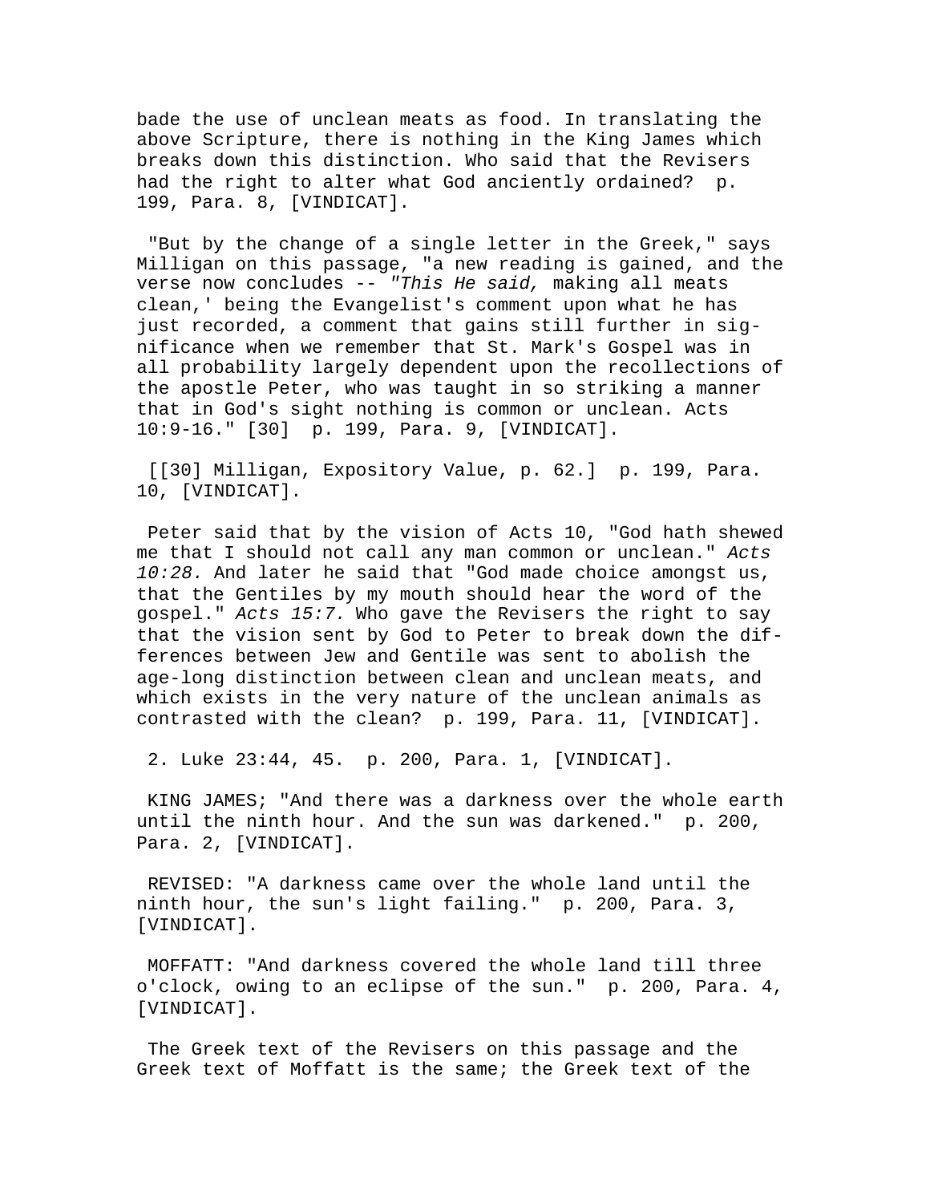bade the use of unclean meats as food. In translating the above Scripture, there is nothing in the King James which breaks down this distinction. Who said that the Revisers had the right to alter what God anciently ordained? p. 199, Para. 8, [VINDICAT].

"But by the change of a single letter in the Greek," says Milligan on this passage, "a new reading is gained, and the verse now concludes -- *"This He said,* making all meats clean,' being the Evangelist's comment upon what he has just recorded, a comment that gains still further in significance when we remember that St. Mark's Gospel was in all probability largely dependent upon the recollections of the apostle Peter, who was taught in so striking a manner that in God's sight nothing is common or unclean. Acts 10:9-16." [30] p. 199, Para. 9, [VINDICAT].

[[30] Milligan, Expository Value, p. 62.] p. 199, Para. 10, [VINDICAT].

Peter said that by the vision of Acts 10, "God hath shewed me that I should not call any man common or unclean." *Acts 10:28.* And later he said that "God made choice amongst us, that the Gentiles by my mouth should hear the word of the gospel." *Acts 15:7.* Who gave the Revisers the right to say that the vision sent by God to Peter to break down the differences between Jew and Gentile was sent to abolish the age-long distinction between clean and unclean meats, and which exists in the very nature of the unclean animals as contrasted with the clean? p. 199, Para. 11, [VINDICAT].

2. Luke 23:44, 45. p. 200, Para. 1, [VINDICAT].

KING JAMES; "And there was a darkness over the whole earth until the ninth hour. And the sun was darkened." p. 200, Para. 2, [VINDICAT].

REVISED: "A darkness came over the whole land until the ninth hour, the sun's light failing." p. 200, Para. 3, [VINDICAT].

MOFFATT: "And darkness covered the whole land till three o'clock, owing to an eclipse of the sun." p. 200, Para. 4, [VINDICAT].

The Greek text of the Revisers on this passage and the Greek text of Moffatt is the same; the Greek text of the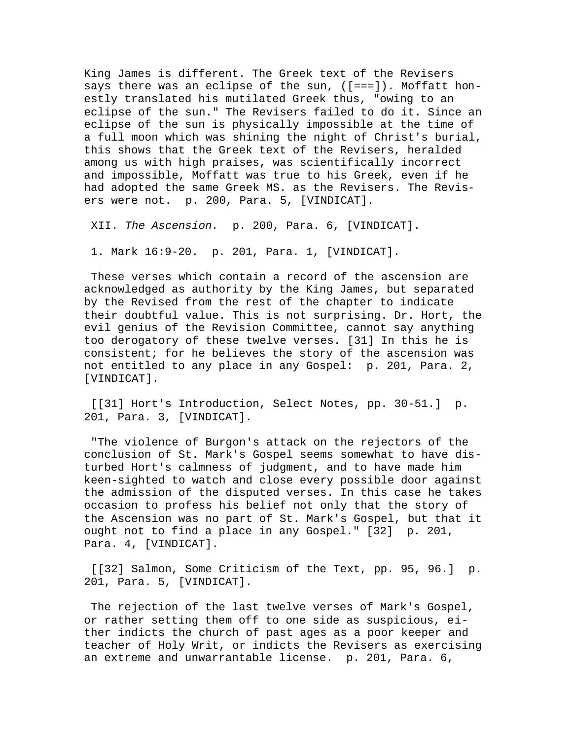King James is different. The Greek text of the Revisers says there was an eclipse of the sun, ([===]). Moffatt honestly translated his mutilated Greek thus, "owing to an eclipse of the sun." The Revisers failed to do it. Since an eclipse of the sun is physically impossible at the time of a full moon which was shining the night of Christ's burial, this shows that the Greek text of the Revisers, heralded among us with high praises, was scientifically incorrect and impossible, Moffatt was true to his Greek, even if he had adopted the same Greek MS. as the Revisers. The Revisers were not.  p. 200, Para. 5, [VINDICAT].

XII. *The Ascension.*  p. 200, Para. 6, [VINDICAT].

1. Mark 16:9-20.  p. 201, Para. 1, [VINDICAT].

These verses which contain a record of the ascension are acknowledged as authority by the King James, but separated by the Revised from the rest of the chapter to indicate their doubtful value. This is not surprising. Dr. Hort, the evil genius of the Revision Committee, cannot say anything too derogatory of these twelve verses. [31] In this he is consistent; for he believes the story of the ascension was not entitled to any place in any Gospel:  p. 201, Para. 2, [VINDICAT].

[[31] Hort's Introduction, Select Notes, pp. 30-51.]  p. 201, Para. 3, [VINDICAT].

"The violence of Burgon's attack on the rejectors of the conclusion of St. Mark's Gospel seems somewhat to have disturbed Hort's calmness of judgment, and to have made him keen-sighted to watch and close every possible door against the admission of the disputed verses. In this case he takes occasion to profess his belief not only that the story of the Ascension was no part of St. Mark's Gospel, but that it ought not to find a place in any Gospel." [32]  p. 201, Para. 4, [VINDICAT].

[[32] Salmon, Some Criticism of the Text, pp. 95, 96.]  p. 201, Para. 5, [VINDICAT].

The rejection of the last twelve verses of Mark's Gospel, or rather setting them off to one side as suspicious, either indicts the church of past ages as a poor keeper and teacher of Holy Writ, or indicts the Revisers as exercising an extreme and unwarrantable license.  p. 201, Para. 6,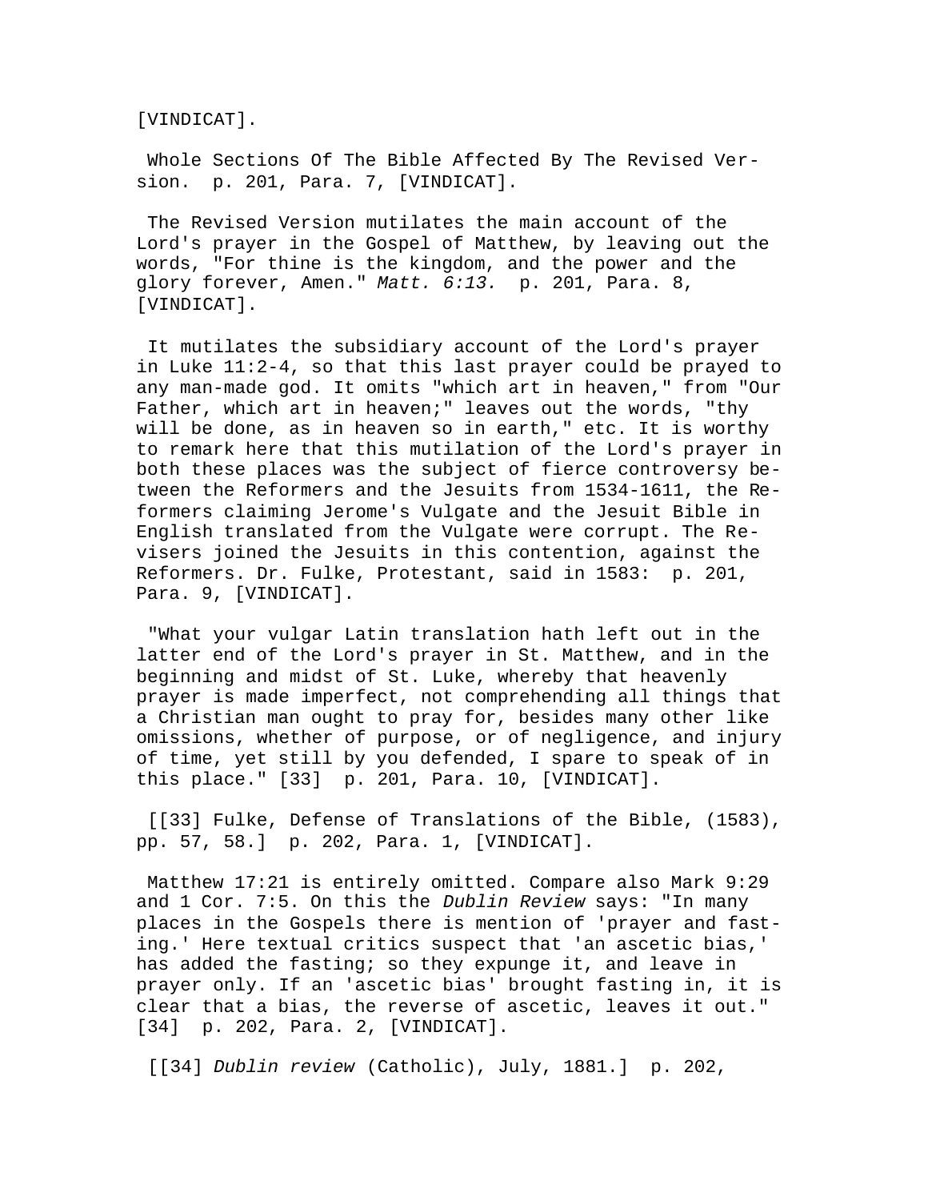[VINDICAT].

Whole Sections Of The Bible Affected By The Revised Version. p. 201, Para. 7, [VINDICAT].

The Revised Version mutilates the main account of the Lord's prayer in the Gospel of Matthew, by leaving out the words, "For thine is the kingdom, and the power and the glory forever, Amen." *Matt. 6:13.* p. 201, Para. 8, [VINDICAT].

It mutilates the subsidiary account of the Lord's prayer in Luke 11:2-4, so that this last prayer could be prayed to any man-made god. It omits "which art in heaven," from "Our Father, which art in heaven;" leaves out the words, "thy will be done, as in heaven so in earth," etc. It is worthy to remark here that this mutilation of the Lord's prayer in both these places was the subject of fierce controversy between the Reformers and the Jesuits from 1534-1611, the Reformers claiming Jerome's Vulgate and the Jesuit Bible in English translated from the Vulgate were corrupt. The Revisers joined the Jesuits in this contention, against the Reformers. Dr. Fulke, Protestant, said in 1583: p. 201, Para. 9, [VINDICAT].

"What your vulgar Latin translation hath left out in the latter end of the Lord's prayer in St. Matthew, and in the beginning and midst of St. Luke, whereby that heavenly prayer is made imperfect, not comprehending all things that a Christian man ought to pray for, besides many other like omissions, whether of purpose, or of negligence, and injury of time, yet still by you defended, I spare to speak of in this place." [33] p. 201, Para. 10, [VINDICAT].

[[33] Fulke, Defense of Translations of the Bible, (1583), pp. 57, 58.] p. 202, Para. 1, [VINDICAT].

Matthew 17:21 is entirely omitted. Compare also Mark 9:29 and 1 Cor. 7:5. On this the *Dublin Review* says: "In many places in the Gospels there is mention of 'prayer and fasting.' Here textual critics suspect that 'an ascetic bias,' has added the fasting; so they expunge it, and leave in prayer only. If an 'ascetic bias' brought fasting in, it is clear that a bias, the reverse of ascetic, leaves it out." [34] p. 202, Para. 2, [VINDICAT].

[[34] *Dublin review* (Catholic), July, 1881.] p. 202,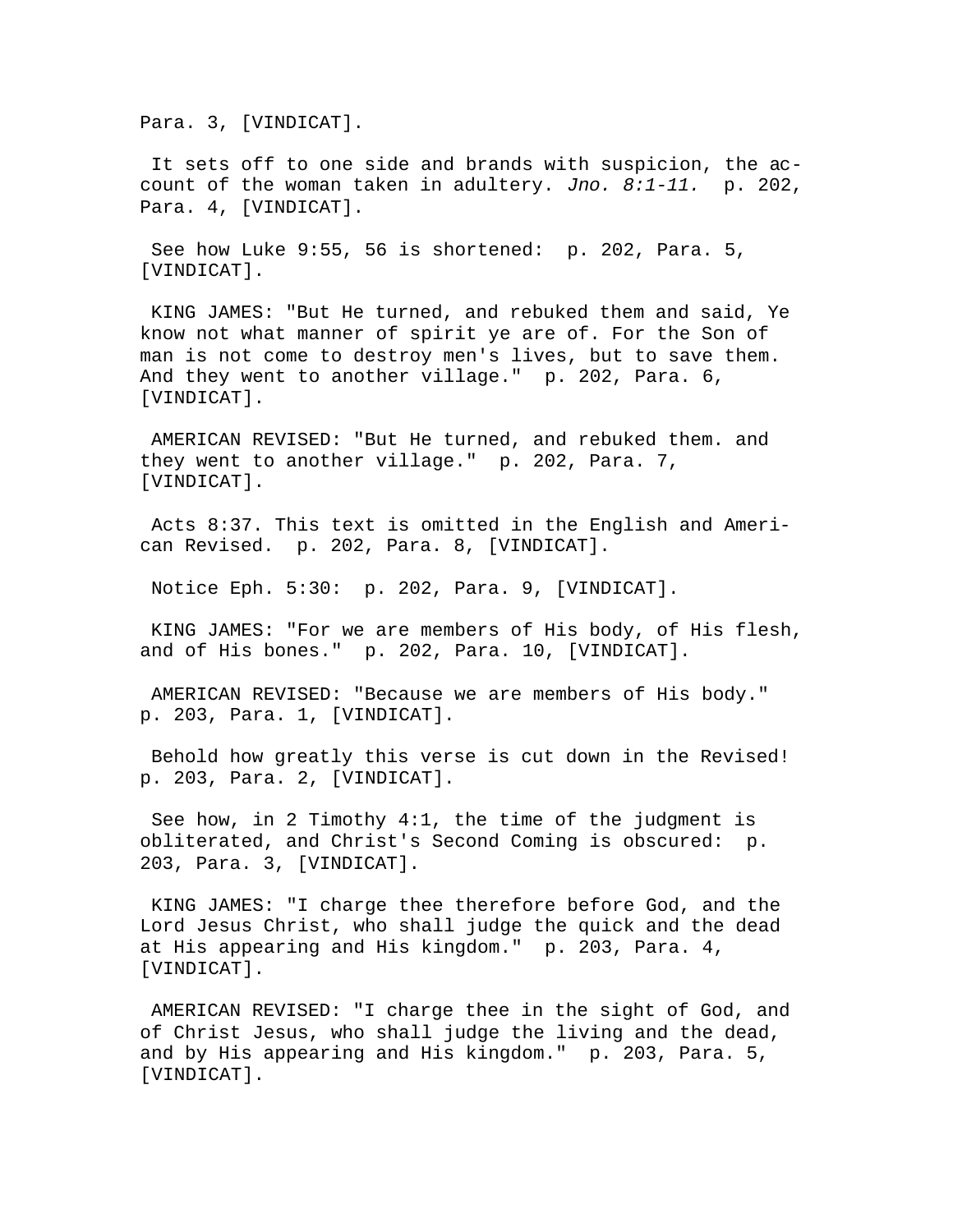Para. 3, [VINDICAT].

It sets off to one side and brands with suspicion, the account of the woman taken in adultery. *Jno. 8:1-11.* p. 202, Para. 4, [VINDICAT].

See how Luke 9:55, 56 is shortened: p. 202, Para. 5, [VINDICAT].

KING JAMES: "But He turned, and rebuked them and said, Ye know not what manner of spirit ye are of. For the Son of man is not come to destroy men's lives, but to save them. And they went to another village." p. 202, Para. 6, [VINDICAT].

AMERICAN REVISED: "But He turned, and rebuked them. and they went to another village." p. 202, Para. 7, [VINDICAT].

Acts 8:37. This text is omitted in the English and American Revised. p. 202, Para. 8, [VINDICAT].

Notice Eph. 5:30: p. 202, Para. 9, [VINDICAT].

KING JAMES: "For we are members of His body, of His flesh, and of His bones." p. 202, Para. 10, [VINDICAT].

AMERICAN REVISED: "Because we are members of His body." p. 203, Para. 1, [VINDICAT].

Behold how greatly this verse is cut down in the Revised! p. 203, Para. 2, [VINDICAT].

See how, in 2 Timothy 4:1, the time of the judgment is obliterated, and Christ's Second Coming is obscured: p. 203, Para. 3, [VINDICAT].

KING JAMES: "I charge thee therefore before God, and the Lord Jesus Christ, who shall judge the quick and the dead at His appearing and His kingdom." p. 203, Para. 4, [VINDICAT].

AMERICAN REVISED: "I charge thee in the sight of God, and of Christ Jesus, who shall judge the living and the dead, and by His appearing and His kingdom." p. 203, Para. 5, [VINDICAT].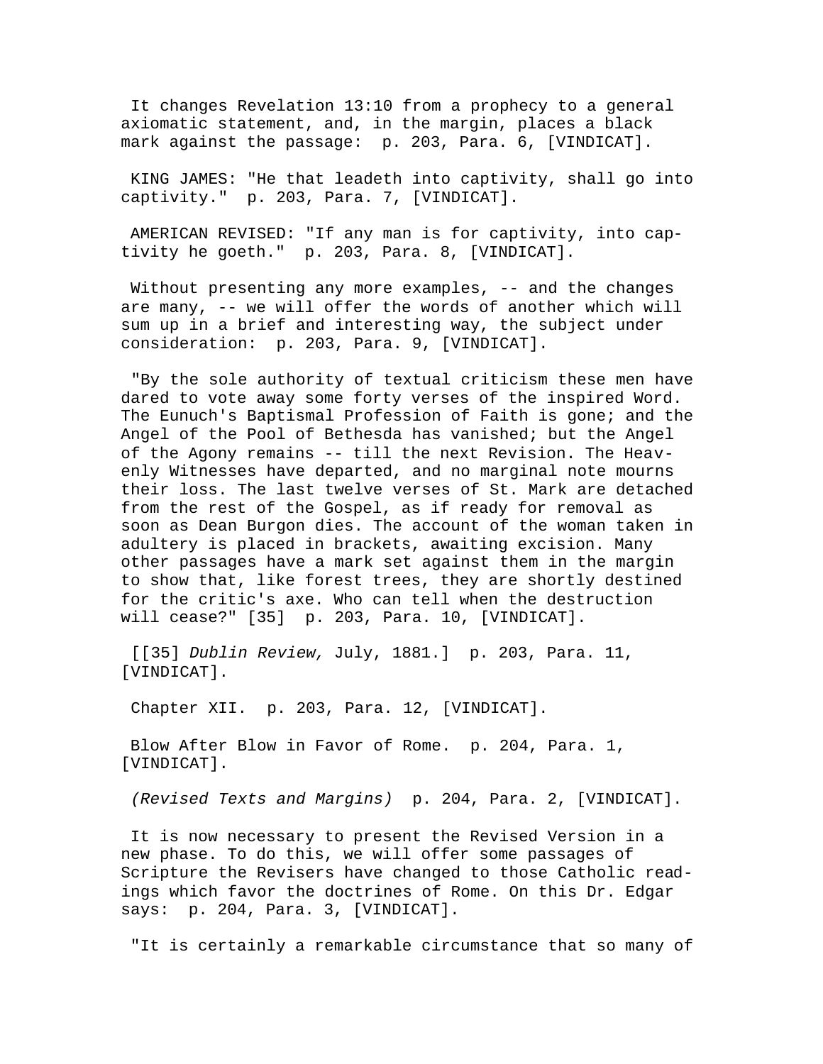It changes Revelation 13:10 from a prophecy to a general axiomatic statement, and, in the margin, places a black mark against the passage: p. 203, Para. 6, [VINDICAT].

KING JAMES: "He that leadeth into captivity, shall go into captivity." p. 203, Para. 7, [VINDICAT].

AMERICAN REVISED: "If any man is for captivity, into captivity he goeth." p. 203, Para. 8, [VINDICAT].

Without presenting any more examples, -- and the changes are many, -- we will offer the words of another which will sum up in a brief and interesting way, the subject under consideration: p. 203, Para. 9, [VINDICAT].

"By the sole authority of textual criticism these men have dared to vote away some forty verses of the inspired Word. The Eunuch's Baptismal Profession of Faith is gone; and the Angel of the Pool of Bethesda has vanished; but the Angel of the Agony remains -- till the next Revision. The Heavenly Witnesses have departed, and no marginal note mourns their loss. The last twelve verses of St. Mark are detached from the rest of the Gospel, as if ready for removal as soon as Dean Burgon dies. The account of the woman taken in adultery is placed in brackets, awaiting excision. Many other passages have a mark set against them in the margin to show that, like forest trees, they are shortly destined for the critic's axe. Who can tell when the destruction will cease?" [35] p. 203, Para. 10, [VINDICAT].

[[35] *Dublin Review,* July, 1881.] p. 203, Para. 11, [VINDICAT].

Chapter XII. p. 203, Para. 12, [VINDICAT].

Blow After Blow in Favor of Rome. p. 204, Para. 1, [VINDICAT].

*(Revised Texts and Margins)* p. 204, Para. 2, [VINDICAT].

It is now necessary to present the Revised Version in a new phase. To do this, we will offer some passages of Scripture the Revisers have changed to those Catholic readings which favor the doctrines of Rome. On this Dr. Edgar says: p. 204, Para. 3, [VINDICAT].

"It is certainly a remarkable circumstance that so many of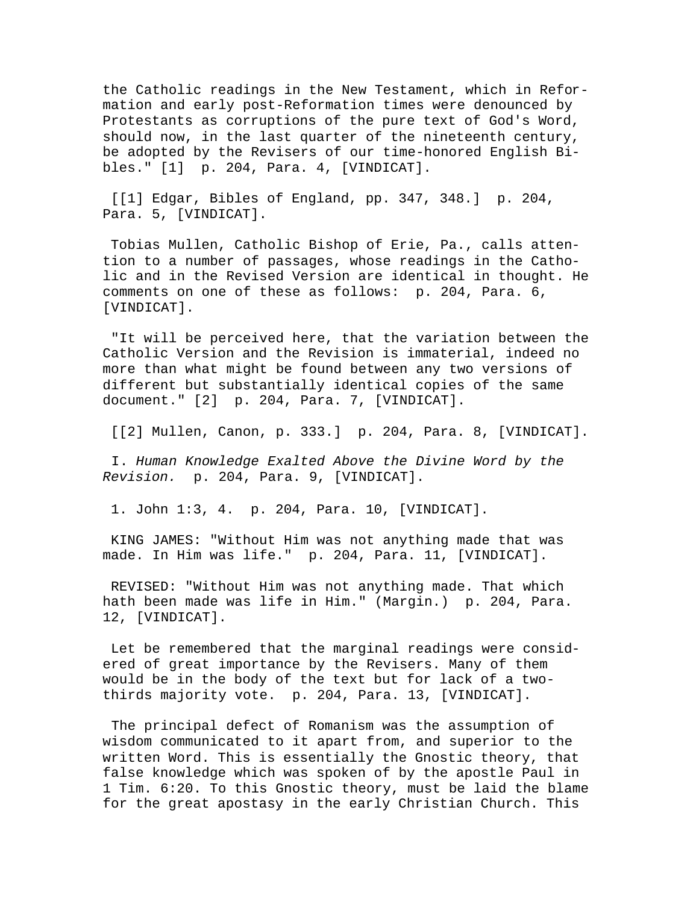the Catholic readings in the New Testament, which in Reformation and early post-Reformation times were denounced by Protestants as corruptions of the pure text of God's Word, should now, in the last quarter of the nineteenth century, be adopted by the Revisers of our time-honored English Bibles." [1] p. 204, Para. 4, [VINDICAT].

[[1] Edgar, Bibles of England, pp. 347, 348.] p. 204, Para. 5, [VINDICAT].

Tobias Mullen, Catholic Bishop of Erie, Pa., calls attention to a number of passages, whose readings in the Catholic and in the Revised Version are identical in thought. He comments on one of these as follows: p. 204, Para. 6, [VINDICAT].

"It will be perceived here, that the variation between the Catholic Version and the Revision is immaterial, indeed no more than what might be found between any two versions of different but substantially identical copies of the same document." [2] p. 204, Para. 7, [VINDICAT].

[[2] Mullen, Canon, p. 333.] p. 204, Para. 8, [VINDICAT].

I. *Human Knowledge Exalted Above the Divine Word by the Revision.* p. 204, Para. 9, [VINDICAT].

1. John 1:3, 4. p. 204, Para. 10, [VINDICAT].

KING JAMES: "Without Him was not anything made that was made. In Him was life." p. 204, Para. 11, [VINDICAT].

REVISED: "Without Him was not anything made. That which hath been made was life in Him." (Margin.) p. 204, Para. 12, [VINDICAT].

Let be remembered that the marginal readings were considered of great importance by the Revisers. Many of them would be in the body of the text but for lack of a two-thirds majority vote. p. 204, Para. 13, [VINDICAT].

The principal defect of Romanism was the assumption of wisdom communicated to it apart from, and superior to the written Word. This is essentially the Gnostic theory, that false knowledge which was spoken of by the apostle Paul in 1 Tim. 6:20. To this Gnostic theory, must be laid the blame for the great apostasy in the early Christian Church. This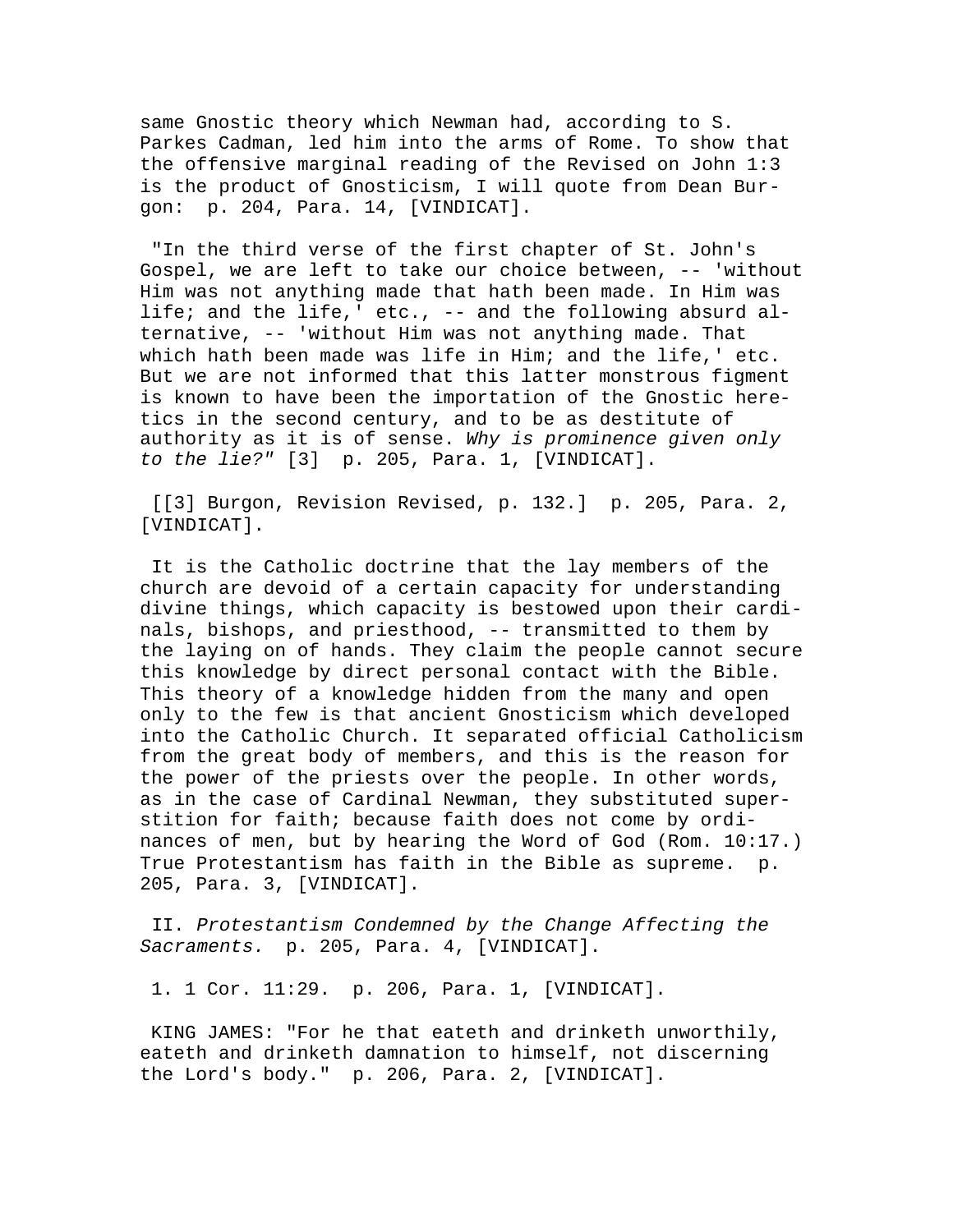same Gnostic theory which Newman had, according to S. Parkes Cadman, led him into the arms of Rome. To show that the offensive marginal reading of the Revised on John 1:3 is the product of Gnosticism, I will quote from Dean Burgon: p. 204, Para. 14, [VINDICAT].

"In the third verse of the first chapter of St. John's Gospel, we are left to take our choice between, -- 'without Him was not anything made that hath been made. In Him was life; and the life,' etc., -- and the following absurd alternative, -- 'without Him was not anything made. That which hath been made was life in Him; and the life,' etc. But we are not informed that this latter monstrous figment is known to have been the importation of the Gnostic heretics in the second century, and to be as destitute of authority as it is of sense. *Why is prominence given only to the lie?"* [3] p. 205, Para. 1, [VINDICAT].

[[3] Burgon, Revision Revised, p. 132.] p. 205, Para. 2, [VINDICAT].

It is the Catholic doctrine that the lay members of the church are devoid of a certain capacity for understanding divine things, which capacity is bestowed upon their cardinals, bishops, and priesthood, -- transmitted to them by the laying on of hands. They claim the people cannot secure this knowledge by direct personal contact with the Bible. This theory of a knowledge hidden from the many and open only to the few is that ancient Gnosticism which developed into the Catholic Church. It separated official Catholicism from the great body of members, and this is the reason for the power of the priests over the people. In other words, as in the case of Cardinal Newman, they substituted superstition for faith; because faith does not come by ordinances of men, but by hearing the Word of God (Rom. 10:17.) True Protestantism has faith in the Bible as supreme. p. 205, Para. 3, [VINDICAT].

II. *Protestantism Condemned by the Change Affecting the Sacraments.* p. 205, Para. 4, [VINDICAT].

1. 1 Cor. 11:29. p. 206, Para. 1, [VINDICAT].

KING JAMES: "For he that eateth and drinketh unworthily, eateth and drinketh damnation to himself, not discerning the Lord's body." p. 206, Para. 2, [VINDICAT].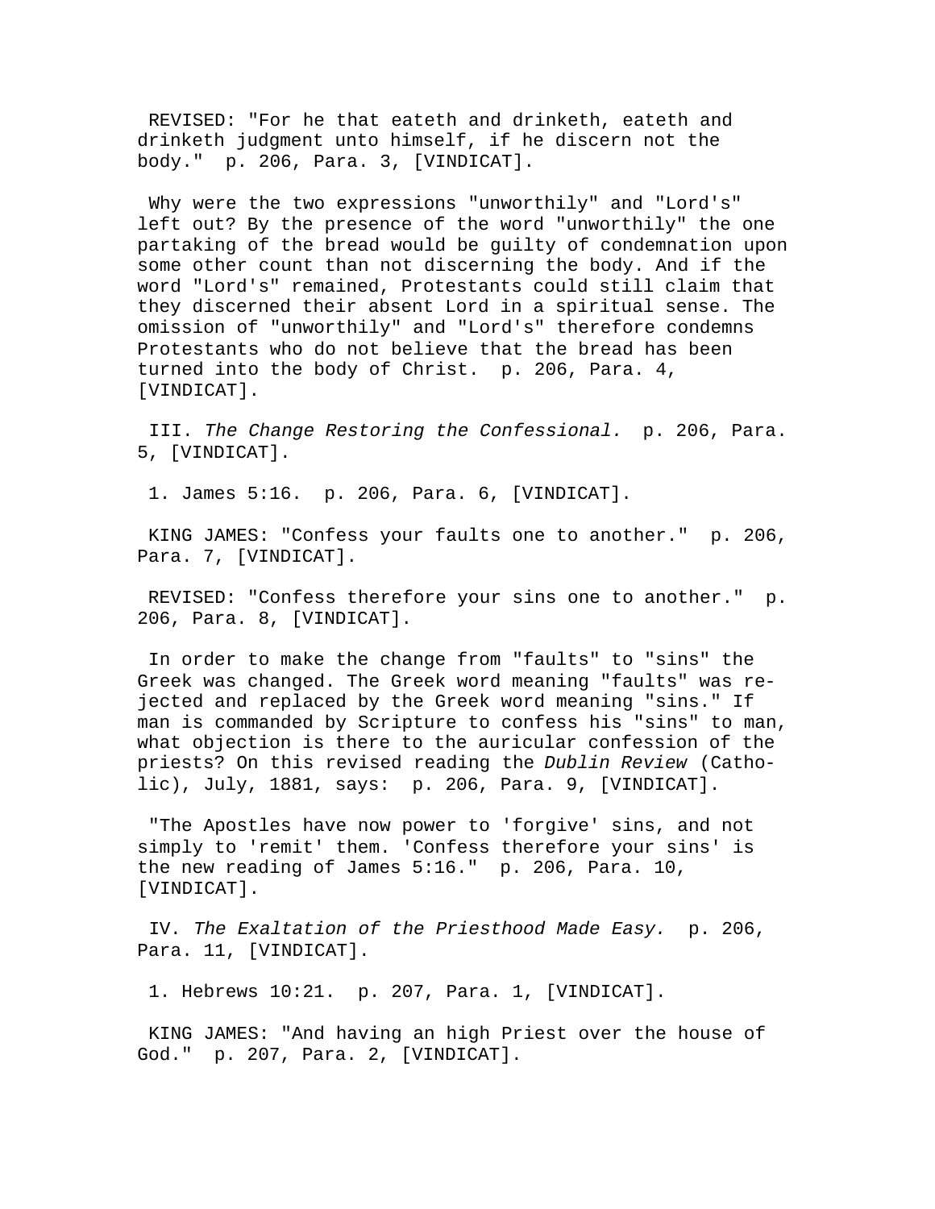REVISED: "For he that eateth and drinketh, eateth and drinketh judgment unto himself, if he discern not the body."  p. 206, Para. 3, [VINDICAT].

Why were the two expressions "unworthily" and "Lord's" left out? By the presence of the word "unworthily" the one partaking of the bread would be guilty of condemnation upon some other count than not discerning the body. And if the word "Lord's" remained, Protestants could still claim that they discerned their absent Lord in a spiritual sense. The omission of "unworthily" and "Lord's" therefore condemns Protestants who do not believe that the bread has been turned into the body of Christ.  p. 206, Para. 4, [VINDICAT].

III. *The Change Restoring the Confessional.*  p. 206, Para. 5, [VINDICAT].

1. James 5:16.  p. 206, Para. 6, [VINDICAT].

KING JAMES: "Confess your faults one to another."  p. 206, Para. 7, [VINDICAT].

REVISED: "Confess therefore your sins one to another."  p. 206, Para. 8, [VINDICAT].

In order to make the change from "faults" to "sins" the Greek was changed. The Greek word meaning "faults" was rejected and replaced by the Greek word meaning "sins." If man is commanded by Scripture to confess his "sins" to man, what objection is there to the auricular confession of the priests? On this revised reading the *Dublin Review* (Catholic), July, 1881, says:  p. 206, Para. 9, [VINDICAT].

"The Apostles have now power to 'forgive' sins, and not simply to 'remit' them. 'Confess therefore your sins' is the new reading of James 5:16."  p. 206, Para. 10, [VINDICAT].

IV. *The Exaltation of the Priesthood Made Easy.*  p. 206, Para. 11, [VINDICAT].

1. Hebrews 10:21.  p. 207, Para. 1, [VINDICAT].

KING JAMES: "And having an high Priest over the house of God."  p. 207, Para. 2, [VINDICAT].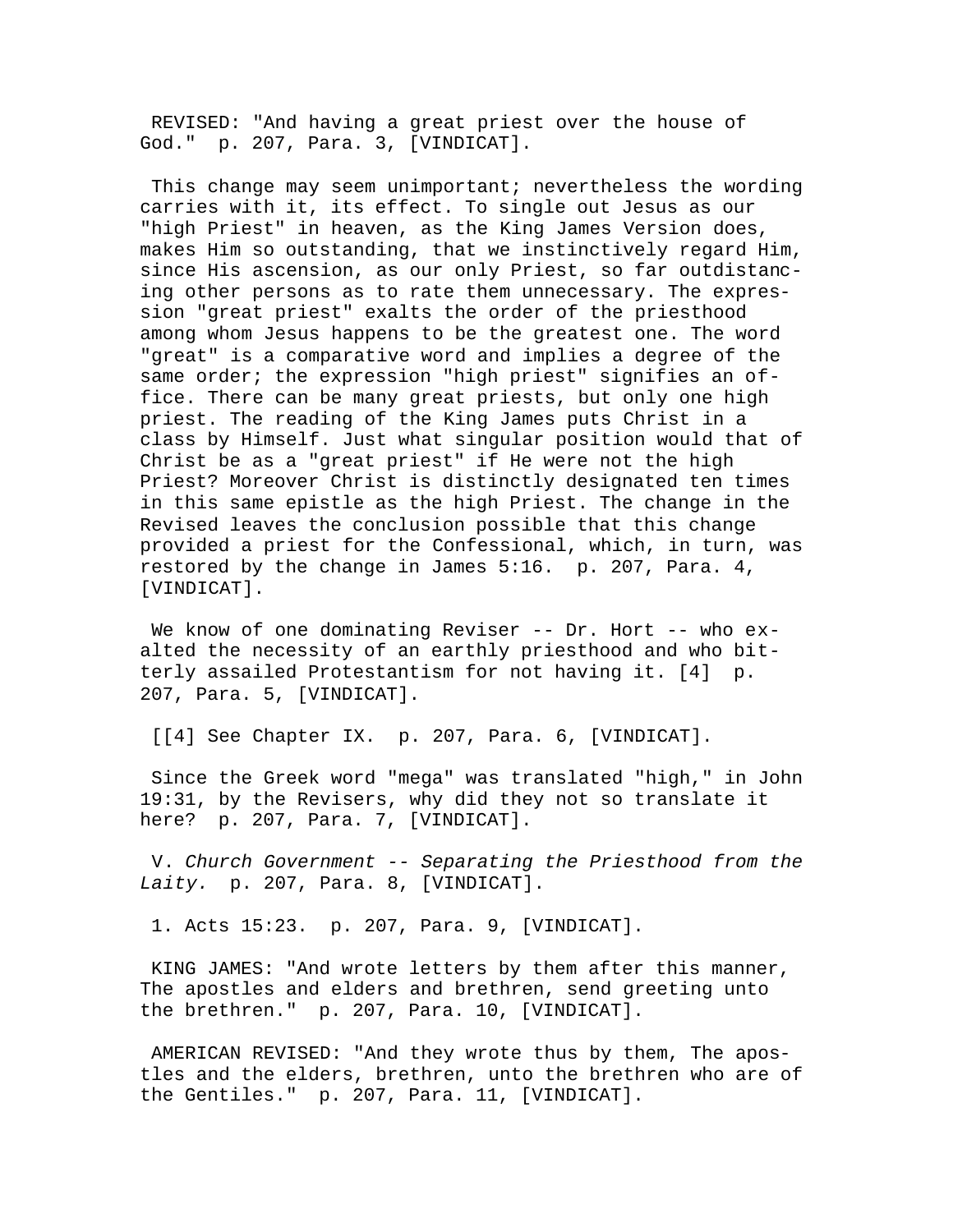REVISED: "And having a great priest over the house of God." p. 207, Para. 3, [VINDICAT].

This change may seem unimportant; nevertheless the wording carries with it, its effect. To single out Jesus as our "high Priest" in heaven, as the King James Version does, makes Him so outstanding, that we instinctively regard Him, since His ascension, as our only Priest, so far outdistancing other persons as to rate them unnecessary. The expression "great priest" exalts the order of the priesthood among whom Jesus happens to be the greatest one. The word "great" is a comparative word and implies a degree of the same order; the expression "high priest" signifies an office. There can be many great priests, but only one high priest. The reading of the King James puts Christ in a class by Himself. Just what singular position would that of Christ be as a "great priest" if He were not the high Priest? Moreover Christ is distinctly designated ten times in this same epistle as the high Priest. The change in the Revised leaves the conclusion possible that this change provided a priest for the Confessional, which, in turn, was restored by the change in James 5:16. p. 207, Para. 4, [VINDICAT].

We know of one dominating Reviser -- Dr. Hort -- who exalted the necessity of an earthly priesthood and who bitterly assailed Protestantism for not having it. [4] p. 207, Para. 5, [VINDICAT].

[[4] See Chapter IX. p. 207, Para. 6, [VINDICAT].

Since the Greek word "mega" was translated "high," in John 19:31, by the Revisers, why did they not so translate it here? p. 207, Para. 7, [VINDICAT].

V. *Church Government -- Separating the Priesthood from the Laity.* p. 207, Para. 8, [VINDICAT].

1. Acts 15:23. p. 207, Para. 9, [VINDICAT].

KING JAMES: "And wrote letters by them after this manner, The apostles and elders and brethren, send greeting unto the brethren." p. 207, Para. 10, [VINDICAT].

AMERICAN REVISED: "And they wrote thus by them, The apostles and the elders, brethren, unto the brethren who are of the Gentiles." p. 207, Para. 11, [VINDICAT].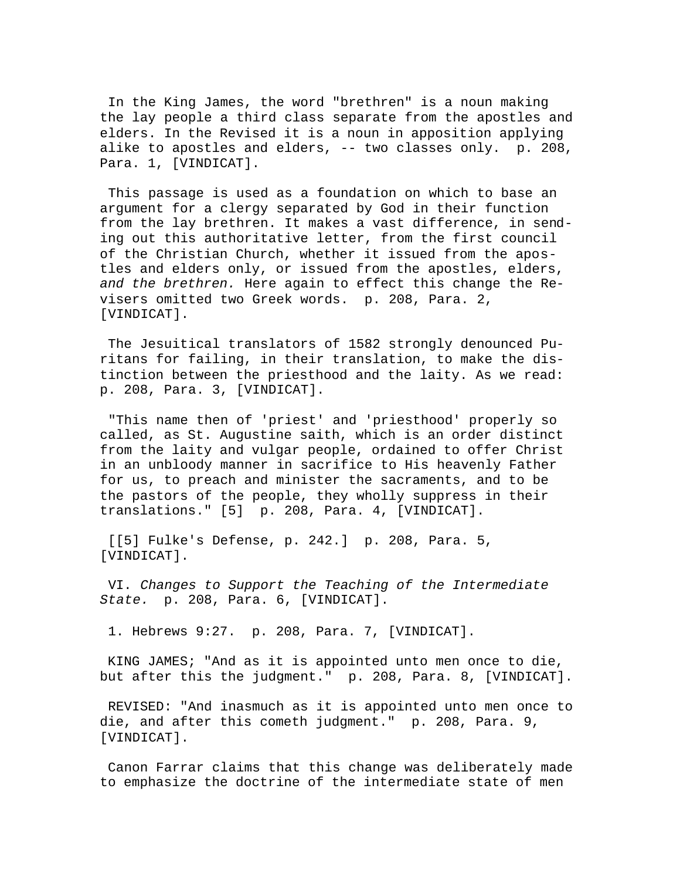In the King James, the word "brethren" is a noun making the lay people a third class separate from the apostles and elders. In the Revised it is a noun in apposition applying alike to apostles and elders, -- two classes only. p. 208, Para. 1, [VINDICAT].

This passage is used as a foundation on which to base an argument for a clergy separated by God in their function from the lay brethren. It makes a vast difference, in sending out this authoritative letter, from the first council of the Christian Church, whether it issued from the apostles and elders only, or issued from the apostles, elders, *and the brethren.* Here again to effect this change the Revisers omitted two Greek words. p. 208, Para. 2, [VINDICAT].

The Jesuitical translators of 1582 strongly denounced Puritans for failing, in their translation, to make the distinction between the priesthood and the laity. As we read: p. 208, Para. 3, [VINDICAT].

"This name then of 'priest' and 'priesthood' properly so called, as St. Augustine saith, which is an order distinct from the laity and vulgar people, ordained to offer Christ in an unbloody manner in sacrifice to His heavenly Father for us, to preach and minister the sacraments, and to be the pastors of the people, they wholly suppress in their translations." [5] p. 208, Para. 4, [VINDICAT].

[[5] Fulke's Defense, p. 242.] p. 208, Para. 5, [VINDICAT].

VI. *Changes to Support the Teaching of the Intermediate State.* p. 208, Para. 6, [VINDICAT].

1. Hebrews 9:27. p. 208, Para. 7, [VINDICAT].

KING JAMES; "And as it is appointed unto men once to die, but after this the judgment." p. 208, Para. 8, [VINDICAT].

REVISED: "And inasmuch as it is appointed unto men once to die, and after this cometh judgment." p. 208, Para. 9, [VINDICAT].

Canon Farrar claims that this change was deliberately made to emphasize the doctrine of the intermediate state of men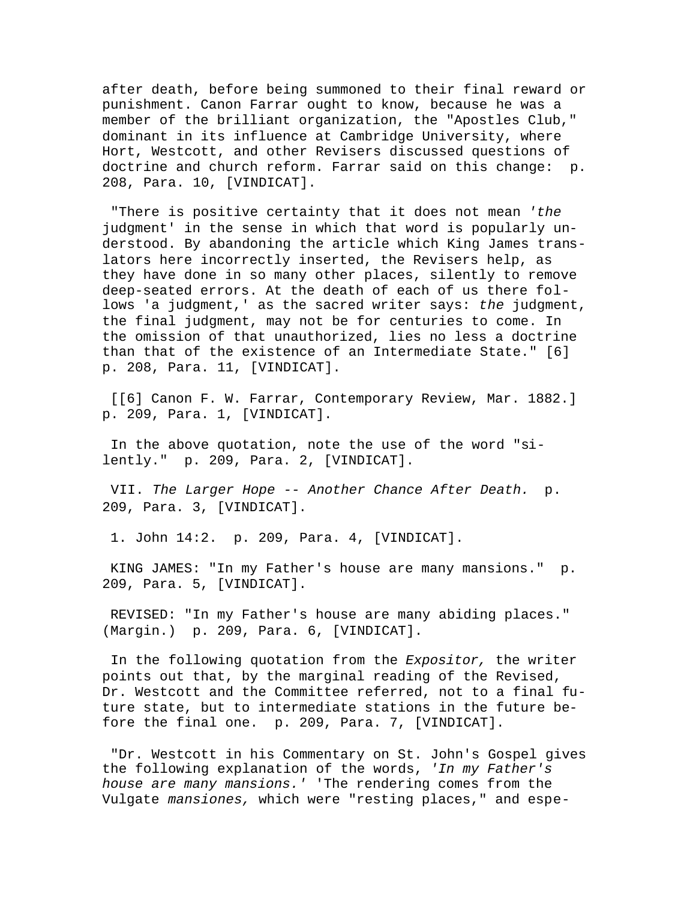after death, before being summoned to their final reward or punishment. Canon Farrar ought to know, because he was a member of the brilliant organization, the "Apostles Club," dominant in its influence at Cambridge University, where Hort, Westcott, and other Revisers discussed questions of doctrine and church reform. Farrar said on this change:  p. 208, Para. 10, [VINDICAT].

"There is positive certainty that it does not mean *'the* judgment' in the sense in which that word is popularly understood. By abandoning the article which King James translators here incorrectly inserted, the Revisers help, as they have done in so many other places, silently to remove deep-seated errors. At the death of each of us there follows 'a judgment,' as the sacred writer says: *the* judgment, the final judgment, may not be for centuries to come. In the omission of that unauthorized, lies no less a doctrine than that of the existence of an Intermediate State." [6]  p. 208, Para. 11, [VINDICAT].

[[6] Canon F. W. Farrar, Contemporary Review, Mar. 1882.]  p. 209, Para. 1, [VINDICAT].

In the above quotation, note the use of the word "silently."  p. 209, Para. 2, [VINDICAT].

VII. *The Larger Hope -- Another Chance After Death.*  p. 209, Para. 3, [VINDICAT].

1. John 14:2.  p. 209, Para. 4, [VINDICAT].

KING JAMES: "In my Father's house are many mansions."  p. 209, Para. 5, [VINDICAT].

REVISED: "In my Father's house are many abiding places." (Margin.)  p. 209, Para. 6, [VINDICAT].

In the following quotation from the *Expositor,* the writer points out that, by the marginal reading of the Revised, Dr. Westcott and the Committee referred, not to a final future state, but to intermediate stations in the future before the final one.  p. 209, Para. 7, [VINDICAT].

"Dr. Westcott in his Commentary on St. John's Gospel gives the following explanation of the words, *'In my Father's house are many mansions.'* 'The rendering comes from the Vulgate *mansiones,* which were "resting places," and espe-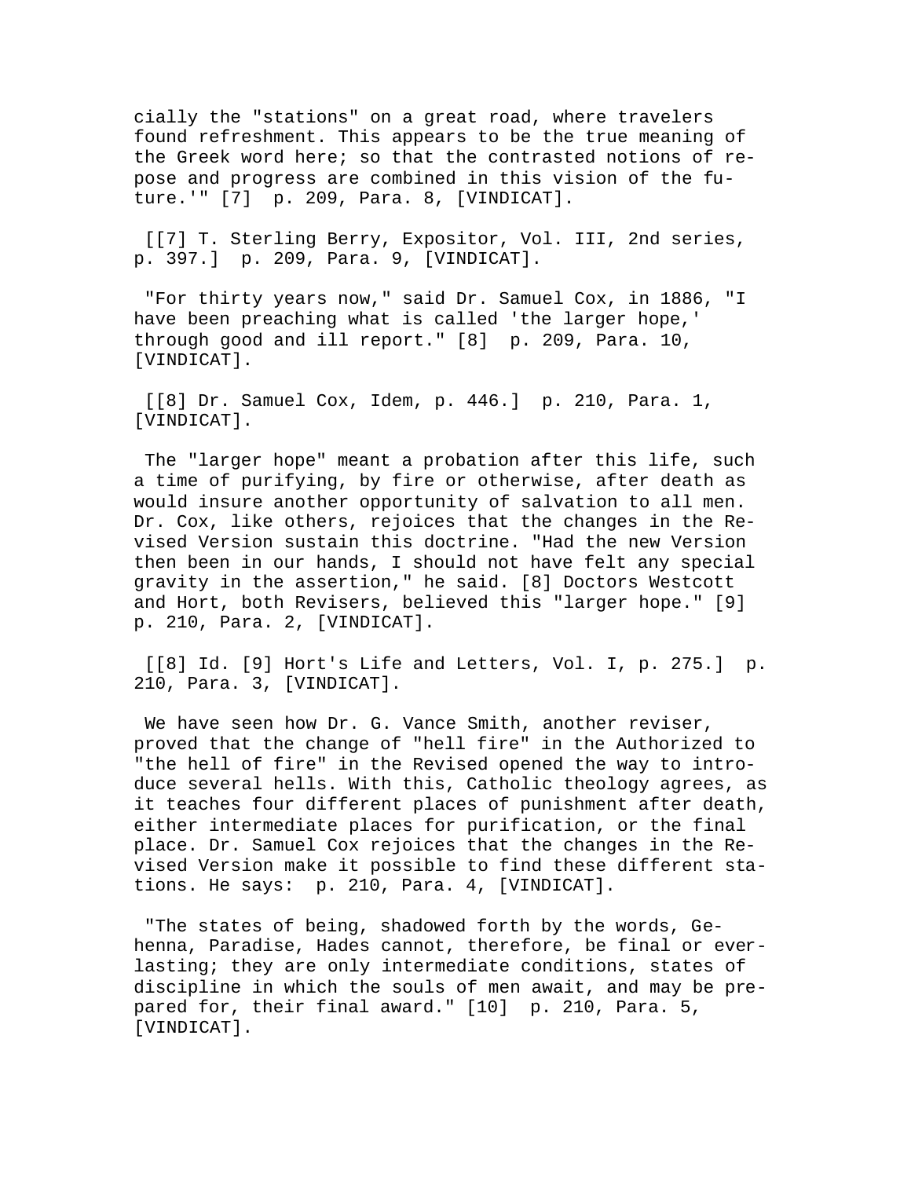cially the "stations" on a great road, where travelers found refreshment. This appears to be the true meaning of the Greek word here; so that the contrasted notions of repose and progress are combined in this vision of the future.'" [7] p. 209, Para. 8, [VINDICAT].

[[7] T. Sterling Berry, Expositor, Vol. III, 2nd series, p. 397.] p. 209, Para. 9, [VINDICAT].

"For thirty years now," said Dr. Samuel Cox, in 1886, "I have been preaching what is called 'the larger hope,' through good and ill report." [8] p. 209, Para. 10, [VINDICAT].

[[8] Dr. Samuel Cox, Idem, p. 446.] p. 210, Para. 1, [VINDICAT].

The "larger hope" meant a probation after this life, such a time of purifying, by fire or otherwise, after death as would insure another opportunity of salvation to all men. Dr. Cox, like others, rejoices that the changes in the Revised Version sustain this doctrine. "Had the new Version then been in our hands, I should not have felt any special gravity in the assertion," he said. [8] Doctors Westcott and Hort, both Revisers, believed this "larger hope." [9] p. 210, Para. 2, [VINDICAT].

[[8] Id. [9] Hort's Life and Letters, Vol. I, p. 275.] p. 210, Para. 3, [VINDICAT].

We have seen how Dr. G. Vance Smith, another reviser, proved that the change of "hell fire" in the Authorized to "the hell of fire" in the Revised opened the way to introduce several hells. With this, Catholic theology agrees, as it teaches four different places of punishment after death, either intermediate places for purification, or the final place. Dr. Samuel Cox rejoices that the changes in the Revised Version make it possible to find these different stations. He says: p. 210, Para. 4, [VINDICAT].

"The states of being, shadowed forth by the words, Gehenna, Paradise, Hades cannot, therefore, be final or everlasting; they are only intermediate conditions, states of discipline in which the souls of men await, and may be prepared for, their final award." [10] p. 210, Para. 5, [VINDICAT].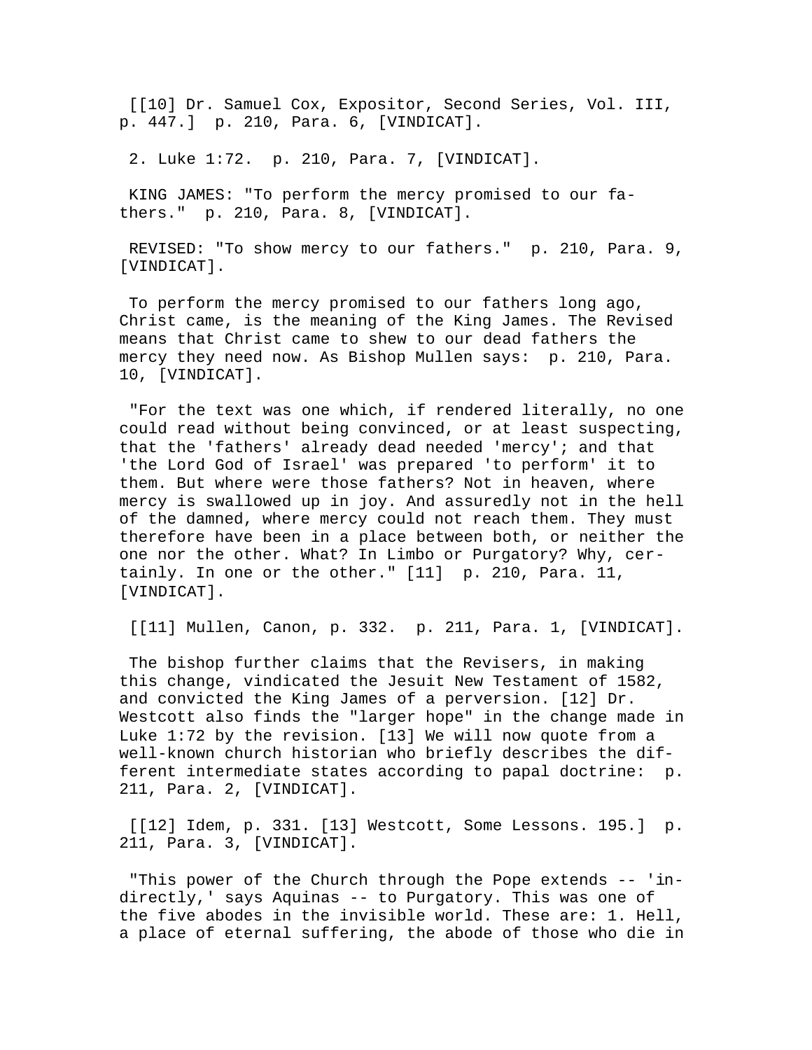[[10] Dr. Samuel Cox, Expositor, Second Series, Vol. III, p. 447.]  p. 210, Para. 6, [VINDICAT].

2. Luke 1:72.  p. 210, Para. 7, [VINDICAT].

KING JAMES: "To perform the mercy promised to our fathers."  p. 210, Para. 8, [VINDICAT].

REVISED: "To show mercy to our fathers."  p. 210, Para. 9, [VINDICAT].

To perform the mercy promised to our fathers long ago, Christ came, is the meaning of the King James. The Revised means that Christ came to shew to our dead fathers the mercy they need now. As Bishop Mullen says:  p. 210, Para. 10, [VINDICAT].

"For the text was one which, if rendered literally, no one could read without being convinced, or at least suspecting, that the 'fathers' already dead needed 'mercy'; and that 'the Lord God of Israel' was prepared 'to perform' it to them. But where were those fathers? Not in heaven, where mercy is swallowed up in joy. And assuredly not in the hell of the damned, where mercy could not reach them. They must therefore have been in a place between both, or neither the one nor the other. What? In Limbo or Purgatory? Why, certainly. In one or the other." [11]  p. 210, Para. 11, [VINDICAT].

[[11] Mullen, Canon, p. 332.  p. 211, Para. 1, [VINDICAT].

The bishop further claims that the Revisers, in making this change, vindicated the Jesuit New Testament of 1582, and convicted the King James of a perversion. [12] Dr. Westcott also finds the "larger hope" in the change made in Luke 1:72 by the revision. [13] We will now quote from a well-known church historian who briefly describes the different intermediate states according to papal doctrine:  p. 211, Para. 2, [VINDICAT].

[[12] Idem, p. 331. [13] Westcott, Some Lessons. 195.]  p. 211, Para. 3, [VINDICAT].

"This power of the Church through the Pope extends -- 'indirectly,' says Aquinas -- to Purgatory. This was one of the five abodes in the invisible world. These are: 1. Hell, a place of eternal suffering, the abode of those who die in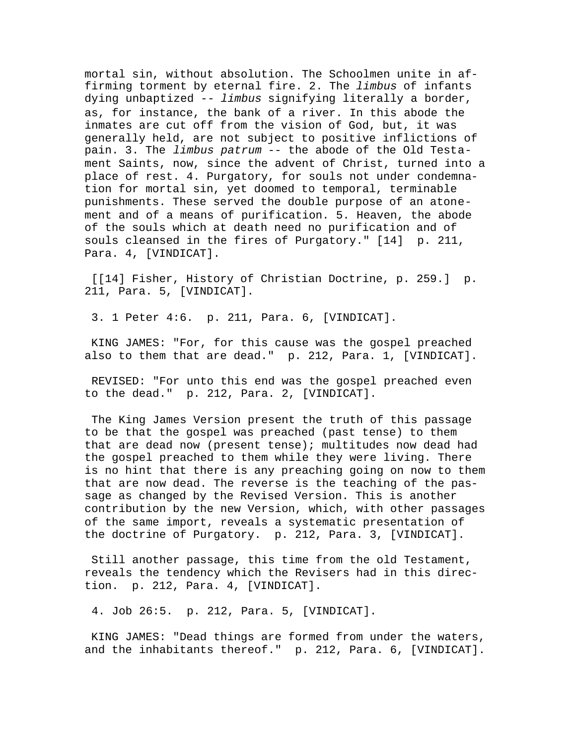mortal sin, without absolution. The Schoolmen unite in affirming torment by eternal fire. 2. The *limbus* of infants dying unbaptized -- *limbus* signifying literally a border, as, for instance, the bank of a river. In this abode the inmates are cut off from the vision of God, but, it was generally held, are not subject to positive inflictions of pain. 3. The *limbus patrum* -- the abode of the Old Testament Saints, now, since the advent of Christ, turned into a place of rest. 4. Purgatory, for souls not under condemnation for mortal sin, yet doomed to temporal, terminable punishments. These served the double purpose of an atonement and of a means of purification. 5. Heaven, the abode of the souls which at death need no purification and of souls cleansed in the fires of Purgatory." [14]  p. 211, Para. 4, [VINDICAT].

[[14] Fisher, History of Christian Doctrine, p. 259.]  p. 211, Para. 5, [VINDICAT].

3. 1 Peter 4:6.  p. 211, Para. 6, [VINDICAT].

KING JAMES: "For, for this cause was the gospel preached also to them that are dead."  p. 212, Para. 1, [VINDICAT].

REVISED: "For unto this end was the gospel preached even to the dead."  p. 212, Para. 2, [VINDICAT].

The King James Version present the truth of this passage to be that the gospel was preached (past tense) to them that are dead now (present tense); multitudes now dead had the gospel preached to them while they were living. There is no hint that there is any preaching going on now to them that are now dead. The reverse is the teaching of the passage as changed by the Revised Version. This is another contribution by the new Version, which, with other passages of the same import, reveals a systematic presentation of the doctrine of Purgatory.  p. 212, Para. 3, [VINDICAT].

Still another passage, this time from the old Testament, reveals the tendency which the Revisers had in this direction.  p. 212, Para. 4, [VINDICAT].

4. Job 26:5.  p. 212, Para. 5, [VINDICAT].

KING JAMES: "Dead things are formed from under the waters, and the inhabitants thereof."  p. 212, Para. 6, [VINDICAT].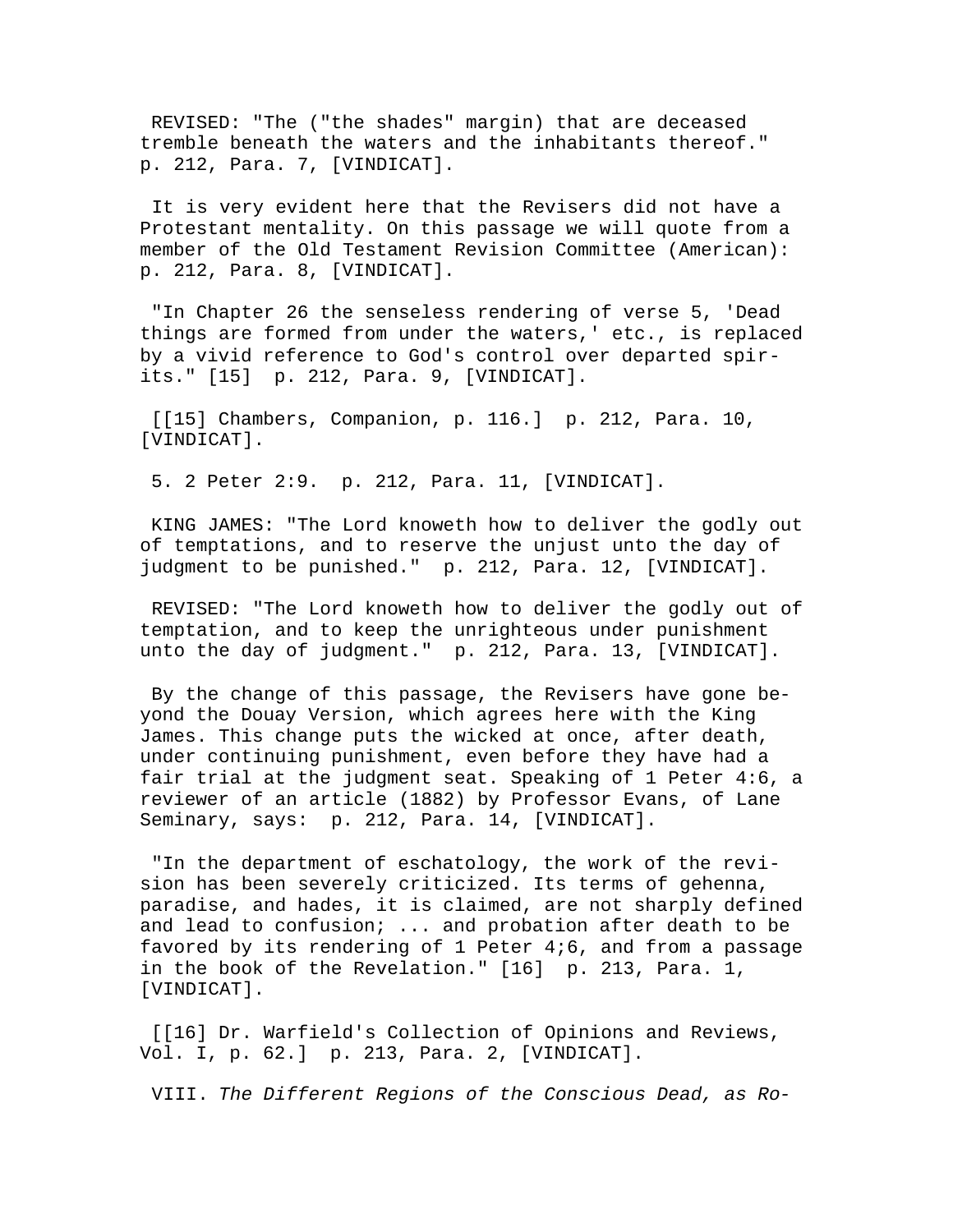REVISED: "The ("the shades" margin) that are deceased tremble beneath the waters and the inhabitants thereof." p. 212, Para. 7, [VINDICAT].

It is very evident here that the Revisers did not have a Protestant mentality. On this passage we will quote from a member of the Old Testament Revision Committee (American): p. 212, Para. 8, [VINDICAT].

"In Chapter 26 the senseless rendering of verse 5, 'Dead things are formed from under the waters,' etc., is replaced by a vivid reference to God's control over departed spirits." [15] p. 212, Para. 9, [VINDICAT].

[[15] Chambers, Companion, p. 116.] p. 212, Para. 10, [VINDICAT].

5. 2 Peter 2:9. p. 212, Para. 11, [VINDICAT].

KING JAMES: "The Lord knoweth how to deliver the godly out of temptations, and to reserve the unjust unto the day of judgment to be punished." p. 212, Para. 12, [VINDICAT].

REVISED: "The Lord knoweth how to deliver the godly out of temptation, and to keep the unrighteous under punishment unto the day of judgment." p. 212, Para. 13, [VINDICAT].

By the change of this passage, the Revisers have gone beyond the Douay Version, which agrees here with the King James. This change puts the wicked at once, after death, under continuing punishment, even before they have had a fair trial at the judgment seat. Speaking of 1 Peter 4:6, a reviewer of an article (1882) by Professor Evans, of Lane Seminary, says: p. 212, Para. 14, [VINDICAT].

"In the department of eschatology, the work of the revision has been severely criticized. Its terms of gehenna, paradise, and hades, it is claimed, are not sharply defined and lead to confusion; ... and probation after death to be favored by its rendering of 1 Peter 4;6, and from a passage in the book of the Revelation." [16] p. 213, Para. 1, [VINDICAT].

[[16] Dr. Warfield's Collection of Opinions and Reviews, Vol. I, p. 62.] p. 213, Para. 2, [VINDICAT].

VIII. *The Different Regions of the Conscious Dead, as Ro-*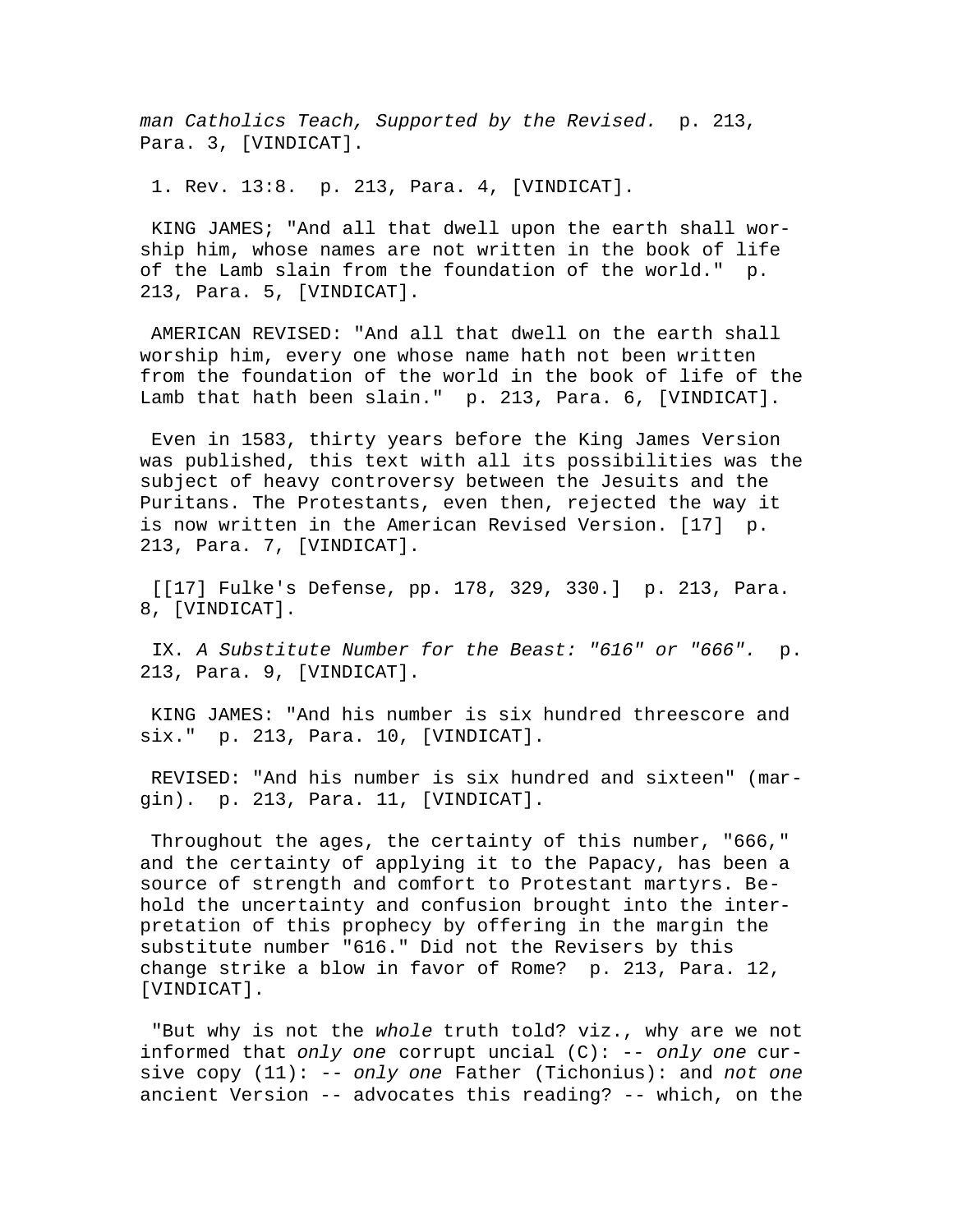*man Catholics Teach, Supported by the Revised.* p. 213, Para. 3, [VINDICAT].

1. Rev. 13:8. p. 213, Para. 4, [VINDICAT].

KING JAMES; "And all that dwell upon the earth shall worship him, whose names are not written in the book of life of the Lamb slain from the foundation of the world." p. 213, Para. 5, [VINDICAT].

AMERICAN REVISED: "And all that dwell on the earth shall worship him, every one whose name hath not been written from the foundation of the world in the book of life of the Lamb that hath been slain." p. 213, Para. 6, [VINDICAT].

Even in 1583, thirty years before the King James Version was published, this text with all its possibilities was the subject of heavy controversy between the Jesuits and the Puritans. The Protestants, even then, rejected the way it is now written in the American Revised Version. [17] p. 213, Para. 7, [VINDICAT].

[[17] Fulke's Defense, pp. 178, 329, 330.] p. 213, Para. 8, [VINDICAT].

IX. *A Substitute Number for the Beast: "616" or "666".* p. 213, Para. 9, [VINDICAT].

KING JAMES: "And his number is six hundred threescore and six." p. 213, Para. 10, [VINDICAT].

REVISED: "And his number is six hundred and sixteen" (margin). p. 213, Para. 11, [VINDICAT].

Throughout the ages, the certainty of this number, "666," and the certainty of applying it to the Papacy, has been a source of strength and comfort to Protestant martyrs. Behold the uncertainty and confusion brought into the interpretation of this prophecy by offering in the margin the substitute number "616." Did not the Revisers by this change strike a blow in favor of Rome? p. 213, Para. 12, [VINDICAT].

"But why is not the *whole* truth told? viz., why are we not informed that *only one* corrupt uncial (C): -- *only one* cursive copy (11): -- *only one* Father (Tichonius): and *not one* ancient Version -- advocates this reading? -- which, on the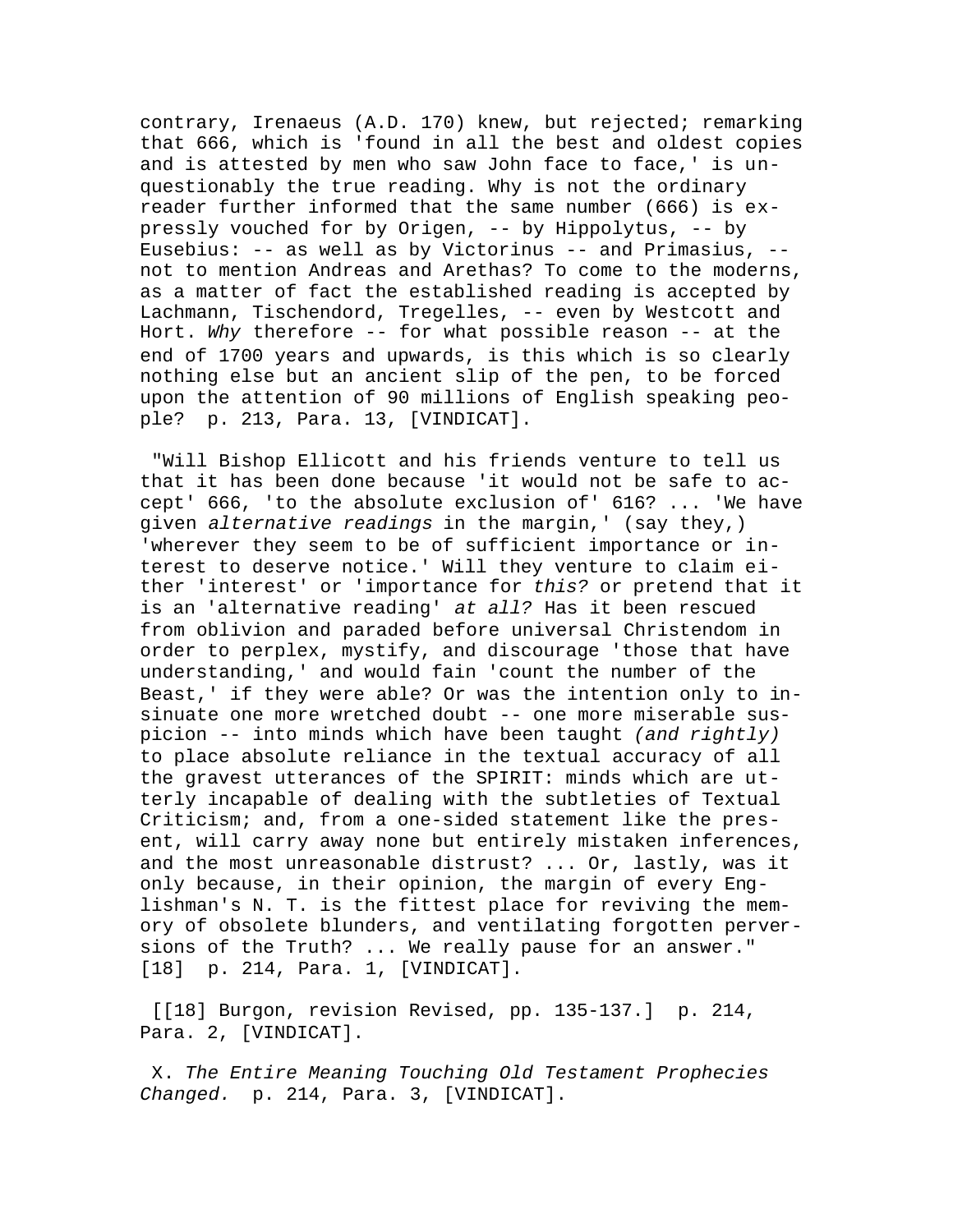contrary, Irenaeus (A.D. 170) knew, but rejected; remarking that 666, which is 'found in all the best and oldest copies and is attested by men who saw John face to face,' is unquestionably the true reading. Why is not the ordinary reader further informed that the same number (666) is expressly vouched for by Origen, -- by Hippolytus, -- by Eusebius: -- as well as by Victorinus -- and Primasius, -- not to mention Andreas and Arethas? To come to the moderns, as a matter of fact the established reading is accepted by Lachmann, Tischendord, Tregelles, -- even by Westcott and Hort. *Why* therefore -- for what possible reason -- at the end of 1700 years and upwards, is this which is so clearly nothing else but an ancient slip of the pen, to be forced upon the attention of 90 millions of English speaking people? p. 213, Para. 13, [VINDICAT].

"Will Bishop Ellicott and his friends venture to tell us that it has been done because 'it would not be safe to accept' 666, 'to the absolute exclusion of' 616? ... 'We have given *alternative readings* in the margin,' (say they,) 'wherever they seem to be of sufficient importance or interest to deserve notice.' Will they venture to claim either 'interest' or 'importance for *this?* or pretend that it is an 'alternative reading' *at all?* Has it been rescued from oblivion and paraded before universal Christendom in order to perplex, mystify, and discourage 'those that have understanding,' and would fain 'count the number of the Beast,' if they were able? Or was the intention only to insinuate one more wretched doubt -- one more miserable suspicion -- into minds which have been taught *(and rightly)* to place absolute reliance in the textual accuracy of all the gravest utterances of the SPIRIT: minds which are utterly incapable of dealing with the subtleties of Textual Criticism; and, from a one-sided statement like the present, will carry away none but entirely mistaken inferences, and the most unreasonable distrust? ... Or, lastly, was it only because, in their opinion, the margin of every Englishman's N. T. is the fittest place for reviving the memory of obsolete blunders, and ventilating forgotten perversions of the Truth? ... We really pause for an answer." [18] p. 214, Para. 1, [VINDICAT].

[[18] Burgon, revision Revised, pp. 135-137.] p. 214, Para. 2, [VINDICAT].

X. *The Entire Meaning Touching Old Testament Prophecies Changed.* p. 214, Para. 3, [VINDICAT].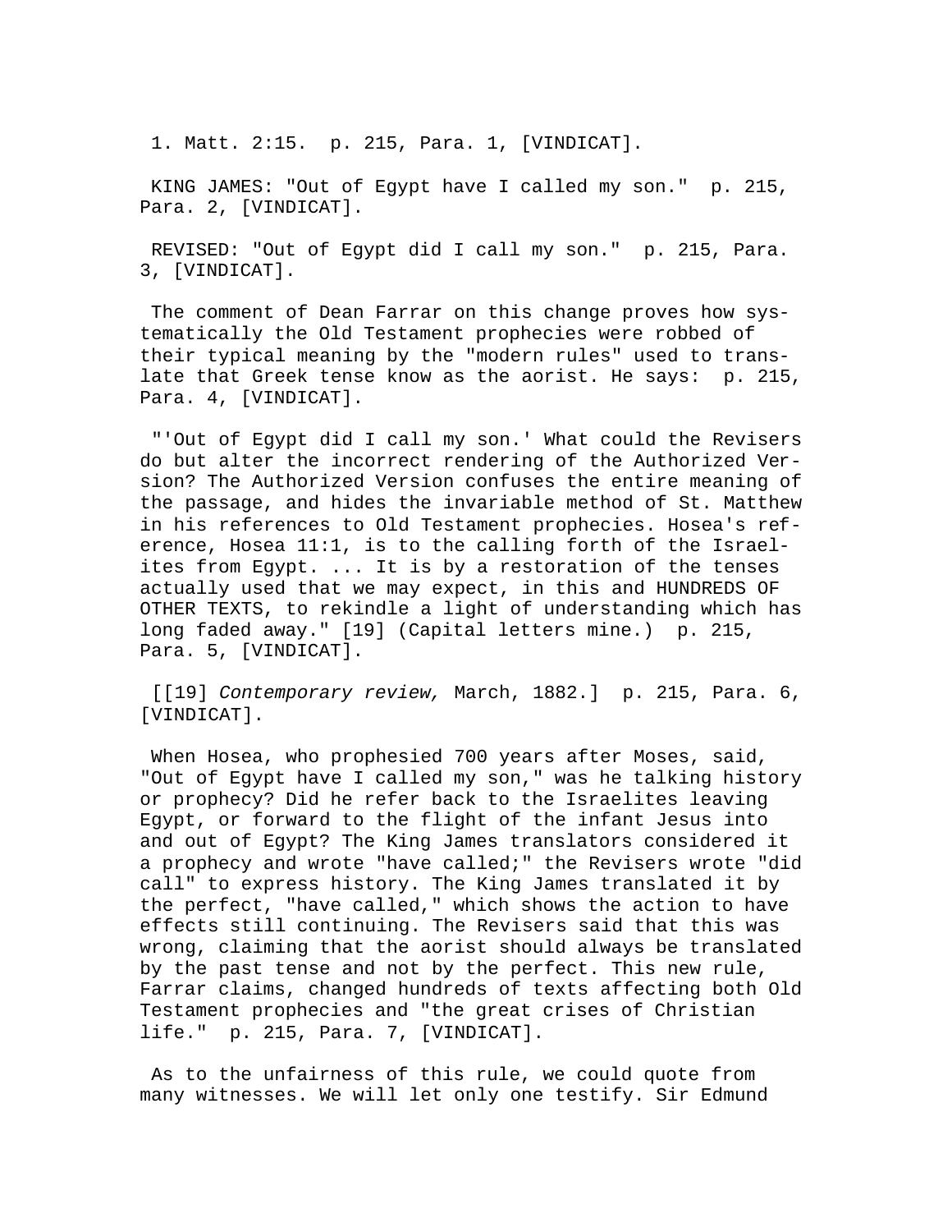1. Matt. 2:15. p. 215, Para. 1, [VINDICAT].

KING JAMES: "Out of Egypt have I called my son." p. 215, Para. 2, [VINDICAT].

REVISED: "Out of Egypt did I call my son." p. 215, Para. 3, [VINDICAT].

The comment of Dean Farrar on this change proves how systematically the Old Testament prophecies were robbed of their typical meaning by the "modern rules" used to translate that Greek tense know as the aorist. He says: p. 215, Para. 4, [VINDICAT].

"'Out of Egypt did I call my son.' What could the Revisers do but alter the incorrect rendering of the Authorized Version? The Authorized Version confuses the entire meaning of the passage, and hides the invariable method of St. Matthew in his references to Old Testament prophecies. Hosea's reference, Hosea 11:1, is to the calling forth of the Israelites from Egypt. ... It is by a restoration of the tenses actually used that we may expect, in this and HUNDREDS OF OTHER TEXTS, to rekindle a light of understanding which has long faded away." [19] (Capital letters mine.) p. 215, Para. 5, [VINDICAT].

[[19] *Contemporary review,* March, 1882.] p. 215, Para. 6, [VINDICAT].

When Hosea, who prophesied 700 years after Moses, said, "Out of Egypt have I called my son," was he talking history or prophecy? Did he refer back to the Israelites leaving Egypt, or forward to the flight of the infant Jesus into and out of Egypt? The King James translators considered it a prophecy and wrote "have called;" the Revisers wrote "did call" to express history. The King James translated it by the perfect, "have called," which shows the action to have effects still continuing. The Revisers said that this was wrong, claiming that the aorist should always be translated by the past tense and not by the perfect. This new rule, Farrar claims, changed hundreds of texts affecting both Old Testament prophecies and "the great crises of Christian life." p. 215, Para. 7, [VINDICAT].

As to the unfairness of this rule, we could quote from many witnesses. We will let only one testify. Sir Edmund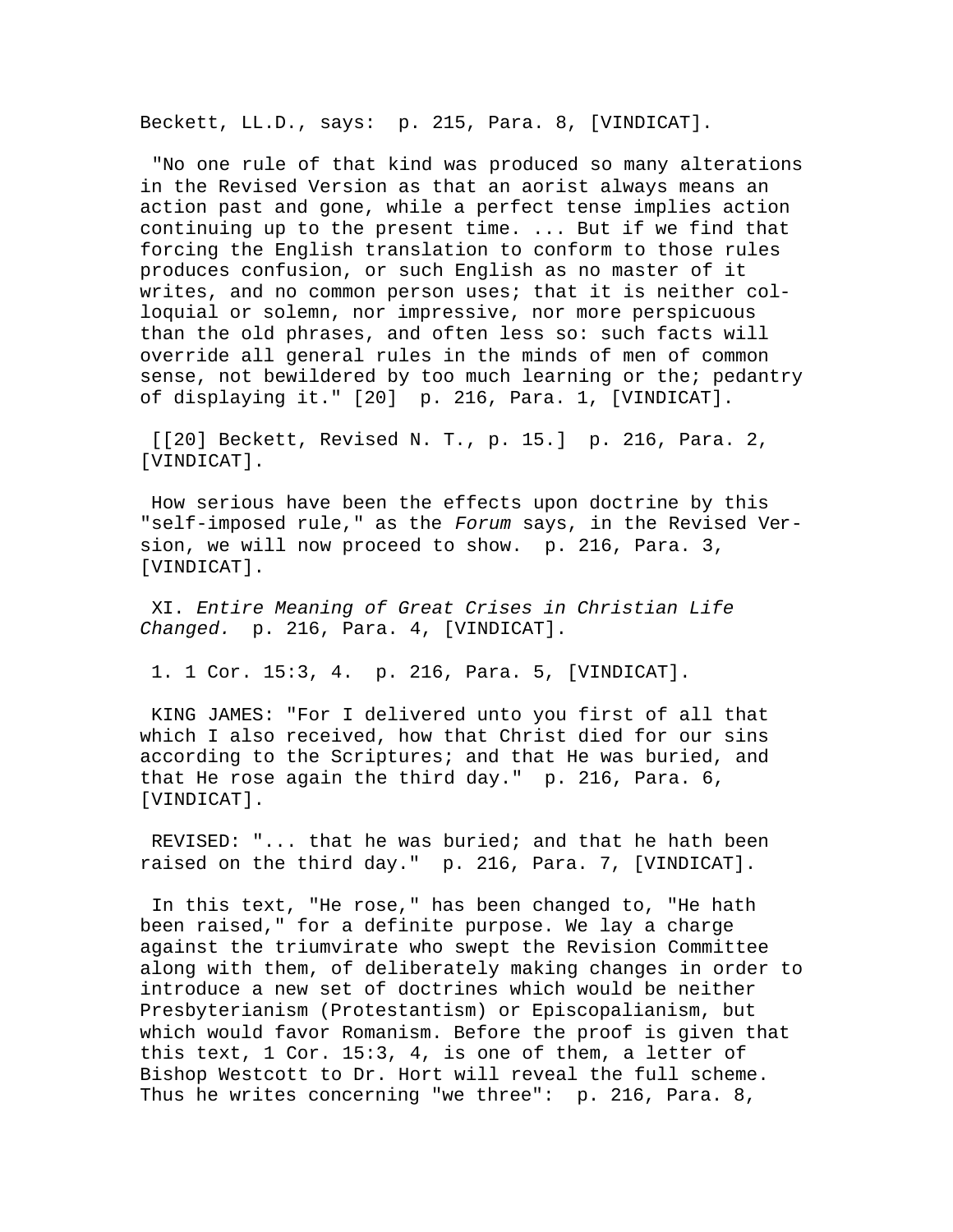Beckett, LL.D., says:  p. 215, Para. 8, [VINDICAT].

"No one rule of that kind was produced so many alterations in the Revised Version as that an aorist always means an action past and gone, while a perfect tense implies action continuing up to the present time. ... But if we find that forcing the English translation to conform to those rules produces confusion, or such English as no master of it writes, and no common person uses; that it is neither colloquial or solemn, nor impressive, nor more perspicuous than the old phrases, and often less so: such facts will override all general rules in the minds of men of common sense, not bewildered by too much learning or the; pedantry of displaying it." [20]  p. 216, Para. 1, [VINDICAT].

[[20] Beckett, Revised N. T., p. 15.]  p. 216, Para. 2, [VINDICAT].

How serious have been the effects upon doctrine by this "self-imposed rule," as the *Forum* says, in the Revised Version, we will now proceed to show.  p. 216, Para. 3, [VINDICAT].

XI. *Entire Meaning of Great Crises in Christian Life Changed.*  p. 216, Para. 4, [VINDICAT].

1. 1 Cor. 15:3, 4.  p. 216, Para. 5, [VINDICAT].

KING JAMES: "For I delivered unto you first of all that which I also received, how that Christ died for our sins according to the Scriptures; and that He was buried, and that He rose again the third day."  p. 216, Para. 6, [VINDICAT].

REVISED: "... that he was buried; and that he hath been raised on the third day."  p. 216, Para. 7, [VINDICAT].

In this text, "He rose," has been changed to, "He hath been raised," for a definite purpose. We lay a charge against the triumvirate who swept the Revision Committee along with them, of deliberately making changes in order to introduce a new set of doctrines which would be neither Presbyterianism (Protestantism) or Episcopalianism, but which would favor Romanism. Before the proof is given that this text, 1 Cor. 15:3, 4, is one of them, a letter of Bishop Westcott to Dr. Hort will reveal the full scheme. Thus he writes concerning "we three":  p. 216, Para. 8,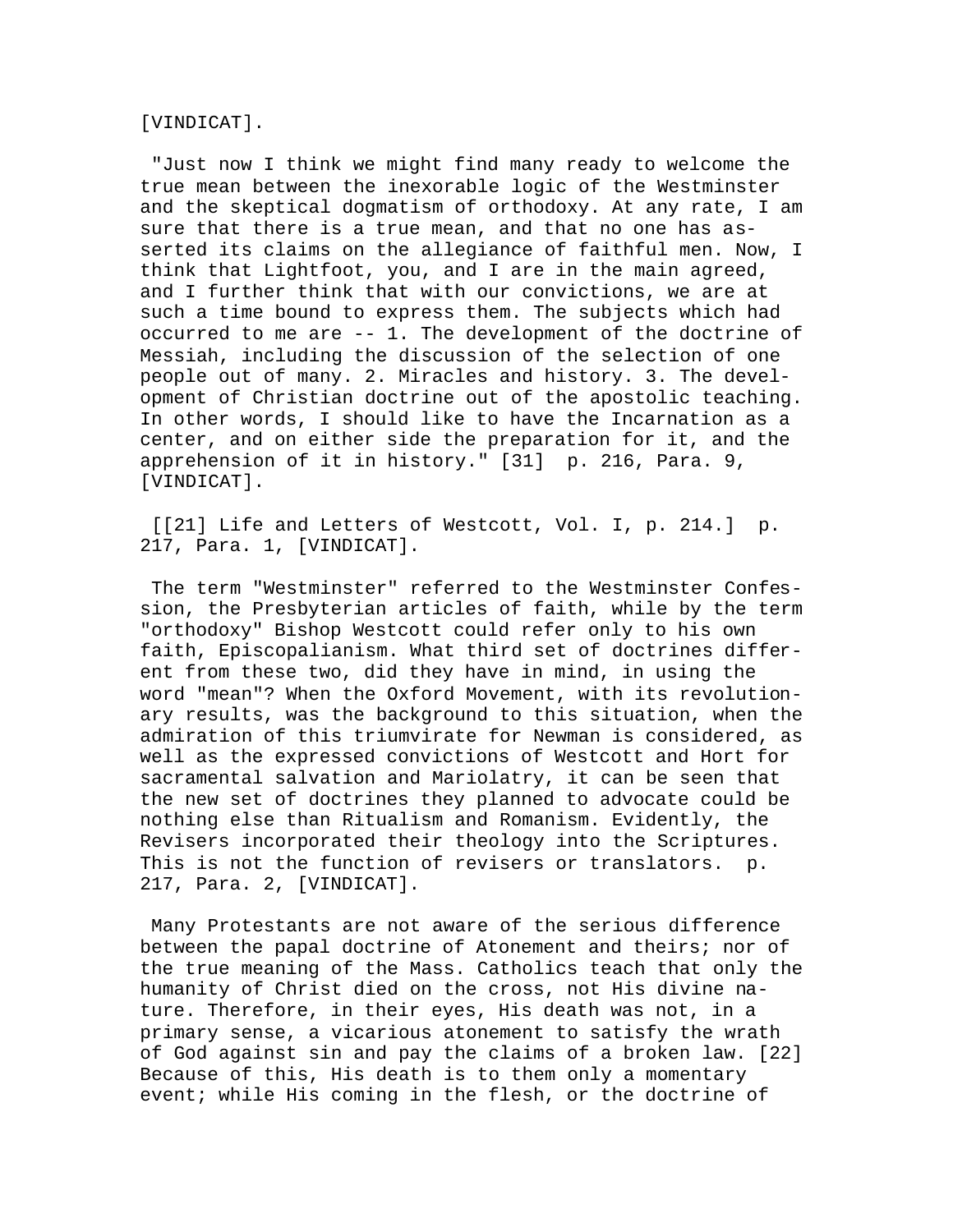[VINDICAT].

"Just now I think we might find many ready to welcome the true mean between the inexorable logic of the Westminster and the skeptical dogmatism of orthodoxy. At any rate, I am sure that there is a true mean, and that no one has asserted its claims on the allegiance of faithful men. Now, I think that Lightfoot, you, and I are in the main agreed, and I further think that with our convictions, we are at such a time bound to express them. The subjects which had occurred to me are -- 1. The development of the doctrine of Messiah, including the discussion of the selection of one people out of many. 2. Miracles and history. 3. The development of Christian doctrine out of the apostolic teaching. In other words, I should like to have the Incarnation as a center, and on either side the preparation for it, and the apprehension of it in history." [31] p. 216, Para. 9, [VINDICAT].

[[21] Life and Letters of Westcott, Vol. I, p. 214.] p. 217, Para. 1, [VINDICAT].

The term "Westminster" referred to the Westminster Confession, the Presbyterian articles of faith, while by the term "orthodoxy" Bishop Westcott could refer only to his own faith, Episcopalianism. What third set of doctrines different from these two, did they have in mind, in using the word "mean"? When the Oxford Movement, with its revolutionary results, was the background to this situation, when the admiration of this triumvirate for Newman is considered, as well as the expressed convictions of Westcott and Hort for sacramental salvation and Mariolatry, it can be seen that the new set of doctrines they planned to advocate could be nothing else than Ritualism and Romanism. Evidently, the Revisers incorporated their theology into the Scriptures. This is not the function of revisers or translators. p. 217, Para. 2, [VINDICAT].

Many Protestants are not aware of the serious difference between the papal doctrine of Atonement and theirs; nor of the true meaning of the Mass. Catholics teach that only the humanity of Christ died on the cross, not His divine nature. Therefore, in their eyes, His death was not, in a primary sense, a vicarious atonement to satisfy the wrath of God against sin and pay the claims of a broken law. [22] Because of this, His death is to them only a momentary event; while His coming in the flesh, or the doctrine of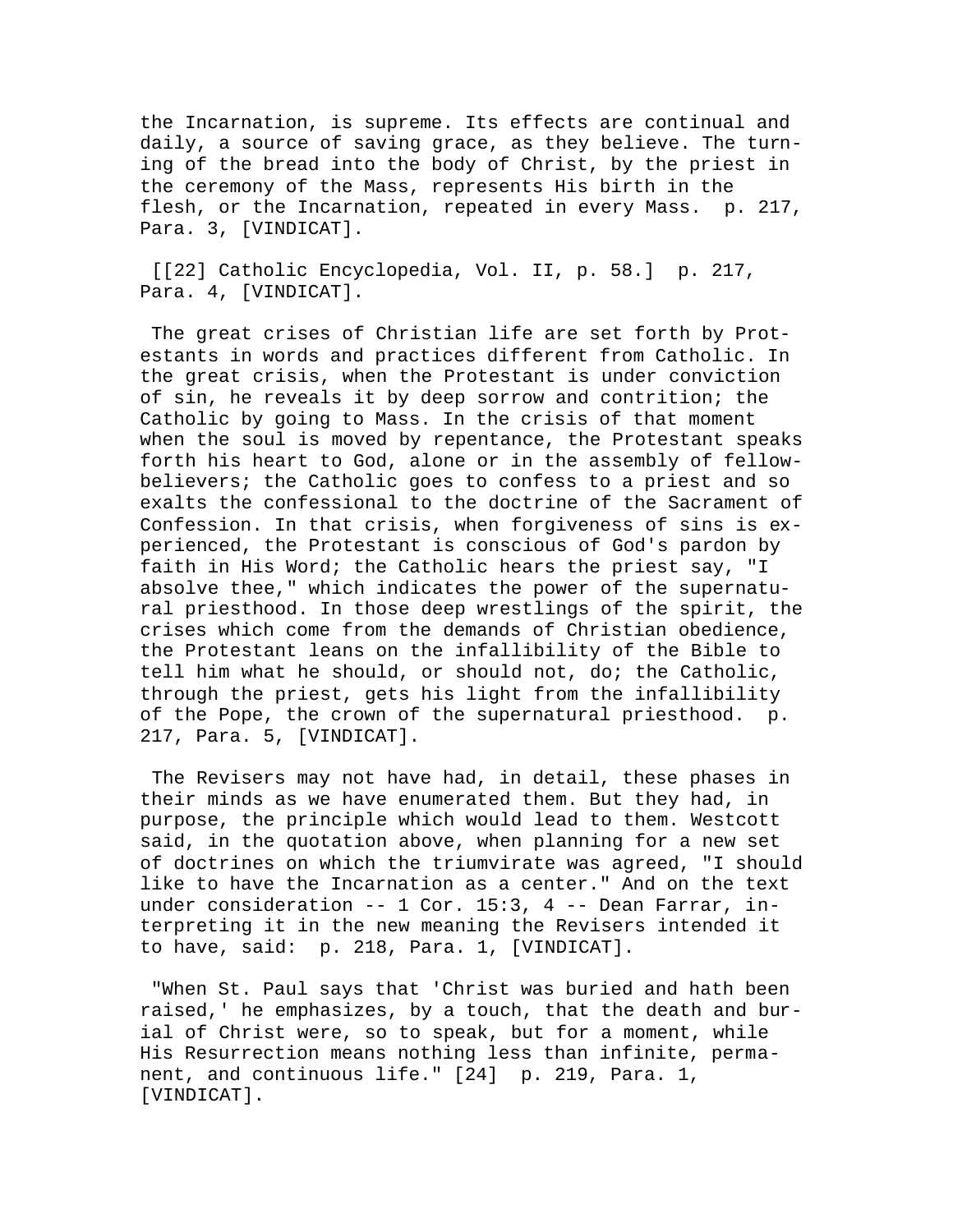the Incarnation, is supreme. Its effects are continual and daily, a source of saving grace, as they believe. The turning of the bread into the body of Christ, by the priest in the ceremony of the Mass, represents His birth in the flesh, or the Incarnation, repeated in every Mass.  p. 217, Para. 3, [VINDICAT].

[[22] Catholic Encyclopedia, Vol. II, p. 58.]  p. 217, Para. 4, [VINDICAT].

The great crises of Christian life are set forth by Protestants in words and practices different from Catholic. In the great crisis, when the Protestant is under conviction of sin, he reveals it by deep sorrow and contrition; the Catholic by going to Mass. In the crisis of that moment when the soul is moved by repentance, the Protestant speaks forth his heart to God, alone or in the assembly of fellow-believers; the Catholic goes to confess to a priest and so exalts the confessional to the doctrine of the Sacrament of Confession. In that crisis, when forgiveness of sins is experienced, the Protestant is conscious of God's pardon by faith in His Word; the Catholic hears the priest say, "I absolve thee," which indicates the power of the supernatural priesthood. In those deep wrestlings of the spirit, the crises which come from the demands of Christian obedience, the Protestant leans on the infallibility of the Bible to tell him what he should, or should not, do; the Catholic, through the priest, gets his light from the infallibility of the Pope, the crown of the supernatural priesthood.  p. 217, Para. 5, [VINDICAT].

The Revisers may not have had, in detail, these phases in their minds as we have enumerated them. But they had, in purpose, the principle which would lead to them. Westcott said, in the quotation above, when planning for a new set of doctrines on which the triumvirate was agreed, "I should like to have the Incarnation as a center." And on the text under consideration -- 1 Cor. 15:3, 4 -- Dean Farrar, interpreting it in the new meaning the Revisers intended it to have, said:  p. 218, Para. 1, [VINDICAT].

"When St. Paul says that 'Christ was buried and hath been raised,' he emphasizes, by a touch, that the death and burial of Christ were, so to speak, but for a moment, while His Resurrection means nothing less than infinite, permanent, and continuous life." [24]  p. 219, Para. 1, [VINDICAT].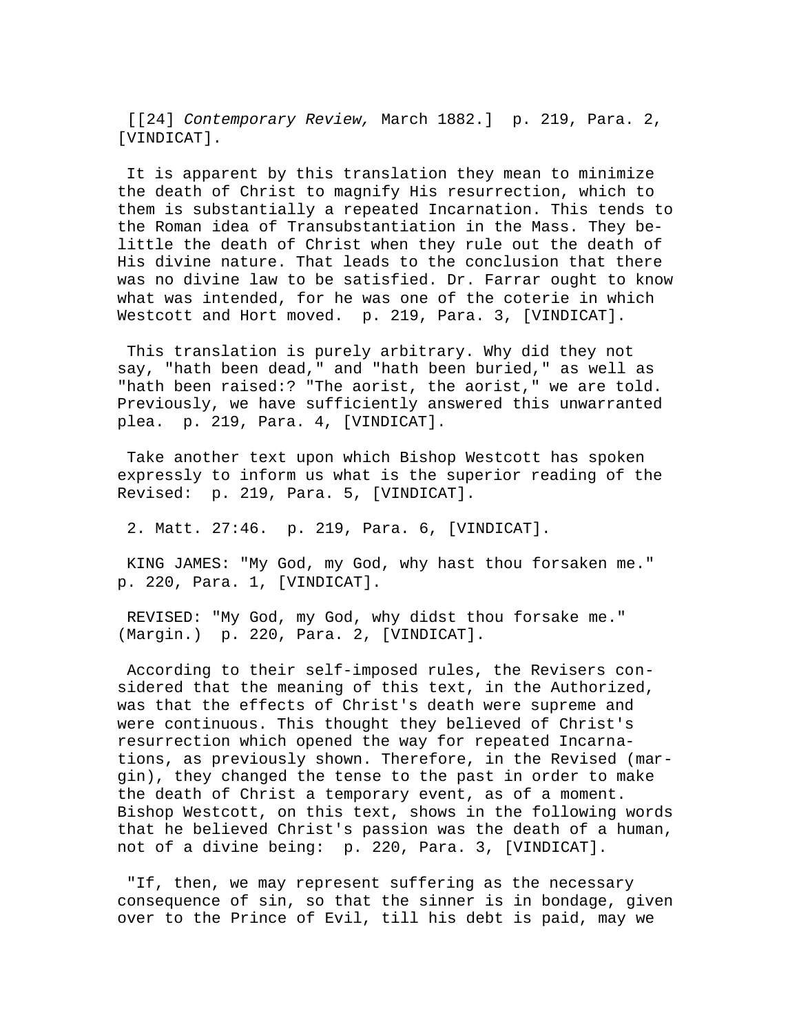[[24] *Contemporary Review,* March 1882.] p. 219, Para. 2, [VINDICAT].

It is apparent by this translation they mean to minimize the death of Christ to magnify His resurrection, which to them is substantially a repeated Incarnation. This tends to the Roman idea of Transubstantiation in the Mass. They belittle the death of Christ when they rule out the death of His divine nature. That leads to the conclusion that there was no divine law to be satisfied. Dr. Farrar ought to know what was intended, for he was one of the coterie in which Westcott and Hort moved. p. 219, Para. 3, [VINDICAT].

This translation is purely arbitrary. Why did they not say, "hath been dead," and "hath been buried," as well as "hath been raised:? "The aorist, the aorist," we are told. Previously, we have sufficiently answered this unwarranted plea. p. 219, Para. 4, [VINDICAT].

Take another text upon which Bishop Westcott has spoken expressly to inform us what is the superior reading of the Revised: p. 219, Para. 5, [VINDICAT].

2. Matt. 27:46. p. 219, Para. 6, [VINDICAT].

KING JAMES: "My God, my God, why hast thou forsaken me." p. 220, Para. 1, [VINDICAT].

REVISED: "My God, my God, why didst thou forsake me." (Margin.) p. 220, Para. 2, [VINDICAT].

According to their self-imposed rules, the Revisers considered that the meaning of this text, in the Authorized, was that the effects of Christ's death were supreme and were continuous. This thought they believed of Christ's resurrection which opened the way for repeated Incarnations, as previously shown. Therefore, in the Revised (margin), they changed the tense to the past in order to make the death of Christ a temporary event, as of a moment. Bishop Westcott, on this text, shows in the following words that he believed Christ's passion was the death of a human, not of a divine being: p. 220, Para. 3, [VINDICAT].

"If, then, we may represent suffering as the necessary consequence of sin, so that the sinner is in bondage, given over to the Prince of Evil, till his debt is paid, may we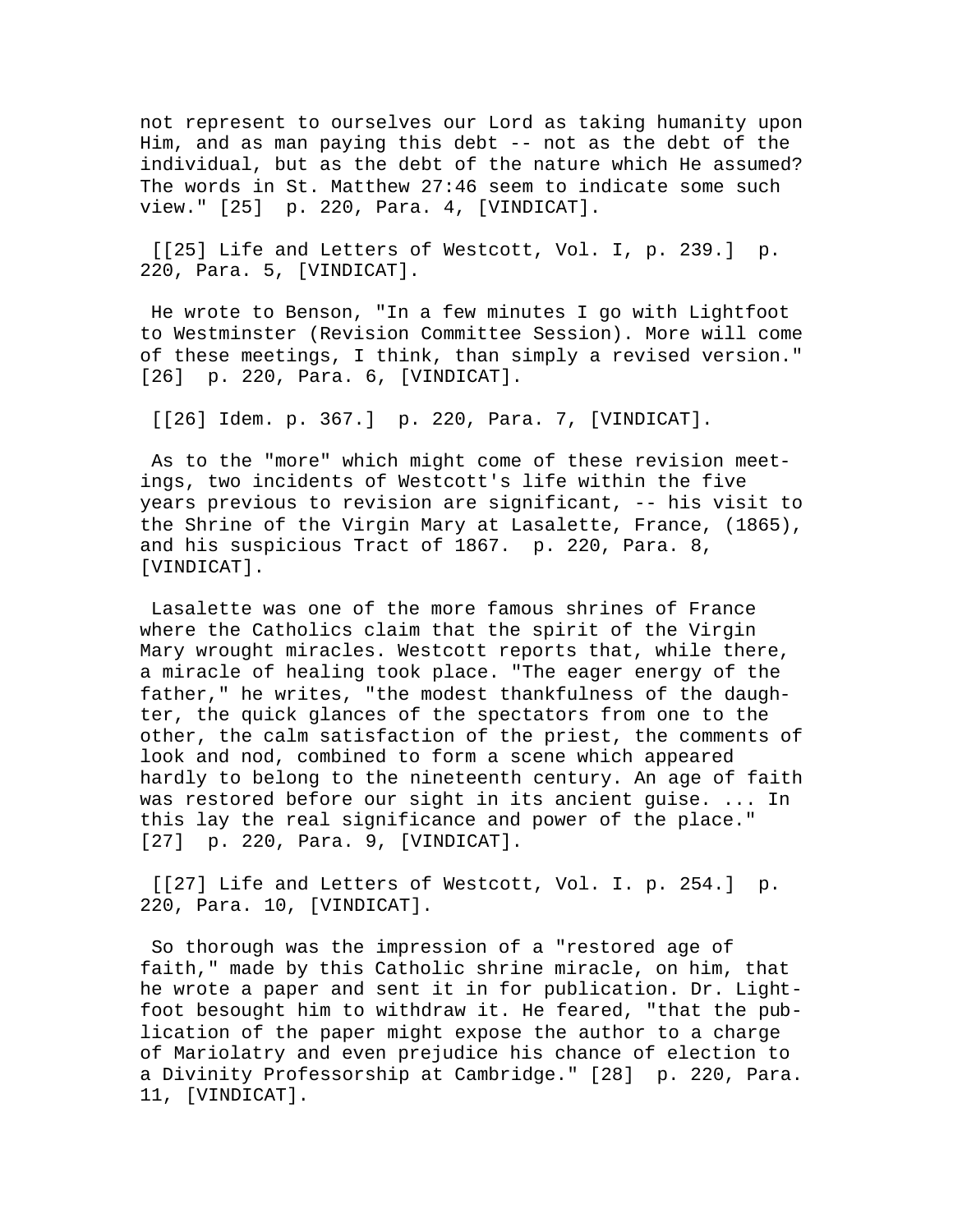not represent to ourselves our Lord as taking humanity upon Him, and as man paying this debt -- not as the debt of the individual, but as the debt of the nature which He assumed? The words in St. Matthew 27:46 seem to indicate some such view." [25]  p. 220, Para. 4, [VINDICAT].

[[25] Life and Letters of Westcott, Vol. I, p. 239.]  p. 220, Para. 5, [VINDICAT].

He wrote to Benson, "In a few minutes I go with Lightfoot to Westminster (Revision Committee Session). More will come of these meetings, I think, than simply a revised version." [26]  p. 220, Para. 6, [VINDICAT].

[[26] Idem. p. 367.]  p. 220, Para. 7, [VINDICAT].

As to the "more" which might come of these revision meetings, two incidents of Westcott's life within the five years previous to revision are significant, -- his visit to the Shrine of the Virgin Mary at Lasalette, France, (1865), and his suspicious Tract of 1867.  p. 220, Para. 8, [VINDICAT].

Lasalette was one of the more famous shrines of France where the Catholics claim that the spirit of the Virgin Mary wrought miracles. Westcott reports that, while there, a miracle of healing took place. "The eager energy of the father," he writes, "the modest thankfulness of the daughter, the quick glances of the spectators from one to the other, the calm satisfaction of the priest, the comments of look and nod, combined to form a scene which appeared hardly to belong to the nineteenth century. An age of faith was restored before our sight in its ancient guise. ... In this lay the real significance and power of the place." [27]  p. 220, Para. 9, [VINDICAT].

[[27] Life and Letters of Westcott, Vol. I. p. 254.]  p. 220, Para. 10, [VINDICAT].

So thorough was the impression of a "restored age of faith," made by this Catholic shrine miracle, on him, that he wrote a paper and sent it in for publication. Dr. Lightfoot besought him to withdraw it. He feared, "that the publication of the paper might expose the author to a charge of Mariolatry and even prejudice his chance of election to a Divinity Professorship at Cambridge." [28]  p. 220, Para. 11, [VINDICAT].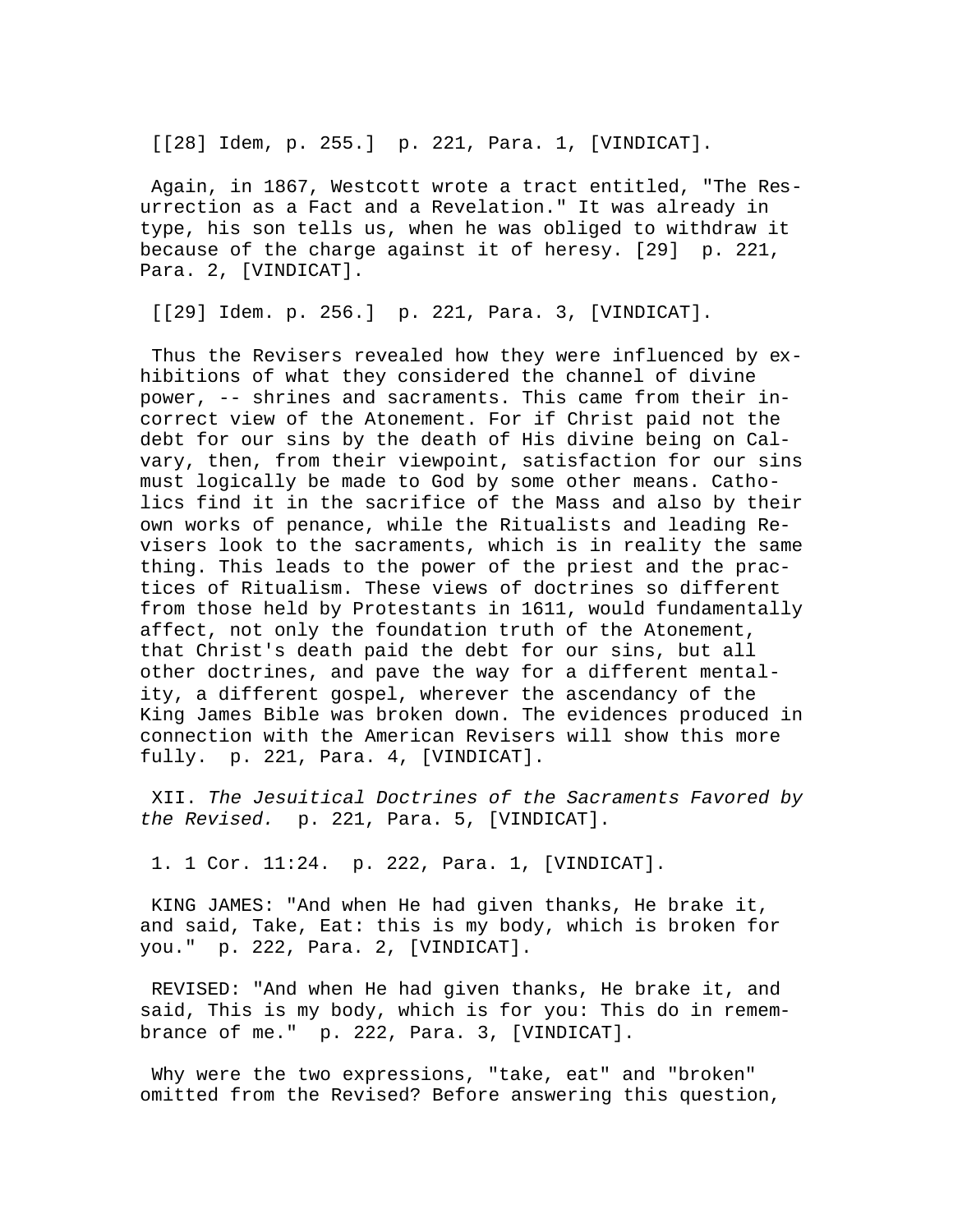[[28] Idem, p. 255.]  p. 221, Para. 1, [VINDICAT].

Again, in 1867, Westcott wrote a tract entitled, "The Resurrection as a Fact and a Revelation." It was already in type, his son tells us, when he was obliged to withdraw it because of the charge against it of heresy. [29]  p. 221, Para. 2, [VINDICAT].

[[29] Idem. p. 256.]  p. 221, Para. 3, [VINDICAT].

Thus the Revisers revealed how they were influenced by exhibitions of what they considered the channel of divine power, -- shrines and sacraments. This came from their incorrect view of the Atonement. For if Christ paid not the debt for our sins by the death of His divine being on Calvary, then, from their viewpoint, satisfaction for our sins must logically be made to God by some other means. Catholics find it in the sacrifice of the Mass and also by their own works of penance, while the Ritualists and leading Revisers look to the sacraments, which is in reality the same thing. This leads to the power of the priest and the practices of Ritualism. These views of doctrines so different from those held by Protestants in 1611, would fundamentally affect, not only the foundation truth of the Atonement, that Christ's death paid the debt for our sins, but all other doctrines, and pave the way for a different mentality, a different gospel, wherever the ascendancy of the King James Bible was broken down. The evidences produced in connection with the American Revisers will show this more fully.  p. 221, Para. 4, [VINDICAT].

XII. *The Jesuitical Doctrines of the Sacraments Favored by the Revised.*  p. 221, Para. 5, [VINDICAT].

1. 1 Cor. 11:24.  p. 222, Para. 1, [VINDICAT].

KING JAMES: "And when He had given thanks, He brake it, and said, Take, Eat: this is my body, which is broken for you."  p. 222, Para. 2, [VINDICAT].

REVISED: "And when He had given thanks, He brake it, and said, This is my body, which is for you: This do in remembrance of me."  p. 222, Para. 3, [VINDICAT].

Why were the two expressions, "take, eat" and "broken" omitted from the Revised? Before answering this question,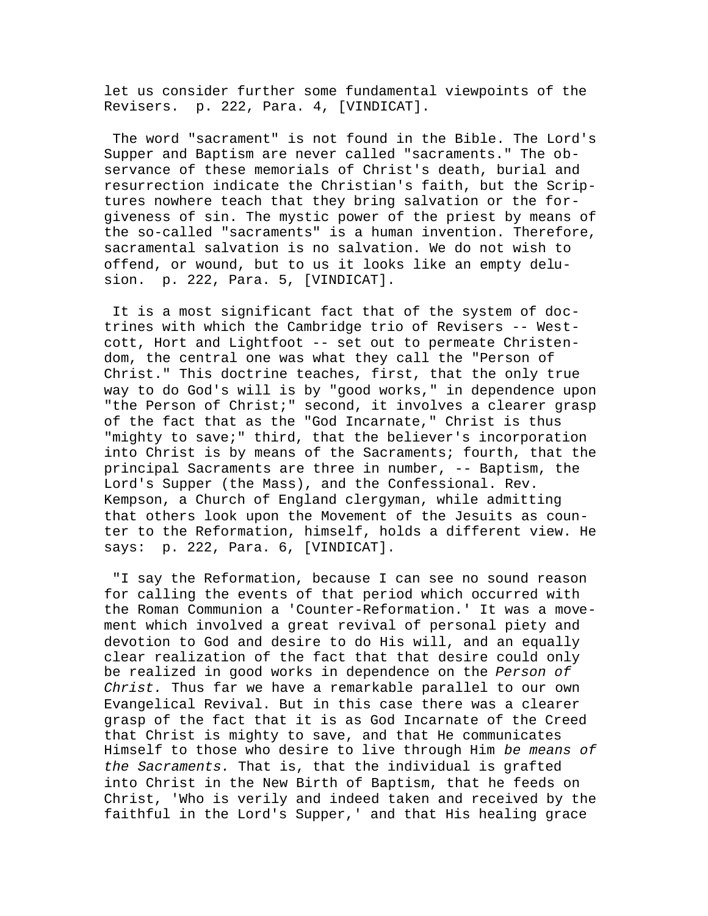let us consider further some fundamental viewpoints of the Revisers. p. 222, Para. 4, [VINDICAT].

The word "sacrament" is not found in the Bible. The Lord's Supper and Baptism are never called "sacraments." The observance of these memorials of Christ's death, burial and resurrection indicate the Christian's faith, but the Scriptures nowhere teach that they bring salvation or the forgiveness of sin. The mystic power of the priest by means of the so-called "sacraments" is a human invention. Therefore, sacramental salvation is no salvation. We do not wish to offend, or wound, but to us it looks like an empty delusion. p. 222, Para. 5, [VINDICAT].

It is a most significant fact that of the system of doctrines with which the Cambridge trio of Revisers -- Westcott, Hort and Lightfoot -- set out to permeate Christendom, the central one was what they call the "Person of Christ." This doctrine teaches, first, that the only true way to do God's will is by "good works," in dependence upon "the Person of Christ;" second, it involves a clearer grasp of the fact that as the "God Incarnate," Christ is thus "mighty to save;" third, that the believer's incorporation into Christ is by means of the Sacraments; fourth, that the principal Sacraments are three in number, -- Baptism, the Lord's Supper (the Mass), and the Confessional. Rev. Kempson, a Church of England clergyman, while admitting that others look upon the Movement of the Jesuits as counter to the Reformation, himself, holds a different view. He says: p. 222, Para. 6, [VINDICAT].

"I say the Reformation, because I can see no sound reason for calling the events of that period which occurred with the Roman Communion a 'Counter-Reformation.' It was a movement which involved a great revival of personal piety and devotion to God and desire to do His will, and an equally clear realization of the fact that that desire could only be realized in good works in dependence on the *Person of Christ.* Thus far we have a remarkable parallel to our own Evangelical Revival. But in this case there was a clearer grasp of the fact that it is as God Incarnate of the Creed that Christ is mighty to save, and that He communicates Himself to those who desire to live through Him *be means of the Sacraments.* That is, that the individual is grafted into Christ in the New Birth of Baptism, that he feeds on Christ, 'Who is verily and indeed taken and received by the faithful in the Lord's Supper,' and that His healing grace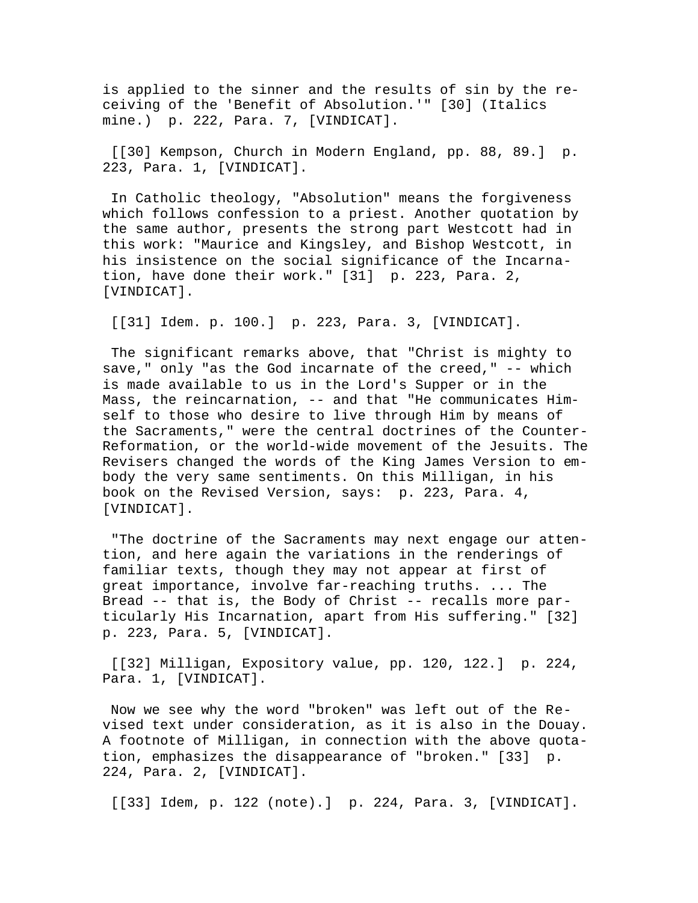is applied to the sinner and the results of sin by the receiving of the 'Benefit of Absolution.'" [30] (Italics mine.) p. 222, Para. 7, [VINDICAT].

[[30] Kempson, Church in Modern England, pp. 88, 89.] p. 223, Para. 1, [VINDICAT].

In Catholic theology, "Absolution" means the forgiveness which follows confession to a priest. Another quotation by the same author, presents the strong part Westcott had in this work: "Maurice and Kingsley, and Bishop Westcott, in his insistence on the social significance of the Incarnation, have done their work." [31] p. 223, Para. 2, [VINDICAT].

[[31] Idem. p. 100.] p. 223, Para. 3, [VINDICAT].

The significant remarks above, that "Christ is mighty to save," only "as the God incarnate of the creed," -- which is made available to us in the Lord's Supper or in the Mass, the reincarnation, -- and that "He communicates Himself to those who desire to live through Him by means of the Sacraments," were the central doctrines of the Counter-Reformation, or the world-wide movement of the Jesuits. The Revisers changed the words of the King James Version to embody the very same sentiments. On this Milligan, in his book on the Revised Version, says: p. 223, Para. 4, [VINDICAT].

"The doctrine of the Sacraments may next engage our attention, and here again the variations in the renderings of familiar texts, though they may not appear at first of great importance, involve far-reaching truths. ... The Bread -- that is, the Body of Christ -- recalls more particularly His Incarnation, apart from His suffering." [32] p. 223, Para. 5, [VINDICAT].

[[32] Milligan, Expository value, pp. 120, 122.] p. 224, Para. 1, [VINDICAT].

Now we see why the word "broken" was left out of the Revised text under consideration, as it is also in the Douay. A footnote of Milligan, in connection with the above quotation, emphasizes the disappearance of "broken." [33] p. 224, Para. 2, [VINDICAT].

[[33] Idem, p. 122 (note).] p. 224, Para. 3, [VINDICAT].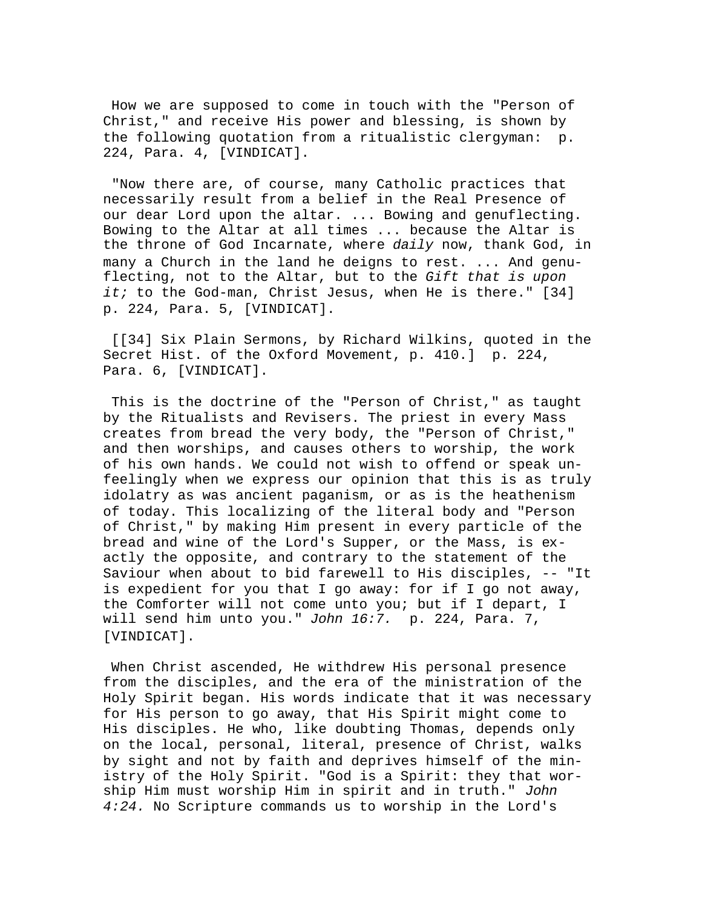How we are supposed to come in touch with the "Person of Christ," and receive His power and blessing, is shown by the following quotation from a ritualistic clergyman: p. 224, Para. 4, [VINDICAT].

"Now there are, of course, many Catholic practices that necessarily result from a belief in the Real Presence of our dear Lord upon the altar. ... Bowing and genuflecting. Bowing to the Altar at all times ... because the Altar is the throne of God Incarnate, where *daily* now, thank God, in many a Church in the land he deigns to rest. ... And genuflecting, not to the Altar, but to the *Gift that is upon it;* to the God-man, Christ Jesus, when He is there." [34] p. 224, Para. 5, [VINDICAT].

[[34] Six Plain Sermons, by Richard Wilkins, quoted in the Secret Hist. of the Oxford Movement, p. 410.] p. 224, Para. 6, [VINDICAT].

This is the doctrine of the "Person of Christ," as taught by the Ritualists and Revisers. The priest in every Mass creates from bread the very body, the "Person of Christ," and then worships, and causes others to worship, the work of his own hands. We could not wish to offend or speak unfeelingly when we express our opinion that this is as truly idolatry as was ancient paganism, or as is the heathenism of today. This localizing of the literal body and "Person of Christ," by making Him present in every particle of the bread and wine of the Lord's Supper, or the Mass, is exactly the opposite, and contrary to the statement of the Saviour when about to bid farewell to His disciples, -- "It is expedient for you that I go away: for if I go not away, the Comforter will not come unto you; but if I depart, I will send him unto you." *John 16:7.* p. 224, Para. 7, [VINDICAT].

When Christ ascended, He withdrew His personal presence from the disciples, and the era of the ministration of the Holy Spirit began. His words indicate that it was necessary for His person to go away, that His Spirit might come to His disciples. He who, like doubting Thomas, depends only on the local, personal, literal, presence of Christ, walks by sight and not by faith and deprives himself of the ministry of the Holy Spirit. "God is a Spirit: they that worship Him must worship Him in spirit and in truth." *John 4:24.* No Scripture commands us to worship in the Lord's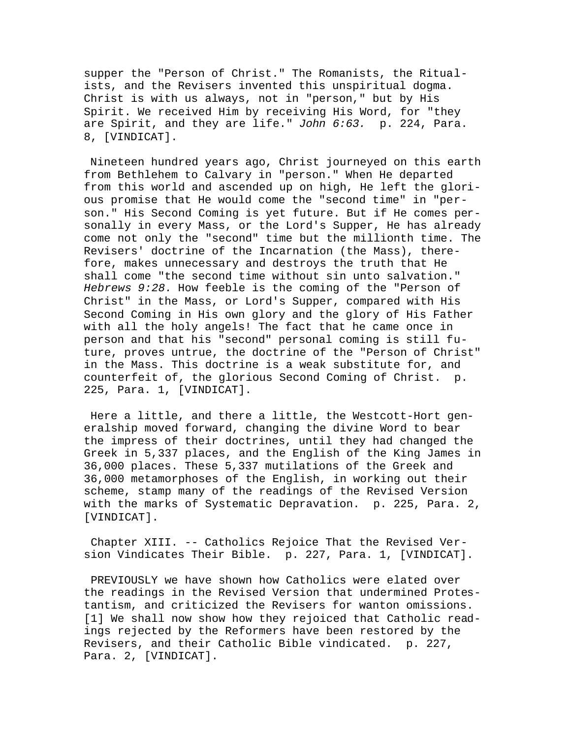supper the "Person of Christ." The Romanists, the Ritualists, and the Revisers invented this unspiritual dogma. Christ is with us always, not in "person," but by His Spirit. We received Him by receiving His Word, for "they are Spirit, and they are life." *John 6:63.* p. 224, Para. 8, [VINDICAT].

Nineteen hundred years ago, Christ journeyed on this earth from Bethlehem to Calvary in "person." When He departed from this world and ascended up on high, He left the glorious promise that He would come the "second time" in "person." His Second Coming is yet future. But if He comes personally in every Mass, or the Lord's Supper, He has already come not only the "second" time but the millionth time. The Revisers' doctrine of the Incarnation (the Mass), therefore, makes unnecessary and destroys the truth that He shall come "the second time without sin unto salvation." *Hebrews 9:28.* How feeble is the coming of the "Person of Christ" in the Mass, or Lord's Supper, compared with His Second Coming in His own glory and the glory of His Father with all the holy angels! The fact that he came once in person and that his "second" personal coming is still future, proves untrue, the doctrine of the "Person of Christ" in the Mass. This doctrine is a weak substitute for, and counterfeit of, the glorious Second Coming of Christ. p. 225, Para. 1, [VINDICAT].

Here a little, and there a little, the Westcott-Hort generalship moved forward, changing the divine Word to bear the impress of their doctrines, until they had changed the Greek in 5,337 places, and the English of the King James in 36,000 places. These 5,337 mutilations of the Greek and 36,000 metamorphoses of the English, in working out their scheme, stamp many of the readings of the Revised Version with the marks of Systematic Depravation. p. 225, Para. 2, [VINDICAT].

Chapter XIII. -- Catholics Rejoice That the Revised Version Vindicates Their Bible. p. 227, Para. 1, [VINDICAT].

PREVIOUSLY we have shown how Catholics were elated over the readings in the Revised Version that undermined Protestantism, and criticized the Revisers for wanton omissions. [1] We shall now show how they rejoiced that Catholic readings rejected by the Reformers have been restored by the Revisers, and their Catholic Bible vindicated. p. 227, Para. 2, [VINDICAT].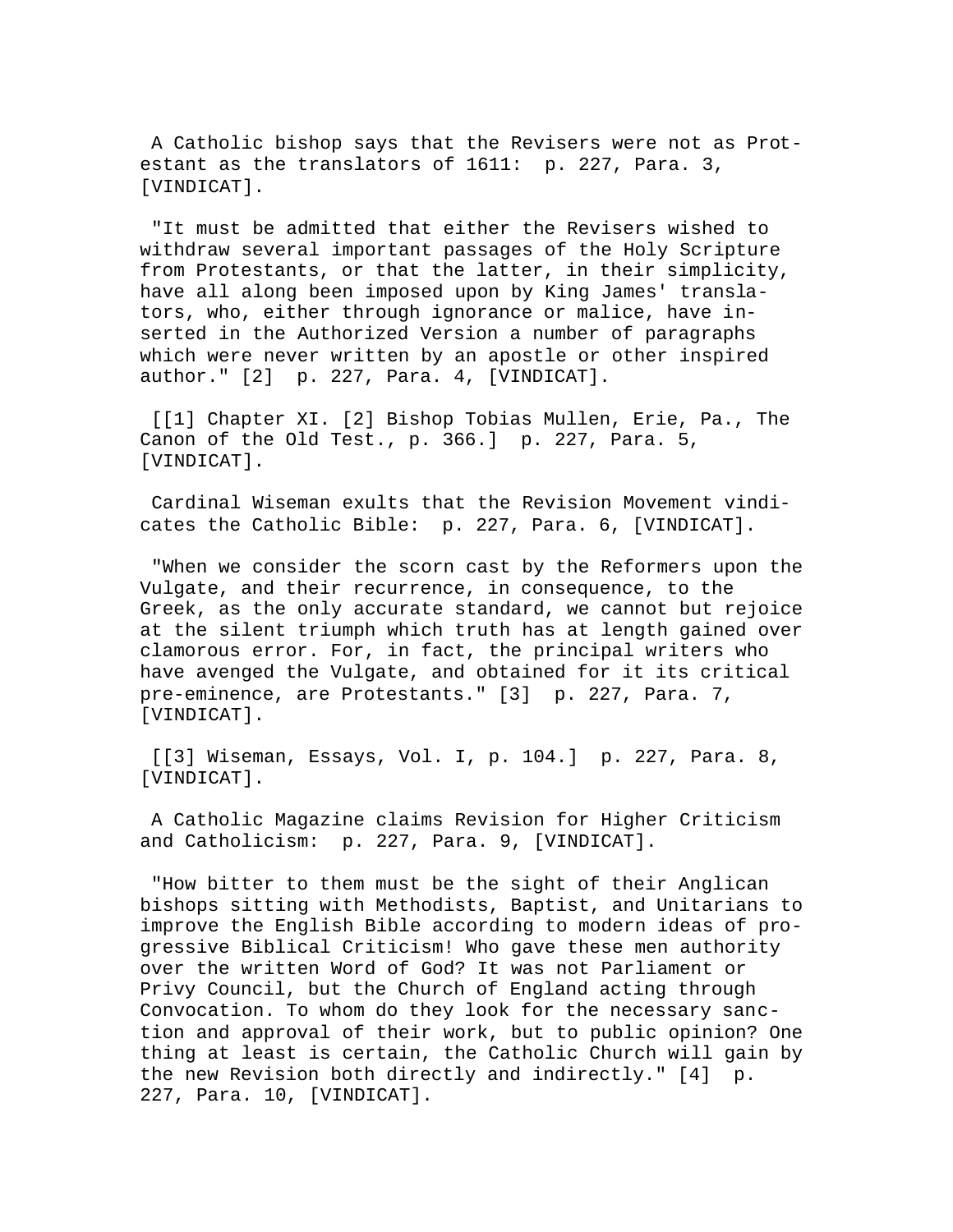A Catholic bishop says that the Revisers were not as Protestant as the translators of 1611: p. 227, Para. 3, [VINDICAT].

"It must be admitted that either the Revisers wished to withdraw several important passages of the Holy Scripture from Protestants, or that the latter, in their simplicity, have all along been imposed upon by King James' translators, who, either through ignorance or malice, have inserted in the Authorized Version a number of paragraphs which were never written by an apostle or other inspired author." [2] p. 227, Para. 4, [VINDICAT].

[[1] Chapter XI. [2] Bishop Tobias Mullen, Erie, Pa., The Canon of the Old Test., p. 366.] p. 227, Para. 5, [VINDICAT].

Cardinal Wiseman exults that the Revision Movement vindicates the Catholic Bible: p. 227, Para. 6, [VINDICAT].

"When we consider the scorn cast by the Reformers upon the Vulgate, and their recurrence, in consequence, to the Greek, as the only accurate standard, we cannot but rejoice at the silent triumph which truth has at length gained over clamorous error. For, in fact, the principal writers who have avenged the Vulgate, and obtained for it its critical pre-eminence, are Protestants." [3] p. 227, Para. 7, [VINDICAT].

[[3] Wiseman, Essays, Vol. I, p. 104.] p. 227, Para. 8, [VINDICAT].

A Catholic Magazine claims Revision for Higher Criticism and Catholicism: p. 227, Para. 9, [VINDICAT].

"How bitter to them must be the sight of their Anglican bishops sitting with Methodists, Baptist, and Unitarians to improve the English Bible according to modern ideas of progressive Biblical Criticism! Who gave these men authority over the written Word of God? It was not Parliament or Privy Council, but the Church of England acting through Convocation. To whom do they look for the necessary sanction and approval of their work, but to public opinion? One thing at least is certain, the Catholic Church will gain by the new Revision both directly and indirectly." [4] p. 227, Para. 10, [VINDICAT].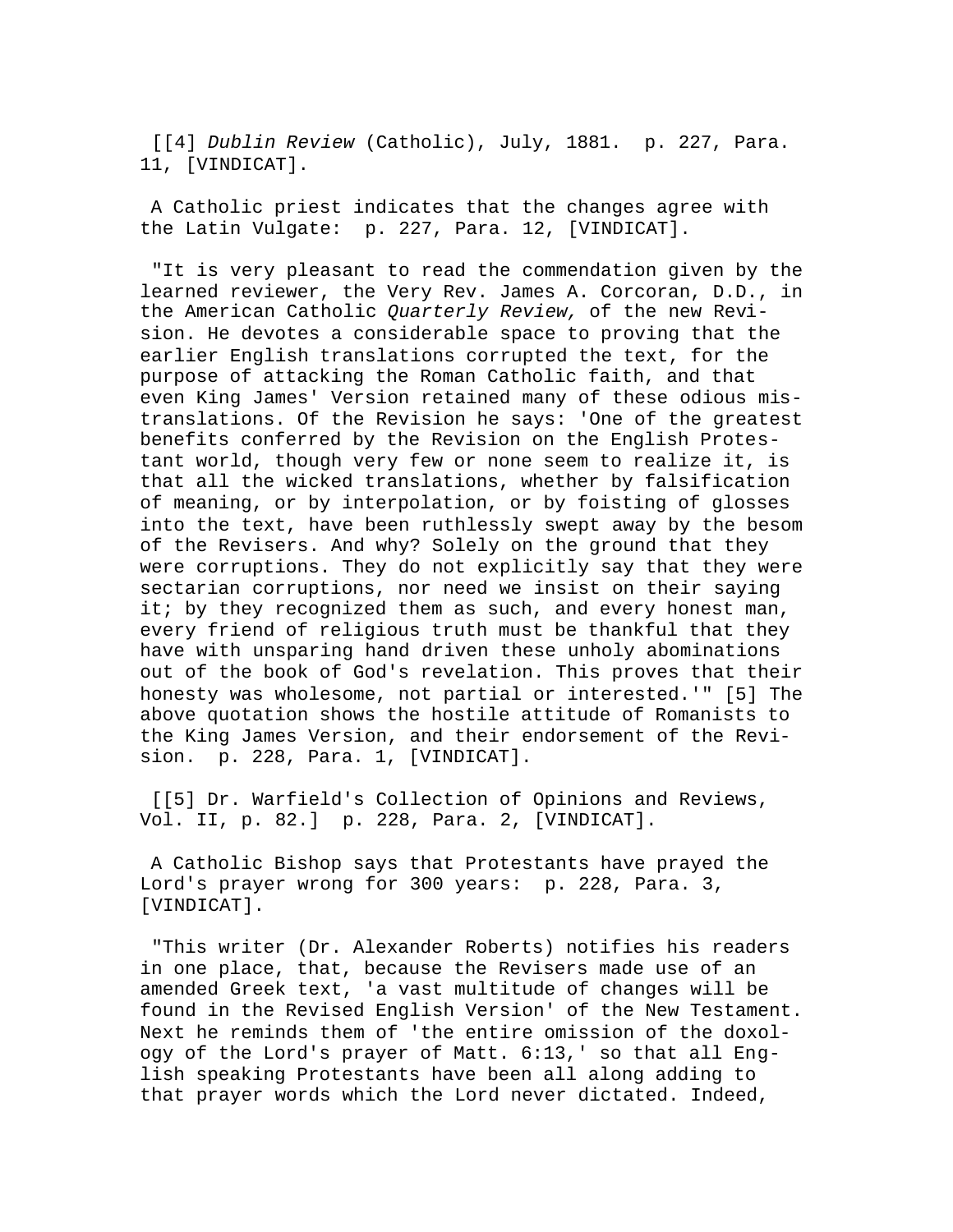[[4] *Dublin Review* (Catholic), July, 1881. p. 227, Para. 11, [VINDICAT].

A Catholic priest indicates that the changes agree with the Latin Vulgate: p. 227, Para. 12, [VINDICAT].

"It is very pleasant to read the commendation given by the learned reviewer, the Very Rev. James A. Corcoran, D.D., in the American Catholic *Quarterly Review,* of the new Revision. He devotes a considerable space to proving that the earlier English translations corrupted the text, for the purpose of attacking the Roman Catholic faith, and that even King James' Version retained many of these odious mistranslations. Of the Revision he says: 'One of the greatest benefits conferred by the Revision on the English Protestant world, though very few or none seem to realize it, is that all the wicked translations, whether by falsification of meaning, or by interpolation, or by foisting of glosses into the text, have been ruthlessly swept away by the besom of the Revisers. And why? Solely on the ground that they were corruptions. They do not explicitly say that they were sectarian corruptions, nor need we insist on their saying it; by they recognized them as such, and every honest man, every friend of religious truth must be thankful that they have with unsparing hand driven these unholy abominations out of the book of God's revelation. This proves that their honesty was wholesome, not partial or interested.'" [5] The above quotation shows the hostile attitude of Romanists to the King James Version, and their endorsement of the Revision. p. 228, Para. 1, [VINDICAT].

[[5] Dr. Warfield's Collection of Opinions and Reviews, Vol. II, p. 82.] p. 228, Para. 2, [VINDICAT].

A Catholic Bishop says that Protestants have prayed the Lord's prayer wrong for 300 years: p. 228, Para. 3, [VINDICAT].

"This writer (Dr. Alexander Roberts) notifies his readers in one place, that, because the Revisers made use of an amended Greek text, 'a vast multitude of changes will be found in the Revised English Version' of the New Testament. Next he reminds them of 'the entire omission of the doxology of the Lord's prayer of Matt. 6:13,' so that all English speaking Protestants have been all along adding to that prayer words which the Lord never dictated. Indeed,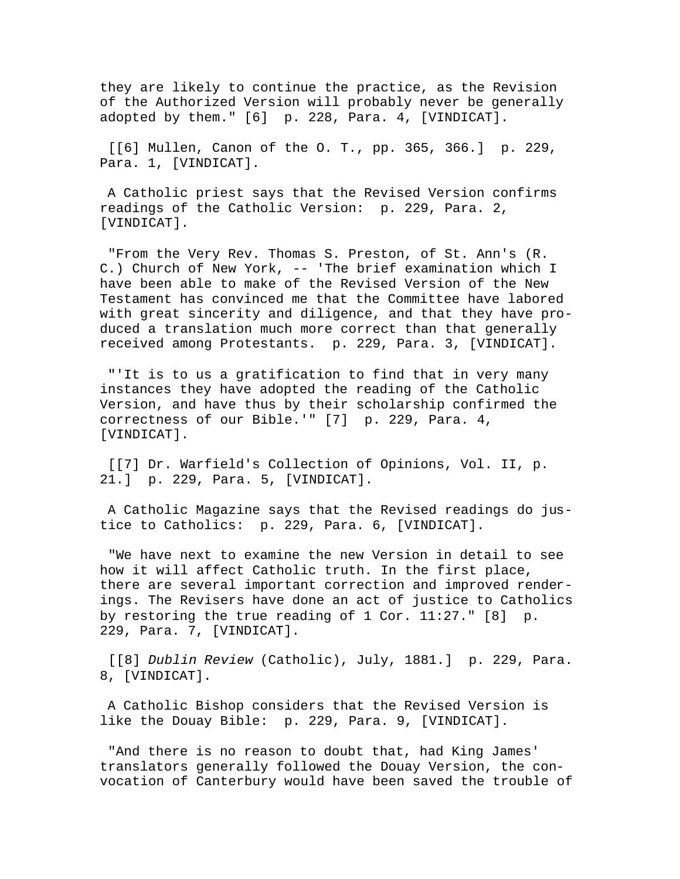they are likely to continue the practice, as the Revision of the Authorized Version will probably never be generally adopted by them." [6]  p. 228, Para. 4, [VINDICAT].

[[6] Mullen, Canon of the O. T., pp. 365, 366.]  p. 229, Para. 1, [VINDICAT].

A Catholic priest says that the Revised Version confirms readings of the Catholic Version:  p. 229, Para. 2, [VINDICAT].

"From the Very Rev. Thomas S. Preston, of St. Ann's (R. C.) Church of New York, -- 'The brief examination which I have been able to make of the Revised Version of the New Testament has convinced me that the Committee have labored with great sincerity and diligence, and that they have produced a translation much more correct than that generally received among Protestants.  p. 229, Para. 3, [VINDICAT].

"'It is to us a gratification to find that in very many instances they have adopted the reading of the Catholic Version, and have thus by their scholarship confirmed the correctness of our Bible.'" [7]  p. 229, Para. 4, [VINDICAT].

[[7] Dr. Warfield's Collection of Opinions, Vol. II, p. 21.]  p. 229, Para. 5, [VINDICAT].

A Catholic Magazine says that the Revised readings do justice to Catholics:  p. 229, Para. 6, [VINDICAT].

"We have next to examine the new Version in detail to see how it will affect Catholic truth. In the first place, there are several important correction and improved renderings. The Revisers have done an act of justice to Catholics by restoring the true reading of 1 Cor. 11:27." [8]  p. 229, Para. 7, [VINDICAT].

[[8] *Dublin Review* (Catholic), July, 1881.]  p. 229, Para. 8, [VINDICAT].

A Catholic Bishop considers that the Revised Version is like the Douay Bible:  p. 229, Para. 9, [VINDICAT].

"And there is no reason to doubt that, had King James' translators generally followed the Douay Version, the convocation of Canterbury would have been saved the trouble of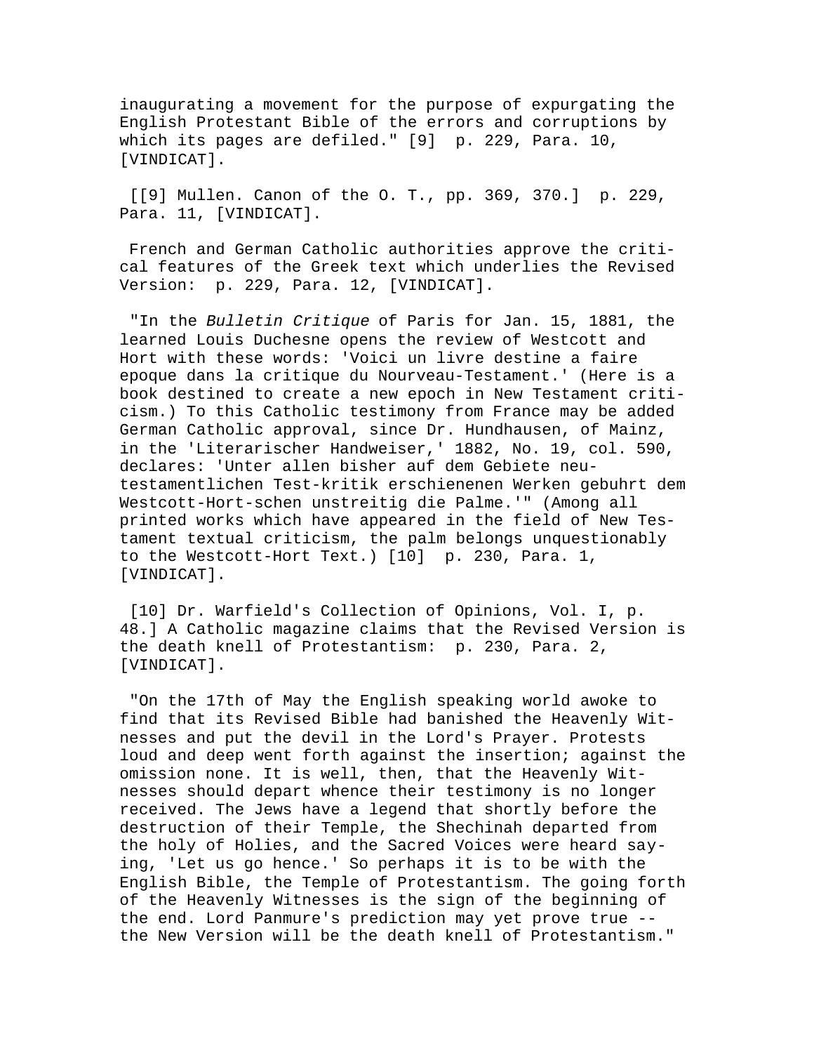inaugurating a movement for the purpose of expurgating the English Protestant Bible of the errors and corruptions by which its pages are defiled." [9] p. 229, Para. 10, [VINDICAT].

[[9] Mullen. Canon of the O. T., pp. 369, 370.] p. 229, Para. 11, [VINDICAT].

French and German Catholic authorities approve the critical features of the Greek text which underlies the Revised Version: p. 229, Para. 12, [VINDICAT].

"In the *Bulletin Critique* of Paris for Jan. 15, 1881, the learned Louis Duchesne opens the review of Westcott and Hort with these words: 'Voici un livre destine a faire epoque dans la critique du Nourveau-Testament.' (Here is a book destined to create a new epoch in New Testament criticism.) To this Catholic testimony from France may be added German Catholic approval, since Dr. Hundhausen, of Mainz, in the 'Literarischer Handweiser,' 1882, No. 19, col. 590, declares: 'Unter allen bisher auf dem Gebiete neutestamentlichen Test-kritik erschienenen Werken gebuhrt dem Westcott-Hort-schen unstreitig die Palme.'" (Among all printed works which have appeared in the field of New Testament textual criticism, the palm belongs unquestionably to the Westcott-Hort Text.) [10] p. 230, Para. 1, [VINDICAT].

[10] Dr. Warfield's Collection of Opinions, Vol. I, p. 48.] A Catholic magazine claims that the Revised Version is the death knell of Protestantism: p. 230, Para. 2, [VINDICAT].

"On the 17th of May the English speaking world awoke to find that its Revised Bible had banished the Heavenly Witnesses and put the devil in the Lord's Prayer. Protests loud and deep went forth against the insertion; against the omission none. It is well, then, that the Heavenly Witnesses should depart whence their testimony is no longer received. The Jews have a legend that shortly before the destruction of their Temple, the Shechinah departed from the holy of Holies, and the Sacred Voices were heard saying, 'Let us go hence.' So perhaps it is to be with the English Bible, the Temple of Protestantism. The going forth of the Heavenly Witnesses is the sign of the beginning of the end. Lord Panmure's prediction may yet prove true -- the New Version will be the death knell of Protestantism."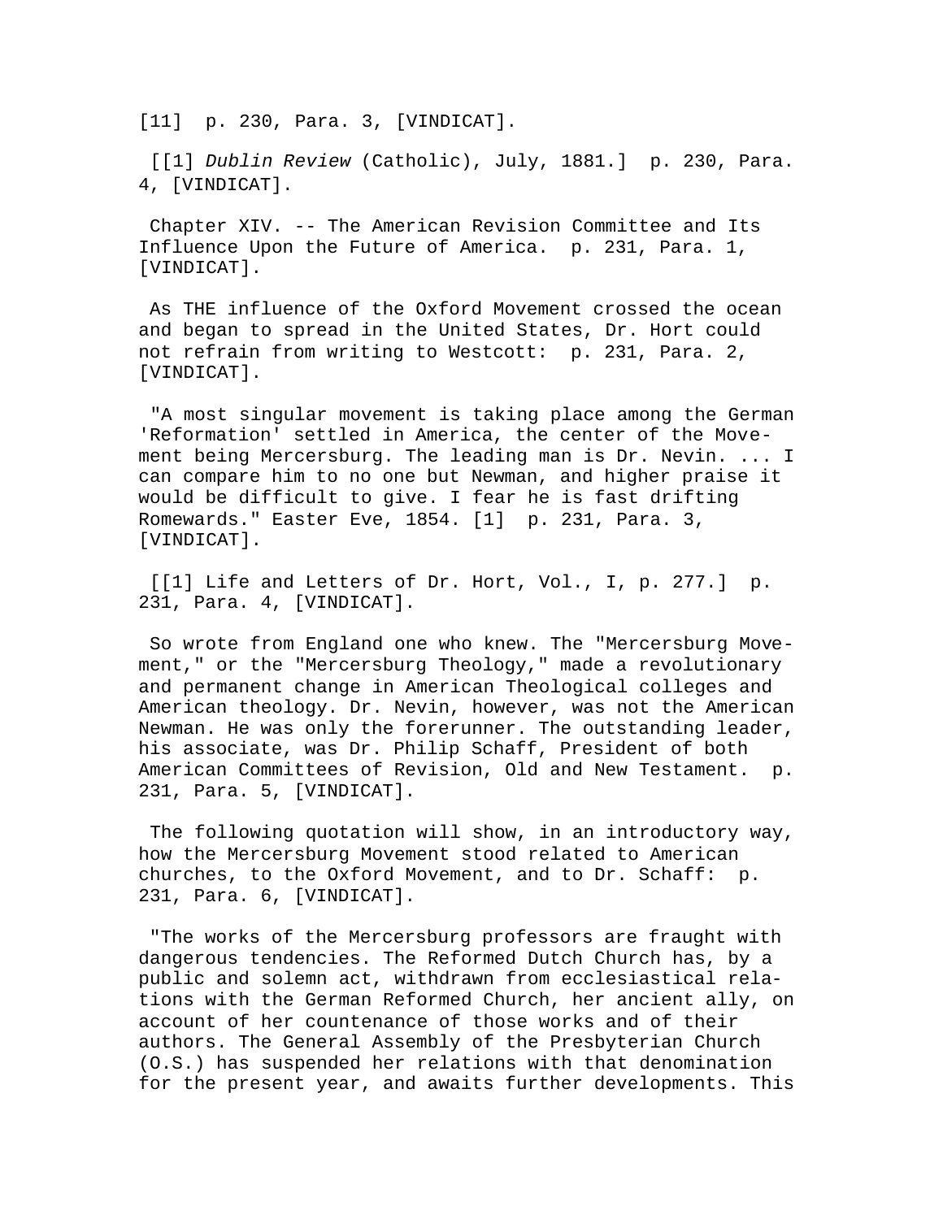[11] p. 230, Para. 3, [VINDICAT].

[[1] *Dublin Review* (Catholic), July, 1881.] p. 230, Para. 4, [VINDICAT].

Chapter XIV. -- The American Revision Committee and Its Influence Upon the Future of America. p. 231, Para. 1, [VINDICAT].

As THE influence of the Oxford Movement crossed the ocean and began to spread in the United States, Dr. Hort could not refrain from writing to Westcott: p. 231, Para. 2, [VINDICAT].

"A most singular movement is taking place among the German 'Reformation' settled in America, the center of the Movement being Mercersburg. The leading man is Dr. Nevin. ... I can compare him to no one but Newman, and higher praise it would be difficult to give. I fear he is fast drifting Romewards." Easter Eve, 1854. [1] p. 231, Para. 3, [VINDICAT].

[[1] Life and Letters of Dr. Hort, Vol., I, p. 277.] p. 231, Para. 4, [VINDICAT].

So wrote from England one who knew. The "Mercersburg Movement," or the "Mercersburg Theology," made a revolutionary and permanent change in American Theological colleges and American theology. Dr. Nevin, however, was not the American Newman. He was only the forerunner. The outstanding leader, his associate, was Dr. Philip Schaff, President of both American Committees of Revision, Old and New Testament. p. 231, Para. 5, [VINDICAT].

The following quotation will show, in an introductory way, how the Mercersburg Movement stood related to American churches, to the Oxford Movement, and to Dr. Schaff: p. 231, Para. 6, [VINDICAT].

"The works of the Mercersburg professors are fraught with dangerous tendencies. The Reformed Dutch Church has, by a public and solemn act, withdrawn from ecclesiastical relations with the German Reformed Church, her ancient ally, on account of her countenance of those works and of their authors. The General Assembly of the Presbyterian Church (O.S.) has suspended her relations with that denomination for the present year, and awaits further developments. This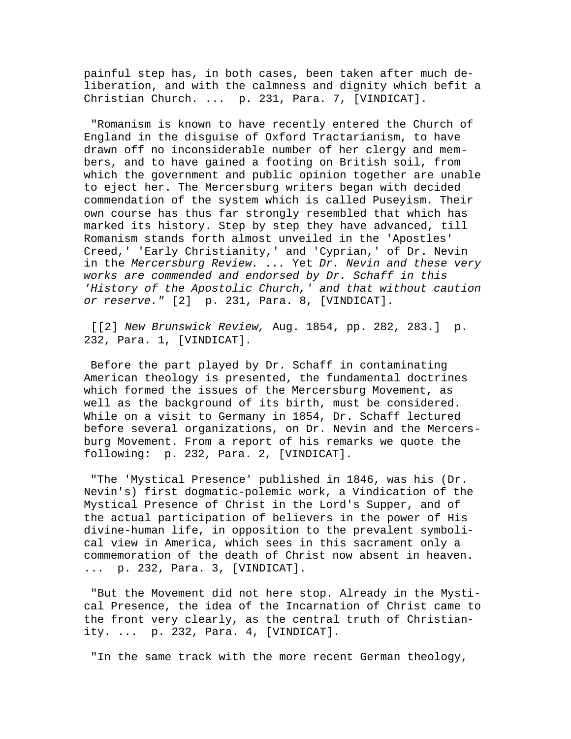painful step has, in both cases, been taken after much deliberation, and with the calmness and dignity which befit a Christian Church. ... p. 231, Para. 7, [VINDICAT].

"Romanism is known to have recently entered the Church of England in the disguise of Oxford Tractarianism, to have drawn off no inconsiderable number of her clergy and members, and to have gained a footing on British soil, from which the government and public opinion together are unable to eject her. The Mercersburg writers began with decided commendation of the system which is called Puseyism. Their own course has thus far strongly resembled that which has marked its history. Step by step they have advanced, till Romanism stands forth almost unveiled in the 'Apostles' Creed,' 'Early Christianity,' and 'Cyprian,' of Dr. Nevin in the *Mercersburg Review. ...* Yet *Dr. Nevin and these very works are commended and endorsed by Dr. Schaff in this 'History of the Apostolic Church,' and that without caution or reserve."* [2] p. 231, Para. 8, [VINDICAT].

[[2] *New Brunswick Review,* Aug. 1854, pp. 282, 283.] p. 232, Para. 1, [VINDICAT].

Before the part played by Dr. Schaff in contaminating American theology is presented, the fundamental doctrines which formed the issues of the Mercersburg Movement, as well as the background of its birth, must be considered. While on a visit to Germany in 1854, Dr. Schaff lectured before several organizations, on Dr. Nevin and the Mercersburg Movement. From a report of his remarks we quote the following: p. 232, Para. 2, [VINDICAT].

"The 'Mystical Presence' published in 1846, was his (Dr. Nevin's) first dogmatic-polemic work, a Vindication of the Mystical Presence of Christ in the Lord's Supper, and of the actual participation of believers in the power of His divine-human life, in opposition to the prevalent symbolical view in America, which sees in this sacrament only a commemoration of the death of Christ now absent in heaven. ... p. 232, Para. 3, [VINDICAT].

"But the Movement did not here stop. Already in the Mystical Presence, the idea of the Incarnation of Christ came to the front very clearly, as the central truth of Christianity. ... p. 232, Para. 4, [VINDICAT].

"In the same track with the more recent German theology,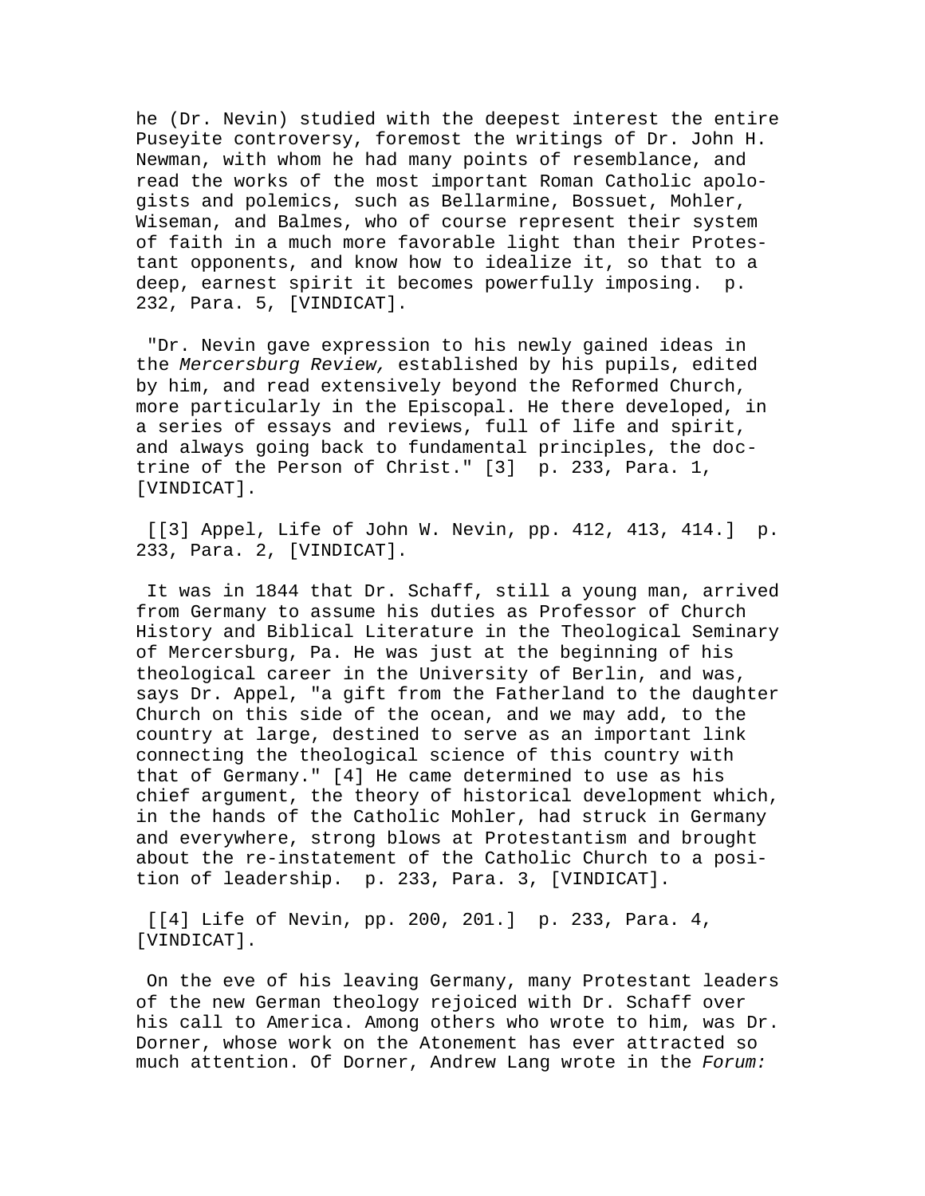he (Dr. Nevin) studied with the deepest interest the entire Puseyite controversy, foremost the writings of Dr. John H. Newman, with whom he had many points of resemblance, and read the works of the most important Roman Catholic apologists and polemics, such as Bellarmine, Bossuet, Mohler, Wiseman, and Balmes, who of course represent their system of faith in a much more favorable light than their Protestant opponents, and know how to idealize it, so that to a deep, earnest spirit it becomes powerfully imposing. p. 232, Para. 5, [VINDICAT].

"Dr. Nevin gave expression to his newly gained ideas in the *Mercersburg Review,* established by his pupils, edited by him, and read extensively beyond the Reformed Church, more particularly in the Episcopal. He there developed, in a series of essays and reviews, full of life and spirit, and always going back to fundamental principles, the doctrine of the Person of Christ." [3] p. 233, Para. 1, [VINDICAT].

[[3] Appel, Life of John W. Nevin, pp. 412, 413, 414.] p. 233, Para. 2, [VINDICAT].

It was in 1844 that Dr. Schaff, still a young man, arrived from Germany to assume his duties as Professor of Church History and Biblical Literature in the Theological Seminary of Mercersburg, Pa. He was just at the beginning of his theological career in the University of Berlin, and was, says Dr. Appel, "a gift from the Fatherland to the daughter Church on this side of the ocean, and we may add, to the country at large, destined to serve as an important link connecting the theological science of this country with that of Germany." [4] He came determined to use as his chief argument, the theory of historical development which, in the hands of the Catholic Mohler, had struck in Germany and everywhere, strong blows at Protestantism and brought about the re-instatement of the Catholic Church to a position of leadership. p. 233, Para. 3, [VINDICAT].

[[4] Life of Nevin, pp. 200, 201.] p. 233, Para. 4, [VINDICAT].

On the eve of his leaving Germany, many Protestant leaders of the new German theology rejoiced with Dr. Schaff over his call to America. Among others who wrote to him, was Dr. Dorner, whose work on the Atonement has ever attracted so much attention. Of Dorner, Andrew Lang wrote in the *Forum:*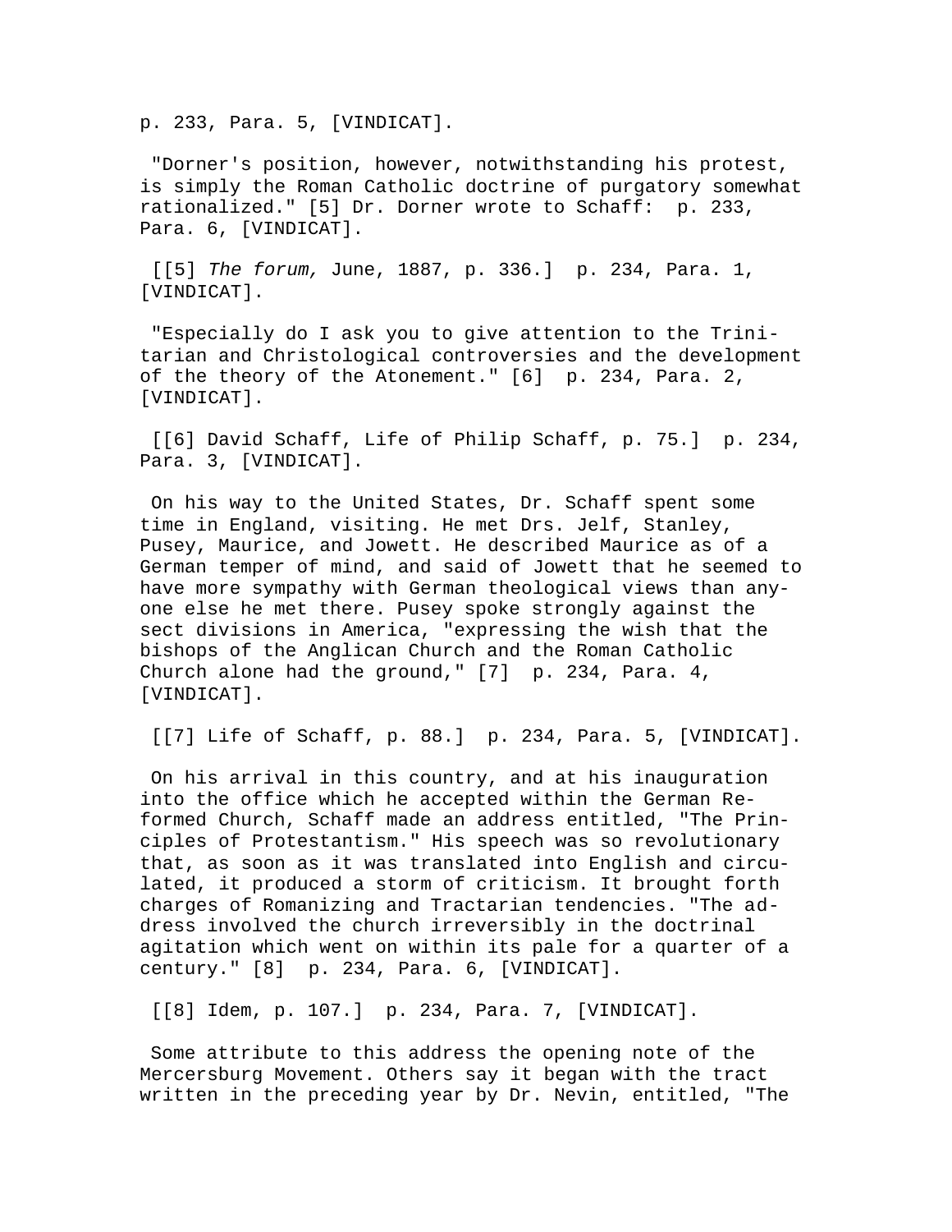p. 233, Para. 5, [VINDICAT].

"Dorner's position, however, notwithstanding his protest, is simply the Roman Catholic doctrine of purgatory somewhat rationalized." [5] Dr. Dorner wrote to Schaff: p. 233, Para. 6, [VINDICAT].

[[5] *The forum,* June, 1887, p. 336.] p. 234, Para. 1, [VINDICAT].

"Especially do I ask you to give attention to the Trinitarian and Christological controversies and the development of the theory of the Atonement." [6] p. 234, Para. 2, [VINDICAT].

[[6] David Schaff, Life of Philip Schaff, p. 75.] p. 234, Para. 3, [VINDICAT].

On his way to the United States, Dr. Schaff spent some time in England, visiting. He met Drs. Jelf, Stanley, Pusey, Maurice, and Jowett. He described Maurice as of a German temper of mind, and said of Jowett that he seemed to have more sympathy with German theological views than anyone else he met there. Pusey spoke strongly against the sect divisions in America, "expressing the wish that the bishops of the Anglican Church and the Roman Catholic Church alone had the ground," [7] p. 234, Para. 4, [VINDICAT].

[[7] Life of Schaff, p. 88.] p. 234, Para. 5, [VINDICAT].

On his arrival in this country, and at his inauguration into the office which he accepted within the German Reformed Church, Schaff made an address entitled, "The Principles of Protestantism." His speech was so revolutionary that, as soon as it was translated into English and circulated, it produced a storm of criticism. It brought forth charges of Romanizing and Tractarian tendencies. "The address involved the church irreversibly in the doctrinal agitation which went on within its pale for a quarter of a century." [8] p. 234, Para. 6, [VINDICAT].

[[8] Idem, p. 107.] p. 234, Para. 7, [VINDICAT].

Some attribute to this address the opening note of the Mercersburg Movement. Others say it began with the tract written in the preceding year by Dr. Nevin, entitled, "The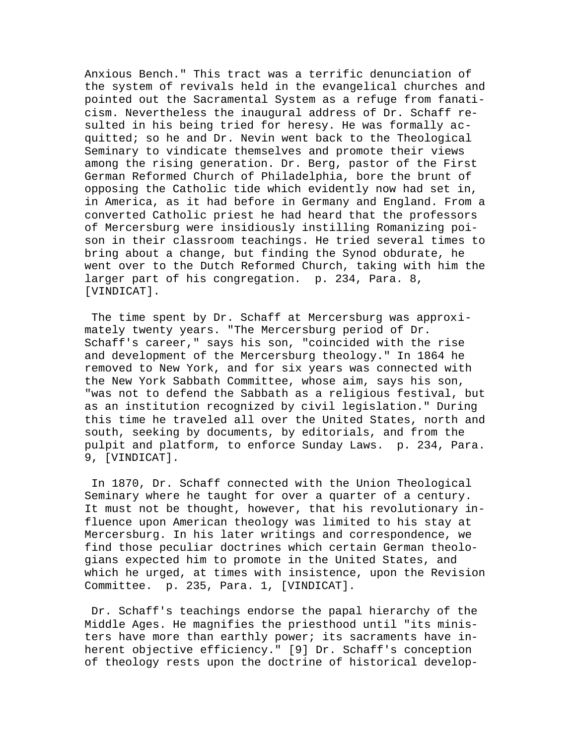Anxious Bench." This tract was a terrific denunciation of the system of revivals held in the evangelical churches and pointed out the Sacramental System as a refuge from fanaticism. Nevertheless the inaugural address of Dr. Schaff resulted in his being tried for heresy. He was formally acquitted; so he and Dr. Nevin went back to the Theological Seminary to vindicate themselves and promote their views among the rising generation. Dr. Berg, pastor of the First German Reformed Church of Philadelphia, bore the brunt of opposing the Catholic tide which evidently now had set in, in America, as it had before in Germany and England. From a converted Catholic priest he had heard that the professors of Mercersburg were insidiously instilling Romanizing poison in their classroom teachings. He tried several times to bring about a change, but finding the Synod obdurate, he went over to the Dutch Reformed Church, taking with him the larger part of his congregation. p. 234, Para. 8, [VINDICAT].

The time spent by Dr. Schaff at Mercersburg was approximately twenty years. "The Mercersburg period of Dr. Schaff's career," says his son, "coincided with the rise and development of the Mercersburg theology." In 1864 he removed to New York, and for six years was connected with the New York Sabbath Committee, whose aim, says his son, "was not to defend the Sabbath as a religious festival, but as an institution recognized by civil legislation." During this time he traveled all over the United States, north and south, seeking by documents, by editorials, and from the pulpit and platform, to enforce Sunday Laws. p. 234, Para. 9, [VINDICAT].

In 1870, Dr. Schaff connected with the Union Theological Seminary where he taught for over a quarter of a century. It must not be thought, however, that his revolutionary influence upon American theology was limited to his stay at Mercersburg. In his later writings and correspondence, we find those peculiar doctrines which certain German theologians expected him to promote in the United States, and which he urged, at times with insistence, upon the Revision Committee. p. 235, Para. 1, [VINDICAT].

Dr. Schaff's teachings endorse the papal hierarchy of the Middle Ages. He magnifies the priesthood until "its ministers have more than earthly power; its sacraments have inherent objective efficiency." [9] Dr. Schaff's conception of theology rests upon the doctrine of historical develop-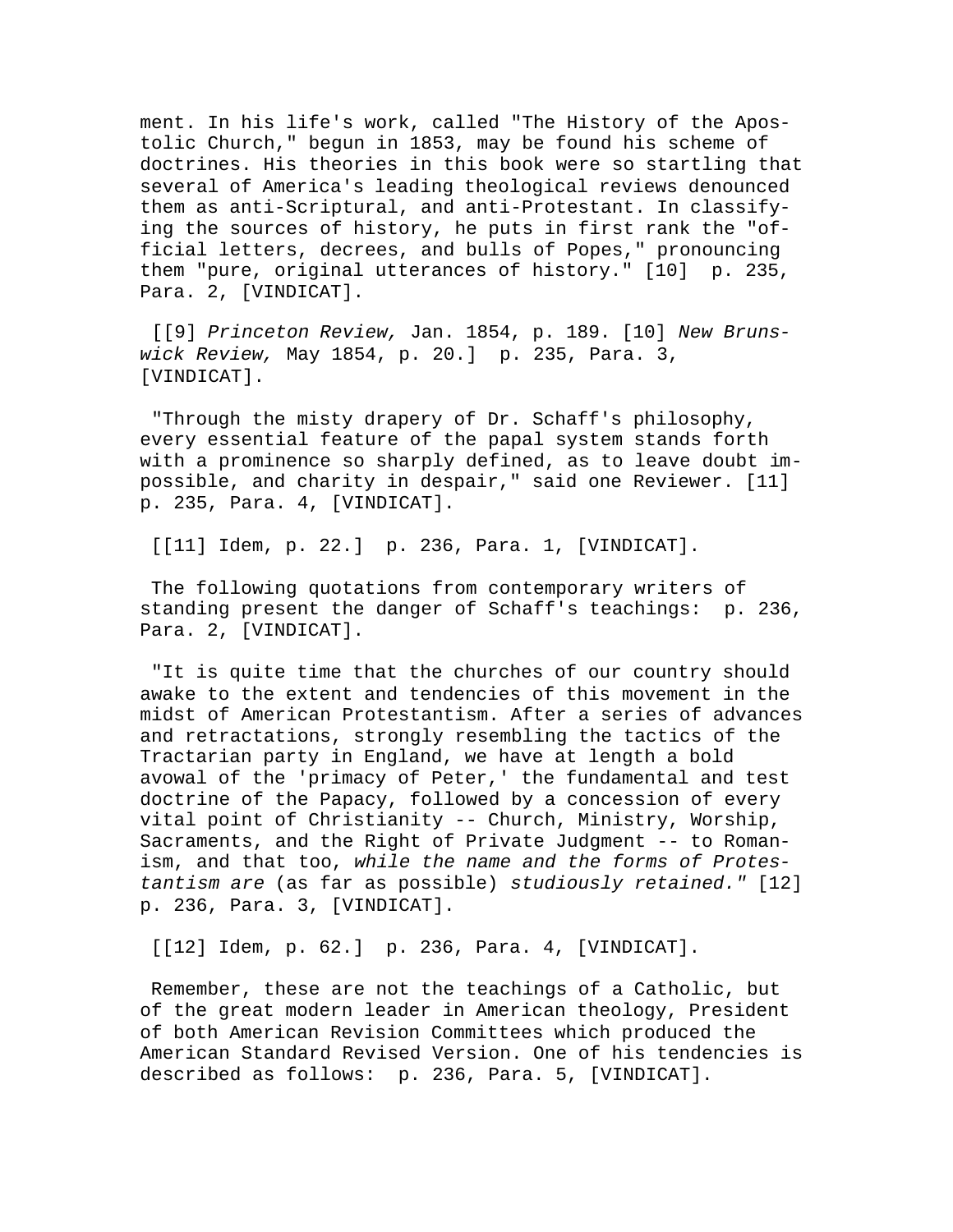ment. In his life's work, called "The History of the Apostolic Church," begun in 1853, may be found his scheme of doctrines. His theories in this book were so startling that several of America's leading theological reviews denounced them as anti-Scriptural, and anti-Protestant. In classifying the sources of history, he puts in first rank the "official letters, decrees, and bulls of Popes," pronouncing them "pure, original utterances of history." [10] p. 235, Para. 2, [VINDICAT].

[[9] *Princeton Review,* Jan. 1854, p. 189. [10] *New Brunswick Review,* May 1854, p. 20.] p. 235, Para. 3, [VINDICAT].

"Through the misty drapery of Dr. Schaff's philosophy, every essential feature of the papal system stands forth with a prominence so sharply defined, as to leave doubt impossible, and charity in despair," said one Reviewer. [11] p. 235, Para. 4, [VINDICAT].

[[11] Idem, p. 22.] p. 236, Para. 1, [VINDICAT].

The following quotations from contemporary writers of standing present the danger of Schaff's teachings: p. 236, Para. 2, [VINDICAT].

"It is quite time that the churches of our country should awake to the extent and tendencies of this movement in the midst of American Protestantism. After a series of advances and retractations, strongly resembling the tactics of the Tractarian party in England, we have at length a bold avowal of the 'primacy of Peter,' the fundamental and test doctrine of the Papacy, followed by a concession of every vital point of Christianity -- Church, Ministry, Worship, Sacraments, and the Right of Private Judgment -- to Romanism, and that too, *while the name and the forms of Protestantism are* (as far as possible) *studiously retained."* [12] p. 236, Para. 3, [VINDICAT].

[[12] Idem, p. 62.] p. 236, Para. 4, [VINDICAT].

Remember, these are not the teachings of a Catholic, but of the great modern leader in American theology, President of both American Revision Committees which produced the American Standard Revised Version. One of his tendencies is described as follows: p. 236, Para. 5, [VINDICAT].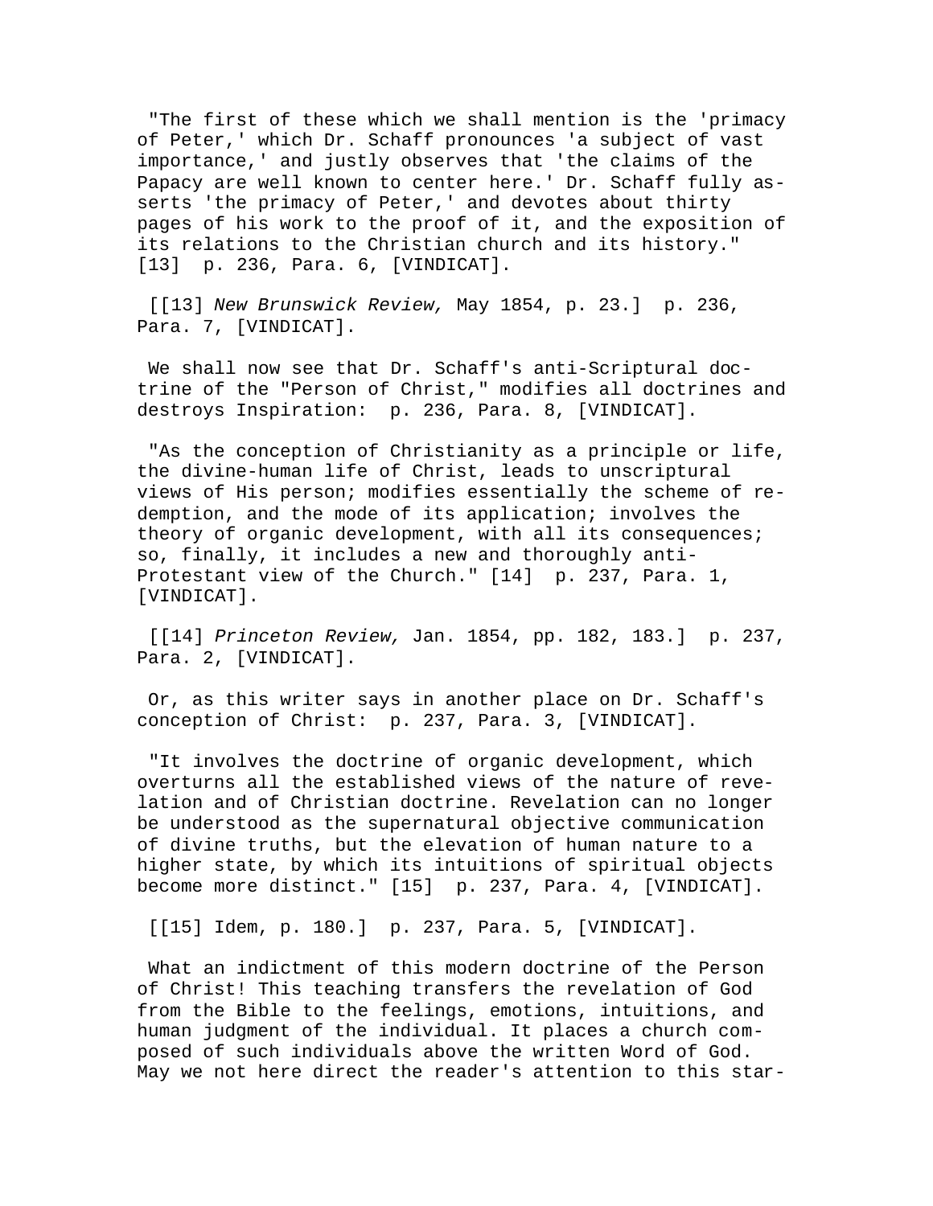"The first of these which we shall mention is the 'primacy of Peter,' which Dr. Schaff pronounces 'a subject of vast importance,' and justly observes that 'the claims of the Papacy are well known to center here.' Dr. Schaff fully asserts 'the primacy of Peter,' and devotes about thirty pages of his work to the proof of it, and the exposition of its relations to the Christian church and its history." [13]  p. 236, Para. 6, [VINDICAT].

[[13] *New Brunswick Review,* May 1854, p. 23.]  p. 236, Para. 7, [VINDICAT].

We shall now see that Dr. Schaff's anti-Scriptural doctrine of the "Person of Christ," modifies all doctrines and destroys Inspiration:  p. 236, Para. 8, [VINDICAT].

"As the conception of Christianity as a principle or life, the divine-human life of Christ, leads to unscriptural views of His person; modifies essentially the scheme of redemption, and the mode of its application; involves the theory of organic development, with all its consequences; so, finally, it includes a new and thoroughly anti-Protestant view of the Church." [14]  p. 237, Para. 1, [VINDICAT].

[[14] *Princeton Review,* Jan. 1854, pp. 182, 183.]  p. 237, Para. 2, [VINDICAT].

Or, as this writer says in another place on Dr. Schaff's conception of Christ:  p. 237, Para. 3, [VINDICAT].

"It involves the doctrine of organic development, which overturns all the established views of the nature of revelation and of Christian doctrine. Revelation can no longer be understood as the supernatural objective communication of divine truths, but the elevation of human nature to a higher state, by which its intuitions of spiritual objects become more distinct." [15]  p. 237, Para. 4, [VINDICAT].

[[15] Idem, p. 180.]  p. 237, Para. 5, [VINDICAT].

What an indictment of this modern doctrine of the Person of Christ! This teaching transfers the revelation of God from the Bible to the feelings, emotions, intuitions, and human judgment of the individual. It places a church composed of such individuals above the written Word of God. May we not here direct the reader's attention to this star-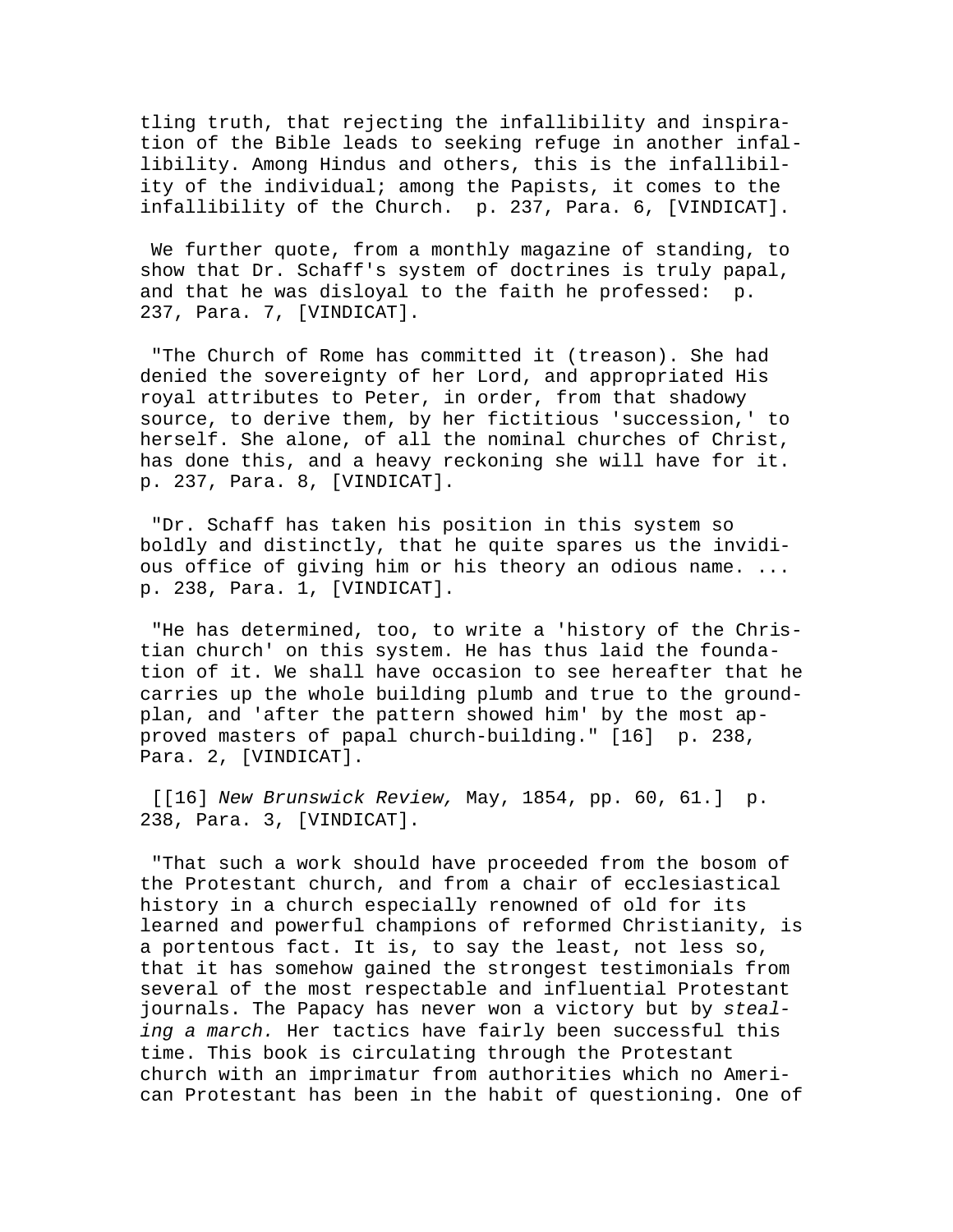tling truth, that rejecting the infallibility and inspiration of the Bible leads to seeking refuge in another infallibility. Among Hindus and others, this is the infallibility of the individual; among the Papists, it comes to the infallibility of the Church. p. 237, Para. 6, [VINDICAT].

We further quote, from a monthly magazine of standing, to show that Dr. Schaff's system of doctrines is truly papal, and that he was disloyal to the faith he professed: p. 237, Para. 7, [VINDICAT].

"The Church of Rome has committed it (treason). She had denied the sovereignty of her Lord, and appropriated His royal attributes to Peter, in order, from that shadowy source, to derive them, by her fictitious 'succession,' to herself. She alone, of all the nominal churches of Christ, has done this, and a heavy reckoning she will have for it. p. 237, Para. 8, [VINDICAT].

"Dr. Schaff has taken his position in this system so boldly and distinctly, that he quite spares us the invidious office of giving him or his theory an odious name. ... p. 238, Para. 1, [VINDICAT].

"He has determined, too, to write a 'history of the Christian church' on this system. He has thus laid the foundation of it. We shall have occasion to see hereafter that he carries up the whole building plumb and true to the ground-plan, and 'after the pattern showed him' by the most approved masters of papal church-building." [16] p. 238, Para. 2, [VINDICAT].

[[16] *New Brunswick Review,* May, 1854, pp. 60, 61.] p. 238, Para. 3, [VINDICAT].

"That such a work should have proceeded from the bosom of the Protestant church, and from a chair of ecclesiastical history in a church especially renowned of old for its learned and powerful champions of reformed Christianity, is a portentous fact. It is, to say the least, not less so, that it has somehow gained the strongest testimonials from several of the most respectable and influential Protestant journals. The Papacy has never won a victory but by *stealing a march.* Her tactics have fairly been successful this time. This book is circulating through the Protestant church with an imprimatur from authorities which no American Protestant has been in the habit of questioning. One of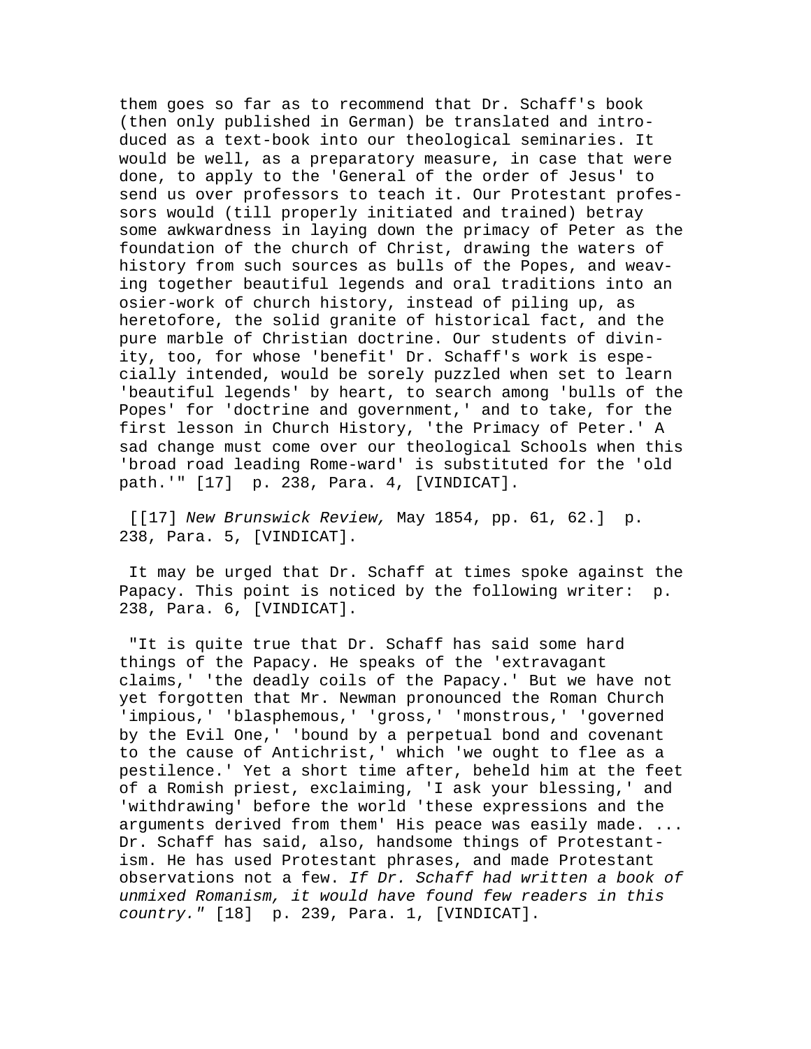them goes so far as to recommend that Dr. Schaff's book (then only published in German) be translated and introduced as a text-book into our theological seminaries. It would be well, as a preparatory measure, in case that were done, to apply to the 'General of the order of Jesus' to send us over professors to teach it. Our Protestant professors would (till properly initiated and trained) betray some awkwardness in laying down the primacy of Peter as the foundation of the church of Christ, drawing the waters of history from such sources as bulls of the Popes, and weaving together beautiful legends and oral traditions into an osier-work of church history, instead of piling up, as heretofore, the solid granite of historical fact, and the pure marble of Christian doctrine. Our students of divinity, too, for whose 'benefit' Dr. Schaff's work is especially intended, would be sorely puzzled when set to learn 'beautiful legends' by heart, to search among 'bulls of the Popes' for 'doctrine and government,' and to take, for the first lesson in Church History, 'the Primacy of Peter.' A sad change must come over our theological Schools when this 'broad road leading Rome-ward' is substituted for the 'old path.'" [17] p. 238, Para. 4, [VINDICAT].

[[17] *New Brunswick Review,* May 1854, pp. 61, 62.] p. 238, Para. 5, [VINDICAT].

It may be urged that Dr. Schaff at times spoke against the Papacy. This point is noticed by the following writer: p. 238, Para. 6, [VINDICAT].

"It is quite true that Dr. Schaff has said some hard things of the Papacy. He speaks of the 'extravagant claims,' 'the deadly coils of the Papacy.' But we have not yet forgotten that Mr. Newman pronounced the Roman Church 'impious,' 'blasphemous,' 'gross,' 'monstrous,' 'governed by the Evil One,' 'bound by a perpetual bond and covenant to the cause of Antichrist,' which 'we ought to flee as a pestilence.' Yet a short time after, beheld him at the feet of a Romish priest, exclaiming, 'I ask your blessing,' and 'withdrawing' before the world 'these expressions and the arguments derived from them' His peace was easily made. ... Dr. Schaff has said, also, handsome things of Protestantism. He has used Protestant phrases, and made Protestant observations not a few. *If Dr. Schaff had written a book of unmixed Romanism, it would have found few readers in this country."* [18] p. 239, Para. 1, [VINDICAT].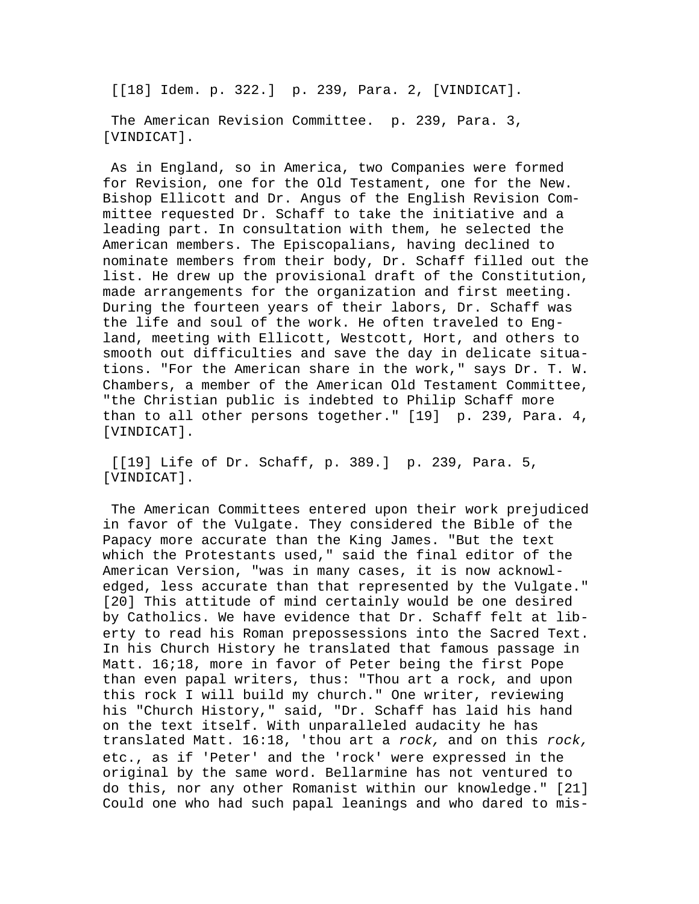[[18] Idem. p. 322.]  p. 239, Para. 2, [VINDICAT].

The American Revision Committee.  p. 239, Para. 3, [VINDICAT].

As in England, so in America, two Companies were formed for Revision, one for the Old Testament, one for the New. Bishop Ellicott and Dr. Angus of the English Revision Committee requested Dr. Schaff to take the initiative and a leading part. In consultation with them, he selected the American members. The Episcopalians, having declined to nominate members from their body, Dr. Schaff filled out the list. He drew up the provisional draft of the Constitution, made arrangements for the organization and first meeting. During the fourteen years of their labors, Dr. Schaff was the life and soul of the work. He often traveled to England, meeting with Ellicott, Westcott, Hort, and others to smooth out difficulties and save the day in delicate situations. "For the American share in the work," says Dr. T. W. Chambers, a member of the American Old Testament Committee, "the Christian public is indebted to Philip Schaff more than to all other persons together." [19]  p. 239, Para. 4, [VINDICAT].

[[19] Life of Dr. Schaff, p. 389.]  p. 239, Para. 5, [VINDICAT].

The American Committees entered upon their work prejudiced in favor of the Vulgate. They considered the Bible of the Papacy more accurate than the King James. "But the text which the Protestants used," said the final editor of the American Version, "was in many cases, it is now acknowledged, less accurate than that represented by the Vulgate." [20] This attitude of mind certainly would be one desired by Catholics. We have evidence that Dr. Schaff felt at liberty to read his Roman prepossessions into the Sacred Text. In his Church History he translated that famous passage in Matt. 16;18, more in favor of Peter being the first Pope than even papal writers, thus: "Thou art a rock, and upon this rock I will build my church." One writer, reviewing his "Church History," said, "Dr. Schaff has laid his hand on the text itself. With unparalleled audacity he has translated Matt. 16:18, 'thou art a *rock,* and on this *rock,* etc., as if 'Peter' and the 'rock' were expressed in the original by the same word. Bellarmine has not ventured to do this, nor any other Romanist within our knowledge." [21] Could one who had such papal leanings and who dared to mis-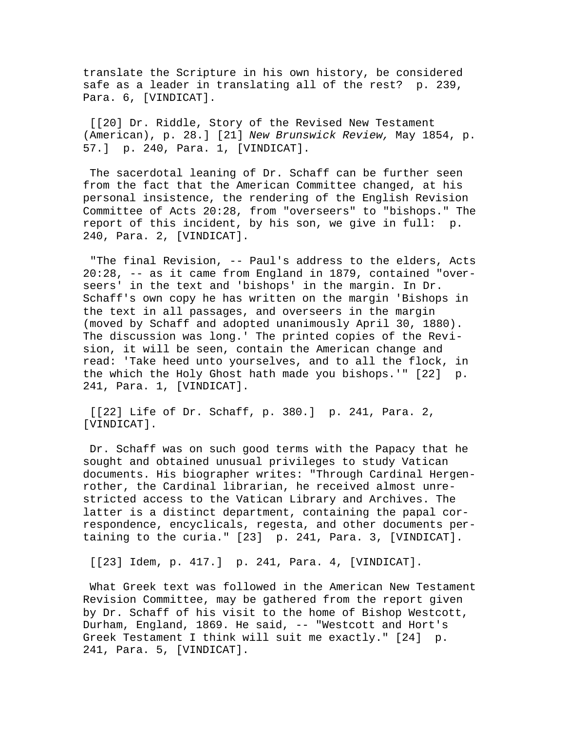translate the Scripture in his own history, be considered safe as a leader in translating all of the rest?  p. 239, Para. 6, [VINDICAT].

[[20] Dr. Riddle, Story of the Revised New Testament (American), p. 28.] [21] *New Brunswick Review,* May 1854, p. 57.]  p. 240, Para. 1, [VINDICAT].

The sacerdotal leaning of Dr. Schaff can be further seen from the fact that the American Committee changed, at his personal insistence, the rendering of the English Revision Committee of Acts 20:28, from "overseers" to "bishops." The report of this incident, by his son, we give in full:  p. 240, Para. 2, [VINDICAT].

"The final Revision, -- Paul's address to the elders, Acts 20:28, -- as it came from England in 1879, contained "overseers' in the text and 'bishops' in the margin. In Dr. Schaff's own copy he has written on the margin 'Bishops in the text in all passages, and overseers in the margin (moved by Schaff and adopted unanimously April 30, 1880). The discussion was long.' The printed copies of the Revision, it will be seen, contain the American change and read: 'Take heed unto yourselves, and to all the flock, in the which the Holy Ghost hath made you bishops.'" [22]  p. 241, Para. 1, [VINDICAT].

[[22] Life of Dr. Schaff, p. 380.]  p. 241, Para. 2, [VINDICAT].

Dr. Schaff was on such good terms with the Papacy that he sought and obtained unusual privileges to study Vatican documents. His biographer writes: "Through Cardinal Hergenrother, the Cardinal librarian, he received almost unrestricted access to the Vatican Library and Archives. The latter is a distinct department, containing the papal correspondence, encyclicals, regesta, and other documents pertaining to the curia." [23]  p. 241, Para. 3, [VINDICAT].

[[23] Idem, p. 417.]  p. 241, Para. 4, [VINDICAT].

What Greek text was followed in the American New Testament Revision Committee, may be gathered from the report given by Dr. Schaff of his visit to the home of Bishop Westcott, Durham, England, 1869. He said, -- "Westcott and Hort's Greek Testament I think will suit me exactly." [24]  p. 241, Para. 5, [VINDICAT].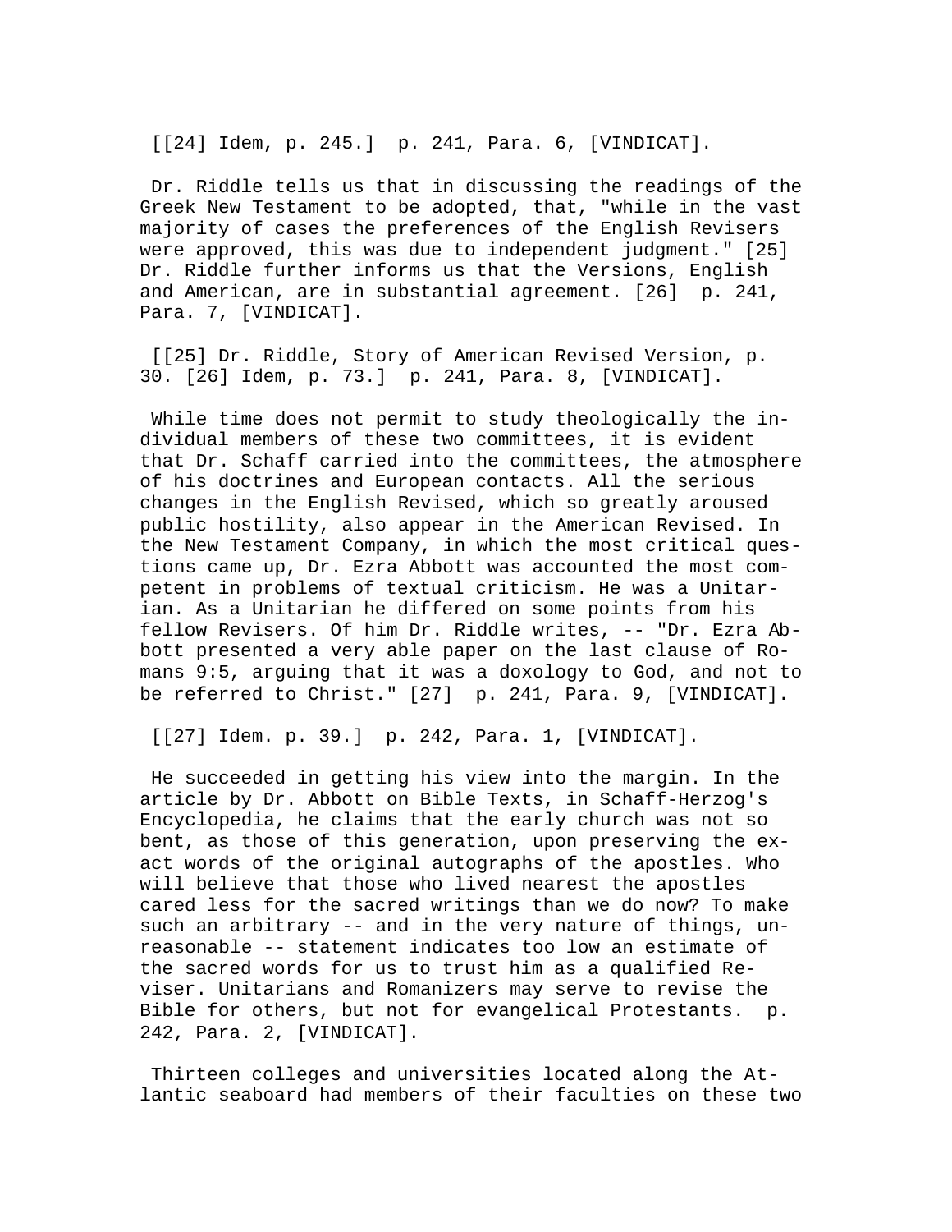[[24] Idem, p. 245.]  p. 241, Para. 6, [VINDICAT].

Dr. Riddle tells us that in discussing the readings of the Greek New Testament to be adopted, that, "while in the vast majority of cases the preferences of the English Revisers were approved, this was due to independent judgment." [25] Dr. Riddle further informs us that the Versions, English and American, are in substantial agreement. [26]  p. 241, Para. 7, [VINDICAT].

[[25] Dr. Riddle, Story of American Revised Version, p. 30. [26] Idem, p. 73.]  p. 241, Para. 8, [VINDICAT].

While time does not permit to study theologically the individual members of these two committees, it is evident that Dr. Schaff carried into the committees, the atmosphere of his doctrines and European contacts. All the serious changes in the English Revised, which so greatly aroused public hostility, also appear in the American Revised. In the New Testament Company, in which the most critical questions came up, Dr. Ezra Abbott was accounted the most competent in problems of textual criticism. He was a Unitarian. As a Unitarian he differed on some points from his fellow Revisers. Of him Dr. Riddle writes, -- "Dr. Ezra Abbott presented a very able paper on the last clause of Romans 9:5, arguing that it was a doxology to God, and not to be referred to Christ." [27]  p. 241, Para. 9, [VINDICAT].

[[27] Idem. p. 39.]  p. 242, Para. 1, [VINDICAT].

He succeeded in getting his view into the margin. In the article by Dr. Abbott on Bible Texts, in Schaff-Herzog's Encyclopedia, he claims that the early church was not so bent, as those of this generation, upon preserving the exact words of the original autographs of the apostles. Who will believe that those who lived nearest the apostles cared less for the sacred writings than we do now? To make such an arbitrary -- and in the very nature of things, unreasonable -- statement indicates too low an estimate of the sacred words for us to trust him as a qualified Reviser. Unitarians and Romanizers may serve to revise the Bible for others, but not for evangelical Protestants.  p. 242, Para. 2, [VINDICAT].

Thirteen colleges and universities located along the Atlantic seaboard had members of their faculties on these two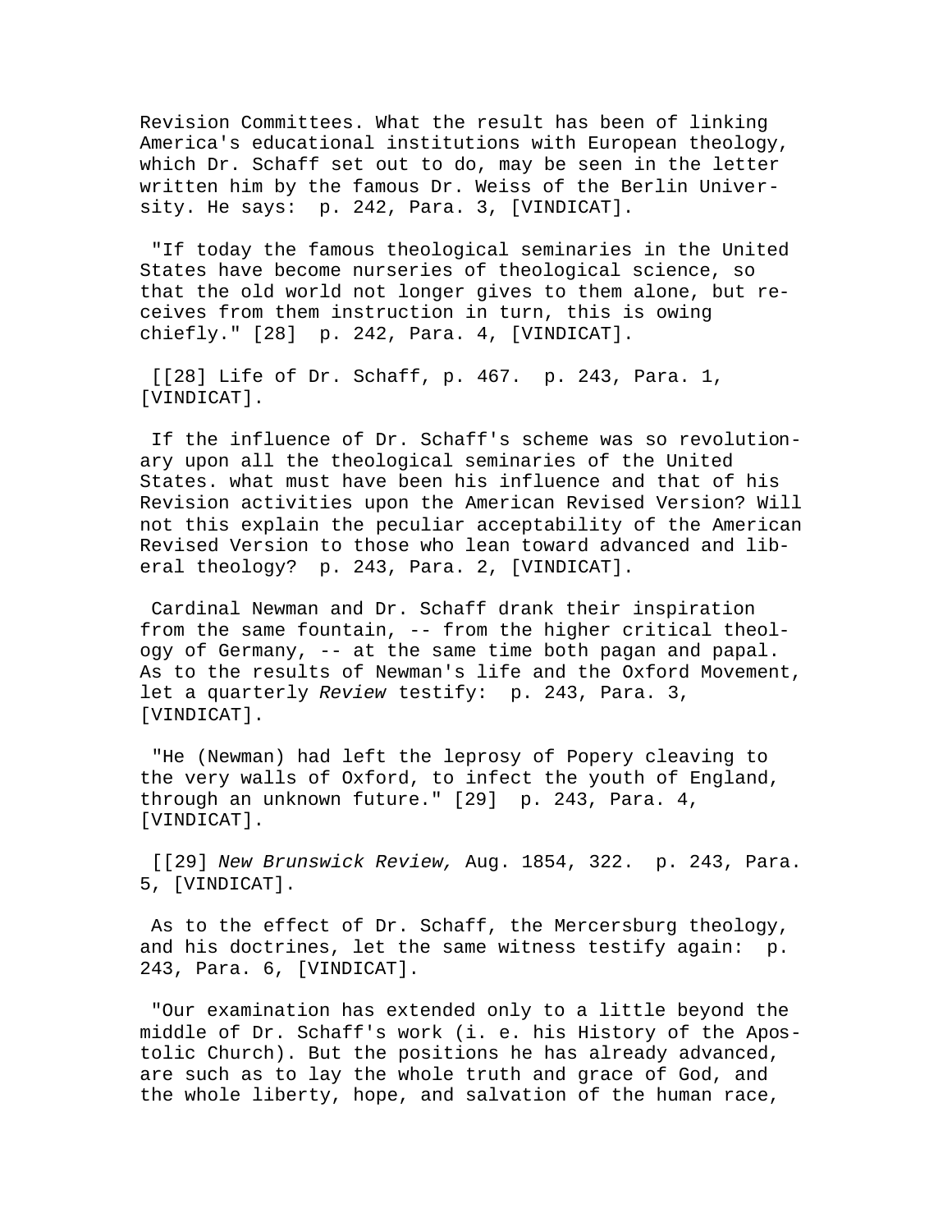Revision Committees. What the result has been of linking America's educational institutions with European theology, which Dr. Schaff set out to do, may be seen in the letter written him by the famous Dr. Weiss of the Berlin University. He says: p. 242, Para. 3, [VINDICAT].

"If today the famous theological seminaries in the United States have become nurseries of theological science, so that the old world not longer gives to them alone, but receives from them instruction in turn, this is owing chiefly." [28] p. 242, Para. 4, [VINDICAT].

[[28] Life of Dr. Schaff, p. 467. p. 243, Para. 1, [VINDICAT].

If the influence of Dr. Schaff's scheme was so revolutionary upon all the theological seminaries of the United States. what must have been his influence and that of his Revision activities upon the American Revised Version? Will not this explain the peculiar acceptability of the American Revised Version to those who lean toward advanced and liberal theology? p. 243, Para. 2, [VINDICAT].

Cardinal Newman and Dr. Schaff drank their inspiration from the same fountain, -- from the higher critical theology of Germany, -- at the same time both pagan and papal. As to the results of Newman's life and the Oxford Movement, let a quarterly *Review* testify: p. 243, Para. 3, [VINDICAT].

"He (Newman) had left the leprosy of Popery cleaving to the very walls of Oxford, to infect the youth of England, through an unknown future." [29] p. 243, Para. 4, [VINDICAT].

[[29] *New Brunswick Review,* Aug. 1854, 322. p. 243, Para. 5, [VINDICAT].

As to the effect of Dr. Schaff, the Mercersburg theology, and his doctrines, let the same witness testify again: p. 243, Para. 6, [VINDICAT].

"Our examination has extended only to a little beyond the middle of Dr. Schaff's work (i. e. his History of the Apostolic Church). But the positions he has already advanced, are such as to lay the whole truth and grace of God, and the whole liberty, hope, and salvation of the human race,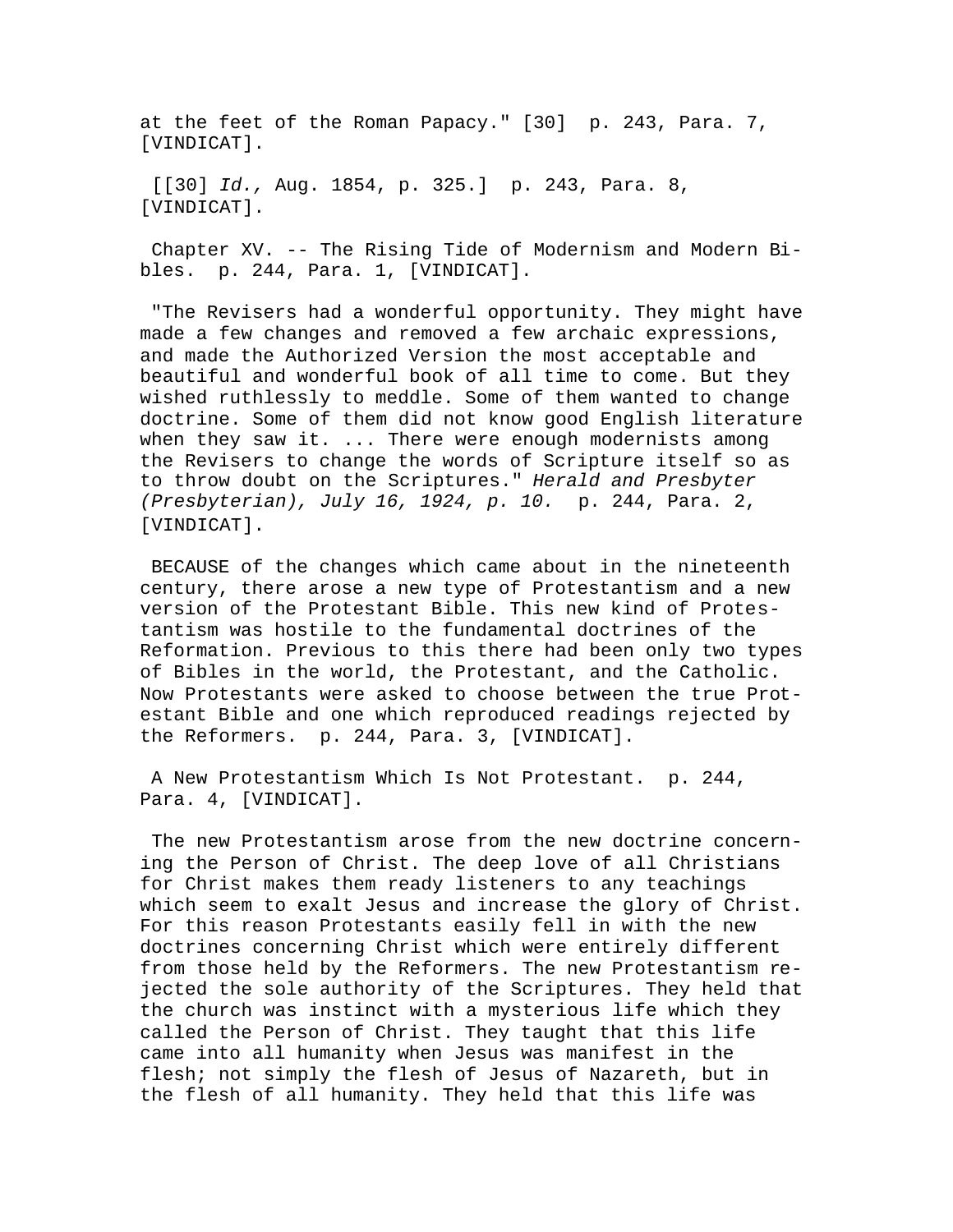at the feet of the Roman Papacy." [30]  p. 243, Para. 7, [VINDICAT].

[[30] *Id.,* Aug. 1854, p. 325.]  p. 243, Para. 8, [VINDICAT].

Chapter XV. -- The Rising Tide of Modernism and Modern Bibles.  p. 244, Para. 1, [VINDICAT].

"The Revisers had a wonderful opportunity. They might have made a few changes and removed a few archaic expressions, and made the Authorized Version the most acceptable and beautiful and wonderful book of all time to come. But they wished ruthlessly to meddle. Some of them wanted to change doctrine. Some of them did not know good English literature when they saw it. ... There were enough modernists among the Revisers to change the words of Scripture itself so as to throw doubt on the Scriptures." *Herald and Presbyter (Presbyterian), July 16, 1924, p. 10.*  p. 244, Para. 2, [VINDICAT].

BECAUSE of the changes which came about in the nineteenth century, there arose a new type of Protestantism and a new version of the Protestant Bible. This new kind of Protestantism was hostile to the fundamental doctrines of the Reformation. Previous to this there had been only two types of Bibles in the world, the Protestant, and the Catholic. Now Protestants were asked to choose between the true Protestant Bible and one which reproduced readings rejected by the Reformers.  p. 244, Para. 3, [VINDICAT].

A New Protestantism Which Is Not Protestant.  p. 244, Para. 4, [VINDICAT].

The new Protestantism arose from the new doctrine concerning the Person of Christ. The deep love of all Christians for Christ makes them ready listeners to any teachings which seem to exalt Jesus and increase the glory of Christ. For this reason Protestants easily fell in with the new doctrines concerning Christ which were entirely different from those held by the Reformers. The new Protestantism rejected the sole authority of the Scriptures. They held that the church was instinct with a mysterious life which they called the Person of Christ. They taught that this life came into all humanity when Jesus was manifest in the flesh; not simply the flesh of Jesus of Nazareth, but in the flesh of all humanity. They held that this life was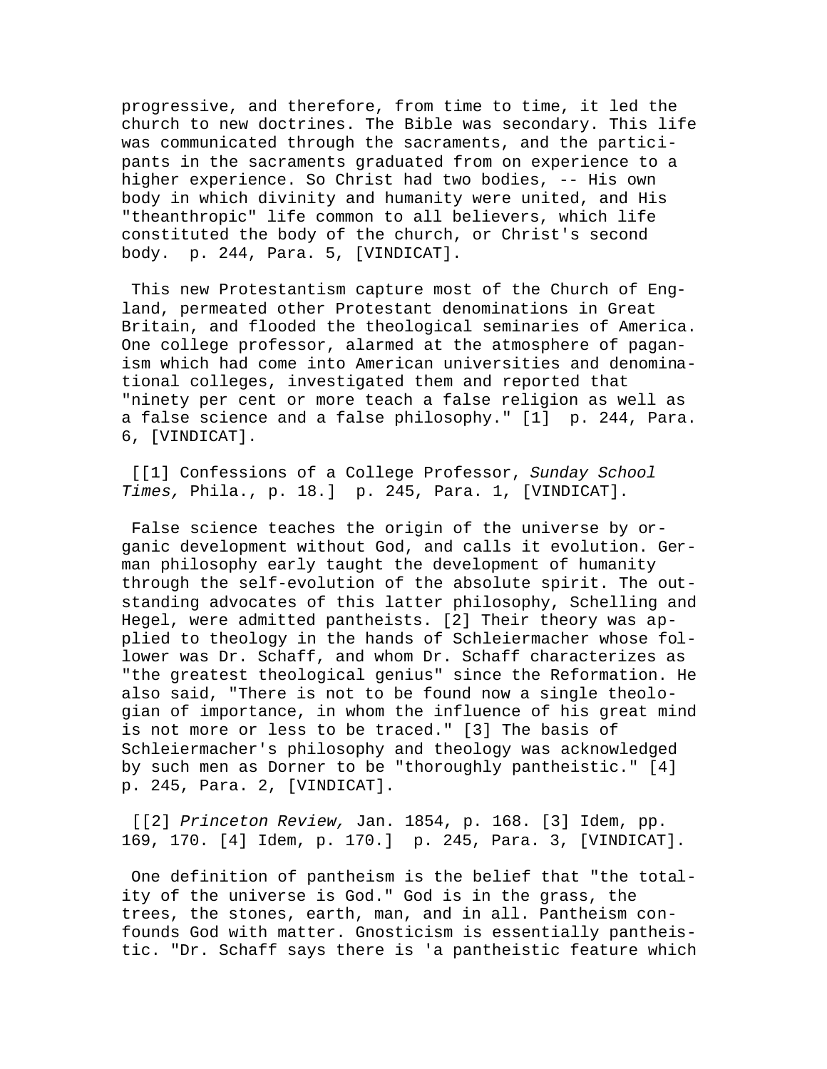progressive, and therefore, from time to time, it led the church to new doctrines. The Bible was secondary. This life was communicated through the sacraments, and the participants in the sacraments graduated from on experience to a higher experience. So Christ had two bodies, -- His own body in which divinity and humanity were united, and His "theanthropic" life common to all believers, which life constituted the body of the church, or Christ's second body. p. 244, Para. 5, [VINDICAT].

This new Protestantism capture most of the Church of England, permeated other Protestant denominations in Great Britain, and flooded the theological seminaries of America. One college professor, alarmed at the atmosphere of paganism which had come into American universities and denominational colleges, investigated them and reported that "ninety per cent or more teach a false religion as well as a false science and a false philosophy." [1] p. 244, Para. 6, [VINDICAT].

[[1] Confessions of a College Professor, *Sunday School Times,* Phila., p. 18.] p. 245, Para. 1, [VINDICAT].

False science teaches the origin of the universe by organic development without God, and calls it evolution. German philosophy early taught the development of humanity through the self-evolution of the absolute spirit. The outstanding advocates of this latter philosophy, Schelling and Hegel, were admitted pantheists. [2] Their theory was applied to theology in the hands of Schleiermacher whose follower was Dr. Schaff, and whom Dr. Schaff characterizes as "the greatest theological genius" since the Reformation. He also said, "There is not to be found now a single theologian of importance, in whom the influence of his great mind is not more or less to be traced." [3] The basis of Schleiermacher's philosophy and theology was acknowledged by such men as Dorner to be "thoroughly pantheistic." [4] p. 245, Para. 2, [VINDICAT].

[[2] *Princeton Review,* Jan. 1854, p. 168. [3] Idem, pp. 169, 170. [4] Idem, p. 170.] p. 245, Para. 3, [VINDICAT].

One definition of pantheism is the belief that "the totality of the universe is God." God is in the grass, the trees, the stones, earth, man, and in all. Pantheism confounds God with matter. Gnosticism is essentially pantheistic. "Dr. Schaff says there is 'a pantheistic feature which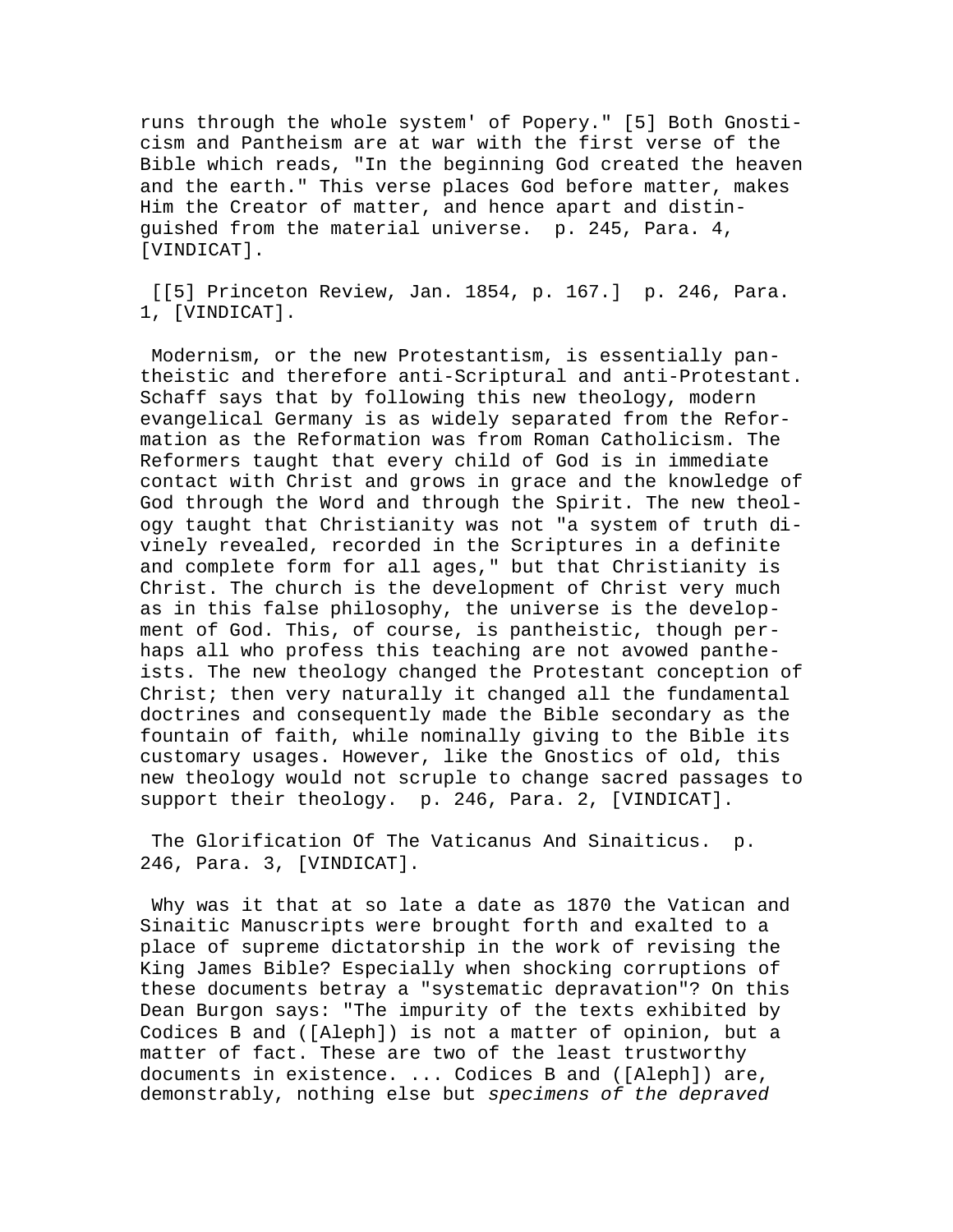runs through the whole system' of Popery." [5] Both Gnosticism and Pantheism are at war with the first verse of the Bible which reads, "In the beginning God created the heaven and the earth." This verse places God before matter, makes Him the Creator of matter, and hence apart and distinguished from the material universe.  p. 245, Para. 4, [VINDICAT].

[[5] Princeton Review, Jan. 1854, p. 167.]  p. 246, Para. 1, [VINDICAT].

Modernism, or the new Protestantism, is essentially pantheistic and therefore anti-Scriptural and anti-Protestant. Schaff says that by following this new theology, modern evangelical Germany is as widely separated from the Reformation as the Reformation was from Roman Catholicism. The Reformers taught that every child of God is in immediate contact with Christ and grows in grace and the knowledge of God through the Word and through the Spirit. The new theology taught that Christianity was not "a system of truth divinely revealed, recorded in the Scriptures in a definite and complete form for all ages," but that Christianity is Christ. The church is the development of Christ very much as in this false philosophy, the universe is the development of God. This, of course, is pantheistic, though perhaps all who profess this teaching are not avowed pantheists. The new theology changed the Protestant conception of Christ; then very naturally it changed all the fundamental doctrines and consequently made the Bible secondary as the fountain of faith, while nominally giving to the Bible its customary usages. However, like the Gnostics of old, this new theology would not scruple to change sacred passages to support their theology.  p. 246, Para. 2, [VINDICAT].

The Glorification Of The Vaticanus And Sinaiticus.  p. 246, Para. 3, [VINDICAT].

Why was it that at so late a date as 1870 the Vatican and Sinaitic Manuscripts were brought forth and exalted to a place of supreme dictatorship in the work of revising the King James Bible? Especially when shocking corruptions of these documents betray a "systematic depravation"? On this Dean Burgon says: "The impurity of the texts exhibited by Codices B and ([Aleph]) is not a matter of opinion, but a matter of fact. These are two of the least trustworthy documents in existence. ... Codices B and ([Aleph]) are, demonstrably, nothing else but *specimens of the depraved*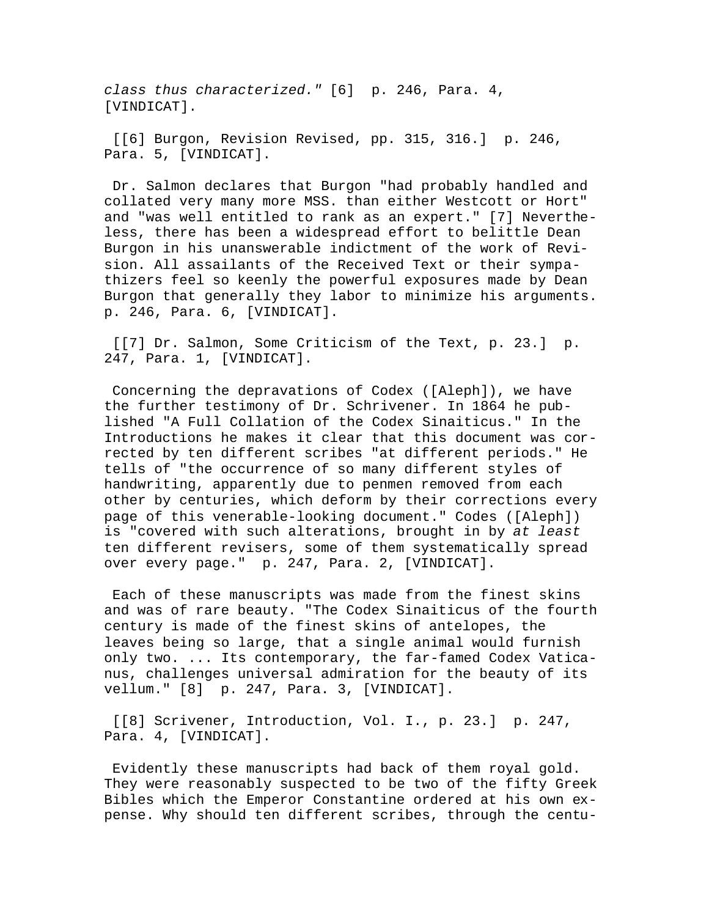*class thus characterized."* [6] p. 246, Para. 4, [VINDICAT].

[[6] Burgon, Revision Revised, pp. 315, 316.] p. 246, Para. 5, [VINDICAT].

Dr. Salmon declares that Burgon "had probably handled and collated very many more MSS. than either Westcott or Hort" and "was well entitled to rank as an expert." [7] Nevertheless, there has been a widespread effort to belittle Dean Burgon in his unanswerable indictment of the work of Revision. All assailants of the Received Text or their sympathizers feel so keenly the powerful exposures made by Dean Burgon that generally they labor to minimize his arguments. p. 246, Para. 6, [VINDICAT].

[[7] Dr. Salmon, Some Criticism of the Text, p. 23.] p. 247, Para. 1, [VINDICAT].

Concerning the depravations of Codex ([Aleph]), we have the further testimony of Dr. Schrivener. In 1864 he published "A Full Collation of the Codex Sinaiticus." In the Introductions he makes it clear that this document was corrected by ten different scribes "at different periods." He tells of "the occurrence of so many different styles of handwriting, apparently due to penmen removed from each other by centuries, which deform by their corrections every page of this venerable-looking document." Codes ([Aleph]) is "covered with such alterations, brought in by *at least* ten different revisers, some of them systematically spread over every page." p. 247, Para. 2, [VINDICAT].

Each of these manuscripts was made from the finest skins and was of rare beauty. "The Codex Sinaiticus of the fourth century is made of the finest skins of antelopes, the leaves being so large, that a single animal would furnish only two. ... Its contemporary, the far-famed Codex Vaticanus, challenges universal admiration for the beauty of its vellum." [8] p. 247, Para. 3, [VINDICAT].

[[8] Scrivener, Introduction, Vol. I., p. 23.] p. 247, Para. 4, [VINDICAT].

Evidently these manuscripts had back of them royal gold. They were reasonably suspected to be two of the fifty Greek Bibles which the Emperor Constantine ordered at his own expense. Why should ten different scribes, through the centu-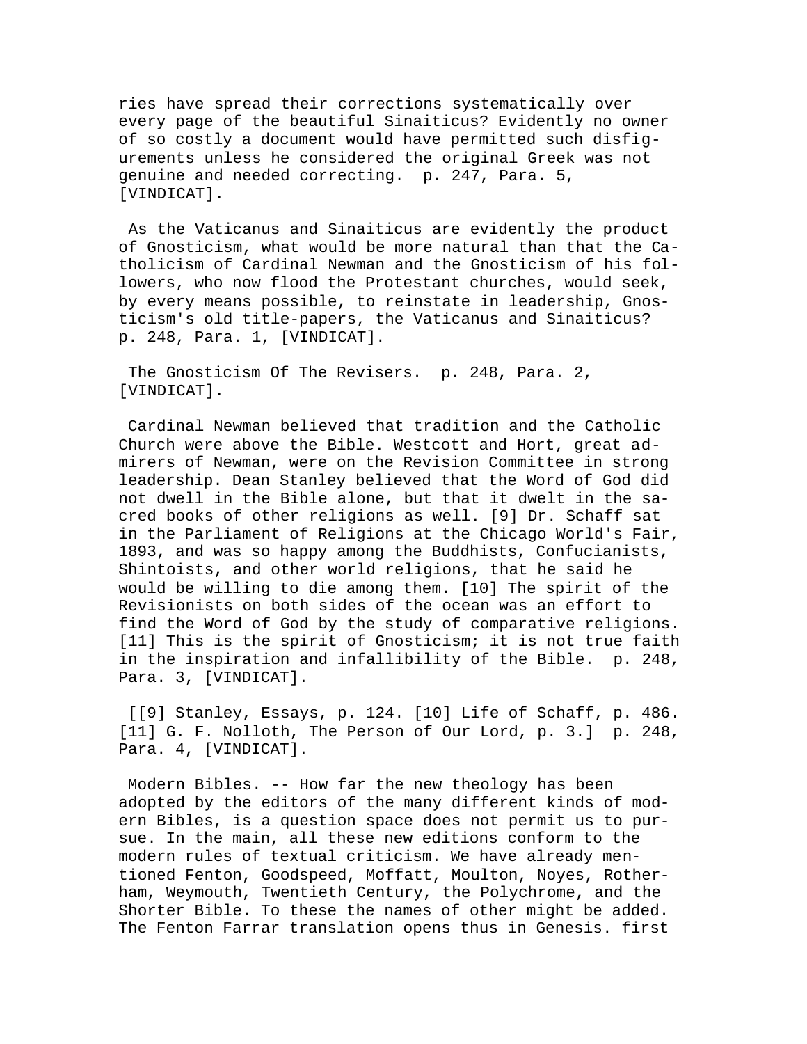ries have spread their corrections systematically over every page of the beautiful Sinaiticus? Evidently no owner of so costly a document would have permitted such disfigurements unless he considered the original Greek was not genuine and needed correcting. p. 247, Para. 5, [VINDICAT].

As the Vaticanus and Sinaiticus are evidently the product of Gnosticism, what would be more natural than that the Catholicism of Cardinal Newman and the Gnosticism of his followers, who now flood the Protestant churches, would seek, by every means possible, to reinstate in leadership, Gnosticism's old title-papers, the Vaticanus and Sinaiticus? p. 248, Para. 1, [VINDICAT].

The Gnosticism Of The Revisers. p. 248, Para. 2, [VINDICAT].

Cardinal Newman believed that tradition and the Catholic Church were above the Bible. Westcott and Hort, great admirers of Newman, were on the Revision Committee in strong leadership. Dean Stanley believed that the Word of God did not dwell in the Bible alone, but that it dwelt in the sacred books of other religions as well. [9] Dr. Schaff sat in the Parliament of Religions at the Chicago World's Fair, 1893, and was so happy among the Buddhists, Confucianists, Shintoists, and other world religions, that he said he would be willing to die among them. [10] The spirit of the Revisionists on both sides of the ocean was an effort to find the Word of God by the study of comparative religions. [11] This is the spirit of Gnosticism; it is not true faith in the inspiration and infallibility of the Bible. p. 248, Para. 3, [VINDICAT].

[[9] Stanley, Essays, p. 124. [10] Life of Schaff, p. 486. [11] G. F. Nolloth, The Person of Our Lord, p. 3.] p. 248, Para. 4, [VINDICAT].

Modern Bibles. -- How far the new theology has been adopted by the editors of the many different kinds of modern Bibles, is a question space does not permit us to pursue. In the main, all these new editions conform to the modern rules of textual criticism. We have already mentioned Fenton, Goodspeed, Moffatt, Moulton, Noyes, Rotherham, Weymouth, Twentieth Century, the Polychrome, and the Shorter Bible. To these the names of other might be added. The Fenton Farrar translation opens thus in Genesis. first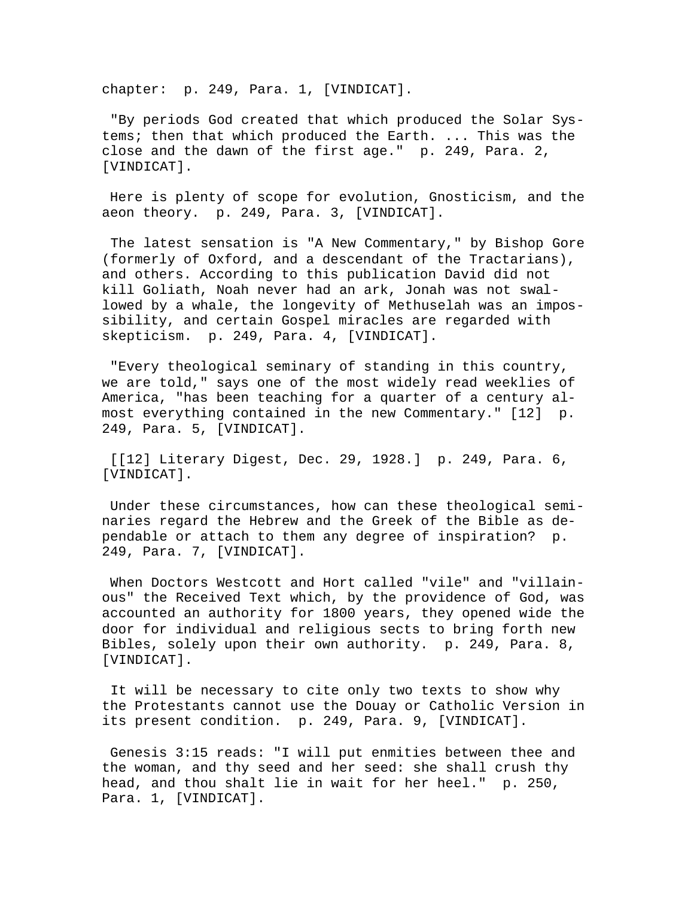chapter: p. 249, Para. 1, [VINDICAT].

"By periods God created that which produced the Solar Systems; then that which produced the Earth. ... This was the close and the dawn of the first age." p. 249, Para. 2, [VINDICAT].

Here is plenty of scope for evolution, Gnosticism, and the aeon theory. p. 249, Para. 3, [VINDICAT].

The latest sensation is "A New Commentary," by Bishop Gore (formerly of Oxford, and a descendant of the Tractarians), and others. According to this publication David did not kill Goliath, Noah never had an ark, Jonah was not swallowed by a whale, the longevity of Methuselah was an impossibility, and certain Gospel miracles are regarded with skepticism. p. 249, Para. 4, [VINDICAT].

"Every theological seminary of standing in this country, we are told," says one of the most widely read weeklies of America, "has been teaching for a quarter of a century almost everything contained in the new Commentary." [12] p. 249, Para. 5, [VINDICAT].

[[12] Literary Digest, Dec. 29, 1928.] p. 249, Para. 6, [VINDICAT].

Under these circumstances, how can these theological seminaries regard the Hebrew and the Greek of the Bible as dependable or attach to them any degree of inspiration? p. 249, Para. 7, [VINDICAT].

When Doctors Westcott and Hort called "vile" and "villainous" the Received Text which, by the providence of God, was accounted an authority for 1800 years, they opened wide the door for individual and religious sects to bring forth new Bibles, solely upon their own authority. p. 249, Para. 8, [VINDICAT].

It will be necessary to cite only two texts to show why the Protestants cannot use the Douay or Catholic Version in its present condition. p. 249, Para. 9, [VINDICAT].

Genesis 3:15 reads: "I will put enmities between thee and the woman, and thy seed and her seed: she shall crush thy head, and thou shalt lie in wait for her heel." p. 250, Para. 1, [VINDICAT].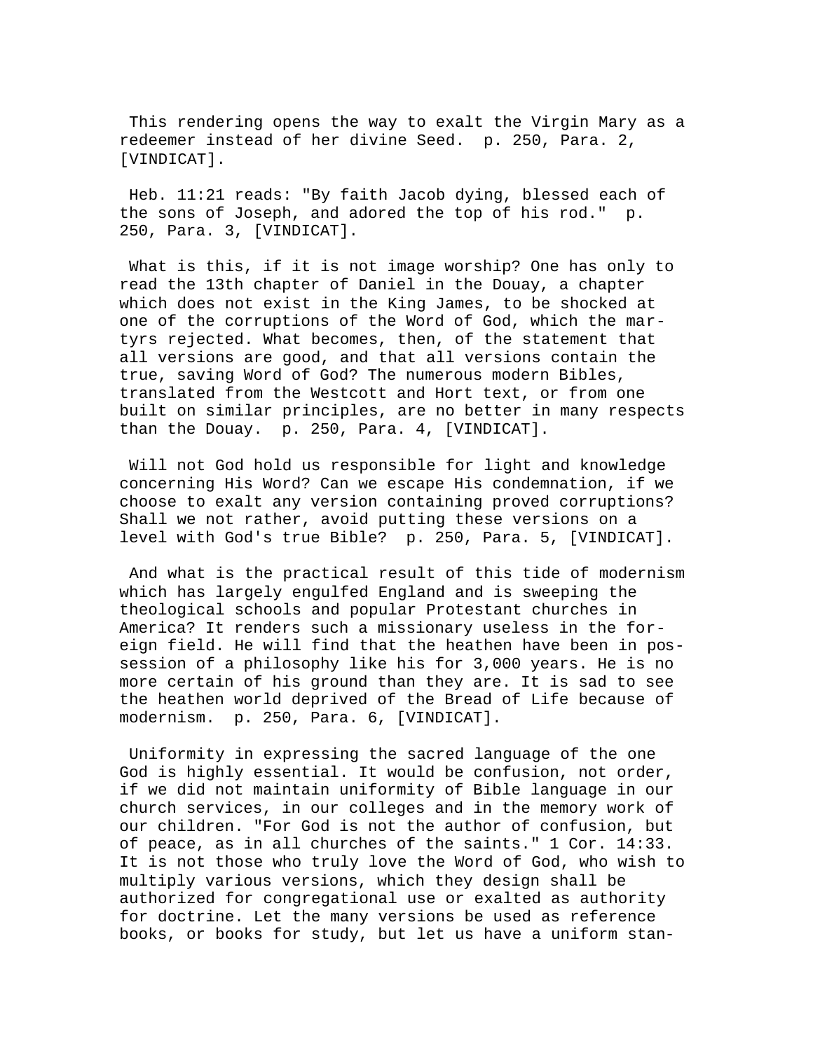This rendering opens the way to exalt the Virgin Mary as a redeemer instead of her divine Seed. p. 250, Para. 2, [VINDICAT].

Heb. 11:21 reads: "By faith Jacob dying, blessed each of the sons of Joseph, and adored the top of his rod." p. 250, Para. 3, [VINDICAT].

What is this, if it is not image worship? One has only to read the 13th chapter of Daniel in the Douay, a chapter which does not exist in the King James, to be shocked at one of the corruptions of the Word of God, which the martyrs rejected. What becomes, then, of the statement that all versions are good, and that all versions contain the true, saving Word of God? The numerous modern Bibles, translated from the Westcott and Hort text, or from one built on similar principles, are no better in many respects than the Douay. p. 250, Para. 4, [VINDICAT].

Will not God hold us responsible for light and knowledge concerning His Word? Can we escape His condemnation, if we choose to exalt any version containing proved corruptions? Shall we not rather, avoid putting these versions on a level with God's true Bible? p. 250, Para. 5, [VINDICAT].

And what is the practical result of this tide of modernism which has largely engulfed England and is sweeping the theological schools and popular Protestant churches in America? It renders such a missionary useless in the foreign field. He will find that the heathen have been in possession of a philosophy like his for 3,000 years. He is no more certain of his ground than they are. It is sad to see the heathen world deprived of the Bread of Life because of modernism. p. 250, Para. 6, [VINDICAT].

Uniformity in expressing the sacred language of the one God is highly essential. It would be confusion, not order, if we did not maintain uniformity of Bible language in our church services, in our colleges and in the memory work of our children. "For God is not the author of confusion, but of peace, as in all churches of the saints." 1 Cor. 14:33. It is not those who truly love the Word of God, who wish to multiply various versions, which they design shall be authorized for congregational use or exalted as authority for doctrine. Let the many versions be used as reference books, or books for study, but let us have a uniform stan-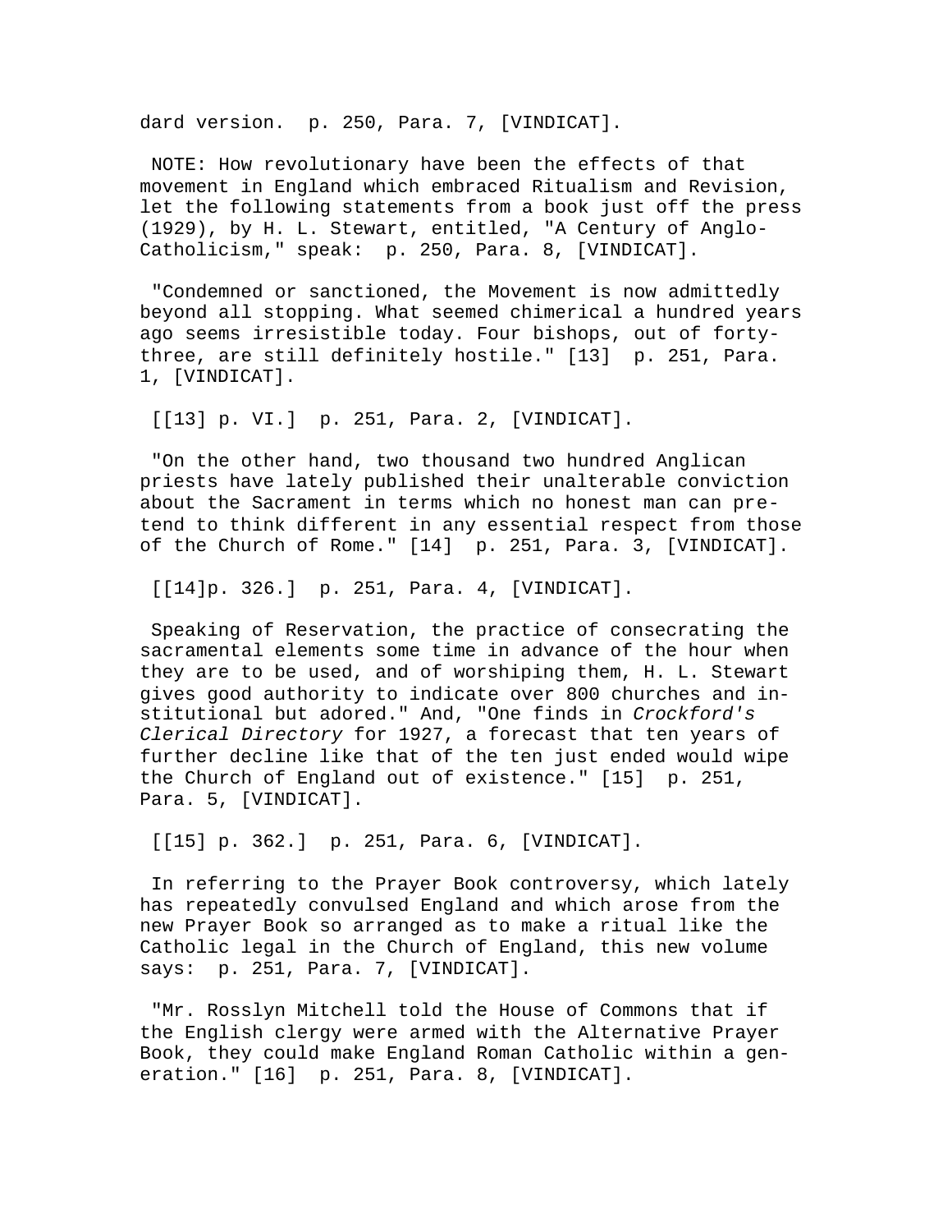dard version.  p. 250, Para. 7, [VINDICAT].

NOTE: How revolutionary have been the effects of that movement in England which embraced Ritualism and Revision, let the following statements from a book just off the press (1929), by H. L. Stewart, entitled, "A Century of Anglo-Catholicism," speak:  p. 250, Para. 8, [VINDICAT].

"Condemned or sanctioned, the Movement is now admittedly beyond all stopping. What seemed chimerical a hundred years ago seems irresistible today. Four bishops, out of forty-three, are still definitely hostile." [13]  p. 251, Para. 1, [VINDICAT].

[[13] p. VI.]  p. 251, Para. 2, [VINDICAT].

"On the other hand, two thousand two hundred Anglican priests have lately published their unalterable conviction about the Sacrament in terms which no honest man can pretend to think different in any essential respect from those of the Church of Rome." [14]  p. 251, Para. 3, [VINDICAT].

[[14]p. 326.]  p. 251, Para. 4, [VINDICAT].

Speaking of Reservation, the practice of consecrating the sacramental elements some time in advance of the hour when they are to be used, and of worshiping them, H. L. Stewart gives good authority to indicate over 800 churches and institutional but adored." And, "One finds in *Crockford's Clerical Directory* for 1927, a forecast that ten years of further decline like that of the ten just ended would wipe the Church of England out of existence." [15]  p. 251, Para. 5, [VINDICAT].

[[15] p. 362.]  p. 251, Para. 6, [VINDICAT].

In referring to the Prayer Book controversy, which lately has repeatedly convulsed England and which arose from the new Prayer Book so arranged as to make a ritual like the Catholic legal in the Church of England, this new volume says:  p. 251, Para. 7, [VINDICAT].

"Mr. Rosslyn Mitchell told the House of Commons that if the English clergy were armed with the Alternative Prayer Book, they could make England Roman Catholic within a generation." [16]  p. 251, Para. 8, [VINDICAT].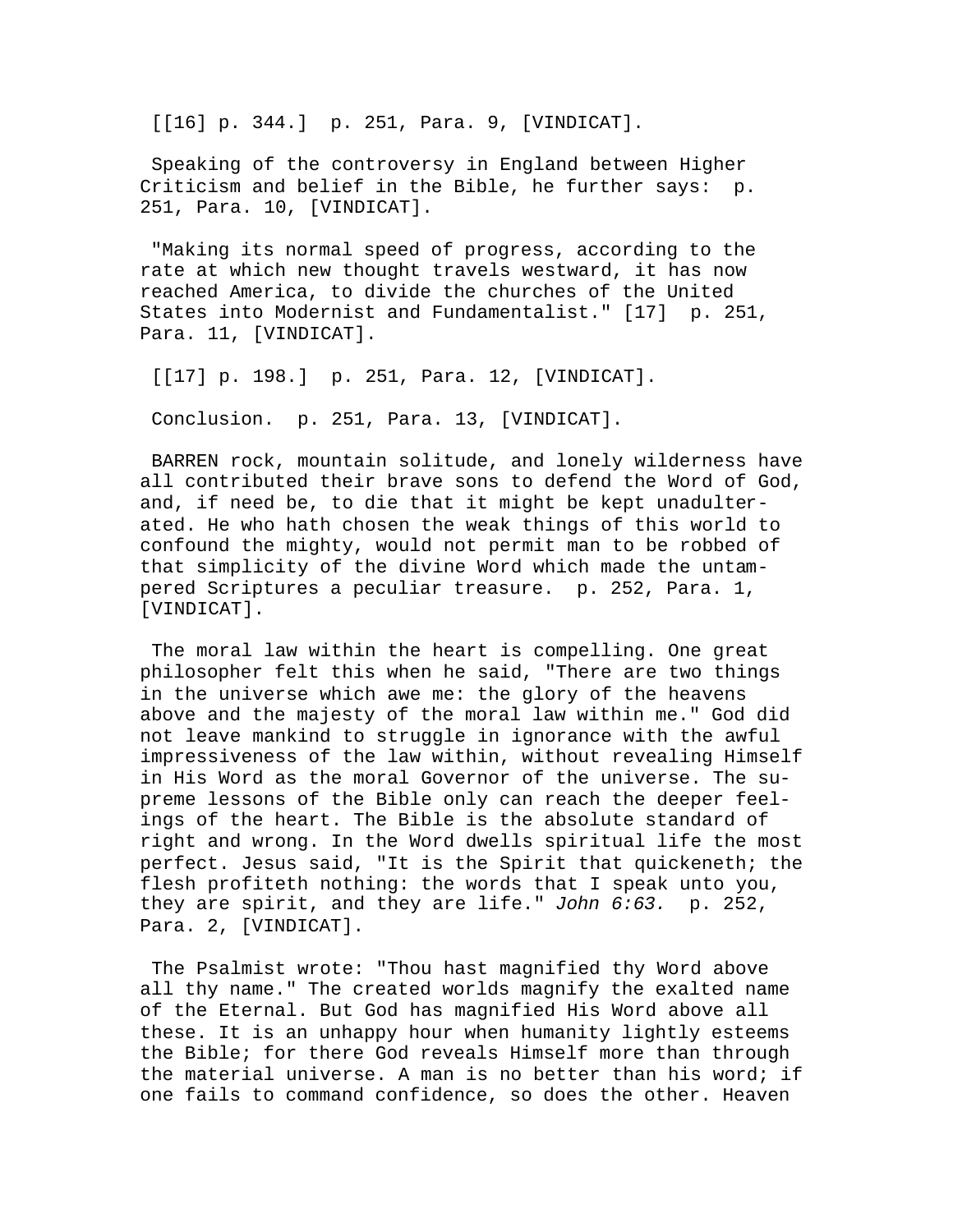[[16] p. 344.]  p. 251, Para. 9, [VINDICAT].

Speaking of the controversy in England between Higher Criticism and belief in the Bible, he further says:  p. 251, Para. 10, [VINDICAT].

"Making its normal speed of progress, according to the rate at which new thought travels westward, it has now reached America, to divide the churches of the United States into Modernist and Fundamentalist." [17]  p. 251, Para. 11, [VINDICAT].

[[17] p. 198.]  p. 251, Para. 12, [VINDICAT].

Conclusion.  p. 251, Para. 13, [VINDICAT].

BARREN rock, mountain solitude, and lonely wilderness have all contributed their brave sons to defend the Word of God, and, if need be, to die that it might be kept unadulterated. He who hath chosen the weak things of this world to confound the mighty, would not permit man to be robbed of that simplicity of the divine Word which made the untampered Scriptures a peculiar treasure.  p. 252, Para. 1, [VINDICAT].

The moral law within the heart is compelling. One great philosopher felt this when he said, "There are two things in the universe which awe me: the glory of the heavens above and the majesty of the moral law within me." God did not leave mankind to struggle in ignorance with the awful impressiveness of the law within, without revealing Himself in His Word as the moral Governor of the universe. The supreme lessons of the Bible only can reach the deeper feelings of the heart. The Bible is the absolute standard of right and wrong. In the Word dwells spiritual life the most perfect. Jesus said, "It is the Spirit that quickeneth; the flesh profiteth nothing: the words that I speak unto you, they are spirit, and they are life." *John 6:63.*  p. 252, Para. 2, [VINDICAT].

The Psalmist wrote: "Thou hast magnified thy Word above all thy name." The created worlds magnify the exalted name of the Eternal. But God has magnified His Word above all these. It is an unhappy hour when humanity lightly esteems the Bible; for there God reveals Himself more than through the material universe. A man is no better than his word; if one fails to command confidence, so does the other. Heaven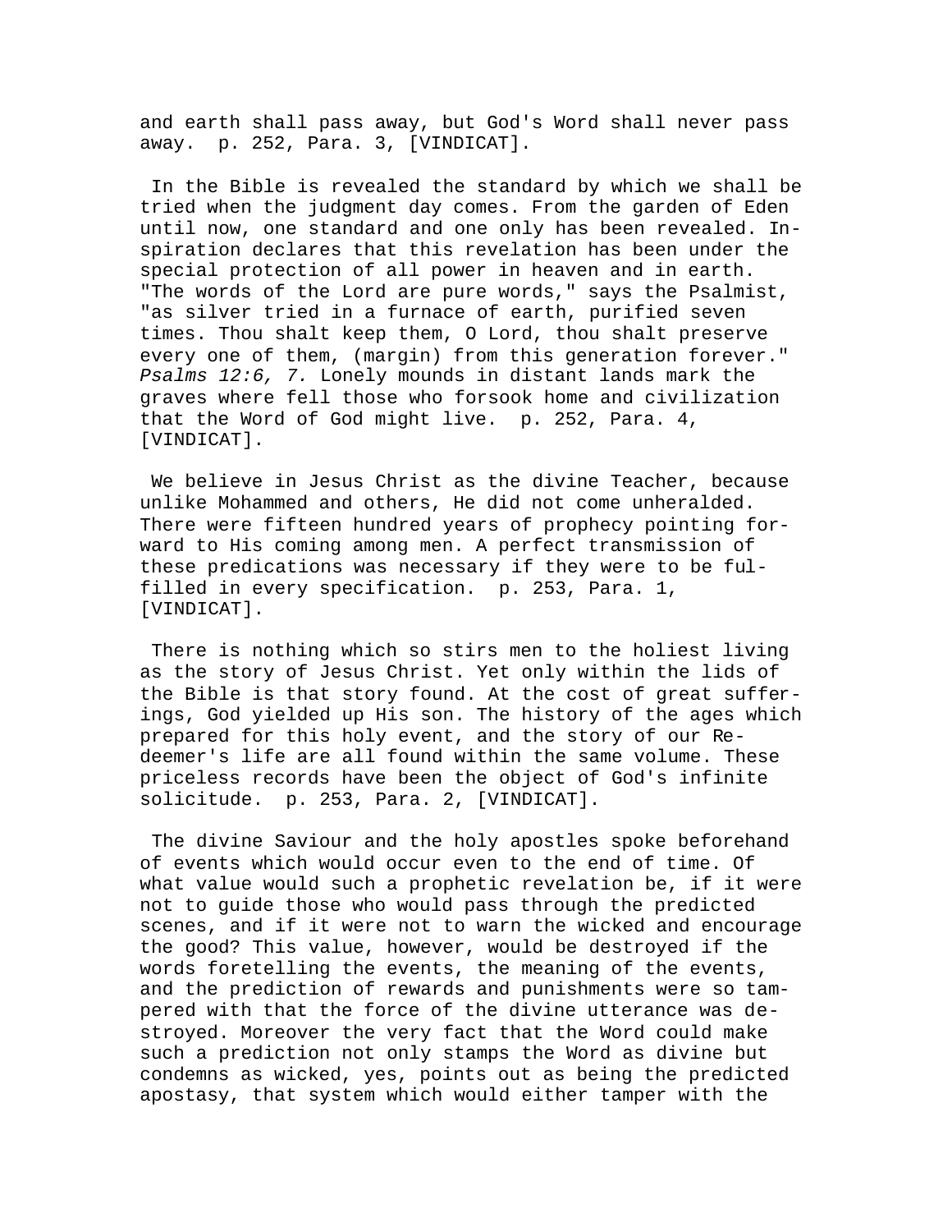and earth shall pass away, but God's Word shall never pass away. p. 252, Para. 3, [VINDICAT].

In the Bible is revealed the standard by which we shall be tried when the judgment day comes. From the garden of Eden until now, one standard and one only has been revealed. Inspiration declares that this revelation has been under the special protection of all power in heaven and in earth. "The words of the Lord are pure words," says the Psalmist, "as silver tried in a furnace of earth, purified seven times. Thou shalt keep them, O Lord, thou shalt preserve every one of them, (margin) from this generation forever." *Psalms 12:6, 7.* Lonely mounds in distant lands mark the graves where fell those who forsook home and civilization that the Word of God might live. p. 252, Para. 4, [VINDICAT].

We believe in Jesus Christ as the divine Teacher, because unlike Mohammed and others, He did not come unheralded. There were fifteen hundred years of prophecy pointing forward to His coming among men. A perfect transmission of these predications was necessary if they were to be fulfilled in every specification. p. 253, Para. 1, [VINDICAT].

There is nothing which so stirs men to the holiest living as the story of Jesus Christ. Yet only within the lids of the Bible is that story found. At the cost of great sufferings, God yielded up His son. The history of the ages which prepared for this holy event, and the story of our Redeemer's life are all found within the same volume. These priceless records have been the object of God's infinite solicitude. p. 253, Para. 2, [VINDICAT].

The divine Saviour and the holy apostles spoke beforehand of events which would occur even to the end of time. Of what value would such a prophetic revelation be, if it were not to guide those who would pass through the predicted scenes, and if it were not to warn the wicked and encourage the good? This value, however, would be destroyed if the words foretelling the events, the meaning of the events, and the prediction of rewards and punishments were so tampered with that the force of the divine utterance was destroyed. Moreover the very fact that the Word could make such a prediction not only stamps the Word as divine but condemns as wicked, yes, points out as being the predicted apostasy, that system which would either tamper with the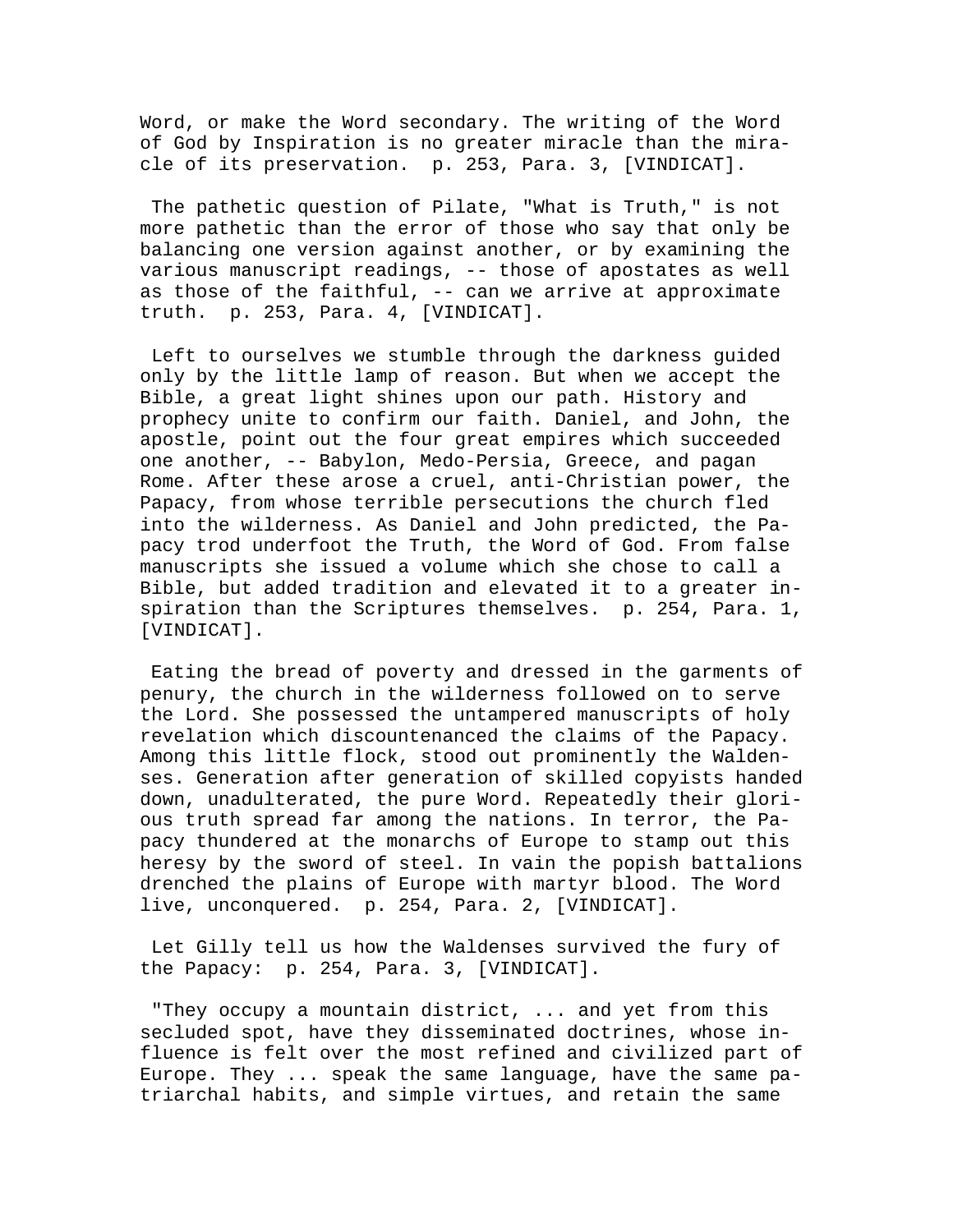Word, or make the Word secondary. The writing of the Word of God by Inspiration is no greater miracle than the miracle of its preservation. p. 253, Para. 3, [VINDICAT].

The pathetic question of Pilate, "What is Truth," is not more pathetic than the error of those who say that only be balancing one version against another, or by examining the various manuscript readings, -- those of apostates as well as those of the faithful, -- can we arrive at approximate truth. p. 253, Para. 4, [VINDICAT].

Left to ourselves we stumble through the darkness guided only by the little lamp of reason. But when we accept the Bible, a great light shines upon our path. History and prophecy unite to confirm our faith. Daniel, and John, the apostle, point out the four great empires which succeeded one another, -- Babylon, Medo-Persia, Greece, and pagan Rome. After these arose a cruel, anti-Christian power, the Papacy, from whose terrible persecutions the church fled into the wilderness. As Daniel and John predicted, the Papacy trod underfoot the Truth, the Word of God. From false manuscripts she issued a volume which she chose to call a Bible, but added tradition and elevated it to a greater inspiration than the Scriptures themselves. p. 254, Para. 1, [VINDICAT].

Eating the bread of poverty and dressed in the garments of penury, the church in the wilderness followed on to serve the Lord. She possessed the untampered manuscripts of holy revelation which discountenanced the claims of the Papacy. Among this little flock, stood out prominently the Waldenses. Generation after generation of skilled copyists handed down, unadulterated, the pure Word. Repeatedly their glorious truth spread far among the nations. In terror, the Papacy thundered at the monarchs of Europe to stamp out this heresy by the sword of steel. In vain the popish battalions drenched the plains of Europe with martyr blood. The Word live, unconquered. p. 254, Para. 2, [VINDICAT].

Let Gilly tell us how the Waldenses survived the fury of the Papacy: p. 254, Para. 3, [VINDICAT].

"They occupy a mountain district, ... and yet from this secluded spot, have they disseminated doctrines, whose influence is felt over the most refined and civilized part of Europe. They ... speak the same language, have the same patriarchal habits, and simple virtues, and retain the same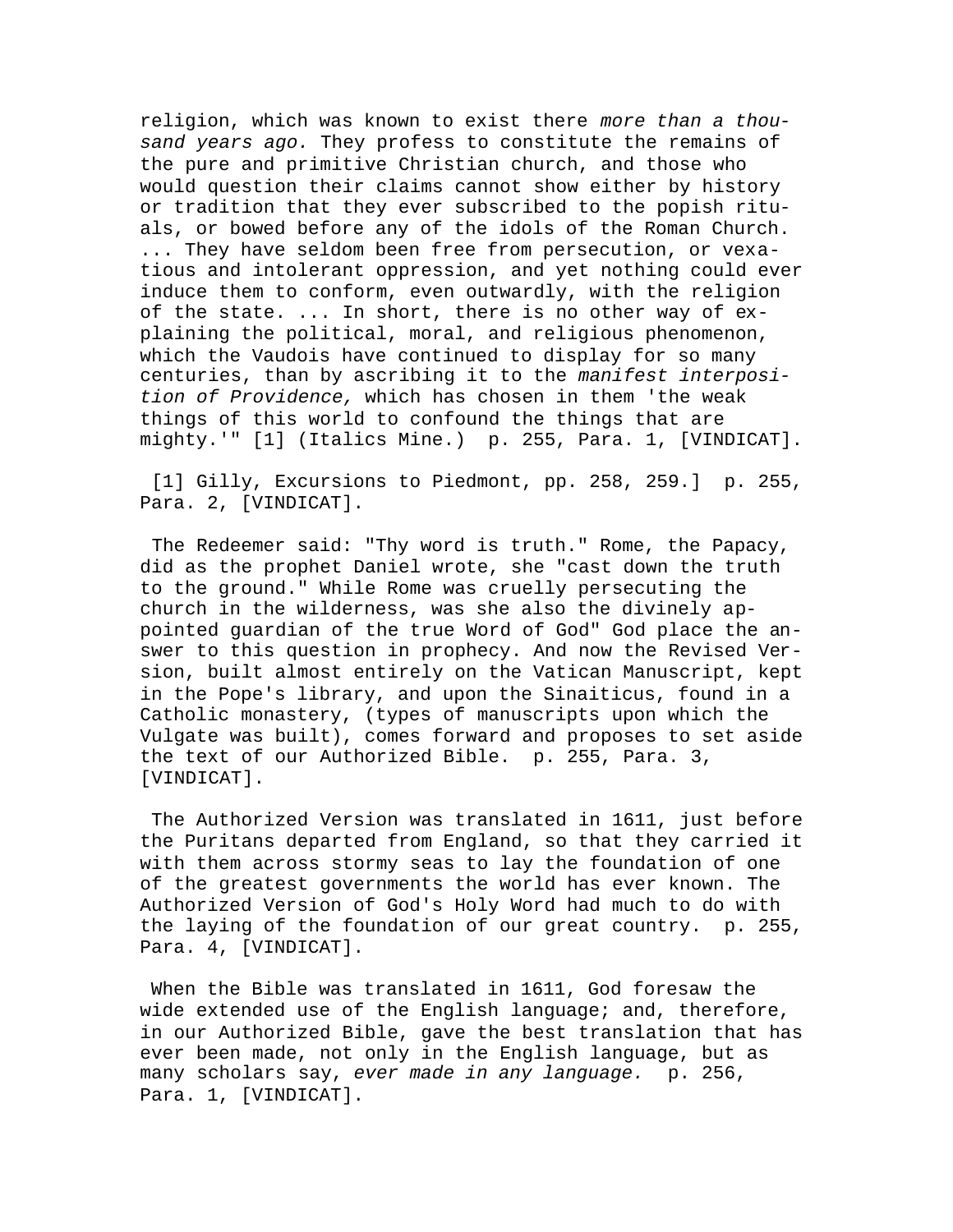religion, which was known to exist there *more than a thousand years ago.* They profess to constitute the remains of the pure and primitive Christian church, and those who would question their claims cannot show either by history or tradition that they ever subscribed to the popish rituals, or bowed before any of the idols of the Roman Church. ... They have seldom been free from persecution, or vexatious and intolerant oppression, and yet nothing could ever induce them to conform, even outwardly, with the religion of the state. ... In short, there is no other way of explaining the political, moral, and religious phenomenon, which the Vaudois have continued to display for so many centuries, than by ascribing it to the *manifest interposition of Providence,* which has chosen in them 'the weak things of this world to confound the things that are mighty.'" [1] (Italics Mine.)  p. 255, Para. 1, [VINDICAT].

[1] Gilly, Excursions to Piedmont, pp. 258, 259.]  p. 255, Para. 2, [VINDICAT].

The Redeemer said: "Thy word is truth." Rome, the Papacy, did as the prophet Daniel wrote, she "cast down the truth to the ground." While Rome was cruelly persecuting the church in the wilderness, was she also the divinely appointed guardian of the true Word of God" God place the answer to this question in prophecy. And now the Revised Version, built almost entirely on the Vatican Manuscript, kept in the Pope's library, and upon the Sinaiticus, found in a Catholic monastery, (types of manuscripts upon which the Vulgate was built), comes forward and proposes to set aside the text of our Authorized Bible.  p. 255, Para. 3, [VINDICAT].

The Authorized Version was translated in 1611, just before the Puritans departed from England, so that they carried it with them across stormy seas to lay the foundation of one of the greatest governments the world has ever known. The Authorized Version of God's Holy Word had much to do with the laying of the foundation of our great country.  p. 255, Para. 4, [VINDICAT].

When the Bible was translated in 1611, God foresaw the wide extended use of the English language; and, therefore, in our Authorized Bible, gave the best translation that has ever been made, not only in the English language, but as many scholars say, *ever made in any language.*  p. 256, Para. 1, [VINDICAT].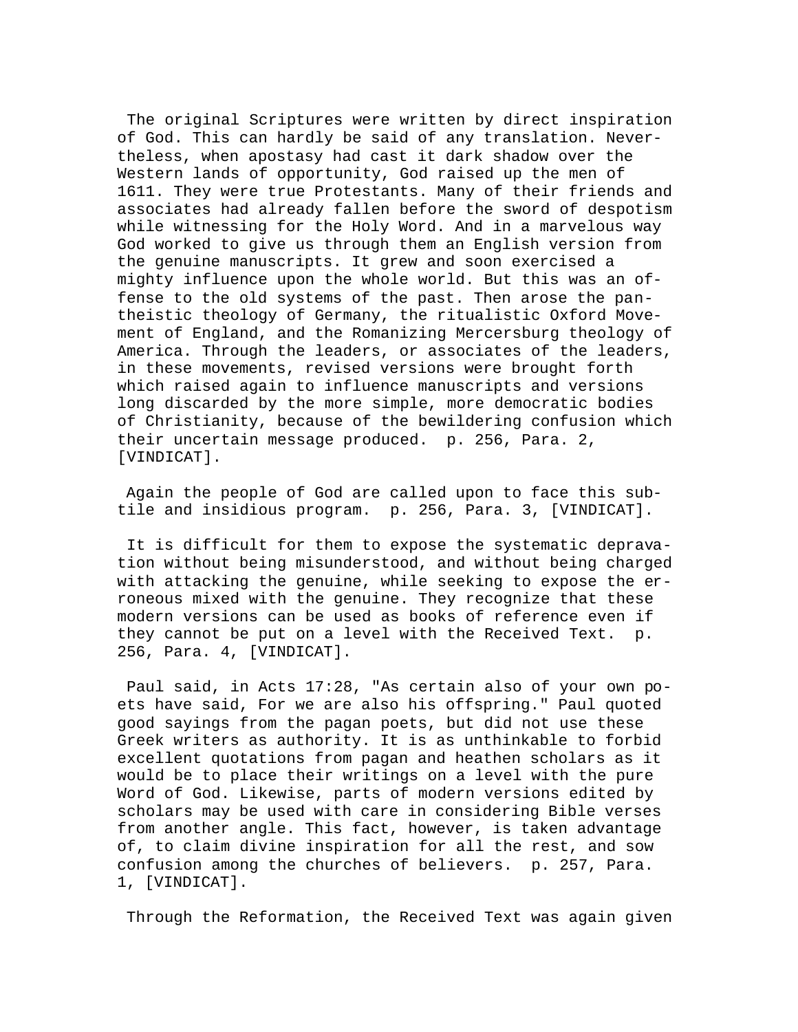The original Scriptures were written by direct inspiration of God. This can hardly be said of any translation. Nevertheless, when apostasy had cast it dark shadow over the Western lands of opportunity, God raised up the men of 1611. They were true Protestants. Many of their friends and associates had already fallen before the sword of despotism while witnessing for the Holy Word. And in a marvelous way God worked to give us through them an English version from the genuine manuscripts. It grew and soon exercised a mighty influence upon the whole world. But this was an offense to the old systems of the past. Then arose the pantheistic theology of Germany, the ritualistic Oxford Movement of England, and the Romanizing Mercersburg theology of America. Through the leaders, or associates of the leaders, in these movements, revised versions were brought forth which raised again to influence manuscripts and versions long discarded by the more simple, more democratic bodies of Christianity, because of the bewildering confusion which their uncertain message produced. p. 256, Para. 2, [VINDICAT].

Again the people of God are called upon to face this subtile and insidious program. p. 256, Para. 3, [VINDICAT].

It is difficult for them to expose the systematic depravation without being misunderstood, and without being charged with attacking the genuine, while seeking to expose the erroneous mixed with the genuine. They recognize that these modern versions can be used as books of reference even if they cannot be put on a level with the Received Text. p. 256, Para. 4, [VINDICAT].

Paul said, in Acts 17:28, "As certain also of your own poets have said, For we are also his offspring." Paul quoted good sayings from the pagan poets, but did not use these Greek writers as authority. It is as unthinkable to forbid excellent quotations from pagan and heathen scholars as it would be to place their writings on a level with the pure Word of God. Likewise, parts of modern versions edited by scholars may be used with care in considering Bible verses from another angle. This fact, however, is taken advantage of, to claim divine inspiration for all the rest, and sow confusion among the churches of believers. p. 257, Para. 1, [VINDICAT].

Through the Reformation, the Received Text was again given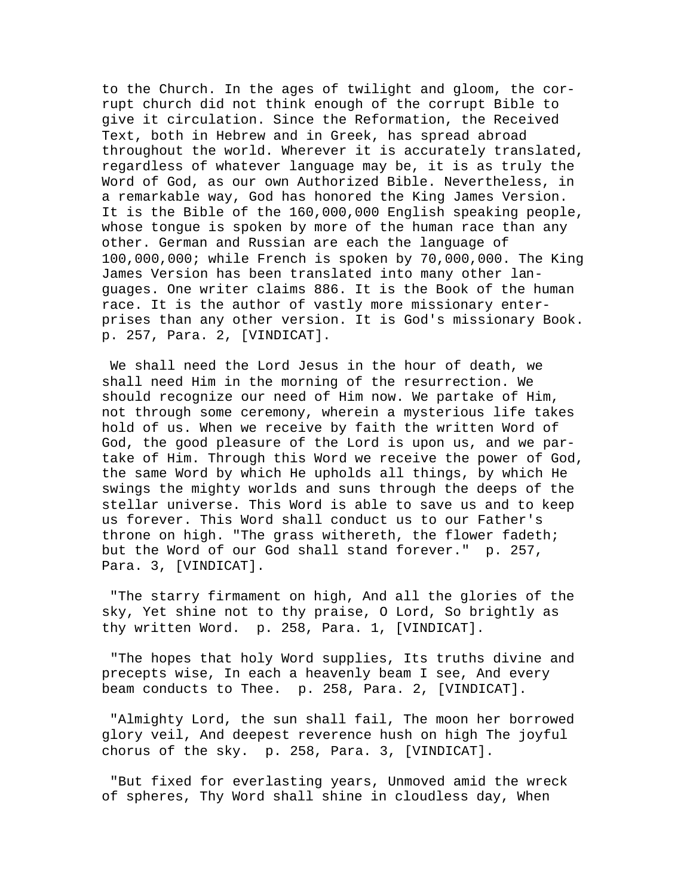to the Church. In the ages of twilight and gloom, the corrupt church did not think enough of the corrupt Bible to give it circulation. Since the Reformation, the Received Text, both in Hebrew and in Greek, has spread abroad throughout the world. Wherever it is accurately translated, regardless of whatever language may be, it is as truly the Word of God, as our own Authorized Bible. Nevertheless, in a remarkable way, God has honored the King James Version. It is the Bible of the 160,000,000 English speaking people, whose tongue is spoken by more of the human race than any other. German and Russian are each the language of 100,000,000; while French is spoken by 70,000,000. The King James Version has been translated into many other languages. One writer claims 886. It is the Book of the human race. It is the author of vastly more missionary enterprises than any other version. It is God's missionary Book. p. 257, Para. 2, [VINDICAT].

We shall need the Lord Jesus in the hour of death, we shall need Him in the morning of the resurrection. We should recognize our need of Him now. We partake of Him, not through some ceremony, wherein a mysterious life takes hold of us. When we receive by faith the written Word of God, the good pleasure of the Lord is upon us, and we partake of Him. Through this Word we receive the power of God, the same Word by which He upholds all things, by which He swings the mighty worlds and suns through the deeps of the stellar universe. This Word is able to save us and to keep us forever. This Word shall conduct us to our Father's throne on high. "The grass withereth, the flower fadeth; but the Word of our God shall stand forever." p. 257, Para. 3, [VINDICAT].

"The starry firmament on high, And all the glories of the sky, Yet shine not to thy praise, O Lord, So brightly as thy written Word. p. 258, Para. 1, [VINDICAT].

"The hopes that holy Word supplies, Its truths divine and precepts wise, In each a heavenly beam I see, And every beam conducts to Thee. p. 258, Para. 2, [VINDICAT].

"Almighty Lord, the sun shall fail, The moon her borrowed glory veil, And deepest reverence hush on high The joyful chorus of the sky. p. 258, Para. 3, [VINDICAT].

"But fixed for everlasting years, Unmoved amid the wreck of spheres, Thy Word shall shine in cloudless day, When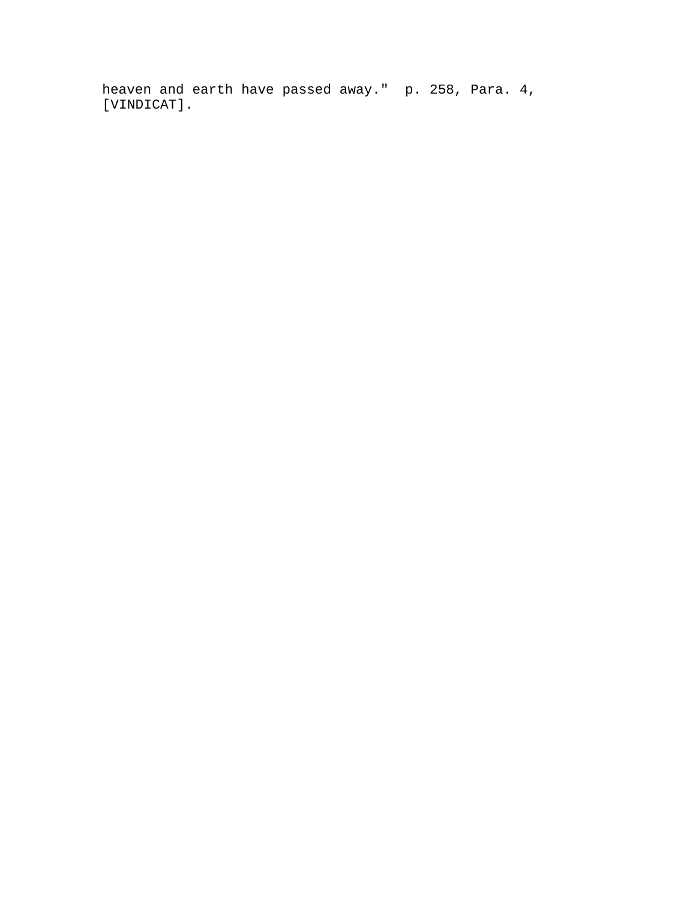heaven and earth have passed away."  p. 258, Para. 4, [VINDICAT].